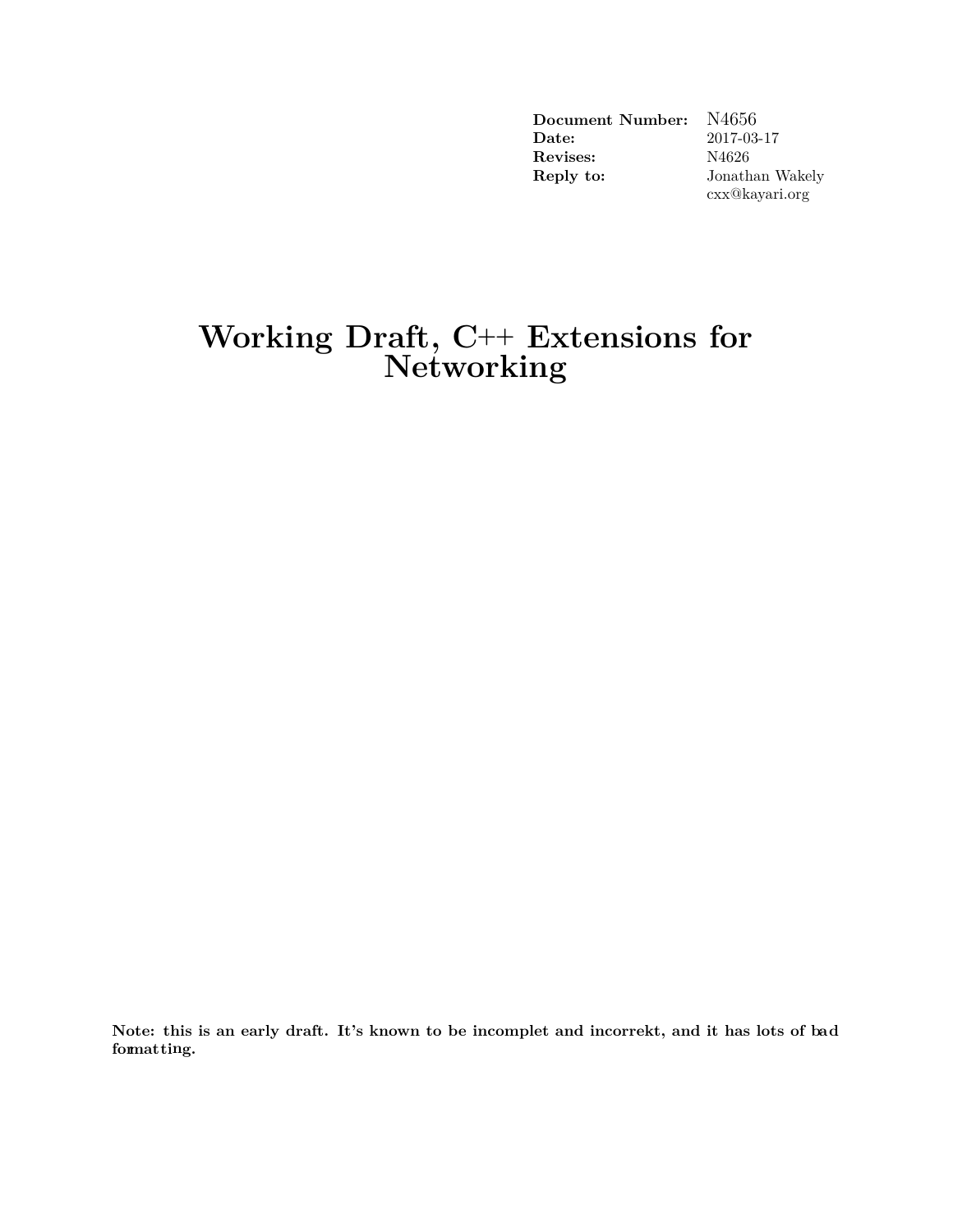| | |
|---|---|
| **Document Number:** | N4656 |
| **Date:** | 2017-03-17 |
| **Revises:** | N4626 |
| **Reply to:** | Jonathan Wakely |
| | cxx@kayari.org |

# Working Draft, C++ Extensions for Networking

**Note: this is an early draft. It's known to be incomplet and incorrekt, and it has lots of bad formatting.**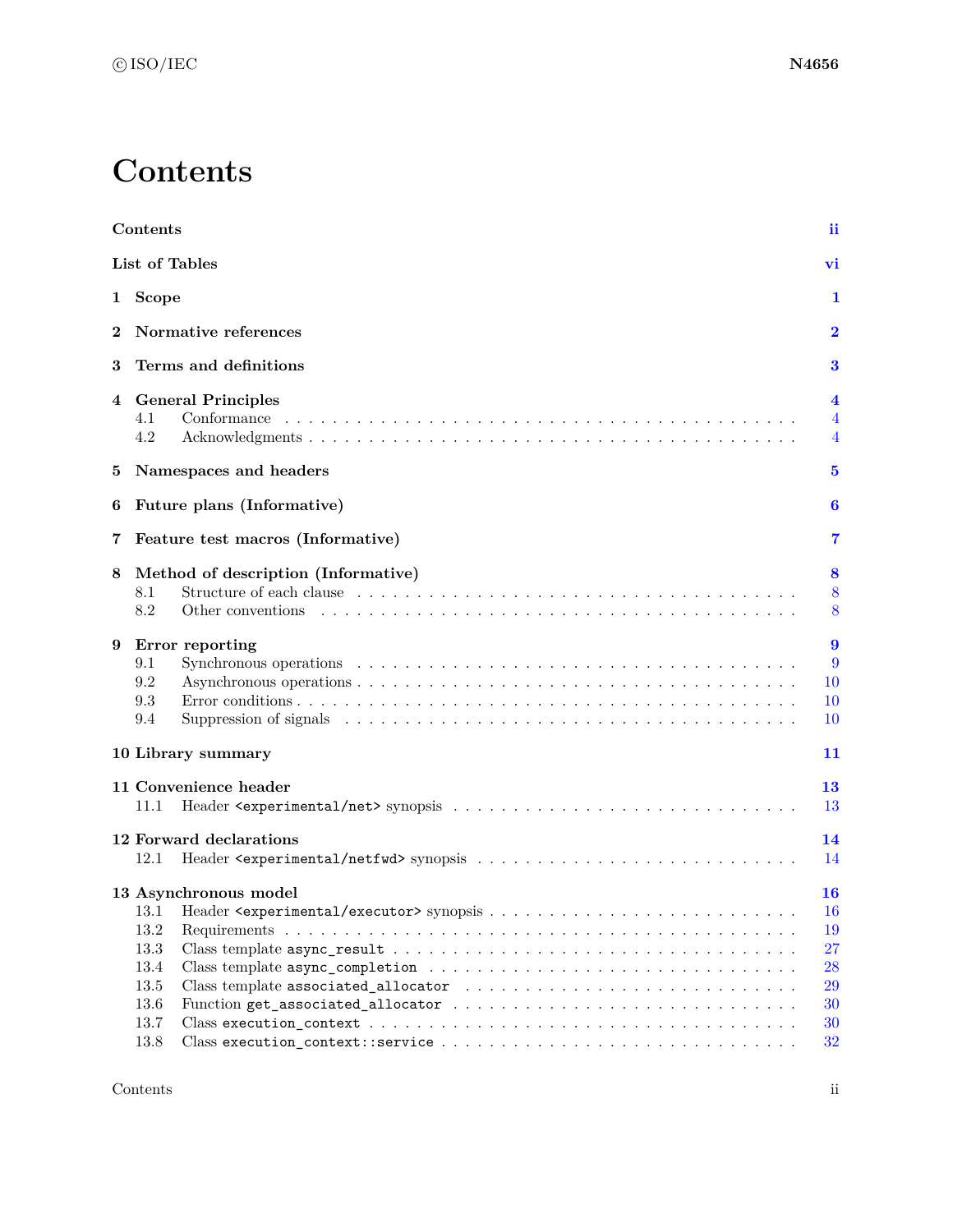# Contents

| | | |
|---|---|---|
| **Contents** | | **ii** |
| **List of Tables** | | **vi** |
| **1** | **Scope** | **1** |
| **2** | **Normative references** | **2** |
| **3** | **Terms and definitions** | **3** |
| **4** | **General Principles** | **4** |
| 4.1 | Conformance | 4 |
| 4.2 | Acknowledgments | 4 |
| **5** | **Namespaces and headers** | **5** |
| **6** | **Future plans (Informative)** | **6** |
| **7** | **Feature test macros (Informative)** | **7** |
| **8** | **Method of description (Informative)** | **8** |
| 8.1 | Structure of each clause | 8 |
| 8.2 | Other conventions | 8 |
| **9** | **Error reporting** | **9** |
| 9.1 | Synchronous operations | 9 |
| 9.2 | Asynchronous operations | 10 |
| 9.3 | Error conditions | 10 |
| 9.4 | Suppression of signals | 10 |
| **10** | **Library summary** | **11** |
| **11** | **Convenience header** | **13** |
| 11.1 | Header `<experimental/net>` synopsis | 13 |
| **12** | **Forward declarations** | **14** |
| 12.1 | Header `<experimental/netfwd>` synopsis | 14 |
| **13** | **Asynchronous model** | **16** |
| 13.1 | Header `<experimental/executor>` synopsis | 16 |
| 13.2 | Requirements | 19 |
| 13.3 | Class template `async_result` | 27 |
| 13.4 | Class template `async_completion` | 28 |
| 13.5 | Class template `associated_allocator` | 29 |
| 13.6 | Function `get_associated_allocator` | 30 |
| 13.7 | Class `execution_context` | 30 |
| 13.8 | Class `execution_context::service` | 32 |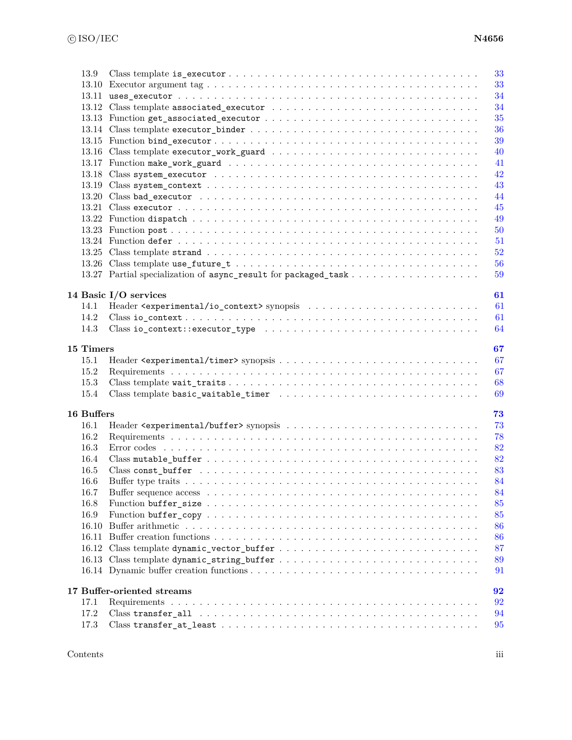- 13.9 Class template `is_executor` . . . . . 33
- 13.10 Executor argument tag . . . . . 33
- 13.11 `uses_executor` . . . . . 34
- 13.12 Class template `associated_executor` . . . . . 34
- 13.13 Function `get_associated_executor` . . . . . 35
- 13.14 Class template `executor_binder` . . . . . 36
- 13.15 Function `bind_executor` . . . . . 39
- 13.16 Class template `executor_work_guard` . . . . . 40
- 13.17 Function `make_work_guard` . . . . . 41
- 13.18 Class `system_executor` . . . . . 42
- 13.19 Class `system_context` . . . . . 43
- 13.20 Class `bad_executor` . . . . . 44
- 13.21 Class `executor` . . . . . 45
- 13.22 Function `dispatch` . . . . . 49
- 13.23 Function `post` . . . . . 50
- 13.24 Function `defer` . . . . . 51
- 13.25 Class template `strand` . . . . . 52
- 13.26 Class template `use_future_t` . . . . . 56
- 13.27 Partial specialization of `async_result` for `packaged_task` . . . . . 59

**14 Basic I/O services** **61**

- 14.1 Header `<experimental/io_context>` synopsis . . . . . 61
- 14.2 Class `io_context` . . . . . 61
- 14.3 Class `io_context::executor_type` . . . . . 64

**15 Timers** **67**

- 15.1 Header `<experimental/timer>` synopsis . . . . . 67
- 15.2 Requirements . . . . . 67
- 15.3 Class template `wait_traits` . . . . . 68
- 15.4 Class template `basic_waitable_timer` . . . . . 69

**16 Buffers** **73**

- 16.1 Header `<experimental/buffer>` synopsis . . . . . 73
- 16.2 Requirements . . . . . 78
- 16.3 Error codes . . . . . 82
- 16.4 Class `mutable_buffer` . . . . . 82
- 16.5 Class `const_buffer` . . . . . 83
- 16.6 Buffer type traits . . . . . 84
- 16.7 Buffer sequence access . . . . . 84
- 16.8 Function `buffer_size` . . . . . 85
- 16.9 Function `buffer_copy` . . . . . 85
- 16.10 Buffer arithmetic . . . . . 86
- 16.11 Buffer creation functions . . . . . 86
- 16.12 Class template `dynamic_vector_buffer` . . . . . 87
- 16.13 Class template `dynamic_string_buffer` . . . . . 89
- 16.14 Dynamic buffer creation functions . . . . . 91

**17 Buffer-oriented streams** **92**

- 17.1 Requirements . . . . . 92
- 17.2 Class `transfer_all` . . . . . 94
- 17.3 Class `transfer_at_least` . . . . . 95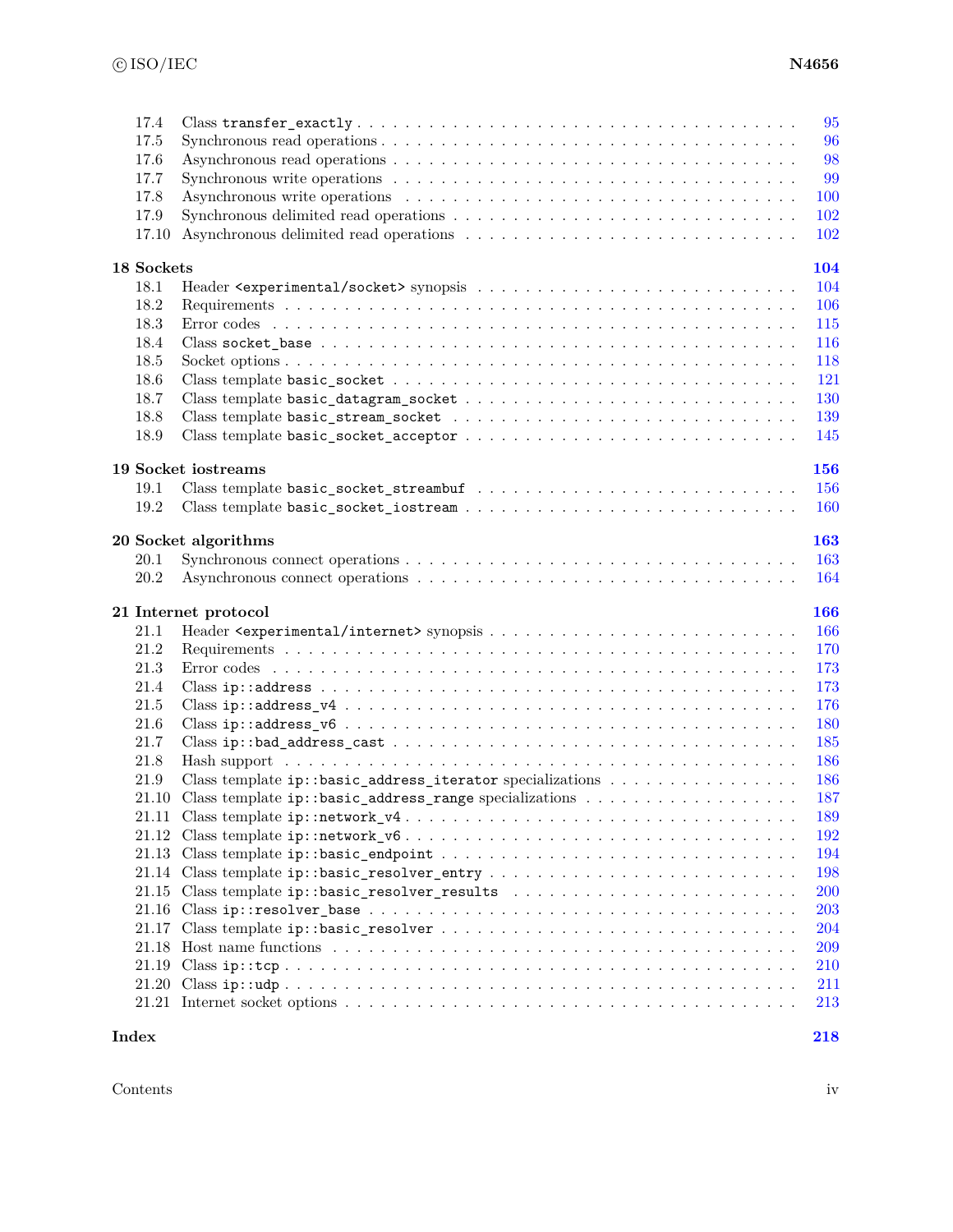17.4 Class `transfer_exactly` . . . 95
17.5 Synchronous read operations . . . 96
17.6 Asynchronous read operations . . . 98
17.7 Synchronous write operations . . . 99
17.8 Asynchronous write operations . . . 100
17.9 Synchronous delimited read operations . . . 102
17.10 Asynchronous delimited read operations . . . 102

**18 Sockets** **104**
18.1 Header `<experimental/socket>` synopsis . . . 104
18.2 Requirements . . . 106
18.3 Error codes . . . 115
18.4 Class `socket_base` . . . 116
18.5 Socket options . . . 118
18.6 Class template `basic_socket` . . . 121
18.7 Class template `basic_datagram_socket` . . . 130
18.8 Class template `basic_stream_socket` . . . 139
18.9 Class template `basic_socket_acceptor` . . . 145

**19 Socket iostreams** **156**
19.1 Class template `basic_socket_streambuf` . . . 156
19.2 Class template `basic_socket_iostream` . . . 160

**20 Socket algorithms** **163**
20.1 Synchronous connect operations . . . 163
20.2 Asynchronous connect operations . . . 164

**21 Internet protocol** **166**
21.1 Header `<experimental/internet>` synopsis . . . 166
21.2 Requirements . . . 170
21.3 Error codes . . . 173
21.4 Class `ip::address` . . . 173
21.5 Class `ip::address_v4` . . . 176
21.6 Class `ip::address_v6` . . . 180
21.7 Class `ip::bad_address_cast` . . . 185
21.8 Hash support . . . 186
21.9 Class template `ip::basic_address_iterator` specializations . . . 186
21.10 Class template `ip::basic_address_range` specializations . . . 187
21.11 Class template `ip::network_v4` . . . 189
21.12 Class template `ip::network_v6` . . . 192
21.13 Class template `ip::basic_endpoint` . . . 194
21.14 Class template `ip::basic_resolver_entry` . . . 198
21.15 Class template `ip::basic_resolver_results` . . . 200
21.16 Class `ip::resolver_base` . . . 203
21.17 Class template `ip::basic_resolver` . . . 204
21.18 Host name functions . . . 209
21.19 Class `ip::tcp` . . . 210
21.20 Class `ip::udp` . . . 211
21.21 Internet socket options . . . 213

**Index** **218**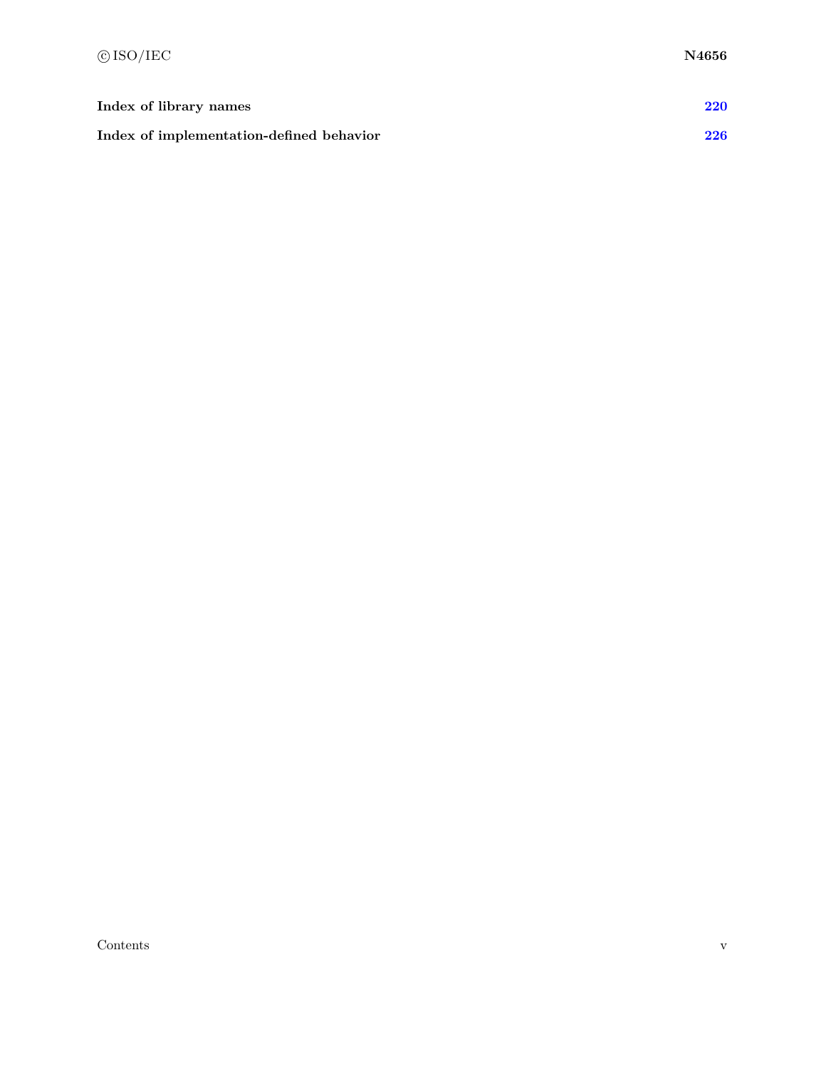**Index of library names** **220**

**Index of implementation-defined behavior** **226**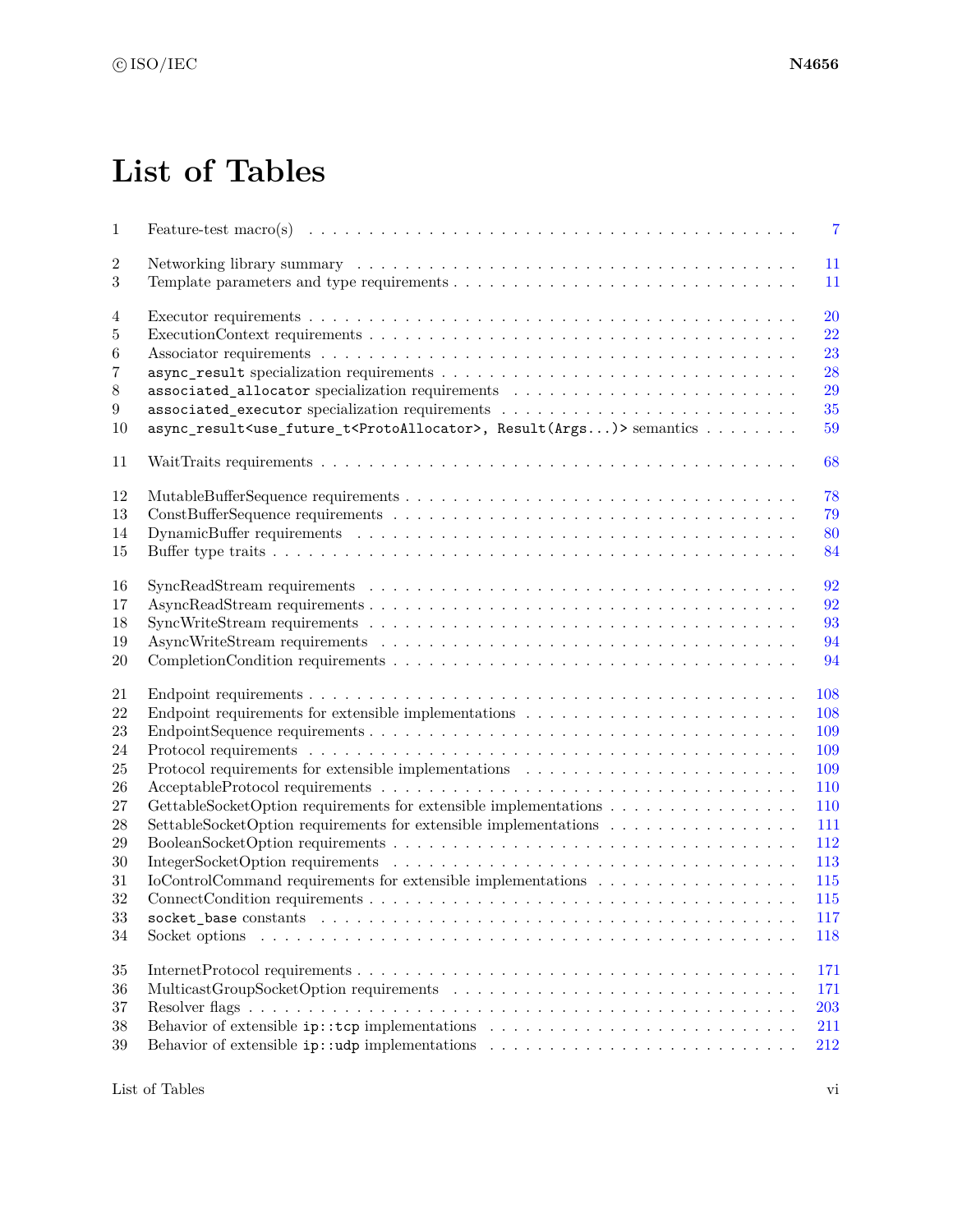# List of Tables

1 Feature-test macro(s) . . . . . . . . . . 7

2 Networking library summary . . . . . . . . . . 11
3 Template parameters and type requirements . . . . . . . . . . 11

4 Executor requirements . . . . . . . . . . 20
5 ExecutionContext requirements . . . . . . . . . . 22
6 Associator requirements . . . . . . . . . . 23
7 `async_result` specialization requirements . . . . . . . . . . 28
8 `associated_allocator` specialization requirements . . . . . . . . . . 29
9 `associated_executor` specialization requirements . . . . . . . . . . 35
10 `async_result<use_future_t<ProtoAllocator>, Result(Args...)>` semantics . . . . . . . . . . 59

11 WaitTraits requirements . . . . . . . . . . 68

12 MutableBufferSequence requirements . . . . . . . . . . 78
13 ConstBufferSequence requirements . . . . . . . . . . 79
14 DynamicBuffer requirements . . . . . . . . . . 80
15 Buffer type traits . . . . . . . . . . 84

16 SyncReadStream requirements . . . . . . . . . . 92
17 AsyncReadStream requirements . . . . . . . . . . 92
18 SyncWriteStream requirements . . . . . . . . . . 93
19 AsyncWriteStream requirements . . . . . . . . . . 94
20 CompletionCondition requirements . . . . . . . . . . 94

21 Endpoint requirements . . . . . . . . . . 108
22 Endpoint requirements for extensible implementations . . . . . . . . . . 108
23 EndpointSequence requirements . . . . . . . . . . 109
24 Protocol requirements . . . . . . . . . . 109
25 Protocol requirements for extensible implementations . . . . . . . . . . 109
26 AcceptableProtocol requirements . . . . . . . . . . 110
27 GettableSocketOption requirements for extensible implementations . . . . . . . . . . 110
28 SettableSocketOption requirements for extensible implementations . . . . . . . . . . 111
29 BooleanSocketOption requirements . . . . . . . . . . 112
30 IntegerSocketOption requirements . . . . . . . . . . 113
31 IoControlCommand requirements for extensible implementations . . . . . . . . . . 115
32 ConnectCondition requirements . . . . . . . . . . 115
33 `socket_base` constants . . . . . . . . . . 117
34 Socket options . . . . . . . . . . 118

35 InternetProtocol requirements . . . . . . . . . . 171
36 MulticastGroupSocketOption requirements . . . . . . . . . . 171
37 Resolver flags . . . . . . . . . . 203
38 Behavior of extensible `ip::tcp` implementations . . . . . . . . . . 211
39 Behavior of extensible `ip::udp` implementations . . . . . . . . . . 212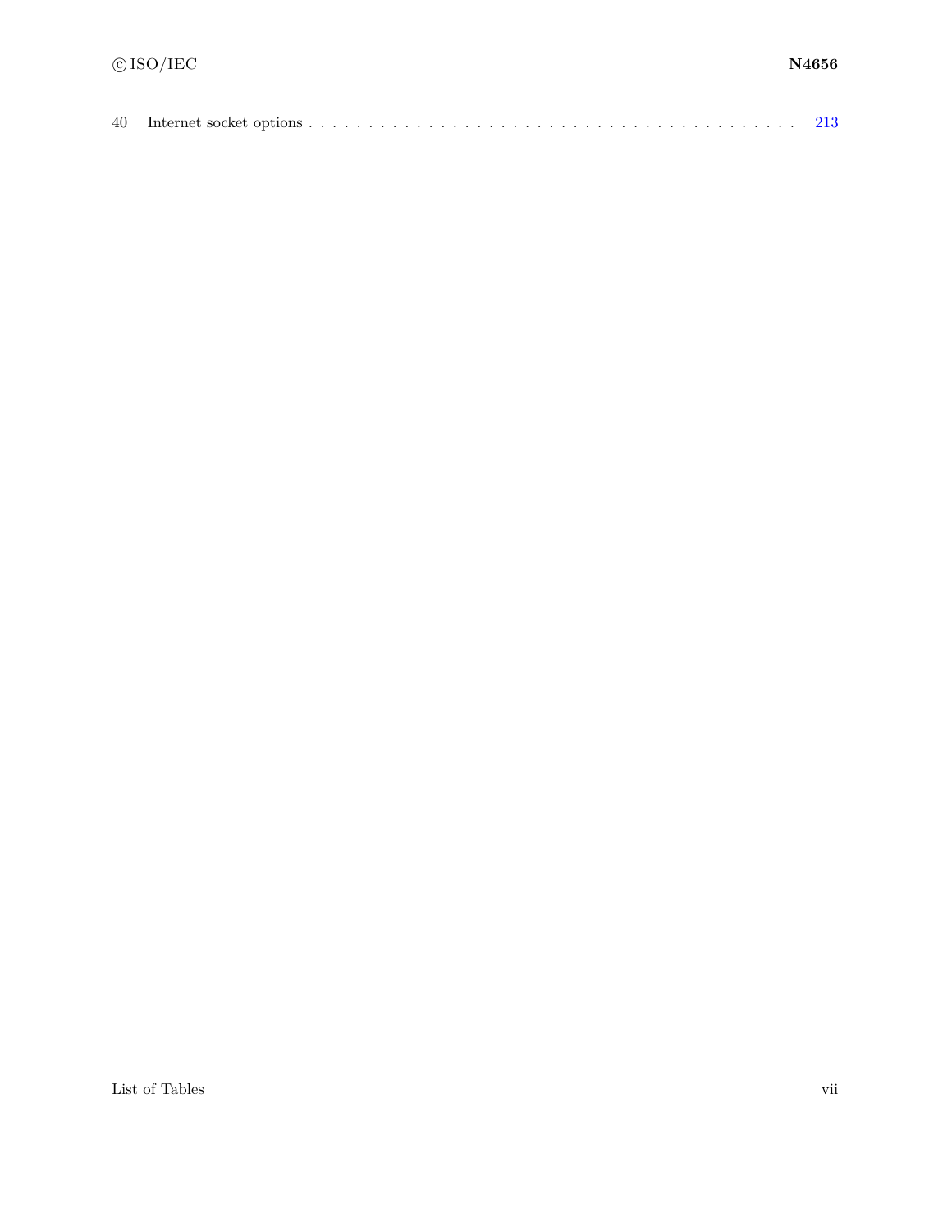40 Internet socket options . . . . . . . . . . . . . . . . . . . . . . . . . . . . . . . . . . . . . . . . . . . 213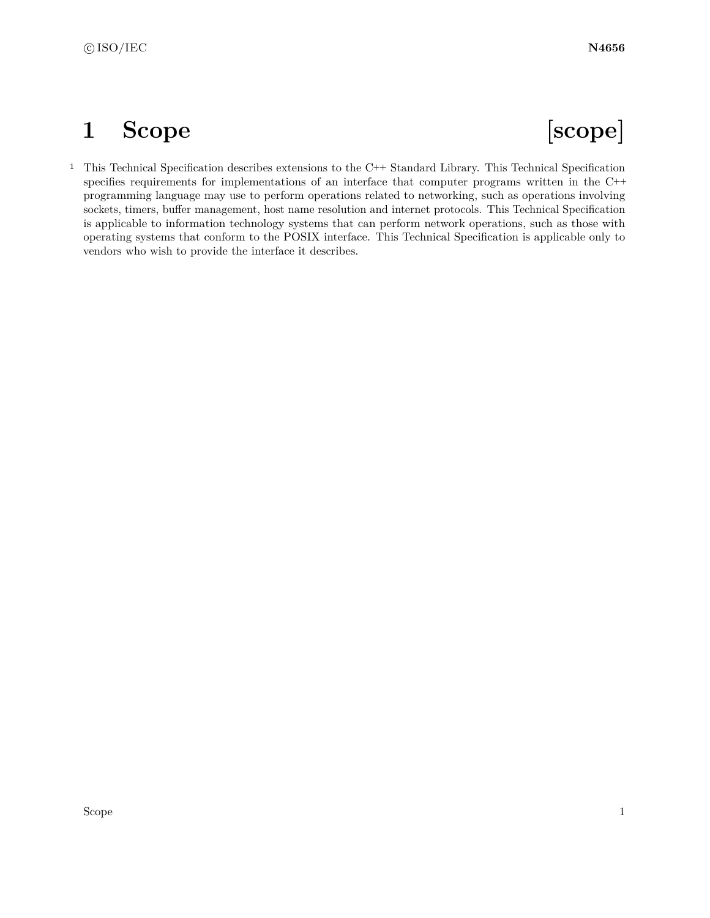# 1 Scope [scope]

1 This Technical Specification describes extensions to the C++ Standard Library. This Technical Specification specifies requirements for implementations of an interface that computer programs written in the C++ programming language may use to perform operations related to networking, such as operations involving sockets, timers, buffer management, host name resolution and internet protocols. This Technical Specification is applicable to information technology systems that can perform network operations, such as those with operating systems that conform to the POSIX interface. This Technical Specification is applicable only to vendors who wish to provide the interface it describes.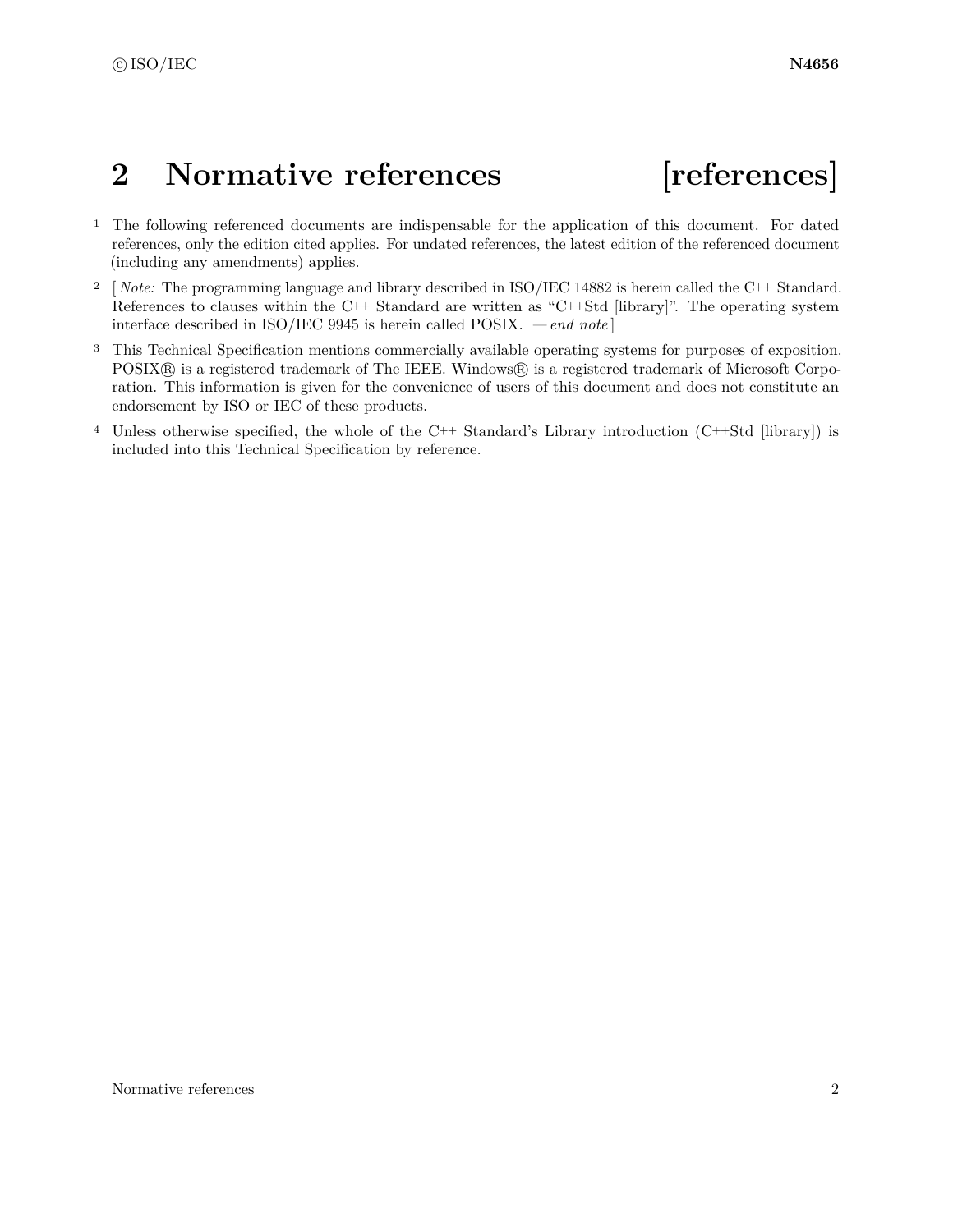# 2 Normative references [references]

1 The following referenced documents are indispensable for the application of this document. For dated references, only the edition cited applies. For undated references, the latest edition of the referenced document (including any amendments) applies.

2 [ *Note:* The programming language and library described in ISO/IEC 14882 is herein called the C++ Standard. References to clauses within the C++ Standard are written as "C++Std [library]". The operating system interface described in ISO/IEC 9945 is herein called POSIX. — *end note* ]

3 This Technical Specification mentions commercially available operating systems for purposes of exposition. POSIX® is a registered trademark of The IEEE. Windows® is a registered trademark of Microsoft Corporation. This information is given for the convenience of users of this document and does not constitute an endorsement by ISO or IEC of these products.

4 Unless otherwise specified, the whole of the C++ Standard's Library introduction (C++Std [library]) is included into this Technical Specification by reference.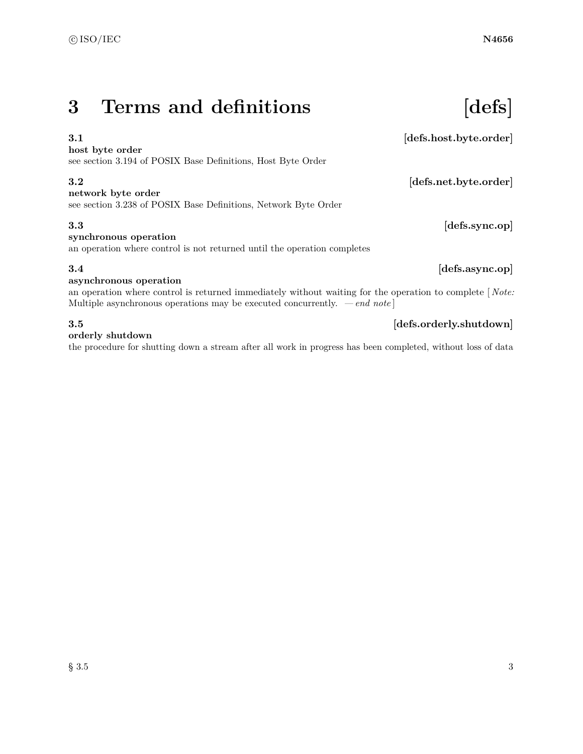# 3 Terms and definitions [defs]

### 3.1 [defs.host.byte.order]

**host byte order**

see section 3.194 of POSIX Base Definitions, Host Byte Order

### 3.2 [defs.net.byte.order]

**network byte order**

see section 3.238 of POSIX Base Definitions, Network Byte Order

### 3.3 [defs.sync.op]

**synchronous operation**

an operation where control is not returned until the operation completes

### 3.4 [defs.async.op]

**asynchronous operation**

an operation where control is returned immediately without waiting for the operation to complete [ *Note:* Multiple asynchronous operations may be executed concurrently. — *end note* ]

### 3.5 [defs.orderly.shutdown]

**orderly shutdown**

the procedure for shutting down a stream after all work in progress has been completed, without loss of data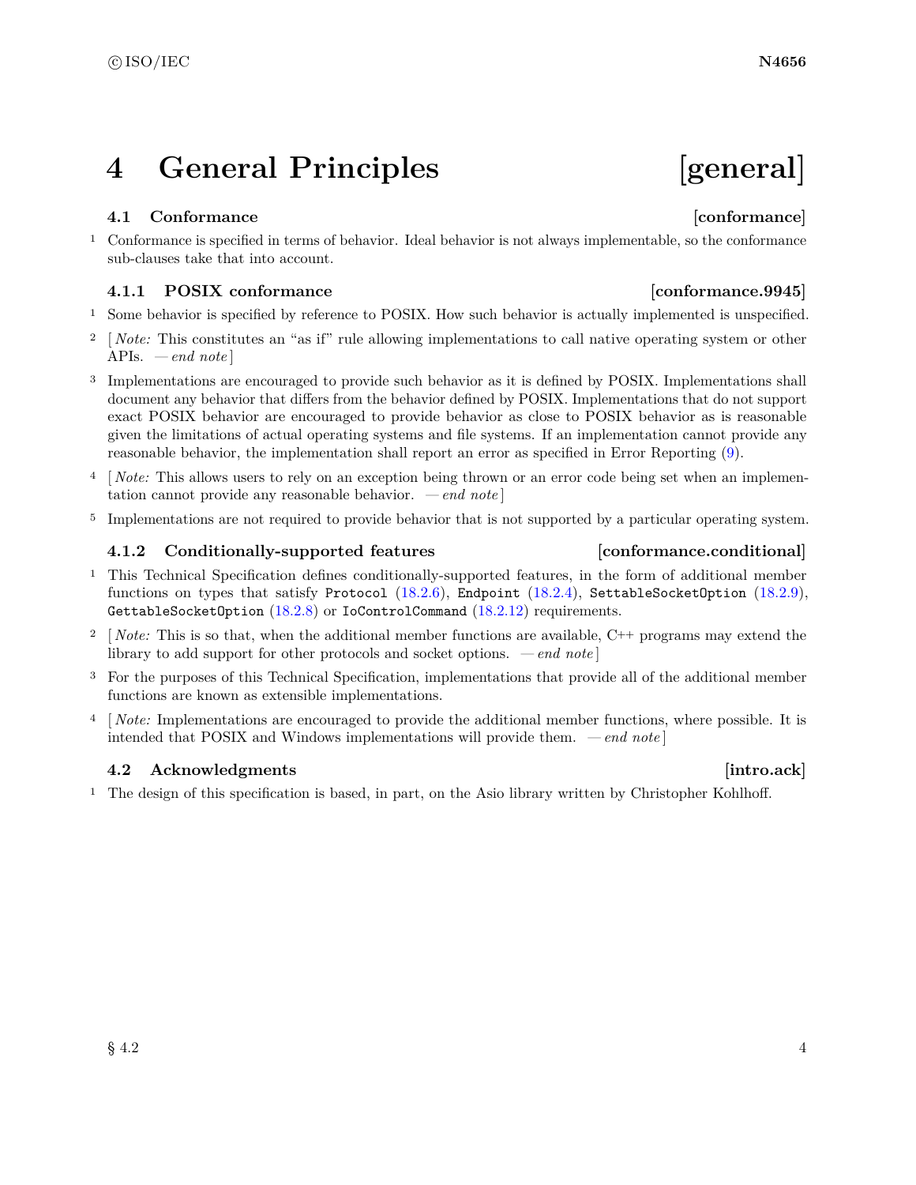# 4 General Principles [general]

## 4.1 Conformance [conformance]

1 Conformance is specified in terms of behavior. Ideal behavior is not always implementable, so the conformance sub-clauses take that into account.

### 4.1.1 POSIX conformance [conformance.9945]

1 Some behavior is specified by reference to POSIX. How such behavior is actually implemented is unspecified.

2 [ *Note:* This constitutes an "as if" rule allowing implementations to call native operating system or other APIs. — *end note* ]

3 Implementations are encouraged to provide such behavior as it is defined by POSIX. Implementations shall document any behavior that differs from the behavior defined by POSIX. Implementations that do not support exact POSIX behavior are encouraged to provide behavior as close to POSIX behavior as is reasonable given the limitations of actual operating systems and file systems. If an implementation cannot provide any reasonable behavior, the implementation shall report an error as specified in Error Reporting (9).

4 [ *Note:* This allows users to rely on an exception being thrown or an error code being set when an implementation cannot provide any reasonable behavior. — *end note* ]

5 Implementations are not required to provide behavior that is not supported by a particular operating system.

### 4.1.2 Conditionally-supported features [conformance.conditional]

1 This Technical Specification defines conditionally-supported features, in the form of additional member functions on types that satisfy `Protocol` (18.2.6), `Endpoint` (18.2.4), `SettableSocketOption` (18.2.9), `GettableSocketOption` (18.2.8) or `IoControlCommand` (18.2.12) requirements.

2 [ *Note:* This is so that, when the additional member functions are available, C++ programs may extend the library to add support for other protocols and socket options. — *end note* ]

3 For the purposes of this Technical Specification, implementations that provide all of the additional member functions are known as extensible implementations.

4 [ *Note:* Implementations are encouraged to provide the additional member functions, where possible. It is intended that POSIX and Windows implementations will provide them. — *end note* ]

## 4.2 Acknowledgments [intro.ack]

1 The design of this specification is based, in part, on the Asio library written by Christopher Kohlhoff.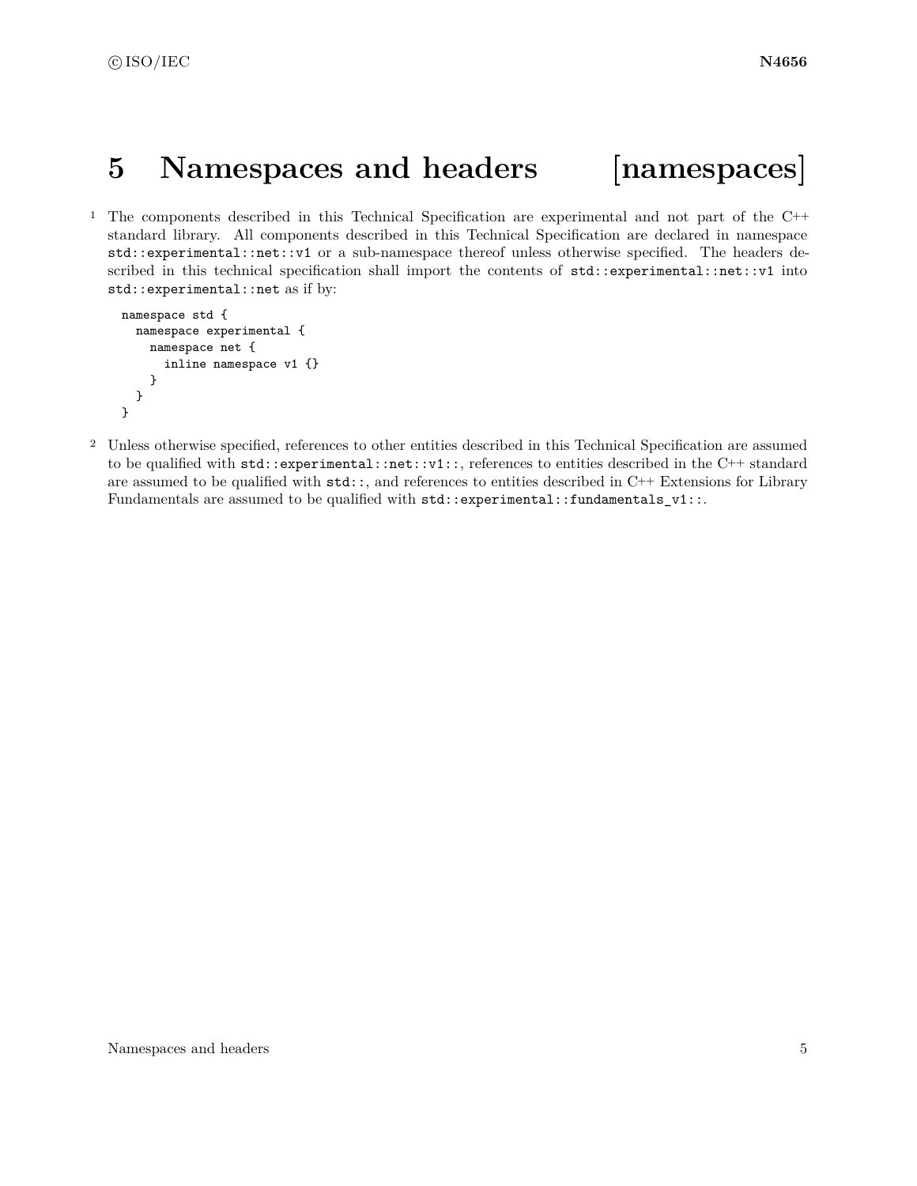# 5 Namespaces and headers [namespaces]

1 The components described in this Technical Specification are experimental and not part of the C++ standard library. All components described in this Technical Specification are declared in namespace `std::experimental::net::v1` or a sub-namespace thereof unless otherwise specified. The headers described in this technical specification shall import the contents of `std::experimental::net::v1` into `std::experimental::net` as if by:

```
namespace std {
  namespace experimental {
    namespace net {
      inline namespace v1 {}
    }
  }
}
```

2 Unless otherwise specified, references to other entities described in this Technical Specification are assumed to be qualified with `std::experimental::net::v1::`, references to entities described in the C++ standard are assumed to be qualified with `std::`, and references to entities described in C++ Extensions for Library Fundamentals are assumed to be qualified with `std::experimental::fundamentals_v1::`.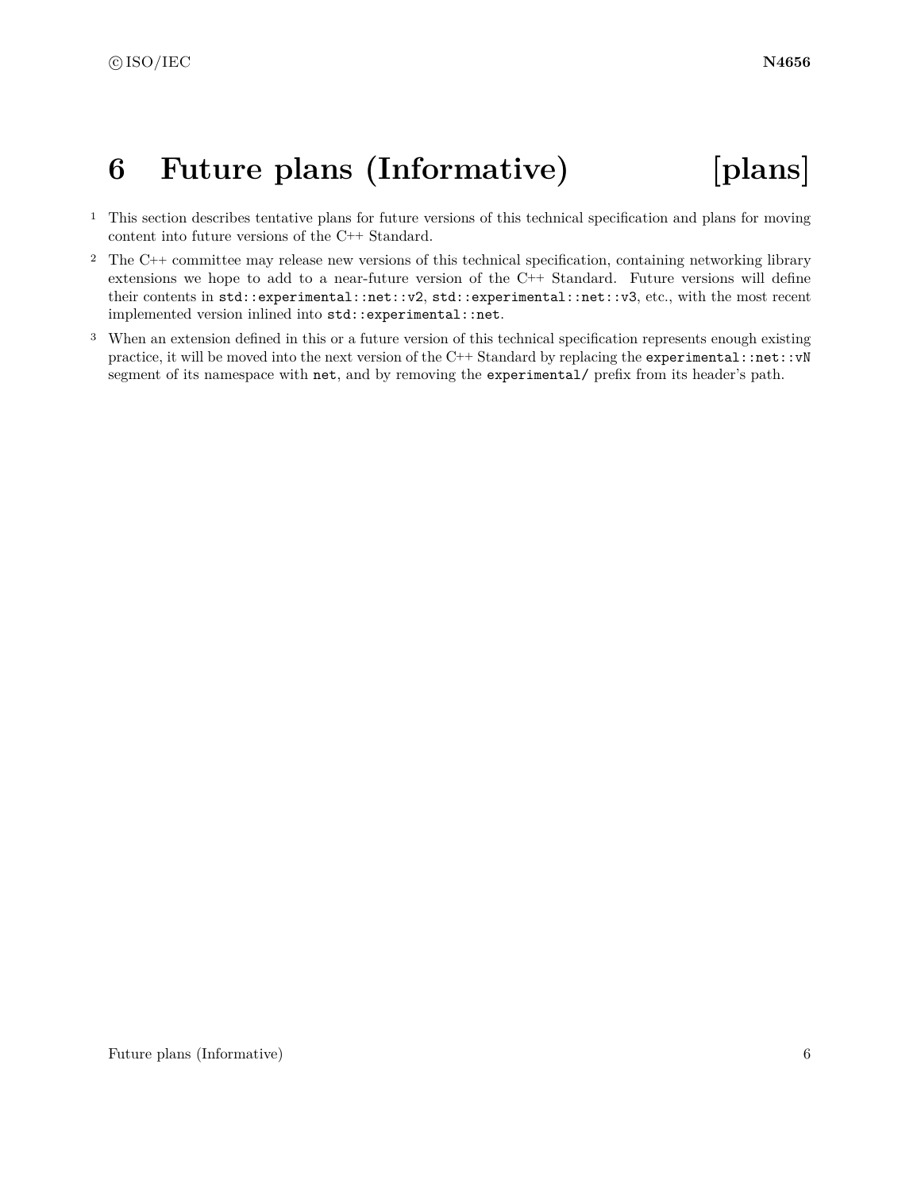# 6 Future plans (Informative) [plans]

1 This section describes tentative plans for future versions of this technical specification and plans for moving content into future versions of the C++ Standard.

2 The C++ committee may release new versions of this technical specification, containing networking library extensions we hope to add to a near-future version of the C++ Standard. Future versions will define their contents in `std::experimental::net::v2`, `std::experimental::net::v3`, etc., with the most recent implemented version inlined into `std::experimental::net`.

3 When an extension defined in this or a future version of this technical specification represents enough existing practice, it will be moved into the next version of the C++ Standard by replacing the `experimental::net::vN` segment of its namespace with `net`, and by removing the `experimental/` prefix from its header's path.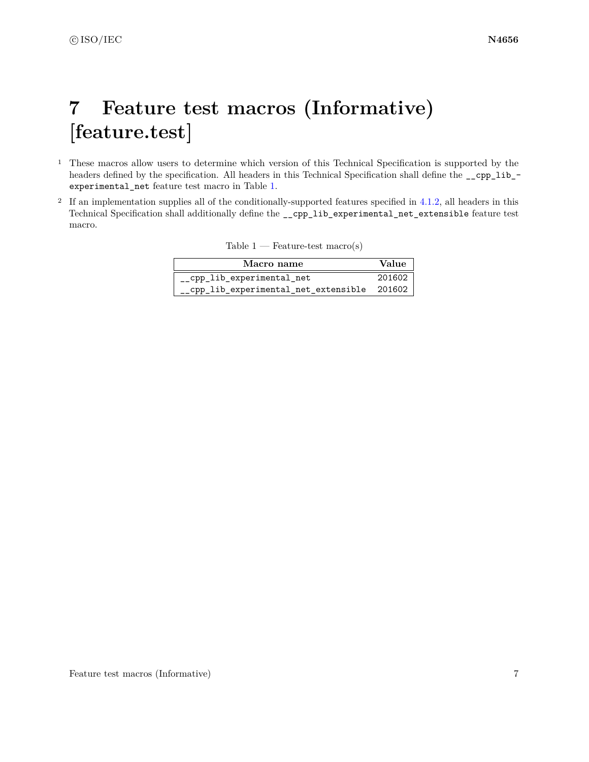# 7 Feature test macros (Informative) [feature.test]

1 These macros allow users to determine which version of this Technical Specification is supported by the headers defined by the specification. All headers in this Technical Specification shall define the `__cpp_lib_experimental_net` feature test macro in Table 1.

2 If an implementation supplies all of the conditionally-supported features specified in 4.1.2, all headers in this Technical Specification shall additionally define the `__cpp_lib_experimental_net_extensible` feature test macro.

Table 1 — Feature-test macro(s)

| Macro name | Value |
| --- | --- |
| `__cpp_lib_experimental_net` | 201602 |
| `__cpp_lib_experimental_net_extensible` | 201602 |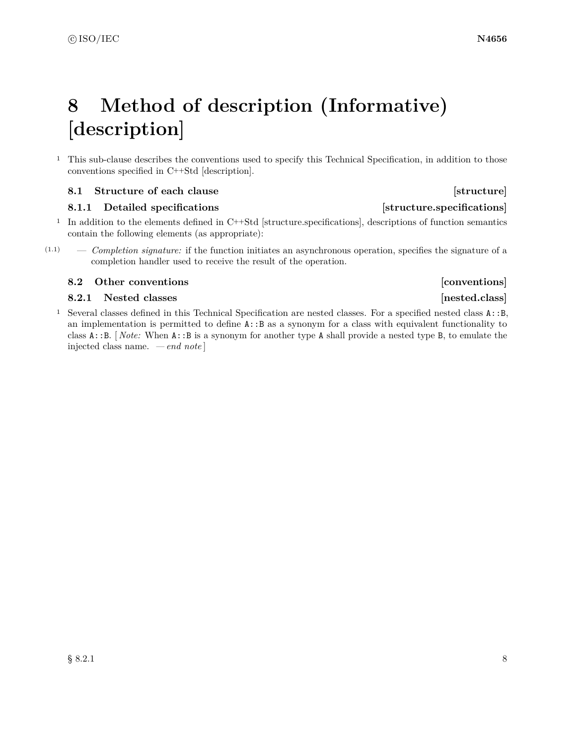# 8 Method of description (Informative) [description]

1 This sub-clause describes the conventions used to specify this Technical Specification, in addition to those conventions specified in C++Std [description].

## 8.1 Structure of each clause [structure]

### 8.1.1 Detailed specifications [structure.specifications]

1 In addition to the elements defined in C++Std [structure.specifications], descriptions of function semantics contain the following elements (as appropriate):

(1.1) — *Completion signature:* if the function initiates an asynchronous operation, specifies the signature of a completion handler used to receive the result of the operation.

## 8.2 Other conventions [conventions]

### 8.2.1 Nested classes [nested.class]

1 Several classes defined in this Technical Specification are nested classes. For a specified nested class `A::B`, an implementation is permitted to define `A::B` as a synonym for a class with equivalent functionality to class `A::B`. [ *Note:* When `A::B` is a synonym for another type `A` shall provide a nested type `B`, to emulate the injected class name. — *end note* ]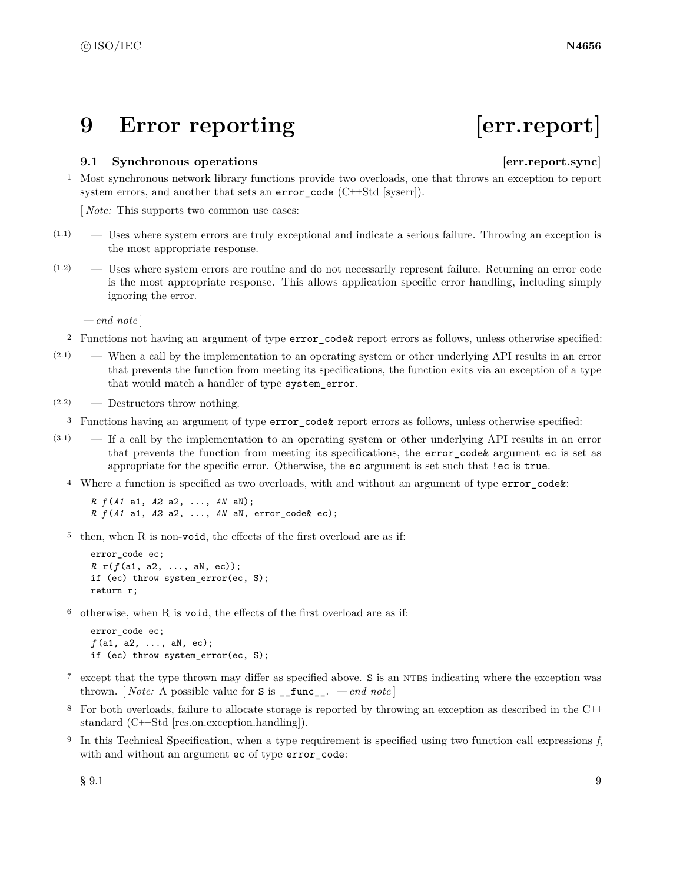# 9 Error reporting [err.report]

## 9.1 Synchronous operations [err.report.sync]

1 Most synchronous network library functions provide two overloads, one that throws an exception to report system errors, and another that sets an `error_code` (C++Std [syserr]).

[ *Note:* This supports two common use cases:

(1.1) — Uses where system errors are truly exceptional and indicate a serious failure. Throwing an exception is the most appropriate response.

(1.2) — Uses where system errors are routine and do not necessarily represent failure. Returning an error code is the most appropriate response. This allows application specific error handling, including simply ignoring the error.

— *end note* ]

2 Functions not having an argument of type `error_code&` report errors as follows, unless otherwise specified:

(2.1) — When a call by the implementation to an operating system or other underlying API results in an error that prevents the function from meeting its specifications, the function exits via an exception of a type that would match a handler of type `system_error`.

(2.2) — Destructors throw nothing.

3 Functions having an argument of type `error_code&` report errors as follows, unless otherwise specified:

(3.1) — If a call by the implementation to an operating system or other underlying API results in an error that prevents the function from meeting its specifications, the `error_code&` argument `ec` is set as appropriate for the specific error. Otherwise, the `ec` argument is set such that `!ec` is `true`.

4 Where a function is specified as two overloads, with and without an argument of type `error_code&`:

```
R f(A1 a1, A2 a2, ..., AN aN);
R f(A1 a1, A2 a2, ..., AN aN, error_code& ec);
```

5 then, when R is non-`void`, the effects of the first overload are as if:

```
error_code ec;
R r(f(a1, a2, ..., aN, ec));
if (ec) throw system_error(ec, S);
return r;
```

6 otherwise, when R is `void`, the effects of the first overload are as if:

```
error_code ec;
f(a1, a2, ..., aN, ec);
if (ec) throw system_error(ec, S);
```

7 except that the type thrown may differ as specified above. `S` is an NTBS indicating where the exception was thrown. [ *Note:* A possible value for `S` is `__func__`. — *end note* ]

8 For both overloads, failure to allocate storage is reported by throwing an exception as described in the C++ standard (C++Std [res.on.exception.handling]).

9 In this Technical Specification, when a type requirement is specified using two function call expressions *f*, with and without an argument `ec` of type `error_code`: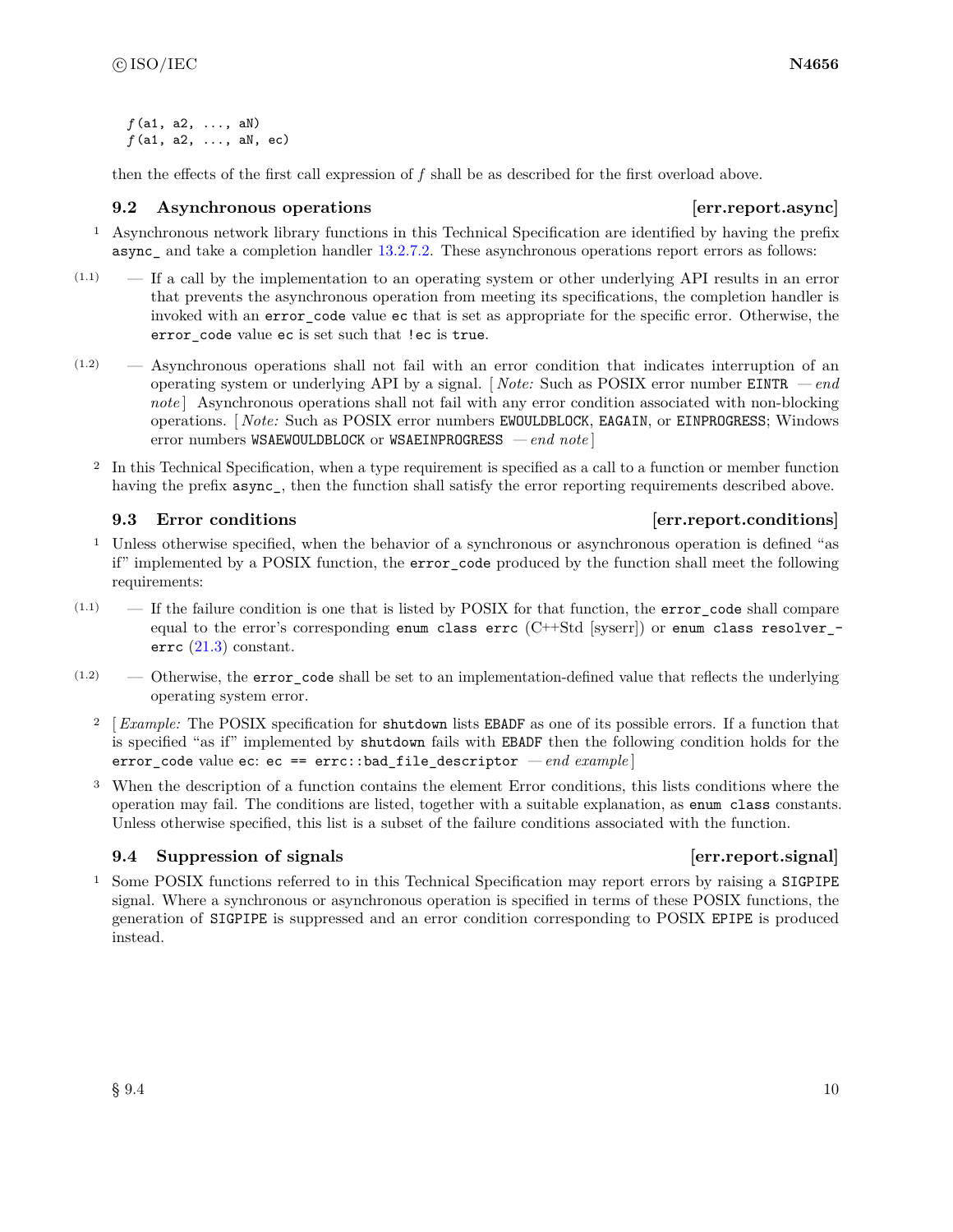```
f(a1, a2, ..., aN)
f(a1, a2, ..., aN, ec)
```

then the effects of the first call expression of *f* shall be as described for the first overload above.

### 9.2 Asynchronous operations [err.report.async]

1 Asynchronous network library functions in this Technical Specification are identified by having the prefix `async_` and take a completion handler 13.2.7.2. These asynchronous operations report errors as follows:

(1.1) — If a call by the implementation to an operating system or other underlying API results in an error that prevents the asynchronous operation from meeting its specifications, the completion handler is invoked with an `error_code` value `ec` that is set as appropriate for the specific error. Otherwise, the `error_code` value `ec` is set such that `!ec` is `true`.

(1.2) — Asynchronous operations shall not fail with an error condition that indicates interruption of an operating system or underlying API by a signal. [ *Note:* Such as POSIX error number `EINTR` — *end note* ] Asynchronous operations shall not fail with any error condition associated with non-blocking operations. [ *Note:* Such as POSIX error numbers `EWOULDBLOCK`, `EAGAIN`, or `EINPROGRESS`; Windows error numbers `WSAEWOULDBLOCK` or `WSAEINPROGRESS` — *end note* ]

2 In this Technical Specification, when a type requirement is specified as a call to a function or member function having the prefix `async_`, then the function shall satisfy the error reporting requirements described above.

### 9.3 Error conditions [err.report.conditions]

1 Unless otherwise specified, when the behavior of a synchronous or asynchronous operation is defined "as if" implemented by a POSIX function, the `error_code` produced by the function shall meet the following requirements:

(1.1) — If the failure condition is one that is listed by POSIX for that function, the `error_code` shall compare equal to the error's corresponding `enum class errc` (C++Std [syserr]) or `enum class resolver_errc` (21.3) constant.

(1.2) — Otherwise, the `error_code` shall be set to an implementation-defined value that reflects the underlying operating system error.

2 [ *Example:* The POSIX specification for `shutdown` lists `EBADF` as one of its possible errors. If a function that is specified "as if" implemented by `shutdown` fails with `EBADF` then the following condition holds for the `error_code` value `ec`: `ec == errc::bad_file_descriptor` — *end example* ]

3 When the description of a function contains the element Error conditions, this lists conditions where the operation may fail. The conditions are listed, together with a suitable explanation, as `enum class` constants. Unless otherwise specified, this list is a subset of the failure conditions associated with the function.

### 9.4 Suppression of signals [err.report.signal]

1 Some POSIX functions referred to in this Technical Specification may report errors by raising a `SIGPIPE` signal. Where a synchronous or asynchronous operation is specified in terms of these POSIX functions, the generation of `SIGPIPE` is suppressed and an error condition corresponding to POSIX `EPIPE` is produced instead.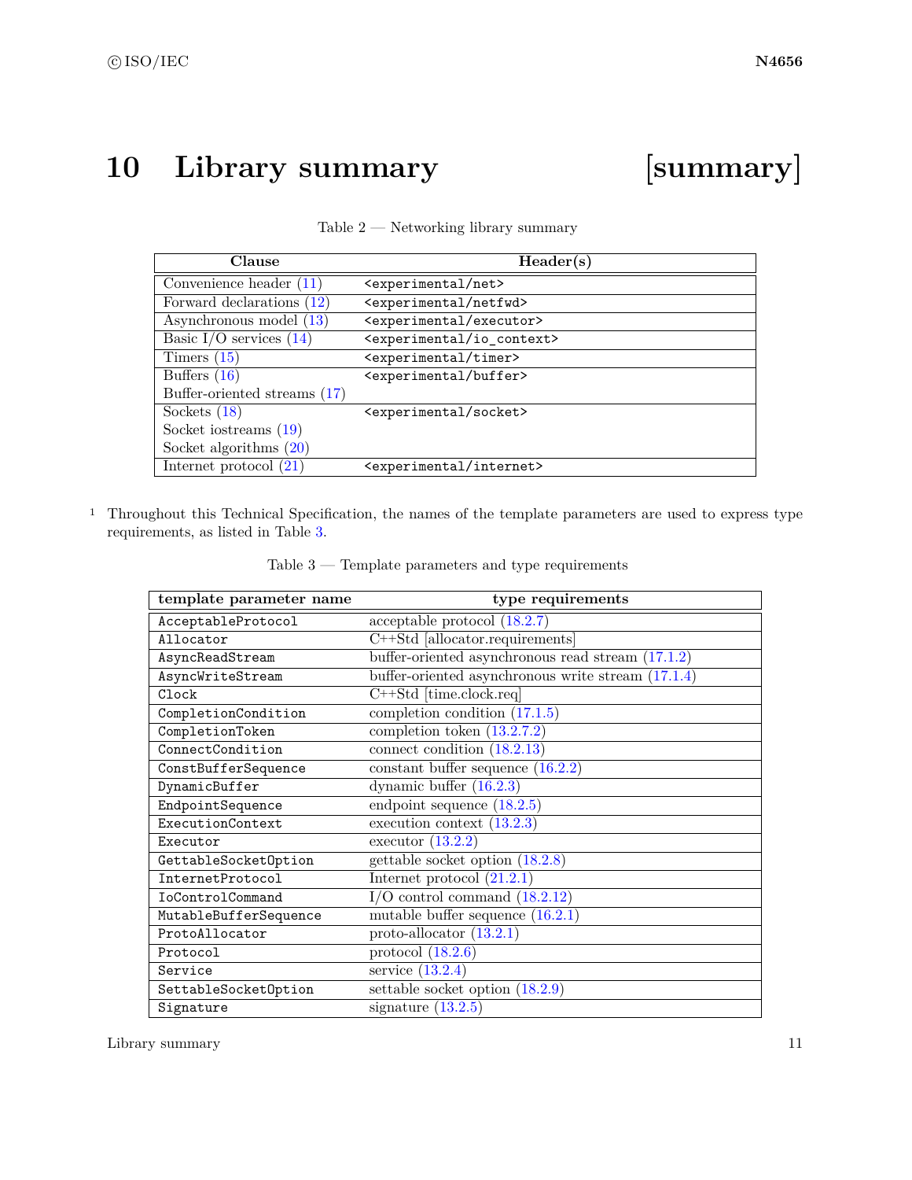# 10 Library summary [summary]

Table 2 — Networking library summary

| Clause | Header(s) |
|---|---|
| Convenience header (11) | `<experimental/net>` |
| Forward declarations (12) | `<experimental/netfwd>` |
| Asynchronous model (13) | `<experimental/executor>` |
| Basic I/O services (14) | `<experimental/io_context>` |
| Timers (15) | `<experimental/timer>` |
| Buffers (16)<br>Buffer-oriented streams (17) | `<experimental/buffer>` |
| Sockets (18)<br>Socket iostreams (19)<br>Socket algorithms (20) | `<experimental/socket>` |
| Internet protocol (21) | `<experimental/internet>` |

[1] Throughout this Technical Specification, the names of the template parameters are used to express type requirements, as listed in Table 3.

Table 3 — Template parameters and type requirements

| template parameter name | type requirements |
|---|---|
| `AcceptableProtocol` | acceptable protocol (18.2.7) |
| `Allocator` | C++Std [allocator.requirements] |
| `AsyncReadStream` | buffer-oriented asynchronous read stream (17.1.2) |
| `AsyncWriteStream` | buffer-oriented asynchronous write stream (17.1.4) |
| `Clock` | C++Std [time.clock.req] |
| `CompletionCondition` | completion condition (17.1.5) |
| `CompletionToken` | completion token (13.2.7.2) |
| `ConnectCondition` | connect condition (18.2.13) |
| `ConstBufferSequence` | constant buffer sequence (16.2.2) |
| `DynamicBuffer` | dynamic buffer (16.2.3) |
| `EndpointSequence` | endpoint sequence (18.2.5) |
| `ExecutionContext` | execution context (13.2.3) |
| `Executor` | executor (13.2.2) |
| `GettableSocketOption` | gettable socket option (18.2.8) |
| `InternetProtocol` | Internet protocol (21.2.1) |
| `IoControlCommand` | I/O control command (18.2.12) |
| `MutableBufferSequence` | mutable buffer sequence (16.2.1) |
| `ProtoAllocator` | proto-allocator (13.2.1) |
| `Protocol` | protocol (18.2.6) |
| `Service` | service (13.2.4) |
| `SettableSocketOption` | settable socket option (18.2.9) |
| `Signature` | signature (13.2.5) |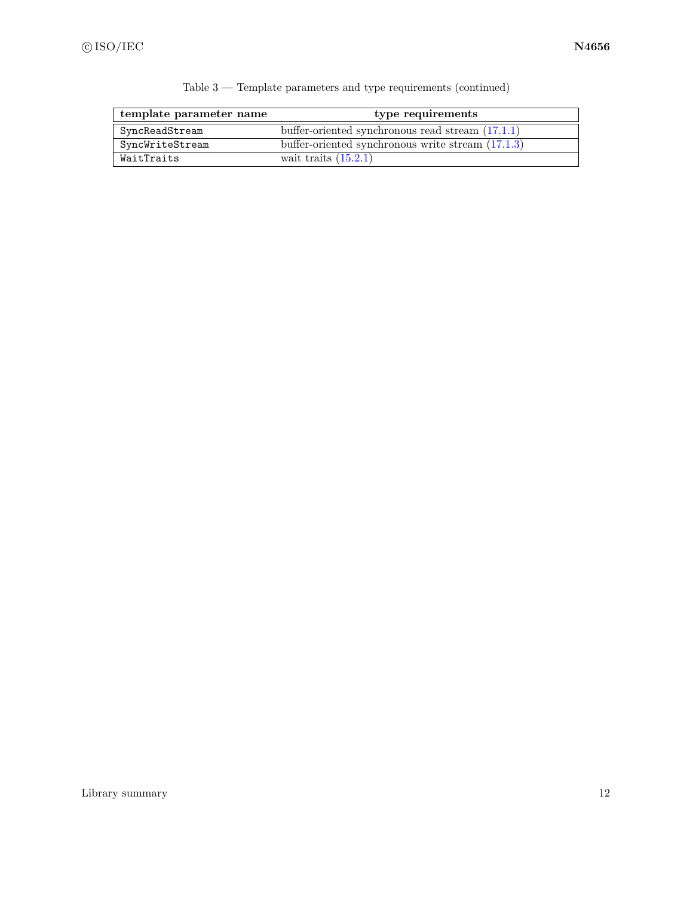Table 3 — Template parameters and type requirements (continued)

| template parameter name | type requirements |
| --- | --- |
| `SyncReadStream` | buffer-oriented synchronous read stream (17.1.1) |
| `SyncWriteStream` | buffer-oriented synchronous write stream (17.1.3) |
| `WaitTraits` | wait traits (15.2.1) |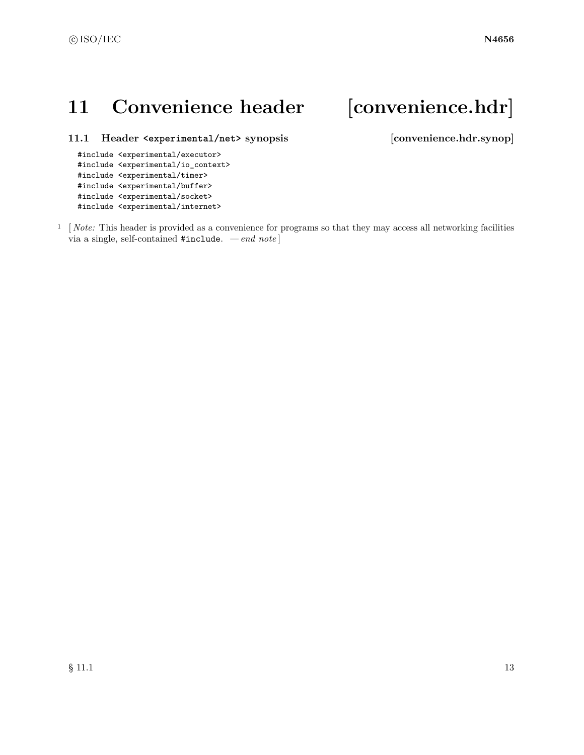# 11 Convenience header [convenience.hdr]

## 11.1 Header `<experimental/net>` synopsis [convenience.hdr.synop]

```
#include <experimental/executor>
#include <experimental/io_context>
#include <experimental/timer>
#include <experimental/buffer>
#include <experimental/socket>
#include <experimental/internet>
```

1 [ *Note:* This header is provided as a convenience for programs so that they may access all networking facilities via a single, self-contained `#include`. — *end note* ]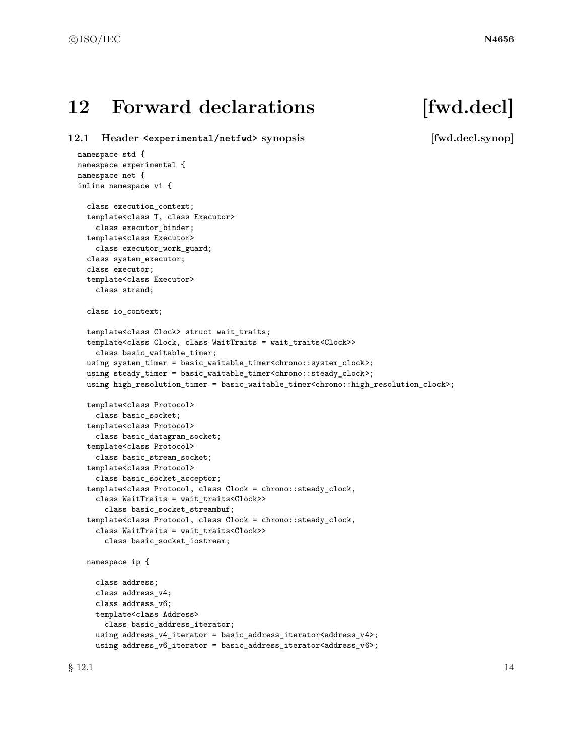# 12 Forward declarations [fwd.decl]

## 12.1 Header `<experimental/netfwd>` synopsis [fwd.decl.synop]

```
namespace std {
namespace experimental {
namespace net {
inline namespace v1 {

  class execution_context;
  template<class T, class Executor>
    class executor_binder;
  template<class Executor>
    class executor_work_guard;
  class system_executor;
  class executor;
  template<class Executor>
    class strand;

  class io_context;

  template<class Clock> struct wait_traits;
  template<class Clock, class WaitTraits = wait_traits<Clock>>
    class basic_waitable_timer;
  using system_timer = basic_waitable_timer<chrono::system_clock>;
  using steady_timer = basic_waitable_timer<chrono::steady_clock>;
  using high_resolution_timer = basic_waitable_timer<chrono::high_resolution_clock>;

  template<class Protocol>
    class basic_socket;
  template<class Protocol>
    class basic_datagram_socket;
  template<class Protocol>
    class basic_stream_socket;
  template<class Protocol>
    class basic_socket_acceptor;
  template<class Protocol, class Clock = chrono::steady_clock,
    class WaitTraits = wait_traits<Clock>>
      class basic_socket_streambuf;
  template<class Protocol, class Clock = chrono::steady_clock,
    class WaitTraits = wait_traits<Clock>>
      class basic_socket_iostream;

  namespace ip {

    class address;
    class address_v4;
    class address_v6;
    template<class Address>
      class basic_address_iterator;
    using address_v4_iterator = basic_address_iterator<address_v4>;
    using address_v6_iterator = basic_address_iterator<address_v6>;
```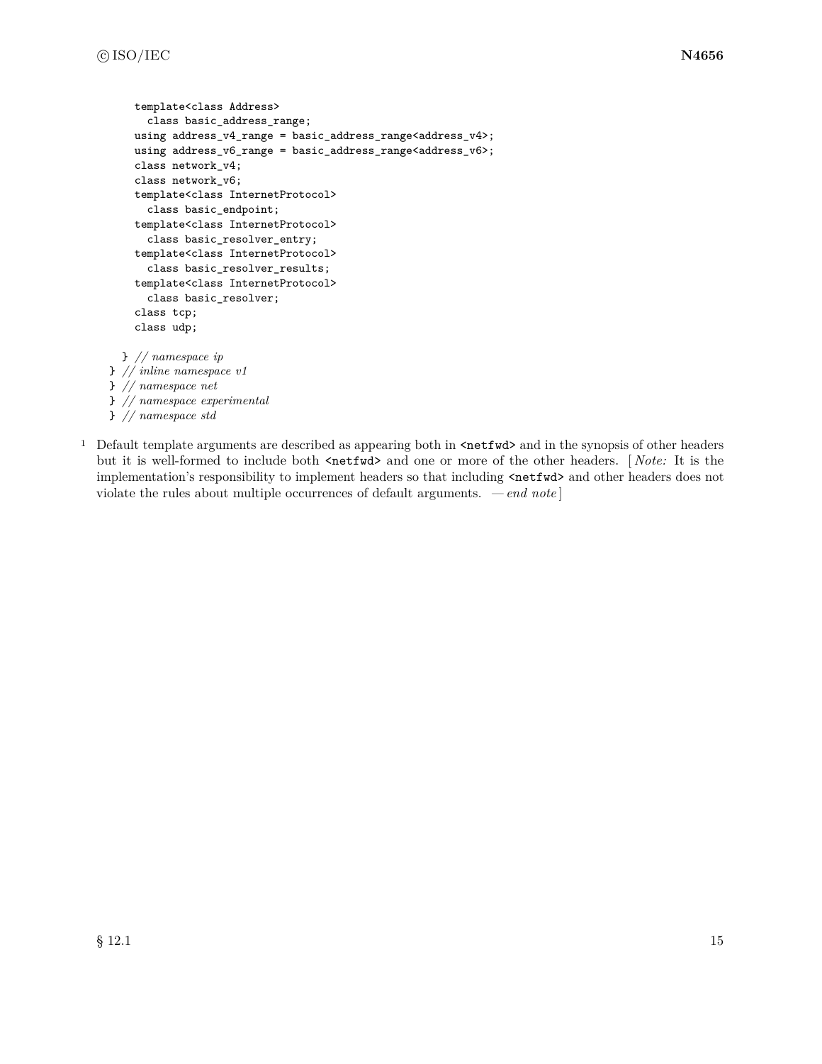```
      template<class Address>
        class basic_address_range;
      using address_v4_range = basic_address_range<address_v4>;
      using address_v6_range = basic_address_range<address_v6>;
      class network_v4;
      class network_v6;
      template<class InternetProtocol>
        class basic_endpoint;
      template<class InternetProtocol>
        class basic_resolver_entry;
      template<class InternetProtocol>
        class basic_resolver_results;
      template<class InternetProtocol>
        class basic_resolver;
      class tcp;
      class udp;

    } // namespace ip
  } // inline namespace v1
  } // namespace net
  } // namespace experimental
  } // namespace std
```

1 Default template arguments are described as appearing both in `<netfwd>` and in the synopsis of other headers but it is well-formed to include both `<netfwd>` and one or more of the other headers. [ *Note:* It is the implementation's responsibility to implement headers so that including `<netfwd>` and other headers does not violate the rules about multiple occurrences of default arguments. — *end note* ]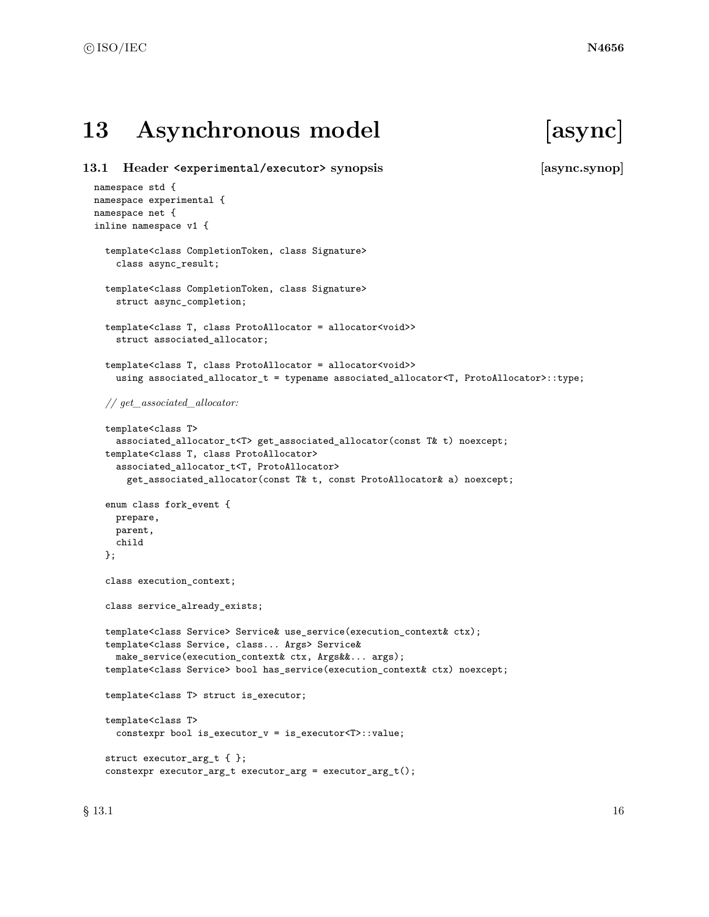# 13 Asynchronous model [async]

## 13.1 Header `<experimental/executor>` synopsis [async.synop]

```
namespace std {
namespace experimental {
namespace net {
inline namespace v1 {

  template<class CompletionToken, class Signature>
    class async_result;

  template<class CompletionToken, class Signature>
    struct async_completion;

  template<class T, class ProtoAllocator = allocator<void>>
    struct associated_allocator;

  template<class T, class ProtoAllocator = allocator<void>>
    using associated_allocator_t = typename associated_allocator<T, ProtoAllocator>::type;

  // get_associated_allocator:

  template<class T>
    associated_allocator_t<T> get_associated_allocator(const T& t) noexcept;
  template<class T, class ProtoAllocator>
    associated_allocator_t<T, ProtoAllocator>
      get_associated_allocator(const T& t, const ProtoAllocator& a) noexcept;

  enum class fork_event {
    prepare,
    parent,
    child
  };

  class execution_context;

  class service_already_exists;

  template<class Service> Service& use_service(execution_context& ctx);
  template<class Service, class... Args> Service&
    make_service(execution_context& ctx, Args&&... args);
  template<class Service> bool has_service(execution_context& ctx) noexcept;

  template<class T> struct is_executor;

  template<class T>
    constexpr bool is_executor_v = is_executor<T>::value;

  struct executor_arg_t { };
  constexpr executor_arg_t executor_arg = executor_arg_t();
```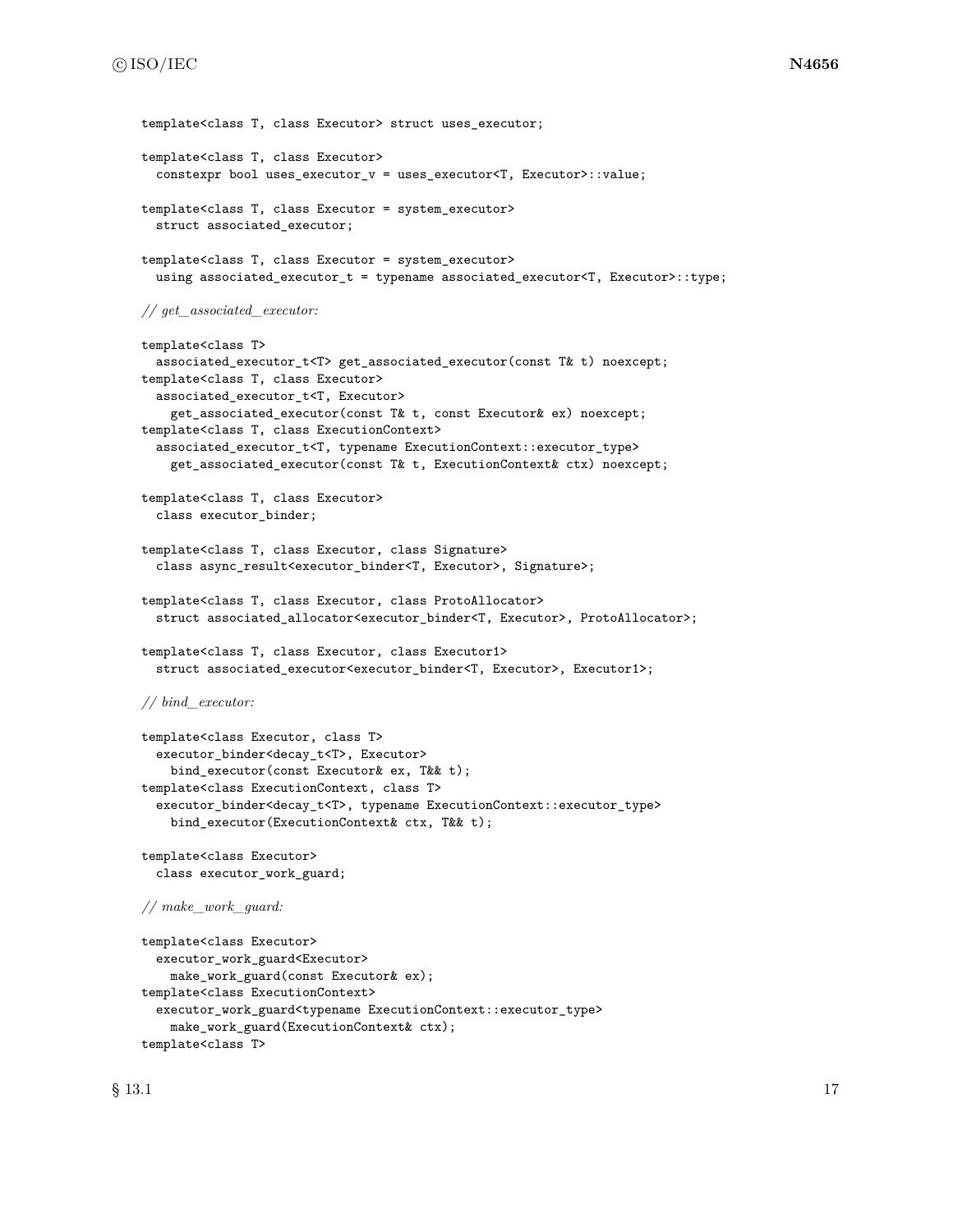```
template<class T, class Executor> struct uses_executor;

template<class T, class Executor>
  constexpr bool uses_executor_v = uses_executor<T, Executor>::value;

template<class T, class Executor = system_executor>
  struct associated_executor;

template<class T, class Executor = system_executor>
  using associated_executor_t = typename associated_executor<T, Executor>::type;

// get_associated_executor:

template<class T>
  associated_executor_t<T> get_associated_executor(const T& t) noexcept;
template<class T, class Executor>
  associated_executor_t<T, Executor>
    get_associated_executor(const T& t, const Executor& ex) noexcept;
template<class T, class ExecutionContext>
  associated_executor_t<T, typename ExecutionContext::executor_type>
    get_associated_executor(const T& t, ExecutionContext& ctx) noexcept;

template<class T, class Executor>
  class executor_binder;

template<class T, class Executor, class Signature>
  class async_result<executor_binder<T, Executor>, Signature>;

template<class T, class Executor, class ProtoAllocator>
  struct associated_allocator<executor_binder<T, Executor>, ProtoAllocator>;

template<class T, class Executor, class Executor1>
  struct associated_executor<executor_binder<T, Executor>, Executor1>;

// bind_executor:

template<class Executor, class T>
  executor_binder<decay_t<T>, Executor>
    bind_executor(const Executor& ex, T&& t);
template<class ExecutionContext, class T>
  executor_binder<decay_t<T>, typename ExecutionContext::executor_type>
    bind_executor(ExecutionContext& ctx, T&& t);

template<class Executor>
  class executor_work_guard;

// make_work_guard:

template<class Executor>
  executor_work_guard<Executor>
    make_work_guard(const Executor& ex);
template<class ExecutionContext>
  executor_work_guard<typename ExecutionContext::executor_type>
    make_work_guard(ExecutionContext& ctx);
template<class T>
```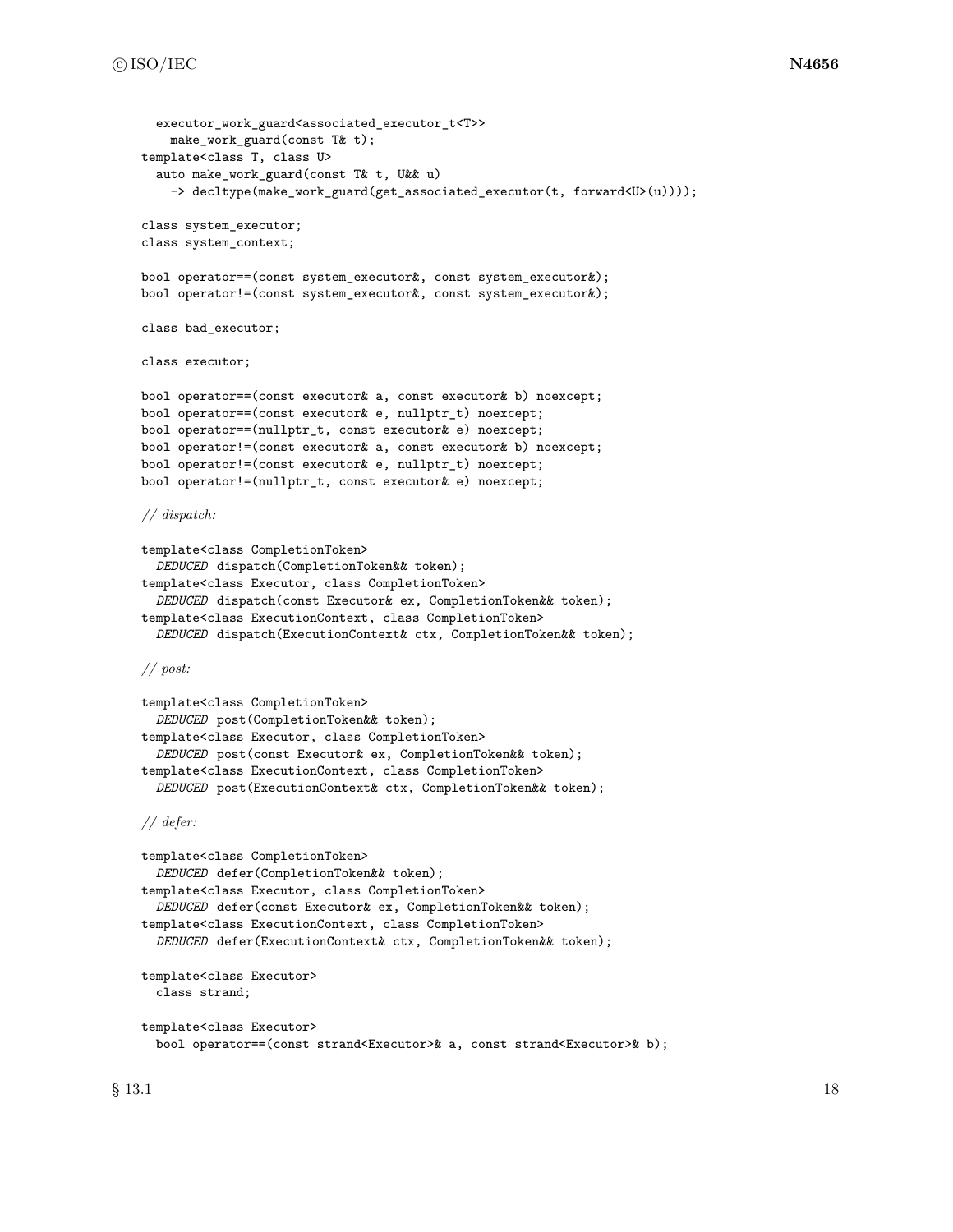```
  executor_work_guard<associated_executor_t<T>>
    make_work_guard(const T& t);
template<class T, class U>
  auto make_work_guard(const T& t, U&& u)
    -> decltype(make_work_guard(get_associated_executor(t, forward<U>(u))));

class system_executor;
class system_context;

bool operator==(const system_executor&, const system_executor&);
bool operator!=(const system_executor&, const system_executor&);

class bad_executor;

class executor;

bool operator==(const executor& a, const executor& b) noexcept;
bool operator==(const executor& e, nullptr_t) noexcept;
bool operator==(nullptr_t, const executor& e) noexcept;
bool operator!=(const executor& a, const executor& b) noexcept;
bool operator!=(const executor& e, nullptr_t) noexcept;
bool operator!=(nullptr_t, const executor& e) noexcept;

// dispatch:

template<class CompletionToken>
  DEDUCED dispatch(CompletionToken&& token);
template<class Executor, class CompletionToken>
  DEDUCED dispatch(const Executor& ex, CompletionToken&& token);
template<class ExecutionContext, class CompletionToken>
  DEDUCED dispatch(ExecutionContext& ctx, CompletionToken&& token);

// post:

template<class CompletionToken>
  DEDUCED post(CompletionToken&& token);
template<class Executor, class CompletionToken>
  DEDUCED post(const Executor& ex, CompletionToken&& token);
template<class ExecutionContext, class CompletionToken>
  DEDUCED post(ExecutionContext& ctx, CompletionToken&& token);

// defer:

template<class CompletionToken>
  DEDUCED defer(CompletionToken&& token);
template<class Executor, class CompletionToken>
  DEDUCED defer(const Executor& ex, CompletionToken&& token);
template<class ExecutionContext, class CompletionToken>
  DEDUCED defer(ExecutionContext& ctx, CompletionToken&& token);

template<class Executor>
  class strand;

template<class Executor>
  bool operator==(const strand<Executor>& a, const strand<Executor>& b);
```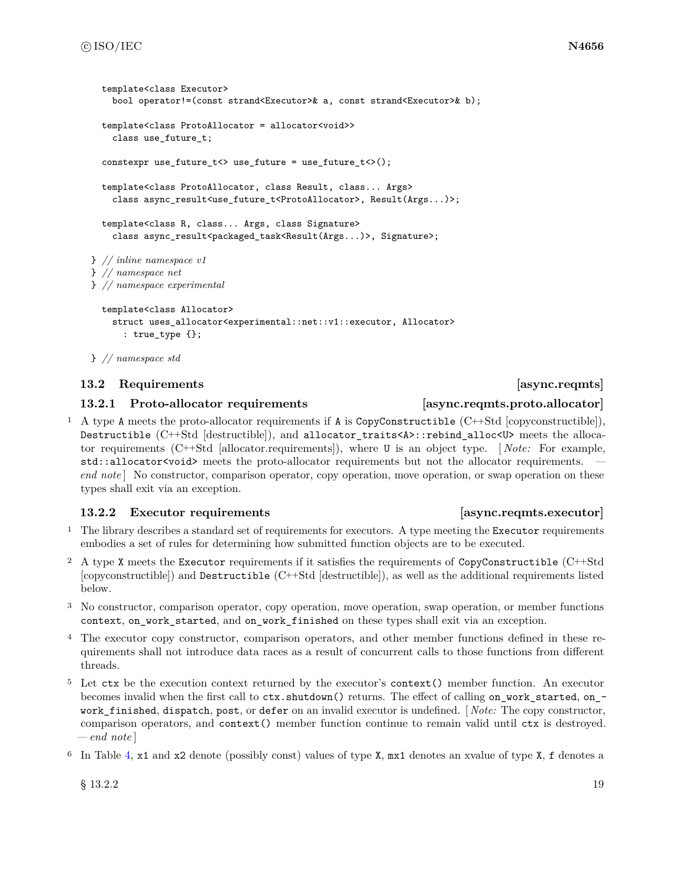```
    template<class Executor>
      bool operator!=(const strand<Executor>& a, const strand<Executor>& b);

    template<class ProtoAllocator = allocator<void>>
      class use_future_t;

    constexpr use_future_t<> use_future = use_future_t<>();

    template<class ProtoAllocator, class Result, class... Args>
      class async_result<use_future_t<ProtoAllocator>, Result(Args...)>;

    template<class R, class... Args, class Signature>
      class async_result<packaged_task<Result(Args...)>, Signature>;

  } // inline namespace v1
  } // namespace net
  } // namespace experimental

    template<class Allocator>
      struct uses_allocator<experimental::net::v1::executor, Allocator>
        : true_type {};

  } // namespace std
```

## 13.2 Requirements [async.reqmts]

### 13.2.1 Proto-allocator requirements [async.reqmts.proto.allocator]

1 A type `A` meets the proto-allocator requirements if `A` is `CopyConstructible` (C++Std [copyconstructible]), `Destructible` (C++Std [destructible]), and `allocator_traits<A>::rebind_alloc<U>` meets the allocator requirements (C++Std [allocator.requirements]), where `U` is an object type. [ *Note:* For example, `std::allocator<void>` meets the proto-allocator requirements but not the allocator requirements. — *end note* ] No constructor, comparison operator, copy operation, move operation, or swap operation on these types shall exit via an exception.

### 13.2.2 Executor requirements [async.reqmts.executor]

1 The library describes a standard set of requirements for executors. A type meeting the `Executor` requirements embodies a set of rules for determining how submitted function objects are to be executed.

2 A type `X` meets the `Executor` requirements if it satisfies the requirements of `CopyConstructible` (C++Std [copyconstructible]) and `Destructible` (C++Std [destructible]), as well as the additional requirements listed below.

3 No constructor, comparison operator, copy operation, move operation, swap operation, or member functions `context`, `on_work_started`, and `on_work_finished` on these types shall exit via an exception.

4 The executor copy constructor, comparison operators, and other member functions defined in these requirements shall not introduce data races as a result of concurrent calls to those functions from different threads.

5 Let `ctx` be the execution context returned by the executor's `context()` member function. An executor becomes invalid when the first call to `ctx.shutdown()` returns. The effect of calling `on_work_started`, `on_work_finished`, `dispatch`, `post`, or `defer` on an invalid executor is undefined. [ *Note:* The copy constructor, comparison operators, and `context()` member function continue to remain valid until `ctx` is destroyed. — *end note* ]

6 In Table 4, `x1` and `x2` denote (possibly const) values of type `X`, `mx1` denotes an xvalue of type `X`, `f` denotes a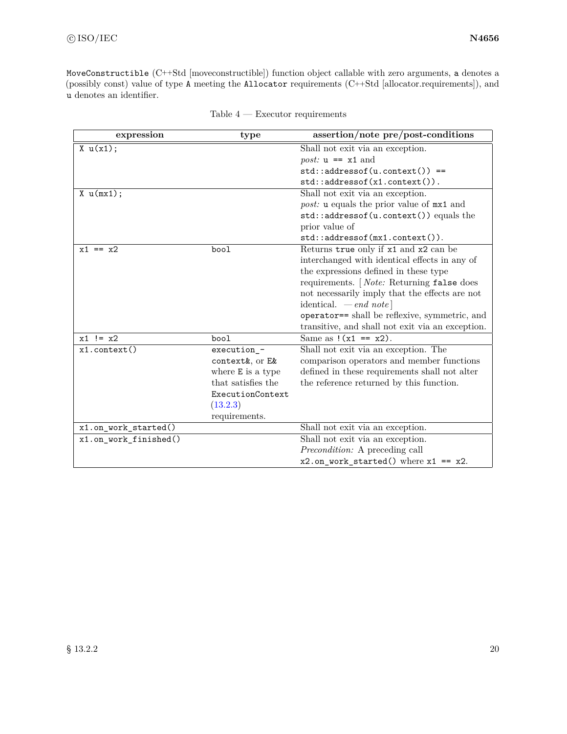`MoveConstructible` (C++Std [moveconstructible]) function object callable with zero arguments, `a` denotes a (possibly const) value of type `A` meeting the `Allocator` requirements (C++Std [allocator.requirements]), and `u` denotes an identifier.

Table 4 — Executor requirements

| expression | type | assertion/note pre/post-conditions |
|---|---|---|
| `X u(x1);` | | Shall not exit via an exception. *post:* `u == x1` and `std::addressof(u.context()) == std::addressof(x1.context())`. |
| `X u(mx1);` | | Shall not exit via an exception. *post:* `u` equals the prior value of `mx1` and `std::addressof(u.context())` equals the prior value of `std::addressof(mx1.context())`. |
| `x1 == x2` | `bool` | Returns `true` only if `x1` and `x2` can be interchanged with identical effects in any of the expressions defined in these type requirements. [ *Note:* Returning `false` does not necessarily imply that the effects are not identical. — *end note* ] `operator==` shall be reflexive, symmetric, and transitive, and shall not exit via an exception. |
| `x1 != x2` | `bool` | Same as `!(x1 == x2)`. |
| `x1.context()` | `execution_context&`, or `E&` where `E` is a type that satisfies the `ExecutionContext` (13.2.3) requirements. | Shall not exit via an exception. The comparison operators and member functions defined in these requirements shall not alter the reference returned by this function. |
| `x1.on_work_started()` | | Shall not exit via an exception. |
| `x1.on_work_finished()` | | Shall not exit via an exception. *Precondition:* A preceding call `x2.on_work_started()` where `x1 == x2`. |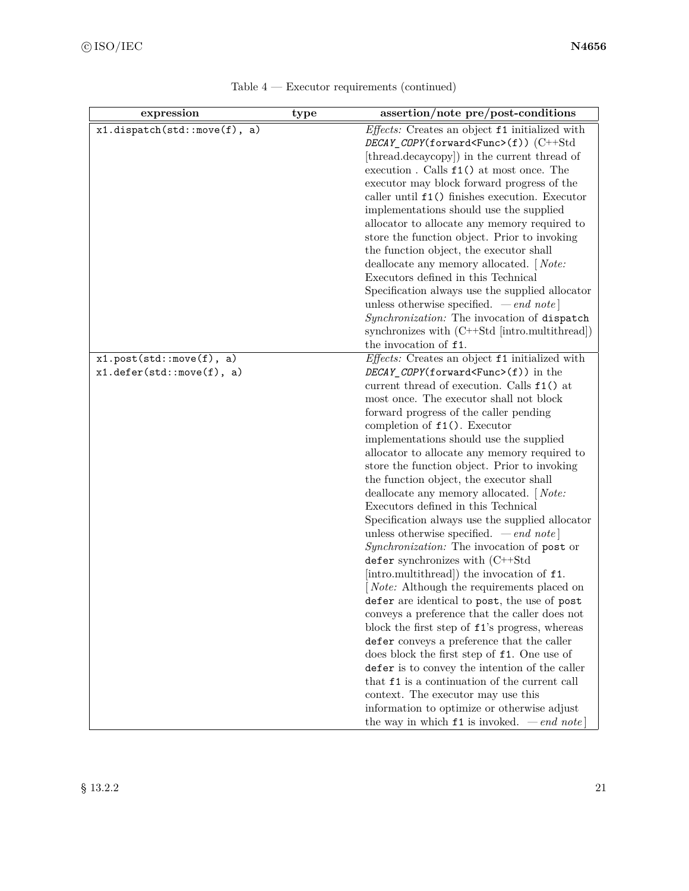Table 4 — Executor requirements (continued)

| expression | type | assertion/note pre/post-conditions |
|---|---|---|
| `x1.dispatch(std::move(f), a)` | | *Effects:* Creates an object `f1` initialized with *`DECAY_COPY`*`(forward<Func>(f))` (C++Std [thread.decaycopy]) in the current thread of execution . Calls `f1()` at most once. The executor may block forward progress of the caller until `f1()` finishes execution. Executor implementations should use the supplied allocator to allocate any memory required to store the function object. Prior to invoking the function object, the executor shall deallocate any memory allocated. [ *Note:* Executors defined in this Technical Specification always use the supplied allocator unless otherwise specified. — *end note* ] *Synchronization:* The invocation of `dispatch` synchronizes with (C++Std [intro.multithread]) the invocation of `f1`. |
| `x1.post(std::move(f), a)` `x1.defer(std::move(f), a)` | | *Effects:* Creates an object `f1` initialized with *`DECAY_COPY`*`(forward<Func>(f))` in the current thread of execution. Calls `f1()` at most once. The executor shall not block forward progress of the caller pending completion of `f1()`. Executor implementations should use the supplied allocator to allocate any memory required to store the function object. Prior to invoking the function object, the executor shall deallocate any memory allocated. [ *Note:* Executors defined in this Technical Specification always use the supplied allocator unless otherwise specified. — *end note* ] *Synchronization:* The invocation of `post` or `defer` synchronizes with (C++Std [intro.multithread]) the invocation of `f1`. [ *Note:* Although the requirements placed on `defer` are identical to `post`, the use of `post` conveys a preference that the caller does not block the first step of `f1`'s progress, whereas `defer` conveys a preference that the caller does block the first step of `f1`. One use of `defer` is to convey the intention of the caller that `f1` is a continuation of the current call context. The executor may use this information to optimize or otherwise adjust the way in which `f1` is invoked. — *end note* ] |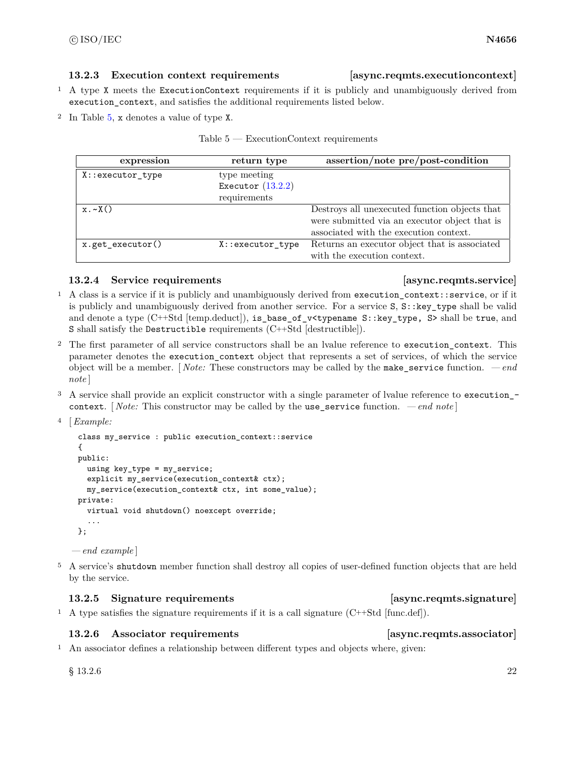### 13.2.3 Execution context requirements [async.reqmts.executioncontext]

1 A type `X` meets the `ExecutionContext` requirements if it is publicly and unambiguously derived from `execution_context`, and satisfies the additional requirements listed below.

2 In Table 5, `x` denotes a value of type `X`.

Table 5 — ExecutionContext requirements

| expression | return type | assertion/note pre/post-condition |
|---|---|---|
| `X::executor_type` | type meeting `Executor` (13.2.2) requirements | |
| `x.~X()` | | Destroys all unexecuted function objects that were submitted via an executor object that is associated with the execution context. |
| `x.get_executor()` | `X::executor_type` | Returns an executor object that is associated with the execution context. |

### 13.2.4 Service requirements [async.reqmts.service]

1 A class is a service if it is publicly and unambiguously derived from `execution_context::service`, or if it is publicly and unambiguously derived from another service. For a service `S`, `S::key_type` shall be valid and denote a type (C++Std [temp.deduct]), `is_base_of_v<typename S::key_type, S>` shall be `true`, and `S` shall satisfy the `Destructible` requirements (C++Std [destructible]).

2 The first parameter of all service constructors shall be an lvalue reference to `execution_context`. This parameter denotes the `execution_context` object that represents a set of services, of which the service object will be a member. [ *Note:* These constructors may be called by the `make_service` function. — *end note* ]

3 A service shall provide an explicit constructor with a single parameter of lvalue reference to `execution_context`. [ *Note:* This constructor may be called by the `use_service` function. — *end note* ]

4 [ *Example:*

```
class my_service : public execution_context::service
{
public:
  using key_type = my_service;
  explicit my_service(execution_context& ctx);
  my_service(execution_context& ctx, int some_value);
private:
  virtual void shutdown() noexcept override;
  ...
};
```

— *end example* ]

5 A service's `shutdown` member function shall destroy all copies of user-defined function objects that are held by the service.

### 13.2.5 Signature requirements [async.reqmts.signature]

1 A type satisfies the signature requirements if it is a call signature (C++Std [func.def]).

### 13.2.6 Associator requirements [async.reqmts.associator]

1 An associator defines a relationship between different types and objects where, given: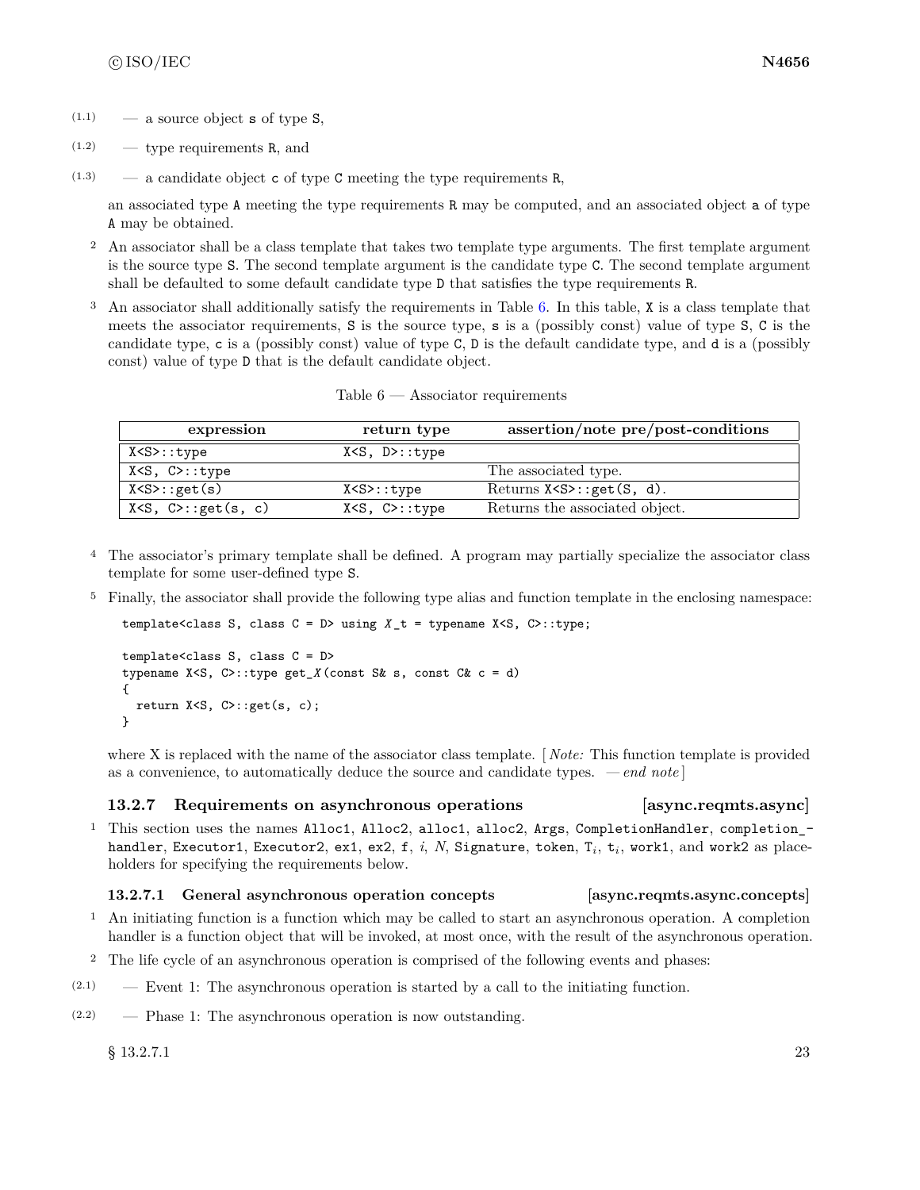(1.1) — a source object `s` of type `S`,

(1.2) — type requirements `R`, and

(1.3) — a candidate object `c` of type `C` meeting the type requirements `R`,

an associated type `A` meeting the type requirements `R` may be computed, and an associated object `a` of type `A` may be obtained.

2 An associator shall be a class template that takes two template type arguments. The first template argument is the source type `S`. The second template argument is the candidate type `C`. The second template argument shall be defaulted to some default candidate type `D` that satisfies the type requirements `R`.

3 An associator shall additionally satisfy the requirements in Table 6. In this table, `X` is a class template that meets the associator requirements, `S` is the source type, `s` is a (possibly const) value of type `S`, `C` is the candidate type, `c` is a (possibly const) value of type `C`, `D` is the default candidate type, and `d` is a (possibly const) value of type `D` that is the default candidate object.

Table 6 — Associator requirements

| expression | return type | assertion/note pre/post-conditions |
|---|---|---|
| `X<S>::type` | `X<S, D>::type` | |
| `X<S, C>::type` | | The associated type. |
| `X<S>::get(s)` | `X<S>::type` | Returns `X<S>::get(S, d)`. |
| `X<S, C>::get(s, c)` | `X<S, C>::type` | Returns the associated object. |

4 The associator's primary template shall be defined. A program may partially specialize the associator class template for some user-defined type `S`.

5 Finally, the associator shall provide the following type alias and function template in the enclosing namespace:

```
template<class S, class C = D> using X_t = typename X<S, C>::type;

template<class S, class C = D>
typename X<S, C>::type get_X(const S& s, const C& c = d)
{
  return X<S, C>::get(s, c);
}
```

where X is replaced with the name of the associator class template. [ *Note:* This function template is provided as a convenience, to automatically deduce the source and candidate types. — *end note* ]

### 13.2.7 Requirements on asynchronous operations [async.reqmts.async]

1 This section uses the names `Alloc1`, `Alloc2`, `alloc1`, `alloc2`, `Args`, `CompletionHandler`, `completion_handler`, `Executor1`, `Executor2`, `ex1`, `ex2`, `f`, $i$, $N$, `Signature`, `token`, $\texttt{T}_i$, $\texttt{t}_i$, `work1`, and `work2` as placeholders for specifying the requirements below.

#### 13.2.7.1 General asynchronous operation concepts [async.reqmts.async.concepts]

1 An initiating function is a function which may be called to start an asynchronous operation. A completion handler is a function object that will be invoked, at most once, with the result of the asynchronous operation.

2 The life cycle of an asynchronous operation is comprised of the following events and phases:

(2.1) — Event 1: The asynchronous operation is started by a call to the initiating function.

(2.2) — Phase 1: The asynchronous operation is now outstanding.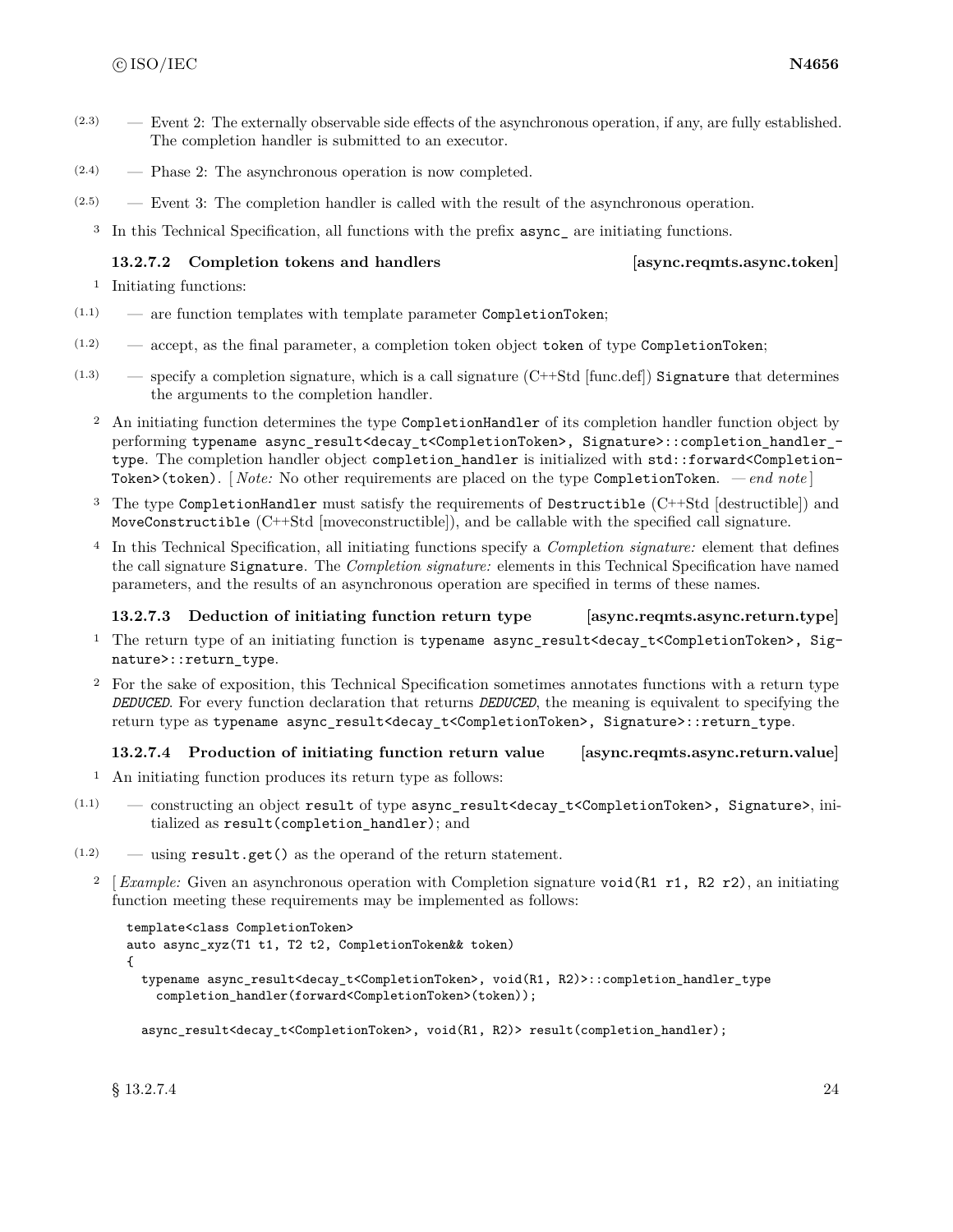(2.3) — Event 2: The externally observable side effects of the asynchronous operation, if any, are fully established. The completion handler is submitted to an executor.

(2.4) — Phase 2: The asynchronous operation is now completed.

(2.5) — Event 3: The completion handler is called with the result of the asynchronous operation.

3 In this Technical Specification, all functions with the prefix `async_` are initiating functions.

#### 13.2.7.2 Completion tokens and handlers [async.reqmts.async.token]

1 Initiating functions:

(1.1) — are function templates with template parameter `CompletionToken`;

(1.2) — accept, as the final parameter, a completion token object `token` of type `CompletionToken`;

(1.3) — specify a completion signature, which is a call signature (C++Std [func.def]) `Signature` that determines the arguments to the completion handler.

2 An initiating function determines the type `CompletionHandler` of its completion handler function object by performing `typename async_result<decay_t<CompletionToken>, Signature>::completion_handler_type`. The completion handler object `completion_handler` is initialized with `std::forward<CompletionToken>(token)`. [ *Note:* No other requirements are placed on the type `CompletionToken`. — *end note* ]

3 The type `CompletionHandler` must satisfy the requirements of `Destructible` (C++Std [destructible]) and `MoveConstructible` (C++Std [moveconstructible]), and be callable with the specified call signature.

4 In this Technical Specification, all initiating functions specify a *Completion signature:* element that defines the call signature `Signature`. The *Completion signature:* elements in this Technical Specification have named parameters, and the results of an asynchronous operation are specified in terms of these names.

#### 13.2.7.3 Deduction of initiating function return type [async.reqmts.async.return.type]

1 The return type of an initiating function is `typename async_result<decay_t<CompletionToken>, Signature>::return_type`.

2 For the sake of exposition, this Technical Specification sometimes annotates functions with a return type *`DEDUCED`*. For every function declaration that returns *`DEDUCED`*, the meaning is equivalent to specifying the return type as `typename async_result<decay_t<CompletionToken>, Signature>::return_type`.

#### 13.2.7.4 Production of initiating function return value [async.reqmts.async.return.value]

1 An initiating function produces its return type as follows:

(1.1) — constructing an object `result` of type `async_result<decay_t<CompletionToken>, Signature>`, initialized as `result(completion_handler)`; and

(1.2) — using `result.get()` as the operand of the return statement.

2 [ *Example:* Given an asynchronous operation with Completion signature `void(R1 r1, R2 r2)`, an initiating function meeting these requirements may be implemented as follows:

```
template<class CompletionToken>
auto async_xyz(T1 t1, T2 t2, CompletionToken&& token)
{
  typename async_result<decay_t<CompletionToken>, void(R1, R2)>::completion_handler_type
    completion_handler(forward<CompletionToken>(token));

  async_result<decay_t<CompletionToken>, void(R1, R2)> result(completion_handler);
```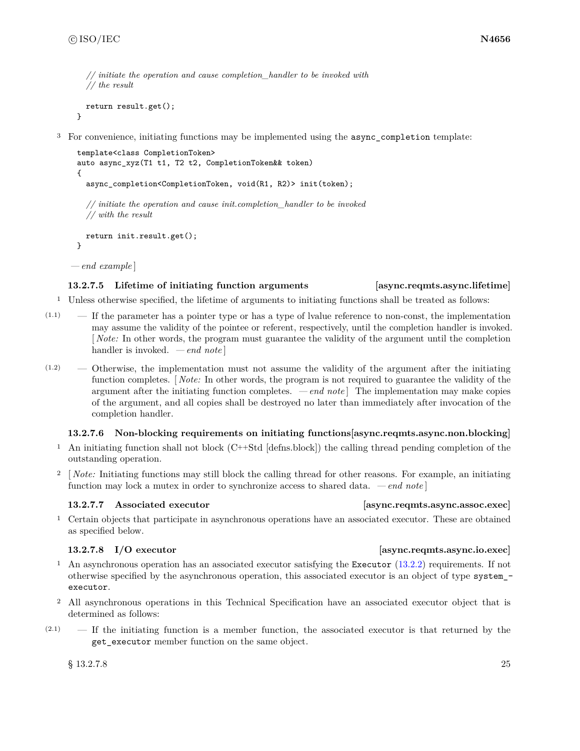```
    // initiate the operation and cause completion_handler to be invoked with
    // the result

    return result.get();
  }
```

3 For convenience, initiating functions may be implemented using the `async_completion` template:

```
template<class CompletionToken>
auto async_xyz(T1 t1, T2 t2, CompletionToken&& token)
{
  async_completion<CompletionToken, void(R1, R2)> init(token);

  // initiate the operation and cause init.completion_handler to be invoked
  // with the result

  return init.result.get();
}
```

*— end example* ]

### 13.2.7.5 Lifetime of initiating function arguments [async.reqmts.async.lifetime]

1 Unless otherwise specified, the lifetime of arguments to initiating functions shall be treated as follows:

(1.1) — If the parameter has a pointer type or has a type of lvalue reference to non-const, the implementation may assume the validity of the pointee or referent, respectively, until the completion handler is invoked. [ *Note:* In other words, the program must guarantee the validity of the argument until the completion handler is invoked. *— end note* ]

(1.2) — Otherwise, the implementation must not assume the validity of the argument after the initiating function completes. [ *Note:* In other words, the program is not required to guarantee the validity of the argument after the initiating function completes. *— end note* ] The implementation may make copies of the argument, and all copies shall be destroyed no later than immediately after invocation of the completion handler.

### 13.2.7.6 Non-blocking requirements on initiating functions [async.reqmts.async.non.blocking]

1 An initiating function shall not block (C++Std [defns.block]) the calling thread pending completion of the outstanding operation.

2 [ *Note:* Initiating functions may still block the calling thread for other reasons. For example, an initiating function may lock a mutex in order to synchronize access to shared data. *— end note* ]

### 13.2.7.7 Associated executor [async.reqmts.async.assoc.exec]

1 Certain objects that participate in asynchronous operations have an associated executor. These are obtained as specified below.

### 13.2.7.8 I/O executor [async.reqmts.async.io.exec]

1 An asynchronous operation has an associated executor satisfying the `Executor` (13.2.2) requirements. If not otherwise specified by the asynchronous operation, this associated executor is an object of type `system_executor`.

2 All asynchronous operations in this Technical Specification have an associated executor object that is determined as follows:

(2.1) — If the initiating function is a member function, the associated executor is that returned by the `get_executor` member function on the same object.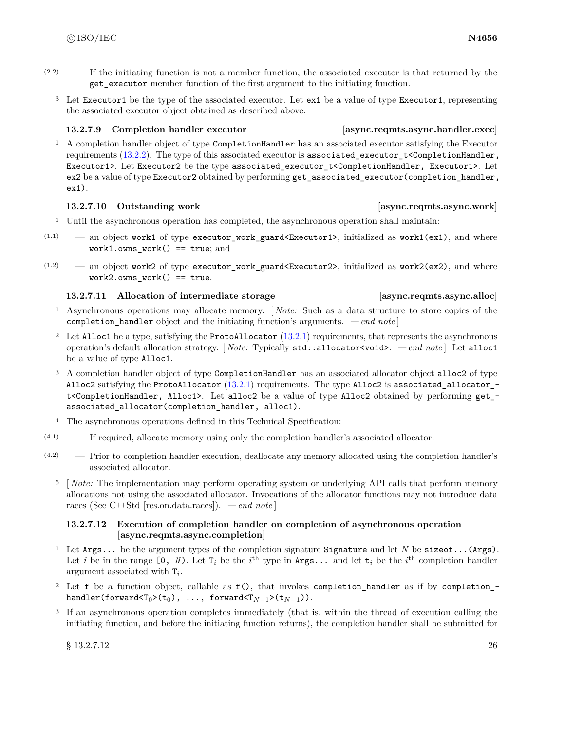(2.2) — If the initiating function is not a member function, the associated executor is that returned by the `get_executor` member function of the first argument to the initiating function.

3 Let `Executor1` be the type of the associated executor. Let `ex1` be a value of type `Executor1`, representing the associated executor object obtained as described above.

#### 13.2.7.9 Completion handler executor [async.reqmts.async.handler.exec]

1 A completion handler object of type `CompletionHandler` has an associated executor satisfying the Executor requirements (13.2.2). The type of this associated executor is `associated_executor_t<CompletionHandler, Executor1>`. Let `Executor2` be the type `associated_executor_t<CompletionHandler, Executor1>`. Let `ex2` be a value of type `Executor2` obtained by performing `get_associated_executor(completion_handler, ex1)`.

#### 13.2.7.10 Outstanding work [async.reqmts.async.work]

1 Until the asynchronous operation has completed, the asynchronous operation shall maintain:

(1.1) — an object `work1` of type `executor_work_guard<Executor1>`, initialized as `work1(ex1)`, and where `work1.owns_work() == true`; and

(1.2) — an object `work2` of type `executor_work_guard<Executor2>`, initialized as `work2(ex2)`, and where `work2.owns_work() == true`.

#### 13.2.7.11 Allocation of intermediate storage [async.reqmts.async.alloc]

1 Asynchronous operations may allocate memory. [ *Note:* Such as a data structure to store copies of the `completion_handler` object and the initiating function's arguments. — *end note* ]

2 Let `Alloc1` be a type, satisfying the `ProtoAllocator` (13.2.1) requirements, that represents the asynchronous operation's default allocation strategy. [ *Note:* Typically `std::allocator<void>`. — *end note* ] Let `alloc1` be a value of type `Alloc1`.

3 A completion handler object of type `CompletionHandler` has an associated allocator object `alloc2` of type `Alloc2` satisfying the `ProtoAllocator` (13.2.1) requirements. The type `Alloc2` is `associated_allocator_t<CompletionHandler, Alloc1>`. Let `alloc2` be a value of type `Alloc2` obtained by performing `get_associated_allocator(completion_handler, alloc1)`.

4 The asynchronous operations defined in this Technical Specification:

(4.1) — If required, allocate memory using only the completion handler's associated allocator.

(4.2) — Prior to completion handler execution, deallocate any memory allocated using the completion handler's associated allocator.

5 [ *Note:* The implementation may perform operating system or underlying API calls that perform memory allocations not using the associated allocator. Invocations of the allocator functions may not introduce data races (See C++Std [res.on.data.races]). — *end note* ]

#### 13.2.7.12 Execution of completion handler on completion of asynchronous operation [async.reqmts.async.completion]

1 Let `Args...` be the argument types of the completion signature `Signature` and let $N$ be `sizeof...(Args)`. Let $i$ be in the range `[0, N)`. Let $T_i$ be the $i^{\text{th}}$ type in `Args...` and let $t_i$ be the $i^{\text{th}}$ completion handler argument associated with $T_i$.

2 Let `f` be a function object, callable as `f()`, that invokes `completion_handler` as if by `completion_handler(forward<`$T_0$`>(`$t_0$`), ..., forward<`$T_{N-1}$`>(`$t_{N-1}$`))`.

3 If an asynchronous operation completes immediately (that is, within the thread of execution calling the initiating function, and before the initiating function returns), the completion handler shall be submitted for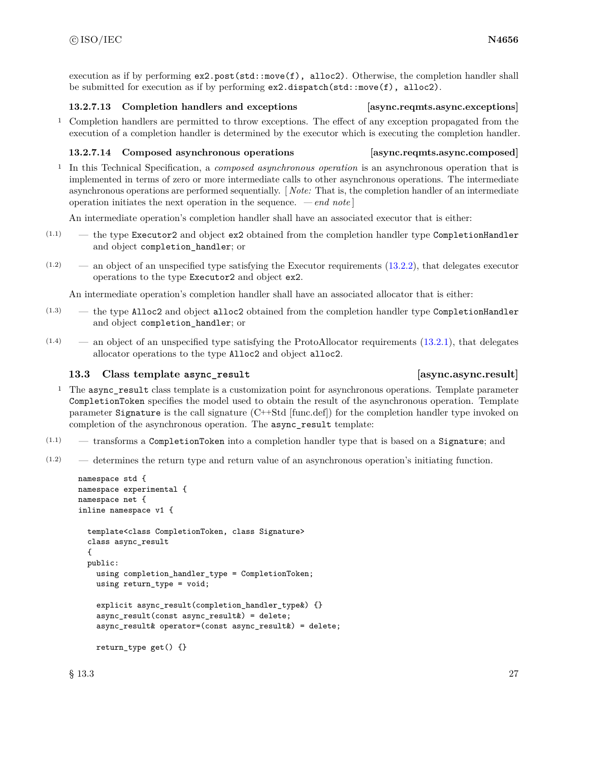execution as if by performing `ex2.post(std::move(f), alloc2)`. Otherwise, the completion handler shall be submitted for execution as if by performing `ex2.dispatch(std::move(f), alloc2)`.

#### 13.2.7.13 Completion handlers and exceptions [async.reqmts.async.exceptions]

1 Completion handlers are permitted to throw exceptions. The effect of any exception propagated from the execution of a completion handler is determined by the executor which is executing the completion handler.

#### 13.2.7.14 Composed asynchronous operations [async.reqmts.async.composed]

1 In this Technical Specification, a *composed asynchronous operation* is an asynchronous operation that is implemented in terms of zero or more intermediate calls to other asynchronous operations. The intermediate asynchronous operations are performed sequentially. [ *Note:* That is, the completion handler of an intermediate operation initiates the next operation in the sequence. — *end note* ]

An intermediate operation's completion handler shall have an associated executor that is either:

- (1.1) — the type `Executor2` and object `ex2` obtained from the completion handler type `CompletionHandler` and object `completion_handler`; or
- (1.2) — an object of an unspecified type satisfying the Executor requirements (13.2.2), that delegates executor operations to the type `Executor2` and object `ex2`.

An intermediate operation's completion handler shall have an associated allocator that is either:

- (1.3) — the type `Alloc2` and object `alloc2` obtained from the completion handler type `CompletionHandler` and object `completion_handler`; or
- (1.4) — an object of an unspecified type satisfying the ProtoAllocator requirements (13.2.1), that delegates allocator operations to the type `Alloc2` and object `alloc2`.

## 13.3 Class template `async_result` [async.async.result]

1 The `async_result` class template is a customization point for asynchronous operations. Template parameter `CompletionToken` specifies the model used to obtain the result of the asynchronous operation. Template parameter `Signature` is the call signature (C++Std [func.def]) for the completion handler type invoked on completion of the asynchronous operation. The `async_result` template:

- (1.1) — transforms a `CompletionToken` into a completion handler type that is based on a `Signature`; and
- (1.2) — determines the return type and return value of an asynchronous operation's initiating function.

```
namespace std {
namespace experimental {
namespace net {
inline namespace v1 {

  template<class CompletionToken, class Signature>
  class async_result
  {
  public:
    using completion_handler_type = CompletionToken;
    using return_type = void;

    explicit async_result(completion_handler_type&) {}
    async_result(const async_result&) = delete;
    async_result& operator=(const async_result&) = delete;

    return_type get() {}
```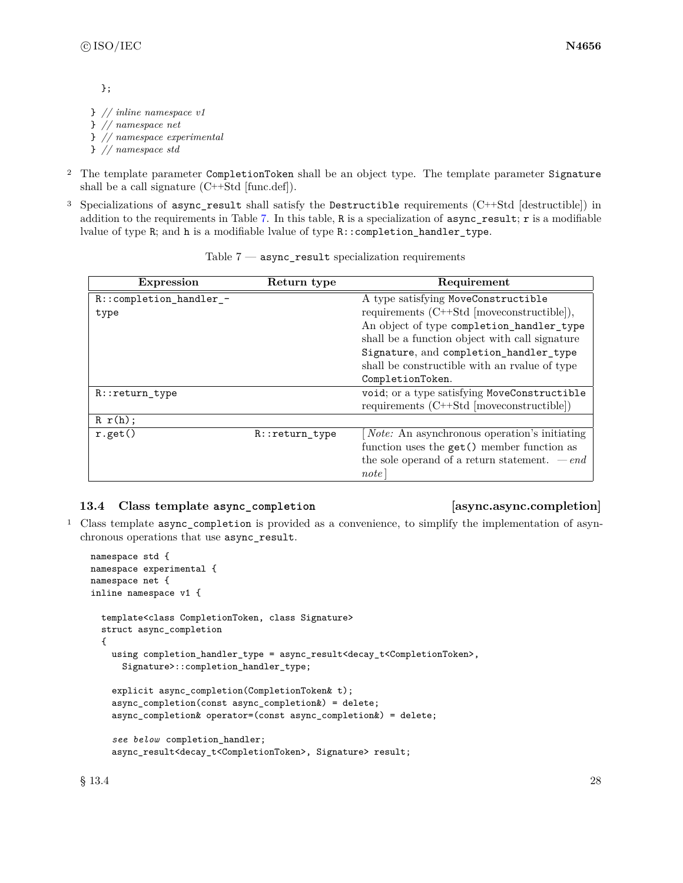```
  };

} // inline namespace v1
} // namespace net
} // namespace experimental
} // namespace std
```

[2] The template parameter `CompletionToken` shall be an object type. The template parameter `Signature` shall be a call signature (C++Std [func.def]).

[3] Specializations of `async_result` shall satisfy the `Destructible` requirements (C++Std [destructible]) in addition to the requirements in Table 7. In this table, `R` is a specialization of `async_result`; `r` is a modifiable lvalue of type `R`; and `h` is a modifiable lvalue of type `R::completion_handler_type`.

Table 7 — `async_result` specialization requirements

| Expression | Return type | Requirement |
|---|---|---|
| `R::completion_handler_type` | | A type satisfying `MoveConstructible` requirements (C++Std [moveconstructible]), An object of type `completion_handler_type` shall be a function object with call signature `Signature`, and `completion_handler_type` shall be constructible with an rvalue of type `CompletionToken`. |
| `R::return_type` | | `void`; or a type satisfying `MoveConstructible` requirements (C++Std [moveconstructible]) |
| `R r(h);` | | |
| `r.get()` | `R::return_type` | [ *Note:* An asynchronous operation's initiating function uses the `get()` member function as the sole operand of a return statement. — *end note* ] |

### 13.4 Class template `async_completion` [async.async.completion]

[1] Class template `async_completion` is provided as a convenience, to simplify the implementation of asynchronous operations that use `async_result`.

```
namespace std {
namespace experimental {
namespace net {
inline namespace v1 {

  template<class CompletionToken, class Signature>
  struct async_completion
  {
    using completion_handler_type = async_result<decay_t<CompletionToken>,
      Signature>::completion_handler_type;

    explicit async_completion(CompletionToken& t);
    async_completion(const async_completion&) = delete;
    async_completion& operator=(const async_completion&) = delete;

    see below completion_handler;
    async_result<decay_t<CompletionToken>, Signature> result;
```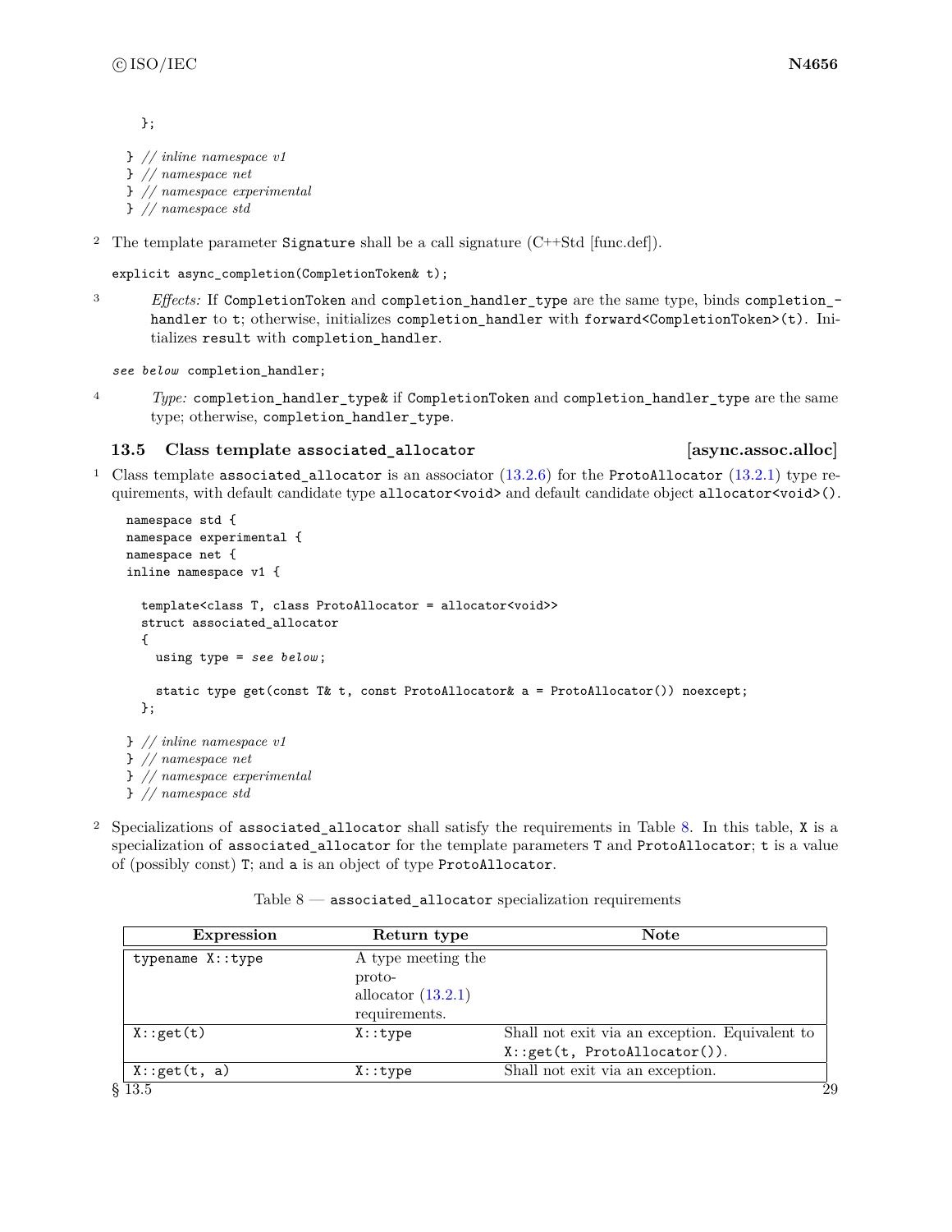```
  };

} // inline namespace v1
} // namespace net
} // namespace experimental
} // namespace std
```

2 The template parameter `Signature` shall be a call signature (C++Std [func.def]).

```
explicit async_completion(CompletionToken& t);
```

3 *Effects:* If `CompletionToken` and `completion_handler_type` are the same type, binds `completion_handler` to `t`; otherwise, initializes `completion_handler` with `forward<CompletionToken>(t)`. Initializes `result` with `completion_handler`.

```
see below completion_handler;
```

4 *Type:* `completion_handler_type&` if `CompletionToken` and `completion_handler_type` are the same type; otherwise, `completion_handler_type`.

### 13.5 Class template `associated_allocator` [async.assoc.alloc]

1 Class template `associated_allocator` is an associator (13.2.6) for the `ProtoAllocator` (13.2.1) type requirements, with default candidate type `allocator<void>` and default candidate object `allocator<void>()`.

```
namespace std {
namespace experimental {
namespace net {
inline namespace v1 {

  template<class T, class ProtoAllocator = allocator<void>>
  struct associated_allocator
  {
    using type = see below;

    static type get(const T& t, const ProtoAllocator& a = ProtoAllocator()) noexcept;
  };

} // inline namespace v1
} // namespace net
} // namespace experimental
} // namespace std
```

2 Specializations of `associated_allocator` shall satisfy the requirements in Table 8. In this table, `X` is a specialization of `associated_allocator` for the template parameters `T` and `ProtoAllocator`; `t` is a value of (possibly const) `T`; and `a` is an object of type `ProtoAllocator`.

Table 8 — `associated_allocator` specialization requirements

| Expression | Return type | Note |
|---|---|---|
| `typename X::type` | A type meeting the proto-allocator (13.2.1) requirements. | |
| `X::get(t)` | `X::type` | Shall not exit via an exception. Equivalent to `X::get(t, ProtoAllocator())`. |
| `X::get(t, a)` | `X::type` | Shall not exit via an exception. |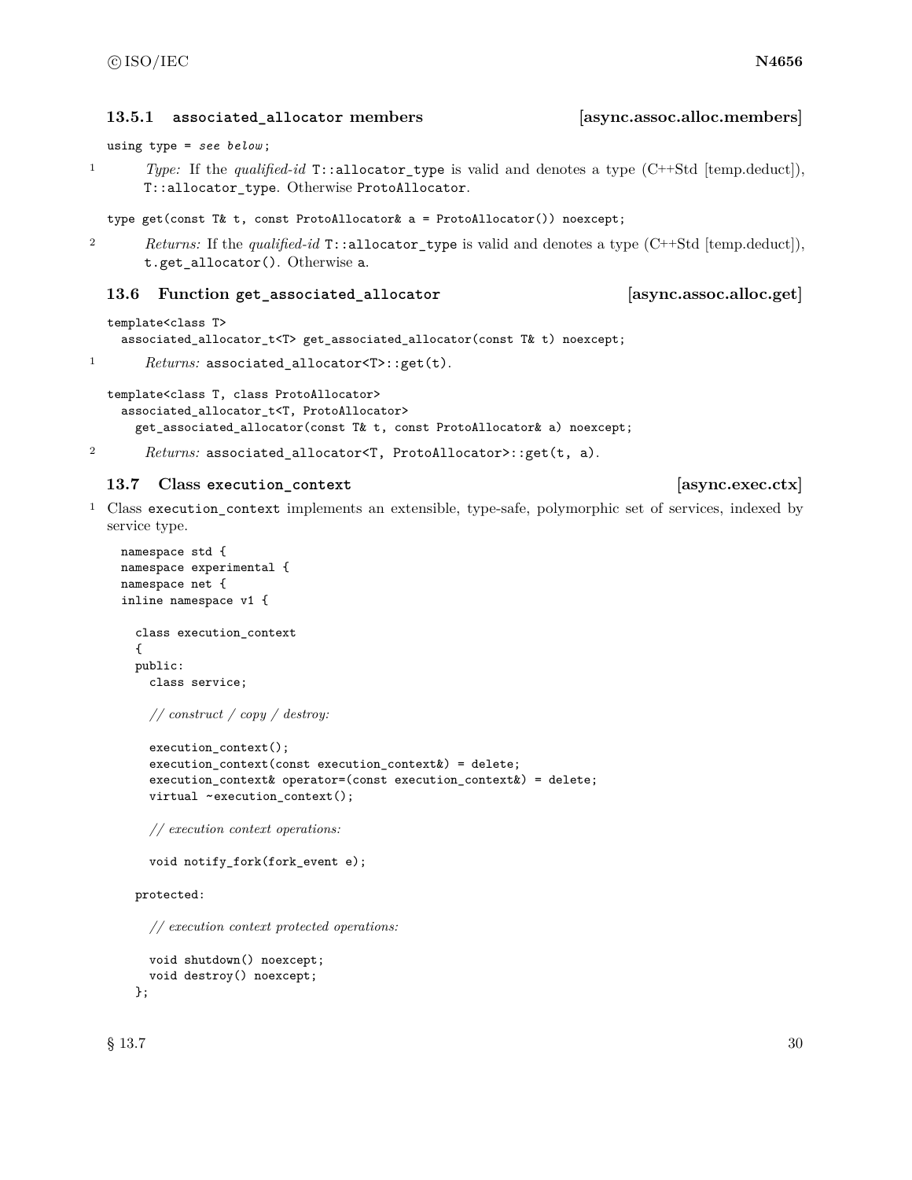### 13.5.1 `associated_allocator` members [async.assoc.alloc.members]

```
using type = see below;
```

1 *Type:* If the *qualified-id* `T::allocator_type` is valid and denotes a type (C++Std [temp.deduct]), `T::allocator_type`. Otherwise `ProtoAllocator`.

```
type get(const T& t, const ProtoAllocator& a = ProtoAllocator()) noexcept;
```

2 *Returns:* If the *qualified-id* `T::allocator_type` is valid and denotes a type (C++Std [temp.deduct]), `t.get_allocator()`. Otherwise `a`.

## 13.6 Function `get_associated_allocator` [async.assoc.alloc.get]

```
template<class T>
  associated_allocator_t<T> get_associated_allocator(const T& t) noexcept;
```

1 *Returns:* `associated_allocator<T>::get(t)`.

```
template<class T, class ProtoAllocator>
  associated_allocator_t<T, ProtoAllocator>
    get_associated_allocator(const T& t, const ProtoAllocator& a) noexcept;
```

2 *Returns:* `associated_allocator<T, ProtoAllocator>::get(t, a)`.

## 13.7 Class `execution_context` [async.exec.ctx]

1 Class `execution_context` implements an extensible, type-safe, polymorphic set of services, indexed by service type.

```
namespace std {
namespace experimental {
namespace net {
inline namespace v1 {

  class execution_context
  {
  public:
    class service;

    // construct / copy / destroy:

    execution_context();
    execution_context(const execution_context&) = delete;
    execution_context& operator=(const execution_context&) = delete;
    virtual ~execution_context();

    // execution context operations:

    void notify_fork(fork_event e);

  protected:

    // execution context protected operations:

    void shutdown() noexcept;
    void destroy() noexcept;
  };
```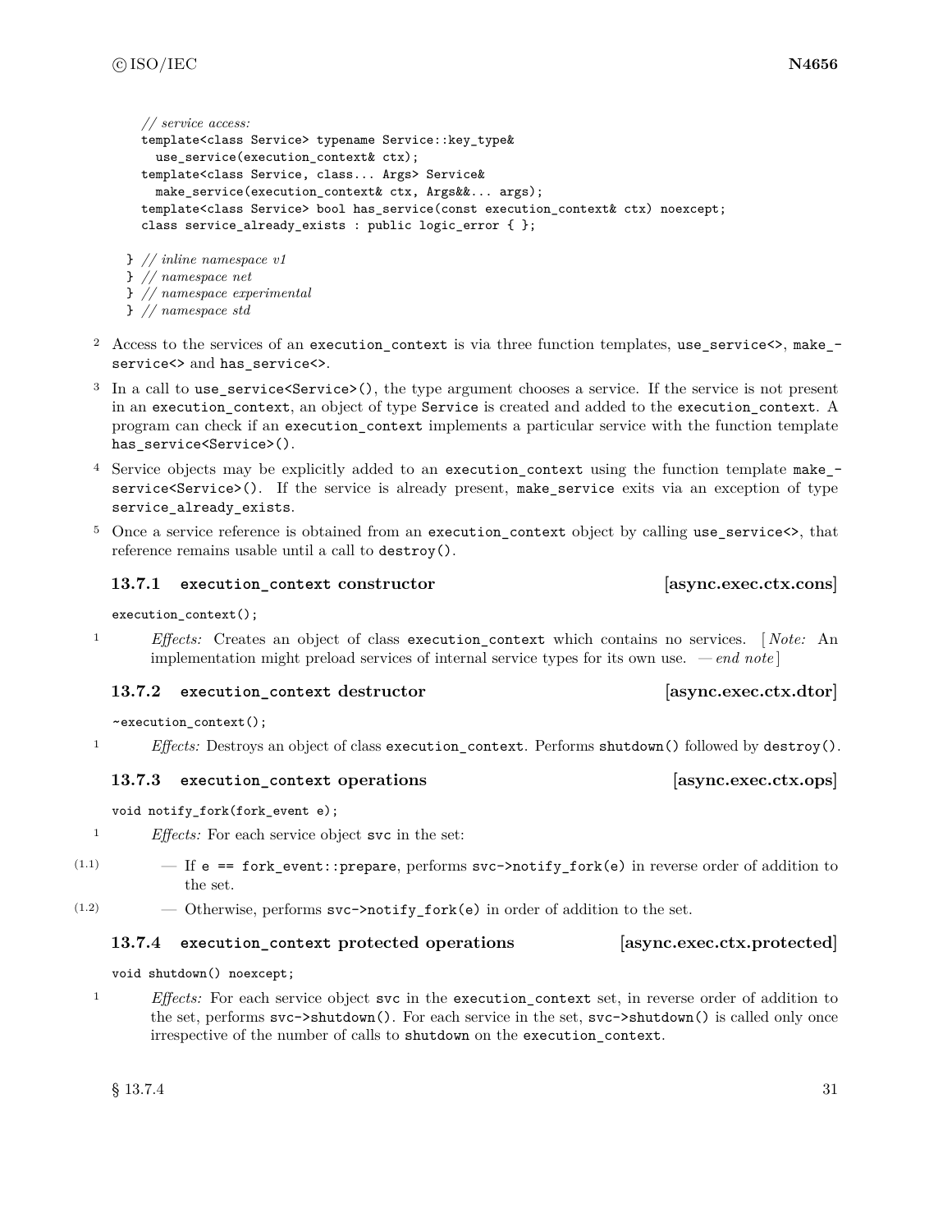```
    // service access:
    template<class Service> typename Service::key_type&
      use_service(execution_context& ctx);
    template<class Service, class... Args> Service&
      make_service(execution_context& ctx, Args&&... args);
    template<class Service> bool has_service(const execution_context& ctx) noexcept;
    class service_already_exists : public logic_error { };

  } // inline namespace v1
  } // namespace net
  } // namespace experimental
  } // namespace std
```

2 Access to the services of an `execution_context` is via three function templates, `use_service<>`, `make_service<>` and `has_service<>`.

3 In a call to `use_service<Service>()`, the type argument chooses a service. If the service is not present in an `execution_context`, an object of type `Service` is created and added to the `execution_context`. A program can check if an `execution_context` implements a particular service with the function template `has_service<Service>()`.

4 Service objects may be explicitly added to an `execution_context` using the function template `make_service<Service>()`. If the service is already present, `make_service` exits via an exception of type `service_already_exists`.

5 Once a service reference is obtained from an `execution_context` object by calling `use_service<>`, that reference remains usable until a call to `destroy()`.

### 13.7.1 `execution_context` constructor [async.exec.ctx.cons]

```
execution_context();
```

1 *Effects:* Creates an object of class `execution_context` which contains no services. [ *Note:* An implementation might preload services of internal service types for its own use. — *end note* ]

### 13.7.2 `execution_context` destructor [async.exec.ctx.dtor]

```
~execution_context();
```

1 *Effects:* Destroys an object of class `execution_context`. Performs `shutdown()` followed by `destroy()`.

### 13.7.3 `execution_context` operations [async.exec.ctx.ops]

```
void notify_fork(fork_event e);
```

1 *Effects:* For each service object `svc` in the set:

(1.1) — If `e == fork_event::prepare`, performs `svc->notify_fork(e)` in reverse order of addition to the set.

(1.2) — Otherwise, performs `svc->notify_fork(e)` in order of addition to the set.

### 13.7.4 `execution_context` protected operations [async.exec.ctx.protected]

```
void shutdown() noexcept;
```

1 *Effects:* For each service object `svc` in the `execution_context` set, in reverse order of addition to the set, performs `svc->shutdown()`. For each service in the set, `svc->shutdown()` is called only once irrespective of the number of calls to `shutdown` on the `execution_context`.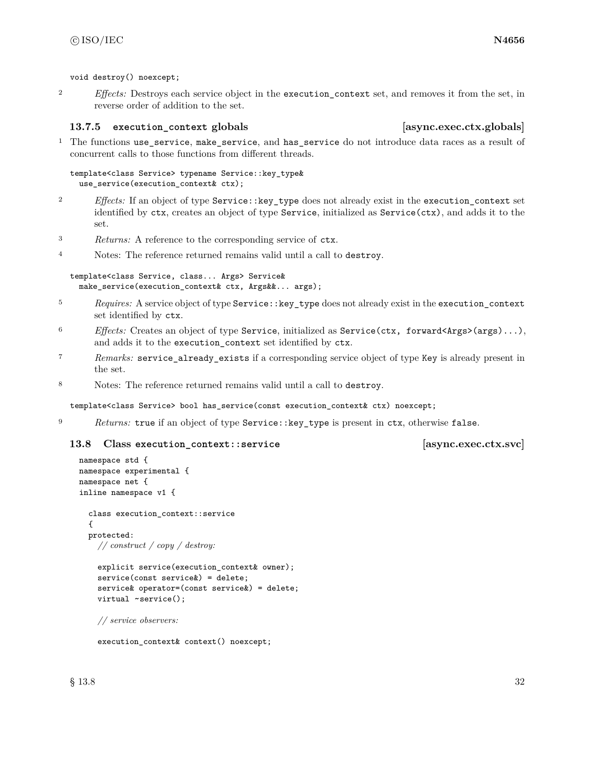```
void destroy() noexcept;
```

2 *Effects:* Destroys each service object in the `execution_context` set, and removes it from the set, in reverse order of addition to the set.

### 13.7.5 `execution_context` globals [async.exec.ctx.globals]

1 The functions `use_service`, `make_service`, and `has_service` do not introduce data races as a result of concurrent calls to those functions from different threads.

```
template<class Service> typename Service::key_type&
  use_service(execution_context& ctx);
```

2 *Effects:* If an object of type `Service::key_type` does not already exist in the `execution_context` set identified by `ctx`, creates an object of type `Service`, initialized as `Service(ctx)`, and adds it to the set.

3 *Returns:* A reference to the corresponding service of `ctx`.

4 Notes: The reference returned remains valid until a call to `destroy`.

```
template<class Service, class... Args> Service&
  make_service(execution_context& ctx, Args&&... args);
```

5 *Requires:* A service object of type `Service::key_type` does not already exist in the `execution_context` set identified by `ctx`.

6 *Effects:* Creates an object of type `Service`, initialized as `Service(ctx, forward<Args>(args)...)`, and adds it to the `execution_context` set identified by `ctx`.

7 *Remarks:* `service_already_exists` if a corresponding service object of type `Key` is already present in the set.

8 Notes: The reference returned remains valid until a call to `destroy`.

```
template<class Service> bool has_service(const execution_context& ctx) noexcept;
```

9 *Returns:* `true` if an object of type `Service::key_type` is present in `ctx`, otherwise `false`.

## 13.8 Class `execution_context::service` [async.exec.ctx.svc]

```
namespace std {
namespace experimental {
namespace net {
inline namespace v1 {

  class execution_context::service
  {
  protected:
    // construct / copy / destroy:

    explicit service(execution_context& owner);
    service(const service&) = delete;
    service& operator=(const service&) = delete;
    virtual ~service();

    // service observers:

    execution_context& context() noexcept;
```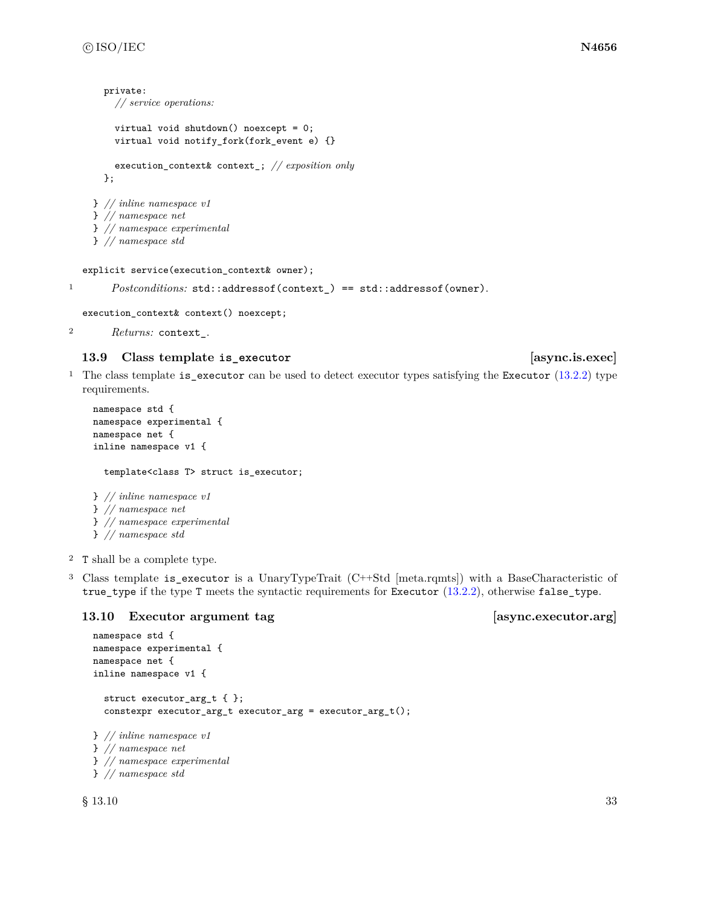```
  private:
    // service operations:

    virtual void shutdown() noexcept = 0;
    virtual void notify_fork(fork_event e) {}

    execution_context& context_; // exposition only
  };

} // inline namespace v1
} // namespace net
} // namespace experimental
} // namespace std
```

```
explicit service(execution_context& owner);
```

1 *Postconditions:* `std::addressof(context_) == std::addressof(owner)`.

```
execution_context& context() noexcept;
```

2 *Returns:* `context_`.

### 13.9 Class template `is_executor` [async.is.exec]

1 The class template `is_executor` can be used to detect executor types satisfying the `Executor` (13.2.2) type requirements.

```
namespace std {
namespace experimental {
namespace net {
inline namespace v1 {

  template<class T> struct is_executor;

} // inline namespace v1
} // namespace net
} // namespace experimental
} // namespace std
```

2 `T` shall be a complete type.

3 Class template `is_executor` is a UnaryTypeTrait (C++Std [meta.rqmts]) with a BaseCharacteristic of `true_type` if the type `T` meets the syntactic requirements for `Executor` (13.2.2), otherwise `false_type`.

### 13.10 Executor argument tag [async.executor.arg]

```
namespace std {
namespace experimental {
namespace net {
inline namespace v1 {

  struct executor_arg_t { };
  constexpr executor_arg_t executor_arg = executor_arg_t();

} // inline namespace v1
} // namespace net
} // namespace experimental
} // namespace std
```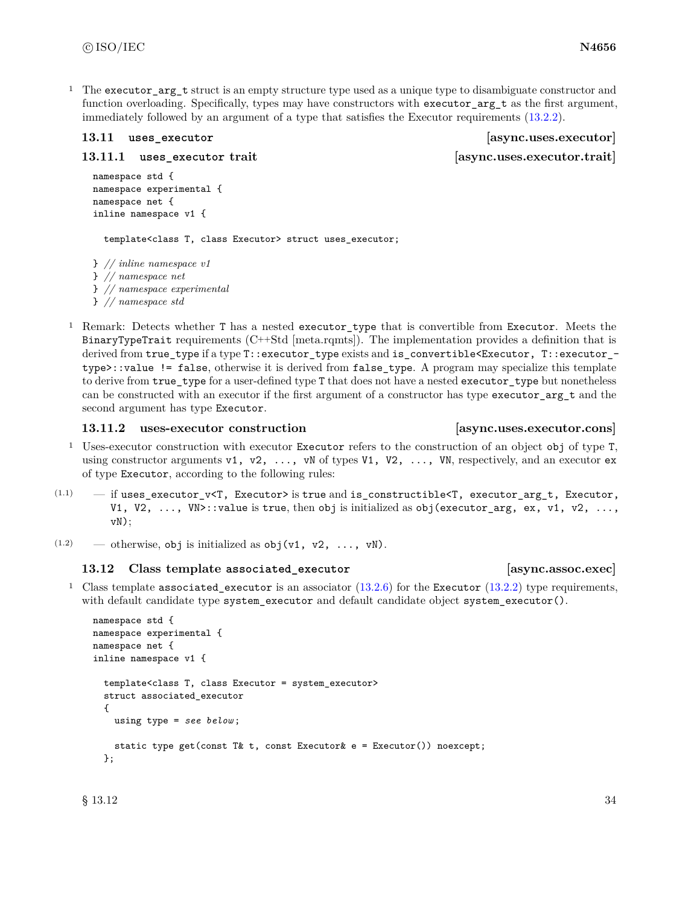1 The `executor_arg_t` struct is an empty structure type used as a unique type to disambiguate constructor and function overloading. Specifically, types may have constructors with `executor_arg_t` as the first argument, immediately followed by an argument of a type that satisfies the Executor requirements (13.2.2).

## 13.11 `uses_executor` [async.uses.executor]

### 13.11.1 `uses_executor` trait [async.uses.executor.trait]

```
namespace std {
namespace experimental {
namespace net {
inline namespace v1 {

  template<class T, class Executor> struct uses_executor;

} // inline namespace v1
} // namespace net
} // namespace experimental
} // namespace std
```

1 Remark: Detects whether `T` has a nested `executor_type` that is convertible from `Executor`. Meets the `BinaryTypeTrait` requirements (C++Std [meta.rqmts]). The implementation provides a definition that is derived from `true_type` if a type `T::executor_type` exists and `is_convertible<Executor, T::executor_type>::value != false`, otherwise it is derived from `false_type`. A program may specialize this template to derive from `true_type` for a user-defined type `T` that does not have a nested `executor_type` but nonetheless can be constructed with an executor if the first argument of a constructor has type `executor_arg_t` and the second argument has type `Executor`.

### 13.11.2 uses-executor construction [async.uses.executor.cons]

1 Uses-executor construction with executor `Executor` refers to the construction of an object `obj` of type `T`, using constructor arguments `v1, v2, ..., vN` of types `V1, V2, ..., VN`, respectively, and an executor `ex` of type `Executor`, according to the following rules:

(1.1) — if `uses_executor_v<T, Executor>` is `true` and `is_constructible<T, executor_arg_t, Executor, V1, V2, ..., VN>::value` is `true`, then `obj` is initialized as `obj(executor_arg, ex, v1, v2, ..., vN)`;

(1.2) — otherwise, `obj` is initialized as `obj(v1, v2, ..., vN)`.

## 13.12 Class template `associated_executor` [async.assoc.exec]

1 Class template `associated_executor` is an associator (13.2.6) for the `Executor` (13.2.2) type requirements, with default candidate type `system_executor` and default candidate object `system_executor()`.

```
namespace std {
namespace experimental {
namespace net {
inline namespace v1 {

  template<class T, class Executor = system_executor>
  struct associated_executor
  {
    using type = see below;

    static type get(const T& t, const Executor& e = Executor()) noexcept;
  };
```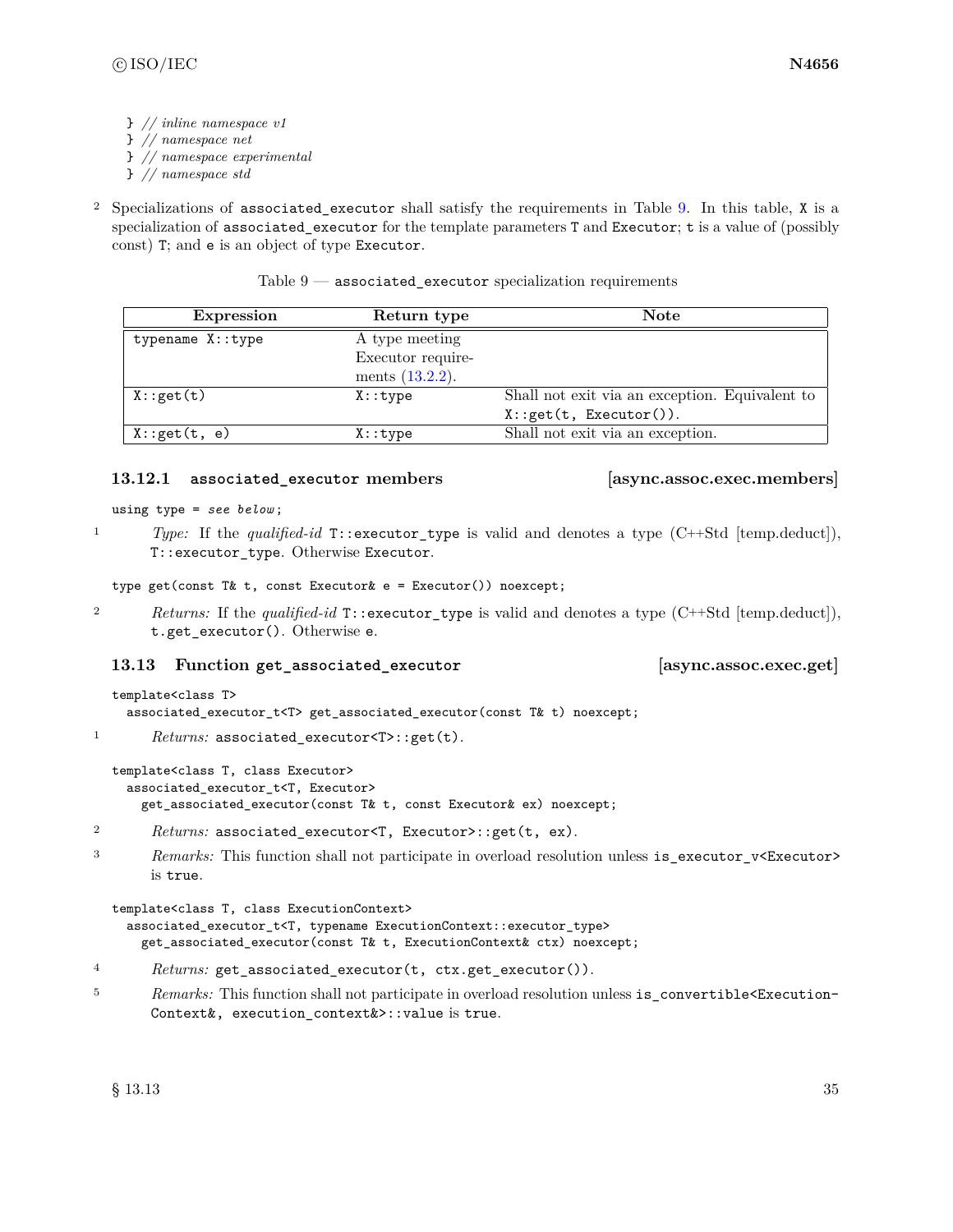```
} // inline namespace v1
} // namespace net
} // namespace experimental
} // namespace std
```

2 Specializations of `associated_executor` shall satisfy the requirements in Table 9. In this table, `X` is a specialization of `associated_executor` for the template parameters `T` and `Executor`; `t` is a value of (possibly const) `T`; and `e` is an object of type `Executor`.

Table 9 — `associated_executor` specialization requirements

| Expression | Return type | Note |
| --- | --- | --- |
| `typename X::type` | A type meeting Executor requirements (13.2.2). | |
| `X::get(t)` | `X::type` | Shall not exit via an exception. Equivalent to `X::get(t, Executor())`. |
| `X::get(t, e)` | `X::type` | Shall not exit via an exception. |

### 13.12.1 `associated_executor` members [async.assoc.exec.members]

```
using type = see below;
```

1 *Type:* If the *qualified-id* `T::executor_type` is valid and denotes a type (C++Std [temp.deduct]), `T::executor_type`. Otherwise `Executor`.

```
type get(const T& t, const Executor& e = Executor()) noexcept;
```

2 *Returns:* If the *qualified-id* `T::executor_type` is valid and denotes a type (C++Std [temp.deduct]), `t.get_executor()`. Otherwise `e`.

## 13.13 Function `get_associated_executor` [async.assoc.exec.get]

```
template<class T>
  associated_executor_t<T> get_associated_executor(const T& t) noexcept;
```

1 *Returns:* `associated_executor<T>::get(t)`.

```
template<class T, class Executor>
  associated_executor_t<T, Executor>
    get_associated_executor(const T& t, const Executor& ex) noexcept;
```

2 *Returns:* `associated_executor<T, Executor>::get(t, ex)`.

3 *Remarks:* This function shall not participate in overload resolution unless `is_executor_v<Executor>` is `true`.

```
template<class T, class ExecutionContext>
  associated_executor_t<T, typename ExecutionContext::executor_type>
    get_associated_executor(const T& t, ExecutionContext& ctx) noexcept;
```

4 *Returns:* `get_associated_executor(t, ctx.get_executor())`.

5 *Remarks:* This function shall not participate in overload resolution unless `is_convertible<ExecutionContext&, execution_context&>::value` is `true`.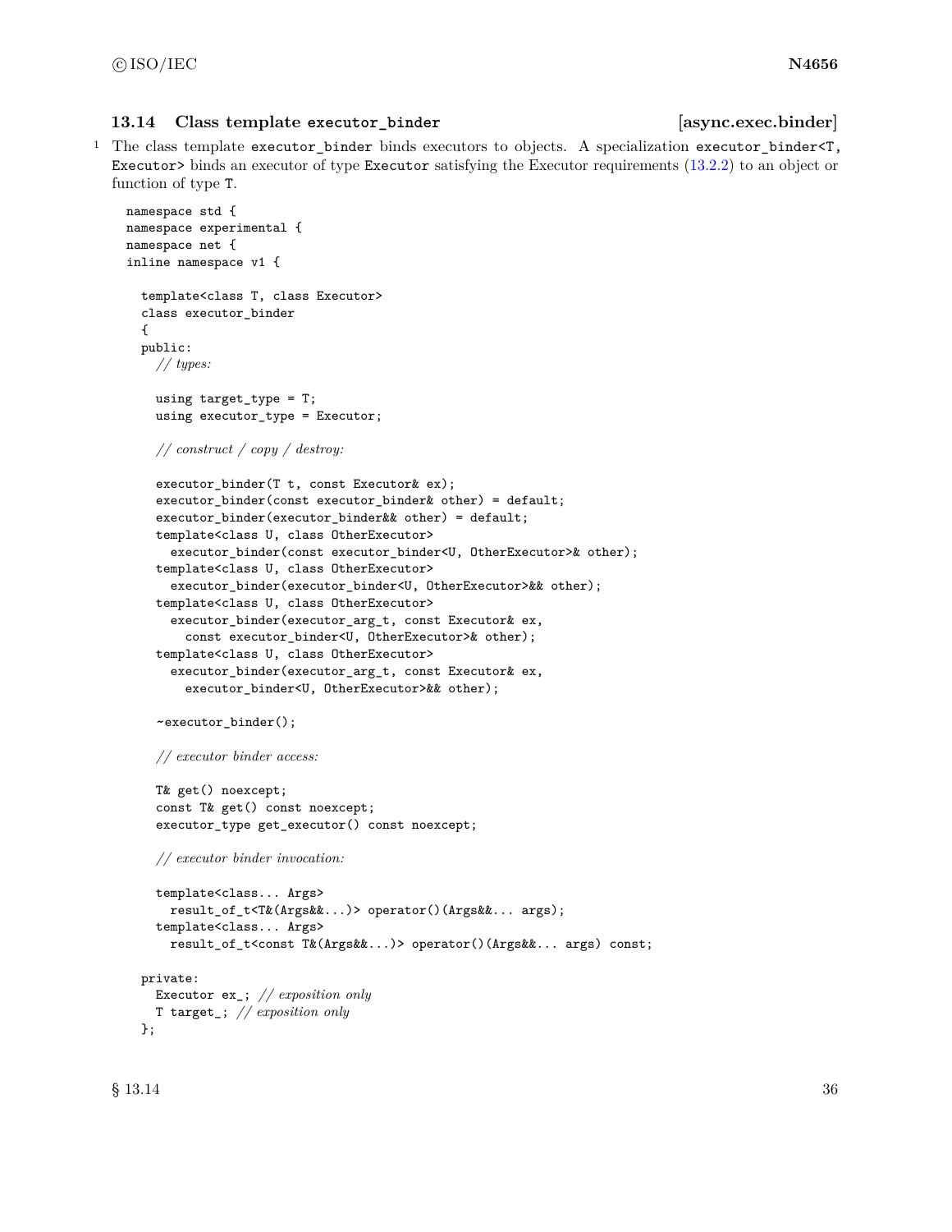### 13.14 Class template `executor_binder` [async.exec.binder]

1 The class template `executor_binder` binds executors to objects. A specialization `executor_binder<T, Executor>` binds an executor of type `Executor` satisfying the Executor requirements (13.2.2) to an object or function of type `T`.

```
namespace std {
namespace experimental {
namespace net {
inline namespace v1 {

  template<class T, class Executor>
  class executor_binder
  {
  public:
    // types:

    using target_type = T;
    using executor_type = Executor;

    // construct / copy / destroy:

    executor_binder(T t, const Executor& ex);
    executor_binder(const executor_binder& other) = default;
    executor_binder(executor_binder&& other) = default;
    template<class U, class OtherExecutor>
      executor_binder(const executor_binder<U, OtherExecutor>& other);
    template<class U, class OtherExecutor>
      executor_binder(executor_binder<U, OtherExecutor>&& other);
    template<class U, class OtherExecutor>
      executor_binder(executor_arg_t, const Executor& ex,
        const executor_binder<U, OtherExecutor>& other);
    template<class U, class OtherExecutor>
      executor_binder(executor_arg_t, const Executor& ex,
        executor_binder<U, OtherExecutor>&& other);

    ~executor_binder();

    // executor binder access:

    T& get() noexcept;
    const T& get() const noexcept;
    executor_type get_executor() const noexcept;

    // executor binder invocation:

    template<class... Args>
      result_of_t<T&(Args&&...)> operator()(Args&&... args);
    template<class... Args>
      result_of_t<const T&(Args&&...)> operator()(Args&&... args) const;

  private:
    Executor ex_; // exposition only
    T target_; // exposition only
  };
```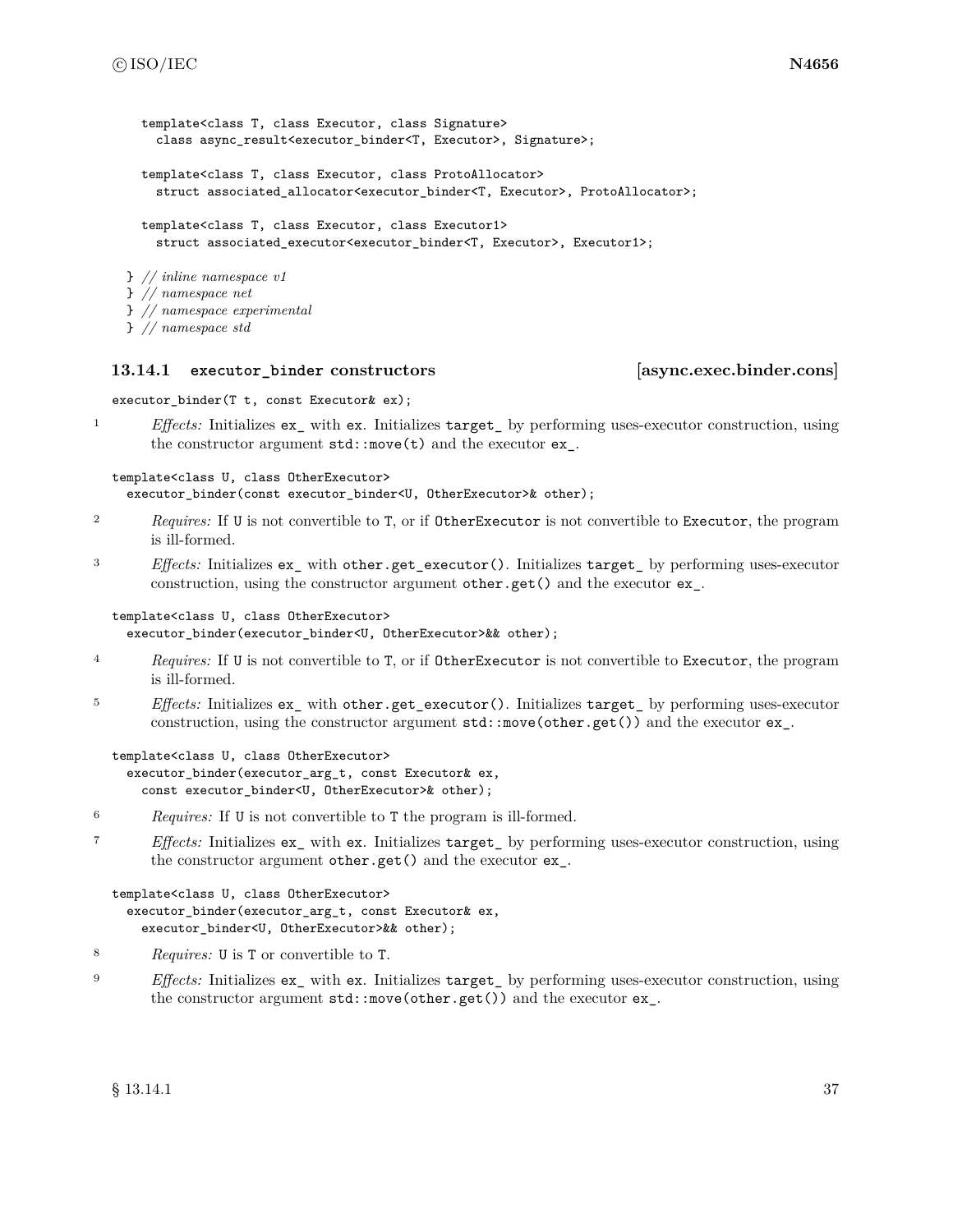```
    template<class T, class Executor, class Signature>
      class async_result<executor_binder<T, Executor>, Signature>;

    template<class T, class Executor, class ProtoAllocator>
      struct associated_allocator<executor_binder<T, Executor>, ProtoAllocator>;

    template<class T, class Executor, class Executor1>
      struct associated_executor<executor_binder<T, Executor>, Executor1>;

  } // inline namespace v1
  } // namespace net
  } // namespace experimental
  } // namespace std
```

### 13.14.1 executor_binder constructors [async.exec.binder.cons]

```
executor_binder(T t, const Executor& ex);
```

1 *Effects:* Initializes `ex_` with `ex`. Initializes `target_` by performing uses-executor construction, using the constructor argument `std::move(t)` and the executor `ex_`.

```
template<class U, class OtherExecutor>
  executor_binder(const executor_binder<U, OtherExecutor>& other);
```

2 *Requires:* If `U` is not convertible to `T`, or if `OtherExecutor` is not convertible to `Executor`, the program is ill-formed.

3 *Effects:* Initializes `ex_` with `other.get_executor()`. Initializes `target_` by performing uses-executor construction, using the constructor argument `other.get()` and the executor `ex_`.

```
template<class U, class OtherExecutor>
  executor_binder(executor_binder<U, OtherExecutor>&& other);
```

4 *Requires:* If `U` is not convertible to `T`, or if `OtherExecutor` is not convertible to `Executor`, the program is ill-formed.

5 *Effects:* Initializes `ex_` with `other.get_executor()`. Initializes `target_` by performing uses-executor construction, using the constructor argument `std::move(other.get())` and the executor `ex_`.

```
template<class U, class OtherExecutor>
  executor_binder(executor_arg_t, const Executor& ex,
    const executor_binder<U, OtherExecutor>& other);
```

6 *Requires:* If `U` is not convertible to `T` the program is ill-formed.

7 *Effects:* Initializes `ex_` with `ex`. Initializes `target_` by performing uses-executor construction, using the constructor argument `other.get()` and the executor `ex_`.

```
template<class U, class OtherExecutor>
  executor_binder(executor_arg_t, const Executor& ex,
    executor_binder<U, OtherExecutor>&& other);
```

8 *Requires:* `U` is `T` or convertible to `T`.

9 *Effects:* Initializes `ex_` with `ex`. Initializes `target_` by performing uses-executor construction, using the constructor argument `std::move(other.get())` and the executor `ex_`.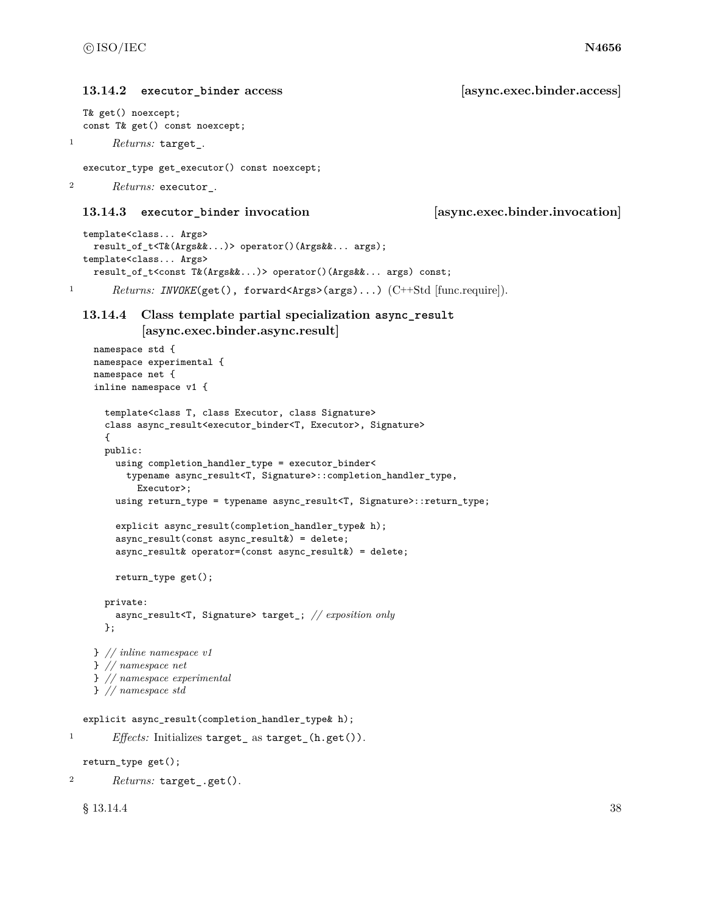### 13.14.2 `executor_binder` access [async.exec.binder.access]

```
T& get() noexcept;
const T& get() const noexcept;
```

1 *Returns:* `target_`.

```
executor_type get_executor() const noexcept;
```

2 *Returns:* `executor_`.

### 13.14.3 `executor_binder` invocation [async.exec.binder.invocation]

```
template<class... Args>
  result_of_t<T&(Args&&...)> operator()(Args&&... args);
template<class... Args>
  result_of_t<const T&(Args&&...)> operator()(Args&&... args) const;
```

1 *Returns:* *INVOKE*`(get(), forward<Args>(args)...)` (C++Std [func.require]).

### 13.14.4 Class template partial specialization `async_result` [async.exec.binder.async.result]

```
namespace std {
namespace experimental {
namespace net {
inline namespace v1 {

  template<class T, class Executor, class Signature>
  class async_result<executor_binder<T, Executor>, Signature>
  {
  public:
    using completion_handler_type = executor_binder<
      typename async_result<T, Signature>::completion_handler_type,
        Executor>;
    using return_type = typename async_result<T, Signature>::return_type;

    explicit async_result(completion_handler_type& h);
    async_result(const async_result&) = delete;
    async_result& operator=(const async_result&) = delete;

    return_type get();

  private:
    async_result<T, Signature> target_; // exposition only
  };

} // inline namespace v1
} // namespace net
} // namespace experimental
} // namespace std
```

```
explicit async_result(completion_handler_type& h);
```

1 *Effects:* Initializes `target_` as `target_(h.get())`.

```
return_type get();
```

2 *Returns:* `target_.get()`.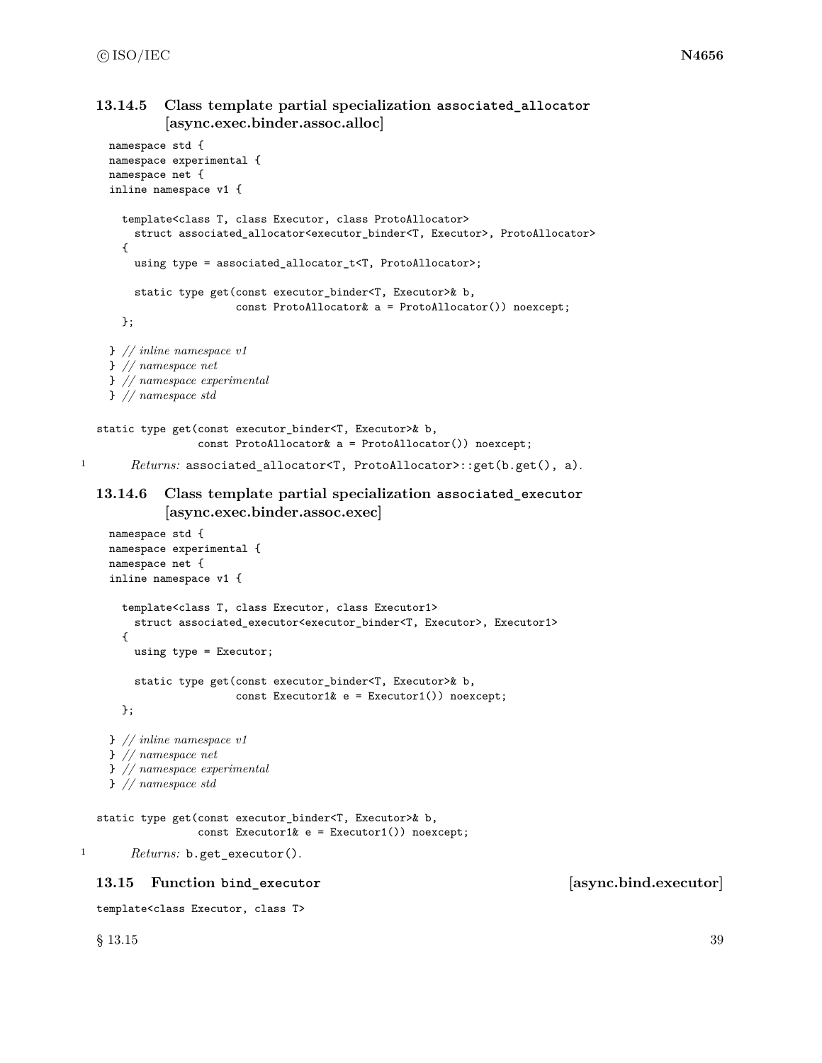### 13.14.5 Class template partial specialization `associated_allocator` [async.exec.binder.assoc.alloc]

```
namespace std {
namespace experimental {
namespace net {
inline namespace v1 {

  template<class T, class Executor, class ProtoAllocator>
    struct associated_allocator<executor_binder<T, Executor>, ProtoAllocator>
  {
    using type = associated_allocator_t<T, ProtoAllocator>;

    static type get(const executor_binder<T, Executor>& b,
                    const ProtoAllocator& a = ProtoAllocator()) noexcept;
  };

} // inline namespace v1
} // namespace net
} // namespace experimental
} // namespace std
```

```
static type get(const executor_binder<T, Executor>& b,
                const ProtoAllocator& a = ProtoAllocator()) noexcept;
```

1 *Returns:* `associated_allocator<T, ProtoAllocator>::get(b.get(), a)`.

### 13.14.6 Class template partial specialization `associated_executor` [async.exec.binder.assoc.exec]

```
namespace std {
namespace experimental {
namespace net {
inline namespace v1 {

  template<class T, class Executor, class Executor1>
    struct associated_executor<executor_binder<T, Executor>, Executor1>
  {
    using type = Executor;

    static type get(const executor_binder<T, Executor>& b,
                    const Executor1& e = Executor1()) noexcept;
  };

} // inline namespace v1
} // namespace net
} // namespace experimental
} // namespace std
```

```
static type get(const executor_binder<T, Executor>& b,
                const Executor1& e = Executor1()) noexcept;
```

1 *Returns:* `b.get_executor()`.

## 13.15 Function `bind_executor` [async.bind.executor]

```
template<class Executor, class T>
```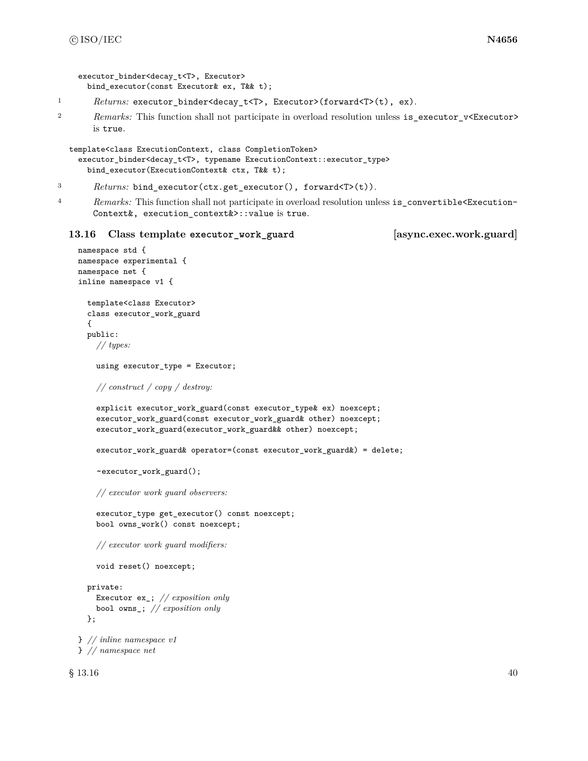```
executor_binder<decay_t<T>, Executor>
  bind_executor(const Executor& ex, T&& t);
```

1 *Returns:* `executor_binder<decay_t<T>, Executor>(forward<T>(t), ex)`.

2 *Remarks:* This function shall not participate in overload resolution unless `is_executor_v<Executor>` is `true`.

```
template<class ExecutionContext, class CompletionToken>
  executor_binder<decay_t<T>, typename ExecutionContext::executor_type>
    bind_executor(ExecutionContext& ctx, T&& t);
```

3 *Returns:* `bind_executor(ctx.get_executor(), forward<T>(t))`.

4 *Remarks:* This function shall not participate in overload resolution unless `is_convertible<ExecutionContext&, execution_context&>::value` is `true`.

## 13.16 Class template `executor_work_guard` [async.exec.work.guard]

```
namespace std {
namespace experimental {
namespace net {
inline namespace v1 {

  template<class Executor>
  class executor_work_guard
  {
  public:
    // types:

    using executor_type = Executor;

    // construct / copy / destroy:

    explicit executor_work_guard(const executor_type& ex) noexcept;
    executor_work_guard(const executor_work_guard& other) noexcept;
    executor_work_guard(executor_work_guard&& other) noexcept;

    executor_work_guard& operator=(const executor_work_guard&) = delete;

    ~executor_work_guard();

    // executor work guard observers:

    executor_type get_executor() const noexcept;
    bool owns_work() const noexcept;

    // executor work guard modifiers:

    void reset() noexcept;

  private:
    Executor ex_; // exposition only
    bool owns_; // exposition only
  };

} // inline namespace v1
} // namespace net
```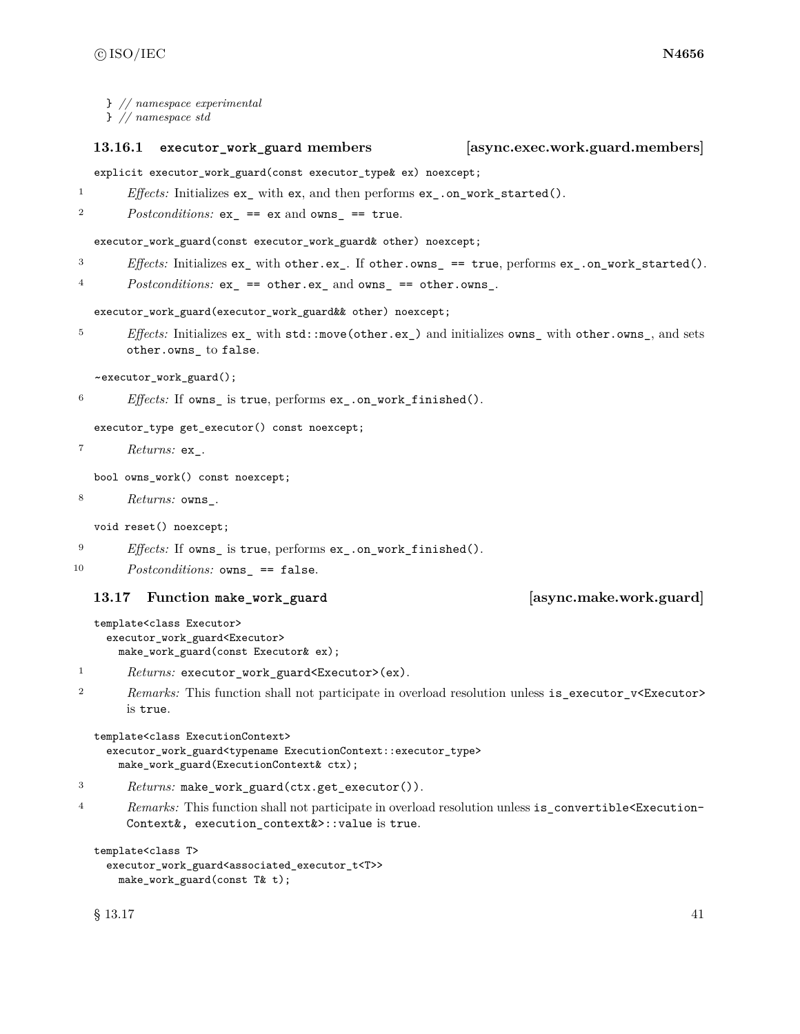```
} // namespace experimental
} // namespace std
```

### 13.16.1 `executor_work_guard` members [async.exec.work.guard.members]

```
explicit executor_work_guard(const executor_type& ex) noexcept;
```

1 *Effects:* Initializes `ex_` with `ex`, and then performs `ex_.on_work_started()`.

2 *Postconditions:* `ex_ == ex` and `owns_ == true`.

```
executor_work_guard(const executor_work_guard& other) noexcept;
```

3 *Effects:* Initializes `ex_` with `other.ex_`. If `other.owns_ == true`, performs `ex_.on_work_started()`.

4 *Postconditions:* `ex_ == other.ex_` and `owns_ == other.owns_`.

```
executor_work_guard(executor_work_guard&& other) noexcept;
```

5 *Effects:* Initializes `ex_` with `std::move(other.ex_)` and initializes `owns_` with `other.owns_`, and sets `other.owns_` to `false`.

```
~executor_work_guard();
```

6 *Effects:* If `owns_` is `true`, performs `ex_.on_work_finished()`.

```
executor_type get_executor() const noexcept;
```

7 *Returns:* `ex_`.

```
bool owns_work() const noexcept;
```

8 *Returns:* `owns_`.

```
void reset() noexcept;
```

9 *Effects:* If `owns_` is `true`, performs `ex_.on_work_finished()`.

10 *Postconditions:* `owns_ == false`.

## 13.17 Function `make_work_guard` [async.make.work.guard]

```
template<class Executor>
  executor_work_guard<Executor>
    make_work_guard(const Executor& ex);
```

1 *Returns:* `executor_work_guard<Executor>(ex)`.

2 *Remarks:* This function shall not participate in overload resolution unless `is_executor_v<Executor>` is `true`.

```
template<class ExecutionContext>
  executor_work_guard<typename ExecutionContext::executor_type>
    make_work_guard(ExecutionContext& ctx);
```

3 *Returns:* `make_work_guard(ctx.get_executor())`.

4 *Remarks:* This function shall not participate in overload resolution unless `is_convertible<ExecutionContext&, execution_context&>::value` is `true`.

```
template<class T>
  executor_work_guard<associated_executor_t<T>>
    make_work_guard(const T& t);
```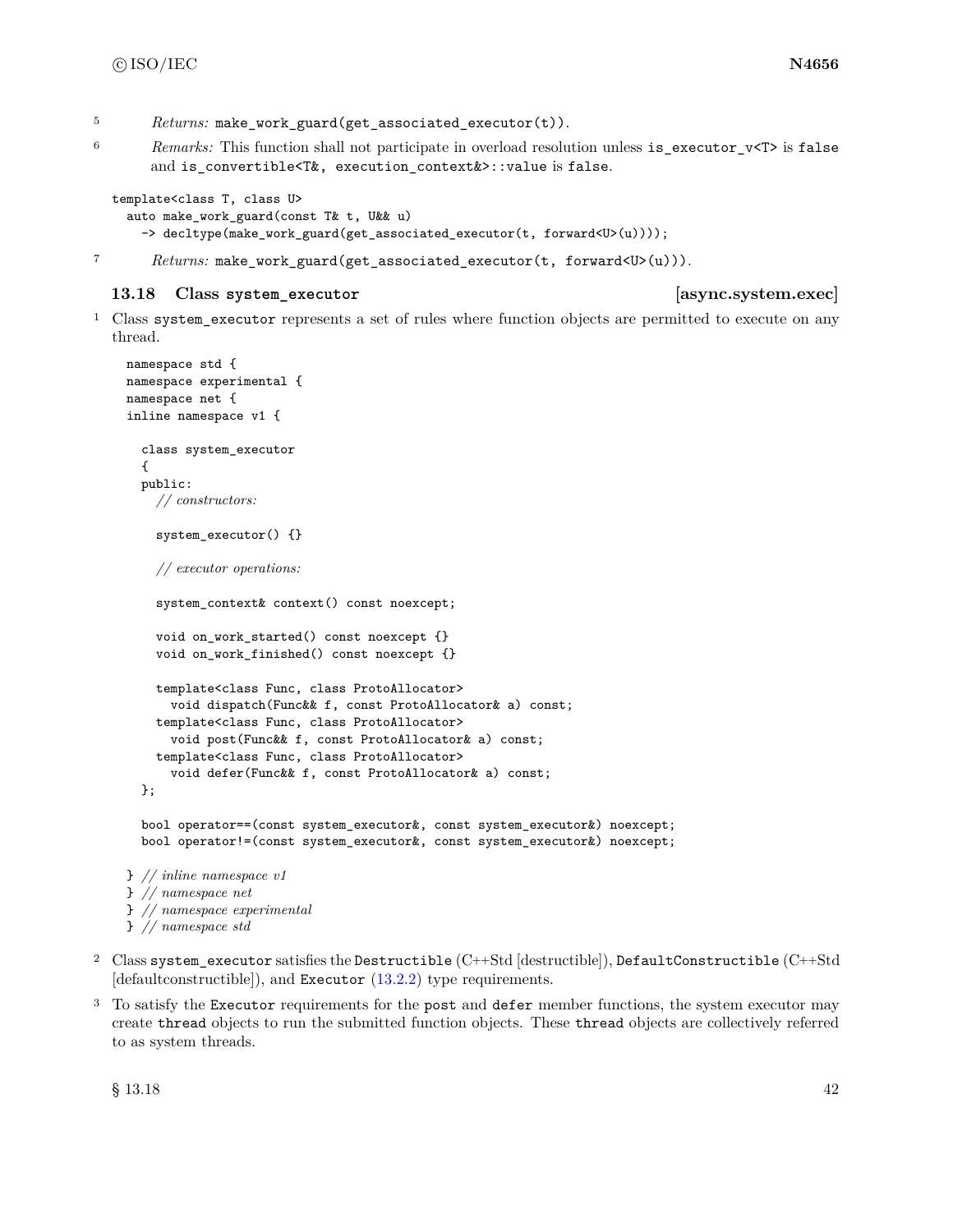5 *Returns:* `make_work_guard(get_associated_executor(t))`.

6 *Remarks:* This function shall not participate in overload resolution unless `is_executor_v<T>` is `false` and `is_convertible<T&, execution_context&>::value` is `false`.

```
template<class T, class U>
  auto make_work_guard(const T& t, U&& u)
    -> decltype(make_work_guard(get_associated_executor(t, forward<U>(u))));
```

7 *Returns:* `make_work_guard(get_associated_executor(t, forward<U>(u)))`.

### 13.18 Class `system_executor` [async.system.exec]

1 Class `system_executor` represents a set of rules where function objects are permitted to execute on any thread.

```
namespace std {
namespace experimental {
namespace net {
inline namespace v1 {

  class system_executor
  {
  public:
    // constructors:

    system_executor() {}

    // executor operations:

    system_context& context() const noexcept;

    void on_work_started() const noexcept {}
    void on_work_finished() const noexcept {}

    template<class Func, class ProtoAllocator>
      void dispatch(Func&& f, const ProtoAllocator& a) const;
    template<class Func, class ProtoAllocator>
      void post(Func&& f, const ProtoAllocator& a) const;
    template<class Func, class ProtoAllocator>
      void defer(Func&& f, const ProtoAllocator& a) const;
  };

  bool operator==(const system_executor&, const system_executor&) noexcept;
  bool operator!=(const system_executor&, const system_executor&) noexcept;

} // inline namespace v1
} // namespace net
} // namespace experimental
} // namespace std
```

2 Class `system_executor` satisfies the `Destructible` (C++Std [destructible]), `DefaultConstructible` (C++Std [defaultconstructible]), and `Executor` (13.2.2) type requirements.

3 To satisfy the `Executor` requirements for the `post` and `defer` member functions, the system executor may create `thread` objects to run the submitted function objects. These `thread` objects are collectively referred to as system threads.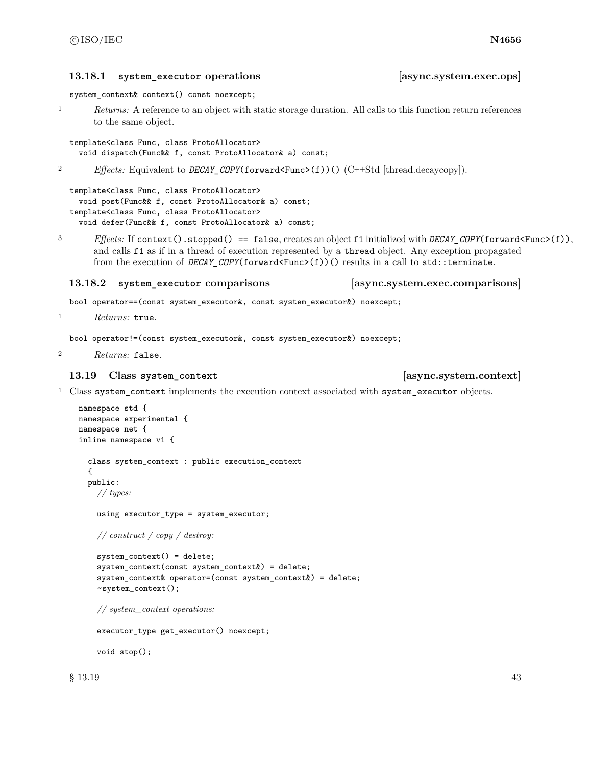### 13.18.1 system_executor operations [async.system.exec.ops]

```
system_context& context() const noexcept;
```

1 *Returns:* A reference to an object with static storage duration. All calls to this function return references to the same object.

```
template<class Func, class ProtoAllocator>
  void dispatch(Func&& f, const ProtoAllocator& a) const;
```

2 *Effects:* Equivalent to `DECAY_COPY(forward<Func>(f))()` (C++Std [thread.decaycopy]).

```
template<class Func, class ProtoAllocator>
  void post(Func&& f, const ProtoAllocator& a) const;
template<class Func, class ProtoAllocator>
  void defer(Func&& f, const ProtoAllocator& a) const;
```

3 *Effects:* If `context().stopped() == false`, creates an object `f1` initialized with `DECAY_COPY(forward<Func>(f))`, and calls `f1` as if in a thread of execution represented by a `thread` object. Any exception propagated from the execution of `DECAY_COPY(forward<Func>(f))()` results in a call to `std::terminate`.

### 13.18.2 system_executor comparisons [async.system.exec.comparisons]

```
bool operator==(const system_executor&, const system_executor&) noexcept;
```

1 *Returns:* `true`.

```
bool operator!=(const system_executor&, const system_executor&) noexcept;
```

2 *Returns:* `false`.

## 13.19 Class system_context [async.system.context]

1 Class `system_context` implements the execution context associated with `system_executor` objects.

```
namespace std {
namespace experimental {
namespace net {
inline namespace v1 {

  class system_context : public execution_context
  {
  public:
    // types:

    using executor_type = system_executor;

    // construct / copy / destroy:

    system_context() = delete;
    system_context(const system_context&) = delete;
    system_context& operator=(const system_context&) = delete;
    ~system_context();

    // system_context operations:

    executor_type get_executor() noexcept;

    void stop();
```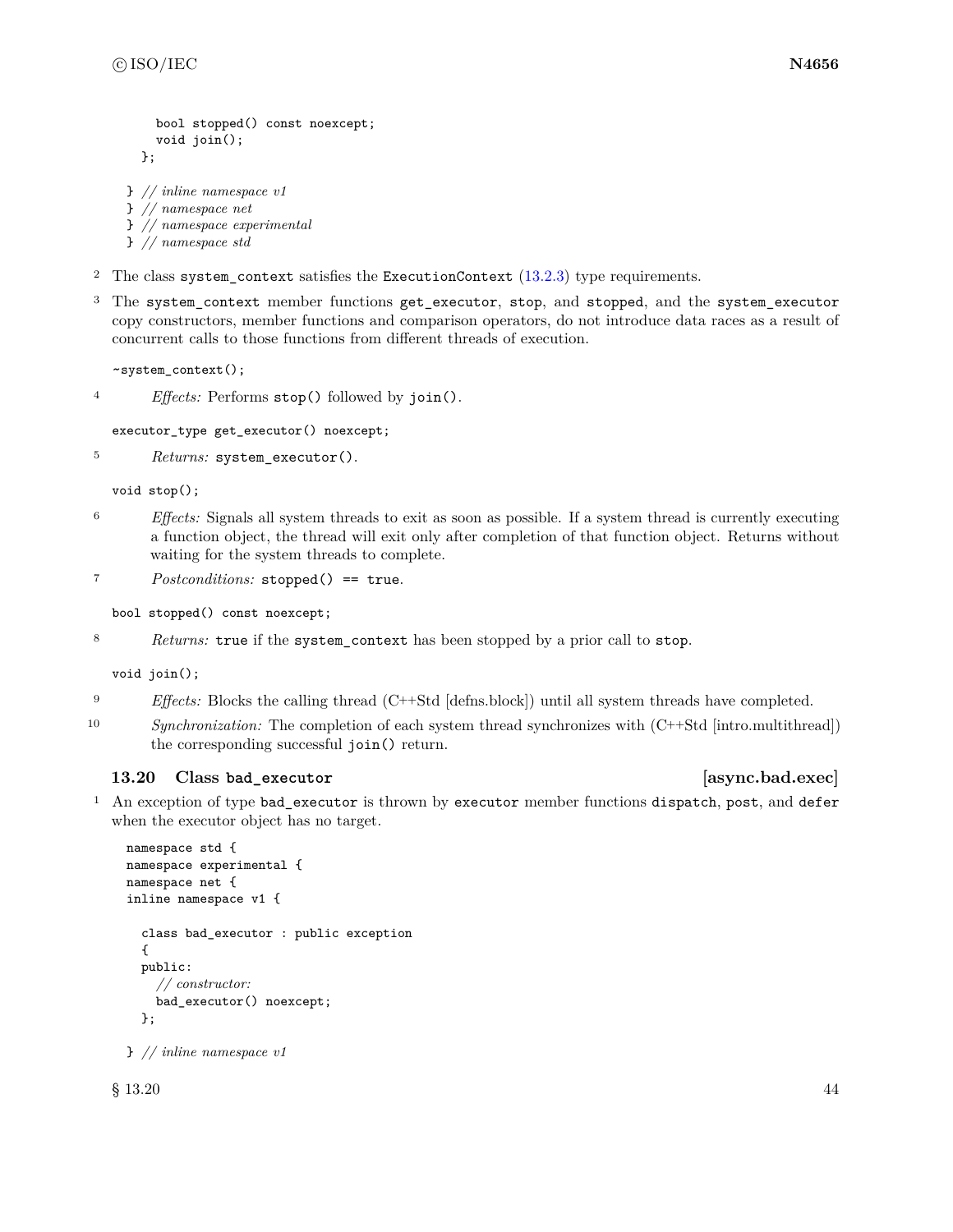```
    bool stopped() const noexcept;
    void join();
  };

} // inline namespace v1
} // namespace net
} // namespace experimental
} // namespace std
```

2 The class `system_context` satisfies the `ExecutionContext` (13.2.3) type requirements.

3 The `system_context` member functions `get_executor`, `stop`, and `stopped`, and the `system_executor` copy constructors, member functions and comparison operators, do not introduce data races as a result of concurrent calls to those functions from different threads of execution.

```
~system_context();
```

4 *Effects:* Performs `stop()` followed by `join()`.

```
executor_type get_executor() noexcept;
```

5 *Returns:* `system_executor()`.

```
void stop();
```

6 *Effects:* Signals all system threads to exit as soon as possible. If a system thread is currently executing a function object, the thread will exit only after completion of that function object. Returns without waiting for the system threads to complete.

7 *Postconditions:* `stopped() == true`.

```
bool stopped() const noexcept;
```

8 *Returns:* `true` if the `system_context` has been stopped by a prior call to `stop`.

```
void join();
```

9 *Effects:* Blocks the calling thread (C++Std [defns.block]) until all system threads have completed.

10 *Synchronization:* The completion of each system thread synchronizes with (C++Std [intro.multithread]) the corresponding successful `join()` return.

### 13.20 Class `bad_executor` [async.bad.exec]

1 An exception of type `bad_executor` is thrown by `executor` member functions `dispatch`, `post`, and `defer` when the executor object has no target.

```
namespace std {
namespace experimental {
namespace net {
inline namespace v1 {

  class bad_executor : public exception
  {
  public:
    // constructor:
    bad_executor() noexcept;
  };

} // inline namespace v1
```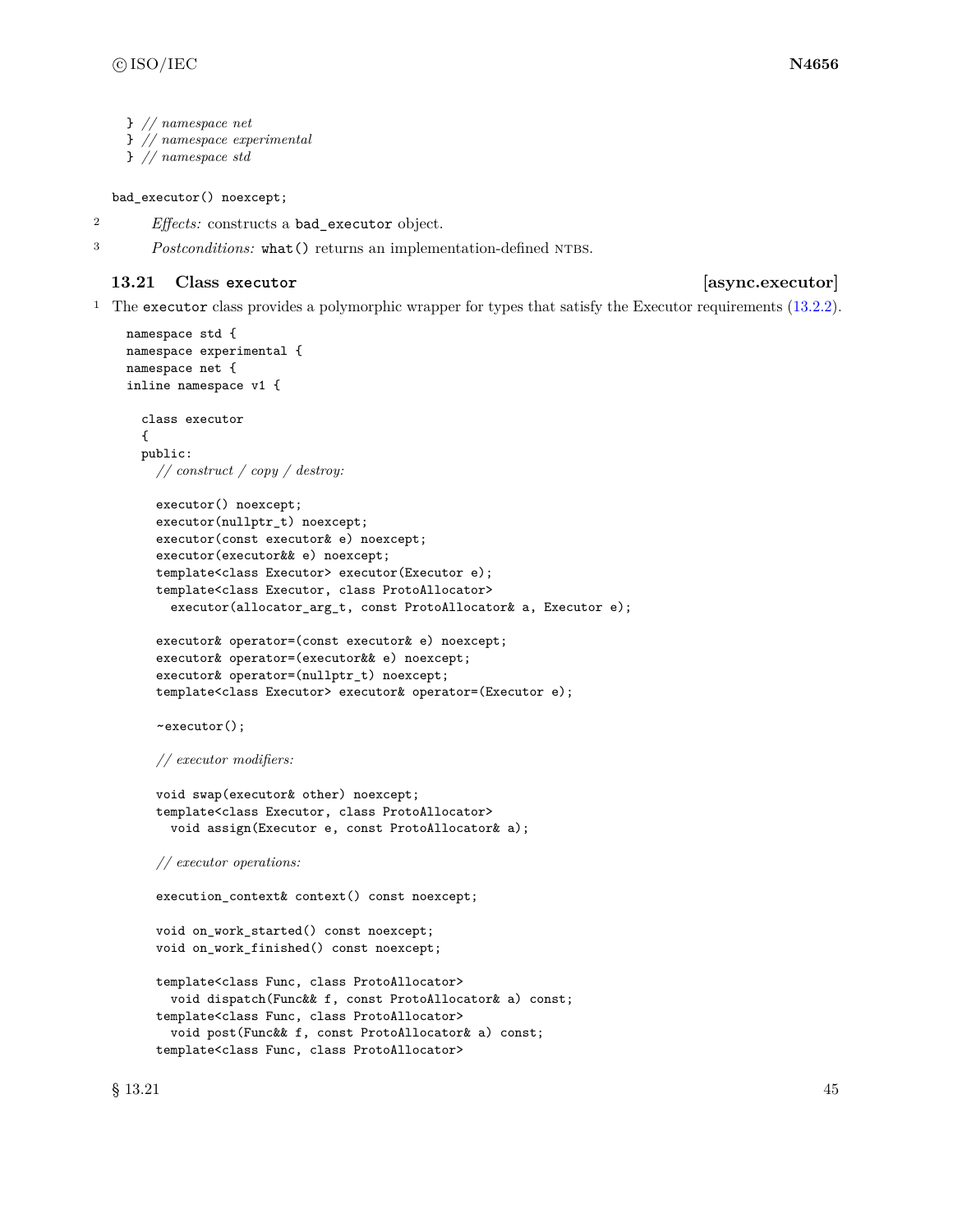```
} // namespace net
} // namespace experimental
} // namespace std
```

```
bad_executor() noexcept;
```

2 *Effects:* constructs a `bad_executor` object.

3 *Postconditions:* `what()` returns an implementation-defined NTBS.

## 13.21 Class executor [async.executor]

1 The `executor` class provides a polymorphic wrapper for types that satisfy the Executor requirements (13.2.2).

```
namespace std {
namespace experimental {
namespace net {
inline namespace v1 {

  class executor
  {
  public:
    // construct / copy / destroy:

    executor() noexcept;
    executor(nullptr_t) noexcept;
    executor(const executor& e) noexcept;
    executor(executor&& e) noexcept;
    template<class Executor> executor(Executor e);
    template<class Executor, class ProtoAllocator>
      executor(allocator_arg_t, const ProtoAllocator& a, Executor e);

    executor& operator=(const executor& e) noexcept;
    executor& operator=(executor&& e) noexcept;
    executor& operator=(nullptr_t) noexcept;
    template<class Executor> executor& operator=(Executor e);

    ~executor();

    // executor modifiers:

    void swap(executor& other) noexcept;
    template<class Executor, class ProtoAllocator>
      void assign(Executor e, const ProtoAllocator& a);

    // executor operations:

    execution_context& context() const noexcept;

    void on_work_started() const noexcept;
    void on_work_finished() const noexcept;

    template<class Func, class ProtoAllocator>
      void dispatch(Func&& f, const ProtoAllocator& a) const;
    template<class Func, class ProtoAllocator>
      void post(Func&& f, const ProtoAllocator& a) const;
    template<class Func, class ProtoAllocator>
```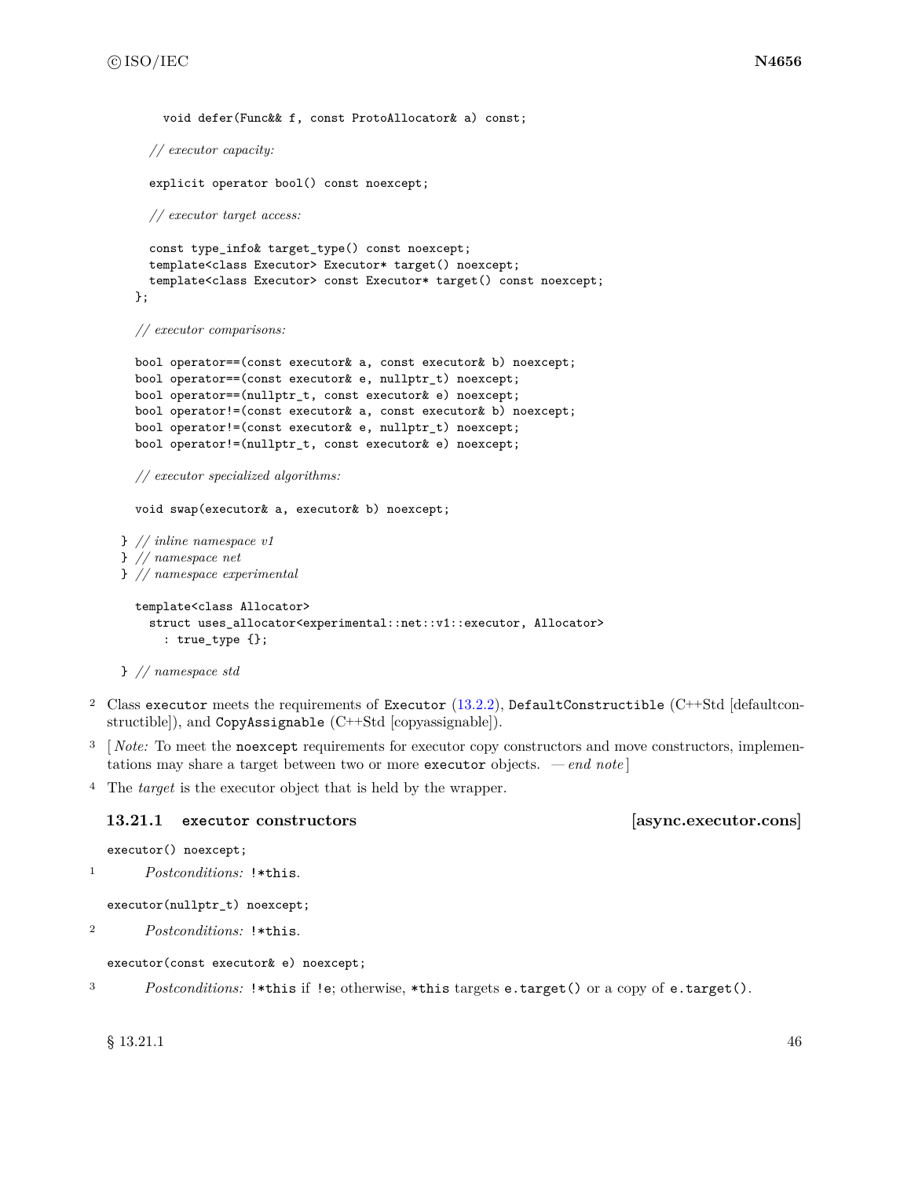```
      void defer(Func&& f, const ProtoAllocator& a) const;

    // executor capacity:

    explicit operator bool() const noexcept;

    // executor target access:

    const type_info& target_type() const noexcept;
    template<class Executor> Executor* target() noexcept;
    template<class Executor> const Executor* target() const noexcept;
  };

  // executor comparisons:

  bool operator==(const executor& a, const executor& b) noexcept;
  bool operator==(const executor& e, nullptr_t) noexcept;
  bool operator==(nullptr_t, const executor& e) noexcept;
  bool operator!=(const executor& a, const executor& b) noexcept;
  bool operator!=(const executor& e, nullptr_t) noexcept;
  bool operator!=(nullptr_t, const executor& e) noexcept;

  // executor specialized algorithms:

  void swap(executor& a, executor& b) noexcept;

} // inline namespace v1
} // namespace net
} // namespace experimental

  template<class Allocator>
    struct uses_allocator<experimental::net::v1::executor, Allocator>
      : true_type {};

} // namespace std
```

2 Class `executor` meets the requirements of `Executor` (13.2.2), `DefaultConstructible` (C++Std [defaultconstructible]), and `CopyAssignable` (C++Std [copyassignable]).

3 [ *Note:* To meet the `noexcept` requirements for executor copy constructors and move constructors, implementations may share a target between two or more `executor` objects. — *end note* ]

4 The *target* is the executor object that is held by the wrapper.

### 13.21.1 executor constructors [async.executor.cons]

```
executor() noexcept;
```

1 *Postconditions:* `!*this`.

```
executor(nullptr_t) noexcept;
```

2 *Postconditions:* `!*this`.

```
executor(const executor& e) noexcept;
```

3 *Postconditions:* `!*this` if `!e`; otherwise, `*this` targets `e.target()` or a copy of `e.target()`.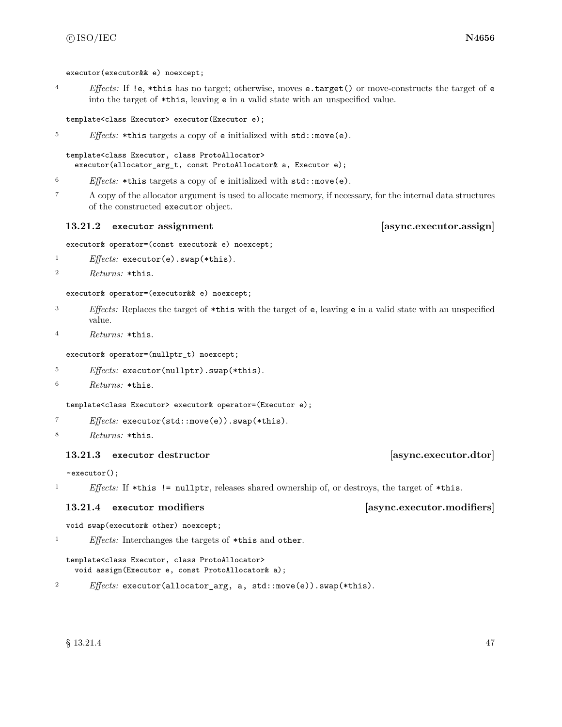```
executor(executor&& e) noexcept;
```

4 *Effects:* If `!e`, `*this` has no target; otherwise, moves `e.target()` or move-constructs the target of `e` into the target of `*this`, leaving `e` in a valid state with an unspecified value.

```
template<class Executor> executor(Executor e);
```

5 *Effects:* `*this` targets a copy of `e` initialized with `std::move(e)`.

```
template<class Executor, class ProtoAllocator>
  executor(allocator_arg_t, const ProtoAllocator& a, Executor e);
```

6 *Effects:* `*this` targets a copy of `e` initialized with `std::move(e)`.

7 A copy of the allocator argument is used to allocate memory, if necessary, for the internal data structures of the constructed `executor` object.

### 13.21.2 executor assignment [async.executor.assign]

```
executor& operator=(const executor& e) noexcept;
```

1 *Effects:* `executor(e).swap(*this)`.

2 *Returns:* `*this`.

```
executor& operator=(executor&& e) noexcept;
```

3 *Effects:* Replaces the target of `*this` with the target of `e`, leaving `e` in a valid state with an unspecified value.

4 *Returns:* `*this`.

```
executor& operator=(nullptr_t) noexcept;
```

5 *Effects:* `executor(nullptr).swap(*this)`.

6 *Returns:* `*this`.

```
template<class Executor> executor& operator=(Executor e);
```

7 *Effects:* `executor(std::move(e)).swap(*this)`.

8 *Returns:* `*this`.

### 13.21.3 executor destructor [async.executor.dtor]

```
~executor();
```

1 *Effects:* If `*this != nullptr`, releases shared ownership of, or destroys, the target of `*this`.

### 13.21.4 executor modifiers [async.executor.modifiers]

```
void swap(executor& other) noexcept;
```

1 *Effects:* Interchanges the targets of `*this` and `other`.

```
template<class Executor, class ProtoAllocator>
  void assign(Executor e, const ProtoAllocator& a);
```

2 *Effects:* `executor(allocator_arg, a, std::move(e)).swap(*this)`.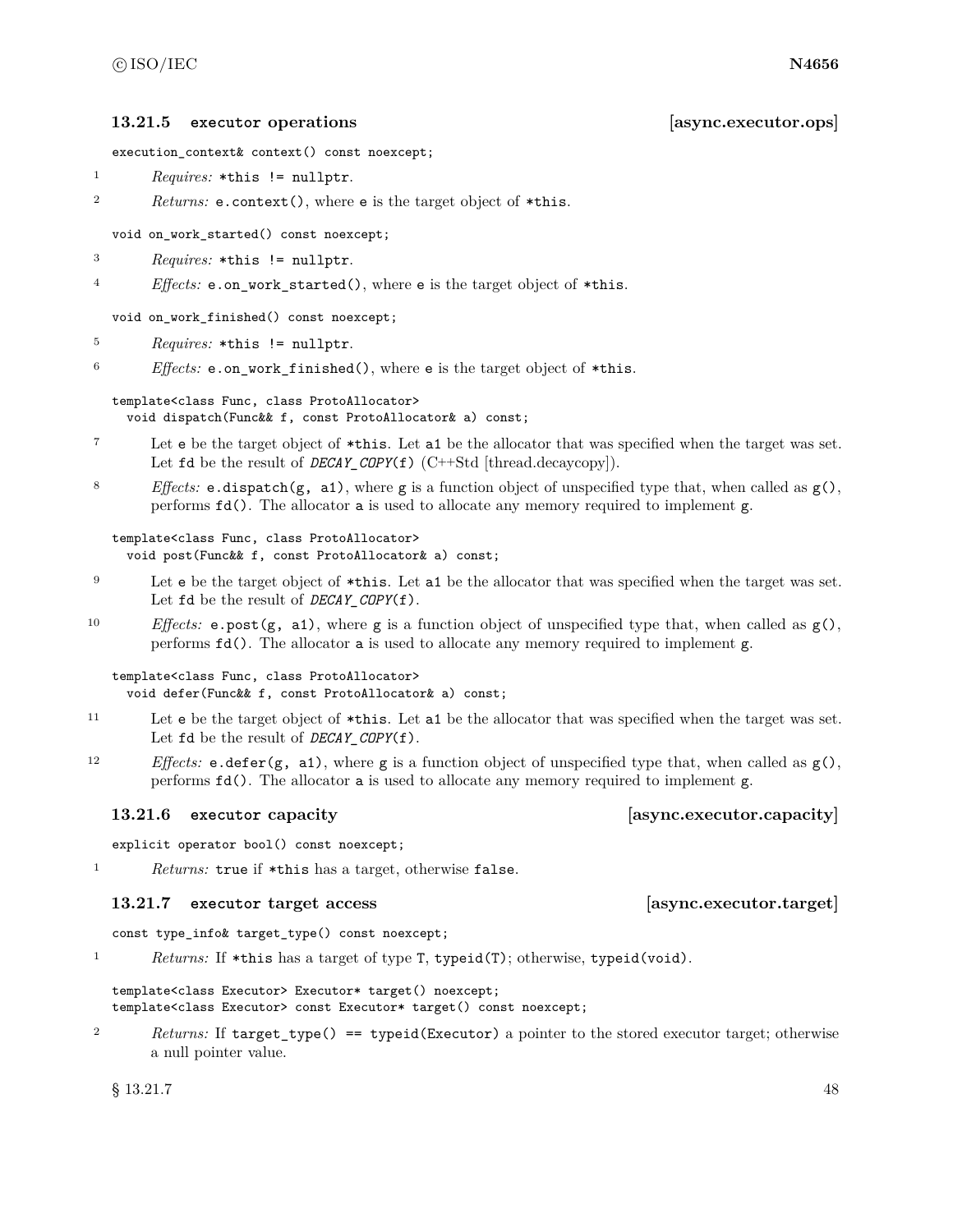### 13.21.5 executor operations [async.executor.ops]

```
execution_context& context() const noexcept;
```

1 *Requires:* `*this != nullptr`.

2 *Returns:* `e.context()`, where `e` is the target object of `*this`.

```
void on_work_started() const noexcept;
```

3 *Requires:* `*this != nullptr`.

4 *Effects:* `e.on_work_started()`, where `e` is the target object of `*this`.

```
void on_work_finished() const noexcept;
```

5 *Requires:* `*this != nullptr`.

6 *Effects:* `e.on_work_finished()`, where `e` is the target object of `*this`.

```
template<class Func, class ProtoAllocator>
  void dispatch(Func&& f, const ProtoAllocator& a) const;
```

7 Let `e` be the target object of `*this`. Let `a1` be the allocator that was specified when the target was set. Let `fd` be the result of `DECAY_COPY(f)` (C++Std [thread.decaycopy]).

8 *Effects:* `e.dispatch(g, a1)`, where `g` is a function object of unspecified type that, when called as `g()`, performs `fd()`. The allocator `a` is used to allocate any memory required to implement `g`.

```
template<class Func, class ProtoAllocator>
  void post(Func&& f, const ProtoAllocator& a) const;
```

9 Let `e` be the target object of `*this`. Let `a1` be the allocator that was specified when the target was set. Let `fd` be the result of `DECAY_COPY(f)`.

10 *Effects:* `e.post(g, a1)`, where `g` is a function object of unspecified type that, when called as `g()`, performs `fd()`. The allocator `a` is used to allocate any memory required to implement `g`.

```
template<class Func, class ProtoAllocator>
  void defer(Func&& f, const ProtoAllocator& a) const;
```

11 Let `e` be the target object of `*this`. Let `a1` be the allocator that was specified when the target was set. Let `fd` be the result of `DECAY_COPY(f)`.

12 *Effects:* `e.defer(g, a1)`, where `g` is a function object of unspecified type that, when called as `g()`, performs `fd()`. The allocator `a` is used to allocate any memory required to implement `g`.

### 13.21.6 executor capacity [async.executor.capacity]

```
explicit operator bool() const noexcept;
```

1 *Returns:* `true` if `*this` has a target, otherwise `false`.

### 13.21.7 executor target access [async.executor.target]

```
const type_info& target_type() const noexcept;
```

1 *Returns:* If `*this` has a target of type `T`, `typeid(T)`; otherwise, `typeid(void)`.

```
template<class Executor> Executor* target() noexcept;
template<class Executor> const Executor* target() const noexcept;
```

2 *Returns:* If `target_type() == typeid(Executor)` a pointer to the stored executor target; otherwise a null pointer value.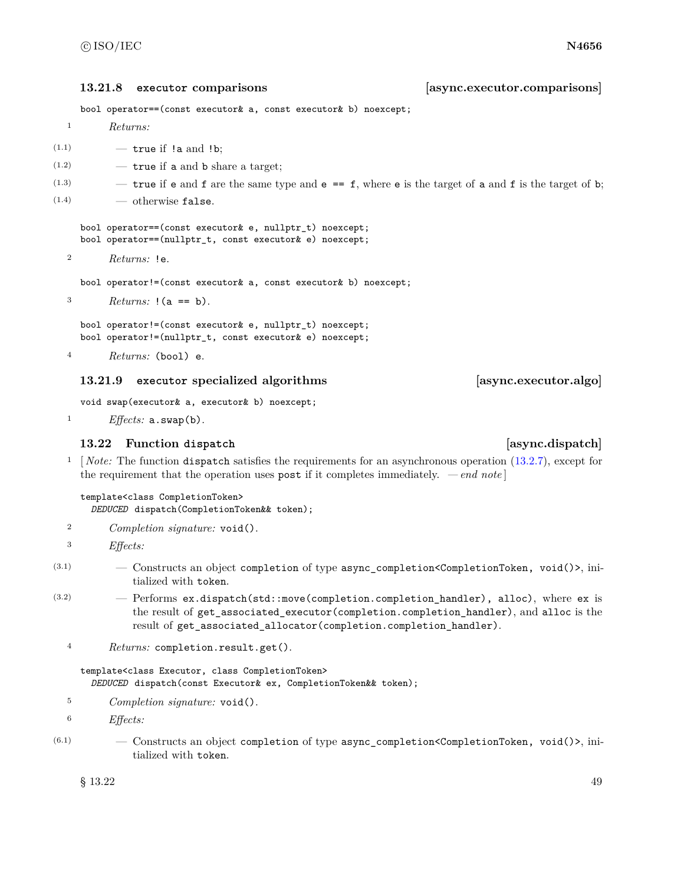### 13.21.8 executor comparisons [async.executor.comparisons]

```
bool operator==(const executor& a, const executor& b) noexcept;
```

1 *Returns:*

- (1.1) — `true` if `!a` and `!b`;
- (1.2) — `true` if `a` and `b` share a target;
- (1.3) — `true` if `e` and `f` are the same type and `e == f`, where `e` is the target of `a` and `f` is the target of `b`;
- (1.4) — otherwise `false`.

```
bool operator==(const executor& e, nullptr_t) noexcept;
bool operator==(nullptr_t, const executor& e) noexcept;
```

2 *Returns:* `!e`.

```
bool operator!=(const executor& a, const executor& b) noexcept;
```

3 *Returns:* `!(a == b)`.

```
bool operator!=(const executor& e, nullptr_t) noexcept;
bool operator!=(nullptr_t, const executor& e) noexcept;
```

4 *Returns:* `(bool) e`.

### 13.21.9 executor specialized algorithms [async.executor.algo]

```
void swap(executor& a, executor& b) noexcept;
```

1 *Effects:* `a.swap(b)`.

## 13.22 Function dispatch [async.dispatch]

1 [ *Note:* The function `dispatch` satisfies the requirements for an asynchronous operation (13.2.7), except for the requirement that the operation uses `post` if it completes immediately. — *end note* ]

```
template<class CompletionToken>
  DEDUCED dispatch(CompletionToken&& token);
```

2 *Completion signature:* `void()`.

3 *Effects:*

- (3.1) — Constructs an object `completion` of type `async_completion<CompletionToken, void()>`, initialized with `token`.
- (3.2) — Performs `ex.dispatch(std::move(completion.completion_handler), alloc)`, where `ex` is the result of `get_associated_executor(completion.completion_handler)`, and `alloc` is the result of `get_associated_allocator(completion.completion_handler)`.

4 *Returns:* `completion.result.get()`.

```
template<class Executor, class CompletionToken>
  DEDUCED dispatch(const Executor& ex, CompletionToken&& token);
```

5 *Completion signature:* `void()`.

6 *Effects:*

- (6.1) — Constructs an object `completion` of type `async_completion<CompletionToken, void()>`, initialized with `token`.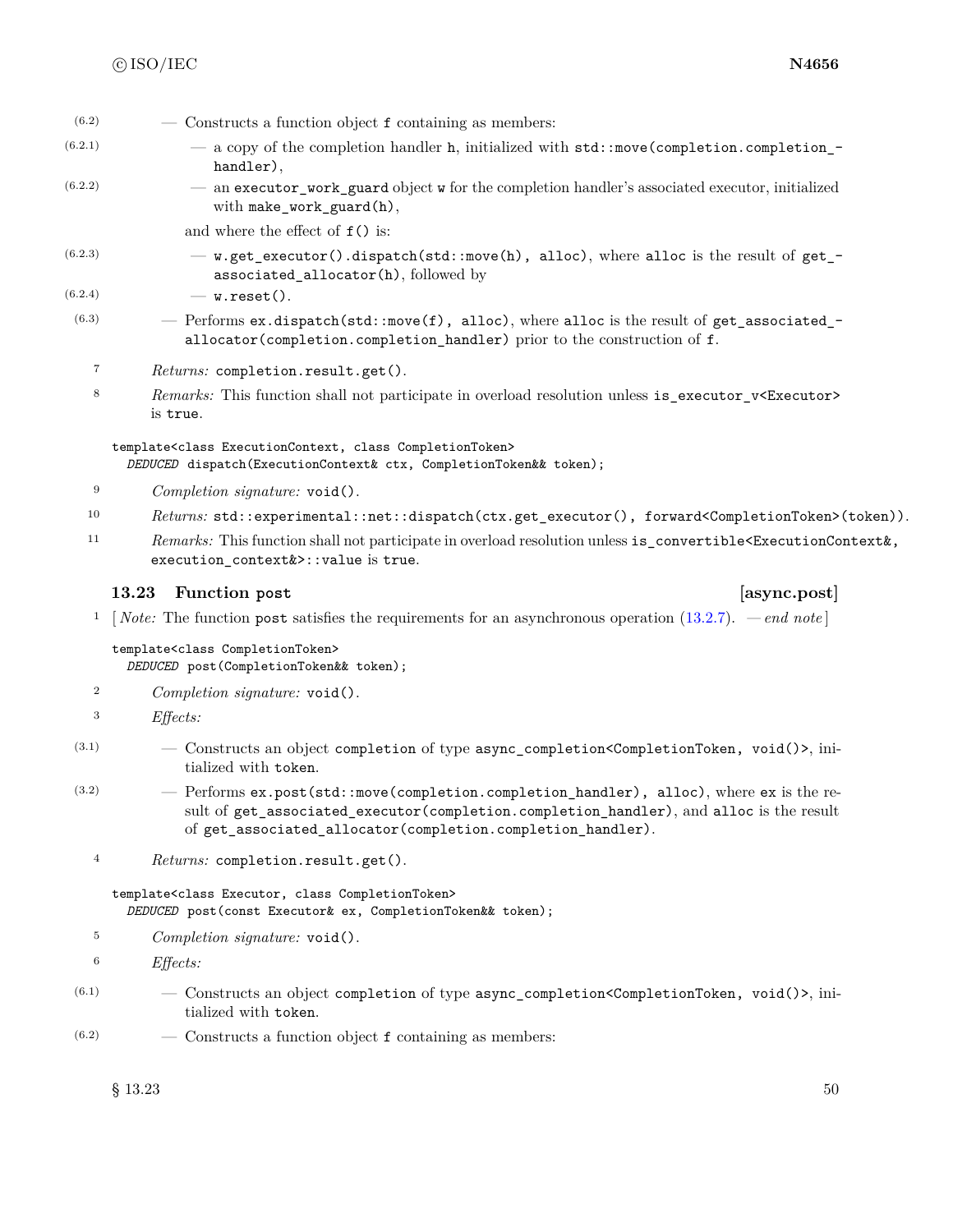(6.2) — Constructs a function object `f` containing as members:

(6.2.1) — a copy of the completion handler `h`, initialized with `std::move(completion.completion_handler)`,

(6.2.2) — an `executor_work_guard` object `w` for the completion handler's associated executor, initialized with `make_work_guard(h)`,

and where the effect of `f()` is:

(6.2.3) — `w.get_executor().dispatch(std::move(h), alloc)`, where `alloc` is the result of `get_associated_allocator(h)`, followed by

(6.2.4) — `w.reset()`.

(6.3) — Performs `ex.dispatch(std::move(f), alloc)`, where `alloc` is the result of `get_associated_allocator(completion.completion_handler)` prior to the construction of `f`.

7 *Returns:* `completion.result.get()`.

8 *Remarks:* This function shall not participate in overload resolution unless `is_executor_v<Executor>` is `true`.

```
template<class ExecutionContext, class CompletionToken>
  DEDUCED dispatch(ExecutionContext& ctx, CompletionToken&& token);
```

9 *Completion signature:* `void()`.

10 *Returns:* `std::experimental::net::dispatch(ctx.get_executor(), forward<CompletionToken>(token))`.

11 *Remarks:* This function shall not participate in overload resolution unless `is_convertible<ExecutionContext&, execution_context&>::value` is `true`.

### 13.23 Function post [async.post]

1 [ *Note:* The function `post` satisfies the requirements for an asynchronous operation (13.2.7). — *end note* ]

```
template<class CompletionToken>
  DEDUCED post(CompletionToken&& token);
```

2 *Completion signature:* `void()`.

3 *Effects:*

(3.1) — Constructs an object `completion` of type `async_completion<CompletionToken, void()>`, initialized with `token`.

(3.2) — Performs `ex.post(std::move(completion.completion_handler), alloc)`, where `ex` is the result of `get_associated_executor(completion.completion_handler)`, and `alloc` is the result of `get_associated_allocator(completion.completion_handler)`.

4 *Returns:* `completion.result.get()`.

```
template<class Executor, class CompletionToken>
  DEDUCED post(const Executor& ex, CompletionToken&& token);
```

5 *Completion signature:* `void()`.

6 *Effects:*

(6.1) — Constructs an object `completion` of type `async_completion<CompletionToken, void()>`, initialized with `token`.

(6.2) — Constructs a function object `f` containing as members: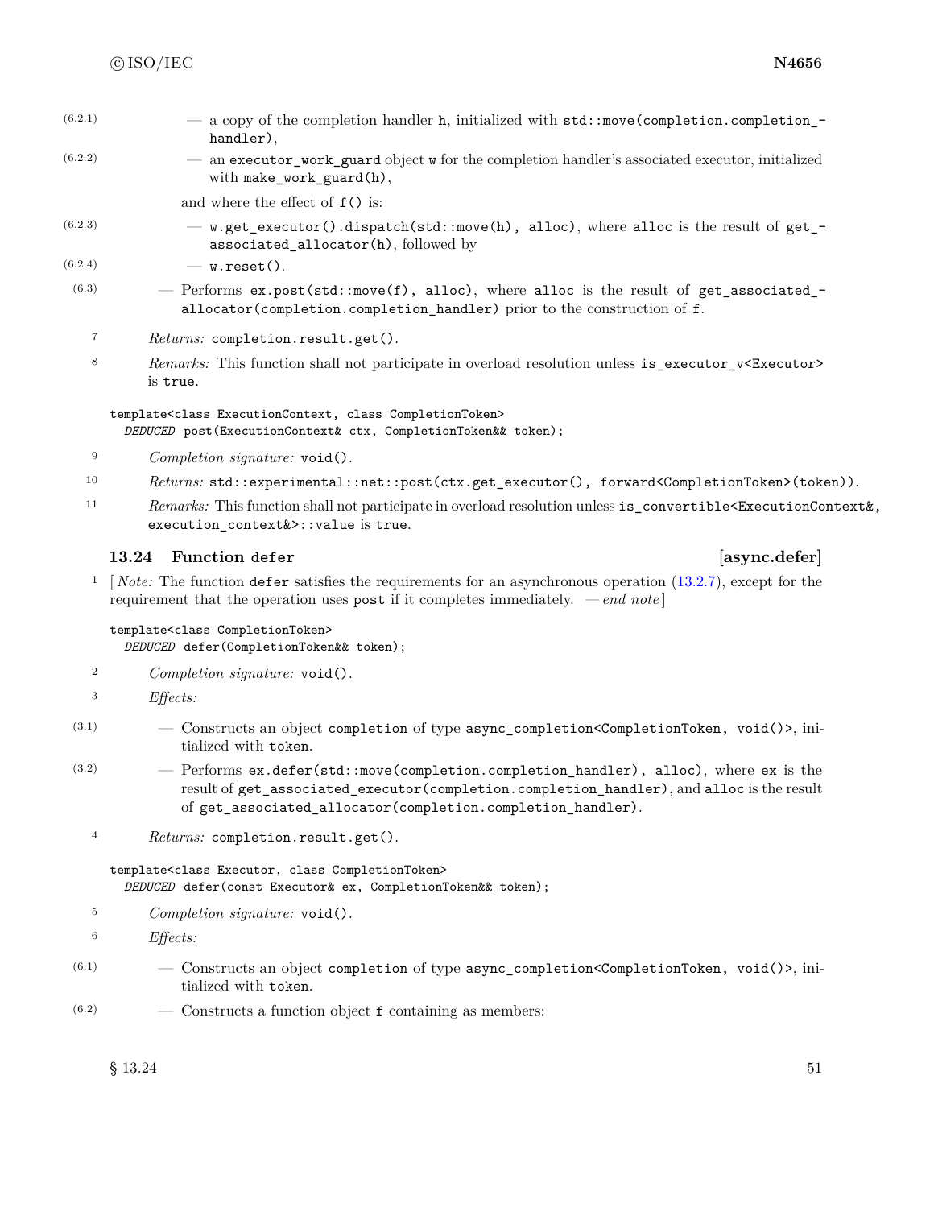(6.2.1) — a copy of the completion handler `h`, initialized with `std::move(completion.completion_handler)`,

(6.2.2) — an `executor_work_guard` object `w` for the completion handler's associated executor, initialized with `make_work_guard(h)`,

and where the effect of `f()` is:

(6.2.3) — `w.get_executor().dispatch(std::move(h), alloc)`, where `alloc` is the result of `get_associated_allocator(h)`, followed by

(6.2.4) — `w.reset()`.

(6.3) — Performs `ex.post(std::move(f), alloc)`, where `alloc` is the result of `get_associated_allocator(completion.completion_handler)` prior to the construction of `f`.

7 *Returns:* `completion.result.get()`.

8 *Remarks:* This function shall not participate in overload resolution unless `is_executor_v<Executor>` is `true`.

```
template<class ExecutionContext, class CompletionToken>
  DEDUCED post(ExecutionContext& ctx, CompletionToken&& token);
```

9 *Completion signature:* `void()`.

10 *Returns:* `std::experimental::net::post(ctx.get_executor(), forward<CompletionToken>(token))`.

11 *Remarks:* This function shall not participate in overload resolution unless `is_convertible<ExecutionContext&, execution_context&>::value` is `true`.

## 13.24 Function `defer` [async.defer]

1 [ *Note:* The function `defer` satisfies the requirements for an asynchronous operation (13.2.7), except for the requirement that the operation uses `post` if it completes immediately. — *end note* ]

```
template<class CompletionToken>
  DEDUCED defer(CompletionToken&& token);
```

2 *Completion signature:* `void()`.

3 *Effects:*

(3.1) — Constructs an object `completion` of type `async_completion<CompletionToken, void()>`, initialized with `token`.

(3.2) — Performs `ex.defer(std::move(completion.completion_handler), alloc)`, where `ex` is the result of `get_associated_executor(completion.completion_handler)`, and `alloc` is the result of `get_associated_allocator(completion.completion_handler)`.

4 *Returns:* `completion.result.get()`.

```
template<class Executor, class CompletionToken>
  DEDUCED defer(const Executor& ex, CompletionToken&& token);
```

5 *Completion signature:* `void()`.

6 *Effects:*

(6.1) — Constructs an object `completion` of type `async_completion<CompletionToken, void()>`, initialized with `token`.

(6.2) — Constructs a function object `f` containing as members: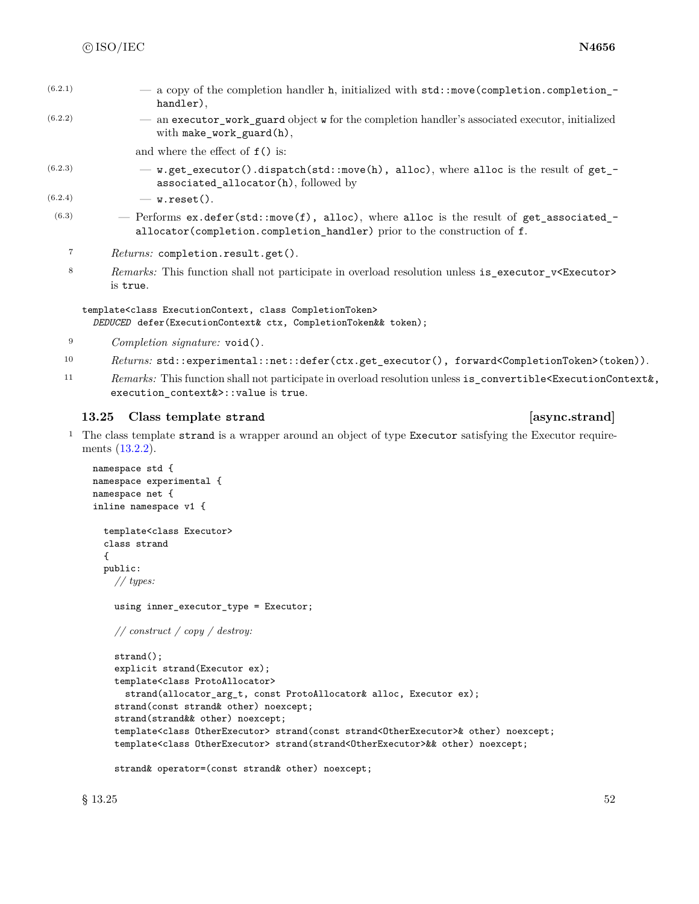(6.2.1) — a copy of the completion handler `h`, initialized with `std::move(completion.completion_handler)`,

(6.2.2) — an `executor_work_guard` object `w` for the completion handler's associated executor, initialized with `make_work_guard(h)`,

and where the effect of `f()` is:

(6.2.3) — `w.get_executor().dispatch(std::move(h), alloc)`, where `alloc` is the result of `get_associated_allocator(h)`, followed by

(6.2.4) — `w.reset()`.

(6.3) — Performs `ex.defer(std::move(f), alloc)`, where `alloc` is the result of `get_associated_allocator(completion.completion_handler)` prior to the construction of `f`.

7 *Returns:* `completion.result.get()`.

8 *Remarks:* This function shall not participate in overload resolution unless `is_executor_v<Executor>` is `true`.

```
template<class ExecutionContext, class CompletionToken>
  DEDUCED defer(ExecutionContext& ctx, CompletionToken&& token);
```

9 *Completion signature:* `void()`.

10 *Returns:* `std::experimental::net::defer(ctx.get_executor(), forward<CompletionToken>(token))`.

11 *Remarks:* This function shall not participate in overload resolution unless `is_convertible<ExecutionContext&, execution_context&>::value` is `true`.

### 13.25 Class template `strand` [async.strand]

1 The class template `strand` is a wrapper around an object of type `Executor` satisfying the Executor requirements (13.2.2).

```
namespace std {
namespace experimental {
namespace net {
inline namespace v1 {

  template<class Executor>
  class strand
  {
  public:
    // types:

    using inner_executor_type = Executor;

    // construct / copy / destroy:

    strand();
    explicit strand(Executor ex);
    template<class ProtoAllocator>
      strand(allocator_arg_t, const ProtoAllocator& alloc, Executor ex);
    strand(const strand& other) noexcept;
    strand(strand&& other) noexcept;
    template<class OtherExecutor> strand(const strand<OtherExecutor>& other) noexcept;
    template<class OtherExecutor> strand(strand<OtherExecutor>&& other) noexcept;

    strand& operator=(const strand& other) noexcept;
```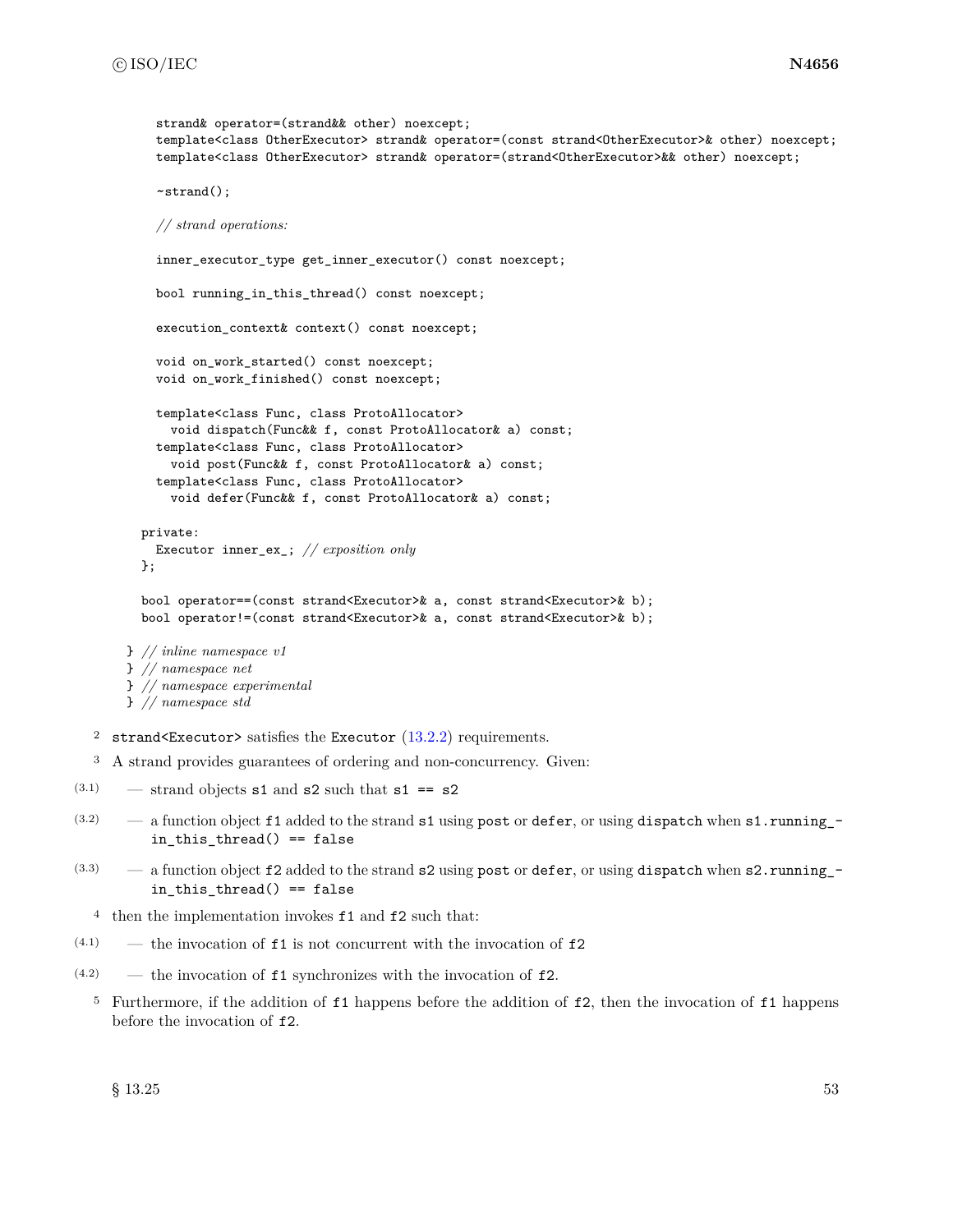```
    strand& operator=(strand&& other) noexcept;
    template<class OtherExecutor> strand& operator=(const strand<OtherExecutor>& other) noexcept;
    template<class OtherExecutor> strand& operator=(strand<OtherExecutor>&& other) noexcept;

    ~strand();

    // strand operations:

    inner_executor_type get_inner_executor() const noexcept;

    bool running_in_this_thread() const noexcept;

    execution_context& context() const noexcept;

    void on_work_started() const noexcept;
    void on_work_finished() const noexcept;

    template<class Func, class ProtoAllocator>
      void dispatch(Func&& f, const ProtoAllocator& a) const;
    template<class Func, class ProtoAllocator>
      void post(Func&& f, const ProtoAllocator& a) const;
    template<class Func, class ProtoAllocator>
      void defer(Func&& f, const ProtoAllocator& a) const;

  private:
    Executor inner_ex_; // exposition only
  };

  bool operator==(const strand<Executor>& a, const strand<Executor>& b);
  bool operator!=(const strand<Executor>& a, const strand<Executor>& b);

} // inline namespace v1
} // namespace net
} // namespace experimental
} // namespace std
```

[2] `strand<Executor>` satisfies the `Executor` (13.2.2) requirements.

[3] A strand provides guarantees of ordering and non-concurrency. Given:

- (3.1) — strand objects `s1` and `s2` such that `s1 == s2`
- (3.2) — a function object `f1` added to the strand `s1` using `post` or `defer`, or using `dispatch` when `s1.running_in_this_thread() == false`
- (3.3) — a function object `f2` added to the strand `s2` using `post` or `defer`, or using `dispatch` when `s2.running_in_this_thread() == false`

[4] then the implementation invokes `f1` and `f2` such that:

- (4.1) — the invocation of `f1` is not concurrent with the invocation of `f2`
- (4.2) — the invocation of `f1` synchronizes with the invocation of `f2`.

[5] Furthermore, if the addition of `f1` happens before the addition of `f2`, then the invocation of `f1` happens before the invocation of `f2`.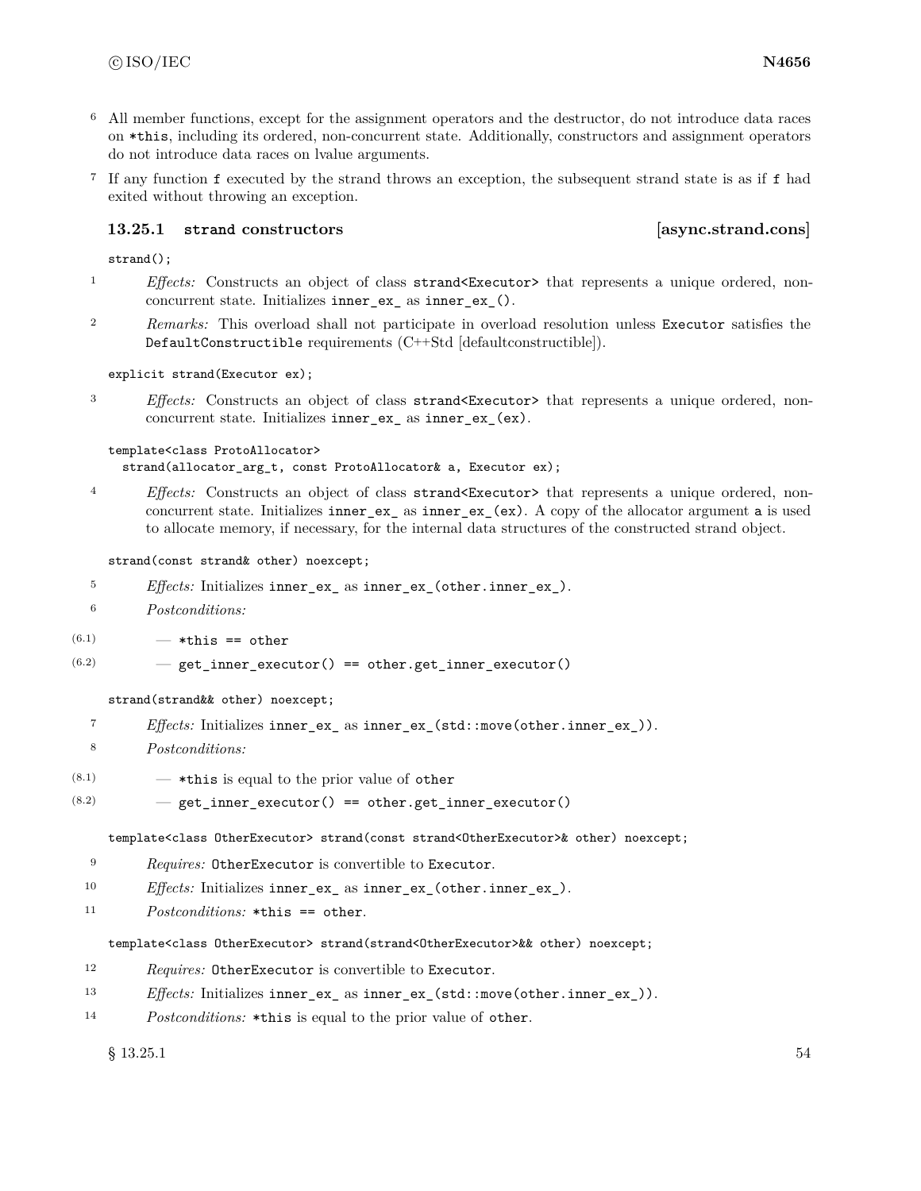6 All member functions, except for the assignment operators and the destructor, do not introduce data races on `*this`, including its ordered, non-concurrent state. Additionally, constructors and assignment operators do not introduce data races on lvalue arguments.

7 If any function `f` executed by the strand throws an exception, the subsequent strand state is as if `f` had exited without throwing an exception.

### 13.25.1 strand constructors [async.strand.cons]

```
strand();
```

1 *Effects:* Constructs an object of class `strand<Executor>` that represents a unique ordered, non-concurrent state. Initializes `inner_ex_` as `inner_ex_()`.

2 *Remarks:* This overload shall not participate in overload resolution unless `Executor` satisfies the `DefaultConstructible` requirements (C++Std [defaultconstructible]).

```
explicit strand(Executor ex);
```

3 *Effects:* Constructs an object of class `strand<Executor>` that represents a unique ordered, non-concurrent state. Initializes `inner_ex_` as `inner_ex_(ex)`.

```
template<class ProtoAllocator>
  strand(allocator_arg_t, const ProtoAllocator& a, Executor ex);
```

4 *Effects:* Constructs an object of class `strand<Executor>` that represents a unique ordered, non-concurrent state. Initializes `inner_ex_` as `inner_ex_(ex)`. A copy of the allocator argument `a` is used to allocate memory, if necessary, for the internal data structures of the constructed strand object.

```
strand(const strand& other) noexcept;
```

5 *Effects:* Initializes `inner_ex_` as `inner_ex_(other.inner_ex_)`.

6 *Postconditions:*

(6.1) — `*this == other`

(6.2) — `get_inner_executor() == other.get_inner_executor()`

```
strand(strand&& other) noexcept;
```

7 *Effects:* Initializes `inner_ex_` as `inner_ex_(std::move(other.inner_ex_))`.

8 *Postconditions:*

(8.1) — `*this` is equal to the prior value of `other`

(8.2) — `get_inner_executor() == other.get_inner_executor()`

```
template<class OtherExecutor> strand(const strand<OtherExecutor>& other) noexcept;
```

9 *Requires:* `OtherExecutor` is convertible to `Executor`.

10 *Effects:* Initializes `inner_ex_` as `inner_ex_(other.inner_ex_)`.

11 *Postconditions:* `*this == other`.

```
template<class OtherExecutor> strand(strand<OtherExecutor>&& other) noexcept;
```

12 *Requires:* `OtherExecutor` is convertible to `Executor`.

13 *Effects:* Initializes `inner_ex_` as `inner_ex_(std::move(other.inner_ex_))`.

14 *Postconditions:* `*this` is equal to the prior value of `other`.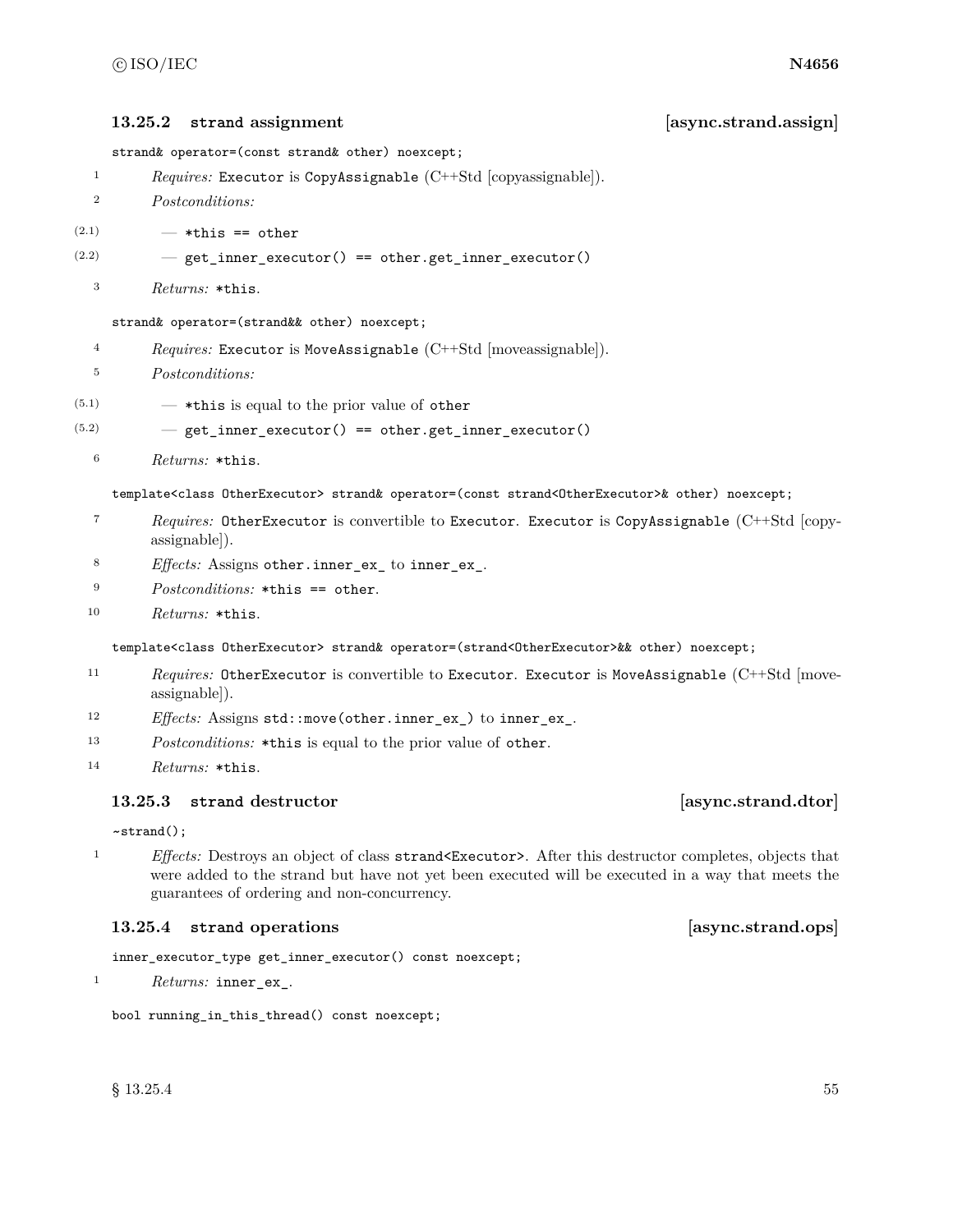### 13.25.2 strand assignment [async.strand.assign]

```
strand& operator=(const strand& other) noexcept;
```

1 *Requires:* `Executor` is `CopyAssignable` (C++Std [copyassignable]).

2 *Postconditions:*

(2.1) — `*this == other`

(2.2) — `get_inner_executor() == other.get_inner_executor()`

3 *Returns:* `*this`.

```
strand& operator=(strand&& other) noexcept;
```

4 *Requires:* `Executor` is `MoveAssignable` (C++Std [moveassignable]).

5 *Postconditions:*

(5.1) — `*this` is equal to the prior value of `other`

(5.2) — `get_inner_executor() == other.get_inner_executor()`

6 *Returns:* `*this`.

```
template<class OtherExecutor> strand& operator=(const strand<OtherExecutor>& other) noexcept;
```

7 *Requires:* `OtherExecutor` is convertible to `Executor`. `Executor` is `CopyAssignable` (C++Std [copyassignable]).

8 *Effects:* Assigns `other.inner_ex_` to `inner_ex_`.

9 *Postconditions:* `*this == other`.

10 *Returns:* `*this`.

```
template<class OtherExecutor> strand& operator=(strand<OtherExecutor>&& other) noexcept;
```

11 *Requires:* `OtherExecutor` is convertible to `Executor`. `Executor` is `MoveAssignable` (C++Std [moveassignable]).

12 *Effects:* Assigns `std::move(other.inner_ex_)` to `inner_ex_`.

13 *Postconditions:* `*this` is equal to the prior value of `other`.

14 *Returns:* `*this`.

### 13.25.3 strand destructor [async.strand.dtor]

```
~strand();
```

1 *Effects:* Destroys an object of class `strand<Executor>`. After this destructor completes, objects that were added to the strand but have not yet been executed will be executed in a way that meets the guarantees of ordering and non-concurrency.

### 13.25.4 strand operations [async.strand.ops]

```
inner_executor_type get_inner_executor() const noexcept;
```

1 *Returns:* `inner_ex_`.

```
bool running_in_this_thread() const noexcept;
```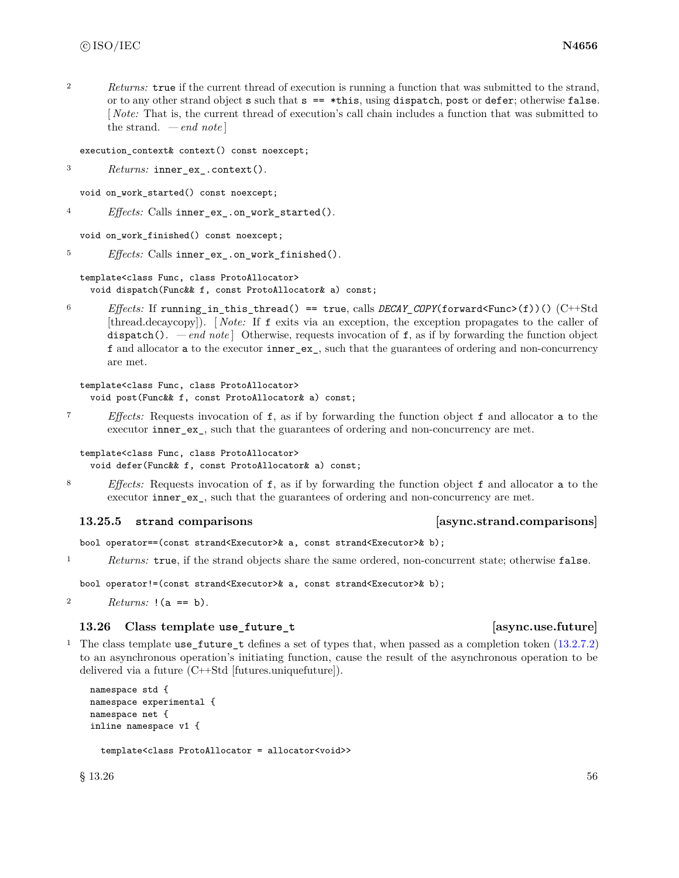2 *Returns:* `true` if the current thread of execution is running a function that was submitted to the strand, or to any other strand object `s` such that `s == *this`, using `dispatch`, `post` or `defer`; otherwise `false`. [ *Note:* That is, the current thread of execution's call chain includes a function that was submitted to the strand. — *end note* ]

```
execution_context& context() const noexcept;
```

3 *Returns:* `inner_ex_.context()`.

```
void on_work_started() const noexcept;
```

4 *Effects:* Calls `inner_ex_.on_work_started()`.

```
void on_work_finished() const noexcept;
```

5 *Effects:* Calls `inner_ex_.on_work_finished()`.

```
template<class Func, class ProtoAllocator>
  void dispatch(Func&& f, const ProtoAllocator& a) const;
```

6 *Effects:* If `running_in_this_thread() == true`, calls `DECAY_COPY(forward<Func>(f))()` (C++Std [thread.decaycopy]). [ *Note:* If `f` exits via an exception, the exception propagates to the caller of `dispatch()`. — *end note* ] Otherwise, requests invocation of `f`, as if by forwarding the function object `f` and allocator `a` to the executor `inner_ex_`, such that the guarantees of ordering and non-concurrency are met.

```
template<class Func, class ProtoAllocator>
  void post(Func&& f, const ProtoAllocator& a) const;
```

7 *Effects:* Requests invocation of `f`, as if by forwarding the function object `f` and allocator `a` to the executor `inner_ex_`, such that the guarantees of ordering and non-concurrency are met.

```
template<class Func, class ProtoAllocator>
  void defer(Func&& f, const ProtoAllocator& a) const;
```

8 *Effects:* Requests invocation of `f`, as if by forwarding the function object `f` and allocator `a` to the executor `inner_ex_`, such that the guarantees of ordering and non-concurrency are met.

### 13.25.5 strand comparisons [async.strand.comparisons]

```
bool operator==(const strand<Executor>& a, const strand<Executor>& b);
```

1 *Returns:* `true`, if the strand objects share the same ordered, non-concurrent state; otherwise `false`.

```
bool operator!=(const strand<Executor>& a, const strand<Executor>& b);
```

2 *Returns:* `!(a == b)`.

## 13.26 Class template use_future_t [async.use.future]

1 The class template `use_future_t` defines a set of types that, when passed as a completion token (13.2.7.2) to an asynchronous operation's initiating function, cause the result of the asynchronous operation to be delivered via a future (C++Std [futures.uniquefuture]).

```
namespace std {
namespace experimental {
namespace net {
inline namespace v1 {

  template<class ProtoAllocator = allocator<void>>
```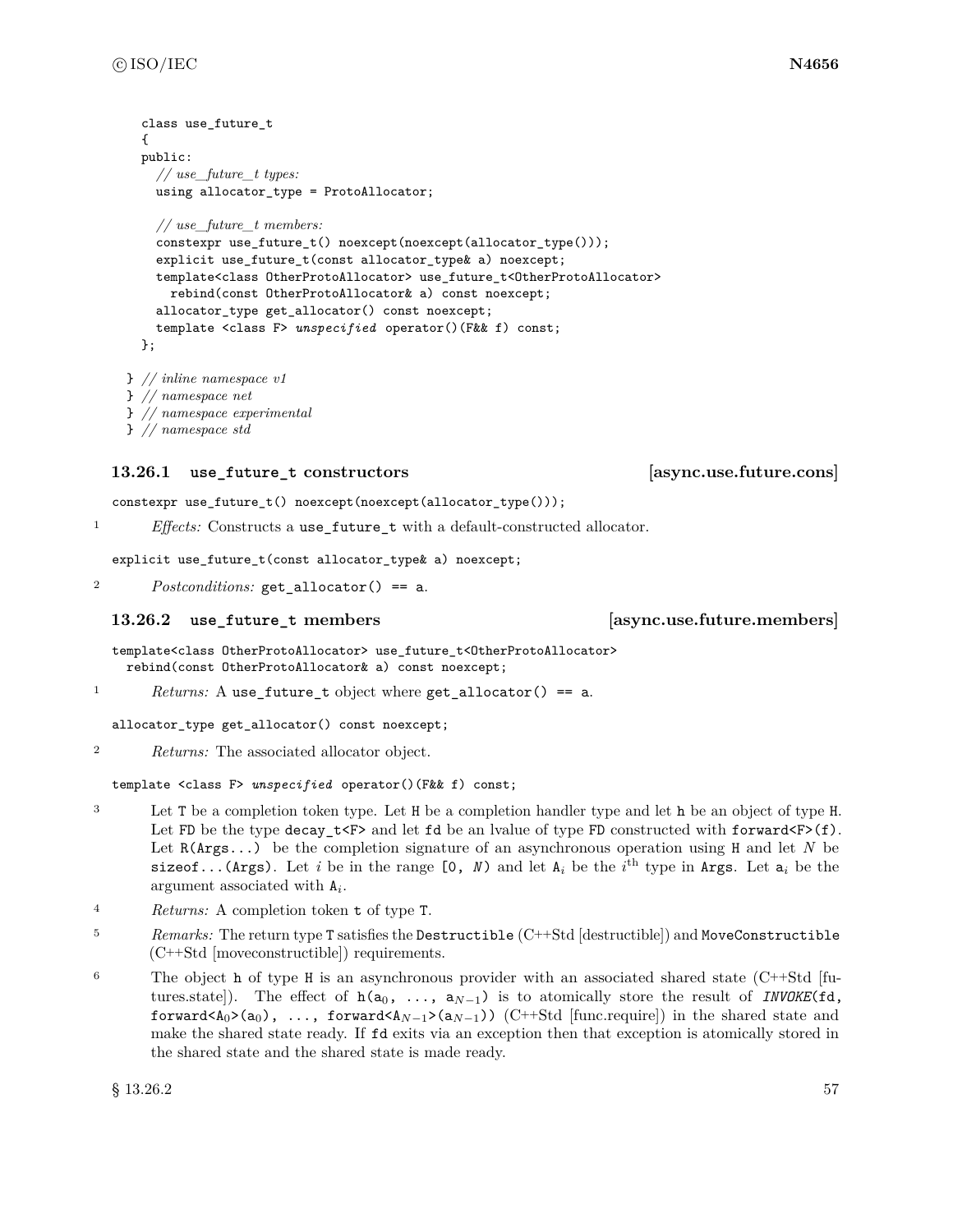```
    class use_future_t
    {
    public:
      // use_future_t types:
      using allocator_type = ProtoAllocator;

      // use_future_t members:
      constexpr use_future_t() noexcept(noexcept(allocator_type()));
      explicit use_future_t(const allocator_type& a) noexcept;
      template<class OtherProtoAllocator> use_future_t<OtherProtoAllocator>
        rebind(const OtherProtoAllocator& a) const noexcept;
      allocator_type get_allocator() const noexcept;
      template <class F> unspecified operator()(F&& f) const;
    };

  } // inline namespace v1
  } // namespace net
  } // namespace experimental
  } // namespace std
```

### 13.26.1 `use_future_t` constructors [async.use.future.cons]

```
constexpr use_future_t() noexcept(noexcept(allocator_type()));
```

1 *Effects:* Constructs a `use_future_t` with a default-constructed allocator.

```
explicit use_future_t(const allocator_type& a) noexcept;
```

2 *Postconditions:* `get_allocator() == a`.

### 13.26.2 `use_future_t` members [async.use.future.members]

```
template<class OtherProtoAllocator> use_future_t<OtherProtoAllocator>
  rebind(const OtherProtoAllocator& a) const noexcept;
```

1 *Returns:* A `use_future_t` object where `get_allocator() == a`.

```
allocator_type get_allocator() const noexcept;
```

2 *Returns:* The associated allocator object.

```
template <class F> unspecified operator()(F&& f) const;
```

3 Let `T` be a completion token type. Let `H` be a completion handler type and let `h` be an object of type `H`. Let `FD` be the type `decay_t<F>` and let `fd` be an lvalue of type `FD` constructed with `forward<F>(f)`. Let `R(Args...)` be the completion signature of an asynchronous operation using `H` and let $N$ be `sizeof...(Args)`. Let $i$ be in the range `[0,` $N$`)` and let $A_i$ be the $i^{\text{th}}$ type in `Args`. Let $a_i$ be the argument associated with $A_i$.

4 *Returns:* A completion token `t` of type `T`.

5 *Remarks:* The return type `T` satisfies the `Destructible` (C++Std [destructible]) and `MoveConstructible` (C++Std [moveconstructible]) requirements.

6 The object `h` of type `H` is an asynchronous provider with an associated shared state (C++Std [futures.state]). The effect of `h(`$a_0$`, ...,` $a_{N-1}$`)` is to atomically store the result of *`INVOKE`*`(fd, forward<`$A_0$`>(`$a_0$`), ..., forward<`$A_{N-1}$`>(`$a_{N-1}$`))` (C++Std [func.require]) in the shared state and make the shared state ready. If `fd` exits via an exception then that exception is atomically stored in the shared state and the shared state is made ready.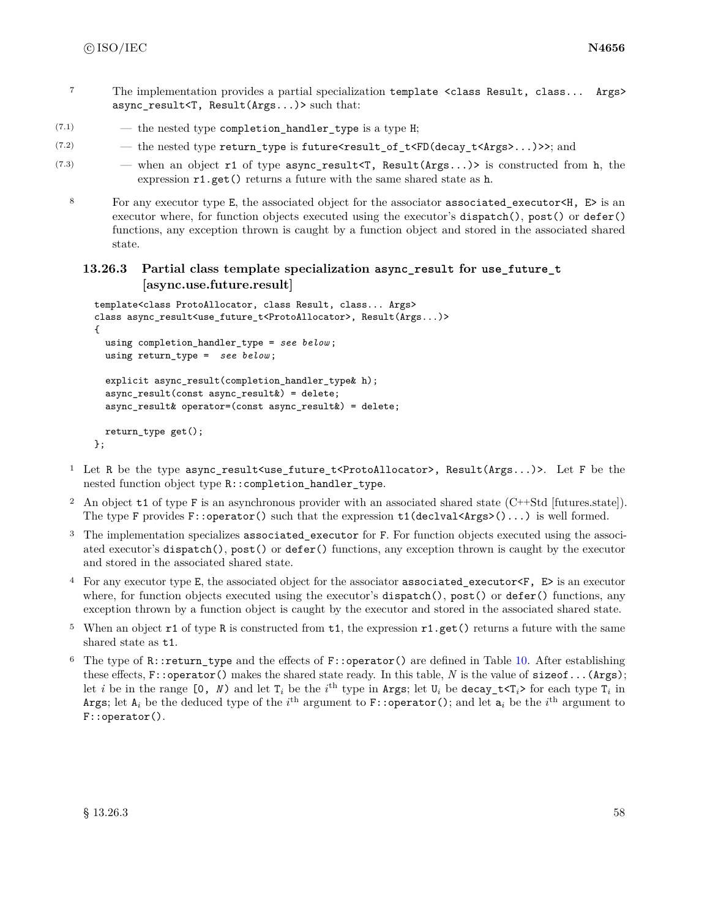7 The implementation provides a partial specialization `template <class Result, class... Args> async_result<T, Result(Args...)>` such that:

(7.1) — the nested type `completion_handler_type` is a type `H`;

(7.2) — the nested type `return_type` is `future<result_of_t<FD(decay_t<Args>...)>>`; and

(7.3) — when an object `r1` of type `async_result<T, Result(Args...)>` is constructed from `h`, the expression `r1.get()` returns a future with the same shared state as `h`.

8 For any executor type `E`, the associated object for the associator `associated_executor<H, E>` is an executor where, for function objects executed using the executor's `dispatch()`, `post()` or `defer()` functions, any exception thrown is caught by a function object and stored in the associated shared state.

### 13.26.3 Partial class template specialization async_result for use_future_t [async.use.future.result]

```
template<class ProtoAllocator, class Result, class... Args>
class async_result<use_future_t<ProtoAllocator>, Result(Args...)>
{
  using completion_handler_type = see below;
  using return_type =  see below;

  explicit async_result(completion_handler_type& h);
  async_result(const async_result&) = delete;
  async_result& operator=(const async_result&) = delete;

  return_type get();
};
```

1 Let `R` be the type `async_result<use_future_t<ProtoAllocator>, Result(Args...)>`. Let `F` be the nested function object type `R::completion_handler_type`.

2 An object `t1` of type `F` is an asynchronous provider with an associated shared state (C++Std [futures.state]). The type `F` provides `F::operator()` such that the expression `t1(declval<Args>()...)` is well formed.

3 The implementation specializes `associated_executor` for `F`. For function objects executed using the associated executor's `dispatch()`, `post()` or `defer()` functions, any exception thrown is caught by the executor and stored in the associated shared state.

4 For any executor type `E`, the associated object for the associator `associated_executor<F, E>` is an executor where, for function objects executed using the executor's `dispatch()`, `post()` or `defer()` functions, any exception thrown by a function object is caught by the executor and stored in the associated shared state.

5 When an object `r1` of type `R` is constructed from `t1`, the expression `r1.get()` returns a future with the same shared state as `t1`.

6 The type of `R::return_type` and the effects of `F::operator()` are defined in Table 10. After establishing these effects, `F::operator()` makes the shared state ready. In this table, $N$ is the value of `sizeof...(Args)`; let $i$ be in the range `[0,` $N$`)` and let $T_i$ be the $i^{\text{th}}$ type in `Args`; let $U_i$ be `decay_t<`$T_i$`>` for each type $T_i$ in `Args`; let $A_i$ be the deduced type of the $i^{\text{th}}$ argument to `F::operator()`; and let $a_i$ be the $i^{\text{th}}$ argument to `F::operator()`.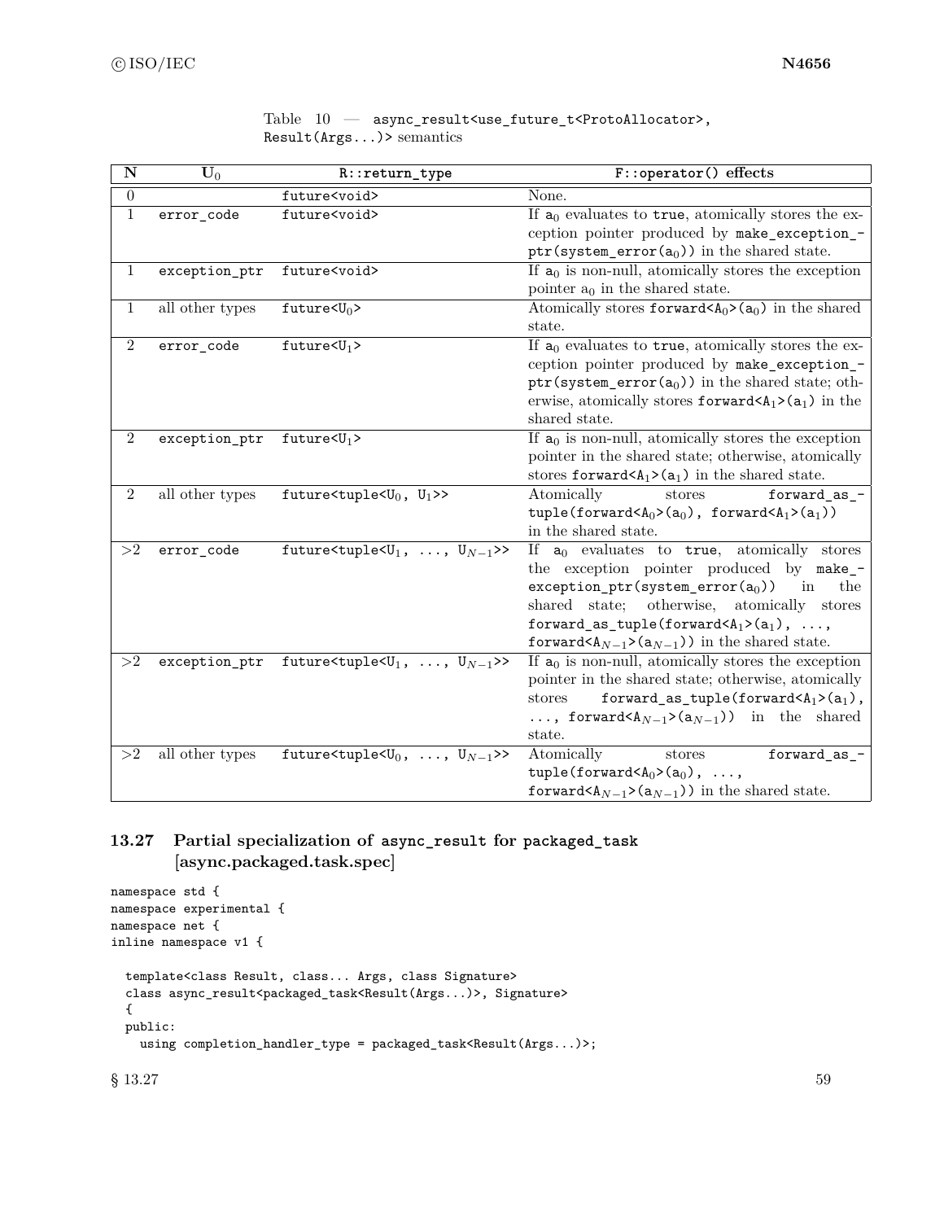Table 10 — `async_result<use_future_t<ProtoAllocator>, Result(Args...)>` semantics

| N | $U_0$ | `R::return_type` | `F::operator()` effects |
|---|---|---|---|
| 0 | | `future<void>` | None. |
| 1 | `error_code` | `future<void>` | If $a_0$ evaluates to `true`, atomically stores the exception pointer produced by `make_exception_ptr(system_error(`$a_0$`))` in the shared state. |
| 1 | `exception_ptr` | `future<void>` | If $a_0$ is non-null, atomically stores the exception pointer $a_0$ in the shared state. |
| 1 | all other types | `future<`$U_0$`>` | Atomically stores `forward<`$A_0$`>(`$a_0$`)` in the shared state. |
| 2 | `error_code` | `future<`$U_1$`>` | If $a_0$ evaluates to `true`, atomically stores the exception pointer produced by `make_exception_ptr(system_error(`$a_0$`))` in the shared state; otherwise, atomically stores `forward<`$A_1$`>(`$a_1$`)` in the shared state. |
| 2 | `exception_ptr` | `future<`$U_1$`>` | If $a_0$ is non-null, atomically stores the exception pointer in the shared state; otherwise, atomically stores `forward<`$A_1$`>(`$a_1$`)` in the shared state. |
| 2 | all other types | `future<tuple<`$U_0$`, `$U_1$`>>` | Atomically stores `forward_as_tuple(forward<`$A_0$`>(`$a_0$`), forward<`$A_1$`>(`$a_1$`))` in the shared state. |
| >2 | `error_code` | `future<tuple<`$U_1$`, ..., `$U_{N-1}$`>>` | If $a_0$ evaluates to `true`, atomically stores the exception pointer produced by `make_exception_ptr(system_error(`$a_0$`))` in the shared state; otherwise, atomically stores `forward_as_tuple(forward<`$A_1$`>(`$a_1$`), ..., forward<`$A_{N-1}$`>(`$a_{N-1}$`))` in the shared state. |
| >2 | `exception_ptr` | `future<tuple<`$U_1$`, ..., `$U_{N-1}$`>>` | If $a_0$ is non-null, atomically stores the exception pointer in the shared state; otherwise, atomically stores `forward_as_tuple(forward<`$A_1$`>(`$a_1$`), ..., forward<`$A_{N-1}$`>(`$a_{N-1}$`))` in the shared state. |
| >2 | all other types | `future<tuple<`$U_0$`, ..., `$U_{N-1}$`>>` | Atomically stores `forward_as_tuple(forward<`$A_0$`>(`$a_0$`), ..., forward<`$A_{N-1}$`>(`$a_{N-1}$`))` in the shared state. |

## 13.27 Partial specialization of `async_result` for `packaged_task` [async.packaged.task.spec]

```
namespace std {
namespace experimental {
namespace net {
inline namespace v1 {

  template<class Result, class... Args, class Signature>
  class async_result<packaged_task<Result(Args...)>, Signature>
  {
  public:
    using completion_handler_type = packaged_task<Result(Args...)>;
```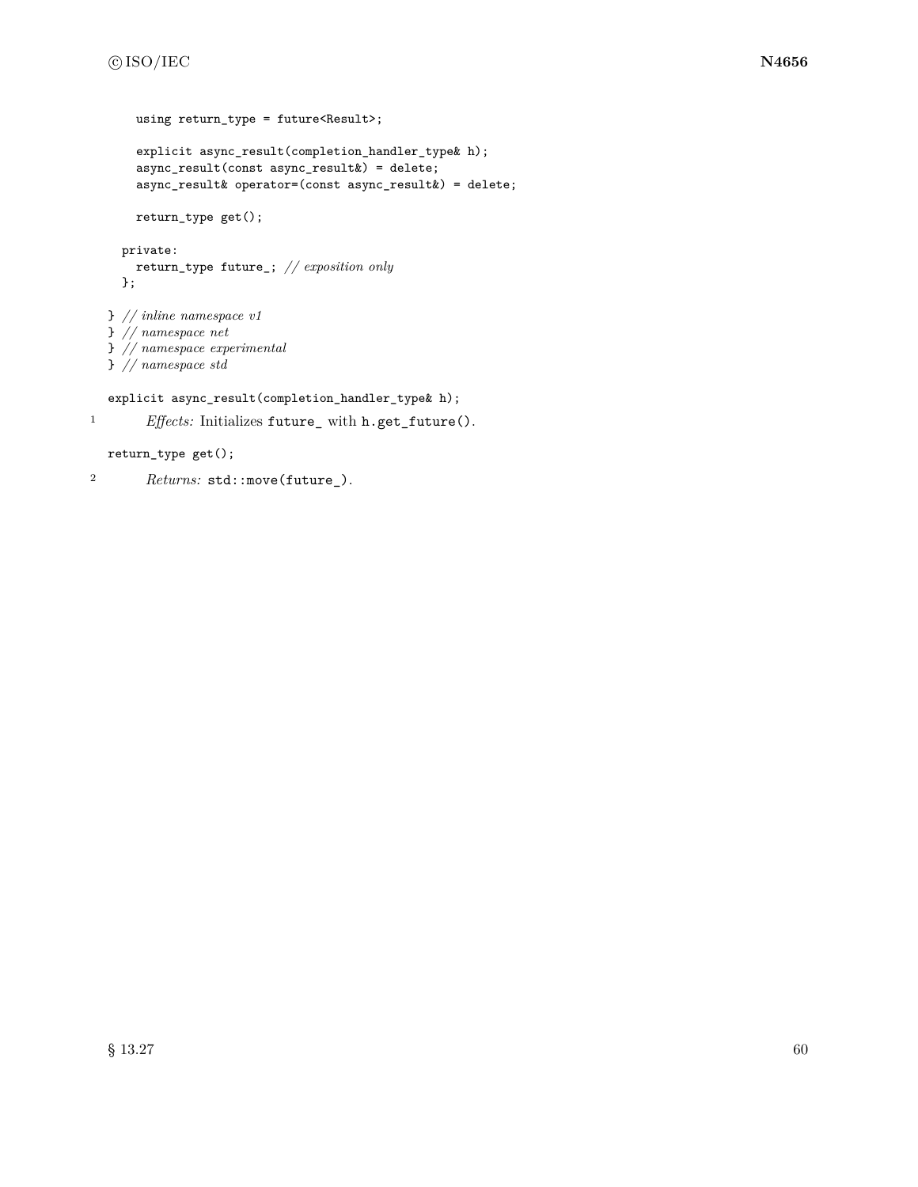```
    using return_type = future<Result>;

    explicit async_result(completion_handler_type& h);
    async_result(const async_result&) = delete;
    async_result& operator=(const async_result&) = delete;

    return_type get();

  private:
    return_type future_; // exposition only
  };

} // inline namespace v1
} // namespace net
} // namespace experimental
} // namespace std
```

```
explicit async_result(completion_handler_type& h);
```

1 *Effects:* Initializes `future_` with `h.get_future()`.

```
return_type get();
```

2 *Returns:* `std::move(future_)`.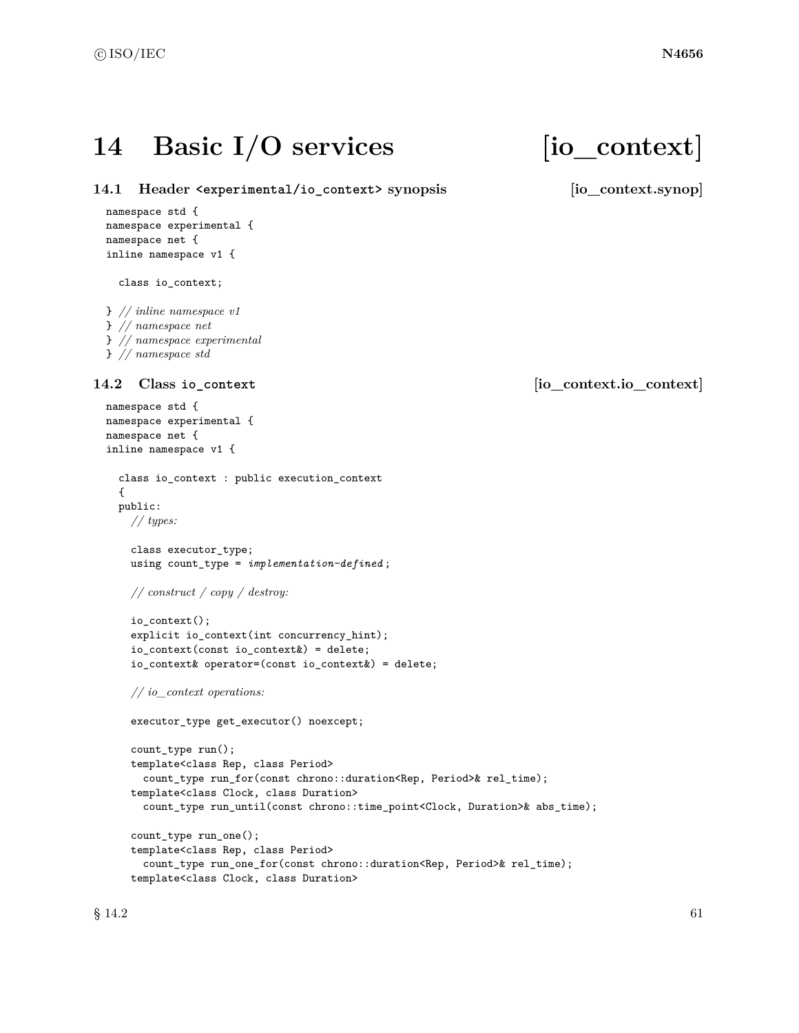# 14 Basic I/O services [io_context]

## 14.1 Header `<experimental/io_context>` synopsis [io_context.synop]

```
namespace std {
namespace experimental {
namespace net {
inline namespace v1 {

  class io_context;

} // inline namespace v1
} // namespace net
} // namespace experimental
} // namespace std
```

## 14.2 Class `io_context` [io_context.io_context]

```
namespace std {
namespace experimental {
namespace net {
inline namespace v1 {

  class io_context : public execution_context
  {
  public:
    // types:

    class executor_type;
    using count_type = implementation-defined;

    // construct / copy / destroy:

    io_context();
    explicit io_context(int concurrency_hint);
    io_context(const io_context&) = delete;
    io_context& operator=(const io_context&) = delete;

    // io_context operations:

    executor_type get_executor() noexcept;

    count_type run();
    template<class Rep, class Period>
      count_type run_for(const chrono::duration<Rep, Period>& rel_time);
    template<class Clock, class Duration>
      count_type run_until(const chrono::time_point<Clock, Duration>& abs_time);

    count_type run_one();
    template<class Rep, class Period>
      count_type run_one_for(const chrono::duration<Rep, Period>& rel_time);
    template<class Clock, class Duration>
```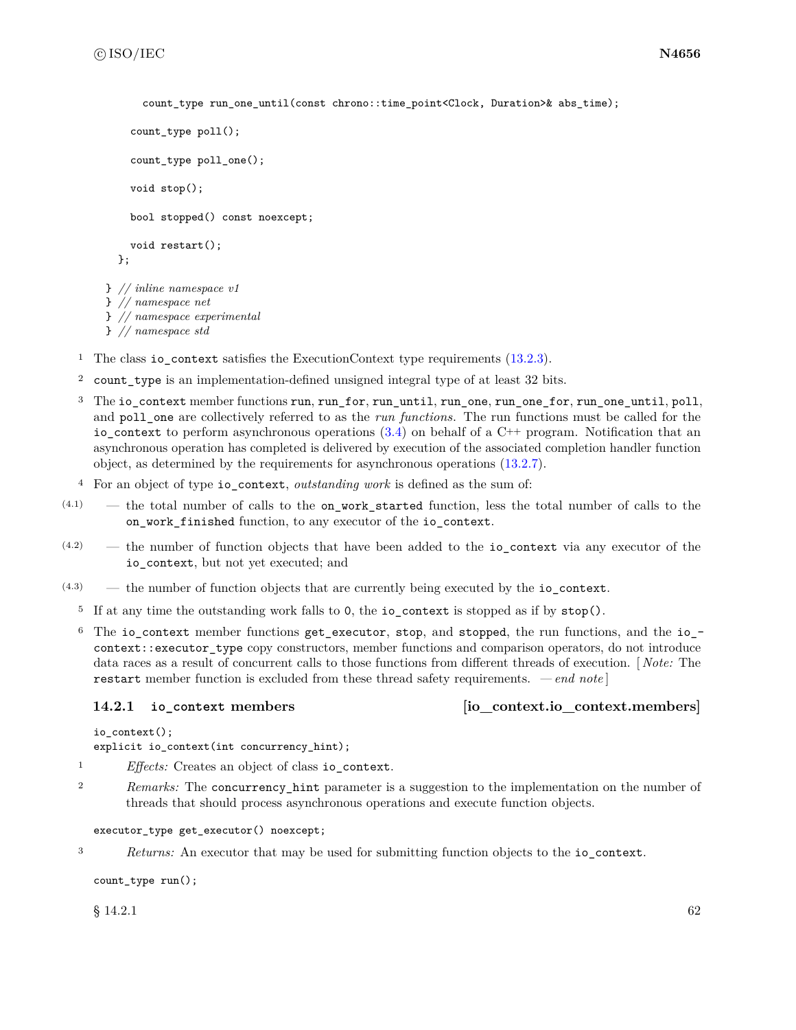```
    count_type run_one_until(const chrono::time_point<Clock, Duration>& abs_time);

  count_type poll();

  count_type poll_one();

  void stop();

  bool stopped() const noexcept;

  void restart();
};

} // inline namespace v1
} // namespace net
} // namespace experimental
} // namespace std
```

1 The class `io_context` satisfies the ExecutionContext type requirements (13.2.3).

2 `count_type` is an implementation-defined unsigned integral type of at least 32 bits.

3 The `io_context` member functions `run`, `run_for`, `run_until`, `run_one`, `run_one_for`, `run_one_until`, `poll`, and `poll_one` are collectively referred to as the *run functions*. The run functions must be called for the `io_context` to perform asynchronous operations (3.4) on behalf of a C++ program. Notification that an asynchronous operation has completed is delivered by execution of the associated completion handler function object, as determined by the requirements for asynchronous operations (13.2.7).

4 For an object of type `io_context`, *outstanding work* is defined as the sum of:

(4.1) — the total number of calls to the `on_work_started` function, less the total number of calls to the `on_work_finished` function, to any executor of the `io_context`.

(4.2) — the number of function objects that have been added to the `io_context` via any executor of the `io_context`, but not yet executed; and

(4.3) — the number of function objects that are currently being executed by the `io_context`.

5 If at any time the outstanding work falls to `0`, the `io_context` is stopped as if by `stop()`.

6 The `io_context` member functions `get_executor`, `stop`, and `stopped`, the run functions, and the `io_context::executor_type` copy constructors, member functions and comparison operators, do not introduce data races as a result of concurrent calls to those functions from different threads of execution. [ *Note:* The `restart` member function is excluded from these thread safety requirements. — *end note* ]

### 14.2.1 io_context members [io_context.io_context.members]

```
io_context();
explicit io_context(int concurrency_hint);
```

1 *Effects:* Creates an object of class `io_context`.

2 *Remarks:* The `concurrency_hint` parameter is a suggestion to the implementation on the number of threads that should process asynchronous operations and execute function objects.

```
executor_type get_executor() noexcept;
```

3 *Returns:* An executor that may be used for submitting function objects to the `io_context`.

```
count_type run();
```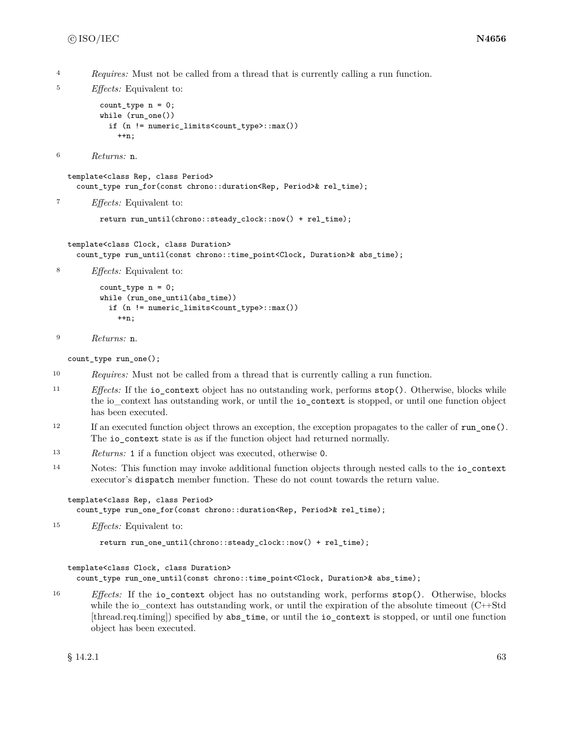4 *Requires:* Must not be called from a thread that is currently calling a run function.

5 *Effects:* Equivalent to:

```
count_type n = 0;
while (run_one())
  if (n != numeric_limits<count_type>::max())
    ++n;
```

6 *Returns:* `n`.

```
template<class Rep, class Period>
  count_type run_for(const chrono::duration<Rep, Period>& rel_time);
```

7 *Effects:* Equivalent to:

```
return run_until(chrono::steady_clock::now() + rel_time);
```

```
template<class Clock, class Duration>
  count_type run_until(const chrono::time_point<Clock, Duration>& abs_time);
```

8 *Effects:* Equivalent to:

```
count_type n = 0;
while (run_one_until(abs_time))
  if (n != numeric_limits<count_type>::max())
    ++n;
```

9 *Returns:* `n`.

```
count_type run_one();
```

10 *Requires:* Must not be called from a thread that is currently calling a run function.

11 *Effects:* If the `io_context` object has no outstanding work, performs `stop()`. Otherwise, blocks while the io_context has outstanding work, or until the `io_context` is stopped, or until one function object has been executed.

12 If an executed function object throws an exception, the exception propagates to the caller of `run_one()`. The `io_context` state is as if the function object had returned normally.

13 *Returns:* `1` if a function object was executed, otherwise `0`.

14 Notes: This function may invoke additional function objects through nested calls to the `io_context` executor's `dispatch` member function. These do not count towards the return value.

```
template<class Rep, class Period>
  count_type run_one_for(const chrono::duration<Rep, Period>& rel_time);
```

15 *Effects:* Equivalent to:

```
return run_one_until(chrono::steady_clock::now() + rel_time);
```

```
template<class Clock, class Duration>
  count_type run_one_until(const chrono::time_point<Clock, Duration>& abs_time);
```

16 *Effects:* If the `io_context` object has no outstanding work, performs `stop()`. Otherwise, blocks while the io_context has outstanding work, or until the expiration of the absolute timeout (C++Std [thread.req.timing]) specified by `abs_time`, or until the `io_context` is stopped, or until one function object has been executed.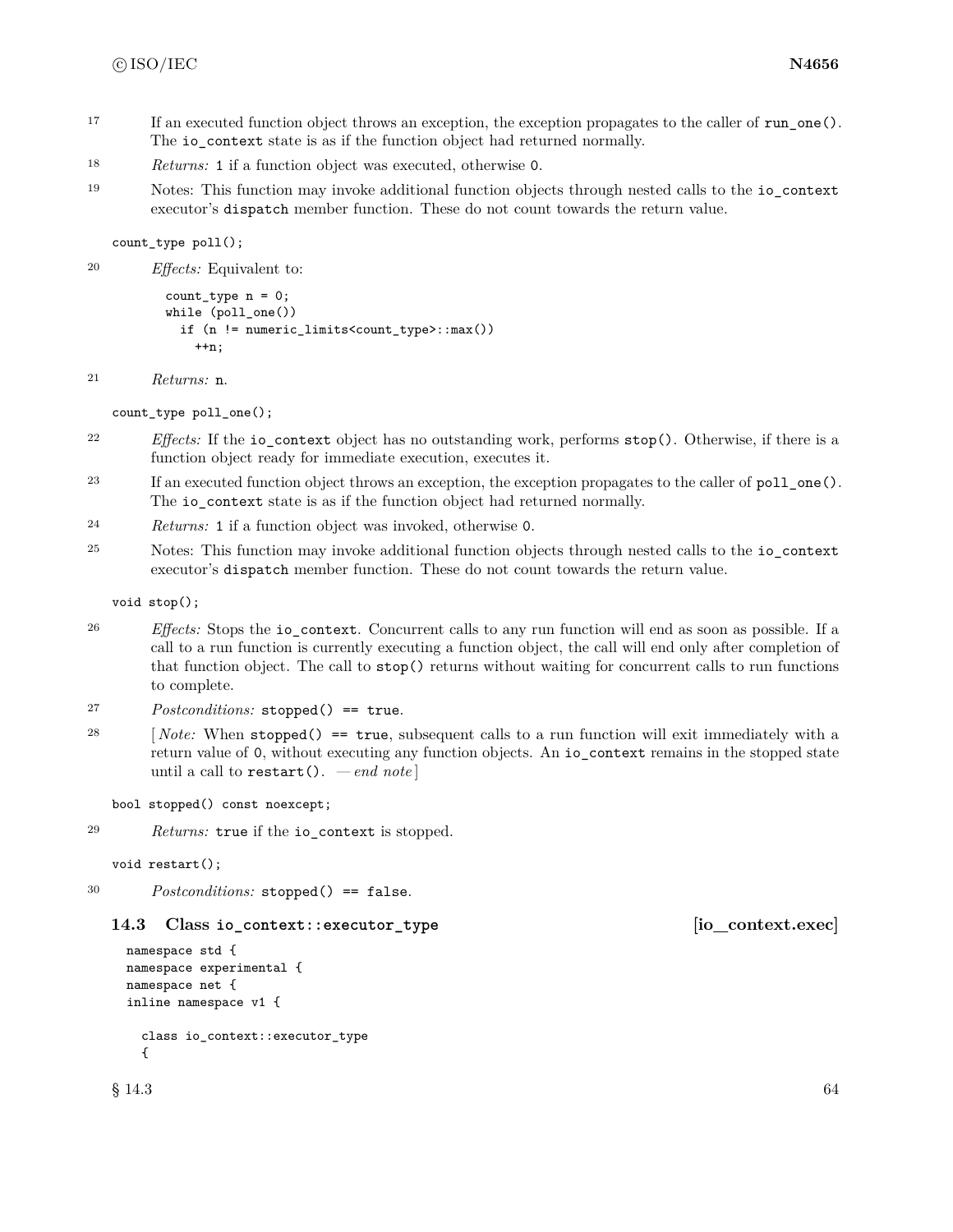17 If an executed function object throws an exception, the exception propagates to the caller of `run_one()`. The `io_context` state is as if the function object had returned normally.

18 *Returns:* `1` if a function object was executed, otherwise `0`.

19 Notes: This function may invoke additional function objects through nested calls to the `io_context` executor's `dispatch` member function. These do not count towards the return value.

```
count_type poll();
```

20 *Effects:* Equivalent to:

```
count_type n = 0;
while (poll_one())
  if (n != numeric_limits<count_type>::max())
    ++n;
```

21 *Returns:* `n`.

```
count_type poll_one();
```

22 *Effects:* If the `io_context` object has no outstanding work, performs `stop()`. Otherwise, if there is a function object ready for immediate execution, executes it.

23 If an executed function object throws an exception, the exception propagates to the caller of `poll_one()`. The `io_context` state is as if the function object had returned normally.

24 *Returns:* `1` if a function object was invoked, otherwise `0`.

25 Notes: This function may invoke additional function objects through nested calls to the `io_context` executor's `dispatch` member function. These do not count towards the return value.

```
void stop();
```

26 *Effects:* Stops the `io_context`. Concurrent calls to any run function will end as soon as possible. If a call to a run function is currently executing a function object, the call will end only after completion of that function object. The call to `stop()` returns without waiting for concurrent calls to run functions to complete.

27 *Postconditions:* `stopped() == true`.

28 [ *Note:* When `stopped() == true`, subsequent calls to a run function will exit immediately with a return value of `0`, without executing any function objects. An `io_context` remains in the stopped state until a call to `restart()`. — *end note* ]

```
bool stopped() const noexcept;
```

29 *Returns:* `true` if the `io_context` is stopped.

```
void restart();
```

30 *Postconditions:* `stopped() == false`.

### 14.3 Class `io_context::executor_type` [io_context.exec]

```
namespace std {
namespace experimental {
namespace net {
inline namespace v1 {

  class io_context::executor_type
  {
```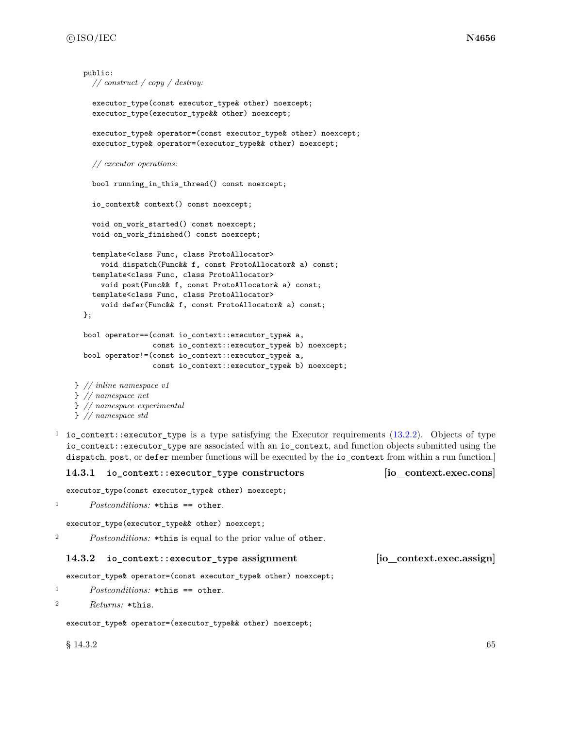```
  public:
    // construct / copy / destroy:

    executor_type(const executor_type& other) noexcept;
    executor_type(executor_type&& other) noexcept;

    executor_type& operator=(const executor_type& other) noexcept;
    executor_type& operator=(executor_type&& other) noexcept;

    // executor operations:

    bool running_in_this_thread() const noexcept;

    io_context& context() const noexcept;

    void on_work_started() const noexcept;
    void on_work_finished() const noexcept;

    template<class Func, class ProtoAllocator>
      void dispatch(Func&& f, const ProtoAllocator& a) const;
    template<class Func, class ProtoAllocator>
      void post(Func&& f, const ProtoAllocator& a) const;
    template<class Func, class ProtoAllocator>
      void defer(Func&& f, const ProtoAllocator& a) const;
  };

  bool operator==(const io_context::executor_type& a,
                  const io_context::executor_type& b) noexcept;
  bool operator!=(const io_context::executor_type& a,
                  const io_context::executor_type& b) noexcept;

} // inline namespace v1
} // namespace net
} // namespace experimental
} // namespace std
```

1 `io_context::executor_type` is a type satisfying the Executor requirements (13.2.2). Objects of type `io_context::executor_type` are associated with an `io_context`, and function objects submitted using the `dispatch`, `post`, or `defer` member functions will be executed by the `io_context` from within a run function.]

### 14.3.1 io_context::executor_type constructors [io_context.exec.cons]

`executor_type(const executor_type& other) noexcept;`

1 *Postconditions:* `*this == other`.

`executor_type(executor_type&& other) noexcept;`

2 *Postconditions:* `*this` is equal to the prior value of `other`.

### 14.3.2 io_context::executor_type assignment [io_context.exec.assign]

`executor_type& operator=(const executor_type& other) noexcept;`

1 *Postconditions:* `*this == other`.

2 *Returns:* `*this`.

`executor_type& operator=(executor_type&& other) noexcept;`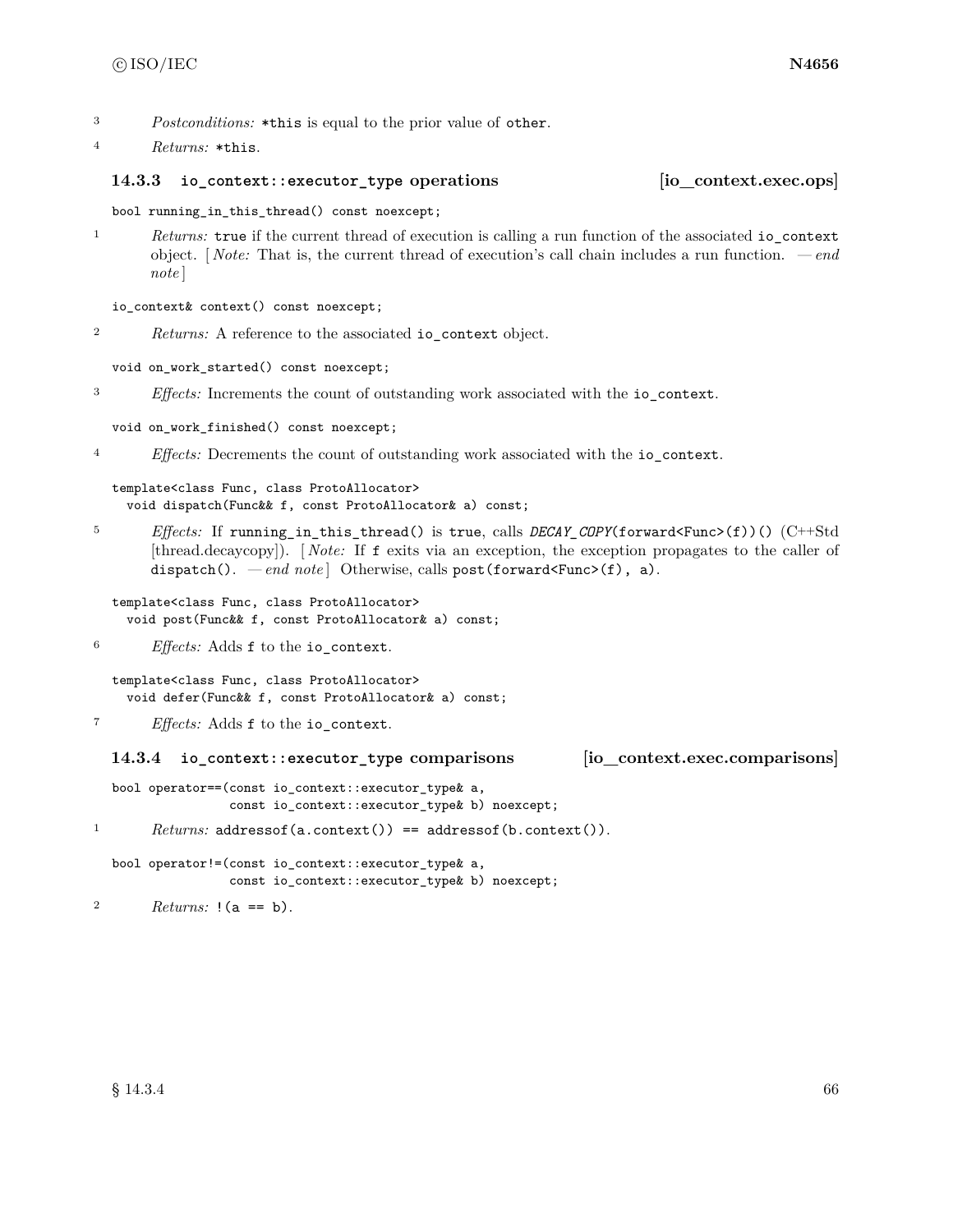3 *Postconditions:* `*this` is equal to the prior value of `other`.

4 *Returns:* `*this`.

### 14.3.3 `io_context::executor_type` operations [io_context.exec.ops]

```
bool running_in_this_thread() const noexcept;
```

1 *Returns:* `true` if the current thread of execution is calling a run function of the associated `io_context` object. [ *Note:* That is, the current thread of execution's call chain includes a run function. — *end note* ]

```
io_context& context() const noexcept;
```

2 *Returns:* A reference to the associated `io_context` object.

```
void on_work_started() const noexcept;
```

3 *Effects:* Increments the count of outstanding work associated with the `io_context`.

```
void on_work_finished() const noexcept;
```

4 *Effects:* Decrements the count of outstanding work associated with the `io_context`.

```
template<class Func, class ProtoAllocator>
  void dispatch(Func&& f, const ProtoAllocator& a) const;
```

5 *Effects:* If `running_in_this_thread()` is `true`, calls `DECAY_COPY(forward<Func>(f))()` (C++Std [thread.decaycopy]). [ *Note:* If `f` exits via an exception, the exception propagates to the caller of `dispatch()`. — *end note* ] Otherwise, calls `post(forward<Func>(f), a)`.

```
template<class Func, class ProtoAllocator>
  void post(Func&& f, const ProtoAllocator& a) const;
```

6 *Effects:* Adds `f` to the `io_context`.

```
template<class Func, class ProtoAllocator>
  void defer(Func&& f, const ProtoAllocator& a) const;
```

7 *Effects:* Adds `f` to the `io_context`.

### 14.3.4 `io_context::executor_type` comparisons [io_context.exec.comparisons]

```
bool operator==(const io_context::executor_type& a,
                const io_context::executor_type& b) noexcept;
```

1 *Returns:* `addressof(a.context()) == addressof(b.context())`.

```
bool operator!=(const io_context::executor_type& a,
                const io_context::executor_type& b) noexcept;
```

2 *Returns:* `!(a == b)`.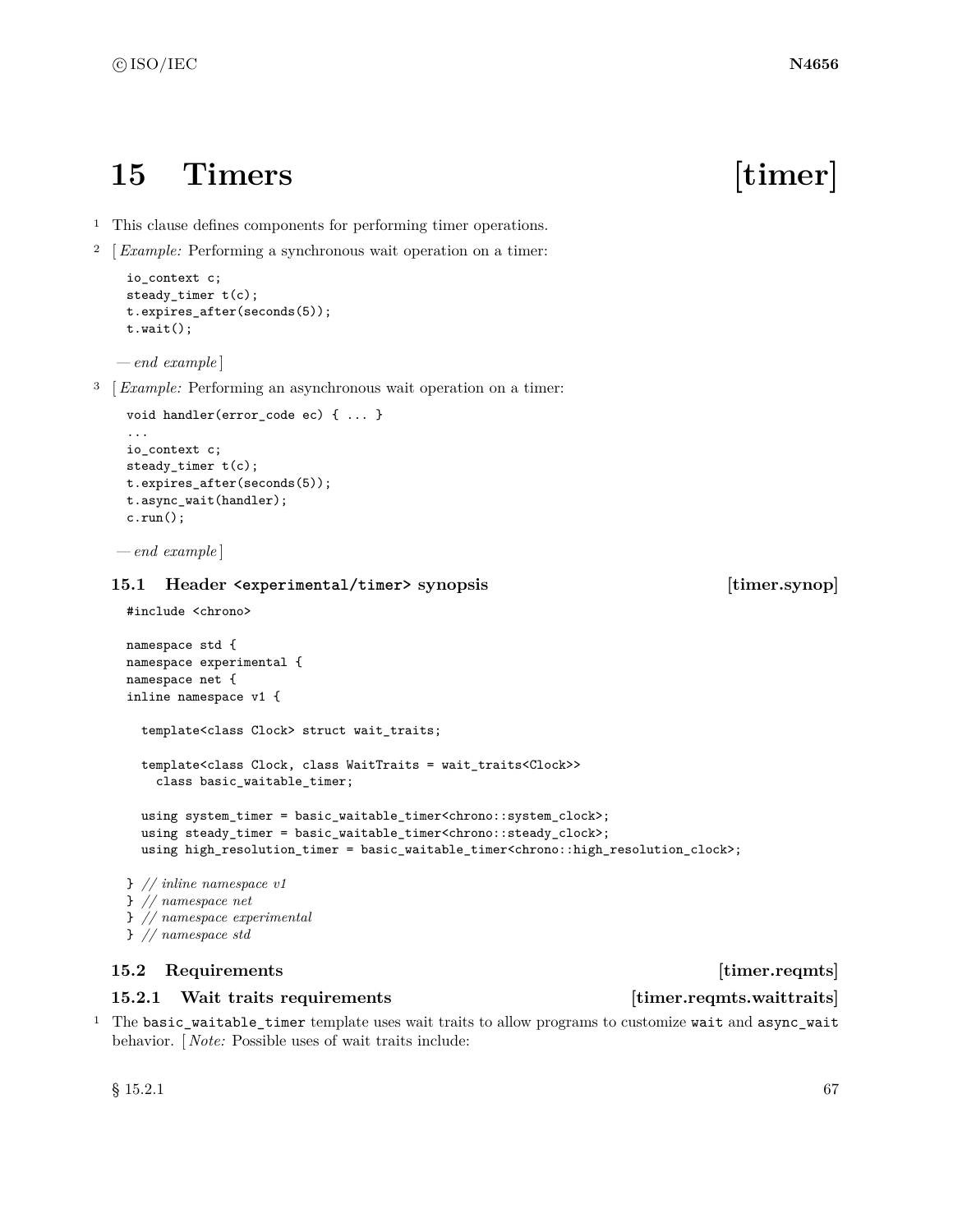# 15 Timers [timer]

[1] This clause defines components for performing timer operations.

[2] [ *Example:* Performing a synchronous wait operation on a timer:

```
io_context c;
steady_timer t(c);
t.expires_after(seconds(5));
t.wait();
```

*— end example* ]

[3] [ *Example:* Performing an asynchronous wait operation on a timer:

```
void handler(error_code ec) { ... }
...
io_context c;
steady_timer t(c);
t.expires_after(seconds(5));
t.async_wait(handler);
c.run();
```

*— end example* ]

## 15.1 Header `<experimental/timer>` synopsis [timer.synop]

```
#include <chrono>

namespace std {
namespace experimental {
namespace net {
inline namespace v1 {

  template<class Clock> struct wait_traits;

  template<class Clock, class WaitTraits = wait_traits<Clock>>
    class basic_waitable_timer;

  using system_timer = basic_waitable_timer<chrono::system_clock>;
  using steady_timer = basic_waitable_timer<chrono::steady_clock>;
  using high_resolution_timer = basic_waitable_timer<chrono::high_resolution_clock>;

} // inline namespace v1
} // namespace net
} // namespace experimental
} // namespace std
```

## 15.2 Requirements [timer.reqmts]

### 15.2.1 Wait traits requirements [timer.reqmts.waittraits]

[1] The `basic_waitable_timer` template uses wait traits to allow programs to customize `wait` and `async_wait` behavior. [ *Note:* Possible uses of wait traits include: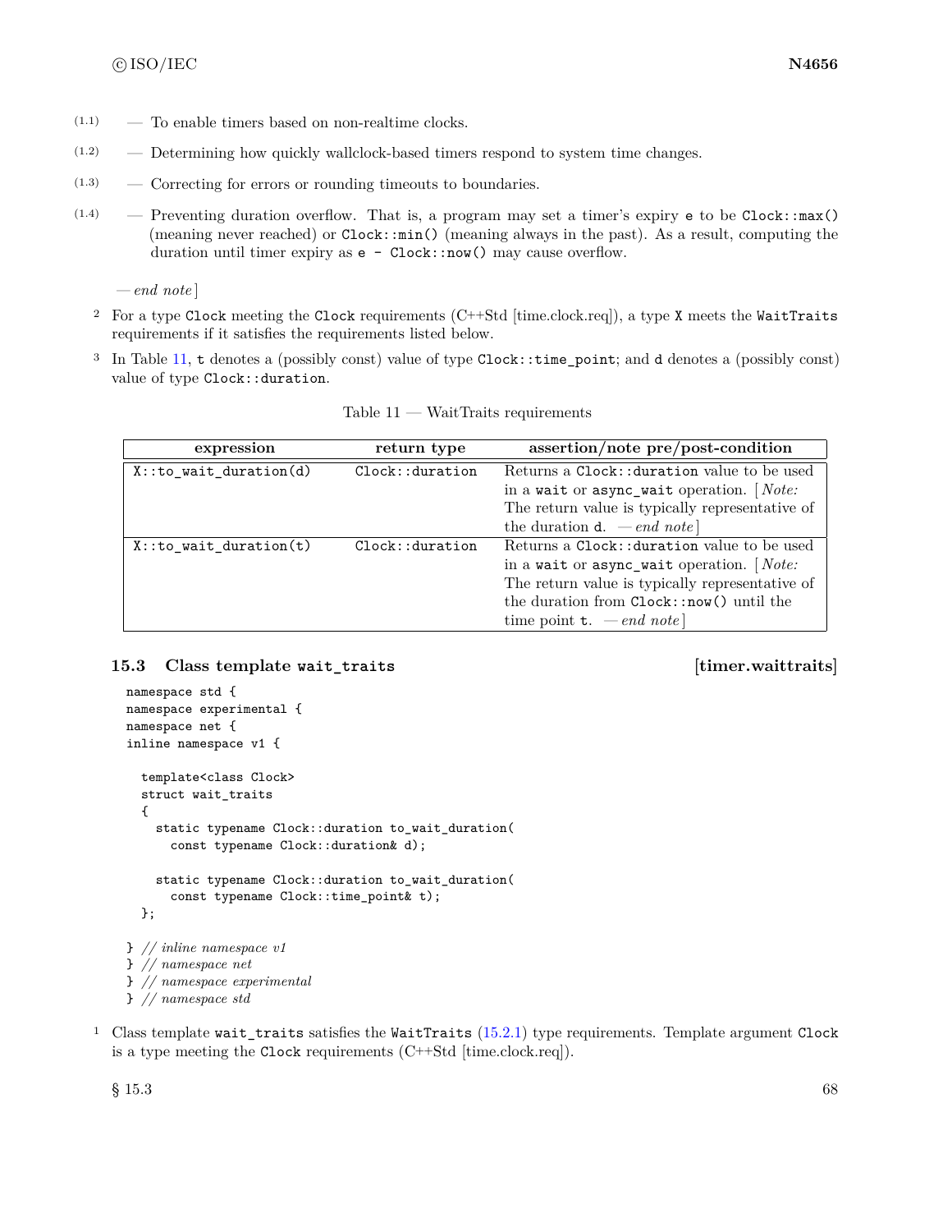(1.1) — To enable timers based on non-realtime clocks.

(1.2) — Determining how quickly wallclock-based timers respond to system time changes.

(1.3) — Correcting for errors or rounding timeouts to boundaries.

(1.4) — Preventing duration overflow. That is, a program may set a timer's expiry `e` to be `Clock::max()` (meaning never reached) or `Clock::min()` (meaning always in the past). As a result, computing the duration until timer expiry as `e - Clock::now()` may cause overflow.

— *end note*]

2 For a type `Clock` meeting the `Clock` requirements (C++Std [time.clock.req]), a type `X` meets the `WaitTraits` requirements if it satisfies the requirements listed below.

3 In Table 11, `t` denotes a (possibly const) value of type `Clock::time_point`; and `d` denotes a (possibly const) value of type `Clock::duration`.

Table 11 — WaitTraits requirements

| expression | return type | assertion/note pre/post-condition |
|---|---|---|
| `X::to_wait_duration(d)` | `Clock::duration` | Returns a `Clock::duration` value to be used in a `wait` or `async_wait` operation. [*Note:* The return value is typically representative of the duration `d`. — *end note*] |
| `X::to_wait_duration(t)` | `Clock::duration` | Returns a `Clock::duration` value to be used in a `wait` or `async_wait` operation. [*Note:* The return value is typically representative of the duration from `Clock::now()` until the time point `t`. — *end note*] |

### 15.3 Class template `wait_traits` [timer.waittraits]

```
namespace std {
namespace experimental {
namespace net {
inline namespace v1 {

  template<class Clock>
  struct wait_traits
  {
    static typename Clock::duration to_wait_duration(
      const typename Clock::duration& d);

    static typename Clock::duration to_wait_duration(
      const typename Clock::time_point& t);
  };

} // inline namespace v1
} // namespace net
} // namespace experimental
} // namespace std
```

1 Class template `wait_traits` satisfies the `WaitTraits` (15.2.1) type requirements. Template argument `Clock` is a type meeting the `Clock` requirements (C++Std [time.clock.req]).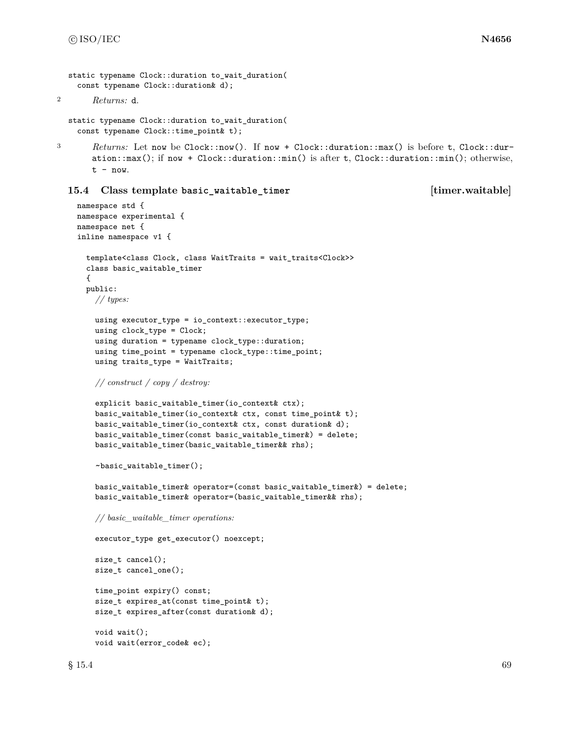```
static typename Clock::duration to_wait_duration(
  const typename Clock::duration& d);
```

2 *Returns:* `d`.

```
static typename Clock::duration to_wait_duration(
  const typename Clock::time_point& t);
```

3 *Returns:* Let `now` be `Clock::now()`. If `now + Clock::duration::max()` is before `t`, `Clock::duration::max()`; if `now + Clock::duration::min()` is after `t`, `Clock::duration::min()`; otherwise, `t - now`.

### 15.4 Class template `basic_waitable_timer` [timer.waitable]

```
namespace std {
namespace experimental {
namespace net {
inline namespace v1 {

  template<class Clock, class WaitTraits = wait_traits<Clock>>
  class basic_waitable_timer
  {
  public:
    // types:

    using executor_type = io_context::executor_type;
    using clock_type = Clock;
    using duration = typename clock_type::duration;
    using time_point = typename clock_type::time_point;
    using traits_type = WaitTraits;

    // construct / copy / destroy:

    explicit basic_waitable_timer(io_context& ctx);
    basic_waitable_timer(io_context& ctx, const time_point& t);
    basic_waitable_timer(io_context& ctx, const duration& d);
    basic_waitable_timer(const basic_waitable_timer&) = delete;
    basic_waitable_timer(basic_waitable_timer&& rhs);

    ~basic_waitable_timer();

    basic_waitable_timer& operator=(const basic_waitable_timer&) = delete;
    basic_waitable_timer& operator=(basic_waitable_timer&& rhs);

    // basic_waitable_timer operations:

    executor_type get_executor() noexcept;

    size_t cancel();
    size_t cancel_one();

    time_point expiry() const;
    size_t expires_at(const time_point& t);
    size_t expires_after(const duration& d);

    void wait();
    void wait(error_code& ec);
```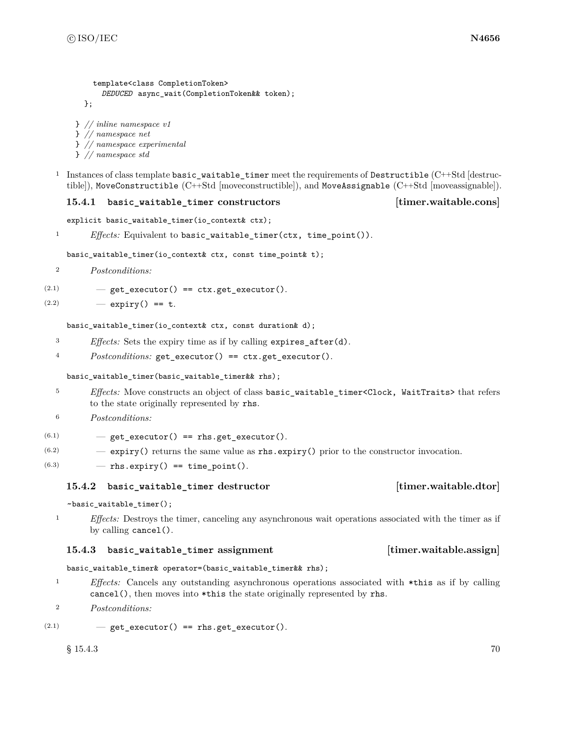```
    template<class CompletionToken>
      DEDUCED async_wait(CompletionToken&& token);
  };

} // inline namespace v1
} // namespace net
} // namespace experimental
} // namespace std
```

1 Instances of class template `basic_waitable_timer` meet the requirements of `Destructible` (C++Std [destructible]), `MoveConstructible` (C++Std [moveconstructible]), and `MoveAssignable` (C++Std [moveassignable]).

### 15.4.1 `basic_waitable_timer` constructors [timer.waitable.cons]

```
explicit basic_waitable_timer(io_context& ctx);
```

1 *Effects:* Equivalent to `basic_waitable_timer(ctx, time_point())`.

```
basic_waitable_timer(io_context& ctx, const time_point& t);
```

2 *Postconditions:*

(2.1) — `get_executor() == ctx.get_executor()`.

(2.2) — `expiry() == t`.

```
basic_waitable_timer(io_context& ctx, const duration& d);
```

3 *Effects:* Sets the expiry time as if by calling `expires_after(d)`.

4 *Postconditions:* `get_executor() == ctx.get_executor()`.

```
basic_waitable_timer(basic_waitable_timer&& rhs);
```

5 *Effects:* Move constructs an object of class `basic_waitable_timer<Clock, WaitTraits>` that refers to the state originally represented by `rhs`.

6 *Postconditions:*

(6.1) — `get_executor() == rhs.get_executor()`.

(6.2) — `expiry()` returns the same value as `rhs.expiry()` prior to the constructor invocation.

(6.3) — `rhs.expiry() == time_point()`.

### 15.4.2 `basic_waitable_timer` destructor [timer.waitable.dtor]

```
~basic_waitable_timer();
```

1 *Effects:* Destroys the timer, canceling any asynchronous wait operations associated with the timer as if by calling `cancel()`.

### 15.4.3 `basic_waitable_timer` assignment [timer.waitable.assign]

```
basic_waitable_timer& operator=(basic_waitable_timer&& rhs);
```

1 *Effects:* Cancels any outstanding asynchronous operations associated with `*this` as if by calling `cancel()`, then moves into `*this` the state originally represented by `rhs`.

2 *Postconditions:*

(2.1) — `get_executor() == rhs.get_executor()`.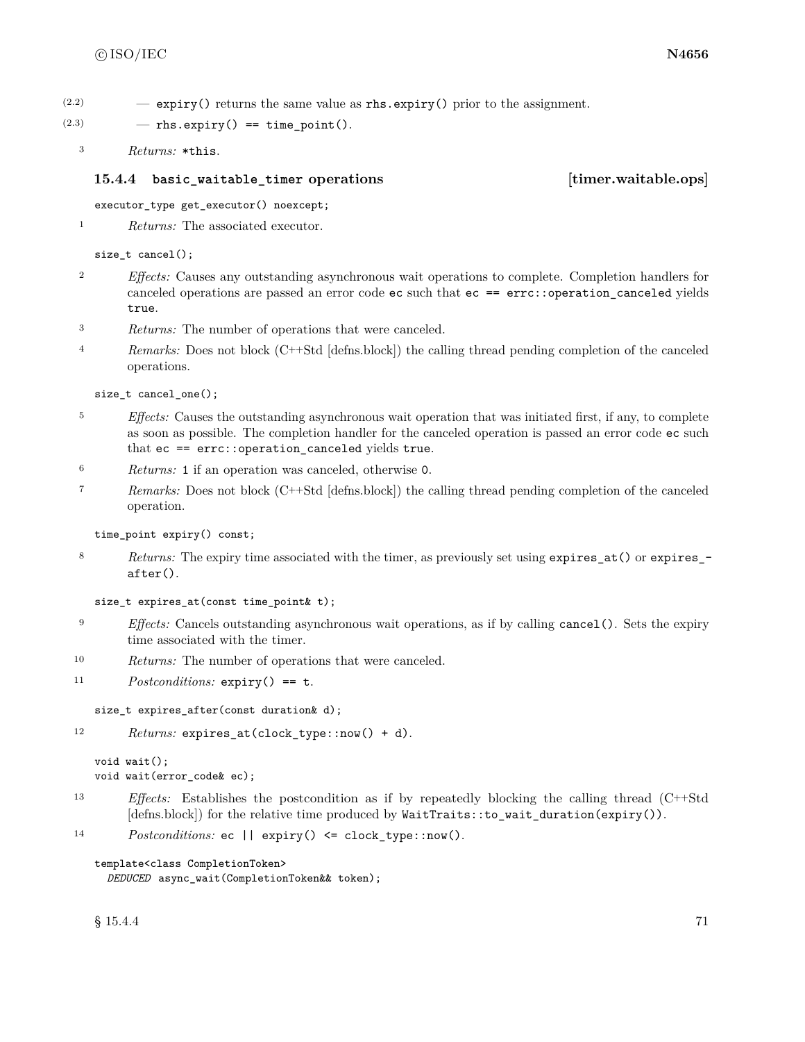(2.2) — `expiry()` returns the same value as `rhs.expiry()` prior to the assignment.

(2.3) — `rhs.expiry() == time_point()`.

3 *Returns:* `*this`.

### 15.4.4 `basic_waitable_timer` operations [timer.waitable.ops]

```
executor_type get_executor() noexcept;
```

1 *Returns:* The associated executor.

```
size_t cancel();
```

2 *Effects:* Causes any outstanding asynchronous wait operations to complete. Completion handlers for canceled operations are passed an error code `ec` such that `ec == errc::operation_canceled` yields `true`.

3 *Returns:* The number of operations that were canceled.

4 *Remarks:* Does not block (C++Std [defns.block]) the calling thread pending completion of the canceled operations.

```
size_t cancel_one();
```

5 *Effects:* Causes the outstanding asynchronous wait operation that was initiated first, if any, to complete as soon as possible. The completion handler for the canceled operation is passed an error code `ec` such that `ec == errc::operation_canceled` yields `true`.

6 *Returns:* `1` if an operation was canceled, otherwise `0`.

7 *Remarks:* Does not block (C++Std [defns.block]) the calling thread pending completion of the canceled operation.

```
time_point expiry() const;
```

8 *Returns:* The expiry time associated with the timer, as previously set using `expires_at()` or `expires_after()`.

```
size_t expires_at(const time_point& t);
```

9 *Effects:* Cancels outstanding asynchronous wait operations, as if by calling `cancel()`. Sets the expiry time associated with the timer.

10 *Returns:* The number of operations that were canceled.

11 *Postconditions:* `expiry() == t`.

```
size_t expires_after(const duration& d);
```

12 *Returns:* `expires_at(clock_type::now() + d)`.

```
void wait();
void wait(error_code& ec);
```

13 *Effects:* Establishes the postcondition as if by repeatedly blocking the calling thread (C++Std [defns.block]) for the relative time produced by `WaitTraits::to_wait_duration(expiry())`.

14 *Postconditions:* `ec || expiry() <= clock_type::now()`.

```
template<class CompletionToken>
  DEDUCED async_wait(CompletionToken&& token);
```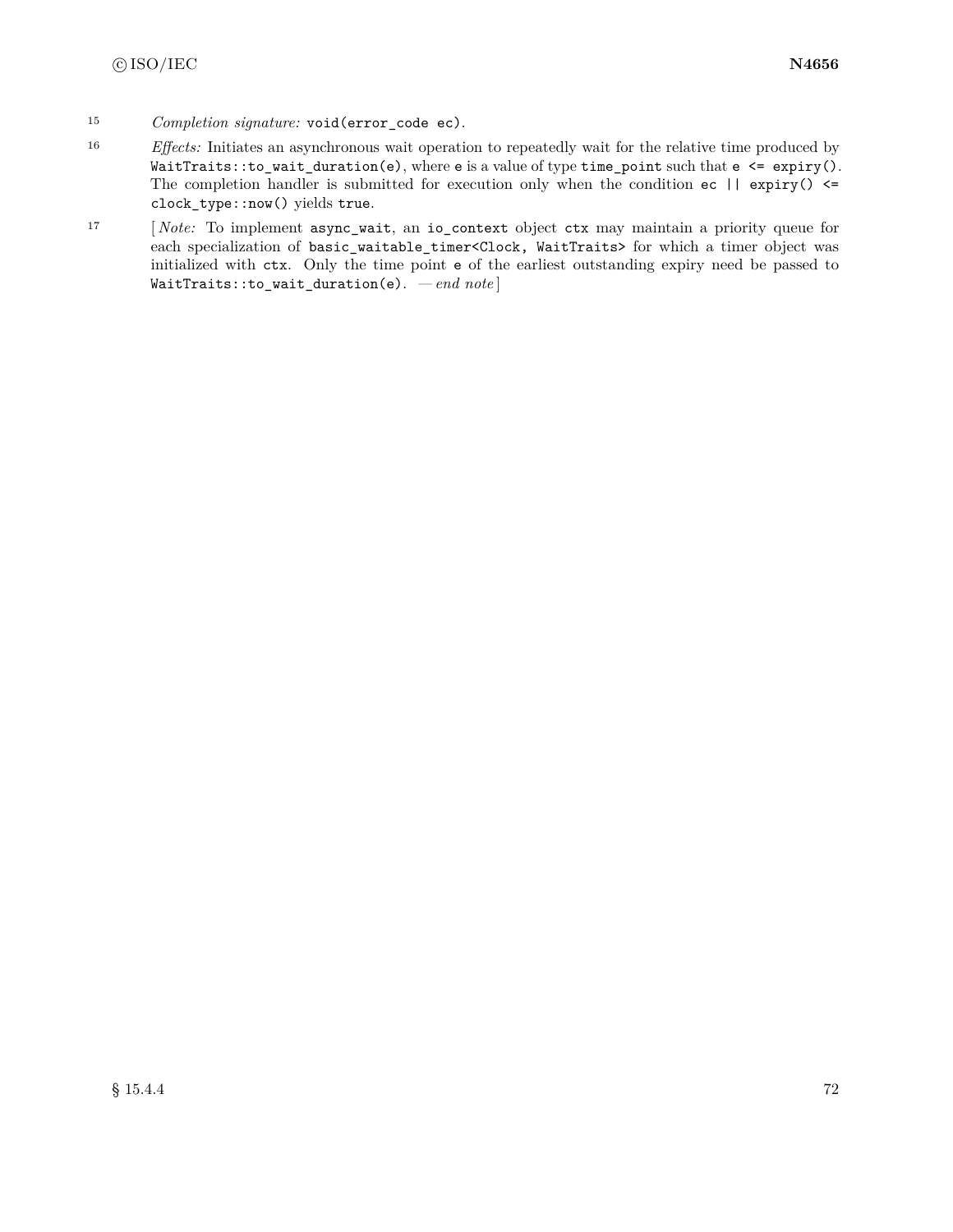15 *Completion signature:* `void(error_code ec)`.

16 *Effects:* Initiates an asynchronous wait operation to repeatedly wait for the relative time produced by `WaitTraits::to_wait_duration(e)`, where `e` is a value of type `time_point` such that `e <= expiry()`. The completion handler is submitted for execution only when the condition `ec || expiry() <= clock_type::now()` yields `true`.

17 [ *Note:* To implement `async_wait`, an `io_context` object `ctx` may maintain a priority queue for each specialization of `basic_waitable_timer<Clock, WaitTraits>` for which a timer object was initialized with `ctx`. Only the time point `e` of the earliest outstanding expiry need be passed to `WaitTraits::to_wait_duration(e)`. — *end note* ]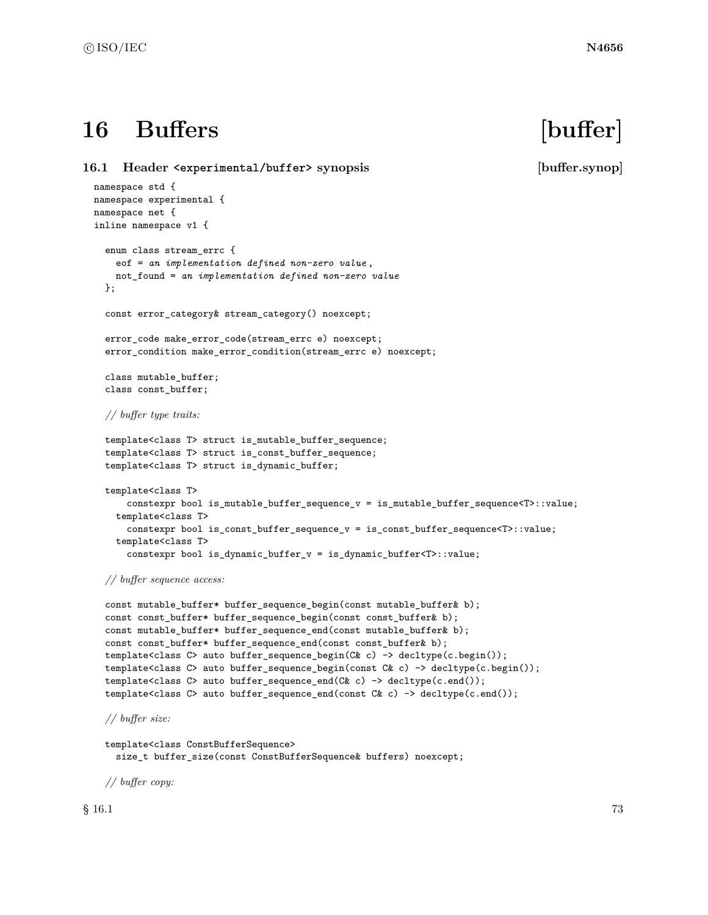# 16 Buffers [buffer]

## 16.1 Header `<experimental/buffer>` synopsis [buffer.synop]

```
namespace std {
namespace experimental {
namespace net {
inline namespace v1 {

  enum class stream_errc {
    eof = an implementation defined non-zero value,
    not_found = an implementation defined non-zero value
  };

  const error_category& stream_category() noexcept;

  error_code make_error_code(stream_errc e) noexcept;
  error_condition make_error_condition(stream_errc e) noexcept;

  class mutable_buffer;
  class const_buffer;

  // buffer type traits:

  template<class T> struct is_mutable_buffer_sequence;
  template<class T> struct is_const_buffer_sequence;
  template<class T> struct is_dynamic_buffer;

  template<class T>
      constexpr bool is_mutable_buffer_sequence_v = is_mutable_buffer_sequence<T>::value;
    template<class T>
      constexpr bool is_const_buffer_sequence_v = is_const_buffer_sequence<T>::value;
    template<class T>
      constexpr bool is_dynamic_buffer_v = is_dynamic_buffer<T>::value;

  // buffer sequence access:

  const mutable_buffer* buffer_sequence_begin(const mutable_buffer& b);
  const const_buffer* buffer_sequence_begin(const const_buffer& b);
  const mutable_buffer* buffer_sequence_end(const mutable_buffer& b);
  const const_buffer* buffer_sequence_end(const const_buffer& b);
  template<class C> auto buffer_sequence_begin(C& c) -> decltype(c.begin());
  template<class C> auto buffer_sequence_begin(const C& c) -> decltype(c.begin());
  template<class C> auto buffer_sequence_end(C& c) -> decltype(c.end());
  template<class C> auto buffer_sequence_end(const C& c) -> decltype(c.end());

  // buffer size:

  template<class ConstBufferSequence>
    size_t buffer_size(const ConstBufferSequence& buffers) noexcept;

  // buffer copy:
```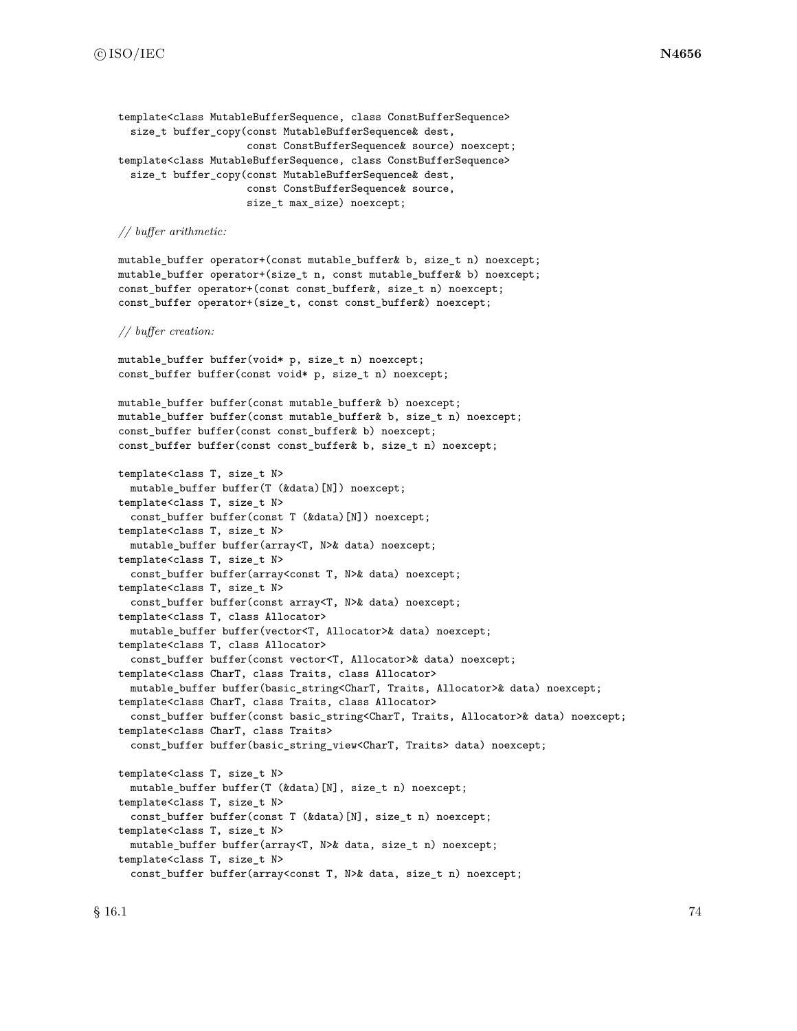```
template<class MutableBufferSequence, class ConstBufferSequence>
  size_t buffer_copy(const MutableBufferSequence& dest,
                     const ConstBufferSequence& source) noexcept;
template<class MutableBufferSequence, class ConstBufferSequence>
  size_t buffer_copy(const MutableBufferSequence& dest,
                     const ConstBufferSequence& source,
                     size_t max_size) noexcept;

// buffer arithmetic:

mutable_buffer operator+(const mutable_buffer& b, size_t n) noexcept;
mutable_buffer operator+(size_t n, const mutable_buffer& b) noexcept;
const_buffer operator+(const const_buffer&, size_t n) noexcept;
const_buffer operator+(size_t, const const_buffer&) noexcept;

// buffer creation:

mutable_buffer buffer(void* p, size_t n) noexcept;
const_buffer buffer(const void* p, size_t n) noexcept;

mutable_buffer buffer(const mutable_buffer& b) noexcept;
mutable_buffer buffer(const mutable_buffer& b, size_t n) noexcept;
const_buffer buffer(const const_buffer& b) noexcept;
const_buffer buffer(const const_buffer& b, size_t n) noexcept;

template<class T, size_t N>
  mutable_buffer buffer(T (&data)[N]) noexcept;
template<class T, size_t N>
  const_buffer buffer(const T (&data)[N]) noexcept;
template<class T, size_t N>
  mutable_buffer buffer(array<T, N>& data) noexcept;
template<class T, size_t N>
  const_buffer buffer(array<const T, N>& data) noexcept;
template<class T, size_t N>
  const_buffer buffer(const array<T, N>& data) noexcept;
template<class T, class Allocator>
  mutable_buffer buffer(vector<T, Allocator>& data) noexcept;
template<class T, class Allocator>
  const_buffer buffer(const vector<T, Allocator>& data) noexcept;
template<class CharT, class Traits, class Allocator>
  mutable_buffer buffer(basic_string<CharT, Traits, Allocator>& data) noexcept;
template<class CharT, class Traits, class Allocator>
  const_buffer buffer(const basic_string<CharT, Traits, Allocator>& data) noexcept;
template<class CharT, class Traits>
  const_buffer buffer(basic_string_view<CharT, Traits> data) noexcept;

template<class T, size_t N>
  mutable_buffer buffer(T (&data)[N], size_t n) noexcept;
template<class T, size_t N>
  const_buffer buffer(const T (&data)[N], size_t n) noexcept;
template<class T, size_t N>
  mutable_buffer buffer(array<T, N>& data, size_t n) noexcept;
template<class T, size_t N>
  const_buffer buffer(array<const T, N>& data, size_t n) noexcept;
```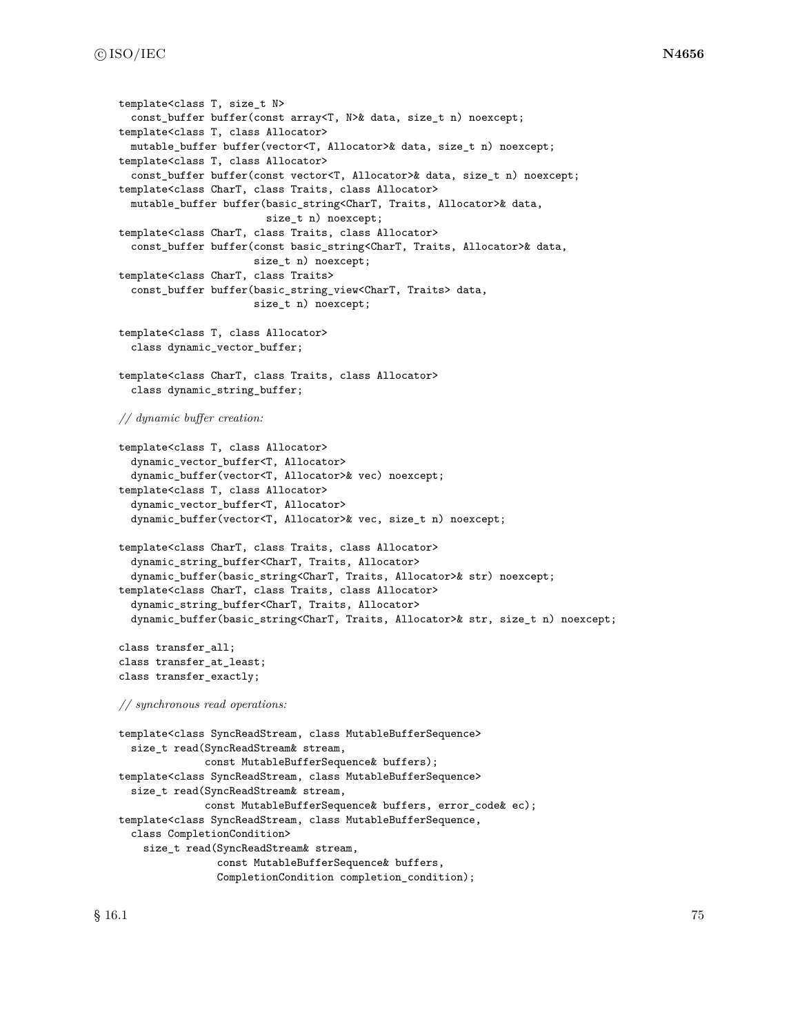```
template<class T, size_t N>
  const_buffer buffer(const array<T, N>& data, size_t n) noexcept;
template<class T, class Allocator>
  mutable_buffer buffer(vector<T, Allocator>& data, size_t n) noexcept;
template<class T, class Allocator>
  const_buffer buffer(const vector<T, Allocator>& data, size_t n) noexcept;
template<class CharT, class Traits, class Allocator>
  mutable_buffer buffer(basic_string<CharT, Traits, Allocator>& data,
                        size_t n) noexcept;
template<class CharT, class Traits, class Allocator>
  const_buffer buffer(const basic_string<CharT, Traits, Allocator>& data,
                      size_t n) noexcept;
template<class CharT, class Traits>
  const_buffer buffer(basic_string_view<CharT, Traits> data,
                      size_t n) noexcept;

template<class T, class Allocator>
  class dynamic_vector_buffer;

template<class CharT, class Traits, class Allocator>
  class dynamic_string_buffer;

// dynamic buffer creation:

template<class T, class Allocator>
  dynamic_vector_buffer<T, Allocator>
  dynamic_buffer(vector<T, Allocator>& vec) noexcept;
template<class T, class Allocator>
  dynamic_vector_buffer<T, Allocator>
  dynamic_buffer(vector<T, Allocator>& vec, size_t n) noexcept;

template<class CharT, class Traits, class Allocator>
  dynamic_string_buffer<CharT, Traits, Allocator>
  dynamic_buffer(basic_string<CharT, Traits, Allocator>& str) noexcept;
template<class CharT, class Traits, class Allocator>
  dynamic_string_buffer<CharT, Traits, Allocator>
  dynamic_buffer(basic_string<CharT, Traits, Allocator>& str, size_t n) noexcept;

class transfer_all;
class transfer_at_least;
class transfer_exactly;

// synchronous read operations:

template<class SyncReadStream, class MutableBufferSequence>
  size_t read(SyncReadStream& stream,
              const MutableBufferSequence& buffers);
template<class SyncReadStream, class MutableBufferSequence>
  size_t read(SyncReadStream& stream,
              const MutableBufferSequence& buffers, error_code& ec);
template<class SyncReadStream, class MutableBufferSequence,
  class CompletionCondition>
    size_t read(SyncReadStream& stream,
                const MutableBufferSequence& buffers,
                CompletionCondition completion_condition);
```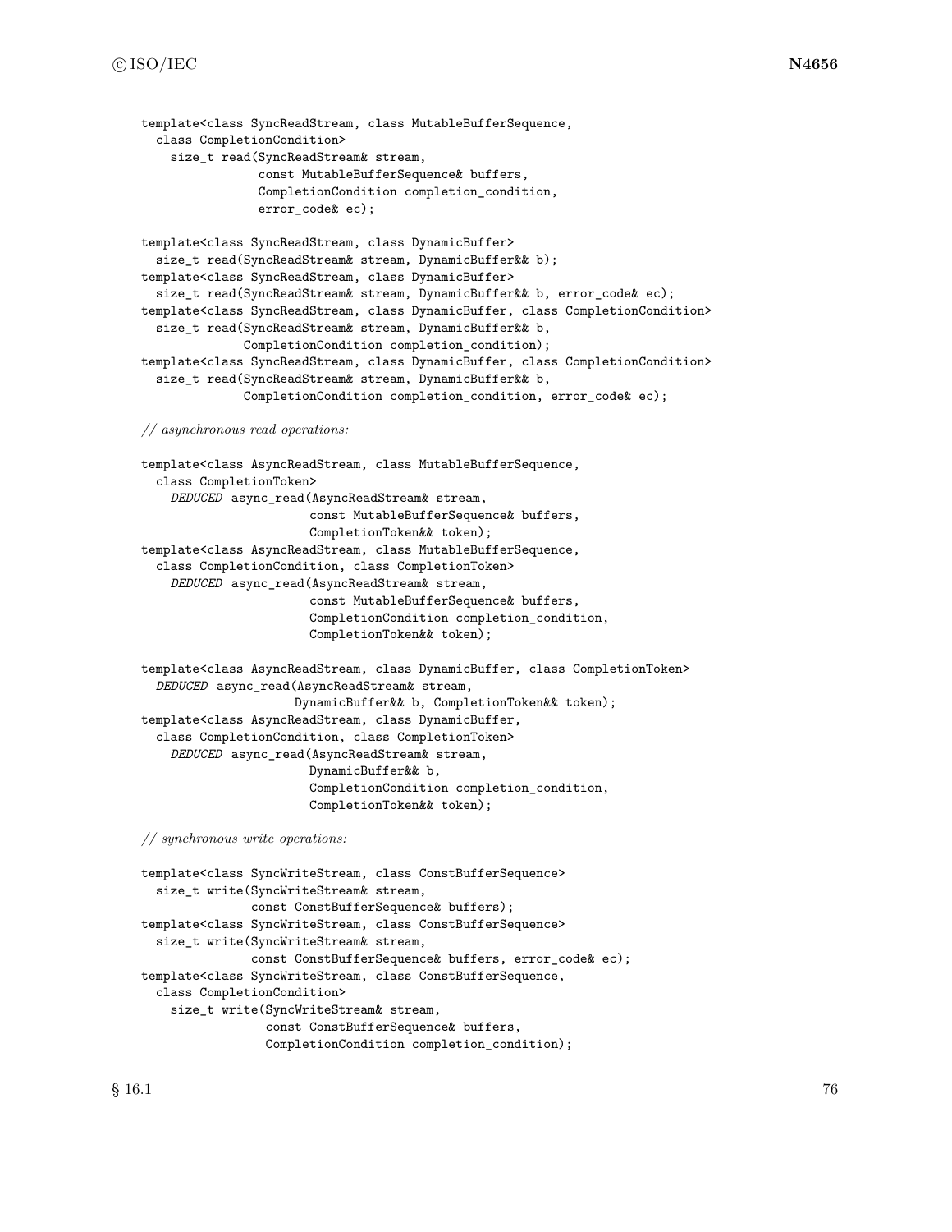```
template<class SyncReadStream, class MutableBufferSequence,
  class CompletionCondition>
    size_t read(SyncReadStream& stream,
                const MutableBufferSequence& buffers,
                CompletionCondition completion_condition,
                error_code& ec);

template<class SyncReadStream, class DynamicBuffer>
  size_t read(SyncReadStream& stream, DynamicBuffer&& b);
template<class SyncReadStream, class DynamicBuffer>
  size_t read(SyncReadStream& stream, DynamicBuffer&& b, error_code& ec);
template<class SyncReadStream, class DynamicBuffer, class CompletionCondition>
  size_t read(SyncReadStream& stream, DynamicBuffer&& b,
              CompletionCondition completion_condition);
template<class SyncReadStream, class DynamicBuffer, class CompletionCondition>
  size_t read(SyncReadStream& stream, DynamicBuffer&& b,
              CompletionCondition completion_condition, error_code& ec);

// asynchronous read operations:

template<class AsyncReadStream, class MutableBufferSequence,
  class CompletionToken>
    DEDUCED async_read(AsyncReadStream& stream,
                       const MutableBufferSequence& buffers,
                       CompletionToken&& token);
template<class AsyncReadStream, class MutableBufferSequence,
  class CompletionCondition, class CompletionToken>
    DEDUCED async_read(AsyncReadStream& stream,
                       const MutableBufferSequence& buffers,
                       CompletionCondition completion_condition,
                       CompletionToken&& token);

template<class AsyncReadStream, class DynamicBuffer, class CompletionToken>
  DEDUCED async_read(AsyncReadStream& stream,
                     DynamicBuffer&& b, CompletionToken&& token);
template<class AsyncReadStream, class DynamicBuffer,
  class CompletionCondition, class CompletionToken>
    DEDUCED async_read(AsyncReadStream& stream,
                       DynamicBuffer&& b,
                       CompletionCondition completion_condition,
                       CompletionToken&& token);

// synchronous write operations:

template<class SyncWriteStream, class ConstBufferSequence>
  size_t write(SyncWriteStream& stream,
               const ConstBufferSequence& buffers);
template<class SyncWriteStream, class ConstBufferSequence>
  size_t write(SyncWriteStream& stream,
               const ConstBufferSequence& buffers, error_code& ec);
template<class SyncWriteStream, class ConstBufferSequence,
  class CompletionCondition>
    size_t write(SyncWriteStream& stream,
                 const ConstBufferSequence& buffers,
                 CompletionCondition completion_condition);
```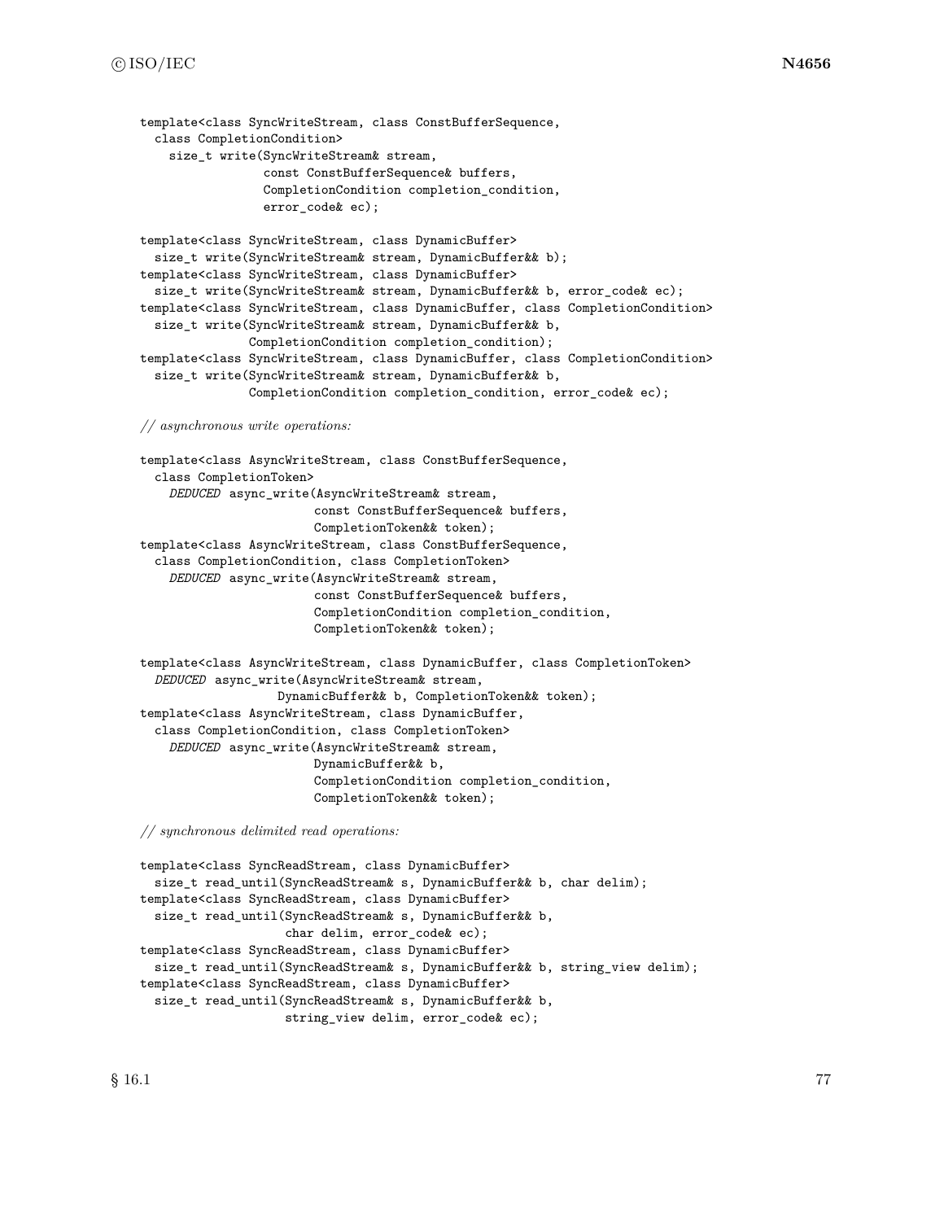```
template<class SyncWriteStream, class ConstBufferSequence,
  class CompletionCondition>
    size_t write(SyncWriteStream& stream,
                 const ConstBufferSequence& buffers,
                 CompletionCondition completion_condition,
                 error_code& ec);

template<class SyncWriteStream, class DynamicBuffer>
  size_t write(SyncWriteStream& stream, DynamicBuffer&& b);
template<class SyncWriteStream, class DynamicBuffer>
  size_t write(SyncWriteStream& stream, DynamicBuffer&& b, error_code& ec);
template<class SyncWriteStream, class DynamicBuffer, class CompletionCondition>
  size_t write(SyncWriteStream& stream, DynamicBuffer&& b,
               CompletionCondition completion_condition);
template<class SyncWriteStream, class DynamicBuffer, class CompletionCondition>
  size_t write(SyncWriteStream& stream, DynamicBuffer&& b,
               CompletionCondition completion_condition, error_code& ec);

// asynchronous write operations:

template<class AsyncWriteStream, class ConstBufferSequence,
  class CompletionToken>
    DEDUCED async_write(AsyncWriteStream& stream,
                        const ConstBufferSequence& buffers,
                        CompletionToken&& token);
template<class AsyncWriteStream, class ConstBufferSequence,
  class CompletionCondition, class CompletionToken>
    DEDUCED async_write(AsyncWriteStream& stream,
                        const ConstBufferSequence& buffers,
                        CompletionCondition completion_condition,
                        CompletionToken&& token);

template<class AsyncWriteStream, class DynamicBuffer, class CompletionToken>
  DEDUCED async_write(AsyncWriteStream& stream,
                      DynamicBuffer&& b, CompletionToken&& token);
template<class AsyncWriteStream, class DynamicBuffer,
  class CompletionCondition, class CompletionToken>
    DEDUCED async_write(AsyncWriteStream& stream,
                        DynamicBuffer&& b,
                        CompletionCondition completion_condition,
                        CompletionToken&& token);

// synchronous delimited read operations:

template<class SyncReadStream, class DynamicBuffer>
  size_t read_until(SyncReadStream& s, DynamicBuffer&& b, char delim);
template<class SyncReadStream, class DynamicBuffer>
  size_t read_until(SyncReadStream& s, DynamicBuffer&& b,
                    char delim, error_code& ec);
template<class SyncReadStream, class DynamicBuffer>
  size_t read_until(SyncReadStream& s, DynamicBuffer&& b, string_view delim);
template<class SyncReadStream, class DynamicBuffer>
  size_t read_until(SyncReadStream& s, DynamicBuffer&& b,
                    string_view delim, error_code& ec);
```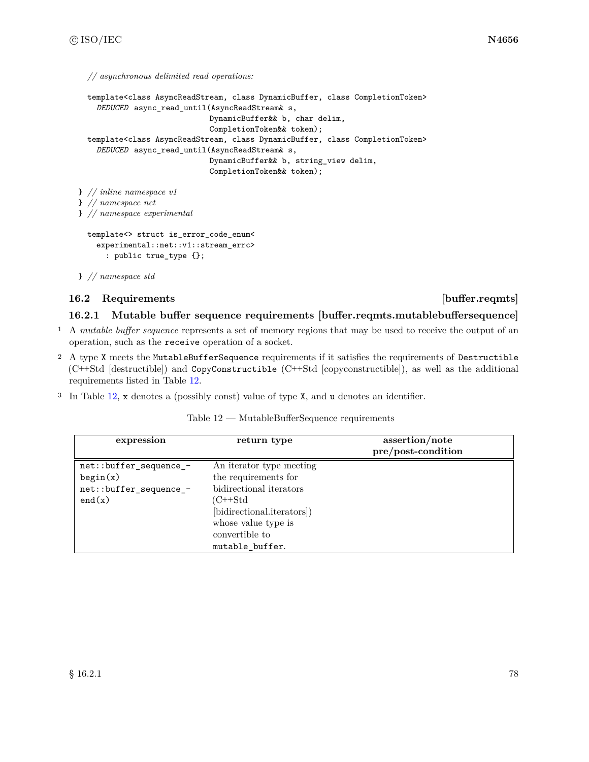```
    // asynchronous delimited read operations:

    template<class AsyncReadStream, class DynamicBuffer, class CompletionToken>
      DEDUCED async_read_until(AsyncReadStream& s,
                               DynamicBuffer&& b, char delim,
                               CompletionToken&& token);
    template<class AsyncReadStream, class DynamicBuffer, class CompletionToken>
      DEDUCED async_read_until(AsyncReadStream& s,
                               DynamicBuffer&& b, string_view delim,
                               CompletionToken&& token);

  } // inline namespace v1
  } // namespace net
  } // namespace experimental

    template<> struct is_error_code_enum<
      experimental::net::v1::stream_errc>
        : public true_type {};

  } // namespace std
```

## 16.2 Requirements [buffer.reqmts]

### 16.2.1 Mutable buffer sequence requirements [buffer.reqmts.mutablebuffersequence]

1 A *mutable buffer sequence* represents a set of memory regions that may be used to receive the output of an operation, such as the `receive` operation of a socket.

2 A type `X` meets the `MutableBufferSequence` requirements if it satisfies the requirements of `Destructible` (C++Std [destructible]) and `CopyConstructible` (C++Std [copyconstructible]), as well as the additional requirements listed in Table 12.

3 In Table 12, `x` denotes a (possibly const) value of type `X`, and `u` denotes an identifier.

Table 12 — MutableBufferSequence requirements

| expression | return type | assertion/note pre/post-condition |
|---|---|---|
| `net::buffer_sequence_begin(x)` `net::buffer_sequence_end(x)` | An iterator type meeting the requirements for bidirectional iterators (C++Std [bidirectional.iterators]) whose value type is convertible to `mutable_buffer`. | |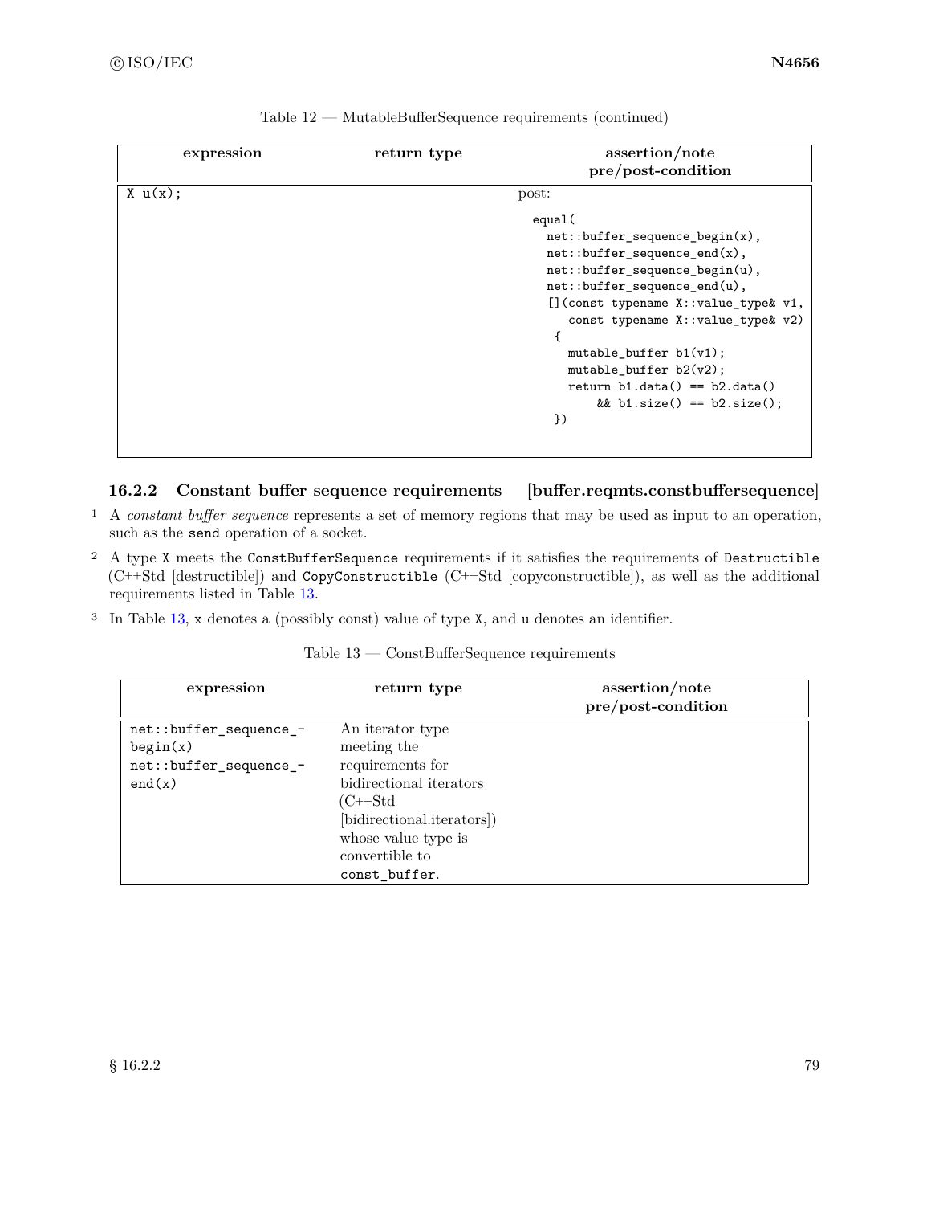Table 12 — MutableBufferSequence requirements (continued)

| expression | return type | assertion/note pre/post-condition |
|---|---|---|
| `X u(x);` | | post: `equal( net::buffer_sequence_begin(x), net::buffer_sequence_end(x), net::buffer_sequence_begin(u), net::buffer_sequence_end(u), [](const typename X::value_type& v1, const typename X::value_type& v2) { mutable_buffer b1(v1); mutable_buffer b2(v2); return b1.data() == b2.data() && b1.size() == b2.size(); })` |

### 16.2.2 Constant buffer sequence requirements [buffer.reqmts.constbuffersequence]

1 A *constant buffer sequence* represents a set of memory regions that may be used as input to an operation, such as the `send` operation of a socket.

2 A type `X` meets the `ConstBufferSequence` requirements if it satisfies the requirements of `Destructible` (C++Std [destructible]) and `CopyConstructible` (C++Std [copyconstructible]), as well as the additional requirements listed in Table 13.

3 In Table 13, `x` denotes a (possibly const) value of type `X`, and `u` denotes an identifier.

Table 13 — ConstBufferSequence requirements

| expression | return type | assertion/note pre/post-condition |
|---|---|---|
| `net::buffer_sequence_begin(x)` `net::buffer_sequence_end(x)` | An iterator type meeting the requirements for bidirectional iterators (C++Std [bidirectional.iterators]) whose value type is convertible to `const_buffer`. | |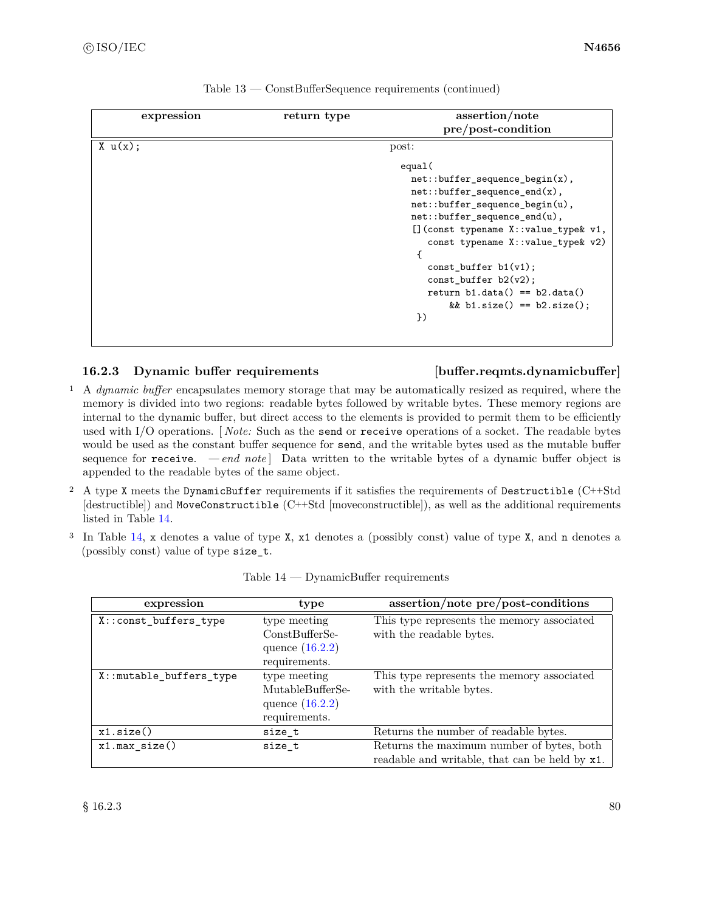Table 13 — ConstBufferSequence requirements (continued)

| expression | return type | assertion/note pre/post-condition |
|---|---|---|
| `X u(x);` | | post:<br>`equal(`<br>`net::buffer_sequence_begin(x),`<br>`net::buffer_sequence_end(x),`<br>`net::buffer_sequence_begin(u),`<br>`net::buffer_sequence_end(u),`<br>`[](const typename X::value_type& v1,`<br>`const typename X::value_type& v2)`<br>`{`<br>`const_buffer b1(v1);`<br>`const_buffer b2(v2);`<br>`return b1.data() == b2.data()`<br>`&& b1.size() == b2.size();`<br>`})` |

### 16.2.3 Dynamic buffer requirements [buffer.reqmts.dynamicbuffer]

1 A *dynamic buffer* encapsulates memory storage that may be automatically resized as required, where the memory is divided into two regions: readable bytes followed by writable bytes. These memory regions are internal to the dynamic buffer, but direct access to the elements is provided to permit them to be efficiently used with I/O operations. [ *Note:* Such as the `send` or `receive` operations of a socket. The readable bytes would be used as the constant buffer sequence for `send`, and the writable bytes used as the mutable buffer sequence for `receive`. — *end note* ] Data written to the writable bytes of a dynamic buffer object is appended to the readable bytes of the same object.

2 A type `X` meets the `DynamicBuffer` requirements if it satisfies the requirements of `Destructible` (C++Std [destructible]) and `MoveConstructible` (C++Std [moveconstructible]), as well as the additional requirements listed in Table 14.

3 In Table 14, `x` denotes a value of type `X`, `x1` denotes a (possibly const) value of type `X`, and `n` denotes a (possibly const) value of type `size_t`.

Table 14 — DynamicBuffer requirements

| expression | type | assertion/note pre/post-conditions |
|---|---|---|
| `X::const_buffers_type` | type meeting ConstBufferSequence (16.2.2) requirements. | This type represents the memory associated with the readable bytes. |
| `X::mutable_buffers_type` | type meeting MutableBufferSequence (16.2.2) requirements. | This type represents the memory associated with the writable bytes. |
| `x1.size()` | `size_t` | Returns the number of readable bytes. |
| `x1.max_size()` | `size_t` | Returns the maximum number of bytes, both readable and writable, that can be held by `x1`. |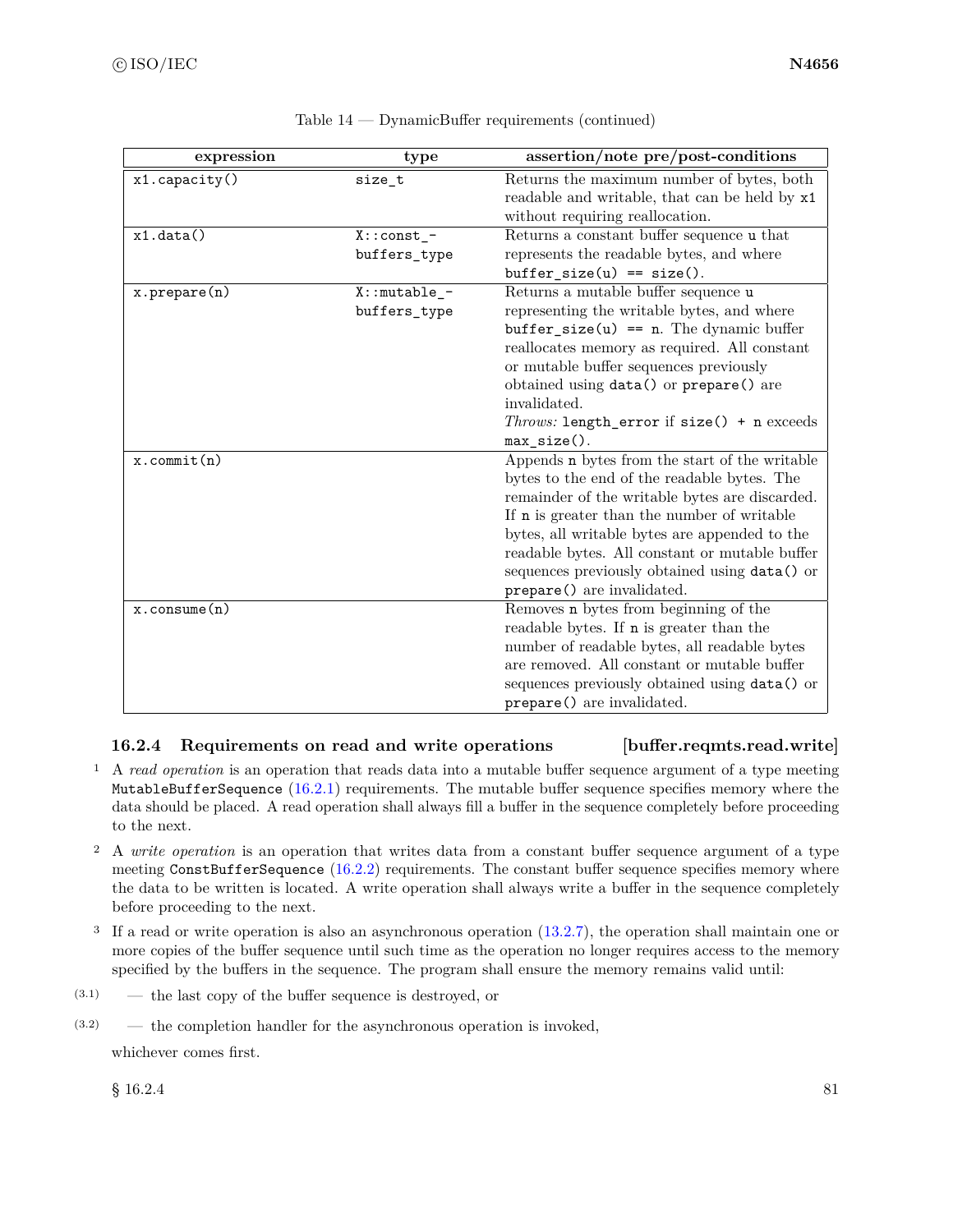Table 14 — DynamicBuffer requirements (continued)

| expression | type | assertion/note pre/post-conditions |
|---|---|---|
| `x1.capacity()` | `size_t` | Returns the maximum number of bytes, both readable and writable, that can be held by `x1` without requiring reallocation. |
| `x1.data()` | `X::const_buffers_type` | Returns a constant buffer sequence `u` that represents the readable bytes, and where `buffer_size(u) == size()`. |
| `x.prepare(n)` | `X::mutable_buffers_type` | Returns a mutable buffer sequence `u` representing the writable bytes, and where `buffer_size(u) == n`. The dynamic buffer reallocates memory as required. All constant or mutable buffer sequences previously obtained using `data()` or `prepare()` are invalidated. *Throws:* `length_error` if `size() + n` exceeds `max_size()`. |
| `x.commit(n)` | | Appends `n` bytes from the start of the writable bytes to the end of the readable bytes. The remainder of the writable bytes are discarded. If `n` is greater than the number of writable bytes, all writable bytes are appended to the readable bytes. All constant or mutable buffer sequences previously obtained using `data()` or `prepare()` are invalidated. |
| `x.consume(n)` | | Removes `n` bytes from beginning of the readable bytes. If `n` is greater than the number of readable bytes, all readable bytes are removed. All constant or mutable buffer sequences previously obtained using `data()` or `prepare()` are invalidated. |

### 16.2.4 Requirements on read and write operations [buffer.reqmts.read.write]

1 A *read operation* is an operation that reads data into a mutable buffer sequence argument of a type meeting `MutableBufferSequence` (16.2.1) requirements. The mutable buffer sequence specifies memory where the data should be placed. A read operation shall always fill a buffer in the sequence completely before proceeding to the next.

2 A *write operation* is an operation that writes data from a constant buffer sequence argument of a type meeting `ConstBufferSequence` (16.2.2) requirements. The constant buffer sequence specifies memory where the data to be written is located. A write operation shall always write a buffer in the sequence completely before proceeding to the next.

3 If a read or write operation is also an asynchronous operation (13.2.7), the operation shall maintain one or more copies of the buffer sequence until such time as the operation no longer requires access to the memory specified by the buffers in the sequence. The program shall ensure the memory remains valid until:

(3.1) — the last copy of the buffer sequence is destroyed, or

(3.2) — the completion handler for the asynchronous operation is invoked,

whichever comes first.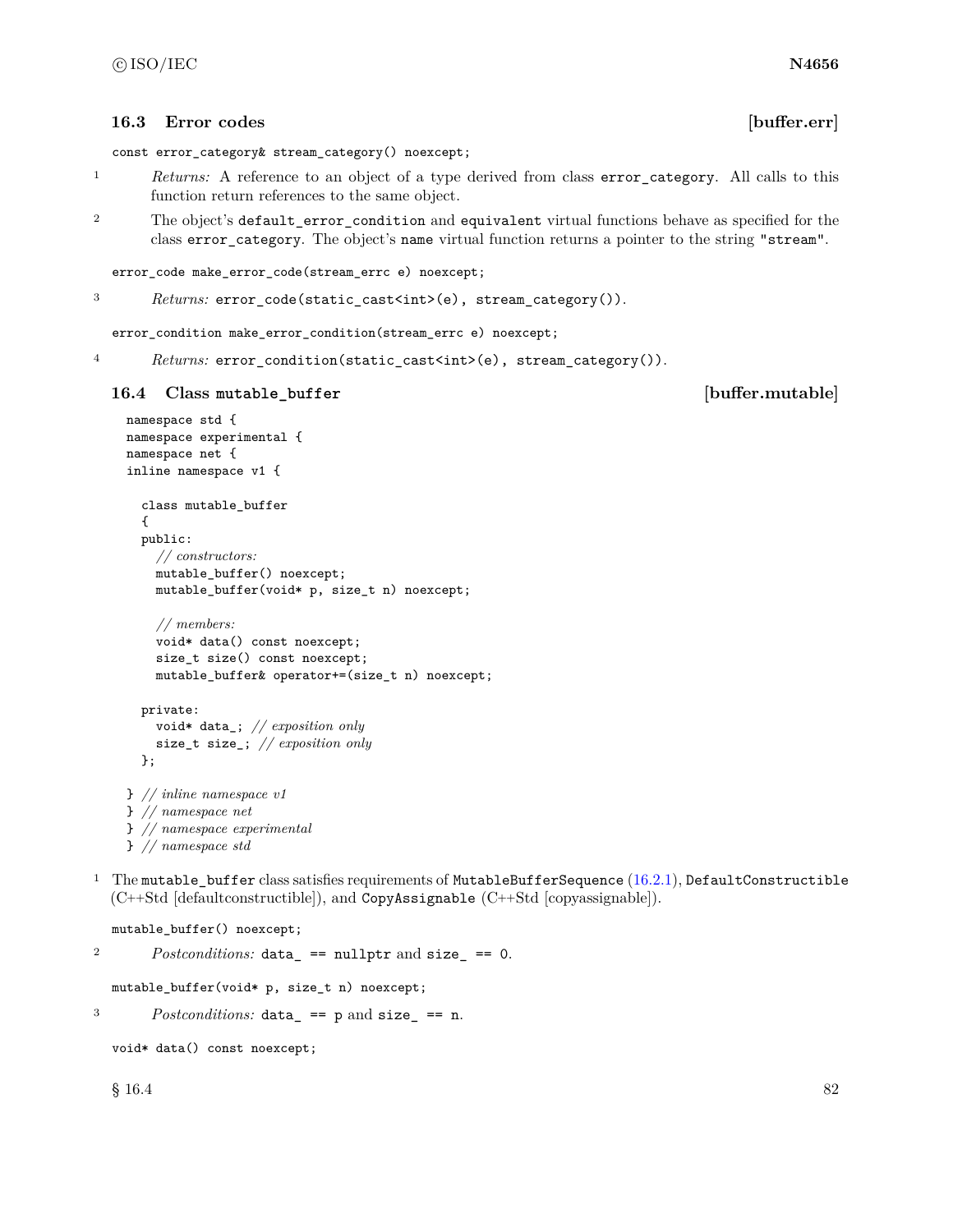## 16.3 Error codes [buffer.err]

```
const error_category& stream_category() noexcept;
```

1 *Returns:* A reference to an object of a type derived from class `error_category`. All calls to this function return references to the same object.

2 The object's `default_error_condition` and `equivalent` virtual functions behave as specified for the class `error_category`. The object's `name` virtual function returns a pointer to the string `"stream"`.

```
error_code make_error_code(stream_errc e) noexcept;
```

3 *Returns:* `error_code(static_cast<int>(e), stream_category())`.

```
error_condition make_error_condition(stream_errc e) noexcept;
```

4 *Returns:* `error_condition(static_cast<int>(e), stream_category())`.

## 16.4 Class `mutable_buffer` [buffer.mutable]

```
namespace std {
namespace experimental {
namespace net {
inline namespace v1 {

  class mutable_buffer
  {
  public:
    // constructors:
    mutable_buffer() noexcept;
    mutable_buffer(void* p, size_t n) noexcept;

    // members:
    void* data() const noexcept;
    size_t size() const noexcept;
    mutable_buffer& operator+=(size_t n) noexcept;

  private:
    void* data_; // exposition only
    size_t size_; // exposition only
  };

} // inline namespace v1
} // namespace net
} // namespace experimental
} // namespace std
```

1 The `mutable_buffer` class satisfies requirements of `MutableBufferSequence` (16.2.1), `DefaultConstructible` (C++Std [defaultconstructible]), and `CopyAssignable` (C++Std [copyassignable]).

```
mutable_buffer() noexcept;
```

2 *Postconditions:* `data_ == nullptr` and `size_ == 0`.

```
mutable_buffer(void* p, size_t n) noexcept;
```

3 *Postconditions:* `data_ == p` and `size_ == n`.

```
void* data() const noexcept;
```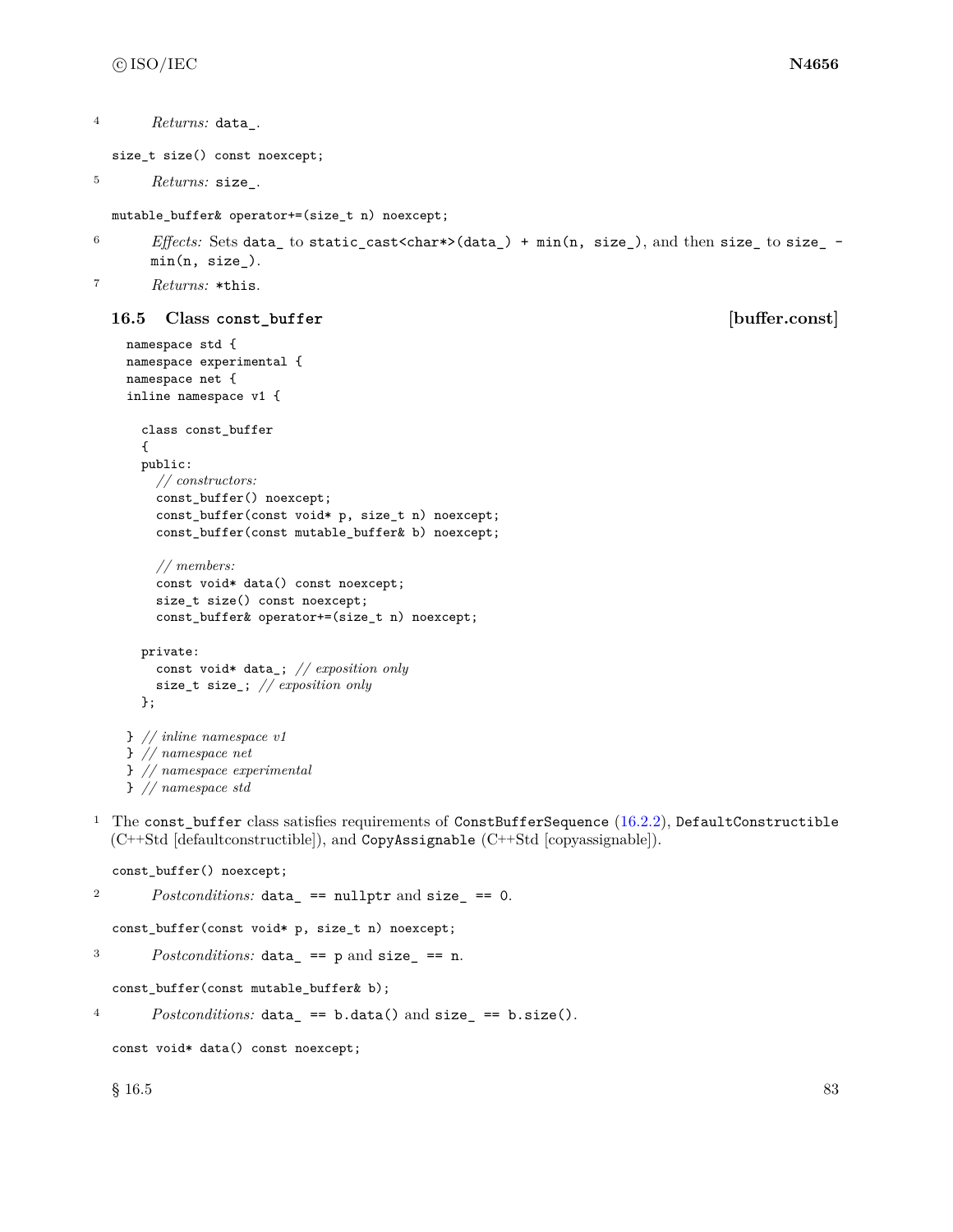4 *Returns:* `data_`.

```
size_t size() const noexcept;
```

5 *Returns:* `size_`.

```
mutable_buffer& operator+=(size_t n) noexcept;
```

6 *Effects:* Sets `data_` to `static_cast<char*>(data_) + min(n, size_)`, and then `size_` to `size_ - min(n, size_)`.

7 *Returns:* `*this`.

### 16.5 Class `const_buffer` [buffer.const]

```
namespace std {
namespace experimental {
namespace net {
inline namespace v1 {

  class const_buffer
  {
  public:
    // constructors:
    const_buffer() noexcept;
    const_buffer(const void* p, size_t n) noexcept;
    const_buffer(const mutable_buffer& b) noexcept;

    // members:
    const void* data() const noexcept;
    size_t size() const noexcept;
    const_buffer& operator+=(size_t n) noexcept;

  private:
    const void* data_; // exposition only
    size_t size_; // exposition only
  };

} // inline namespace v1
} // namespace net
} // namespace experimental
} // namespace std
```

1 The `const_buffer` class satisfies requirements of `ConstBufferSequence` (16.2.2), `DefaultConstructible` (C++Std [defaultconstructible]), and `CopyAssignable` (C++Std [copyassignable]).

```
const_buffer() noexcept;
```

2 *Postconditions:* `data_ == nullptr` and `size_ == 0`.

```
const_buffer(const void* p, size_t n) noexcept;
```

3 *Postconditions:* `data_ == p` and `size_ == n`.

```
const_buffer(const mutable_buffer& b);
```

4 *Postconditions:* `data_ == b.data()` and `size_ == b.size()`.

```
const void* data() const noexcept;
```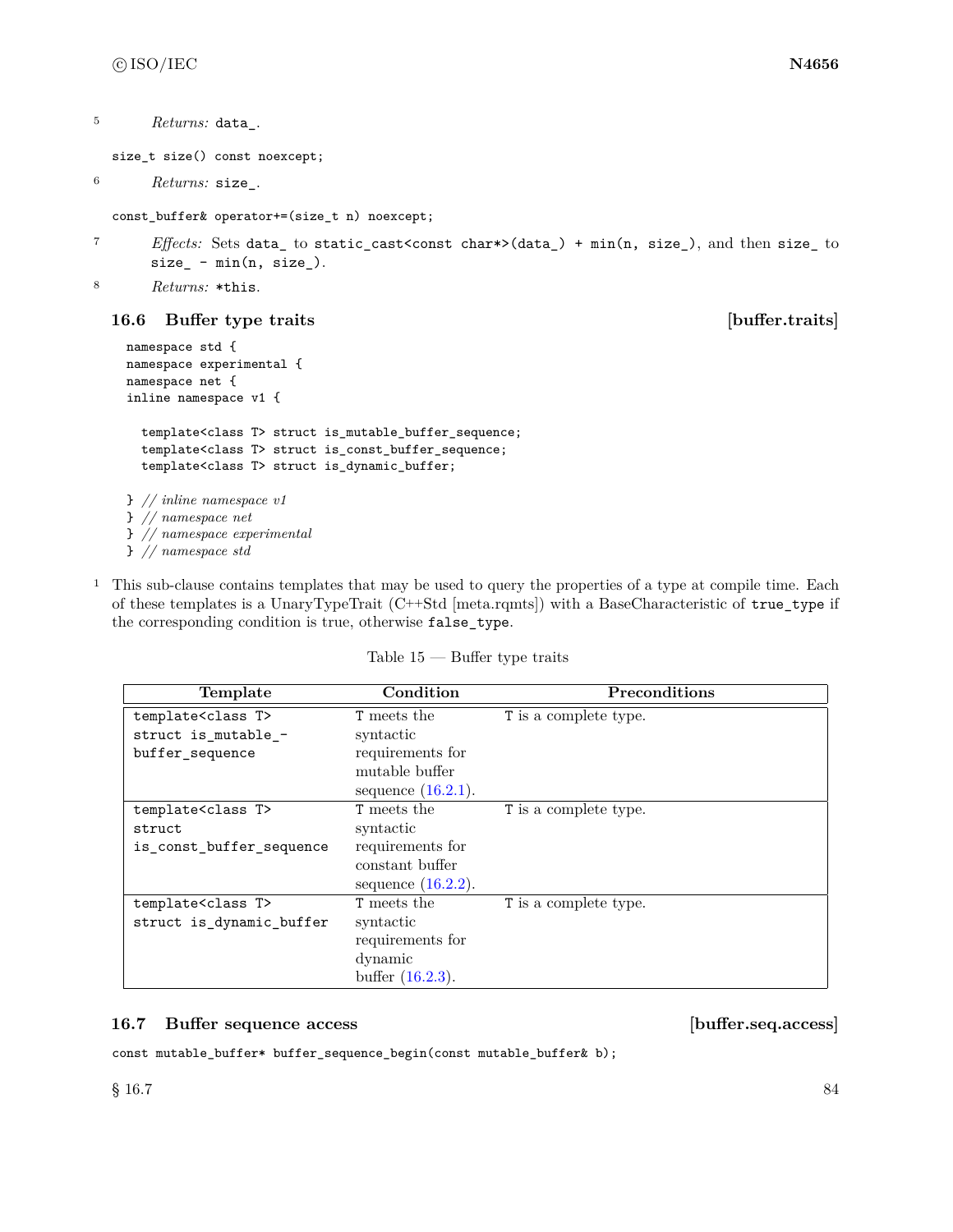5 *Returns:* `data_`.

```
size_t size() const noexcept;
```

6 *Returns:* `size_`.

```
const_buffer& operator+=(size_t n) noexcept;
```

7 *Effects:* Sets `data_` to `static_cast<const char*>(data_) + min(n, size_)`, and then `size_` to `size_ - min(n, size_)`.

8 *Returns:* `*this`.

## 16.6 Buffer type traits [buffer.traits]

```
namespace std {
namespace experimental {
namespace net {
inline namespace v1 {

  template<class T> struct is_mutable_buffer_sequence;
  template<class T> struct is_const_buffer_sequence;
  template<class T> struct is_dynamic_buffer;

} // inline namespace v1
} // namespace net
} // namespace experimental
} // namespace std
```

1 This sub-clause contains templates that may be used to query the properties of a type at compile time. Each of these templates is a UnaryTypeTrait (C++Std [meta.rqmts]) with a BaseCharacteristic of `true_type` if the corresponding condition is true, otherwise `false_type`.

Table 15 — Buffer type traits

| Template | Condition | Preconditions |
| --- | --- | --- |
| `template<class T> struct is_mutable_buffer_sequence` | `T` meets the syntactic requirements for mutable buffer sequence (16.2.1). | `T` is a complete type. |
| `template<class T> struct is_const_buffer_sequence` | `T` meets the syntactic requirements for constant buffer sequence (16.2.2). | `T` is a complete type. |
| `template<class T> struct is_dynamic_buffer` | `T` meets the syntactic requirements for dynamic buffer (16.2.3). | `T` is a complete type. |

## 16.7 Buffer sequence access [buffer.seq.access]

```
const mutable_buffer* buffer_sequence_begin(const mutable_buffer& b);
```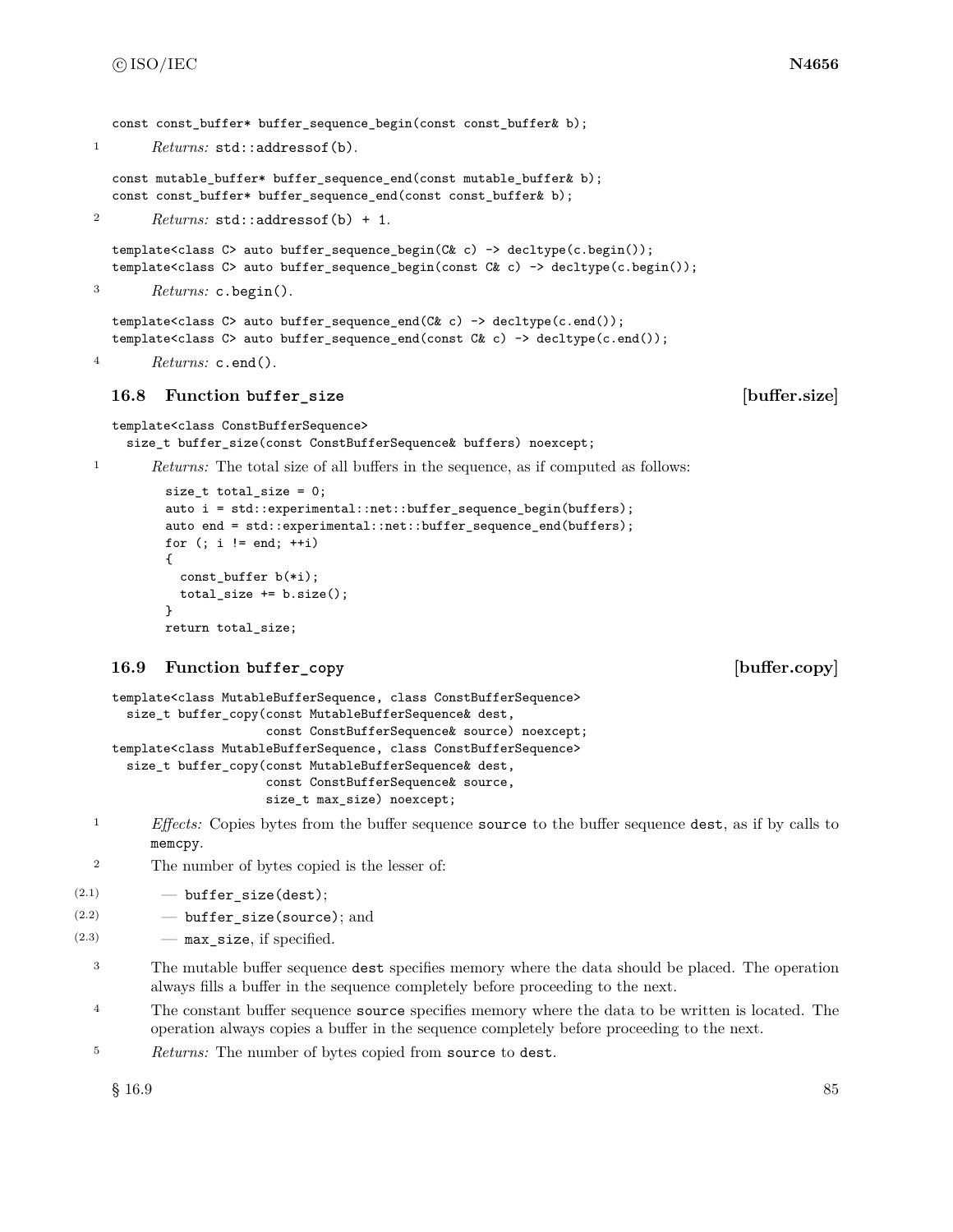```
const const_buffer* buffer_sequence_begin(const const_buffer& b);
```

1 *Returns:* `std::addressof(b)`.

```
const mutable_buffer* buffer_sequence_end(const mutable_buffer& b);
const const_buffer* buffer_sequence_end(const const_buffer& b);
```

2 *Returns:* `std::addressof(b) + 1`.

```
template<class C> auto buffer_sequence_begin(C& c) -> decltype(c.begin());
template<class C> auto buffer_sequence_begin(const C& c) -> decltype(c.begin());
```

3 *Returns:* `c.begin()`.

```
template<class C> auto buffer_sequence_end(C& c) -> decltype(c.end());
template<class C> auto buffer_sequence_end(const C& c) -> decltype(c.end());
```

4 *Returns:* `c.end()`.

## 16.8 Function `buffer_size` [buffer.size]

```
template<class ConstBufferSequence>
  size_t buffer_size(const ConstBufferSequence& buffers) noexcept;
```

1 *Returns:* The total size of all buffers in the sequence, as if computed as follows:

```
size_t total_size = 0;
auto i = std::experimental::net::buffer_sequence_begin(buffers);
auto end = std::experimental::net::buffer_sequence_end(buffers);
for (; i != end; ++i)
{
  const_buffer b(*i);
  total_size += b.size();
}
return total_size;
```

## 16.9 Function `buffer_copy` [buffer.copy]

```
template<class MutableBufferSequence, class ConstBufferSequence>
  size_t buffer_copy(const MutableBufferSequence& dest,
                     const ConstBufferSequence& source) noexcept;
template<class MutableBufferSequence, class ConstBufferSequence>
  size_t buffer_copy(const MutableBufferSequence& dest,
                     const ConstBufferSequence& source,
                     size_t max_size) noexcept;
```

1 *Effects:* Copies bytes from the buffer sequence `source` to the buffer sequence `dest`, as if by calls to `memcpy`.

2 The number of bytes copied is the lesser of:

(2.1) — `buffer_size(dest)`;

(2.2) — `buffer_size(source)`; and

(2.3) — `max_size`, if specified.

3 The mutable buffer sequence `dest` specifies memory where the data should be placed. The operation always fills a buffer in the sequence completely before proceeding to the next.

4 The constant buffer sequence `source` specifies memory where the data to be written is located. The operation always copies a buffer in the sequence completely before proceeding to the next.

5 *Returns:* The number of bytes copied from `source` to `dest`.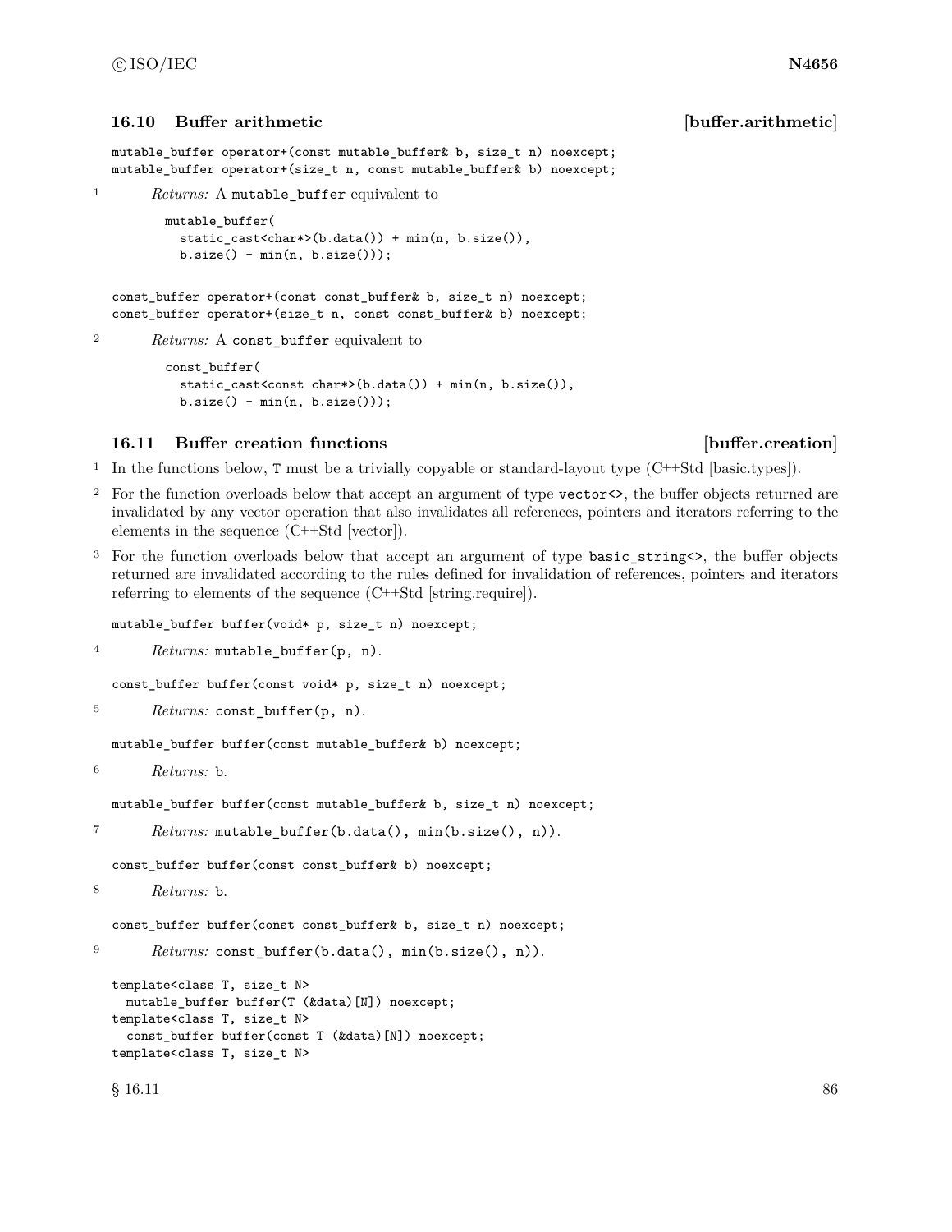### 16.10 Buffer arithmetic [buffer.arithmetic]

```
mutable_buffer operator+(const mutable_buffer& b, size_t n) noexcept;
mutable_buffer operator+(size_t n, const mutable_buffer& b) noexcept;
```

1 *Returns:* A `mutable_buffer` equivalent to

```
mutable_buffer(
  static_cast<char*>(b.data()) + min(n, b.size()),
  b.size() - min(n, b.size()));
```

```
const_buffer operator+(const const_buffer& b, size_t n) noexcept;
const_buffer operator+(size_t n, const const_buffer& b) noexcept;
```

2 *Returns:* A `const_buffer` equivalent to

```
const_buffer(
  static_cast<const char*>(b.data()) + min(n, b.size()),
  b.size() - min(n, b.size()));
```

### 16.11 Buffer creation functions [buffer.creation]

1 In the functions below, `T` must be a trivially copyable or standard-layout type (C++Std [basic.types]).

2 For the function overloads below that accept an argument of type `vector<>`, the buffer objects returned are invalidated by any vector operation that also invalidates all references, pointers and iterators referring to the elements in the sequence (C++Std [vector]).

3 For the function overloads below that accept an argument of type `basic_string<>`, the buffer objects returned are invalidated according to the rules defined for invalidation of references, pointers and iterators referring to elements of the sequence (C++Std [string.require]).

```
mutable_buffer buffer(void* p, size_t n) noexcept;
```

4 *Returns:* `mutable_buffer(p, n)`.

```
const_buffer buffer(const void* p, size_t n) noexcept;
```

5 *Returns:* `const_buffer(p, n)`.

```
mutable_buffer buffer(const mutable_buffer& b) noexcept;
```

6 *Returns:* `b`.

```
mutable_buffer buffer(const mutable_buffer& b, size_t n) noexcept;
```

7 *Returns:* `mutable_buffer(b.data(), min(b.size(), n))`.

```
const_buffer buffer(const const_buffer& b) noexcept;
```

8 *Returns:* `b`.

```
const_buffer buffer(const const_buffer& b, size_t n) noexcept;
```

9 *Returns:* `const_buffer(b.data(), min(b.size(), n))`.

```
template<class T, size_t N>
  mutable_buffer buffer(T (&data)[N]) noexcept;
template<class T, size_t N>
  const_buffer buffer(const T (&data)[N]) noexcept;
template<class T, size_t N>
```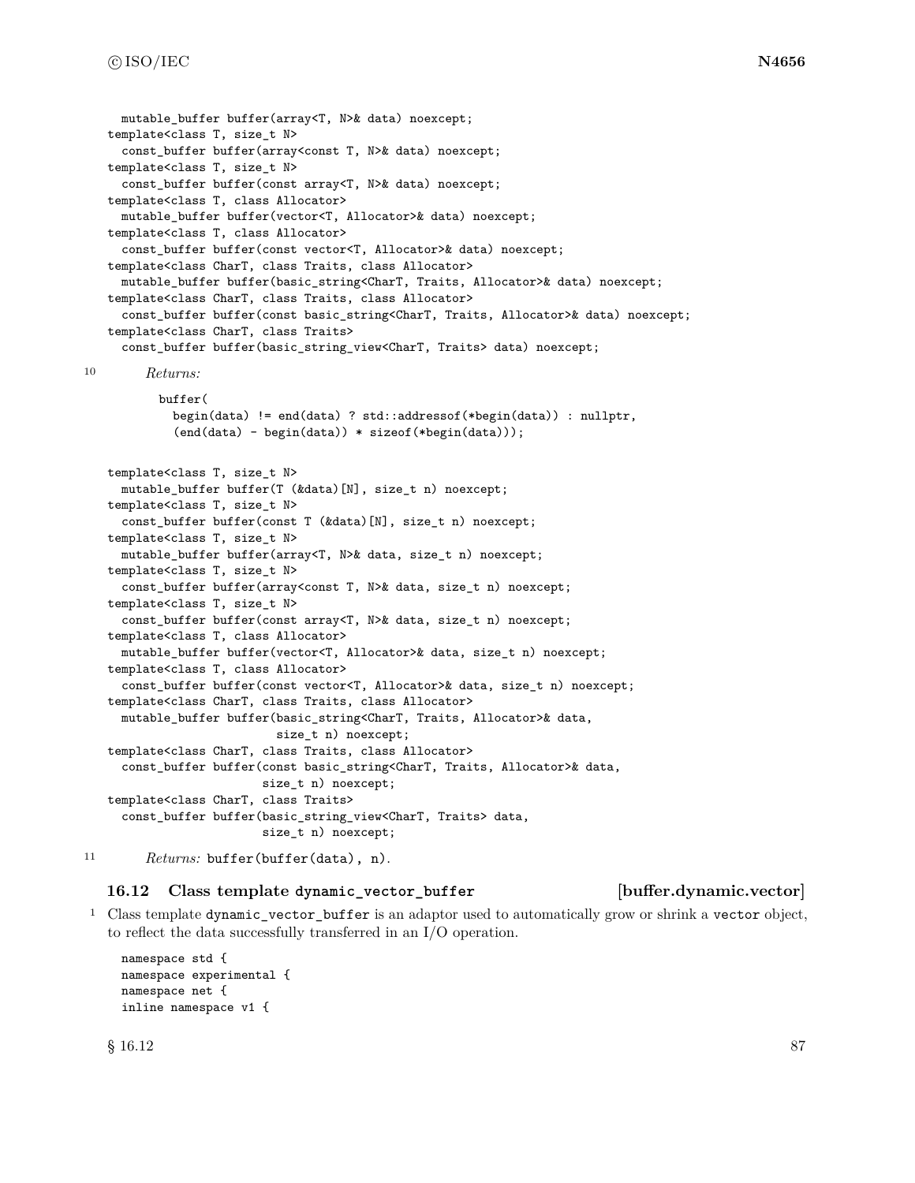```
  mutable_buffer buffer(array<T, N>& data) noexcept;
template<class T, size_t N>
  const_buffer buffer(array<const T, N>& data) noexcept;
template<class T, size_t N>
  const_buffer buffer(const array<T, N>& data) noexcept;
template<class T, class Allocator>
  mutable_buffer buffer(vector<T, Allocator>& data) noexcept;
template<class T, class Allocator>
  const_buffer buffer(const vector<T, Allocator>& data) noexcept;
template<class CharT, class Traits, class Allocator>
  mutable_buffer buffer(basic_string<CharT, Traits, Allocator>& data) noexcept;
template<class CharT, class Traits, class Allocator>
  const_buffer buffer(const basic_string<CharT, Traits, Allocator>& data) noexcept;
template<class CharT, class Traits>
  const_buffer buffer(basic_string_view<CharT, Traits> data) noexcept;
```

10 *Returns:*

```
buffer(
  begin(data) != end(data) ? std::addressof(*begin(data)) : nullptr,
  (end(data) - begin(data)) * sizeof(*begin(data)));
```

```
template<class T, size_t N>
  mutable_buffer buffer(T (&data)[N], size_t n) noexcept;
template<class T, size_t N>
  const_buffer buffer(const T (&data)[N], size_t n) noexcept;
template<class T, size_t N>
  mutable_buffer buffer(array<T, N>& data, size_t n) noexcept;
template<class T, size_t N>
  const_buffer buffer(array<const T, N>& data, size_t n) noexcept;
template<class T, size_t N>
  const_buffer buffer(const array<T, N>& data, size_t n) noexcept;
template<class T, class Allocator>
  mutable_buffer buffer(vector<T, Allocator>& data, size_t n) noexcept;
template<class T, class Allocator>
  const_buffer buffer(const vector<T, Allocator>& data, size_t n) noexcept;
template<class CharT, class Traits, class Allocator>
  mutable_buffer buffer(basic_string<CharT, Traits, Allocator>& data,
                        size_t n) noexcept;
template<class CharT, class Traits, class Allocator>
  const_buffer buffer(const basic_string<CharT, Traits, Allocator>& data,
                      size_t n) noexcept;
template<class CharT, class Traits>
  const_buffer buffer(basic_string_view<CharT, Traits> data,
                      size_t n) noexcept;
```

11 *Returns:* `buffer(buffer(data), n)`.

### 16.12 Class template `dynamic_vector_buffer` [buffer.dynamic.vector]

1 Class template `dynamic_vector_buffer` is an adaptor used to automatically grow or shrink a `vector` object, to reflect the data successfully transferred in an I/O operation.

```
namespace std {
namespace experimental {
namespace net {
inline namespace v1 {
```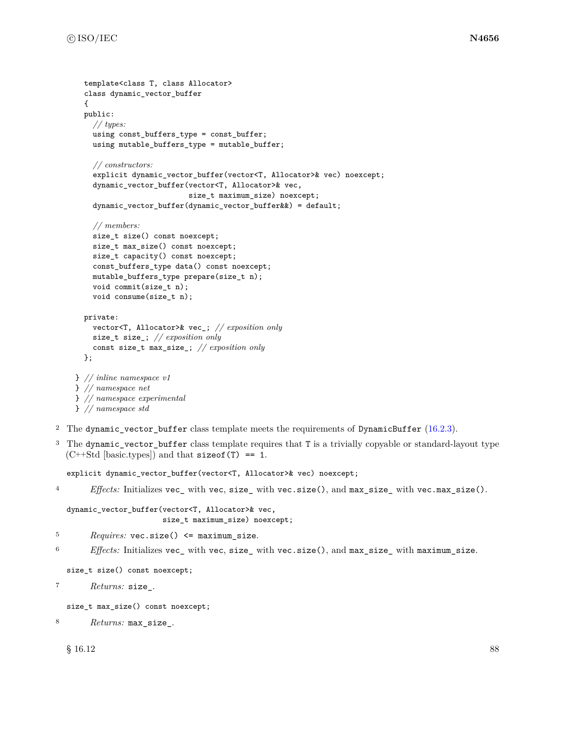```
template<class T, class Allocator>
class dynamic_vector_buffer
{
public:
  // types:
  using const_buffers_type = const_buffer;
  using mutable_buffers_type = mutable_buffer;

  // constructors:
  explicit dynamic_vector_buffer(vector<T, Allocator>& vec) noexcept;
  dynamic_vector_buffer(vector<T, Allocator>& vec,
                        size_t maximum_size) noexcept;
  dynamic_vector_buffer(dynamic_vector_buffer&&) = default;

  // members:
  size_t size() const noexcept;
  size_t max_size() const noexcept;
  size_t capacity() const noexcept;
  const_buffers_type data() const noexcept;
  mutable_buffers_type prepare(size_t n);
  void commit(size_t n);
  void consume(size_t n);

private:
  vector<T, Allocator>& vec_; // exposition only
  size_t size_; // exposition only
  const size_t max_size_; // exposition only
};

} // inline namespace v1
} // namespace net
} // namespace experimental
} // namespace std
```

2 The `dynamic_vector_buffer` class template meets the requirements of `DynamicBuffer` (16.2.3).

3 The `dynamic_vector_buffer` class template requires that `T` is a trivially copyable or standard-layout type (C++Std [basic.types]) and that `sizeof(T) == 1`.

```
explicit dynamic_vector_buffer(vector<T, Allocator>& vec) noexcept;
```

4 *Effects:* Initializes `vec_` with `vec`, `size_` with `vec.size()`, and `max_size_` with `vec.max_size()`.

```
dynamic_vector_buffer(vector<T, Allocator>& vec,
                      size_t maximum_size) noexcept;
```

5 *Requires:* `vec.size() <= maximum_size`.

6 *Effects:* Initializes `vec_` with `vec`, `size_` with `vec.size()`, and `max_size_` with `maximum_size`.

```
size_t size() const noexcept;
```

7 *Returns:* `size_`.

```
size_t max_size() const noexcept;
```

8 *Returns:* `max_size_`.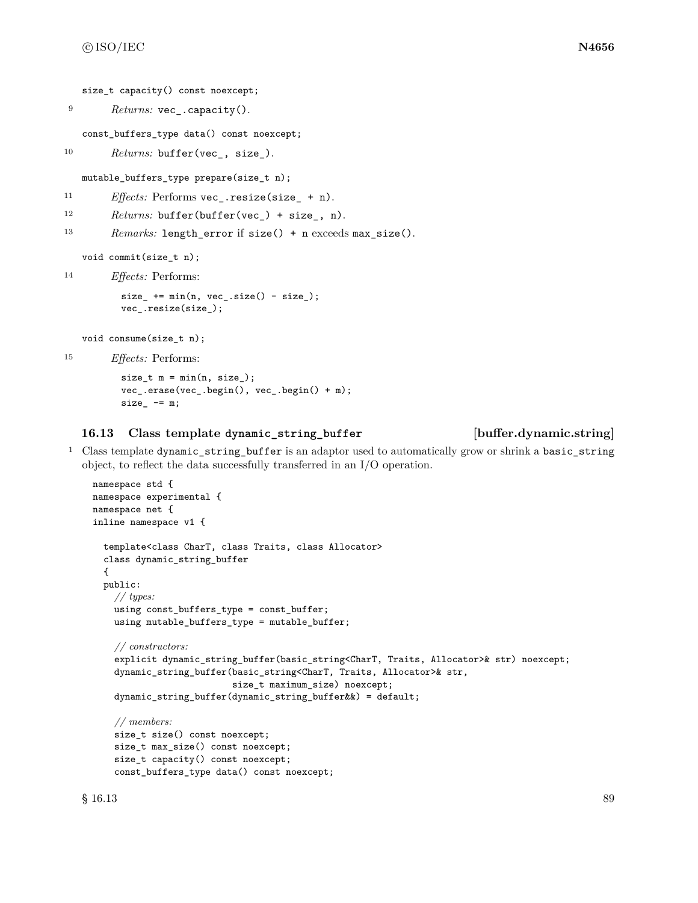```
size_t capacity() const noexcept;
```

9 *Returns:* `vec_.capacity()`.

```
const_buffers_type data() const noexcept;
```

10 *Returns:* `buffer(vec_, size_)`.

```
mutable_buffers_type prepare(size_t n);
```

11 *Effects:* Performs `vec_.resize(size_ + n)`.

12 *Returns:* `buffer(buffer(vec_) + size_, n)`.

13 *Remarks:* `length_error` if `size() + n` exceeds `max_size()`.

```
void commit(size_t n);
```

14 *Effects:* Performs:

```
size_ += min(n, vec_.size() - size_);
vec_.resize(size_);
```

```
void consume(size_t n);
```

15 *Effects:* Performs:

```
size_t m = min(n, size_);
vec_.erase(vec_.begin(), vec_.begin() + m);
size_ -= m;
```

## 16.13 Class template `dynamic_string_buffer` [buffer.dynamic.string]

1 Class template `dynamic_string_buffer` is an adaptor used to automatically grow or shrink a `basic_string` object, to reflect the data successfully transferred in an I/O operation.

```
namespace std {
namespace experimental {
namespace net {
inline namespace v1 {

  template<class CharT, class Traits, class Allocator>
  class dynamic_string_buffer
  {
  public:
    // types:
    using const_buffers_type = const_buffer;
    using mutable_buffers_type = mutable_buffer;

    // constructors:
    explicit dynamic_string_buffer(basic_string<CharT, Traits, Allocator>& str) noexcept;
    dynamic_string_buffer(basic_string<CharT, Traits, Allocator>& str,
                          size_t maximum_size) noexcept;
    dynamic_string_buffer(dynamic_string_buffer&&) = default;

    // members:
    size_t size() const noexcept;
    size_t max_size() const noexcept;
    size_t capacity() const noexcept;
    const_buffers_type data() const noexcept;
```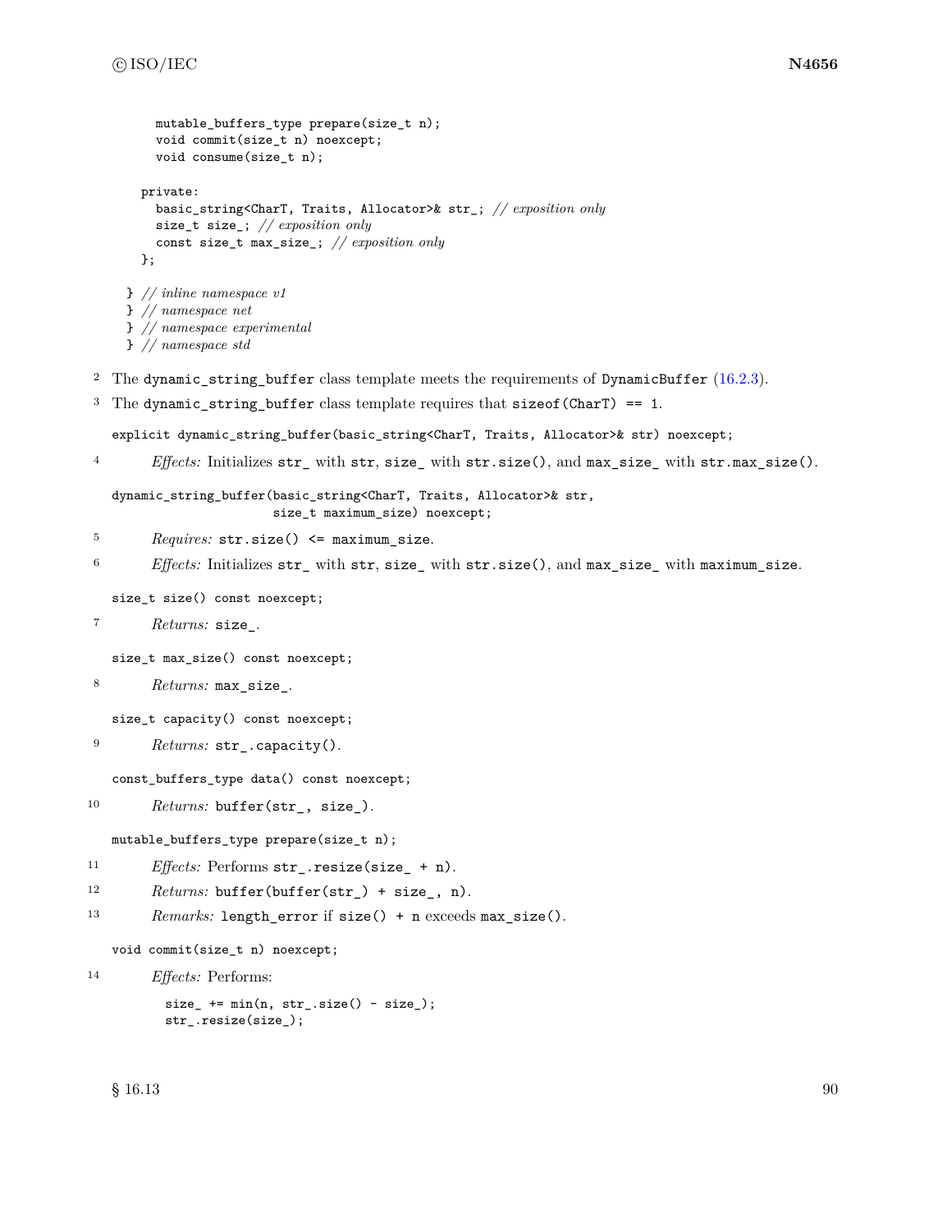```
    mutable_buffers_type prepare(size_t n);
    void commit(size_t n) noexcept;
    void consume(size_t n);

  private:
    basic_string<CharT, Traits, Allocator>& str_; // exposition only
    size_t size_; // exposition only
    const size_t max_size_; // exposition only
  };

} // inline namespace v1
} // namespace net
} // namespace experimental
} // namespace std
```

2 The `dynamic_string_buffer` class template meets the requirements of `DynamicBuffer` (16.2.3).

3 The `dynamic_string_buffer` class template requires that `sizeof(CharT) == 1`.

```
explicit dynamic_string_buffer(basic_string<CharT, Traits, Allocator>& str) noexcept;
```

4 *Effects:* Initializes `str_` with `str`, `size_` with `str.size()`, and `max_size_` with `str.max_size()`.

```
dynamic_string_buffer(basic_string<CharT, Traits, Allocator>& str,
                      size_t maximum_size) noexcept;
```

5 *Requires:* `str.size() <= maximum_size`.

6 *Effects:* Initializes `str_` with `str`, `size_` with `str.size()`, and `max_size_` with `maximum_size`.

```
size_t size() const noexcept;
```

7 *Returns:* `size_`.

```
size_t max_size() const noexcept;
```

8 *Returns:* `max_size_`.

```
size_t capacity() const noexcept;
```

9 *Returns:* `str_.capacity()`.

```
const_buffers_type data() const noexcept;
```

10 *Returns:* `buffer(str_, size_)`.

```
mutable_buffers_type prepare(size_t n);
```

11 *Effects:* Performs `str_.resize(size_ + n)`.

12 *Returns:* `buffer(buffer(str_) + size_, n)`.

13 *Remarks:* `length_error` if `size() + n` exceeds `max_size()`.

```
void commit(size_t n) noexcept;
```

14 *Effects:* Performs:

```
size_ += min(n, str_.size() - size_);
str_.resize(size_);
```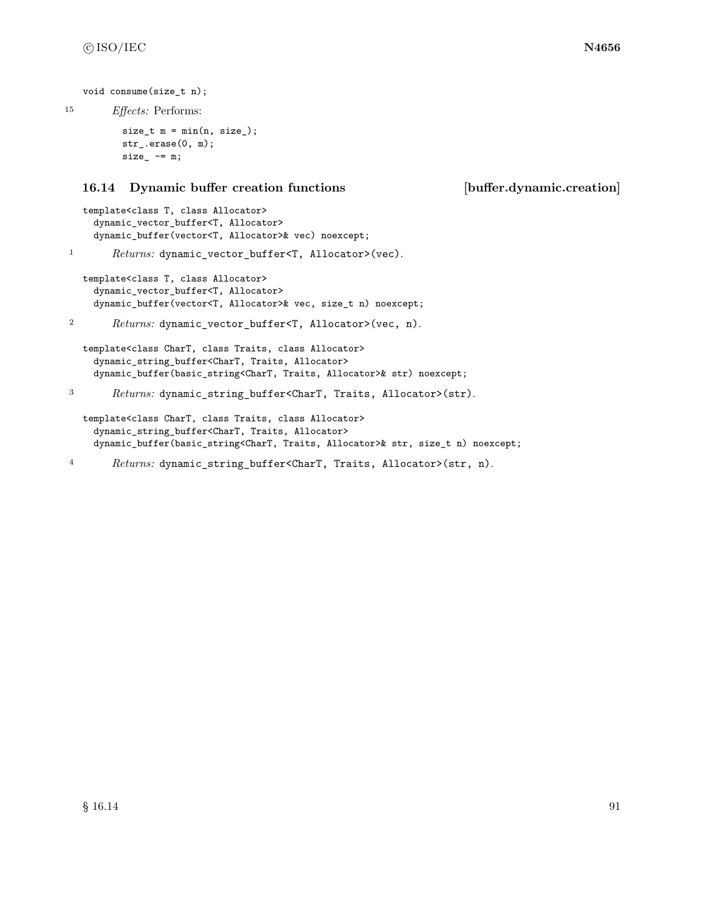```
void consume(size_t n);
```

15 *Effects:* Performs:

```
size_t m = min(n, size_);
str_.erase(0, m);
size_ -= m;
```

## 16.14 Dynamic buffer creation functions [buffer.dynamic.creation]

```
template<class T, class Allocator>
  dynamic_vector_buffer<T, Allocator>
  dynamic_buffer(vector<T, Allocator>& vec) noexcept;
```

1 *Returns:* `dynamic_vector_buffer<T, Allocator>(vec)`.

```
template<class T, class Allocator>
  dynamic_vector_buffer<T, Allocator>
  dynamic_buffer(vector<T, Allocator>& vec, size_t n) noexcept;
```

2 *Returns:* `dynamic_vector_buffer<T, Allocator>(vec, n)`.

```
template<class CharT, class Traits, class Allocator>
  dynamic_string_buffer<CharT, Traits, Allocator>
  dynamic_buffer(basic_string<CharT, Traits, Allocator>& str) noexcept;
```

3 *Returns:* `dynamic_string_buffer<CharT, Traits, Allocator>(str)`.

```
template<class CharT, class Traits, class Allocator>
  dynamic_string_buffer<CharT, Traits, Allocator>
  dynamic_buffer(basic_string<CharT, Traits, Allocator>& str, size_t n) noexcept;
```

4 *Returns:* `dynamic_string_buffer<CharT, Traits, Allocator>(str, n)`.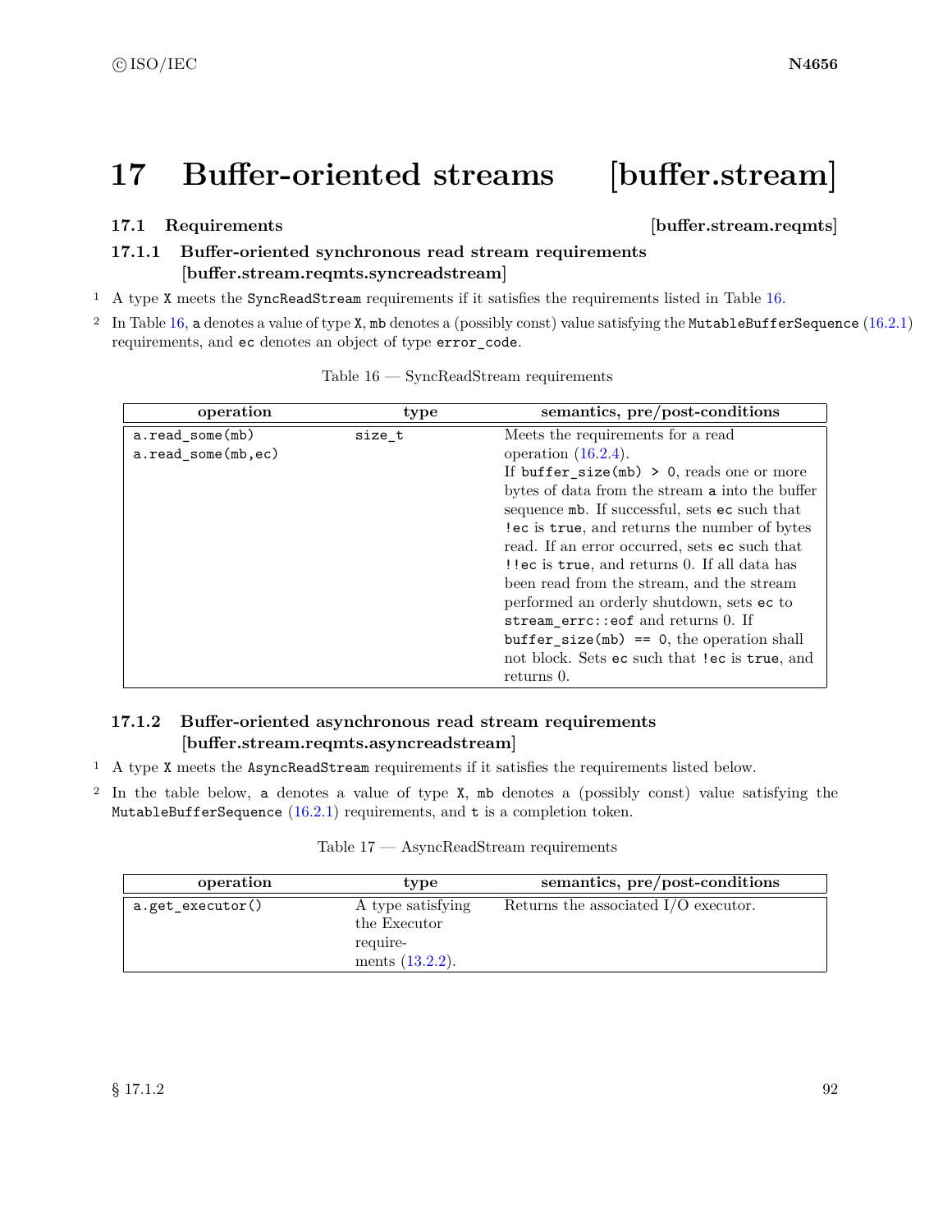# 17 Buffer-oriented streams [buffer.stream]

## 17.1 Requirements [buffer.stream.reqmts]

### 17.1.1 Buffer-oriented synchronous read stream requirements [buffer.stream.reqmts.syncreadstream]

1 A type `X` meets the `SyncReadStream` requirements if it satisfies the requirements listed in Table 16.

2 In Table 16, `a` denotes a value of type `X`, `mb` denotes a (possibly const) value satisfying the `MutableBufferSequence` (16.2.1) requirements, and `ec` denotes an object of type `error_code`.

Table 16 — SyncReadStream requirements

| operation | type | semantics, pre/post-conditions |
|---|---|---|
| `a.read_some(mb)` `a.read_some(mb,ec)` | `size_t` | Meets the requirements for a read operation (16.2.4). If `buffer_size(mb) > 0`, reads one or more bytes of data from the stream `a` into the buffer sequence `mb`. If successful, sets `ec` such that `!ec` is `true`, and returns the number of bytes read. If an error occurred, sets `ec` such that `!!ec` is `true`, and returns 0. If all data has been read from the stream, and the stream performed an orderly shutdown, sets `ec` to `stream_errc::eof` and returns 0. If `buffer_size(mb) == 0`, the operation shall not block. Sets `ec` such that `!ec` is `true`, and returns 0. |

### 17.1.2 Buffer-oriented asynchronous read stream requirements [buffer.stream.reqmts.asyncreadstream]

1 A type `X` meets the `AsyncReadStream` requirements if it satisfies the requirements listed below.

2 In the table below, `a` denotes a value of type `X`, `mb` denotes a (possibly const) value satisfying the `MutableBufferSequence` (16.2.1) requirements, and `t` is a completion token.

Table 17 — AsyncReadStream requirements

| operation | type | semantics, pre/post-conditions |
|---|---|---|
| `a.get_executor()` | A type satisfying the Executor requirements (13.2.2). | Returns the associated I/O executor. |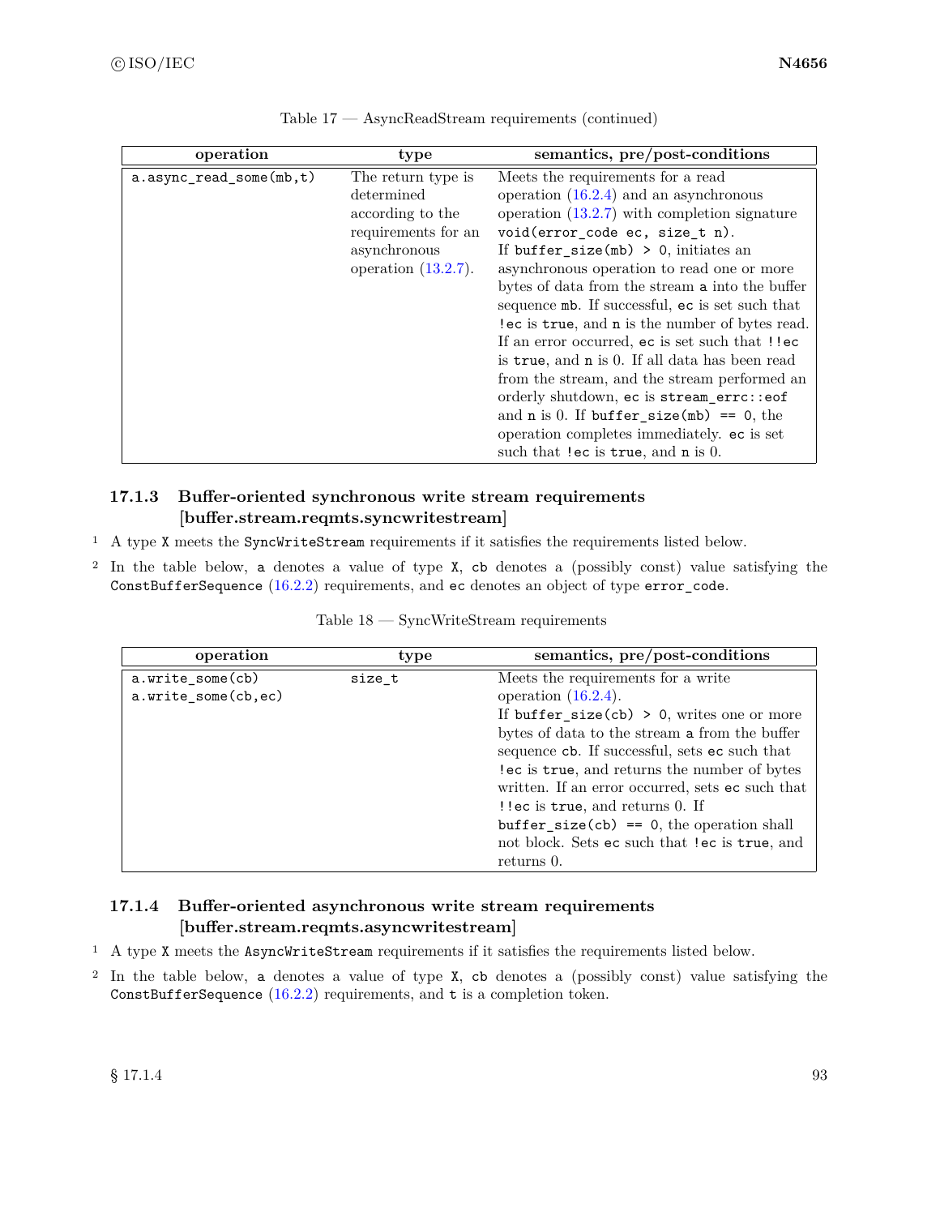Table 17 — AsyncReadStream requirements (continued)

| operation | type | semantics, pre/post-conditions |
|---|---|---|
| `a.async_read_some(mb,t)` | The return type is determined according to the requirements for an asynchronous operation (13.2.7). | Meets the requirements for a read operation (16.2.4) and an asynchronous operation (13.2.7) with completion signature `void(error_code ec, size_t n)`. If `buffer_size(mb) > 0`, initiates an asynchronous operation to read one or more bytes of data from the stream `a` into the buffer sequence `mb`. If successful, `ec` is set such that `!ec` is `true`, and `n` is the number of bytes read. If an error occurred, `ec` is set such that `!!ec` is `true`, and `n` is 0. If all data has been read from the stream, and the stream performed an orderly shutdown, `ec` is `stream_errc::eof` and `n` is 0. If `buffer_size(mb) == 0`, the operation completes immediately. `ec` is set such that `!ec` is `true`, and `n` is 0. |

### 17.1.3 Buffer-oriented synchronous write stream requirements [buffer.stream.reqmts.syncwritestream]

[1] A type `X` meets the `SyncWriteStream` requirements if it satisfies the requirements listed below.

[2] In the table below, `a` denotes a value of type `X`, `cb` denotes a (possibly const) value satisfying the `ConstBufferSequence` (16.2.2) requirements, and `ec` denotes an object of type `error_code`.

Table 18 — SyncWriteStream requirements

| operation | type | semantics, pre/post-conditions |
|---|---|---|
| `a.write_some(cb)`<br>`a.write_some(cb,ec)` | `size_t` | Meets the requirements for a write operation (16.2.4).<br>If `buffer_size(cb) > 0`, writes one or more bytes of data to the stream `a` from the buffer sequence `cb`. If successful, sets `ec` such that `!ec` is `true`, and returns the number of bytes written. If an error occurred, sets `ec` such that `!!ec` is `true`, and returns 0. If `buffer_size(cb) == 0`, the operation shall not block. Sets `ec` such that `!ec` is `true`, and returns 0. |

### 17.1.4 Buffer-oriented asynchronous write stream requirements [buffer.stream.reqmts.asyncwritestream]

[1] A type `X` meets the `AsyncWriteStream` requirements if it satisfies the requirements listed below.

[2] In the table below, `a` denotes a value of type `X`, `cb` denotes a (possibly const) value satisfying the `ConstBufferSequence` (16.2.2) requirements, and `t` is a completion token.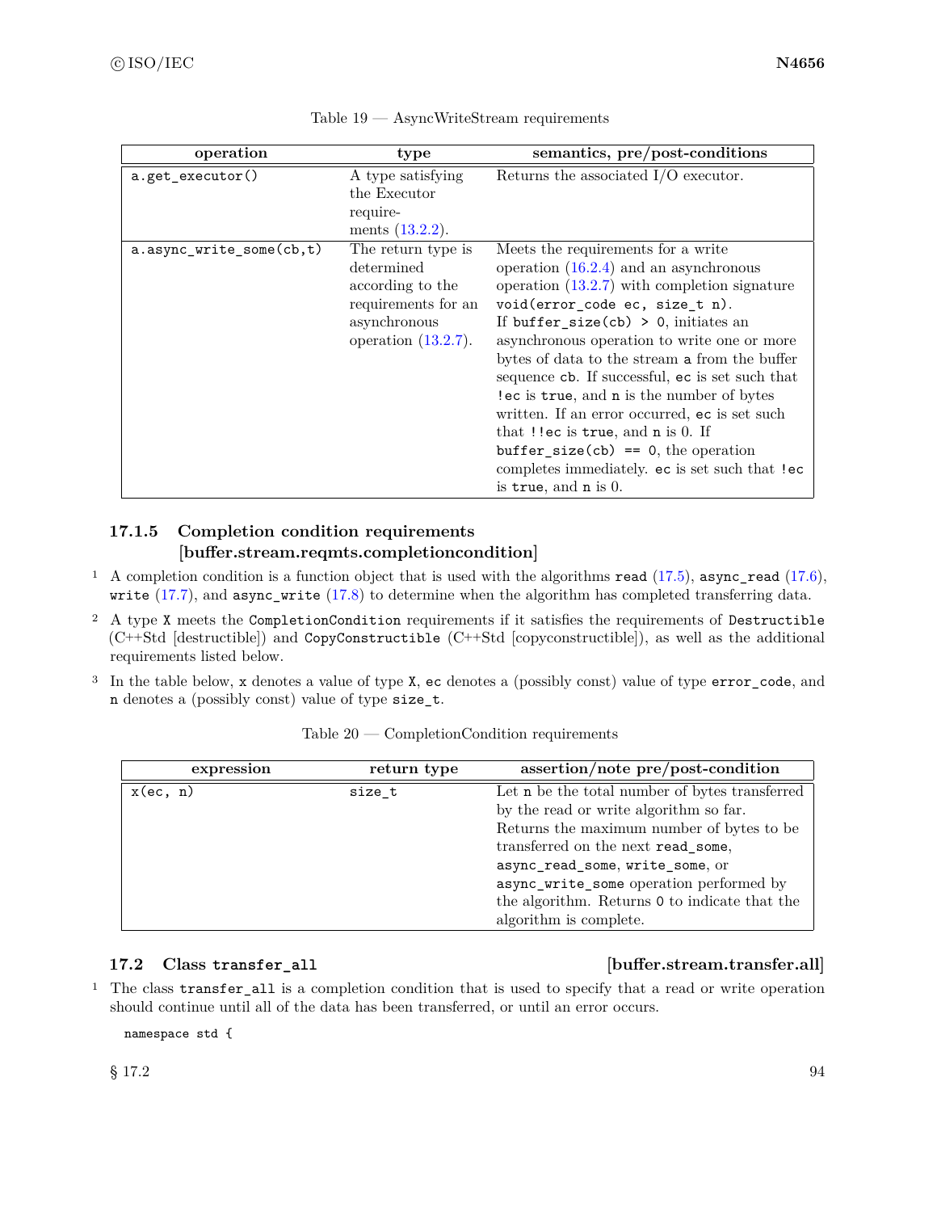Table 19 — AsyncWriteStream requirements

| operation | type | semantics, pre/post-conditions |
|---|---|---|
| `a.get_executor()` | A type satisfying the Executor requirements (13.2.2). | Returns the associated I/O executor. |
| `a.async_write_some(cb,t)` | The return type is determined according to the requirements for an asynchronous operation (13.2.7). | Meets the requirements for a write operation (16.2.4) and an asynchronous operation (13.2.7) with completion signature `void(error_code ec, size_t n)`. If `buffer_size(cb) > 0`, initiates an asynchronous operation to write one or more bytes of data to the stream `a` from the buffer sequence `cb`. If successful, `ec` is set such that `!ec` is `true`, and `n` is the number of bytes written. If an error occurred, `ec` is set such that `!!ec` is `true`, and `n` is 0. If `buffer_size(cb) == 0`, the operation completes immediately. `ec` is set such that `!ec` is `true`, and `n` is 0. |

### 17.1.5 Completion condition requirements [buffer.stream.reqmts.completioncondition]

1 A completion condition is a function object that is used with the algorithms `read` (17.5), `async_read` (17.6), `write` (17.7), and `async_write` (17.8) to determine when the algorithm has completed transferring data.

2 A type `X` meets the `CompletionCondition` requirements if it satisfies the requirements of `Destructible` (C++Std [destructible]) and `CopyConstructible` (C++Std [copyconstructible]), as well as the additional requirements listed below.

3 In the table below, `x` denotes a value of type `X`, `ec` denotes a (possibly const) value of type `error_code`, and `n` denotes a (possibly const) value of type `size_t`.

Table 20 — CompletionCondition requirements

| expression | return type | assertion/note pre/post-condition |
|---|---|---|
| `x(ec, n)` | `size_t` | Let `n` be the total number of bytes transferred by the read or write algorithm so far. Returns the maximum number of bytes to be transferred on the next `read_some`, `async_read_some`, `write_some`, or `async_write_some` operation performed by the algorithm. Returns `0` to indicate that the algorithm is complete. |

## 17.2 Class `transfer_all` [buffer.stream.transfer.all]

1 The class `transfer_all` is a completion condition that is used to specify that a read or write operation should continue until all of the data has been transferred, or until an error occurs.

```
namespace std {
```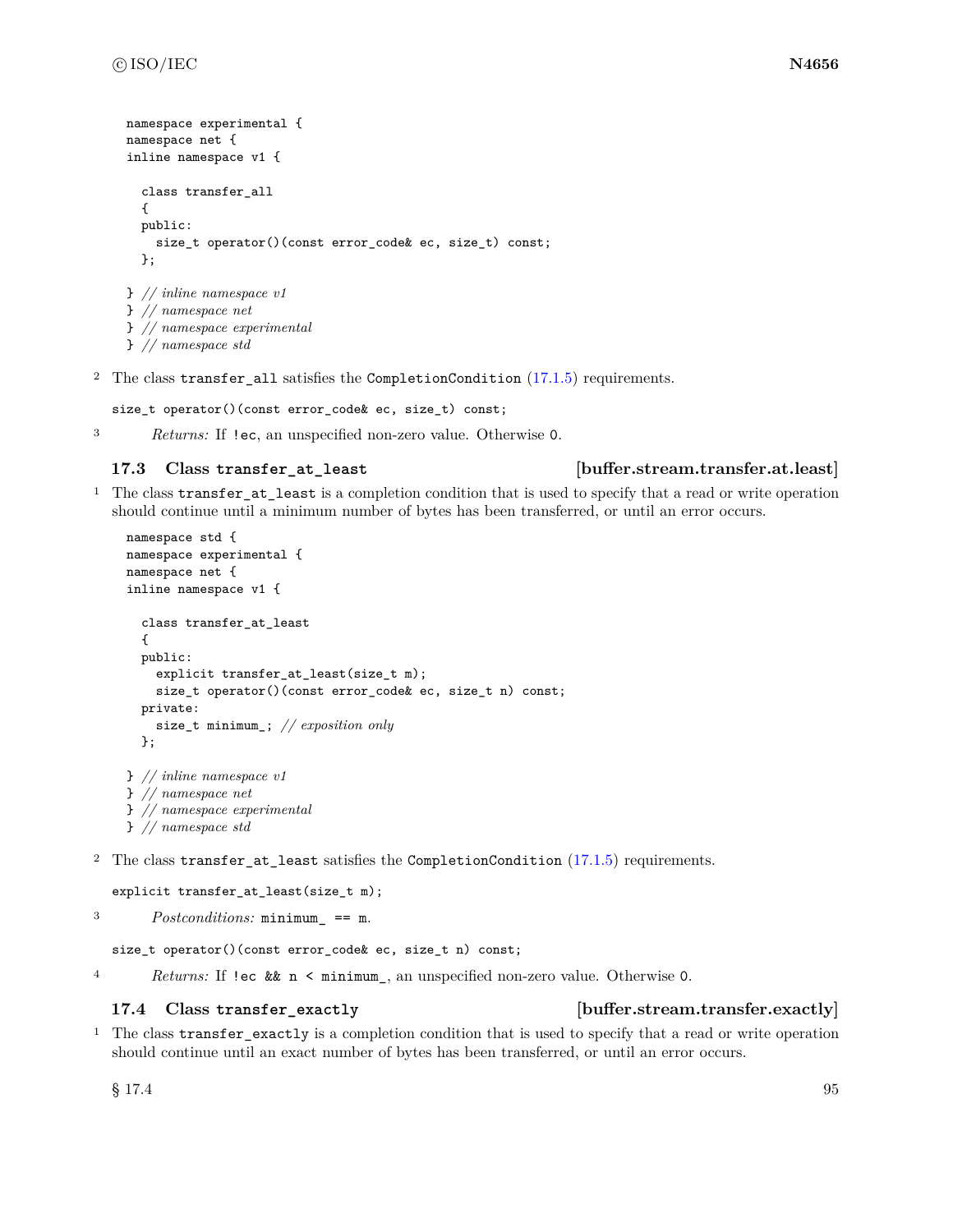```
namespace experimental {
namespace net {
inline namespace v1 {

  class transfer_all
  {
  public:
    size_t operator()(const error_code& ec, size_t) const;
  };

} // inline namespace v1
} // namespace net
} // namespace experimental
} // namespace std
```

2 The class `transfer_all` satisfies the `CompletionCondition` (17.1.5) requirements.

```
size_t operator()(const error_code& ec, size_t) const;
```

3 *Returns:* If `!ec`, an unspecified non-zero value. Otherwise `0`.

### 17.3 Class `transfer_at_least` [buffer.stream.transfer.at.least]

1 The class `transfer_at_least` is a completion condition that is used to specify that a read or write operation should continue until a minimum number of bytes has been transferred, or until an error occurs.

```
namespace std {
namespace experimental {
namespace net {
inline namespace v1 {

  class transfer_at_least
  {
  public:
    explicit transfer_at_least(size_t m);
    size_t operator()(const error_code& ec, size_t n) const;
  private:
    size_t minimum_; // exposition only
  };

} // inline namespace v1
} // namespace net
} // namespace experimental
} // namespace std
```

2 The class `transfer_at_least` satisfies the `CompletionCondition` (17.1.5) requirements.

```
explicit transfer_at_least(size_t m);
```

3 *Postconditions:* `minimum_ == m`.

```
size_t operator()(const error_code& ec, size_t n) const;
```

4 *Returns:* If `!ec && n < minimum_`, an unspecified non-zero value. Otherwise `0`.

### 17.4 Class `transfer_exactly` [buffer.stream.transfer.exactly]

1 The class `transfer_exactly` is a completion condition that is used to specify that a read or write operation should continue until an exact number of bytes has been transferred, or until an error occurs.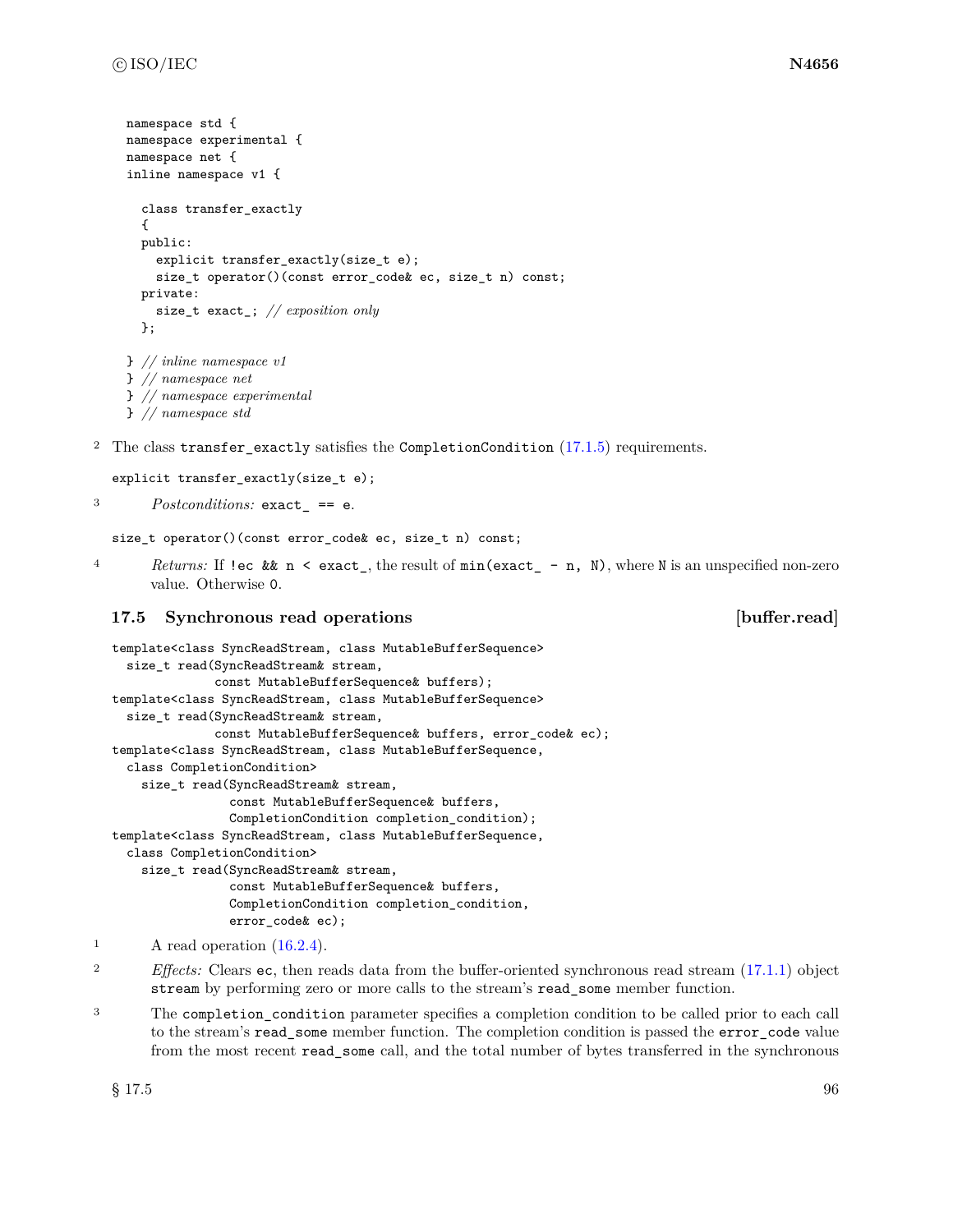```
namespace std {
namespace experimental {
namespace net {
inline namespace v1 {

  class transfer_exactly
  {
  public:
    explicit transfer_exactly(size_t e);
    size_t operator()(const error_code& ec, size_t n) const;
  private:
    size_t exact_; // exposition only
  };

} // inline namespace v1
} // namespace net
} // namespace experimental
} // namespace std
```

2 The class `transfer_exactly` satisfies the `CompletionCondition` (17.1.5) requirements.

```
explicit transfer_exactly(size_t e);
```

3 *Postconditions:* `exact_ == e`.

```
size_t operator()(const error_code& ec, size_t n) const;
```

4 *Returns:* If `!ec && n < exact_`, the result of `min(exact_ - n, N)`, where `N` is an unspecified non-zero value. Otherwise `0`.

## 17.5 Synchronous read operations [buffer.read]

```
template<class SyncReadStream, class MutableBufferSequence>
  size_t read(SyncReadStream& stream,
              const MutableBufferSequence& buffers);
template<class SyncReadStream, class MutableBufferSequence>
  size_t read(SyncReadStream& stream,
              const MutableBufferSequence& buffers, error_code& ec);
template<class SyncReadStream, class MutableBufferSequence,
  class CompletionCondition>
    size_t read(SyncReadStream& stream,
                const MutableBufferSequence& buffers,
                CompletionCondition completion_condition);
template<class SyncReadStream, class MutableBufferSequence,
  class CompletionCondition>
    size_t read(SyncReadStream& stream,
                const MutableBufferSequence& buffers,
                CompletionCondition completion_condition,
                error_code& ec);
```

1 A read operation (16.2.4).

2 *Effects:* Clears `ec`, then reads data from the buffer-oriented synchronous read stream (17.1.1) object `stream` by performing zero or more calls to the stream's `read_some` member function.

3 The `completion_condition` parameter specifies a completion condition to be called prior to each call to the stream's `read_some` member function. The completion condition is passed the `error_code` value from the most recent `read_some` call, and the total number of bytes transferred in the synchronous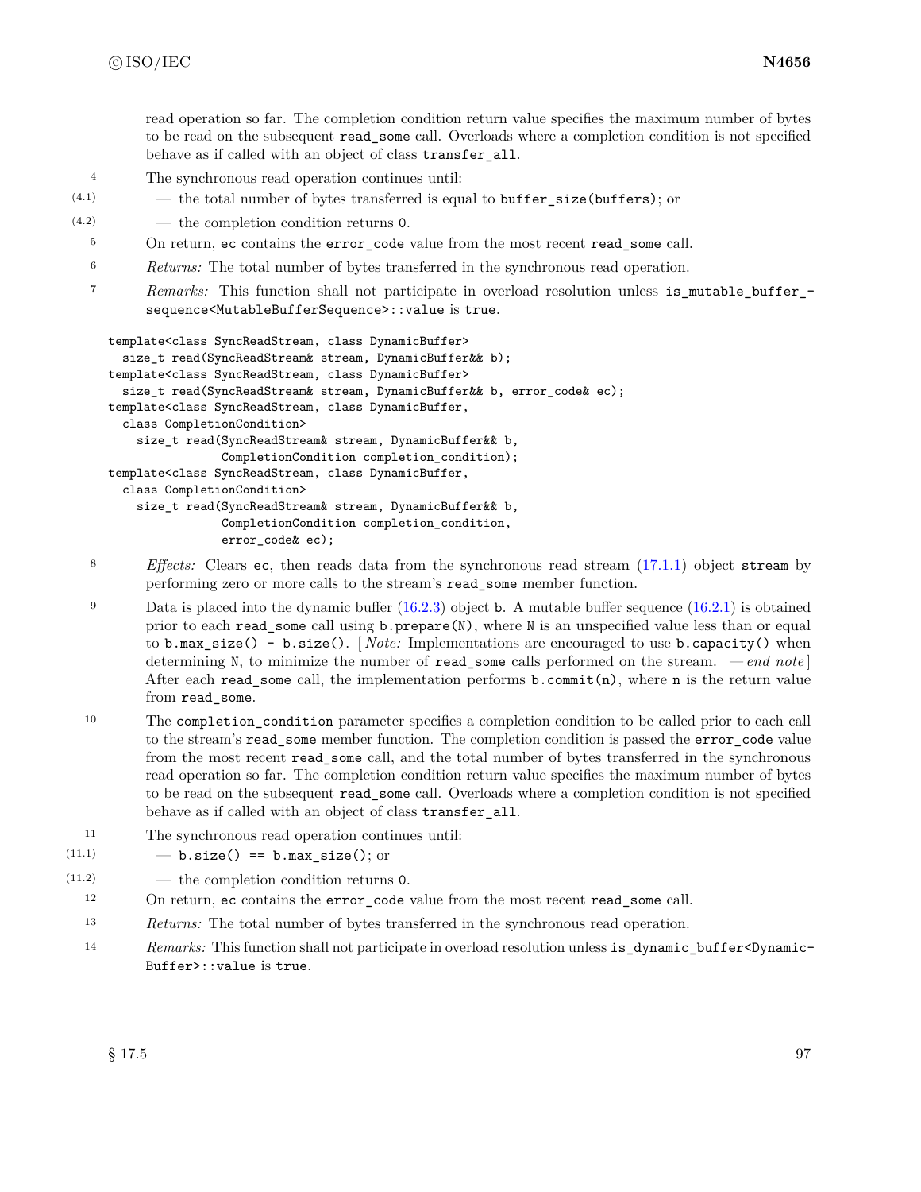read operation so far. The completion condition return value specifies the maximum number of bytes to be read on the subsequent `read_some` call. Overloads where a completion condition is not specified behave as if called with an object of class `transfer_all`.

4 The synchronous read operation continues until:

(4.1) — the total number of bytes transferred is equal to `buffer_size(buffers)`; or

(4.2) — the completion condition returns `0`.

5 On return, `ec` contains the `error_code` value from the most recent `read_some` call.

6 *Returns:* The total number of bytes transferred in the synchronous read operation.

7 *Remarks:* This function shall not participate in overload resolution unless `is_mutable_buffer_sequence<MutableBufferSequence>::value` is `true`.

```
template<class SyncReadStream, class DynamicBuffer>
  size_t read(SyncReadStream& stream, DynamicBuffer&& b);
template<class SyncReadStream, class DynamicBuffer>
  size_t read(SyncReadStream& stream, DynamicBuffer&& b, error_code& ec);
template<class SyncReadStream, class DynamicBuffer,
  class CompletionCondition>
    size_t read(SyncReadStream& stream, DynamicBuffer&& b,
                CompletionCondition completion_condition);
template<class SyncReadStream, class DynamicBuffer,
  class CompletionCondition>
    size_t read(SyncReadStream& stream, DynamicBuffer&& b,
                CompletionCondition completion_condition,
                error_code& ec);
```

8 *Effects:* Clears `ec`, then reads data from the synchronous read stream (17.1.1) object `stream` by performing zero or more calls to the stream's `read_some` member function.

9 Data is placed into the dynamic buffer (16.2.3) object `b`. A mutable buffer sequence (16.2.1) is obtained prior to each `read_some` call using `b.prepare(N)`, where `N` is an unspecified value less than or equal to `b.max_size() - b.size()`. [ *Note:* Implementations are encouraged to use `b.capacity()` when determining `N`, to minimize the number of `read_some` calls performed on the stream. — *end note* ] After each `read_some` call, the implementation performs `b.commit(n)`, where `n` is the return value from `read_some`.

10 The `completion_condition` parameter specifies a completion condition to be called prior to each call to the stream's `read_some` member function. The completion condition is passed the `error_code` value from the most recent `read_some` call, and the total number of bytes transferred in the synchronous read operation so far. The completion condition return value specifies the maximum number of bytes to be read on the subsequent `read_some` call. Overloads where a completion condition is not specified behave as if called with an object of class `transfer_all`.

11 The synchronous read operation continues until:

(11.1) — `b.size() == b.max_size()`; or

(11.2) — the completion condition returns `0`.

12 On return, `ec` contains the `error_code` value from the most recent `read_some` call.

13 *Returns:* The total number of bytes transferred in the synchronous read operation.

14 *Remarks:* This function shall not participate in overload resolution unless `is_dynamic_buffer<DynamicBuffer>::value` is `true`.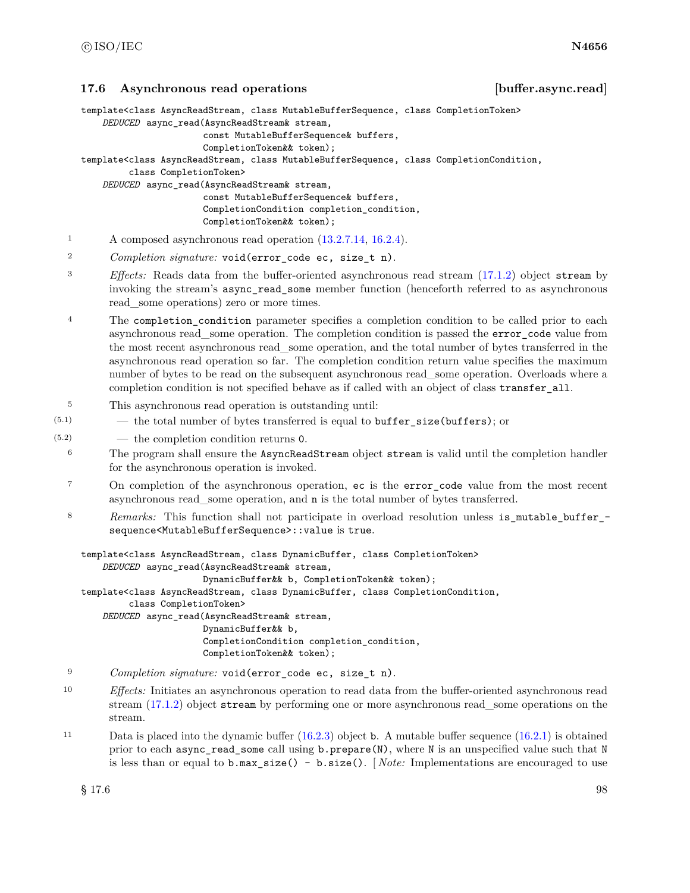### 17.6 Asynchronous read operations [buffer.async.read]

```
template<class AsyncReadStream, class MutableBufferSequence, class CompletionToken>
    DEDUCED async_read(AsyncReadStream& stream,
                       const MutableBufferSequence& buffers,
                       CompletionToken&& token);
template<class AsyncReadStream, class MutableBufferSequence, class CompletionCondition,
         class CompletionToken>
    DEDUCED async_read(AsyncReadStream& stream,
                       const MutableBufferSequence& buffers,
                       CompletionCondition completion_condition,
                       CompletionToken&& token);
```

1 A composed asynchronous read operation (13.2.7.14, 16.2.4).

2 *Completion signature:* `void(error_code ec, size_t n)`.

3 *Effects:* Reads data from the buffer-oriented asynchronous read stream (17.1.2) object `stream` by invoking the stream's `async_read_some` member function (henceforth referred to as asynchronous read_some operations) zero or more times.

4 The `completion_condition` parameter specifies a completion condition to be called prior to each asynchronous read_some operation. The completion condition is passed the `error_code` value from the most recent asynchronous read_some operation, and the total number of bytes transferred in the asynchronous read operation so far. The completion condition return value specifies the maximum number of bytes to be read on the subsequent asynchronous read_some operation. Overloads where a completion condition is not specified behave as if called with an object of class `transfer_all`.

5 This asynchronous read operation is outstanding until:

(5.1) — the total number of bytes transferred is equal to `buffer_size(buffers)`; or

(5.2) — the completion condition returns `0`.

6 The program shall ensure the `AsyncReadStream` object `stream` is valid until the completion handler for the asynchronous operation is invoked.

7 On completion of the asynchronous operation, `ec` is the `error_code` value from the most recent asynchronous read_some operation, and `n` is the total number of bytes transferred.

8 *Remarks:* This function shall not participate in overload resolution unless `is_mutable_buffer_sequence<MutableBufferSequence>::value` is `true`.

```
template<class AsyncReadStream, class DynamicBuffer, class CompletionToken>
    DEDUCED async_read(AsyncReadStream& stream,
                       DynamicBuffer&& b, CompletionToken&& token);
template<class AsyncReadStream, class DynamicBuffer, class CompletionCondition,
         class CompletionToken>
    DEDUCED async_read(AsyncReadStream& stream,
                       DynamicBuffer&& b,
                       CompletionCondition completion_condition,
                       CompletionToken&& token);
```

9 *Completion signature:* `void(error_code ec, size_t n)`.

10 *Effects:* Initiates an asynchronous operation to read data from the buffer-oriented asynchronous read stream (17.1.2) object `stream` by performing one or more asynchronous read_some operations on the stream.

11 Data is placed into the dynamic buffer (16.2.3) object `b`. A mutable buffer sequence (16.2.1) is obtained prior to each `async_read_some` call using `b.prepare(N)`, where `N` is an unspecified value such that `N` is less than or equal to `b.max_size() - b.size()`. [ *Note:* Implementations are encouraged to use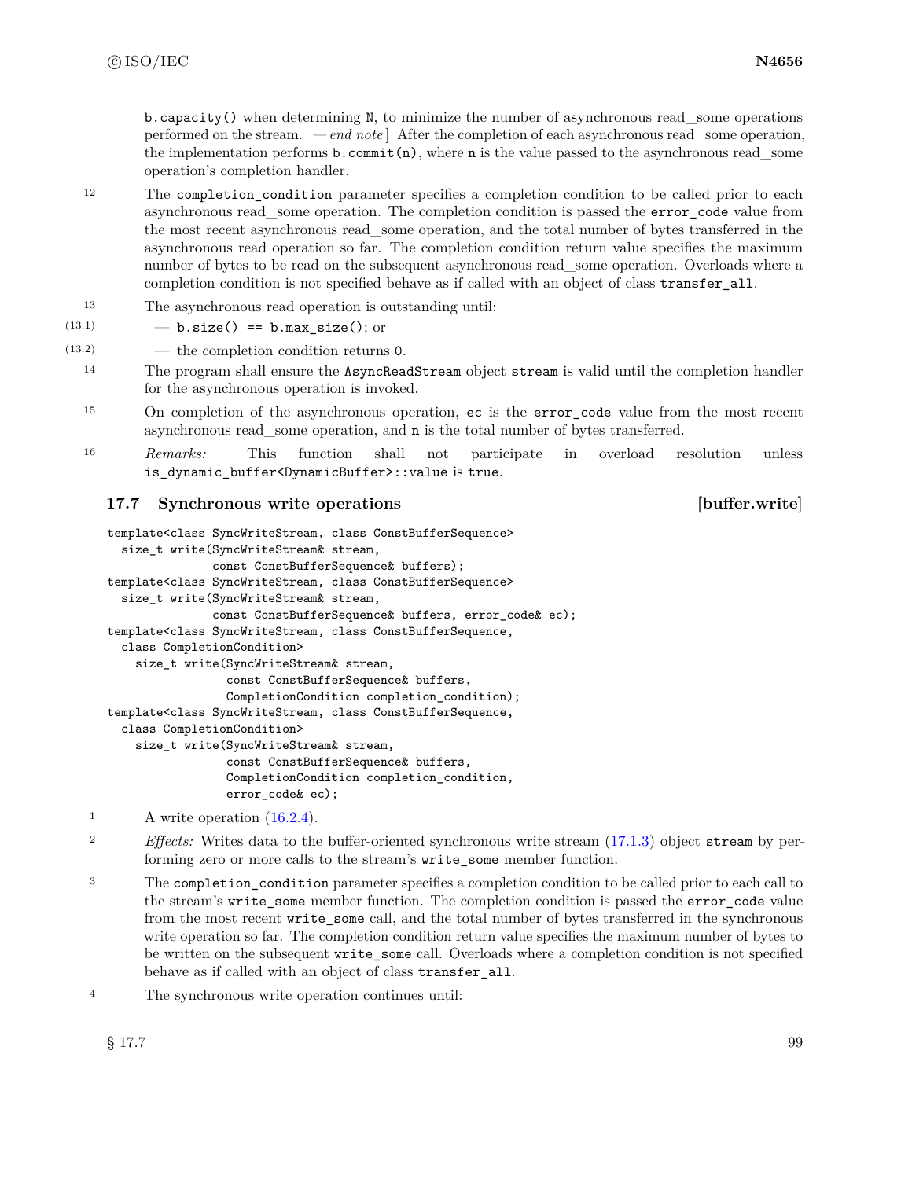`b.capacity()` when determining `N`, to minimize the number of asynchronous read_some operations performed on the stream. — *end note* ] After the completion of each asynchronous read_some operation, the implementation performs `b.commit(n)`, where `n` is the value passed to the asynchronous read_some operation's completion handler.

12 The `completion_condition` parameter specifies a completion condition to be called prior to each asynchronous read_some operation. The completion condition is passed the `error_code` value from the most recent asynchronous read_some operation, and the total number of bytes transferred in the asynchronous read operation so far. The completion condition return value specifies the maximum number of bytes to be read on the subsequent asynchronous read_some operation. Overloads where a completion condition is not specified behave as if called with an object of class `transfer_all`.

13 The asynchronous read operation is outstanding until:

(13.1) — `b.size() == b.max_size()`; or

(13.2) — the completion condition returns `0`.

14 The program shall ensure the `AsyncReadStream` object `stream` is valid until the completion handler for the asynchronous operation is invoked.

15 On completion of the asynchronous operation, `ec` is the `error_code` value from the most recent asynchronous read_some operation, and `n` is the total number of bytes transferred.

16 *Remarks:* This function shall not participate in overload resolution unless `is_dynamic_buffer<DynamicBuffer>::value` is `true`.

### 17.7 Synchronous write operations [buffer.write]

```
template<class SyncWriteStream, class ConstBufferSequence>
  size_t write(SyncWriteStream& stream,
               const ConstBufferSequence& buffers);
template<class SyncWriteStream, class ConstBufferSequence>
  size_t write(SyncWriteStream& stream,
               const ConstBufferSequence& buffers, error_code& ec);
template<class SyncWriteStream, class ConstBufferSequence,
  class CompletionCondition>
    size_t write(SyncWriteStream& stream,
                 const ConstBufferSequence& buffers,
                 CompletionCondition completion_condition);
template<class SyncWriteStream, class ConstBufferSequence,
  class CompletionCondition>
    size_t write(SyncWriteStream& stream,
                 const ConstBufferSequence& buffers,
                 CompletionCondition completion_condition,
                 error_code& ec);
```

1 A write operation (16.2.4).

2 *Effects:* Writes data to the buffer-oriented synchronous write stream (17.1.3) object `stream` by performing zero or more calls to the stream's `write_some` member function.

3 The `completion_condition` parameter specifies a completion condition to be called prior to each call to the stream's `write_some` member function. The completion condition is passed the `error_code` value from the most recent `write_some` call, and the total number of bytes transferred in the synchronous write operation so far. The completion condition return value specifies the maximum number of bytes to be written on the subsequent `write_some` call. Overloads where a completion condition is not specified behave as if called with an object of class `transfer_all`.

4 The synchronous write operation continues until: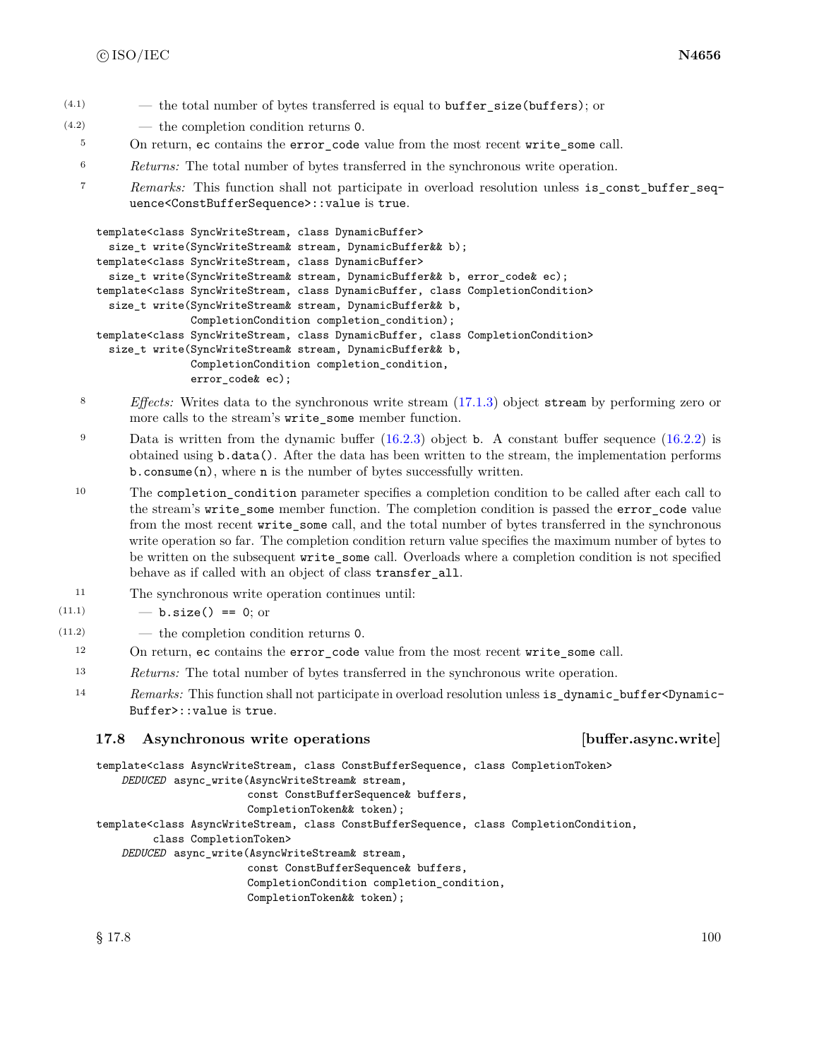(4.1) — the total number of bytes transferred is equal to `buffer_size(buffers)`; or

(4.2) — the completion condition returns `0`.

5 On return, `ec` contains the `error_code` value from the most recent `write_some` call.

6 *Returns:* The total number of bytes transferred in the synchronous write operation.

7 *Remarks:* This function shall not participate in overload resolution unless `is_const_buffer_sequence<ConstBufferSequence>::value` is `true`.

```
template<class SyncWriteStream, class DynamicBuffer>
  size_t write(SyncWriteStream& stream, DynamicBuffer&& b);
template<class SyncWriteStream, class DynamicBuffer>
  size_t write(SyncWriteStream& stream, DynamicBuffer&& b, error_code& ec);
template<class SyncWriteStream, class DynamicBuffer, class CompletionCondition>
  size_t write(SyncWriteStream& stream, DynamicBuffer&& b,
               CompletionCondition completion_condition);
template<class SyncWriteStream, class DynamicBuffer, class CompletionCondition>
  size_t write(SyncWriteStream& stream, DynamicBuffer&& b,
               CompletionCondition completion_condition,
               error_code& ec);
```

8 *Effects:* Writes data to the synchronous write stream (17.1.3) object `stream` by performing zero or more calls to the stream's `write_some` member function.

9 Data is written from the dynamic buffer (16.2.3) object `b`. A constant buffer sequence (16.2.2) is obtained using `b.data()`. After the data has been written to the stream, the implementation performs `b.consume(n)`, where `n` is the number of bytes successfully written.

10 The `completion_condition` parameter specifies a completion condition to be called after each call to the stream's `write_some` member function. The completion condition is passed the `error_code` value from the most recent `write_some` call, and the total number of bytes transferred in the synchronous write operation so far. The completion condition return value specifies the maximum number of bytes to be written on the subsequent `write_some` call. Overloads where a completion condition is not specified behave as if called with an object of class `transfer_all`.

11 The synchronous write operation continues until:

(11.1) — `b.size() == 0`; or

(11.2) — the completion condition returns `0`.

12 On return, `ec` contains the `error_code` value from the most recent `write_some` call.

13 *Returns:* The total number of bytes transferred in the synchronous write operation.

14 *Remarks:* This function shall not participate in overload resolution unless `is_dynamic_buffer<DynamicBuffer>::value` is `true`.

## 17.8 Asynchronous write operations [buffer.async.write]

```
template<class AsyncWriteStream, class ConstBufferSequence, class CompletionToken>
    DEDUCED async_write(AsyncWriteStream& stream,
                        const ConstBufferSequence& buffers,
                        CompletionToken&& token);
template<class AsyncWriteStream, class ConstBufferSequence, class CompletionCondition,
         class CompletionToken>
    DEDUCED async_write(AsyncWriteStream& stream,
                        const ConstBufferSequence& buffers,
                        CompletionCondition completion_condition,
                        CompletionToken&& token);
```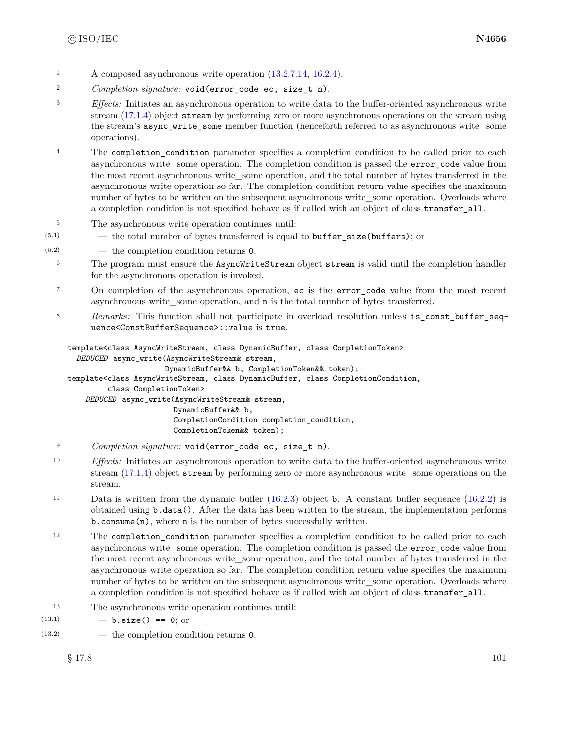1 A composed asynchronous write operation (13.2.7.14, 16.2.4).

2 *Completion signature:* `void(error_code ec, size_t n)`.

3 *Effects:* Initiates an asynchronous operation to write data to the buffer-oriented asynchronous write stream (17.1.4) object `stream` by performing zero or more asynchronous operations on the stream using the stream's `async_write_some` member function (henceforth referred to as asynchronous write_some operations).

4 The `completion_condition` parameter specifies a completion condition to be called prior to each asynchronous write_some operation. The completion condition is passed the `error_code` value from the most recent asynchronous write_some operation, and the total number of bytes transferred in the asynchronous write operation so far. The completion condition return value specifies the maximum number of bytes to be written on the subsequent asynchronous write_some operation. Overloads where a completion condition is not specified behave as if called with an object of class `transfer_all`.

5 The asynchronous write operation continues until:

(5.1) — the total number of bytes transferred is equal to `buffer_size(buffers)`; or

(5.2) — the completion condition returns `0`.

6 The program must ensure the `AsyncWriteStream` object `stream` is valid until the completion handler for the asynchronous operation is invoked.

7 On completion of the asynchronous operation, `ec` is the `error_code` value from the most recent asynchronous write_some operation, and `n` is the total number of bytes transferred.

8 *Remarks:* This function shall not participate in overload resolution unless `is_const_buffer_sequence<ConstBufferSequence>::value` is `true`.

```
template<class AsyncWriteStream, class DynamicBuffer, class CompletionToken>
  DEDUCED async_write(AsyncWriteStream& stream,
                      DynamicBuffer&& b, CompletionToken&& token);
template<class AsyncWriteStream, class DynamicBuffer, class CompletionCondition,
         class CompletionToken>
    DEDUCED async_write(AsyncWriteStream& stream,
                        DynamicBuffer&& b,
                        CompletionCondition completion_condition,
                        CompletionToken&& token);
```

9 *Completion signature:* `void(error_code ec, size_t n)`.

10 *Effects:* Initiates an asynchronous operation to write data to the buffer-oriented asynchronous write stream (17.1.4) object `stream` by performing zero or more asynchronous write_some operations on the stream.

11 Data is written from the dynamic buffer (16.2.3) object `b`. A constant buffer sequence (16.2.2) is obtained using `b.data()`. After the data has been written to the stream, the implementation performs `b.consume(n)`, where `n` is the number of bytes successfully written.

12 The `completion_condition` parameter specifies a completion condition to be called prior to each asynchronous write_some operation. The completion condition is passed the `error_code` value from the most recent asynchronous write_some operation, and the total number of bytes transferred in the asynchronous write operation so far. The completion condition return value specifies the maximum number of bytes to be written on the subsequent asynchronous write_some operation. Overloads where a completion condition is not specified behave as if called with an object of class `transfer_all`.

13 The asynchronous write operation continues until:

(13.1) — `b.size() == 0`; or

(13.2) — the completion condition returns `0`.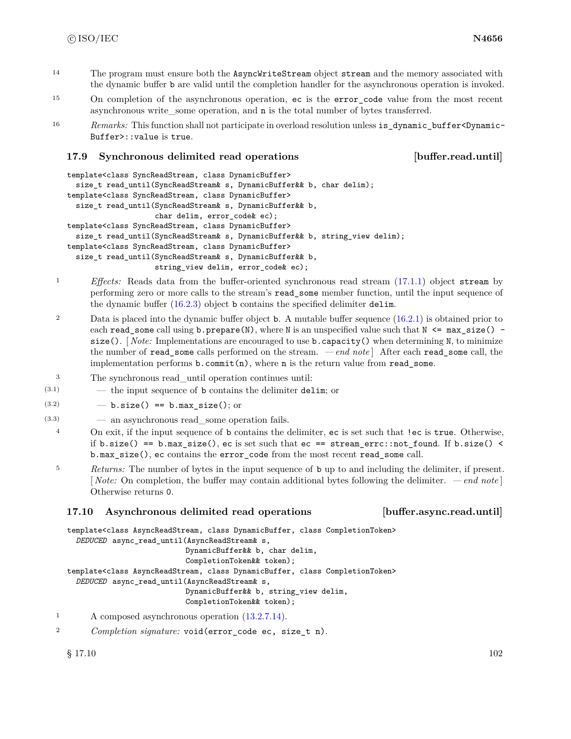14 The program must ensure both the `AsyncWriteStream` object `stream` and the memory associated with the dynamic buffer `b` are valid until the completion handler for the asynchronous operation is invoked.

15 On completion of the asynchronous operation, `ec` is the `error_code` value from the most recent asynchronous write_some operation, and `n` is the total number of bytes transferred.

16 *Remarks:* This function shall not participate in overload resolution unless `is_dynamic_buffer<DynamicBuffer>::value` is `true`.

### 17.9 Synchronous delimited read operations [buffer.read.until]

```
template<class SyncReadStream, class DynamicBuffer>
  size_t read_until(SyncReadStream& s, DynamicBuffer&& b, char delim);
template<class SyncReadStream, class DynamicBuffer>
  size_t read_until(SyncReadStream& s, DynamicBuffer&& b,
                    char delim, error_code& ec);
template<class SyncReadStream, class DynamicBuffer>
  size_t read_until(SyncReadStream& s, DynamicBuffer&& b, string_view delim);
template<class SyncReadStream, class DynamicBuffer>
  size_t read_until(SyncReadStream& s, DynamicBuffer&& b,
                    string_view delim, error_code& ec);
```

1 *Effects:* Reads data from the buffer-oriented synchronous read stream (17.1.1) object `stream` by performing zero or more calls to the stream's `read_some` member function, until the input sequence of the dynamic buffer (16.2.3) object `b` contains the specified delimiter `delim`.

2 Data is placed into the dynamic buffer object `b`. A mutable buffer sequence (16.2.1) is obtained prior to each `read_some` call using `b.prepare(N)`, where `N` is an unspecified value such that `N <= max_size() - size()`. [ *Note:* Implementations are encouraged to use `b.capacity()` when determining `N`, to minimize the number of `read_some` calls performed on the stream. — *end note* ] After each `read_some` call, the implementation performs `b.commit(n)`, where `n` is the return value from `read_some`.

3 The synchronous read_until operation continues until:

- (3.1) — the input sequence of `b` contains the delimiter `delim`; or
- (3.2) — `b.size() == b.max_size()`; or
- (3.3) — an asynchronous read_some operation fails.

4 On exit, if the input sequence of `b` contains the delimiter, `ec` is set such that `!ec` is `true`. Otherwise, if `b.size() == b.max_size()`, `ec` is set such that `ec == stream_errc::not_found`. If `b.size() < b.max_size()`, `ec` contains the `error_code` from the most recent `read_some` call.

5 *Returns:* The number of bytes in the input sequence of `b` up to and including the delimiter, if present. [ *Note:* On completion, the buffer may contain additional bytes following the delimiter. — *end note* ] Otherwise returns `0`.

### 17.10 Asynchronous delimited read operations [buffer.async.read.until]

```
template<class AsyncReadStream, class DynamicBuffer, class CompletionToken>
  DEDUCED async_read_until(AsyncReadStream& s,
                           DynamicBuffer&& b, char delim,
                           CompletionToken&& token);
template<class AsyncReadStream, class DynamicBuffer, class CompletionToken>
  DEDUCED async_read_until(AsyncReadStream& s,
                           DynamicBuffer&& b, string_view delim,
                           CompletionToken&& token);
```

1 A composed asynchronous operation (13.2.7.14).

2 *Completion signature:* `void(error_code ec, size_t n)`.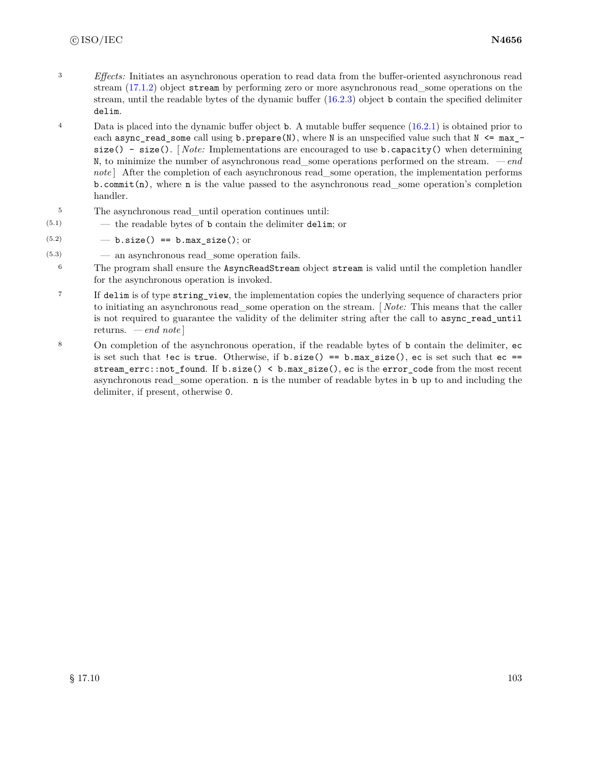3 *Effects:* Initiates an asynchronous operation to read data from the buffer-oriented asynchronous read stream (17.1.2) object `stream` by performing zero or more asynchronous read_some operations on the stream, until the readable bytes of the dynamic buffer (16.2.3) object `b` contain the specified delimiter `delim`.

4 Data is placed into the dynamic buffer object `b`. A mutable buffer sequence (16.2.1) is obtained prior to each `async_read_some` call using `b.prepare(N)`, where `N` is an unspecified value such that `N <= max_size() - size()`. [ *Note:* Implementations are encouraged to use `b.capacity()` when determining `N`, to minimize the number of asynchronous read_some operations performed on the stream. — *end note* ] After the completion of each asynchronous read_some operation, the implementation performs `b.commit(n)`, where `n` is the value passed to the asynchronous read_some operation's completion handler.

5 The asynchronous read_until operation continues until:

(5.1) — the readable bytes of `b` contain the delimiter `delim`; or

(5.2) — `b.size() == b.max_size()`; or

(5.3) — an asynchronous read_some operation fails.

6 The program shall ensure the `AsyncReadStream` object `stream` is valid until the completion handler for the asynchronous operation is invoked.

7 If `delim` is of type `string_view`, the implementation copies the underlying sequence of characters prior to initiating an asynchronous read_some operation on the stream. [ *Note:* This means that the caller is not required to guarantee the validity of the delimiter string after the call to `async_read_until` returns. — *end note* ]

8 On completion of the asynchronous operation, if the readable bytes of `b` contain the delimiter, `ec` is set such that `!ec` is `true`. Otherwise, if `b.size() == b.max_size()`, `ec` is set such that `ec == stream_errc::not_found`. If `b.size() < b.max_size()`, `ec` is the `error_code` from the most recent asynchronous read_some operation. `n` is the number of readable bytes in `b` up to and including the delimiter, if present, otherwise `0`.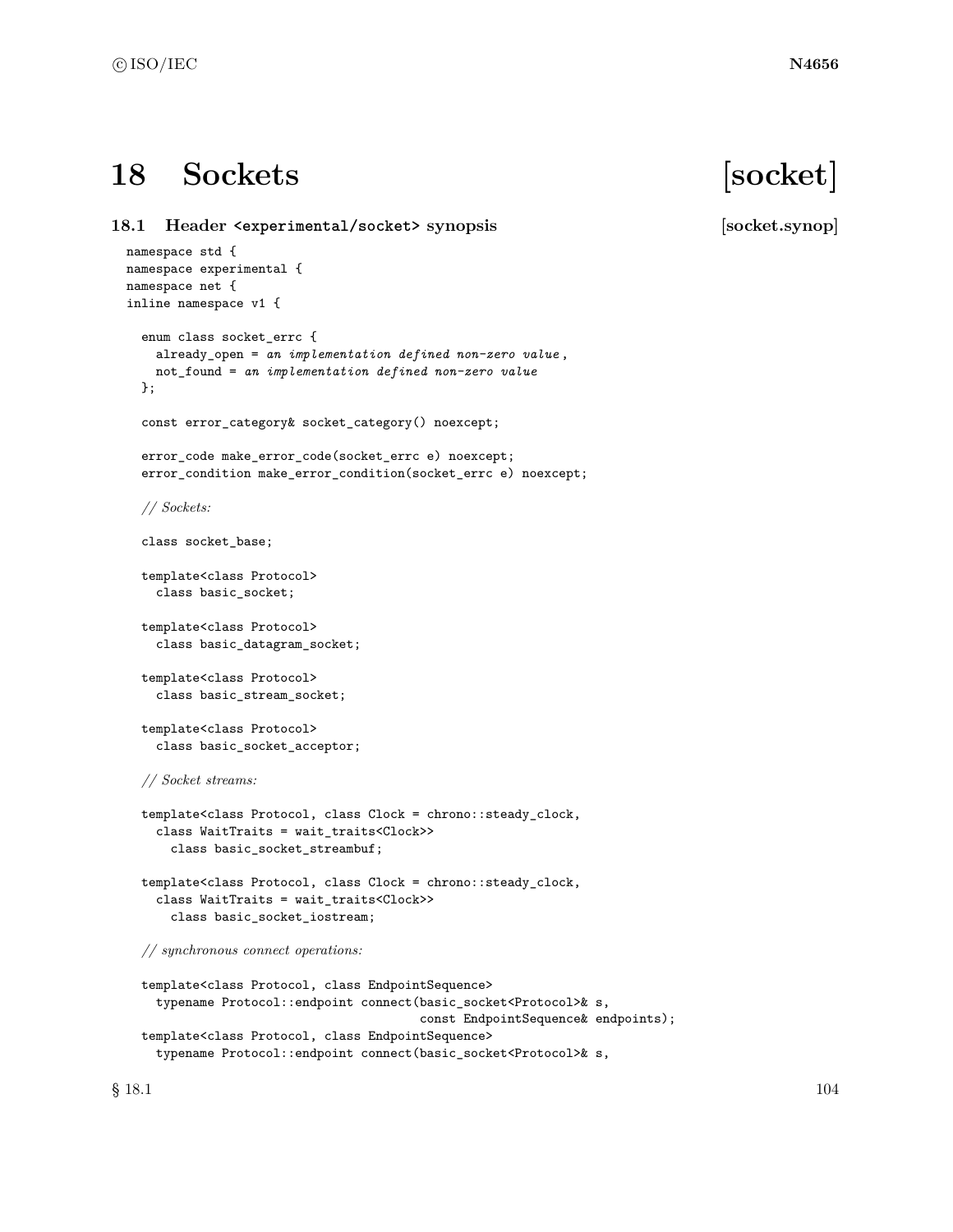# 18 Sockets [socket]

## 18.1 Header `<experimental/socket>` synopsis [socket.synop]

```
namespace std {
namespace experimental {
namespace net {
inline namespace v1 {

  enum class socket_errc {
    already_open = an implementation defined non-zero value,
    not_found = an implementation defined non-zero value
  };

  const error_category& socket_category() noexcept;

  error_code make_error_code(socket_errc e) noexcept;
  error_condition make_error_condition(socket_errc e) noexcept;

  // Sockets:

  class socket_base;

  template<class Protocol>
    class basic_socket;

  template<class Protocol>
    class basic_datagram_socket;

  template<class Protocol>
    class basic_stream_socket;

  template<class Protocol>
    class basic_socket_acceptor;

  // Socket streams:

  template<class Protocol, class Clock = chrono::steady_clock,
    class WaitTraits = wait_traits<Clock>>
      class basic_socket_streambuf;

  template<class Protocol, class Clock = chrono::steady_clock,
    class WaitTraits = wait_traits<Clock>>
      class basic_socket_iostream;

  // synchronous connect operations:

  template<class Protocol, class EndpointSequence>
    typename Protocol::endpoint connect(basic_socket<Protocol>& s,
                                        const EndpointSequence& endpoints);
  template<class Protocol, class EndpointSequence>
    typename Protocol::endpoint connect(basic_socket<Protocol>& s,
```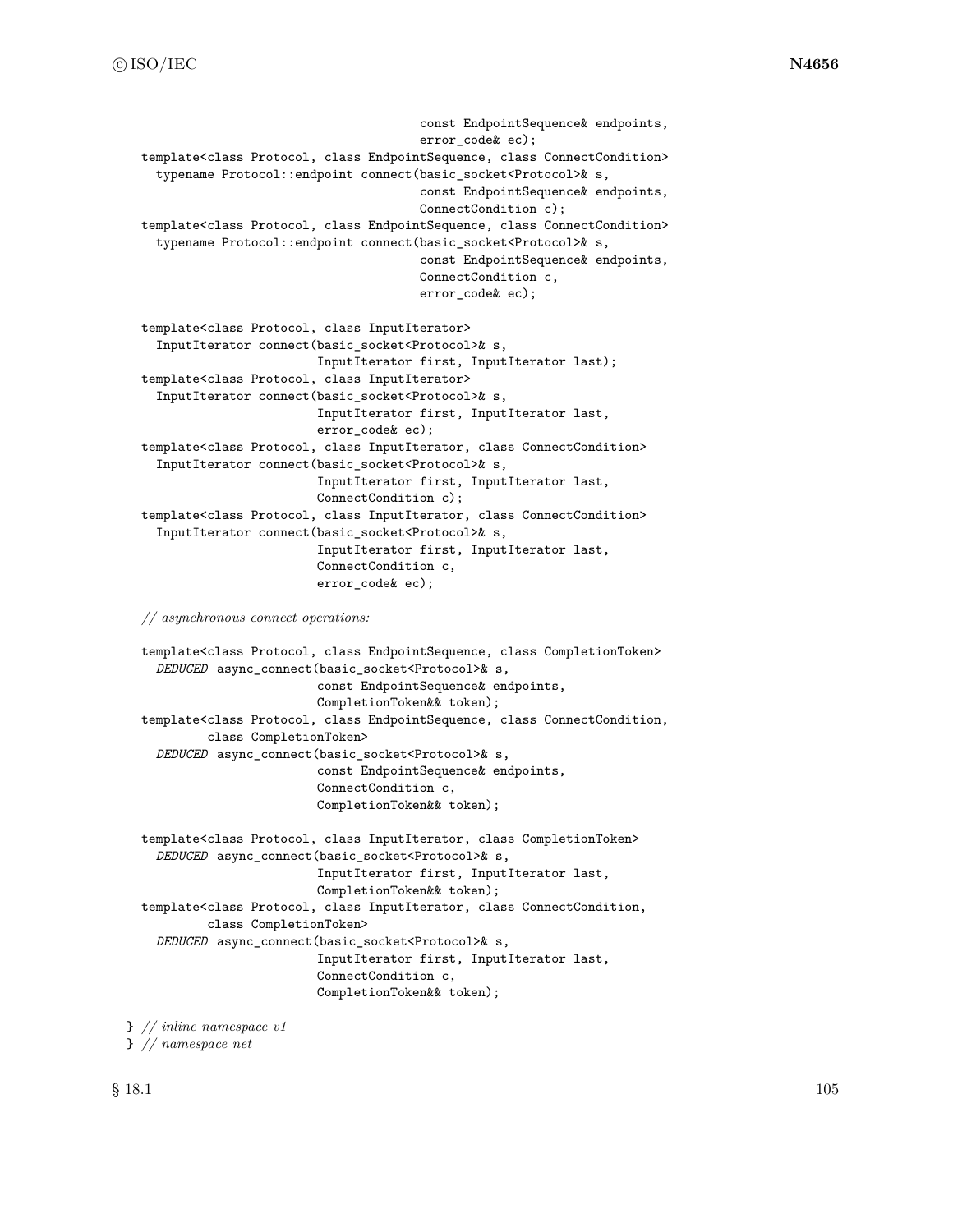```
                                       const EndpointSequence& endpoints,
                                       error_code& ec);
  template<class Protocol, class EndpointSequence, class ConnectCondition>
    typename Protocol::endpoint connect(basic_socket<Protocol>& s,
                                       const EndpointSequence& endpoints,
                                       ConnectCondition c);
  template<class Protocol, class EndpointSequence, class ConnectCondition>
    typename Protocol::endpoint connect(basic_socket<Protocol>& s,
                                       const EndpointSequence& endpoints,
                                       ConnectCondition c,
                                       error_code& ec);

  template<class Protocol, class InputIterator>
    InputIterator connect(basic_socket<Protocol>& s,
                          InputIterator first, InputIterator last);
  template<class Protocol, class InputIterator>
    InputIterator connect(basic_socket<Protocol>& s,
                          InputIterator first, InputIterator last,
                          error_code& ec);
  template<class Protocol, class InputIterator, class ConnectCondition>
    InputIterator connect(basic_socket<Protocol>& s,
                          InputIterator first, InputIterator last,
                          ConnectCondition c);
  template<class Protocol, class InputIterator, class ConnectCondition>
    InputIterator connect(basic_socket<Protocol>& s,
                          InputIterator first, InputIterator last,
                          ConnectCondition c,
                          error_code& ec);

  // asynchronous connect operations:

  template<class Protocol, class EndpointSequence, class CompletionToken>
    DEDUCED async_connect(basic_socket<Protocol>& s,
                          const EndpointSequence& endpoints,
                          CompletionToken&& token);
  template<class Protocol, class EndpointSequence, class ConnectCondition,
           class CompletionToken>
    DEDUCED async_connect(basic_socket<Protocol>& s,
                          const EndpointSequence& endpoints,
                          ConnectCondition c,
                          CompletionToken&& token);

  template<class Protocol, class InputIterator, class CompletionToken>
    DEDUCED async_connect(basic_socket<Protocol>& s,
                          InputIterator first, InputIterator last,
                          CompletionToken&& token);
  template<class Protocol, class InputIterator, class ConnectCondition,
           class CompletionToken>
    DEDUCED async_connect(basic_socket<Protocol>& s,
                          InputIterator first, InputIterator last,
                          ConnectCondition c,
                          CompletionToken&& token);

} // inline namespace v1
} // namespace net
```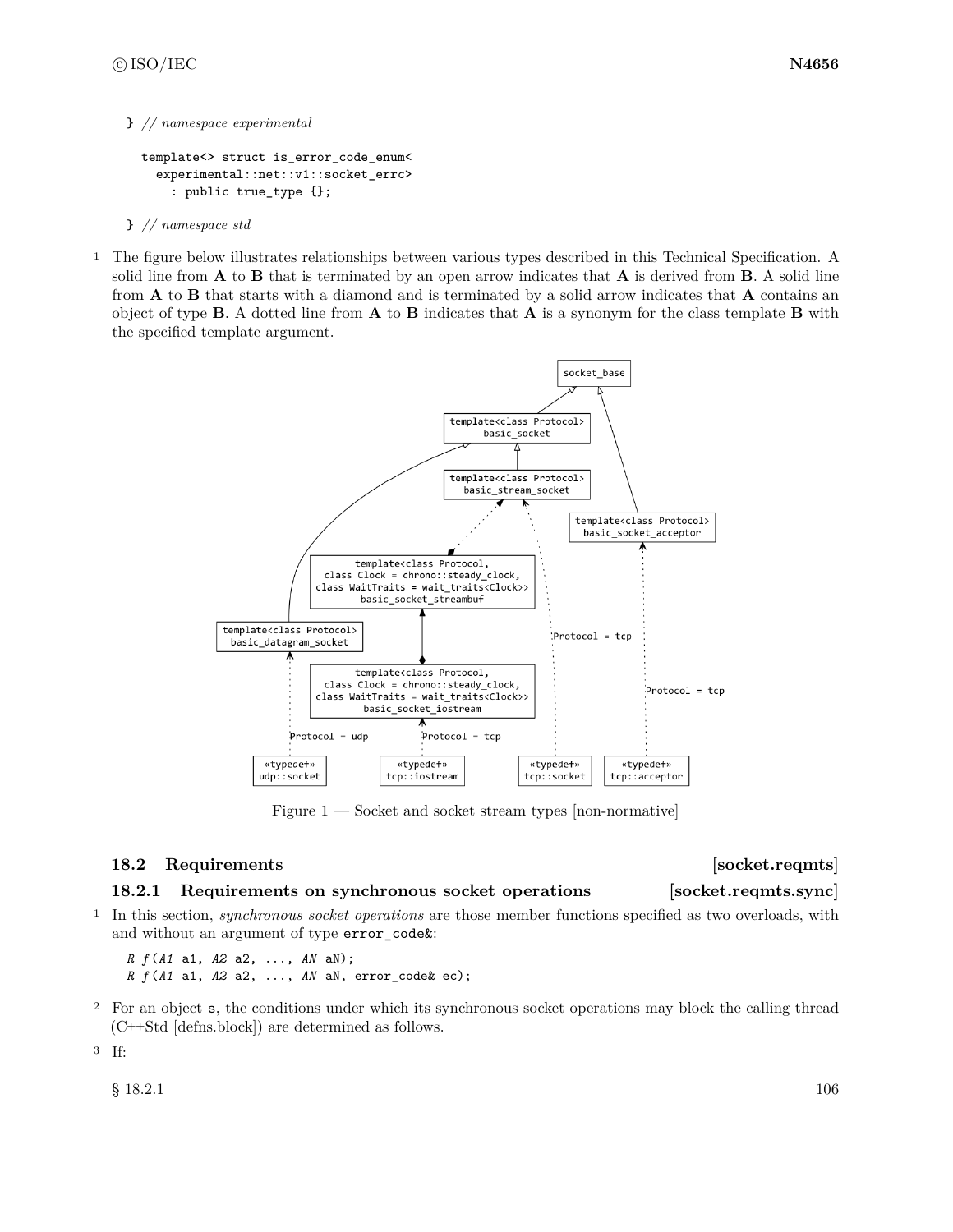```
} // namespace experimental

  template<> struct is_error_code_enum<
    experimental::net::v1::socket_errc>
      : public true_type {};

} // namespace std
```

1 The figure below illustrates relationships between various types described in this Technical Specification. A solid line from **A** to **B** that is terminated by an open arrow indicates that **A** is derived from **B**. A solid line from **A** to **B** that starts with a diamond and is terminated by a solid arrow indicates that **A** contains an object of type **B**. A dotted line from **A** to **B** indicates that **A** is a synonym for the class template **B** with the specified template argument.

Figure 1 — Socket and socket stream types [non-normative]

## 18.2 Requirements [socket.reqmts]

### 18.2.1 Requirements on synchronous socket operations [socket.reqmts.sync]

1 In this section, *synchronous socket operations* are those member functions specified as two overloads, with and without an argument of type `error_code&`:

```
R f(A1 a1, A2 a2, ..., AN aN);
R f(A1 a1, A2 a2, ..., AN aN, error_code& ec);
```

2 For an object `s`, the conditions under which its synchronous socket operations may block the calling thread (C++Std [defns.block]) are determined as follows.

3 If: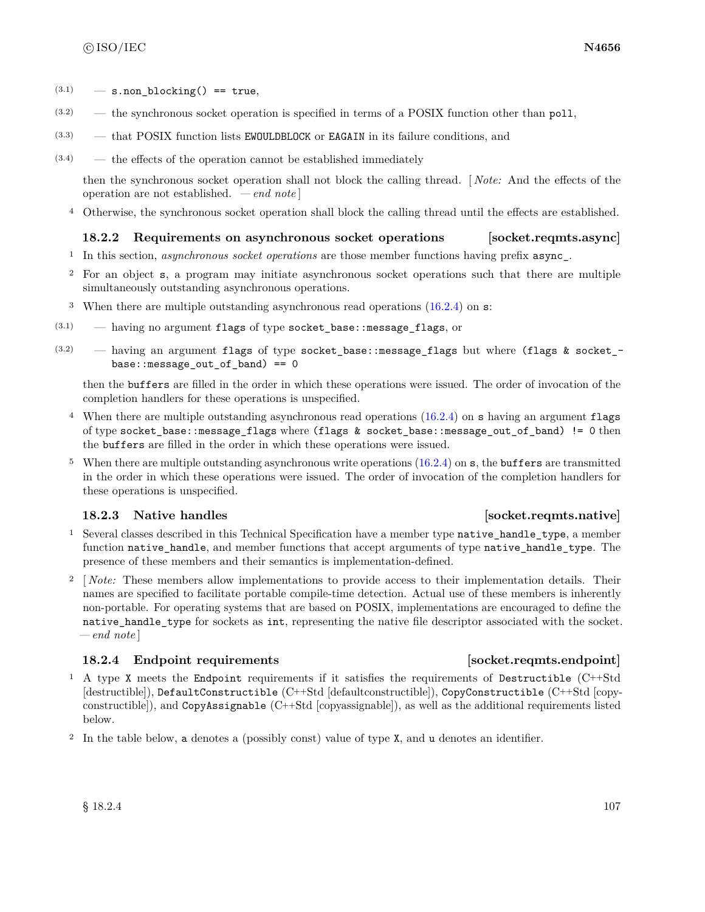- (3.1) — `s.non_blocking() == true`,
- (3.2) — the synchronous socket operation is specified in terms of a POSIX function other than `poll`,
- (3.3) — that POSIX function lists `EWOULDBLOCK` or `EAGAIN` in its failure conditions, and
- (3.4) — the effects of the operation cannot be established immediately

then the synchronous socket operation shall not block the calling thread. [ *Note:* And the effects of the operation are not established. — *end note* ]

4 Otherwise, the synchronous socket operation shall block the calling thread until the effects are established.

### 18.2.2 Requirements on asynchronous socket operations [socket.reqmts.async]

1 In this section, *asynchronous socket operations* are those member functions having prefix `async_`.

2 For an object `s`, a program may initiate asynchronous socket operations such that there are multiple simultaneously outstanding asynchronous operations.

3 When there are multiple outstanding asynchronous read operations (16.2.4) on `s`:

- (3.1) — having no argument `flags` of type `socket_base::message_flags`, or
- (3.2) — having an argument `flags` of type `socket_base::message_flags` but where `(flags & socket_base::message_out_of_band) == 0`

then the `buffers` are filled in the order in which these operations were issued. The order of invocation of the completion handlers for these operations is unspecified.

4 When there are multiple outstanding asynchronous read operations (16.2.4) on `s` having an argument `flags` of type `socket_base::message_flags` where `(flags & socket_base::message_out_of_band) != 0` then the `buffers` are filled in the order in which these operations were issued.

5 When there are multiple outstanding asynchronous write operations (16.2.4) on `s`, the `buffers` are transmitted in the order in which these operations were issued. The order of invocation of the completion handlers for these operations is unspecified.

### 18.2.3 Native handles [socket.reqmts.native]

1 Several classes described in this Technical Specification have a member type `native_handle_type`, a member function `native_handle`, and member functions that accept arguments of type `native_handle_type`. The presence of these members and their semantics is implementation-defined.

2 [ *Note:* These members allow implementations to provide access to their implementation details. Their names are specified to facilitate portable compile-time detection. Actual use of these members is inherently non-portable. For operating systems that are based on POSIX, implementations are encouraged to define the `native_handle_type` for sockets as `int`, representing the native file descriptor associated with the socket. — *end note* ]

### 18.2.4 Endpoint requirements [socket.reqmts.endpoint]

1 A type `X` meets the `Endpoint` requirements if it satisfies the requirements of `Destructible` (C++Std [destructible]), `DefaultConstructible` (C++Std [defaultconstructible]), `CopyConstructible` (C++Std [copyconstructible]), and `CopyAssignable` (C++Std [copyassignable]), as well as the additional requirements listed below.

2 In the table below, `a` denotes a (possibly const) value of type `X`, and `u` denotes an identifier.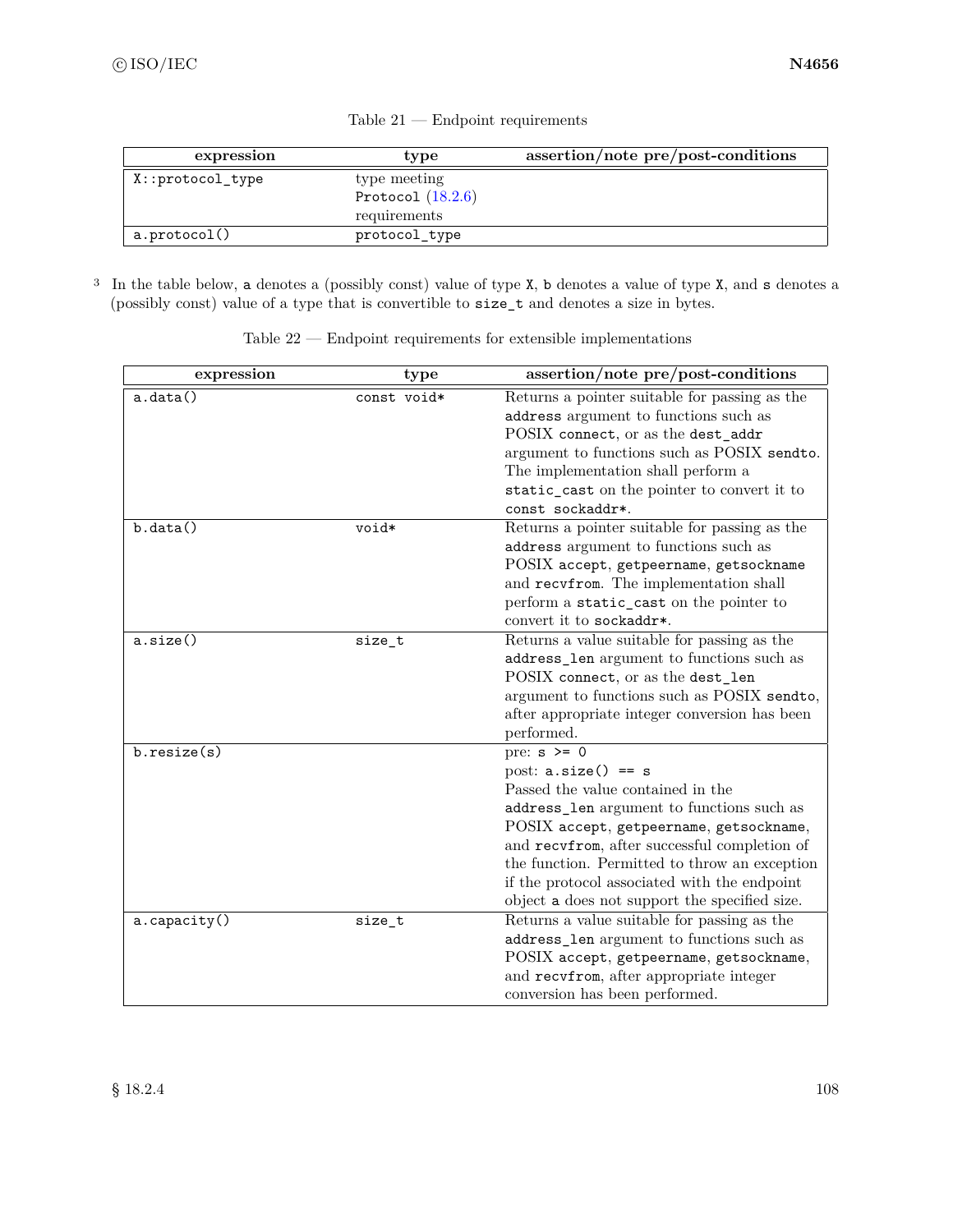Table 21 — Endpoint requirements

| expression | type | assertion/note pre/post-conditions |
| --- | --- | --- |
| `X::protocol_type` | type meeting `Protocol` (18.2.6) requirements | |
| `a.protocol()` | `protocol_type` | |

3 In the table below, `a` denotes a (possibly const) value of type `X`, `b` denotes a value of type `X`, and `s` denotes a (possibly const) value of a type that is convertible to `size_t` and denotes a size in bytes.

Table 22 — Endpoint requirements for extensible implementations

| expression | type | assertion/note pre/post-conditions |
| --- | --- | --- |
| `a.data()` | `const void*` | Returns a pointer suitable for passing as the `address` argument to functions such as POSIX `connect`, or as the `dest_addr` argument to functions such as POSIX `sendto`. The implementation shall perform a `static_cast` on the pointer to convert it to `const sockaddr*`. |
| `b.data()` | `void*` | Returns a pointer suitable for passing as the `address` argument to functions such as POSIX `accept`, `getpeername`, `getsockname` and `recvfrom`. The implementation shall perform a `static_cast` on the pointer to convert it to `sockaddr*`. |
| `a.size()` | `size_t` | Returns a value suitable for passing as the `address_len` argument to functions such as POSIX `connect`, or as the `dest_len` argument to functions such as POSIX `sendto`, after appropriate integer conversion has been performed. |
| `b.resize(s)` | | pre: `s >= 0` <br> post: `a.size() == s` <br> Passed the value contained in the `address_len` argument to functions such as POSIX `accept`, `getpeername`, `getsockname`, and `recvfrom`, after successful completion of the function. Permitted to throw an exception if the protocol associated with the endpoint object `a` does not support the specified size. |
| `a.capacity()` | `size_t` | Returns a value suitable for passing as the `address_len` argument to functions such as POSIX `accept`, `getpeername`, `getsockname`, and `recvfrom`, after appropriate integer conversion has been performed. |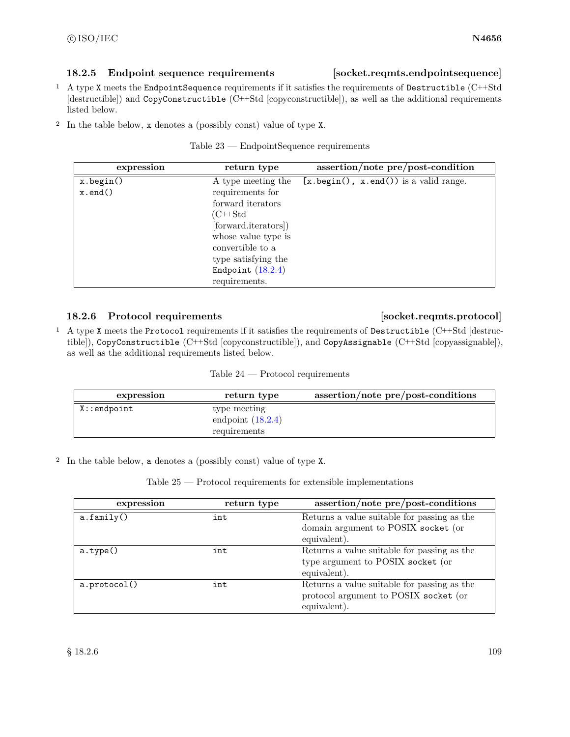### 18.2.5 Endpoint sequence requirements [socket.reqmts.endpointsequence]

1 A type `X` meets the `EndpointSequence` requirements if it satisfies the requirements of `Destructible` (C++Std [destructible]) and `CopyConstructible` (C++Std [copyconstructible]), as well as the additional requirements listed below.

2 In the table below, `x` denotes a (possibly const) value of type `X`.

Table 23 — EndpointSequence requirements

| expression | return type | assertion/note pre/post-condition |
|---|---|---|
| `x.begin()` `x.end()` | A type meeting the requirements for forward iterators (C++Std [forward.iterators]) whose value type is convertible to a type satisfying the `Endpoint` (18.2.4) requirements. | `[x.begin(), x.end())` is a valid range. |

### 18.2.6 Protocol requirements [socket.reqmts.protocol]

1 A type `X` meets the `Protocol` requirements if it satisfies the requirements of `Destructible` (C++Std [destructible]), `CopyConstructible` (C++Std [copyconstructible]), and `CopyAssignable` (C++Std [copyassignable]), as well as the additional requirements listed below.

Table 24 — Protocol requirements

| expression | return type | assertion/note pre/post-conditions |
|---|---|---|
| `X::endpoint` | type meeting endpoint (18.2.4) requirements | |

2 In the table below, `a` denotes a (possibly const) value of type `X`.

Table 25 — Protocol requirements for extensible implementations

| expression | return type | assertion/note pre/post-conditions |
|---|---|---|
| `a.family()` | `int` | Returns a value suitable for passing as the domain argument to POSIX `socket` (or equivalent). |
| `a.type()` | `int` | Returns a value suitable for passing as the type argument to POSIX `socket` (or equivalent). |
| `a.protocol()` | `int` | Returns a value suitable for passing as the protocol argument to POSIX `socket` (or equivalent). |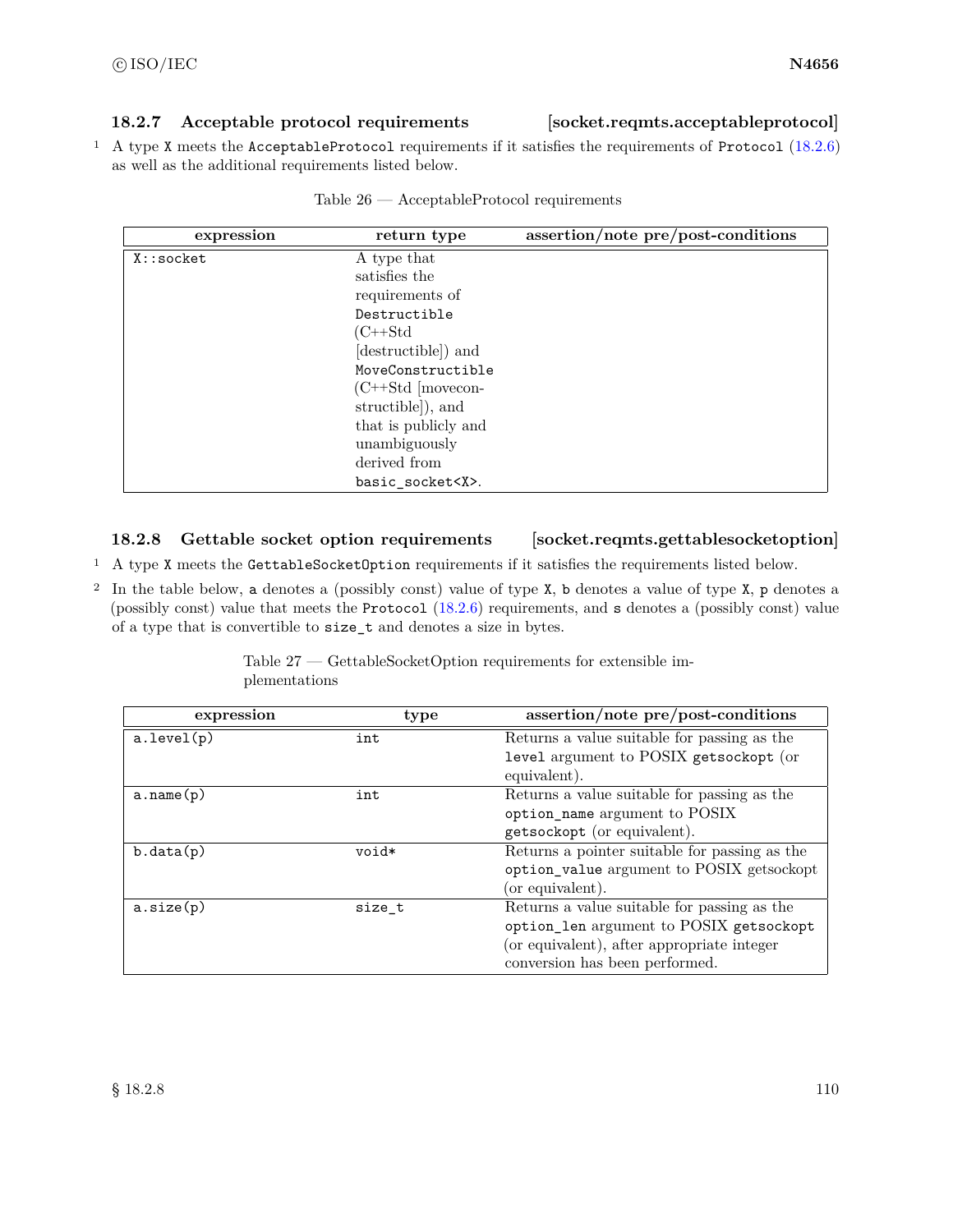### 18.2.7 Acceptable protocol requirements [socket.reqmts.acceptableprotocol]

1 A type `X` meets the `AcceptableProtocol` requirements if it satisfies the requirements of `Protocol` (18.2.6) as well as the additional requirements listed below.

Table 26 — AcceptableProtocol requirements

| expression | return type | assertion/note pre/post-conditions |
|---|---|---|
| `X::socket` | A type that satisfies the requirements of `Destructible` (C++Std [destructible]) and `MoveConstructible` (C++Std [moveconstructible]), and that is publicly and unambiguously derived from `basic_socket<X>`. | |

### 18.2.8 Gettable socket option requirements [socket.reqmts.gettablesocketoption]

1 A type `X` meets the `GettableSocketOption` requirements if it satisfies the requirements listed below.

2 In the table below, `a` denotes a (possibly const) value of type `X`, `b` denotes a value of type `X`, `p` denotes a (possibly const) value that meets the `Protocol` (18.2.6) requirements, and `s` denotes a (possibly const) value of a type that is convertible to `size_t` and denotes a size in bytes.

Table 27 — GettableSocketOption requirements for extensible implementations

| expression | type | assertion/note pre/post-conditions |
|---|---|---|
| `a.level(p)` | `int` | Returns a value suitable for passing as the `level` argument to POSIX `getsockopt` (or equivalent). |
| `a.name(p)` | `int` | Returns a value suitable for passing as the `option_name` argument to POSIX `getsockopt` (or equivalent). |
| `b.data(p)` | `void*` | Returns a pointer suitable for passing as the `option_value` argument to POSIX getsockopt (or equivalent). |
| `a.size(p)` | `size_t` | Returns a value suitable for passing as the `option_len` argument to POSIX `getsockopt` (or equivalent), after appropriate integer conversion has been performed. |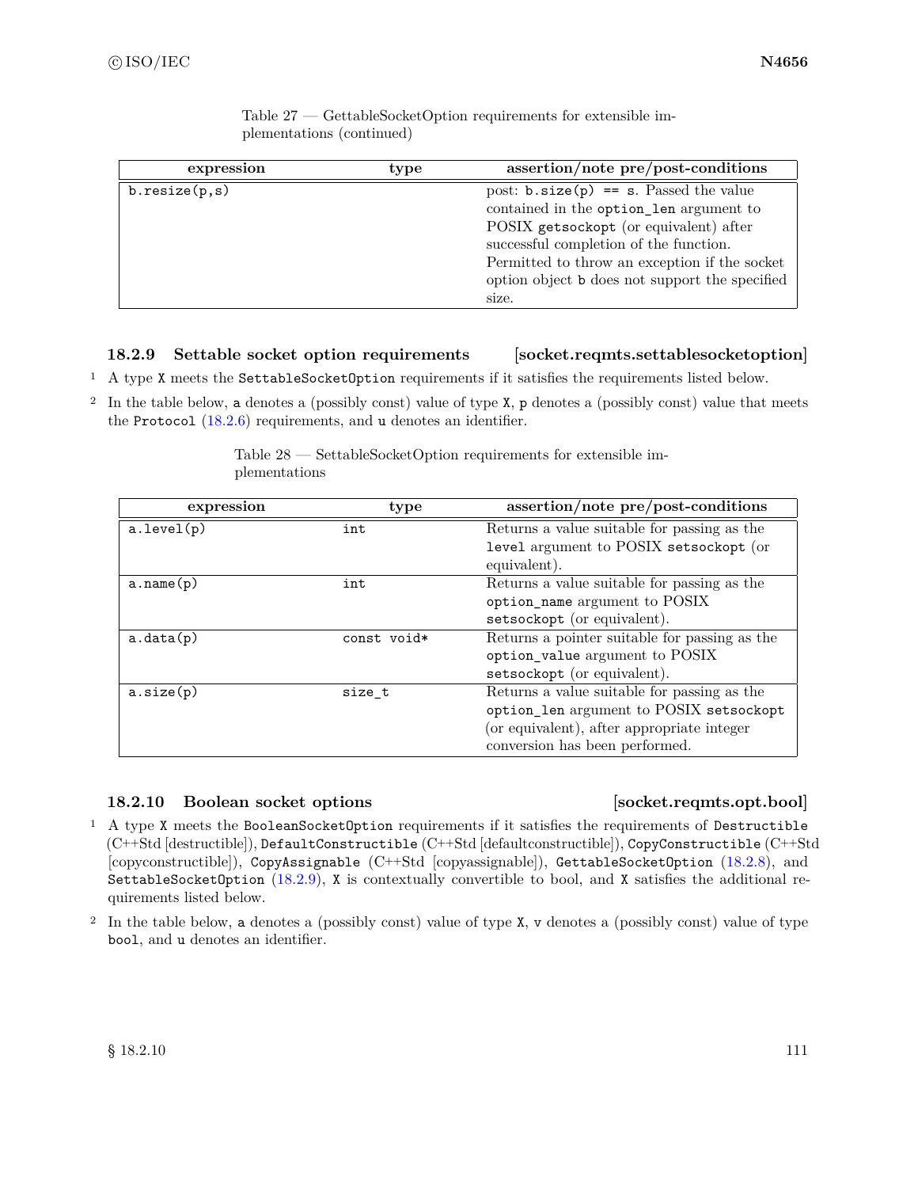Table 27 — GettableSocketOption requirements for extensible implementations (continued)

| expression | type | assertion/note pre/post-conditions |
| --- | --- | --- |
| `b.resize(p,s)` | | post: `b.size(p) == s`. Passed the value contained in the `option_len` argument to POSIX `getsockopt` (or equivalent) after successful completion of the function. Permitted to throw an exception if the socket option object `b` does not support the specified size. |

### 18.2.9 Settable socket option requirements [socket.reqmts.settablesocketoption]

1 A type `X` meets the `SettableSocketOption` requirements if it satisfies the requirements listed below.

2 In the table below, `a` denotes a (possibly const) value of type `X`, `p` denotes a (possibly const) value that meets the `Protocol` (18.2.6) requirements, and `u` denotes an identifier.

Table 28 — SettableSocketOption requirements for extensible implementations

| expression | type | assertion/note pre/post-conditions |
| --- | --- | --- |
| `a.level(p)` | `int` | Returns a value suitable for passing as the `level` argument to POSIX `setsockopt` (or equivalent). |
| `a.name(p)` | `int` | Returns a value suitable for passing as the `option_name` argument to POSIX `setsockopt` (or equivalent). |
| `a.data(p)` | `const void*` | Returns a pointer suitable for passing as the `option_value` argument to POSIX `setsockopt` (or equivalent). |
| `a.size(p)` | `size_t` | Returns a value suitable for passing as the `option_len` argument to POSIX `setsockopt` (or equivalent), after appropriate integer conversion has been performed. |

### 18.2.10 Boolean socket options [socket.reqmts.opt.bool]

1 A type `X` meets the `BooleanSocketOption` requirements if it satisfies the requirements of `Destructible` (C++Std [destructible]), `DefaultConstructible` (C++Std [defaultconstructible]), `CopyConstructible` (C++Std [copyconstructible]), `CopyAssignable` (C++Std [copyassignable]), `GettableSocketOption` (18.2.8), and `SettableSocketOption` (18.2.9), `X` is contextually convertible to bool, and `X` satisfies the additional requirements listed below.

2 In the table below, `a` denotes a (possibly const) value of type `X`, `v` denotes a (possibly const) value of type `bool`, and `u` denotes an identifier.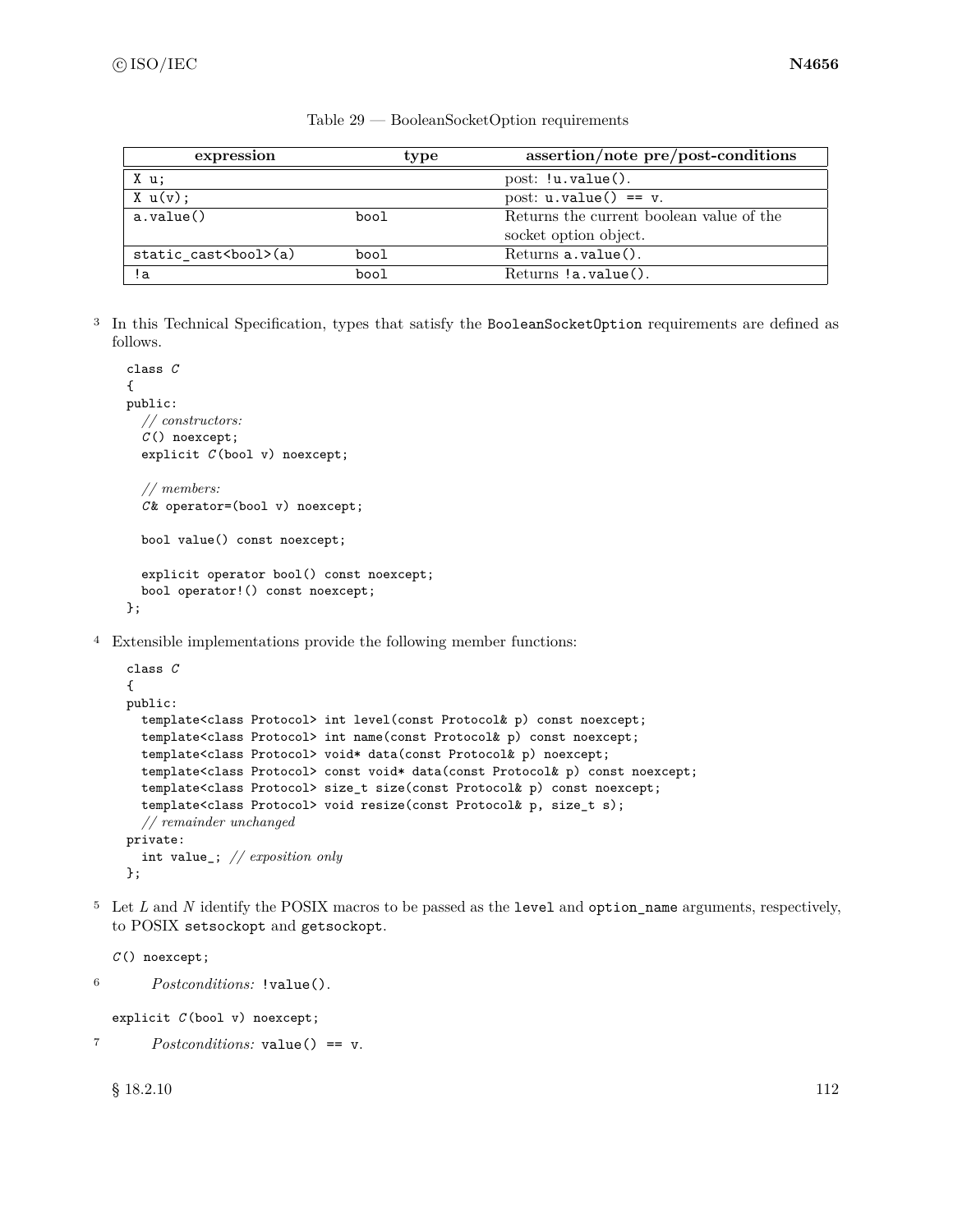Table 29 — BooleanSocketOption requirements

| expression | type | assertion/note pre/post-conditions |
|---|---|---|
| `X u;` | | post: `!u.value()`. |
| `X u(v);` | | post: `u.value() == v`. |
| `a.value()` | `bool` | Returns the current boolean value of the socket option object. |
| `static_cast<bool>(a)` | `bool` | Returns `a.value()`. |
| `!a` | `bool` | Returns `!a.value()`. |

3 In this Technical Specification, types that satisfy the `BooleanSocketOption` requirements are defined as follows.

```
class C
{
public:
  // constructors:
  C() noexcept;
  explicit C(bool v) noexcept;

  // members:
  C& operator=(bool v) noexcept;

  bool value() const noexcept;

  explicit operator bool() const noexcept;
  bool operator!() const noexcept;
};
```

4 Extensible implementations provide the following member functions:

```
class C
{
public:
  template<class Protocol> int level(const Protocol& p) const noexcept;
  template<class Protocol> int name(const Protocol& p) const noexcept;
  template<class Protocol> void* data(const Protocol& p) noexcept;
  template<class Protocol> const void* data(const Protocol& p) const noexcept;
  template<class Protocol> size_t size(const Protocol& p) const noexcept;
  template<class Protocol> void resize(const Protocol& p, size_t s);
  // remainder unchanged
private:
  int value_; // exposition only
};
```

5 Let *L* and *N* identify the POSIX macros to be passed as the `level` and `option_name` arguments, respectively, to POSIX `setsockopt` and `getsockopt`.

```
C() noexcept;
```

6 *Postconditions:* `!value()`.

```
explicit C(bool v) noexcept;
```

7 *Postconditions:* `value() == v`.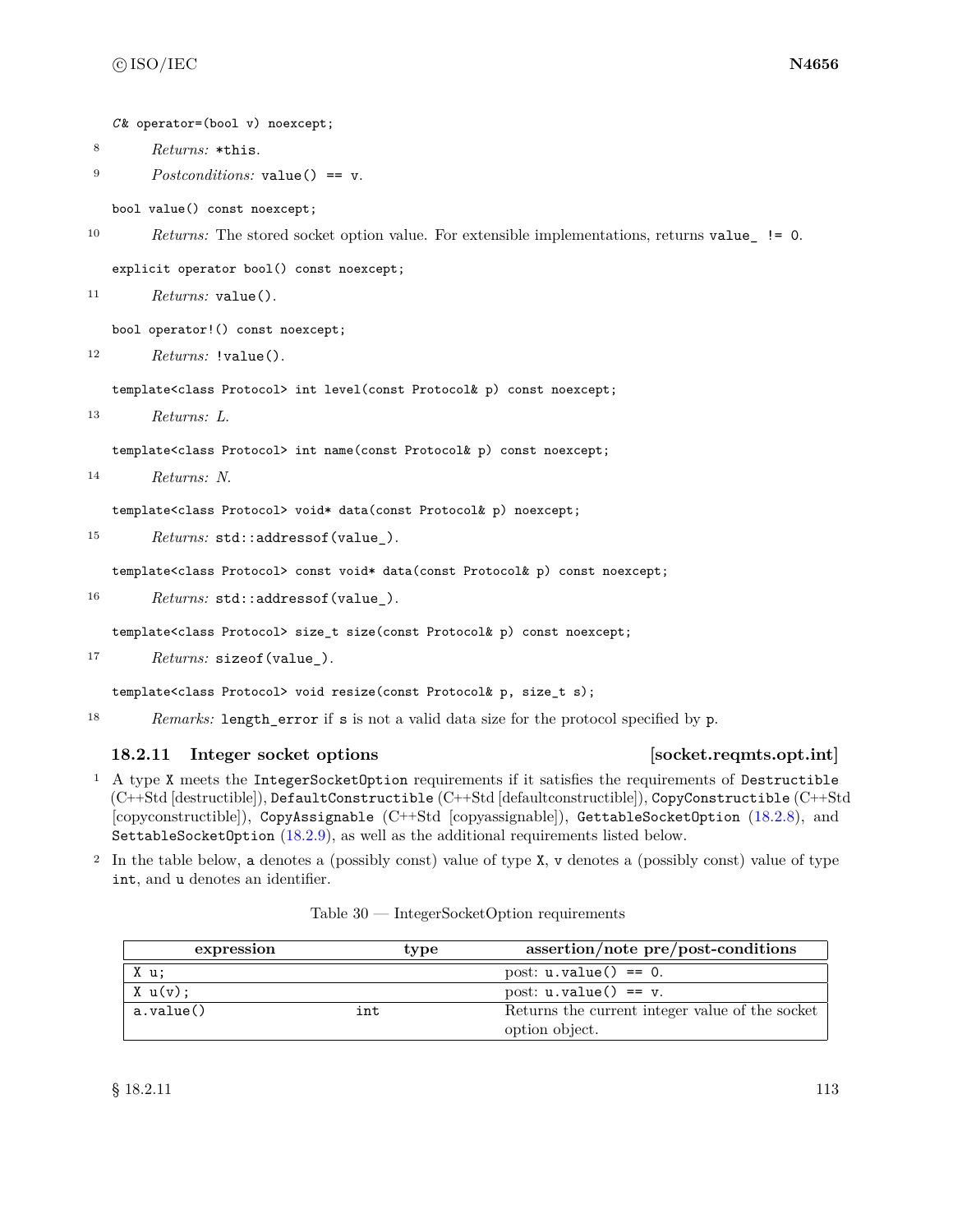```
C& operator=(bool v) noexcept;
```

8 *Returns:* `*this`.

9 *Postconditions:* `value() == v`.

```
bool value() const noexcept;
```

10 *Returns:* The stored socket option value. For extensible implementations, returns `value_ != 0`.

```
explicit operator bool() const noexcept;
```

11 *Returns:* `value()`.

```
bool operator!() const noexcept;
```

12 *Returns:* `!value()`.

```
template<class Protocol> int level(const Protocol& p) const noexcept;
```

13 *Returns:* *L*.

```
template<class Protocol> int name(const Protocol& p) const noexcept;
```

14 *Returns:* *N*.

```
template<class Protocol> void* data(const Protocol& p) noexcept;
```

15 *Returns:* `std::addressof(value_)`.

```
template<class Protocol> const void* data(const Protocol& p) const noexcept;
```

16 *Returns:* `std::addressof(value_)`.

```
template<class Protocol> size_t size(const Protocol& p) const noexcept;
```

17 *Returns:* `sizeof(value_)`.

```
template<class Protocol> void resize(const Protocol& p, size_t s);
```

18 *Remarks:* `length_error` if `s` is not a valid data size for the protocol specified by `p`.

### 18.2.11 Integer socket options [socket.reqmts.opt.int]

1 A type `X` meets the `IntegerSocketOption` requirements if it satisfies the requirements of `Destructible` (C++Std [destructible]), `DefaultConstructible` (C++Std [defaultconstructible]), `CopyConstructible` (C++Std [copyconstructible]), `CopyAssignable` (C++Std [copyassignable]), `GettableSocketOption` (18.2.8), and `SettableSocketOption` (18.2.9), as well as the additional requirements listed below.

2 In the table below, `a` denotes a (possibly const) value of type `X`, `v` denotes a (possibly const) value of type `int`, and `u` denotes an identifier.

Table 30 — IntegerSocketOption requirements

| expression | type | assertion/note pre/post-conditions |
|---|---|---|
| `X u;` | | post: `u.value() == 0`. |
| `X u(v);` | | post: `u.value() == v`. |
| `a.value()` | `int` | Returns the current integer value of the socket option object. |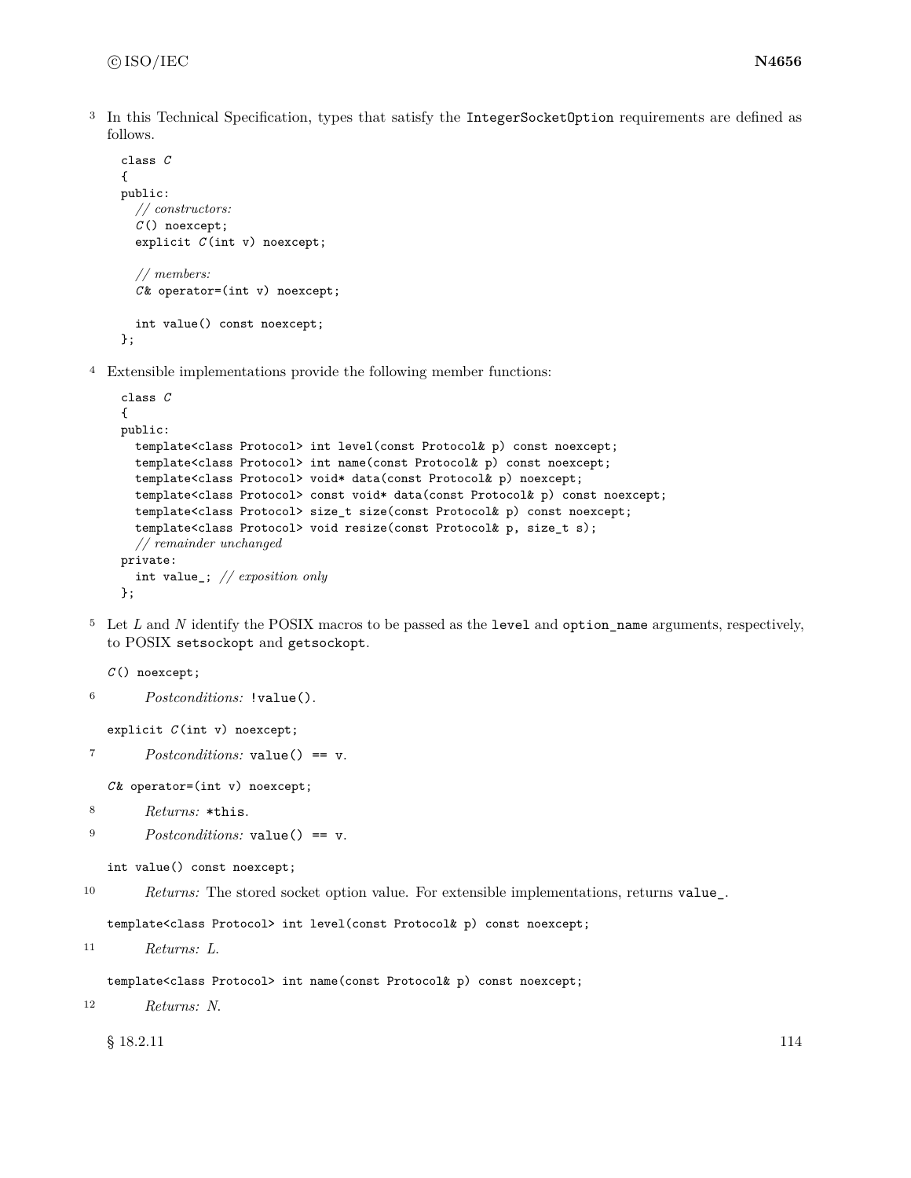3 In this Technical Specification, types that satisfy the `IntegerSocketOption` requirements are defined as follows.

```
class C
{
public:
  // constructors:
  C() noexcept;
  explicit C(int v) noexcept;

  // members:
  C& operator=(int v) noexcept;

  int value() const noexcept;
};
```

4 Extensible implementations provide the following member functions:

```
class C
{
public:
  template<class Protocol> int level(const Protocol& p) const noexcept;
  template<class Protocol> int name(const Protocol& p) const noexcept;
  template<class Protocol> void* data(const Protocol& p) noexcept;
  template<class Protocol> const void* data(const Protocol& p) const noexcept;
  template<class Protocol> size_t size(const Protocol& p) const noexcept;
  template<class Protocol> void resize(const Protocol& p, size_t s);
  // remainder unchanged
private:
  int value_; // exposition only
};
```

5 Let *L* and *N* identify the POSIX macros to be passed as the `level` and `option_name` arguments, respectively, to POSIX `setsockopt` and `getsockopt`.

```
C() noexcept;
```

6 *Postconditions:* `!value()`.

```
explicit C(int v) noexcept;
```

7 *Postconditions:* `value() == v`.

```
C& operator=(int v) noexcept;
```

8 *Returns:* `*this`.

9 *Postconditions:* `value() == v`.

```
int value() const noexcept;
```

10 *Returns:* The stored socket option value. For extensible implementations, returns `value_`.

```
template<class Protocol> int level(const Protocol& p) const noexcept;
```

11 *Returns:* *L*.

```
template<class Protocol> int name(const Protocol& p) const noexcept;
```

12 *Returns:* *N*.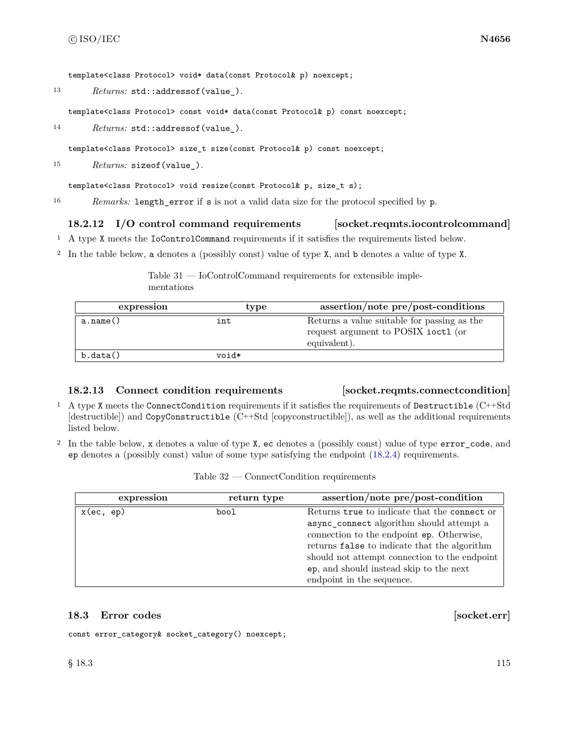```
template<class Protocol> void* data(const Protocol& p) noexcept;
```

13 *Returns:* `std::addressof(value_)`.

```
template<class Protocol> const void* data(const Protocol& p) const noexcept;
```

14 *Returns:* `std::addressof(value_)`.

```
template<class Protocol> size_t size(const Protocol& p) const noexcept;
```

15 *Returns:* `sizeof(value_)`.

```
template<class Protocol> void resize(const Protocol& p, size_t s);
```

16 *Remarks:* `length_error` if `s` is not a valid data size for the protocol specified by `p`.

### 18.2.12 I/O control command requirements [socket.reqmts.iocontrolcommand]

1 A type `X` meets the `IoControlCommand` requirements if it satisfies the requirements listed below.

2 In the table below, `a` denotes a (possibly const) value of type `X`, and `b` denotes a value of type `X`.

Table 31 — IoControlCommand requirements for extensible implementations

| expression | type | assertion/note pre/post-conditions |
|---|---|---|
| `a.name()` | `int` | Returns a value suitable for passing as the request argument to POSIX `ioctl` (or equivalent). |
| `b.data()` | `void*` | |

### 18.2.13 Connect condition requirements [socket.reqmts.connectcondition]

1 A type `X` meets the `ConnectCondition` requirements if it satisfies the requirements of `Destructible` (C++Std [destructible]) and `CopyConstructible` (C++Std [copyconstructible]), as well as the additional requirements listed below.

2 In the table below, `x` denotes a value of type `X`, `ec` denotes a (possibly const) value of type `error_code`, and `ep` denotes a (possibly const) value of some type satisfying the endpoint (18.2.4) requirements.

Table 32 — ConnectCondition requirements

| expression | return type | assertion/note pre/post-condition |
|---|---|---|
| `x(ec, ep)` | `bool` | Returns `true` to indicate that the `connect` or `async_connect` algorithm should attempt a connection to the endpoint `ep`. Otherwise, returns `false` to indicate that the algorithm should not attempt connection to the endpoint `ep`, and should instead skip to the next endpoint in the sequence. |

## 18.3 Error codes [socket.err]

```
const error_category& socket_category() noexcept;
```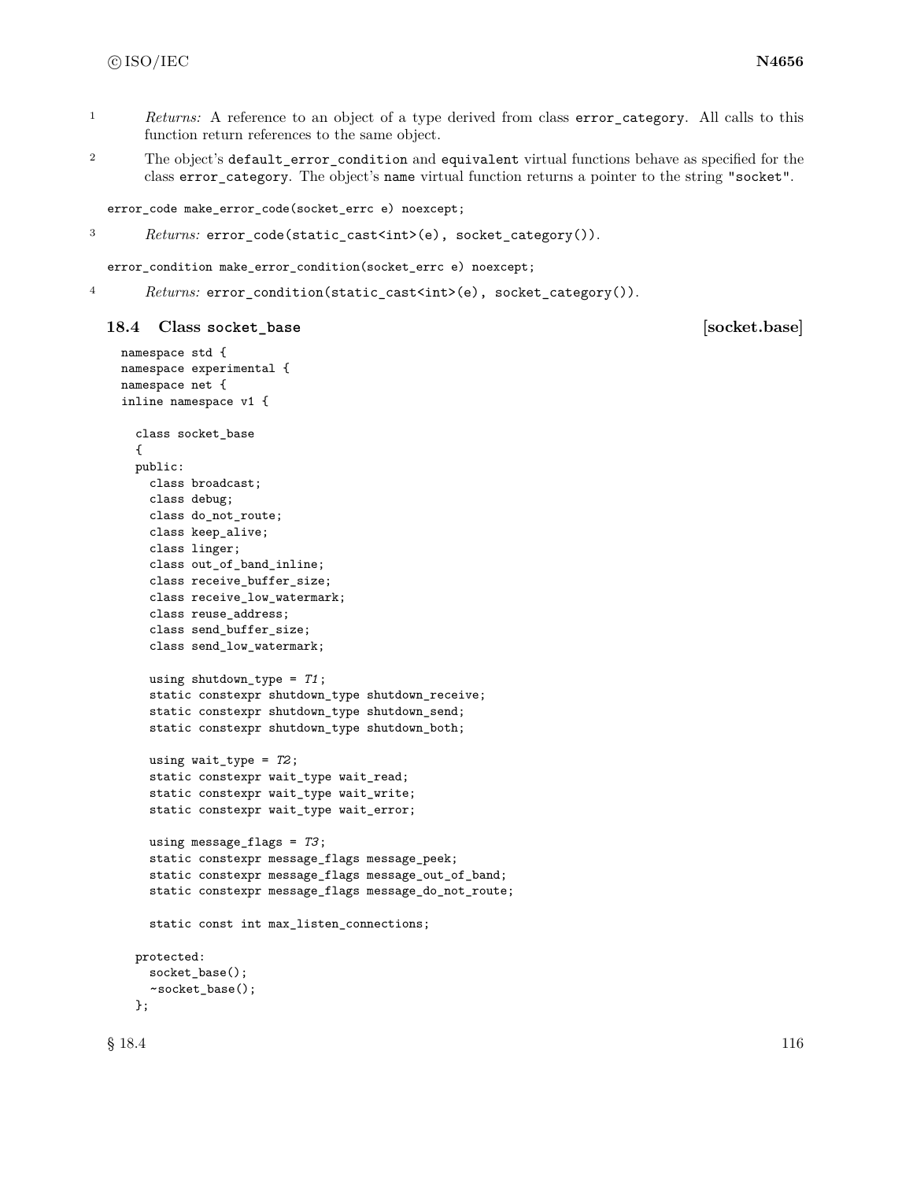1 *Returns:* A reference to an object of a type derived from class `error_category`. All calls to this function return references to the same object.

2 The object's `default_error_condition` and `equivalent` virtual functions behave as specified for the class `error_category`. The object's `name` virtual function returns a pointer to the string `"socket"`.

```
error_code make_error_code(socket_errc e) noexcept;
```

3 *Returns:* `error_code(static_cast<int>(e), socket_category())`.

```
error_condition make_error_condition(socket_errc e) noexcept;
```

4 *Returns:* `error_condition(static_cast<int>(e), socket_category())`.

## 18.4 Class `socket_base` [socket.base]

```
namespace std {
namespace experimental {
namespace net {
inline namespace v1 {

  class socket_base
  {
  public:
    class broadcast;
    class debug;
    class do_not_route;
    class keep_alive;
    class linger;
    class out_of_band_inline;
    class receive_buffer_size;
    class receive_low_watermark;
    class reuse_address;
    class send_buffer_size;
    class send_low_watermark;

    using shutdown_type = T1;
    static constexpr shutdown_type shutdown_receive;
    static constexpr shutdown_type shutdown_send;
    static constexpr shutdown_type shutdown_both;

    using wait_type = T2;
    static constexpr wait_type wait_read;
    static constexpr wait_type wait_write;
    static constexpr wait_type wait_error;

    using message_flags = T3;
    static constexpr message_flags message_peek;
    static constexpr message_flags message_out_of_band;
    static constexpr message_flags message_do_not_route;

    static const int max_listen_connections;

  protected:
    socket_base();
    ~socket_base();
  };
```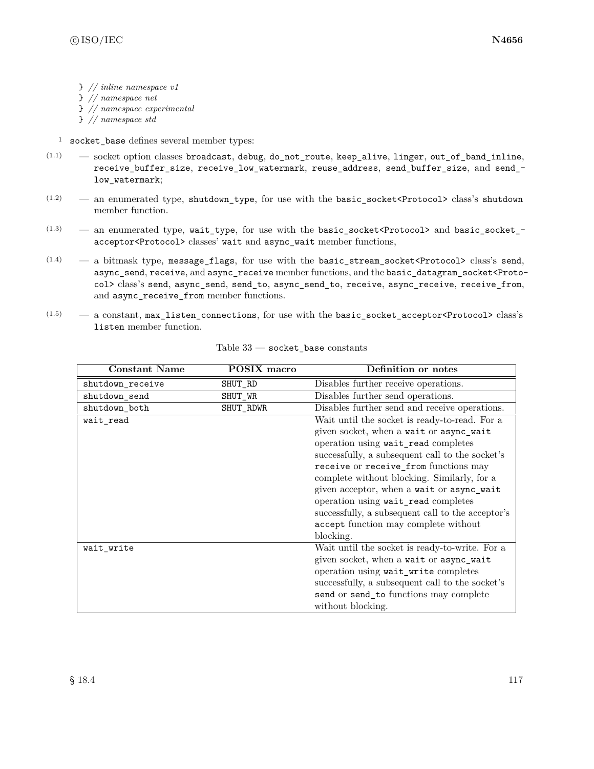```
} // inline namespace v1
} // namespace net
} // namespace experimental
} // namespace std
```

[1] `socket_base` defines several member types:

- (1.1) — socket option classes `broadcast`, `debug`, `do_not_route`, `keep_alive`, `linger`, `out_of_band_inline`, `receive_buffer_size`, `receive_low_watermark`, `reuse_address`, `send_buffer_size`, and `send_low_watermark`;
- (1.2) — an enumerated type, `shutdown_type`, for use with the `basic_socket<Protocol>` class's `shutdown` member function.
- (1.3) — an enumerated type, `wait_type`, for use with the `basic_socket<Protocol>` and `basic_socket_acceptor<Protocol>` classes' `wait` and `async_wait` member functions,
- (1.4) — a bitmask type, `message_flags`, for use with the `basic_stream_socket<Protocol>` class's `send`, `async_send`, `receive`, and `async_receive` member functions, and the `basic_datagram_socket<Protocol>` class's `send`, `async_send`, `send_to`, `async_send_to`, `receive`, `async_receive`, `receive_from`, and `async_receive_from` member functions.
- (1.5) — a constant, `max_listen_connections`, for use with the `basic_socket_acceptor<Protocol>` class's `listen` member function.

Table 33 — `socket_base` constants

| Constant Name | POSIX macro | Definition or notes |
|---|---|---|
| `shutdown_receive` | `SHUT_RD` | Disables further receive operations. |
| `shutdown_send` | `SHUT_WR` | Disables further send operations. |
| `shutdown_both` | `SHUT_RDWR` | Disables further send and receive operations. |
| `wait_read` | | Wait until the socket is ready-to-read. For a given socket, when a `wait` or `async_wait` operation using `wait_read` completes successfully, a subsequent call to the socket's `receive` or `receive_from` functions may complete without blocking. Similarly, for a given acceptor, when a `wait` or `async_wait` operation using `wait_read` completes successfully, a subsequent call to the acceptor's `accept` function may complete without blocking. |
| `wait_write` | | Wait until the socket is ready-to-write. For a given socket, when a `wait` or `async_wait` operation using `wait_write` completes successfully, a subsequent call to the socket's `send` or `send_to` functions may complete without blocking. |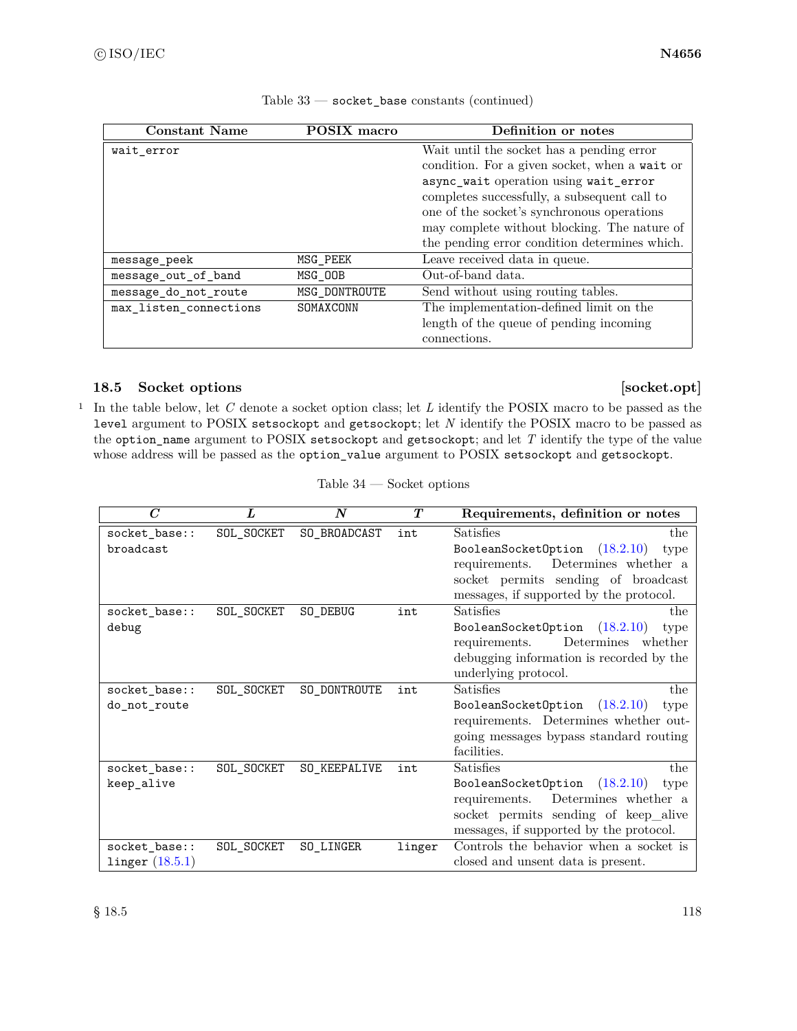Table 33 — `socket_base` constants (continued)

| Constant Name | POSIX macro | Definition or notes |
|---|---|---|
| `wait_error` | | Wait until the socket has a pending error condition. For a given socket, when a `wait` or `async_wait` operation using `wait_error` completes successfully, a subsequent call to one of the socket's synchronous operations may complete without blocking. The nature of the pending error condition determines which. |
| `message_peek` | `MSG_PEEK` | Leave received data in queue. |
| `message_out_of_band` | `MSG_OOB` | Out-of-band data. |
| `message_do_not_route` | `MSG_DONTROUTE` | Send without using routing tables. |
| `max_listen_connections` | `SOMAXCONN` | The implementation-defined limit on the length of the queue of pending incoming connections. |

### 18.5 Socket options [socket.opt]

1 In the table below, let *C* denote a socket option class; let *L* identify the POSIX macro to be passed as the `level` argument to POSIX `setsockopt` and `getsockopt`; let *N* identify the POSIX macro to be passed as the `option_name` argument to POSIX `setsockopt` and `getsockopt`; and let *T* identify the type of the value whose address will be passed as the `option_value` argument to POSIX `setsockopt` and `getsockopt`.

Table 34 — Socket options

| *C* | *L* | *N* | *T* | Requirements, definition or notes |
|---|---|---|---|---|
| `socket_base::broadcast` | `SOL_SOCKET` | `SO_BROADCAST` | `int` | Satisfies the `BooleanSocketOption` (18.2.10) type requirements. Determines whether a socket permits sending of broadcast messages, if supported by the protocol. |
| `socket_base::debug` | `SOL_SOCKET` | `SO_DEBUG` | `int` | Satisfies the `BooleanSocketOption` (18.2.10) type requirements. Determines whether debugging information is recorded by the underlying protocol. |
| `socket_base::do_not_route` | `SOL_SOCKET` | `SO_DONTROUTE` | `int` | Satisfies the `BooleanSocketOption` (18.2.10) type requirements. Determines whether outgoing messages bypass standard routing facilities. |
| `socket_base::keep_alive` | `SOL_SOCKET` | `SO_KEEPALIVE` | `int` | Satisfies the `BooleanSocketOption` (18.2.10) type requirements. Determines whether a socket permits sending of keep_alive messages, if supported by the protocol. |
| `socket_base::linger` (18.5.1) | `SOL_SOCKET` | `SO_LINGER` | `linger` | Controls the behavior when a socket is closed and unsent data is present. |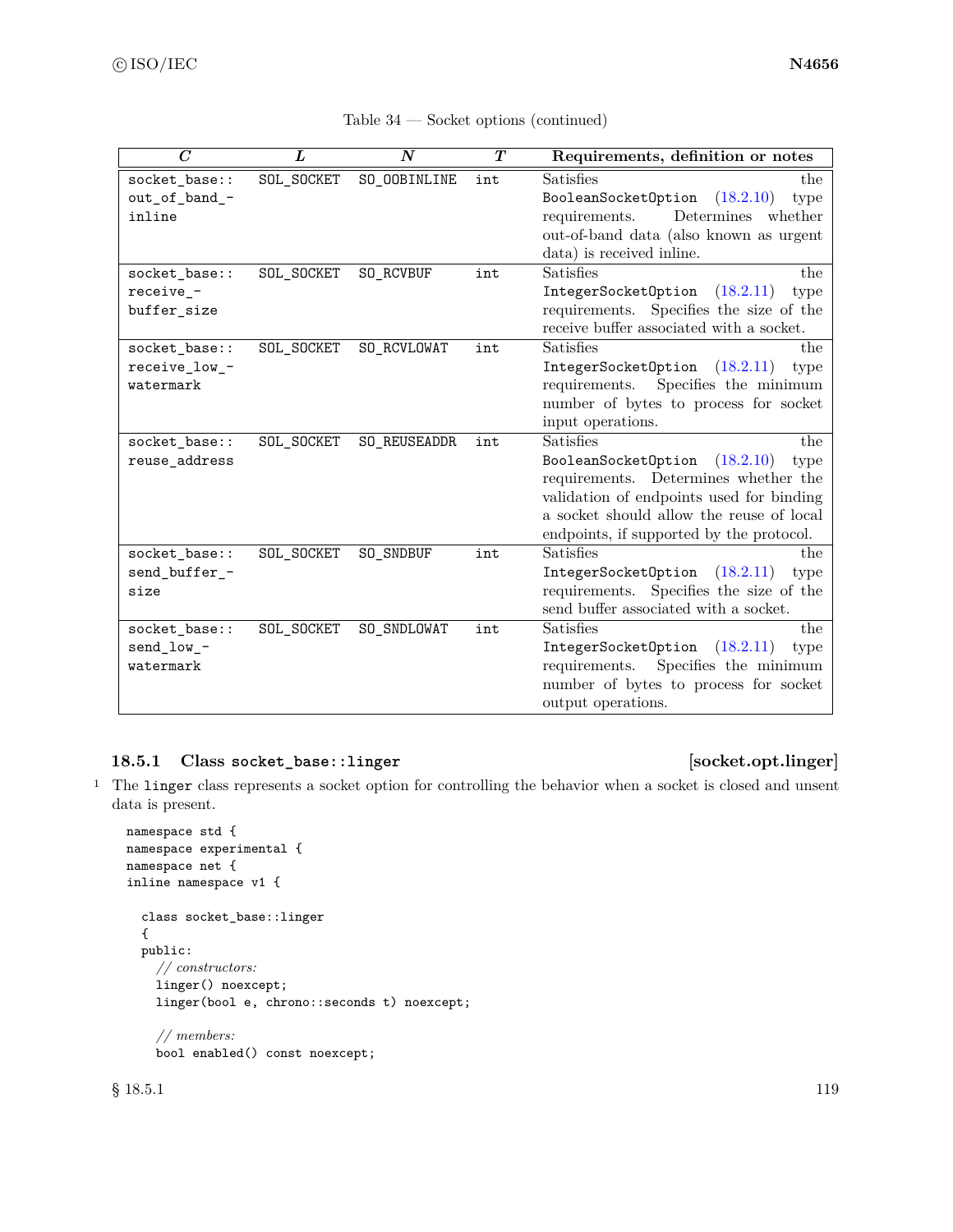Table 34 — Socket options (continued)

| *C* | *L* | *N* | *T* | Requirements, definition or notes |
|---|---|---|---|---|
| `socket_base::out_of_band_inline` | `SOL_SOCKET` | `SO_OOBINLINE` | `int` | Satisfies the `BooleanSocketOption` (18.2.10) type requirements. Determines whether out-of-band data (also known as urgent data) is received inline. |
| `socket_base::receive_buffer_size` | `SOL_SOCKET` | `SO_RCVBUF` | `int` | Satisfies the `IntegerSocketOption` (18.2.11) type requirements. Specifies the size of the receive buffer associated with a socket. |
| `socket_base::receive_low_watermark` | `SOL_SOCKET` | `SO_RCVLOWAT` | `int` | Satisfies the `IntegerSocketOption` (18.2.11) type requirements. Specifies the minimum number of bytes to process for socket input operations. |
| `socket_base::reuse_address` | `SOL_SOCKET` | `SO_REUSEADDR` | `int` | Satisfies the `BooleanSocketOption` (18.2.10) type requirements. Determines whether the validation of endpoints used for binding a socket should allow the reuse of local endpoints, if supported by the protocol. |
| `socket_base::send_buffer_size` | `SOL_SOCKET` | `SO_SNDBUF` | `int` | Satisfies the `IntegerSocketOption` (18.2.11) type requirements. Specifies the size of the send buffer associated with a socket. |
| `socket_base::send_low_watermark` | `SOL_SOCKET` | `SO_SNDLOWAT` | `int` | Satisfies the `IntegerSocketOption` (18.2.11) type requirements. Specifies the minimum number of bytes to process for socket output operations. |

### 18.5.1 Class `socket_base::linger` [socket.opt.linger]

[1] The `linger` class represents a socket option for controlling the behavior when a socket is closed and unsent data is present.

```
namespace std {
namespace experimental {
namespace net {
inline namespace v1 {

  class socket_base::linger
  {
  public:
    // constructors:
    linger() noexcept;
    linger(bool e, chrono::seconds t) noexcept;

    // members:
    bool enabled() const noexcept;
```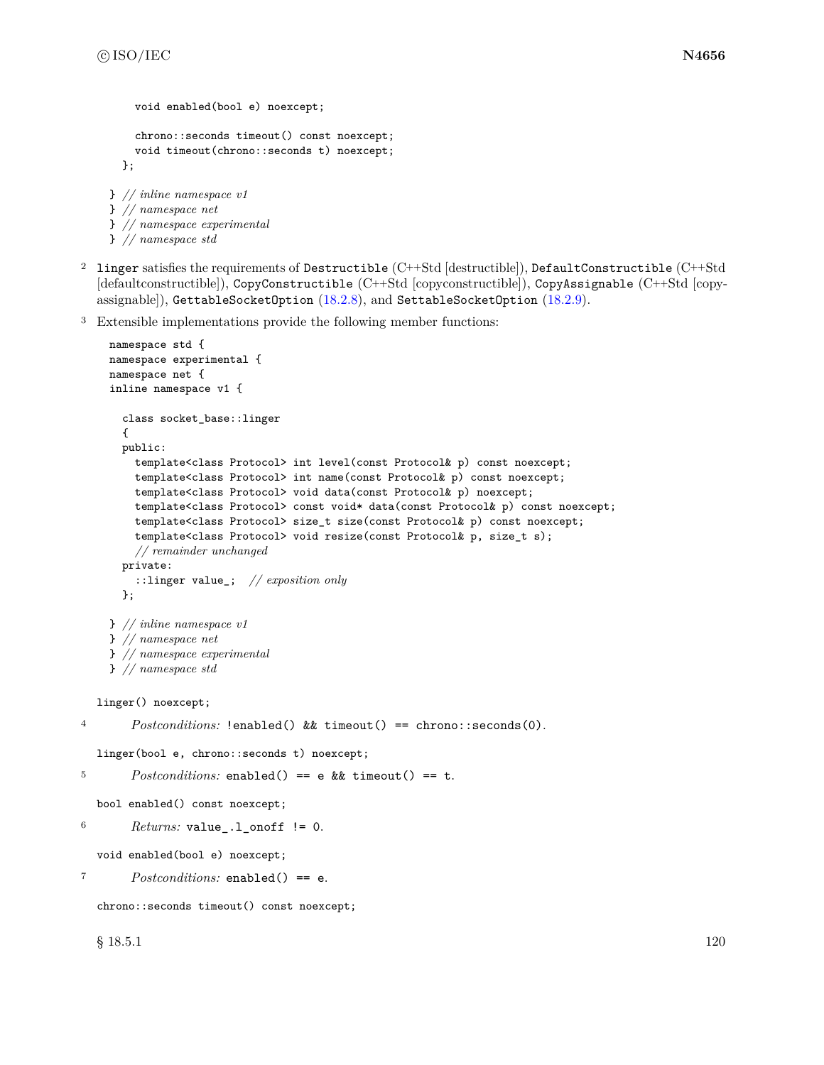```
    void enabled(bool e) noexcept;

    chrono::seconds timeout() const noexcept;
    void timeout(chrono::seconds t) noexcept;
  };

} // inline namespace v1
} // namespace net
} // namespace experimental
} // namespace std
```

[2] `linger` satisfies the requirements of `Destructible` (C++Std [destructible]), `DefaultConstructible` (C++Std [defaultconstructible]), `CopyConstructible` (C++Std [copyconstructible]), `CopyAssignable` (C++Std [copyassignable]), `GettableSocketOption` (18.2.8), and `SettableSocketOption` (18.2.9).

[3] Extensible implementations provide the following member functions:

```
namespace std {
namespace experimental {
namespace net {
inline namespace v1 {

  class socket_base::linger
  {
  public:
    template<class Protocol> int level(const Protocol& p) const noexcept;
    template<class Protocol> int name(const Protocol& p) const noexcept;
    template<class Protocol> void data(const Protocol& p) noexcept;
    template<class Protocol> const void* data(const Protocol& p) const noexcept;
    template<class Protocol> size_t size(const Protocol& p) const noexcept;
    template<class Protocol> void resize(const Protocol& p, size_t s);
    // remainder unchanged
  private:
    ::linger value_;  // exposition only
  };

} // inline namespace v1
} // namespace net
} // namespace experimental
} // namespace std
```

`linger() noexcept;`

[4] *Postconditions:* `!enabled() && timeout() == chrono::seconds(0)`.

`linger(bool e, chrono::seconds t) noexcept;`

[5] *Postconditions:* `enabled() == e && timeout() == t`.

`bool enabled() const noexcept;`

[6] *Returns:* `value_.l_onoff != 0`.

`void enabled(bool e) noexcept;`

[7] *Postconditions:* `enabled() == e`.

`chrono::seconds timeout() const noexcept;`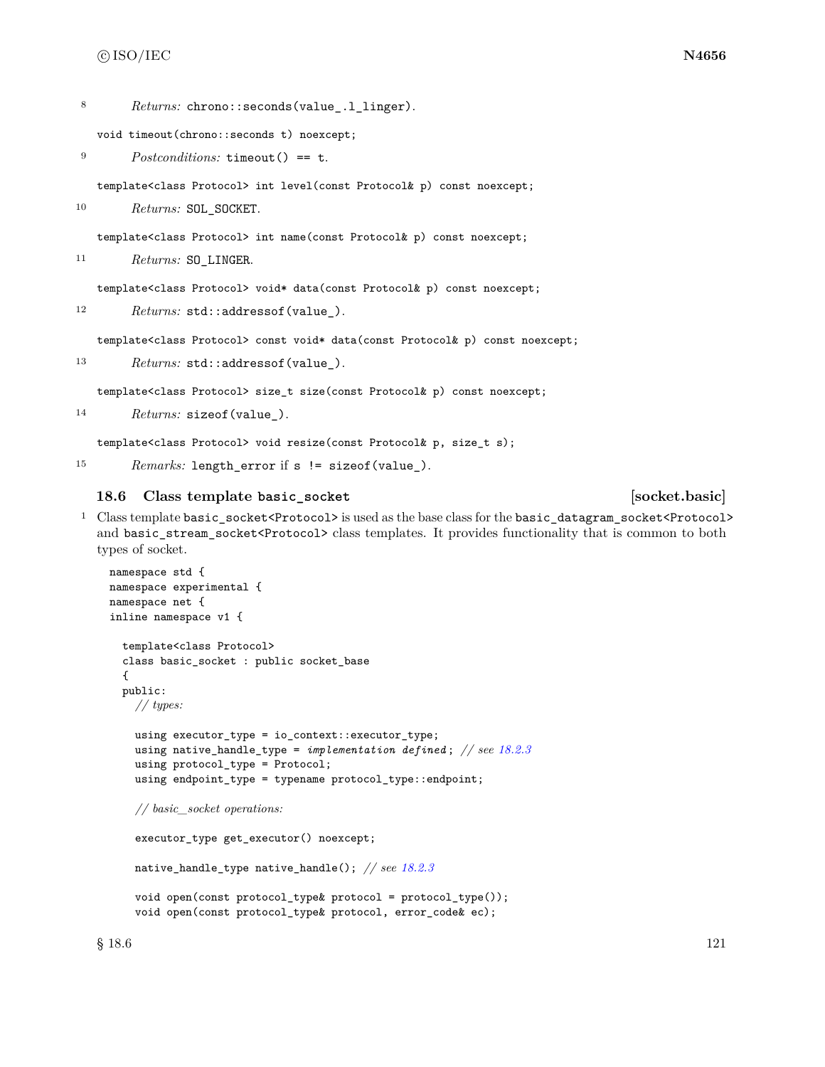8 *Returns:* `chrono::seconds(value_.l_linger)`.

```
void timeout(chrono::seconds t) noexcept;
```

9 *Postconditions:* `timeout() == t`.

```
template<class Protocol> int level(const Protocol& p) const noexcept;
```

10 *Returns:* `SOL_SOCKET`.

```
template<class Protocol> int name(const Protocol& p) const noexcept;
```

11 *Returns:* `SO_LINGER`.

```
template<class Protocol> void* data(const Protocol& p) const noexcept;
```

12 *Returns:* `std::addressof(value_)`.

```
template<class Protocol> const void* data(const Protocol& p) const noexcept;
```

13 *Returns:* `std::addressof(value_)`.

```
template<class Protocol> size_t size(const Protocol& p) const noexcept;
```

14 *Returns:* `sizeof(value_)`.

```
template<class Protocol> void resize(const Protocol& p, size_t s);
```

15 *Remarks:* `length_error` if `s != sizeof(value_)`.

### 18.6 Class template `basic_socket` [socket.basic]

1 Class template `basic_socket<Protocol>` is used as the base class for the `basic_datagram_socket<Protocol>` and `basic_stream_socket<Protocol>` class templates. It provides functionality that is common to both types of socket.

```
namespace std {
namespace experimental {
namespace net {
inline namespace v1 {

  template<class Protocol>
  class basic_socket : public socket_base
  {
  public:
    // types:

    using executor_type = io_context::executor_type;
    using native_handle_type = implementation defined; // see 18.2.3
    using protocol_type = Protocol;
    using endpoint_type = typename protocol_type::endpoint;

    // basic_socket operations:

    executor_type get_executor() noexcept;

    native_handle_type native_handle(); // see 18.2.3

    void open(const protocol_type& protocol = protocol_type());
    void open(const protocol_type& protocol, error_code& ec);
```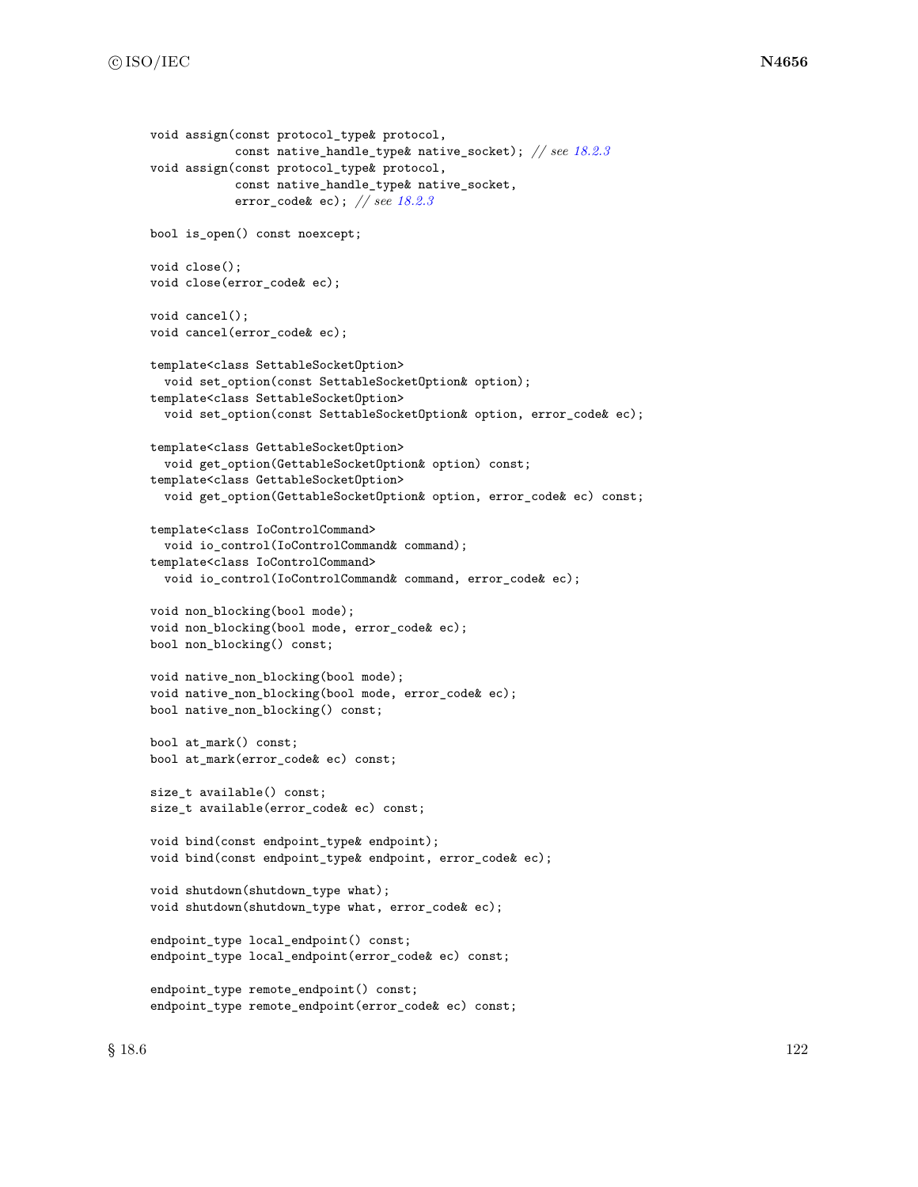```
void assign(const protocol_type& protocol,
            const native_handle_type& native_socket); // see 18.2.3
void assign(const protocol_type& protocol,
            const native_handle_type& native_socket,
            error_code& ec); // see 18.2.3

bool is_open() const noexcept;

void close();
void close(error_code& ec);

void cancel();
void cancel(error_code& ec);

template<class SettableSocketOption>
  void set_option(const SettableSocketOption& option);
template<class SettableSocketOption>
  void set_option(const SettableSocketOption& option, error_code& ec);

template<class GettableSocketOption>
  void get_option(GettableSocketOption& option) const;
template<class GettableSocketOption>
  void get_option(GettableSocketOption& option, error_code& ec) const;

template<class IoControlCommand>
  void io_control(IoControlCommand& command);
template<class IoControlCommand>
  void io_control(IoControlCommand& command, error_code& ec);

void non_blocking(bool mode);
void non_blocking(bool mode, error_code& ec);
bool non_blocking() const;

void native_non_blocking(bool mode);
void native_non_blocking(bool mode, error_code& ec);
bool native_non_blocking() const;

bool at_mark() const;
bool at_mark(error_code& ec) const;

size_t available() const;
size_t available(error_code& ec) const;

void bind(const endpoint_type& endpoint);
void bind(const endpoint_type& endpoint, error_code& ec);

void shutdown(shutdown_type what);
void shutdown(shutdown_type what, error_code& ec);

endpoint_type local_endpoint() const;
endpoint_type local_endpoint(error_code& ec) const;

endpoint_type remote_endpoint() const;
endpoint_type remote_endpoint(error_code& ec) const;
```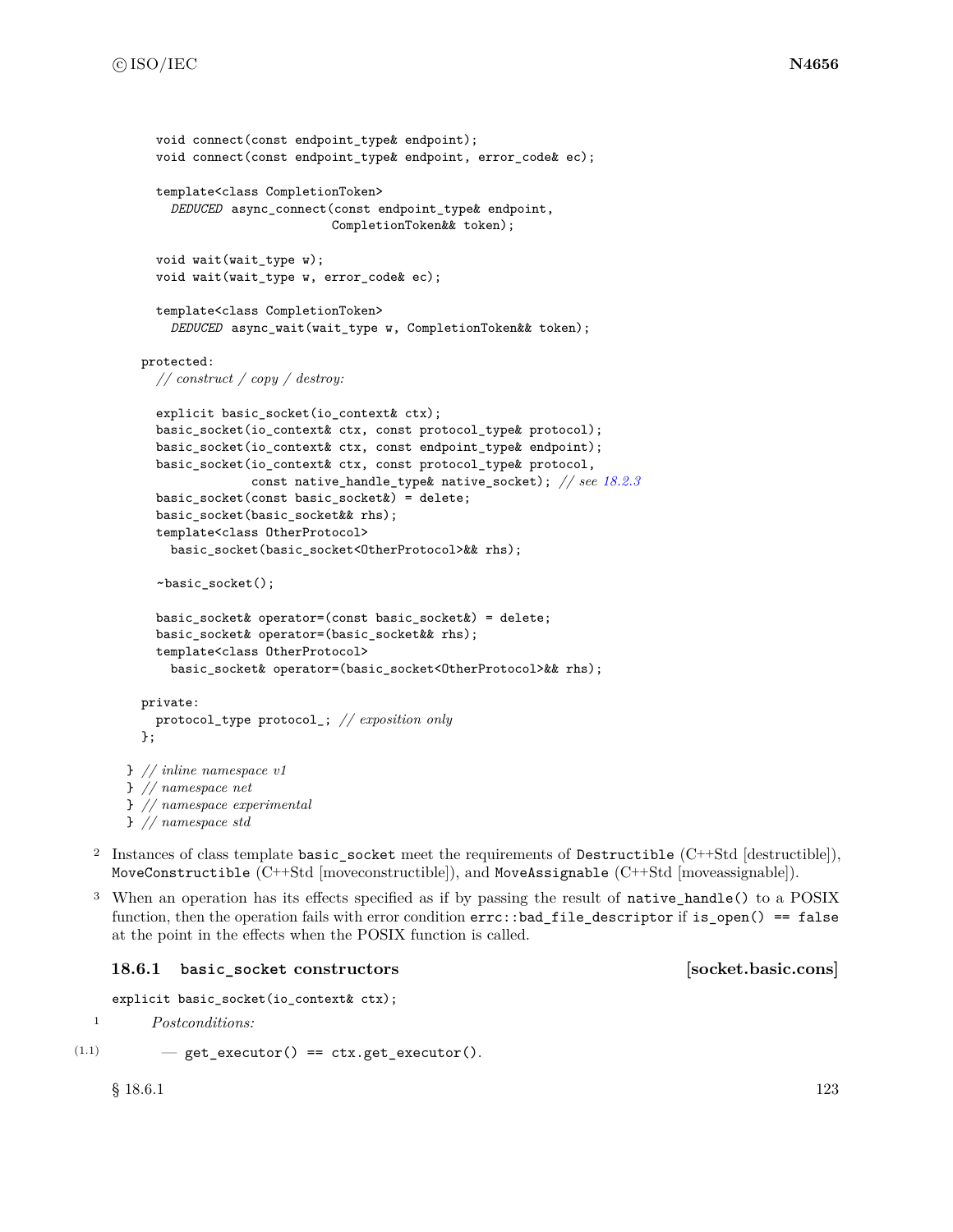```
    void connect(const endpoint_type& endpoint);
    void connect(const endpoint_type& endpoint, error_code& ec);

    template<class CompletionToken>
      DEDUCED async_connect(const endpoint_type& endpoint,
                            CompletionToken&& token);

    void wait(wait_type w);
    void wait(wait_type w, error_code& ec);

    template<class CompletionToken>
      DEDUCED async_wait(wait_type w, CompletionToken&& token);

  protected:
    // construct / copy / destroy:

    explicit basic_socket(io_context& ctx);
    basic_socket(io_context& ctx, const protocol_type& protocol);
    basic_socket(io_context& ctx, const endpoint_type& endpoint);
    basic_socket(io_context& ctx, const protocol_type& protocol,
                 const native_handle_type& native_socket); // see 18.2.3
    basic_socket(const basic_socket&) = delete;
    basic_socket(basic_socket&& rhs);
    template<class OtherProtocol>
      basic_socket(basic_socket<OtherProtocol>&& rhs);

    ~basic_socket();

    basic_socket& operator=(const basic_socket&) = delete;
    basic_socket& operator=(basic_socket&& rhs);
    template<class OtherProtocol>
      basic_socket& operator=(basic_socket<OtherProtocol>&& rhs);

  private:
    protocol_type protocol_; // exposition only
  };

} // inline namespace v1
} // namespace net
} // namespace experimental
} // namespace std
```

2 Instances of class template `basic_socket` meet the requirements of `Destructible` (C++Std [destructible]), `MoveConstructible` (C++Std [moveconstructible]), and `MoveAssignable` (C++Std [moveassignable]).

3 When an operation has its effects specified as if by passing the result of `native_handle()` to a POSIX function, then the operation fails with error condition `errc::bad_file_descriptor` if `is_open() == false` at the point in the effects when the POSIX function is called.

### 18.6.1 `basic_socket` constructors [socket.basic.cons]

```
explicit basic_socket(io_context& ctx);
```

1 *Postconditions:*

(1.1) — `get_executor() == ctx.get_executor()`.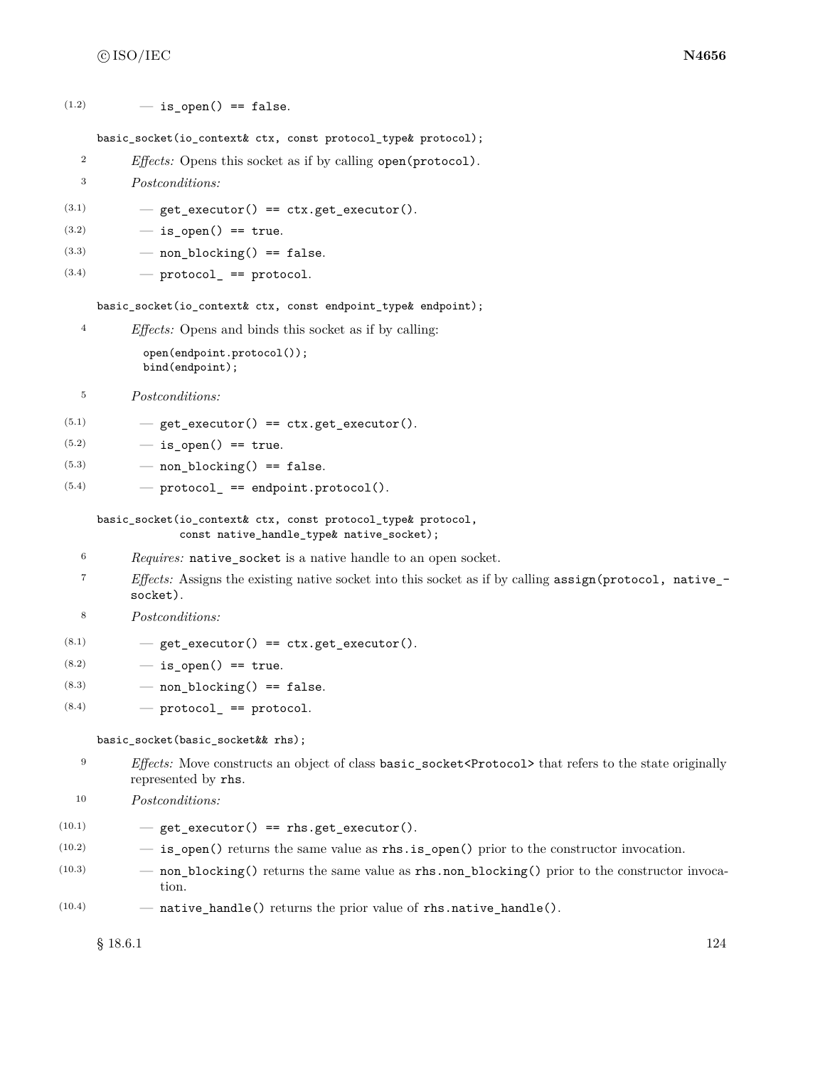(1.2) — `is_open() == false`.

```
basic_socket(io_context& ctx, const protocol_type& protocol);
```

2 *Effects:* Opens this socket as if by calling `open(protocol)`.

3 *Postconditions:*

(3.1) — `get_executor() == ctx.get_executor()`.

(3.2) — `is_open() == true`.

(3.3) — `non_blocking() == false`.

(3.4) — `protocol_ == protocol`.

```
basic_socket(io_context& ctx, const endpoint_type& endpoint);
```

4 *Effects:* Opens and binds this socket as if by calling:

```
open(endpoint.protocol());
bind(endpoint);
```

5 *Postconditions:*

(5.1) — `get_executor() == ctx.get_executor()`.

(5.2) — `is_open() == true`.

(5.3) — `non_blocking() == false`.

(5.4) — `protocol_ == endpoint.protocol()`.

```
basic_socket(io_context& ctx, const protocol_type& protocol,
             const native_handle_type& native_socket);
```

6 *Requires:* `native_socket` is a native handle to an open socket.

7 *Effects:* Assigns the existing native socket into this socket as if by calling `assign(protocol, native_socket)`.

8 *Postconditions:*

(8.1) — `get_executor() == ctx.get_executor()`.

(8.2) — `is_open() == true`.

(8.3) — `non_blocking() == false`.

(8.4) — `protocol_ == protocol`.

```
basic_socket(basic_socket&& rhs);
```

9 *Effects:* Move constructs an object of class `basic_socket<Protocol>` that refers to the state originally represented by `rhs`.

10 *Postconditions:*

(10.1) — `get_executor() == rhs.get_executor()`.

(10.2) — `is_open()` returns the same value as `rhs.is_open()` prior to the constructor invocation.

(10.3) — `non_blocking()` returns the same value as `rhs.non_blocking()` prior to the constructor invocation.

(10.4) — `native_handle()` returns the prior value of `rhs.native_handle()`.

§ 18.6.1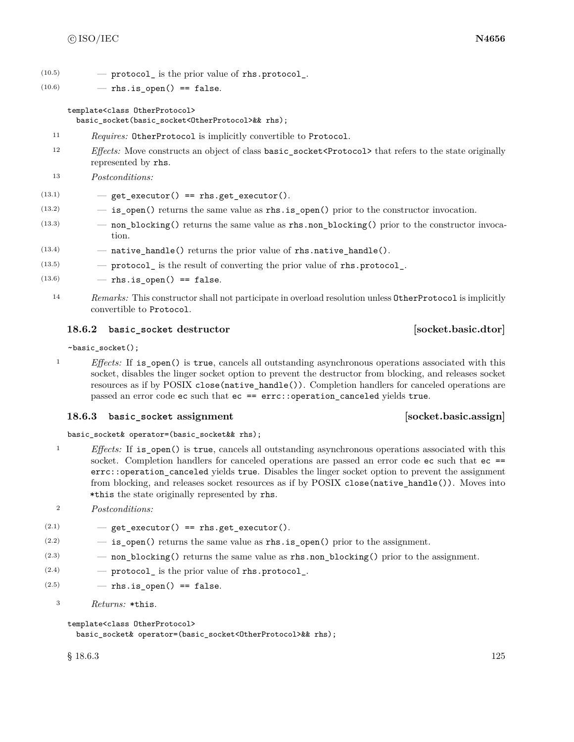(10.5) — `protocol_` is the prior value of `rhs.protocol_`.

(10.6) — `rhs.is_open() == false`.

```
template<class OtherProtocol>
  basic_socket(basic_socket<OtherProtocol>&& rhs);
```

11 *Requires:* `OtherProtocol` is implicitly convertible to `Protocol`.

12 *Effects:* Move constructs an object of class `basic_socket<Protocol>` that refers to the state originally represented by `rhs`.

13 *Postconditions:*

(13.1) — `get_executor() == rhs.get_executor()`.

(13.2) — `is_open()` returns the same value as `rhs.is_open()` prior to the constructor invocation.

(13.3) — `non_blocking()` returns the same value as `rhs.non_blocking()` prior to the constructor invocation.

(13.4) — `native_handle()` returns the prior value of `rhs.native_handle()`.

(13.5) — `protocol_` is the result of converting the prior value of `rhs.protocol_`.

(13.6) — `rhs.is_open() == false`.

14 *Remarks:* This constructor shall not participate in overload resolution unless `OtherProtocol` is implicitly convertible to `Protocol`.

### 18.6.2 basic_socket destructor [socket.basic.dtor]

```
~basic_socket();
```

1 *Effects:* If `is_open()` is `true`, cancels all outstanding asynchronous operations associated with this socket, disables the linger socket option to prevent the destructor from blocking, and releases socket resources as if by POSIX `close(native_handle())`. Completion handlers for canceled operations are passed an error code `ec` such that `ec == errc::operation_canceled` yields `true`.

### 18.6.3 basic_socket assignment [socket.basic.assign]

```
basic_socket& operator=(basic_socket&& rhs);
```

1 *Effects:* If `is_open()` is `true`, cancels all outstanding asynchronous operations associated with this socket. Completion handlers for canceled operations are passed an error code `ec` such that `ec == errc::operation_canceled` yields `true`. Disables the linger socket option to prevent the assignment from blocking, and releases socket resources as if by POSIX `close(native_handle())`. Moves into `*this` the state originally represented by `rhs`.

2 *Postconditions:*

(2.1) — `get_executor() == rhs.get_executor()`.

(2.2) — `is_open()` returns the same value as `rhs.is_open()` prior to the assignment.

(2.3) — `non_blocking()` returns the same value as `rhs.non_blocking()` prior to the assignment.

(2.4) — `protocol_` is the prior value of `rhs.protocol_`.

(2.5) — `rhs.is_open() == false`.

3 *Returns:* `*this`.

```
template<class OtherProtocol>
  basic_socket& operator=(basic_socket<OtherProtocol>&& rhs);
```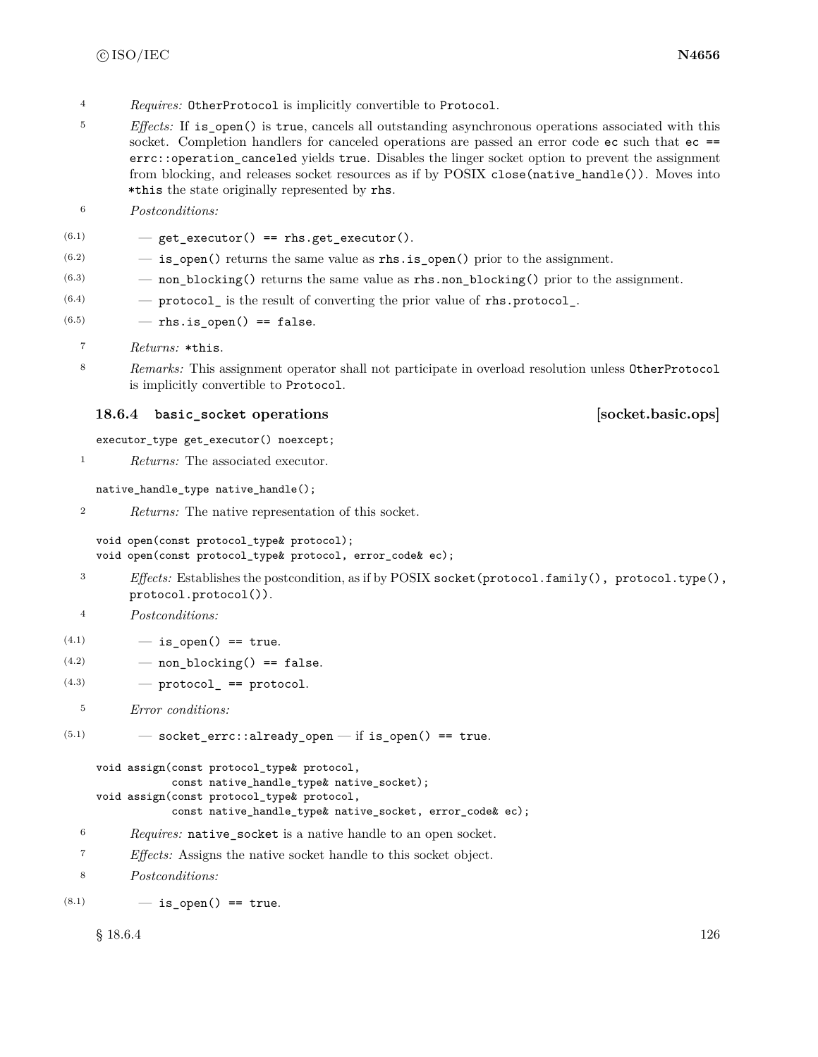4 *Requires:* `OtherProtocol` is implicitly convertible to `Protocol`.

5 *Effects:* If `is_open()` is `true`, cancels all outstanding asynchronous operations associated with this socket. Completion handlers for canceled operations are passed an error code `ec` such that `ec == errc::operation_canceled` yields `true`. Disables the linger socket option to prevent the assignment from blocking, and releases socket resources as if by POSIX `close(native_handle())`. Moves into `*this` the state originally represented by `rhs`.

6 *Postconditions:*

- (6.1) — `get_executor() == rhs.get_executor()`.
- (6.2) — `is_open()` returns the same value as `rhs.is_open()` prior to the assignment.
- (6.3) — `non_blocking()` returns the same value as `rhs.non_blocking()` prior to the assignment.
- (6.4) — `protocol_` is the result of converting the prior value of `rhs.protocol_`.
- (6.5) — `rhs.is_open() == false`.

7 *Returns:* `*this`.

8 *Remarks:* This assignment operator shall not participate in overload resolution unless `OtherProtocol` is implicitly convertible to `Protocol`.

### 18.6.4 `basic_socket` operations [socket.basic.ops]

```
executor_type get_executor() noexcept;
```

1 *Returns:* The associated executor.

```
native_handle_type native_handle();
```

2 *Returns:* The native representation of this socket.

```
void open(const protocol_type& protocol);
void open(const protocol_type& protocol, error_code& ec);
```

3 *Effects:* Establishes the postcondition, as if by POSIX `socket(protocol.family(), protocol.type(), protocol.protocol())`.

4 *Postconditions:*

- (4.1) — `is_open() == true`.
- (4.2) — `non_blocking() == false`.
- (4.3) — `protocol_ == protocol`.

5 *Error conditions:*

- (5.1) — `socket_errc::already_open` — if `is_open() == true`.

```
void assign(const protocol_type& protocol,
            const native_handle_type& native_socket);
void assign(const protocol_type& protocol,
            const native_handle_type& native_socket, error_code& ec);
```

6 *Requires:* `native_socket` is a native handle to an open socket.

7 *Effects:* Assigns the native socket handle to this socket object.

8 *Postconditions:*

- (8.1) — `is_open() == true`.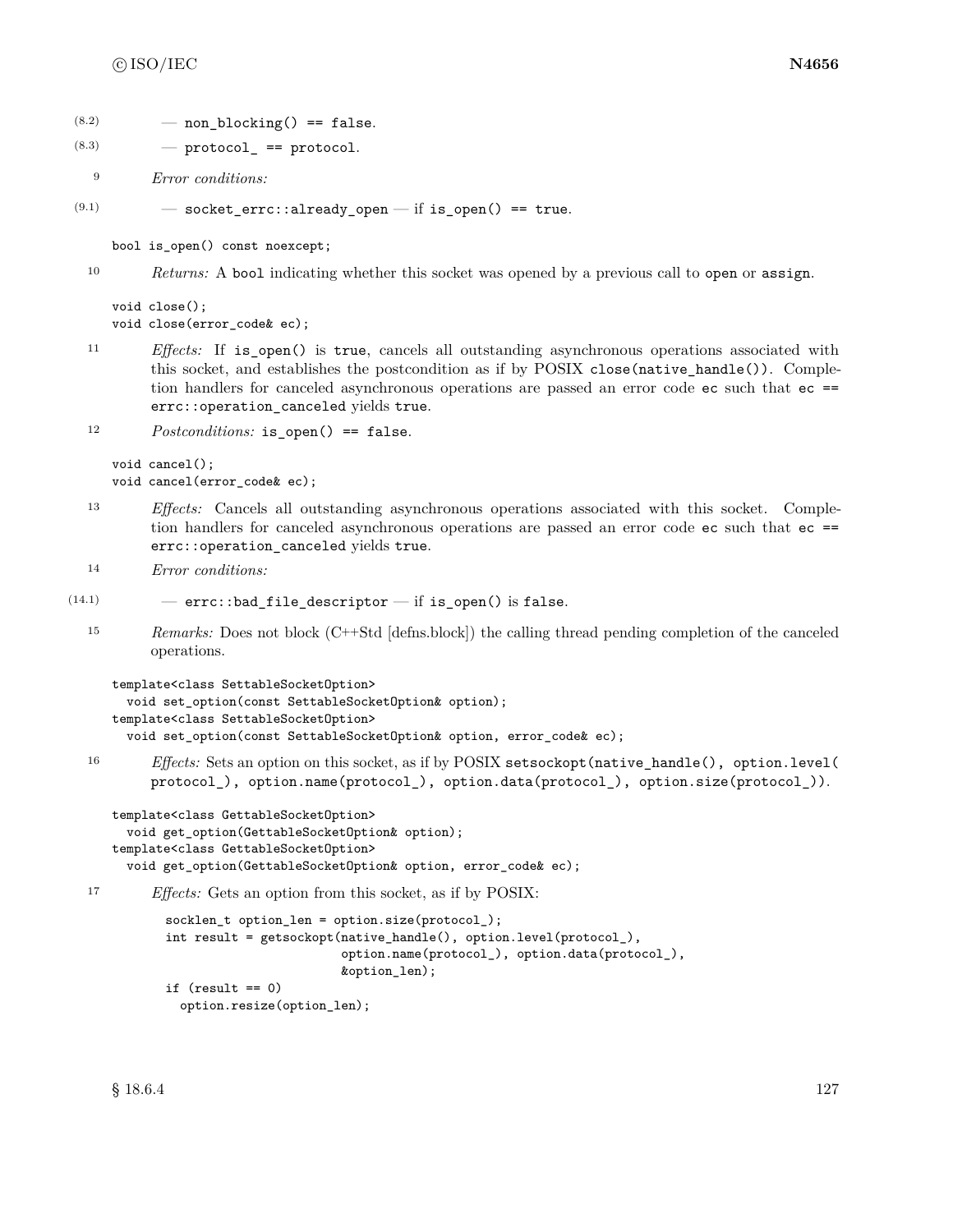(8.2) — `non_blocking() == false`.

(8.3) — `protocol_ == protocol`.

9 *Error conditions:*

(9.1) — `socket_errc::already_open` — if `is_open() == true`.

```
bool is_open() const noexcept;
```

10 *Returns:* A `bool` indicating whether this socket was opened by a previous call to `open` or `assign`.

```
void close();
void close(error_code& ec);
```

11 *Effects:* If `is_open()` is `true`, cancels all outstanding asynchronous operations associated with this socket, and establishes the postcondition as if by POSIX `close(native_handle())`. Completion handlers for canceled asynchronous operations are passed an error code `ec` such that `ec == errc::operation_canceled` yields `true`.

12 *Postconditions:* `is_open() == false`.

```
void cancel();
void cancel(error_code& ec);
```

13 *Effects:* Cancels all outstanding asynchronous operations associated with this socket. Completion handlers for canceled asynchronous operations are passed an error code `ec` such that `ec == errc::operation_canceled` yields `true`.

14 *Error conditions:*

(14.1) — `errc::bad_file_descriptor` — if `is_open()` is `false`.

15 *Remarks:* Does not block (C++Std [defns.block]) the calling thread pending completion of the canceled operations.

```
template<class SettableSocketOption>
  void set_option(const SettableSocketOption& option);
template<class SettableSocketOption>
  void set_option(const SettableSocketOption& option, error_code& ec);
```

16 *Effects:* Sets an option on this socket, as if by POSIX `setsockopt(native_handle(), option.level(protocol_), option.name(protocol_), option.data(protocol_), option.size(protocol_))`.

```
template<class GettableSocketOption>
  void get_option(GettableSocketOption& option);
template<class GettableSocketOption>
  void get_option(GettableSocketOption& option, error_code& ec);
```

17 *Effects:* Gets an option from this socket, as if by POSIX:

```
socklen_t option_len = option.size(protocol_);
int result = getsockopt(native_handle(), option.level(protocol_),
                        option.name(protocol_), option.data(protocol_),
                        &option_len);
if (result == 0)
  option.resize(option_len);
```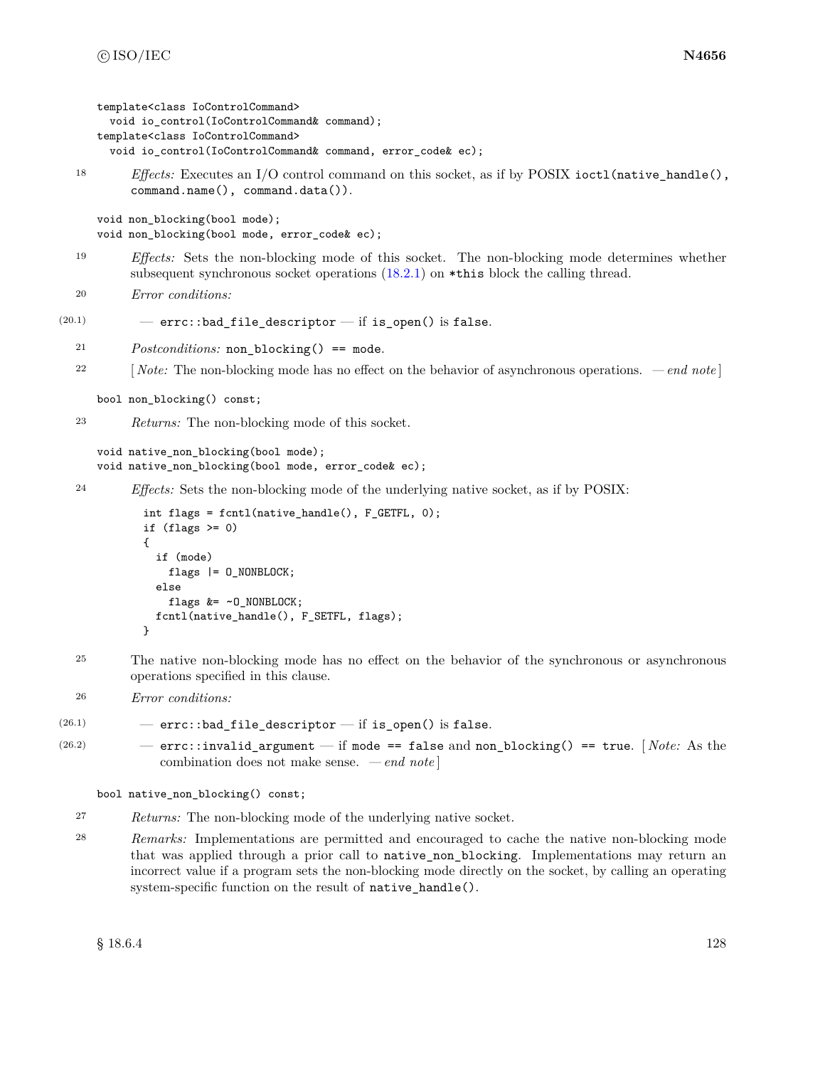```
template<class IoControlCommand>
  void io_control(IoControlCommand& command);
template<class IoControlCommand>
  void io_control(IoControlCommand& command, error_code& ec);
```

18 *Effects:* Executes an I/O control command on this socket, as if by POSIX `ioctl(native_handle(), command.name(), command.data())`.

```
void non_blocking(bool mode);
void non_blocking(bool mode, error_code& ec);
```

19 *Effects:* Sets the non-blocking mode of this socket. The non-blocking mode determines whether subsequent synchronous socket operations (18.2.1) on `*this` block the calling thread.

20 *Error conditions:*

(20.1) — `errc::bad_file_descriptor` — if `is_open()` is `false`.

21 *Postconditions:* `non_blocking() == mode`.

22 [ *Note:* The non-blocking mode has no effect on the behavior of asynchronous operations. — *end note* ]

```
bool non_blocking() const;
```

23 *Returns:* The non-blocking mode of this socket.

```
void native_non_blocking(bool mode);
void native_non_blocking(bool mode, error_code& ec);
```

24 *Effects:* Sets the non-blocking mode of the underlying native socket, as if by POSIX:

```
int flags = fcntl(native_handle(), F_GETFL, 0);
if (flags >= 0)
{
  if (mode)
    flags |= O_NONBLOCK;
  else
    flags &= ~O_NONBLOCK;
  fcntl(native_handle(), F_SETFL, flags);
}
```

25 The native non-blocking mode has no effect on the behavior of the synchronous or asynchronous operations specified in this clause.

26 *Error conditions:*

(26.1) — `errc::bad_file_descriptor` — if `is_open()` is `false`.

(26.2) — `errc::invalid_argument` — if `mode == false` and `non_blocking() == true`. [ *Note:* As the combination does not make sense. — *end note* ]

```
bool native_non_blocking() const;
```

27 *Returns:* The non-blocking mode of the underlying native socket.

28 *Remarks:* Implementations are permitted and encouraged to cache the native non-blocking mode that was applied through a prior call to `native_non_blocking`. Implementations may return an incorrect value if a program sets the non-blocking mode directly on the socket, by calling an operating system-specific function on the result of `native_handle()`.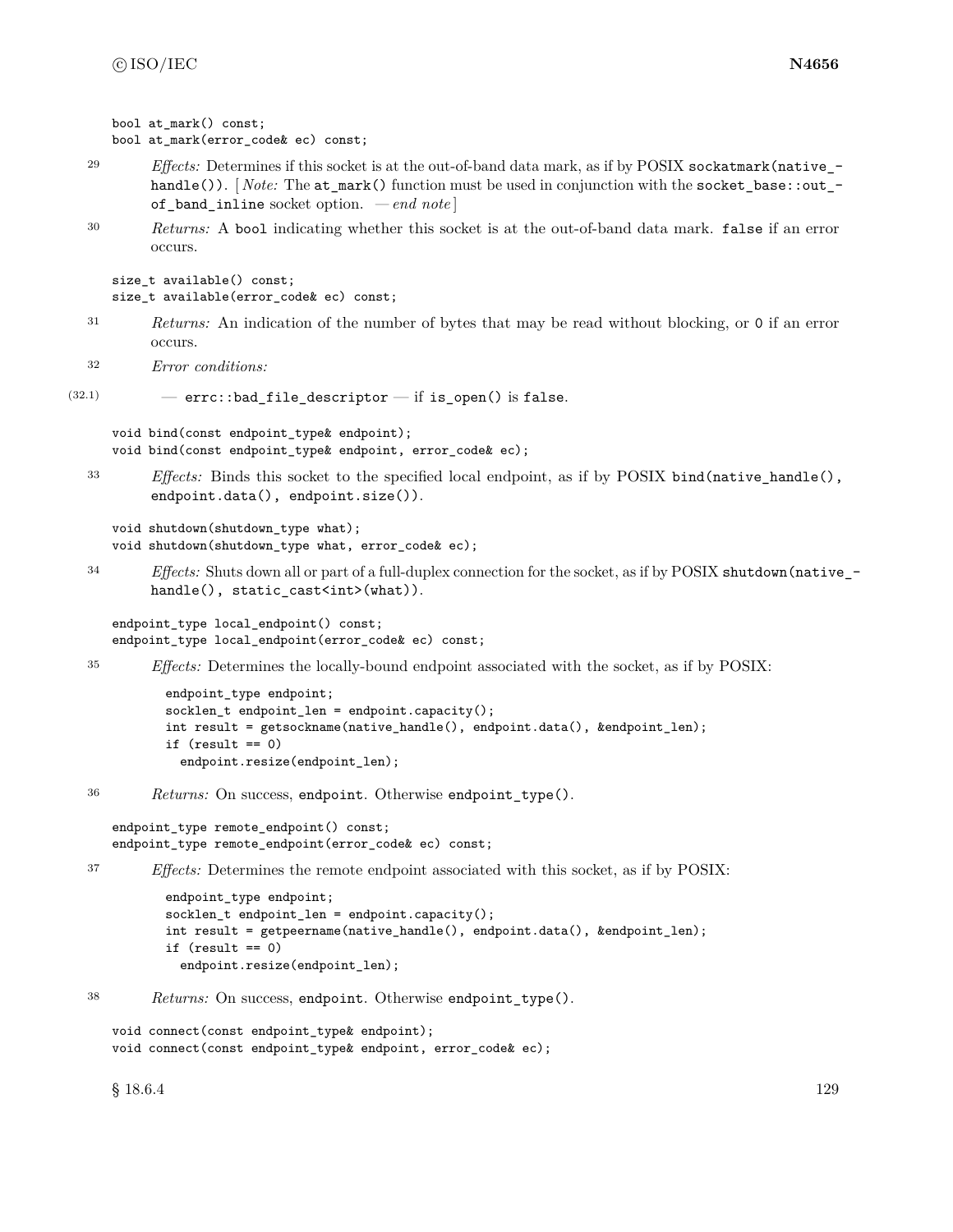```
bool at_mark() const;
bool at_mark(error_code& ec) const;
```

29 *Effects:* Determines if this socket is at the out-of-band data mark, as if by POSIX `sockatmark(native_handle())`. [ *Note:* The `at_mark()` function must be used in conjunction with the `socket_base::out_of_band_inline` socket option. — *end note* ]

30 *Returns:* A `bool` indicating whether this socket is at the out-of-band data mark. `false` if an error occurs.

```
size_t available() const;
size_t available(error_code& ec) const;
```

31 *Returns:* An indication of the number of bytes that may be read without blocking, or `0` if an error occurs.

32 *Error conditions:*

(32.1) — `errc::bad_file_descriptor` — if `is_open()` is `false`.

```
void bind(const endpoint_type& endpoint);
void bind(const endpoint_type& endpoint, error_code& ec);
```

33 *Effects:* Binds this socket to the specified local endpoint, as if by POSIX `bind(native_handle(), endpoint.data(), endpoint.size())`.

```
void shutdown(shutdown_type what);
void shutdown(shutdown_type what, error_code& ec);
```

34 *Effects:* Shuts down all or part of a full-duplex connection for the socket, as if by POSIX `shutdown(native_handle(), static_cast<int>(what))`.

```
endpoint_type local_endpoint() const;
endpoint_type local_endpoint(error_code& ec) const;
```

35 *Effects:* Determines the locally-bound endpoint associated with the socket, as if by POSIX:

```
endpoint_type endpoint;
socklen_t endpoint_len = endpoint.capacity();
int result = getsockname(native_handle(), endpoint.data(), &endpoint_len);
if (result == 0)
  endpoint.resize(endpoint_len);
```

36 *Returns:* On success, `endpoint`. Otherwise `endpoint_type()`.

```
endpoint_type remote_endpoint() const;
endpoint_type remote_endpoint(error_code& ec) const;
```

37 *Effects:* Determines the remote endpoint associated with this socket, as if by POSIX:

```
endpoint_type endpoint;
socklen_t endpoint_len = endpoint.capacity();
int result = getpeername(native_handle(), endpoint.data(), &endpoint_len);
if (result == 0)
  endpoint.resize(endpoint_len);
```

38 *Returns:* On success, `endpoint`. Otherwise `endpoint_type()`.

```
void connect(const endpoint_type& endpoint);
void connect(const endpoint_type& endpoint, error_code& ec);
```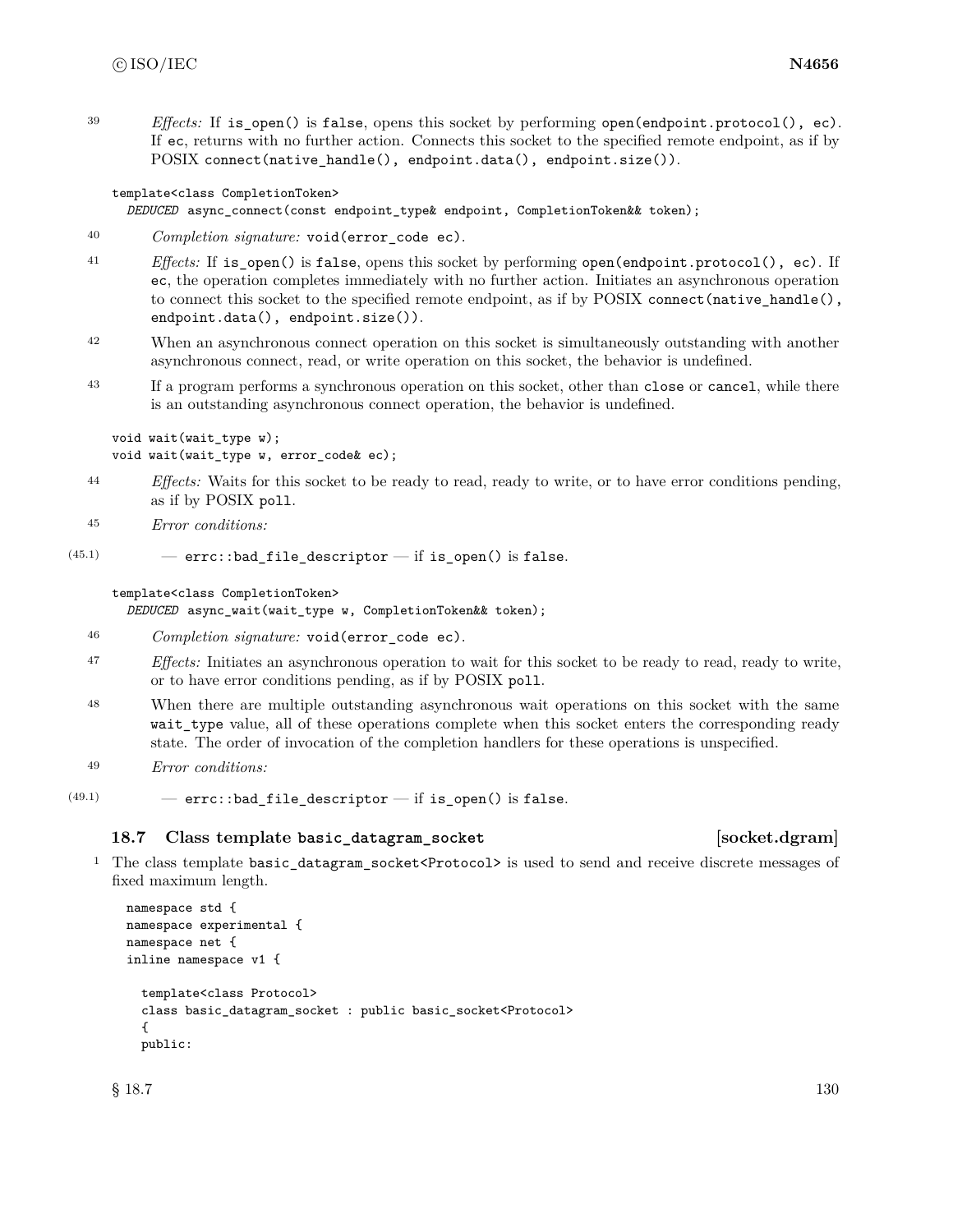39 *Effects:* If `is_open()` is `false`, opens this socket by performing `open(endpoint.protocol(), ec)`. If `ec`, returns with no further action. Connects this socket to the specified remote endpoint, as if by POSIX `connect(native_handle(), endpoint.data(), endpoint.size())`.

```
template<class CompletionToken>
  DEDUCED async_connect(const endpoint_type& endpoint, CompletionToken&& token);
```

40 *Completion signature:* `void(error_code ec)`.

41 *Effects:* If `is_open()` is `false`, opens this socket by performing `open(endpoint.protocol(), ec)`. If `ec`, the operation completes immediately with no further action. Initiates an asynchronous operation to connect this socket to the specified remote endpoint, as if by POSIX `connect(native_handle(), endpoint.data(), endpoint.size())`.

42 When an asynchronous connect operation on this socket is simultaneously outstanding with another asynchronous connect, read, or write operation on this socket, the behavior is undefined.

43 If a program performs a synchronous operation on this socket, other than `close` or `cancel`, while there is an outstanding asynchronous connect operation, the behavior is undefined.

```
void wait(wait_type w);
void wait(wait_type w, error_code& ec);
```

44 *Effects:* Waits for this socket to be ready to read, ready to write, or to have error conditions pending, as if by POSIX `poll`.

45 *Error conditions:*

(45.1) — `errc::bad_file_descriptor` — if `is_open()` is `false`.

```
template<class CompletionToken>
  DEDUCED async_wait(wait_type w, CompletionToken&& token);
```

46 *Completion signature:* `void(error_code ec)`.

47 *Effects:* Initiates an asynchronous operation to wait for this socket to be ready to read, ready to write, or to have error conditions pending, as if by POSIX `poll`.

48 When there are multiple outstanding asynchronous wait operations on this socket with the same `wait_type` value, all of these operations complete when this socket enters the corresponding ready state. The order of invocation of the completion handlers for these operations is unspecified.

49 *Error conditions:*

(49.1) — `errc::bad_file_descriptor` — if `is_open()` is `false`.

### 18.7 Class template `basic_datagram_socket` [socket.dgram]

1 The class template `basic_datagram_socket<Protocol>` is used to send and receive discrete messages of fixed maximum length.

```
namespace std {
namespace experimental {
namespace net {
inline namespace v1 {

  template<class Protocol>
  class basic_datagram_socket : public basic_socket<Protocol>
  {
  public:
```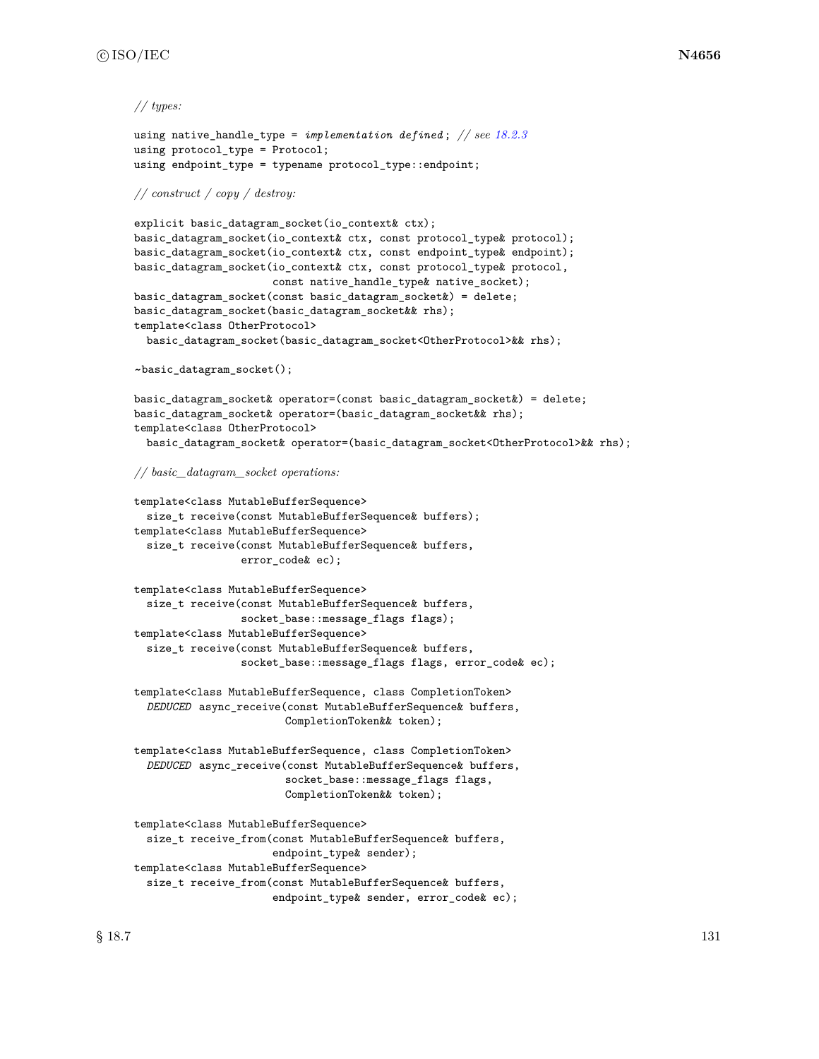```
// types:

using native_handle_type = implementation defined; // see 18.2.3
using protocol_type = Protocol;
using endpoint_type = typename protocol_type::endpoint;

// construct / copy / destroy:

explicit basic_datagram_socket(io_context& ctx);
basic_datagram_socket(io_context& ctx, const protocol_type& protocol);
basic_datagram_socket(io_context& ctx, const endpoint_type& endpoint);
basic_datagram_socket(io_context& ctx, const protocol_type& protocol,
                      const native_handle_type& native_socket);
basic_datagram_socket(const basic_datagram_socket&) = delete;
basic_datagram_socket(basic_datagram_socket&& rhs);
template<class OtherProtocol>
  basic_datagram_socket(basic_datagram_socket<OtherProtocol>&& rhs);

~basic_datagram_socket();

basic_datagram_socket& operator=(const basic_datagram_socket&) = delete;
basic_datagram_socket& operator=(basic_datagram_socket&& rhs);
template<class OtherProtocol>
  basic_datagram_socket& operator=(basic_datagram_socket<OtherProtocol>&& rhs);

// basic_datagram_socket operations:

template<class MutableBufferSequence>
  size_t receive(const MutableBufferSequence& buffers);
template<class MutableBufferSequence>
  size_t receive(const MutableBufferSequence& buffers,
                 error_code& ec);

template<class MutableBufferSequence>
  size_t receive(const MutableBufferSequence& buffers,
                 socket_base::message_flags flags);
template<class MutableBufferSequence>
  size_t receive(const MutableBufferSequence& buffers,
                 socket_base::message_flags flags, error_code& ec);

template<class MutableBufferSequence, class CompletionToken>
  DEDUCED async_receive(const MutableBufferSequence& buffers,
                        CompletionToken&& token);

template<class MutableBufferSequence, class CompletionToken>
  DEDUCED async_receive(const MutableBufferSequence& buffers,
                        socket_base::message_flags flags,
                        CompletionToken&& token);

template<class MutableBufferSequence>
  size_t receive_from(const MutableBufferSequence& buffers,
                      endpoint_type& sender);
template<class MutableBufferSequence>
  size_t receive_from(const MutableBufferSequence& buffers,
                      endpoint_type& sender, error_code& ec);
```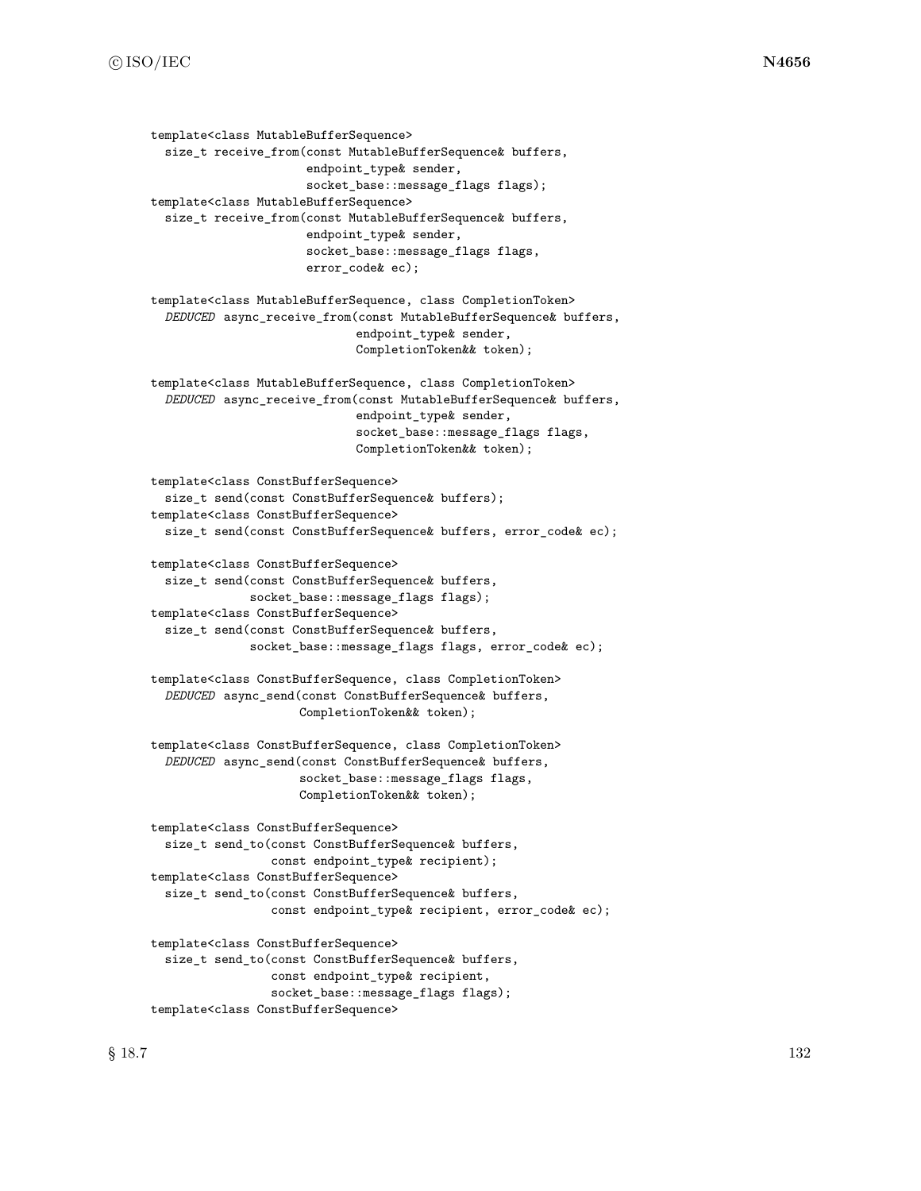```
template<class MutableBufferSequence>
  size_t receive_from(const MutableBufferSequence& buffers,
                      endpoint_type& sender,
                      socket_base::message_flags flags);
template<class MutableBufferSequence>
  size_t receive_from(const MutableBufferSequence& buffers,
                      endpoint_type& sender,
                      socket_base::message_flags flags,
                      error_code& ec);

template<class MutableBufferSequence, class CompletionToken>
  DEDUCED async_receive_from(const MutableBufferSequence& buffers,
                             endpoint_type& sender,
                             CompletionToken&& token);

template<class MutableBufferSequence, class CompletionToken>
  DEDUCED async_receive_from(const MutableBufferSequence& buffers,
                             endpoint_type& sender,
                             socket_base::message_flags flags,
                             CompletionToken&& token);

template<class ConstBufferSequence>
  size_t send(const ConstBufferSequence& buffers);
template<class ConstBufferSequence>
  size_t send(const ConstBufferSequence& buffers, error_code& ec);

template<class ConstBufferSequence>
  size_t send(const ConstBufferSequence& buffers,
              socket_base::message_flags flags);
template<class ConstBufferSequence>
  size_t send(const ConstBufferSequence& buffers,
              socket_base::message_flags flags, error_code& ec);

template<class ConstBufferSequence, class CompletionToken>
  DEDUCED async_send(const ConstBufferSequence& buffers,
                     CompletionToken&& token);

template<class ConstBufferSequence, class CompletionToken>
  DEDUCED async_send(const ConstBufferSequence& buffers,
                     socket_base::message_flags flags,
                     CompletionToken&& token);

template<class ConstBufferSequence>
  size_t send_to(const ConstBufferSequence& buffers,
                 const endpoint_type& recipient);
template<class ConstBufferSequence>
  size_t send_to(const ConstBufferSequence& buffers,
                 const endpoint_type& recipient, error_code& ec);

template<class ConstBufferSequence>
  size_t send_to(const ConstBufferSequence& buffers,
                 const endpoint_type& recipient,
                 socket_base::message_flags flags);
template<class ConstBufferSequence>
```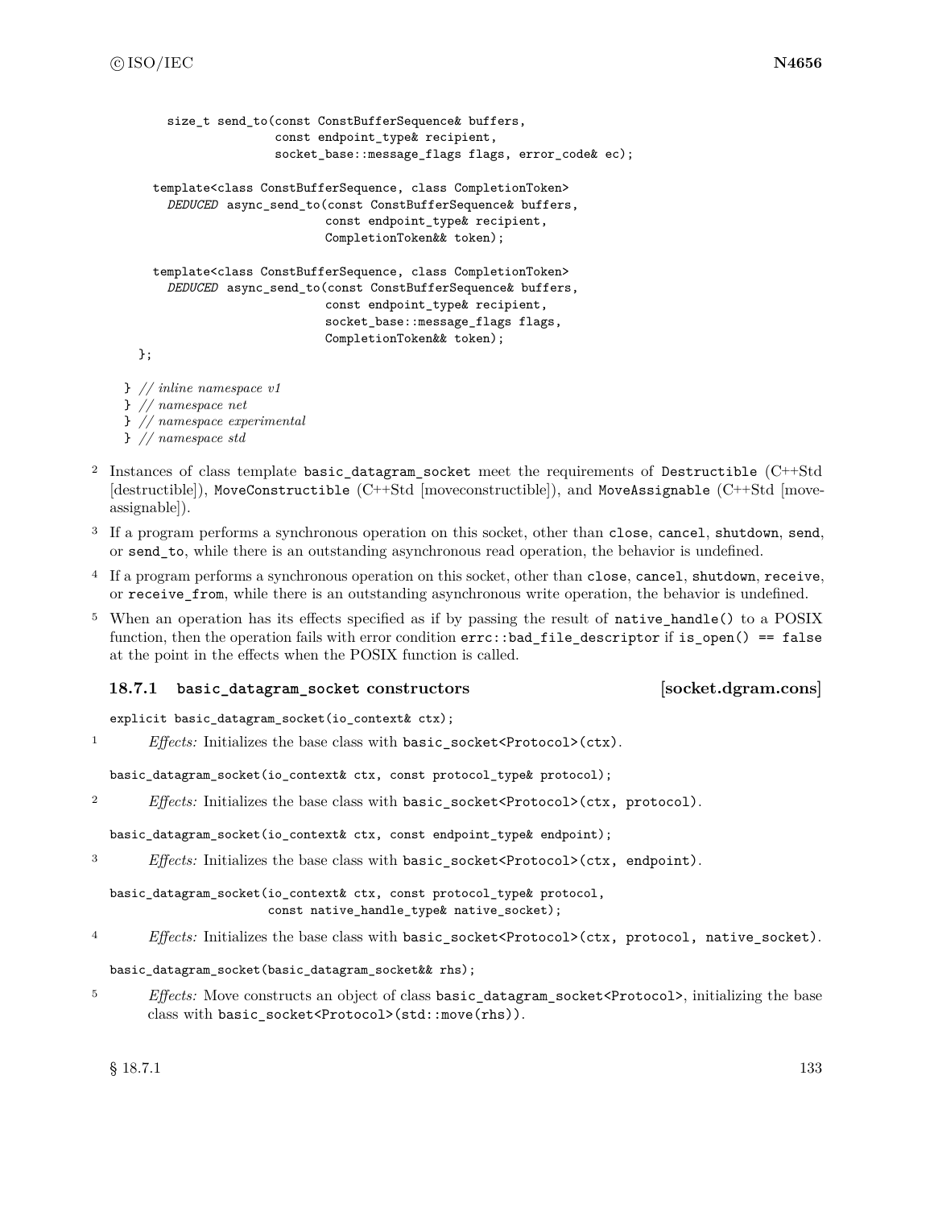```
    size_t send_to(const ConstBufferSequence& buffers,
                   const endpoint_type& recipient,
                   socket_base::message_flags flags, error_code& ec);

  template<class ConstBufferSequence, class CompletionToken>
    DEDUCED async_send_to(const ConstBufferSequence& buffers,
                          const endpoint_type& recipient,
                          CompletionToken&& token);

  template<class ConstBufferSequence, class CompletionToken>
    DEDUCED async_send_to(const ConstBufferSequence& buffers,
                          const endpoint_type& recipient,
                          socket_base::message_flags flags,
                          CompletionToken&& token);
};

} // inline namespace v1
} // namespace net
} // namespace experimental
} // namespace std
```

2 Instances of class template `basic_datagram_socket` meet the requirements of `Destructible` (C++Std [destructible]), `MoveConstructible` (C++Std [moveconstructible]), and `MoveAssignable` (C++Std [moveassignable]).

3 If a program performs a synchronous operation on this socket, other than `close`, `cancel`, `shutdown`, `send`, or `send_to`, while there is an outstanding asynchronous read operation, the behavior is undefined.

4 If a program performs a synchronous operation on this socket, other than `close`, `cancel`, `shutdown`, `receive`, or `receive_from`, while there is an outstanding asynchronous write operation, the behavior is undefined.

5 When an operation has its effects specified as if by passing the result of `native_handle()` to a POSIX function, then the operation fails with error condition `errc::bad_file_descriptor` if `is_open() == false` at the point in the effects when the POSIX function is called.

### 18.7.1 `basic_datagram_socket` constructors [socket.dgram.cons]

```
explicit basic_datagram_socket(io_context& ctx);
```

1 *Effects:* Initializes the base class with `basic_socket<Protocol>(ctx)`.

```
basic_datagram_socket(io_context& ctx, const protocol_type& protocol);
```

2 *Effects:* Initializes the base class with `basic_socket<Protocol>(ctx, protocol)`.

```
basic_datagram_socket(io_context& ctx, const endpoint_type& endpoint);
```

3 *Effects:* Initializes the base class with `basic_socket<Protocol>(ctx, endpoint)`.

```
basic_datagram_socket(io_context& ctx, const protocol_type& protocol,
                      const native_handle_type& native_socket);
```

4 *Effects:* Initializes the base class with `basic_socket<Protocol>(ctx, protocol, native_socket)`.

```
basic_datagram_socket(basic_datagram_socket&& rhs);
```

5 *Effects:* Move constructs an object of class `basic_datagram_socket<Protocol>`, initializing the base class with `basic_socket<Protocol>(std::move(rhs))`.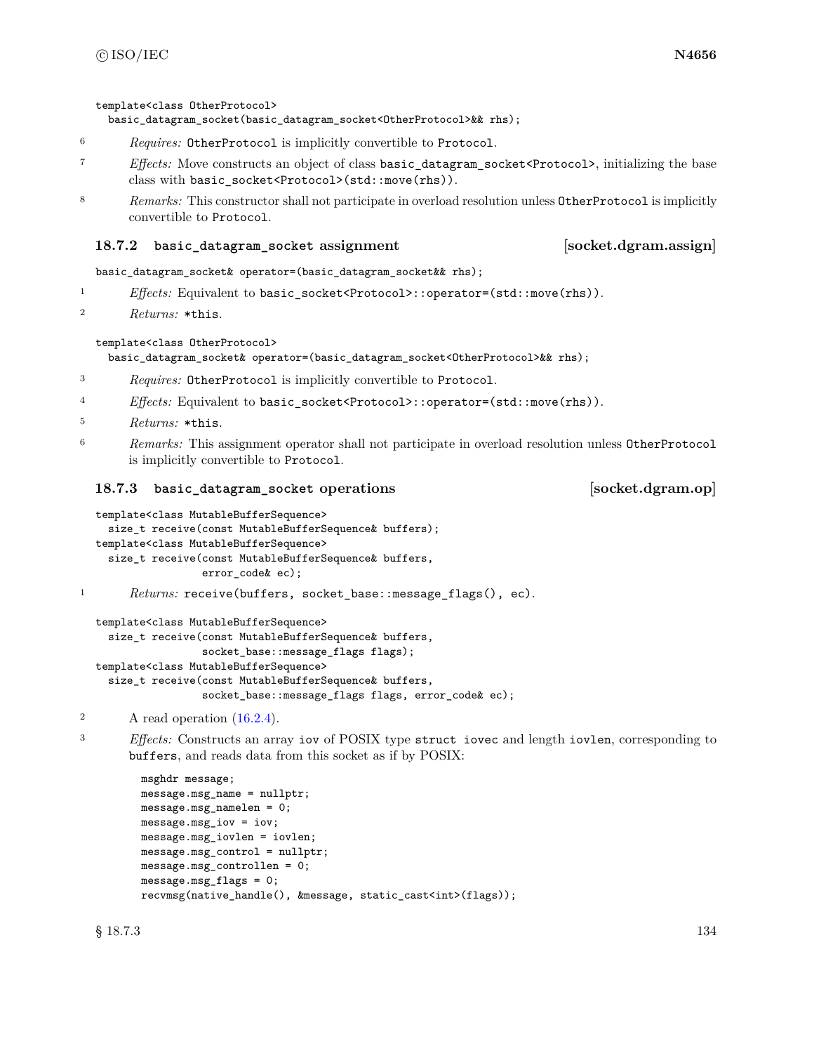```
template<class OtherProtocol>
  basic_datagram_socket(basic_datagram_socket<OtherProtocol>&& rhs);
```

6 *Requires:* `OtherProtocol` is implicitly convertible to `Protocol`.

7 *Effects:* Move constructs an object of class `basic_datagram_socket<Protocol>`, initializing the base class with `basic_socket<Protocol>(std::move(rhs))`.

8 *Remarks:* This constructor shall not participate in overload resolution unless `OtherProtocol` is implicitly convertible to `Protocol`.

### 18.7.2 `basic_datagram_socket` assignment [socket.dgram.assign]

```
basic_datagram_socket& operator=(basic_datagram_socket&& rhs);
```

1 *Effects:* Equivalent to `basic_socket<Protocol>::operator=(std::move(rhs))`.

2 *Returns:* `*this`.

```
template<class OtherProtocol>
  basic_datagram_socket& operator=(basic_datagram_socket<OtherProtocol>&& rhs);
```

3 *Requires:* `OtherProtocol` is implicitly convertible to `Protocol`.

4 *Effects:* Equivalent to `basic_socket<Protocol>::operator=(std::move(rhs))`.

5 *Returns:* `*this`.

6 *Remarks:* This assignment operator shall not participate in overload resolution unless `OtherProtocol` is implicitly convertible to `Protocol`.

### 18.7.3 `basic_datagram_socket` operations [socket.dgram.op]

```
template<class MutableBufferSequence>
  size_t receive(const MutableBufferSequence& buffers);
template<class MutableBufferSequence>
  size_t receive(const MutableBufferSequence& buffers,
                 error_code& ec);
```

1 *Returns:* `receive(buffers, socket_base::message_flags(), ec)`.

```
template<class MutableBufferSequence>
  size_t receive(const MutableBufferSequence& buffers,
                 socket_base::message_flags flags);
template<class MutableBufferSequence>
  size_t receive(const MutableBufferSequence& buffers,
                 socket_base::message_flags flags, error_code& ec);
```

2 A read operation (16.2.4).

3 *Effects:* Constructs an array `iov` of POSIX type `struct iovec` and length `iovlen`, corresponding to `buffers`, and reads data from this socket as if by POSIX:

```
msghdr message;
message.msg_name = nullptr;
message.msg_namelen = 0;
message.msg_iov = iov;
message.msg_iovlen = iovlen;
message.msg_control = nullptr;
message.msg_controllen = 0;
message.msg_flags = 0;
recvmsg(native_handle(), &message, static_cast<int>(flags));
```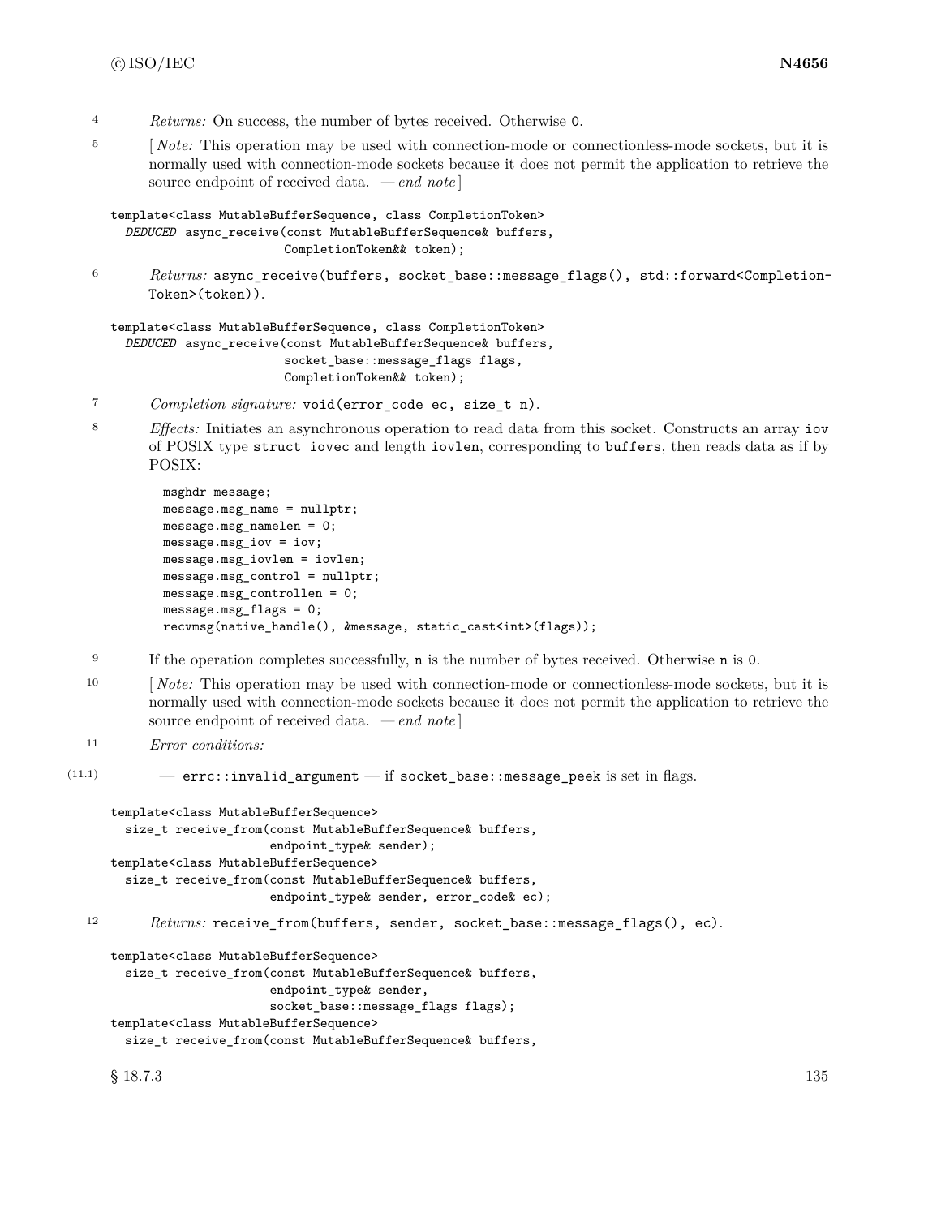4 *Returns:* On success, the number of bytes received. Otherwise `0`.

5 [ *Note:* This operation may be used with connection-mode or connectionless-mode sockets, but it is normally used with connection-mode sockets because it does not permit the application to retrieve the source endpoint of received data. — *end note* ]

```
template<class MutableBufferSequence, class CompletionToken>
  DEDUCED async_receive(const MutableBufferSequence& buffers,
                        CompletionToken&& token);
```

6 *Returns:* `async_receive(buffers, socket_base::message_flags(), std::forward<CompletionToken>(token))`.

```
template<class MutableBufferSequence, class CompletionToken>
  DEDUCED async_receive(const MutableBufferSequence& buffers,
                        socket_base::message_flags flags,
                        CompletionToken&& token);
```

7 *Completion signature:* `void(error_code ec, size_t n)`.

8 *Effects:* Initiates an asynchronous operation to read data from this socket. Constructs an array `iov` of POSIX type `struct iovec` and length `iovlen`, corresponding to `buffers`, then reads data as if by POSIX:

```
msghdr message;
message.msg_name = nullptr;
message.msg_namelen = 0;
message.msg_iov = iov;
message.msg_iovlen = iovlen;
message.msg_control = nullptr;
message.msg_controllen = 0;
message.msg_flags = 0;
recvmsg(native_handle(), &message, static_cast<int>(flags));
```

9 If the operation completes successfully, `n` is the number of bytes received. Otherwise `n` is `0`.

10 [ *Note:* This operation may be used with connection-mode or connectionless-mode sockets, but it is normally used with connection-mode sockets because it does not permit the application to retrieve the source endpoint of received data. — *end note* ]

11 *Error conditions:*

(11.1) — `errc::invalid_argument` — if `socket_base::message_peek` is set in flags.

```
template<class MutableBufferSequence>
  size_t receive_from(const MutableBufferSequence& buffers,
                      endpoint_type& sender);
template<class MutableBufferSequence>
  size_t receive_from(const MutableBufferSequence& buffers,
                      endpoint_type& sender, error_code& ec);
```

12 *Returns:* `receive_from(buffers, sender, socket_base::message_flags(), ec)`.

```
template<class MutableBufferSequence>
  size_t receive_from(const MutableBufferSequence& buffers,
                      endpoint_type& sender,
                      socket_base::message_flags flags);
template<class MutableBufferSequence>
  size_t receive_from(const MutableBufferSequence& buffers,
```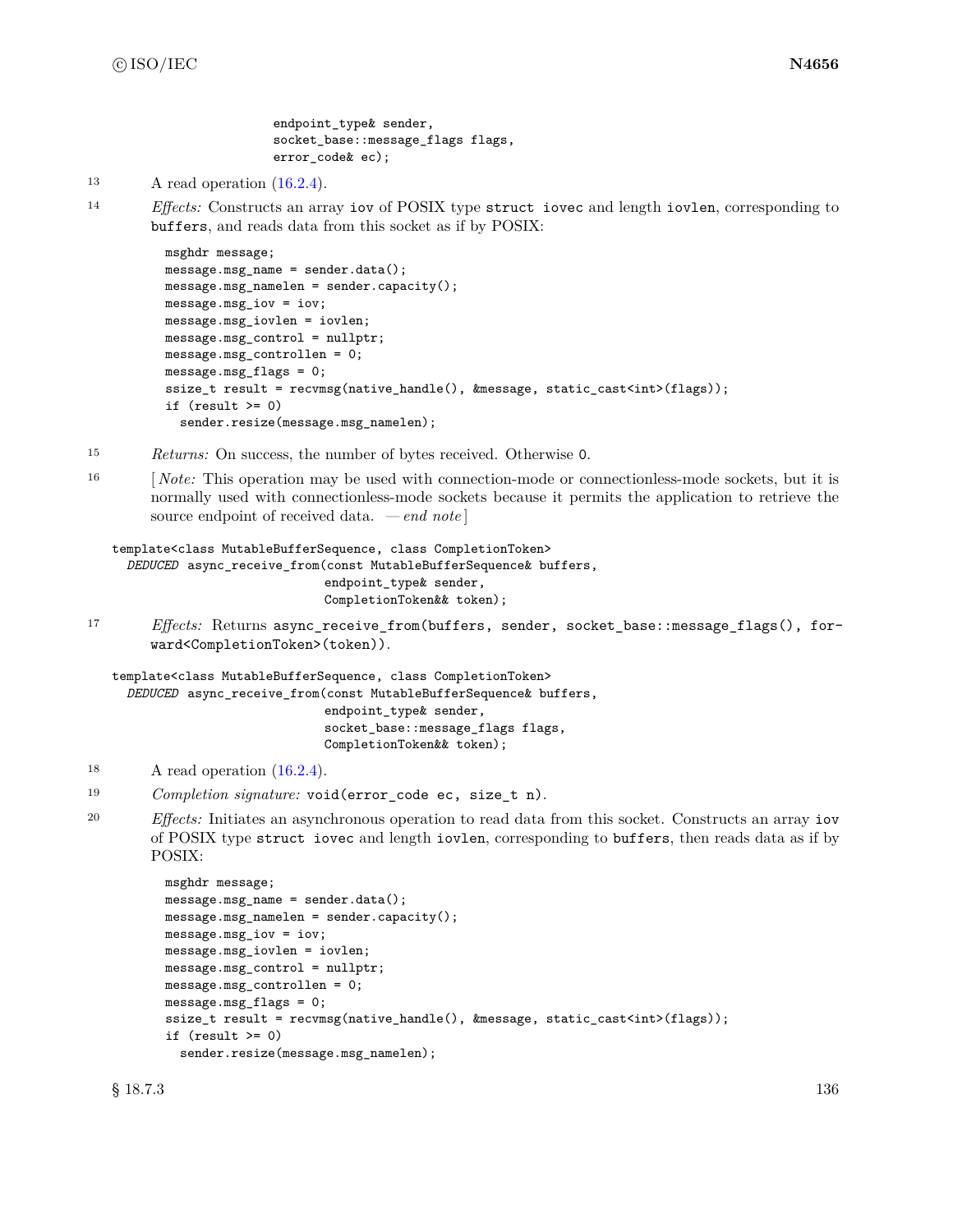```
                        endpoint_type& sender,
                        socket_base::message_flags flags,
                        error_code& ec);
```

13 A read operation (16.2.4).

14 *Effects:* Constructs an array `iov` of POSIX type `struct iovec` and length `iovlen`, corresponding to `buffers`, and reads data from this socket as if by POSIX:

```
msghdr message;
message.msg_name = sender.data();
message.msg_namelen = sender.capacity();
message.msg_iov = iov;
message.msg_iovlen = iovlen;
message.msg_control = nullptr;
message.msg_controllen = 0;
message.msg_flags = 0;
ssize_t result = recvmsg(native_handle(), &message, static_cast<int>(flags));
if (result >= 0)
  sender.resize(message.msg_namelen);
```

15 *Returns:* On success, the number of bytes received. Otherwise `0`.

16 [ *Note:* This operation may be used with connection-mode or connectionless-mode sockets, but it is normally used with connectionless-mode sockets because it permits the application to retrieve the source endpoint of received data. — *end note* ]

```
template<class MutableBufferSequence, class CompletionToken>
  DEDUCED async_receive_from(const MutableBufferSequence& buffers,
                             endpoint_type& sender,
                             CompletionToken&& token);
```

17 *Effects:* Returns `async_receive_from(buffers, sender, socket_base::message_flags(), forward<CompletionToken>(token))`.

```
template<class MutableBufferSequence, class CompletionToken>
  DEDUCED async_receive_from(const MutableBufferSequence& buffers,
                             endpoint_type& sender,
                             socket_base::message_flags flags,
                             CompletionToken&& token);
```

18 A read operation (16.2.4).

19 *Completion signature:* `void(error_code ec, size_t n)`.

20 *Effects:* Initiates an asynchronous operation to read data from this socket. Constructs an array `iov` of POSIX type `struct iovec` and length `iovlen`, corresponding to `buffers`, then reads data as if by POSIX:

```
msghdr message;
message.msg_name = sender.data();
message.msg_namelen = sender.capacity();
message.msg_iov = iov;
message.msg_iovlen = iovlen;
message.msg_control = nullptr;
message.msg_controllen = 0;
message.msg_flags = 0;
ssize_t result = recvmsg(native_handle(), &message, static_cast<int>(flags));
if (result >= 0)
  sender.resize(message.msg_namelen);
```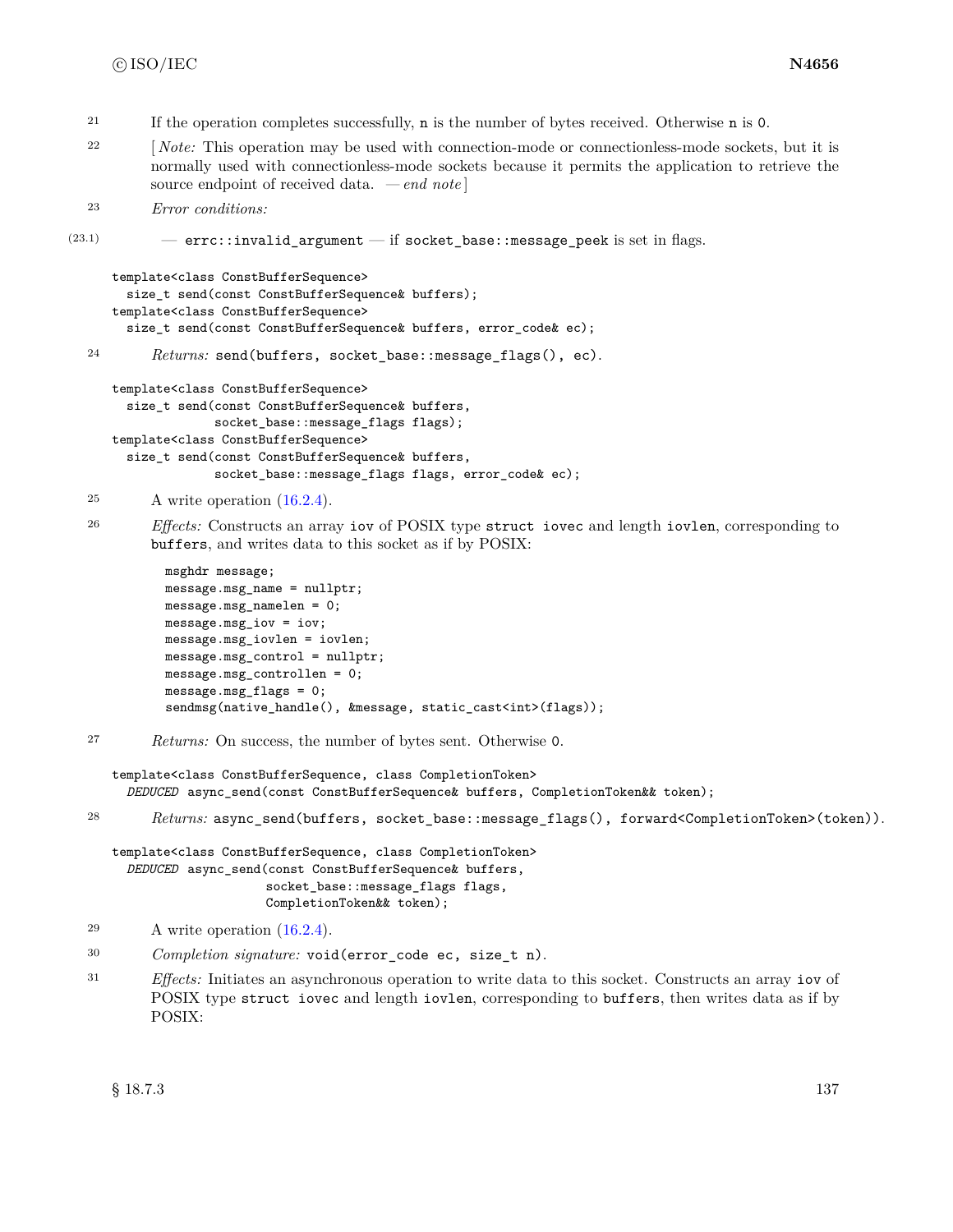21 If the operation completes successfully, `n` is the number of bytes received. Otherwise `n` is `0`.

22 [ *Note:* This operation may be used with connection-mode or connectionless-mode sockets, but it is normally used with connectionless-mode sockets because it permits the application to retrieve the source endpoint of received data. — *end note* ]

23 *Error conditions:*

(23.1) — `errc::invalid_argument` — if `socket_base::message_peek` is set in flags.

```
template<class ConstBufferSequence>
  size_t send(const ConstBufferSequence& buffers);
template<class ConstBufferSequence>
  size_t send(const ConstBufferSequence& buffers, error_code& ec);
```

24 *Returns:* `send(buffers, socket_base::message_flags(), ec)`.

```
template<class ConstBufferSequence>
  size_t send(const ConstBufferSequence& buffers,
              socket_base::message_flags flags);
template<class ConstBufferSequence>
  size_t send(const ConstBufferSequence& buffers,
              socket_base::message_flags flags, error_code& ec);
```

25 A write operation (16.2.4).

26 *Effects:* Constructs an array `iov` of POSIX type `struct iovec` and length `iovlen`, corresponding to `buffers`, and writes data to this socket as if by POSIX:

```
msghdr message;
message.msg_name = nullptr;
message.msg_namelen = 0;
message.msg_iov = iov;
message.msg_iovlen = iovlen;
message.msg_control = nullptr;
message.msg_controllen = 0;
message.msg_flags = 0;
sendmsg(native_handle(), &message, static_cast<int>(flags));
```

27 *Returns:* On success, the number of bytes sent. Otherwise `0`.

```
template<class ConstBufferSequence, class CompletionToken>
  DEDUCED async_send(const ConstBufferSequence& buffers, CompletionToken&& token);
```

28 *Returns:* `async_send(buffers, socket_base::message_flags(), forward<CompletionToken>(token))`.

```
template<class ConstBufferSequence, class CompletionToken>
  DEDUCED async_send(const ConstBufferSequence& buffers,
                     socket_base::message_flags flags,
                     CompletionToken&& token);
```

29 A write operation (16.2.4).

30 *Completion signature:* `void(error_code ec, size_t n)`.

31 *Effects:* Initiates an asynchronous operation to write data to this socket. Constructs an array `iov` of POSIX type `struct iovec` and length `iovlen`, corresponding to `buffers`, then writes data as if by POSIX: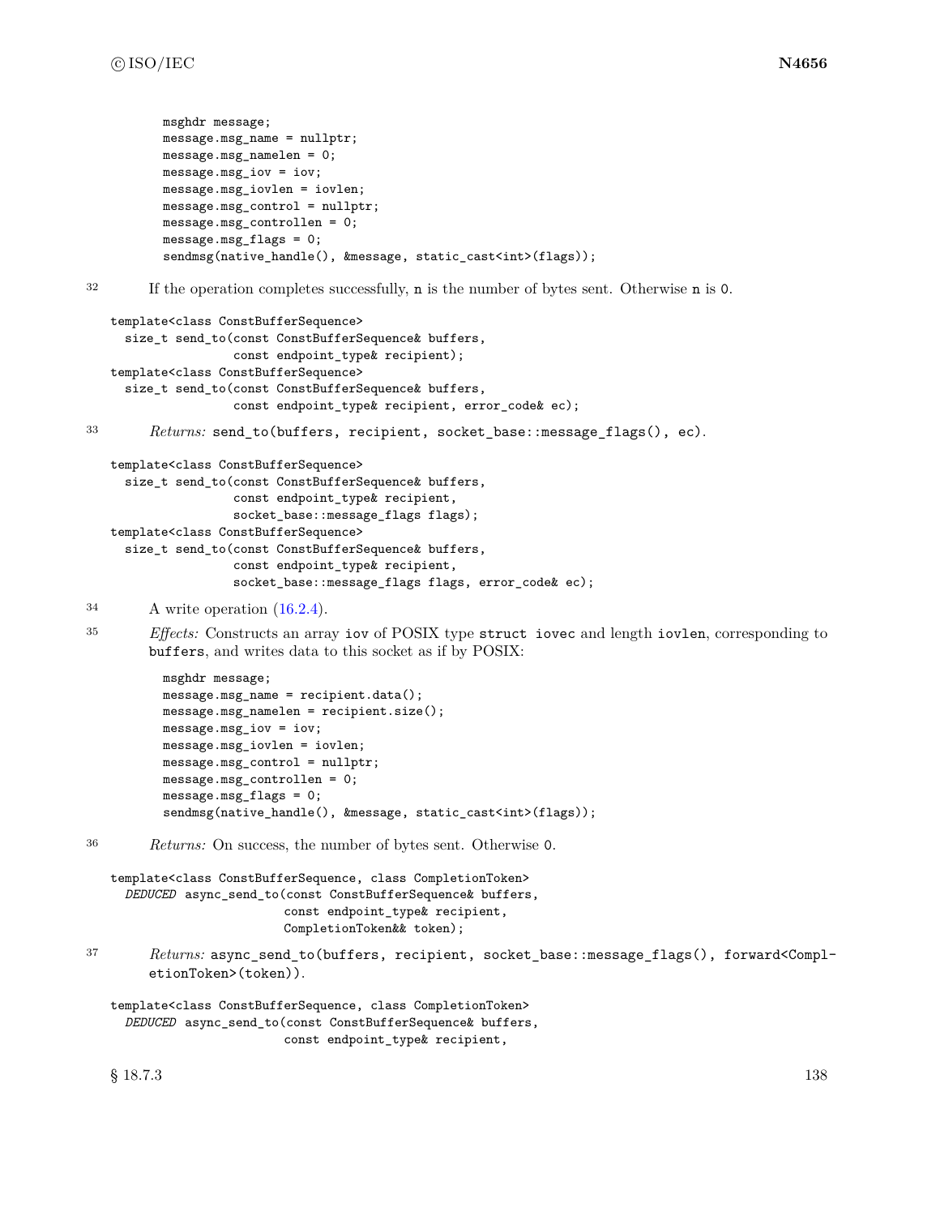```
msghdr message;
message.msg_name = nullptr;
message.msg_namelen = 0;
message.msg_iov = iov;
message.msg_iovlen = iovlen;
message.msg_control = nullptr;
message.msg_controllen = 0;
message.msg_flags = 0;
sendmsg(native_handle(), &message, static_cast<int>(flags));
```

32 If the operation completes successfully, `n` is the number of bytes sent. Otherwise `n` is `0`.

```
template<class ConstBufferSequence>
  size_t send_to(const ConstBufferSequence& buffers,
                 const endpoint_type& recipient);
template<class ConstBufferSequence>
  size_t send_to(const ConstBufferSequence& buffers,
                 const endpoint_type& recipient, error_code& ec);
```

33 *Returns:* `send_to(buffers, recipient, socket_base::message_flags(), ec)`.

```
template<class ConstBufferSequence>
  size_t send_to(const ConstBufferSequence& buffers,
                 const endpoint_type& recipient,
                 socket_base::message_flags flags);
template<class ConstBufferSequence>
  size_t send_to(const ConstBufferSequence& buffers,
                 const endpoint_type& recipient,
                 socket_base::message_flags flags, error_code& ec);
```

34 A write operation (16.2.4).

35 *Effects:* Constructs an array `iov` of POSIX type `struct iovec` and length `iovlen`, corresponding to `buffers`, and writes data to this socket as if by POSIX:

```
msghdr message;
message.msg_name = recipient.data();
message.msg_namelen = recipient.size();
message.msg_iov = iov;
message.msg_iovlen = iovlen;
message.msg_control = nullptr;
message.msg_controllen = 0;
message.msg_flags = 0;
sendmsg(native_handle(), &message, static_cast<int>(flags));
```

36 *Returns:* On success, the number of bytes sent. Otherwise `0`.

```
template<class ConstBufferSequence, class CompletionToken>
  DEDUCED async_send_to(const ConstBufferSequence& buffers,
                        const endpoint_type& recipient,
                        CompletionToken&& token);
```

37 *Returns:* `async_send_to(buffers, recipient, socket_base::message_flags(), forward<CompletionToken>(token))`.

```
template<class ConstBufferSequence, class CompletionToken>
  DEDUCED async_send_to(const ConstBufferSequence& buffers,
                        const endpoint_type& recipient,
```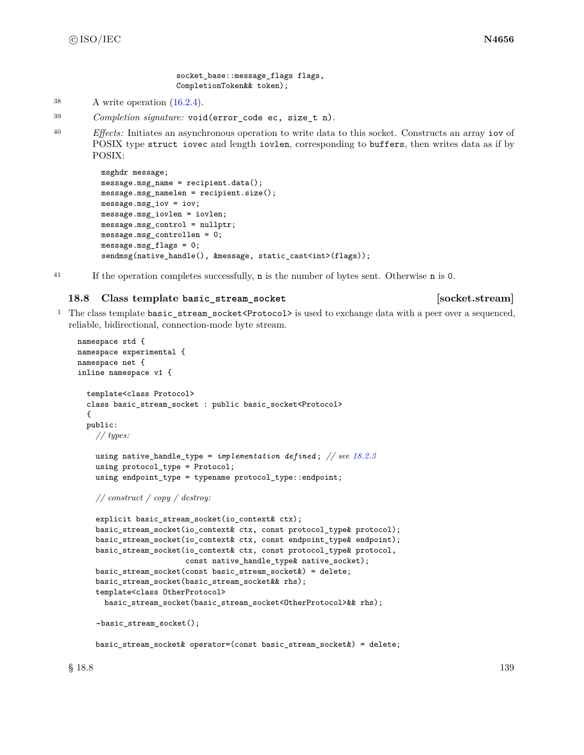```
                    socket_base::message_flags flags,
                    CompletionToken&& token);
```

38 A write operation (16.2.4).

39 *Completion signature:* `void(error_code ec, size_t n)`.

40 *Effects:* Initiates an asynchronous operation to write data to this socket. Constructs an array `iov` of POSIX type `struct iovec` and length `iovlen`, corresponding to `buffers`, then writes data as if by POSIX:

```
msghdr message;
message.msg_name = recipient.data();
message.msg_namelen = recipient.size();
message.msg_iov = iov;
message.msg_iovlen = iovlen;
message.msg_control = nullptr;
message.msg_controllen = 0;
message.msg_flags = 0;
sendmsg(native_handle(), &message, static_cast<int>(flags));
```

41 If the operation completes successfully, `n` is the number of bytes sent. Otherwise `n` is `0`.

## 18.8 Class template `basic_stream_socket` [socket.stream]

1 The class template `basic_stream_socket<Protocol>` is used to exchange data with a peer over a sequenced, reliable, bidirectional, connection-mode byte stream.

```
namespace std {
namespace experimental {
namespace net {
inline namespace v1 {

  template<class Protocol>
  class basic_stream_socket : public basic_socket<Protocol>
  {
  public:
    // types:

    using native_handle_type = implementation defined; // see 18.2.3
    using protocol_type = Protocol;
    using endpoint_type = typename protocol_type::endpoint;

    // construct / copy / destroy:

    explicit basic_stream_socket(io_context& ctx);
    basic_stream_socket(io_context& ctx, const protocol_type& protocol);
    basic_stream_socket(io_context& ctx, const endpoint_type& endpoint);
    basic_stream_socket(io_context& ctx, const protocol_type& protocol,
                        const native_handle_type& native_socket);
    basic_stream_socket(const basic_stream_socket&) = delete;
    basic_stream_socket(basic_stream_socket&& rhs);
    template<class OtherProtocol>
      basic_stream_socket(basic_stream_socket<OtherProtocol>&& rhs);

    ~basic_stream_socket();

    basic_stream_socket& operator=(const basic_stream_socket&) = delete;
```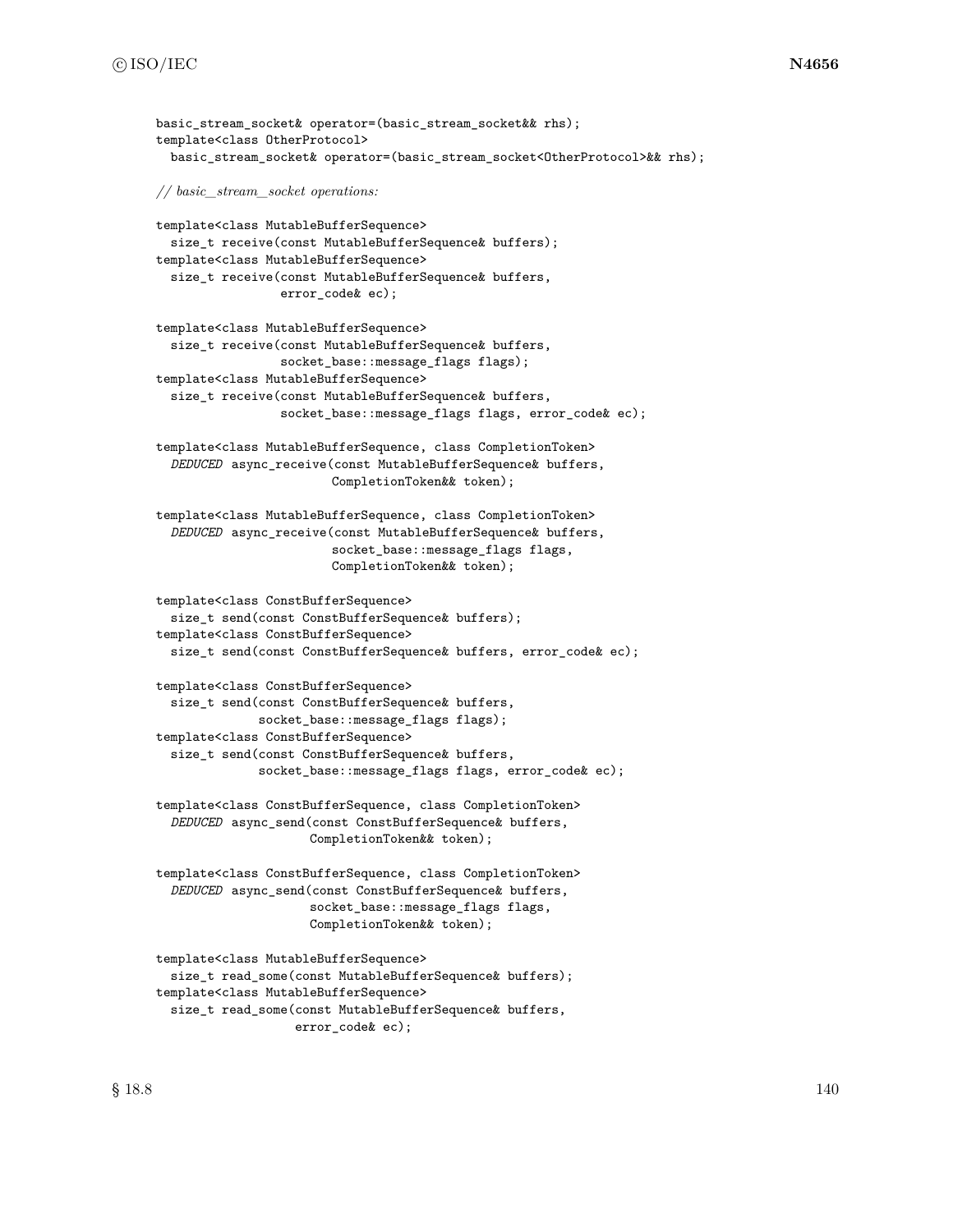```
basic_stream_socket& operator=(basic_stream_socket&& rhs);
template<class OtherProtocol>
  basic_stream_socket& operator=(basic_stream_socket<OtherProtocol>&& rhs);

// basic_stream_socket operations:

template<class MutableBufferSequence>
  size_t receive(const MutableBufferSequence& buffers);
template<class MutableBufferSequence>
  size_t receive(const MutableBufferSequence& buffers,
                 error_code& ec);

template<class MutableBufferSequence>
  size_t receive(const MutableBufferSequence& buffers,
                 socket_base::message_flags flags);
template<class MutableBufferSequence>
  size_t receive(const MutableBufferSequence& buffers,
                 socket_base::message_flags flags, error_code& ec);

template<class MutableBufferSequence, class CompletionToken>
  DEDUCED async_receive(const MutableBufferSequence& buffers,
                        CompletionToken&& token);

template<class MutableBufferSequence, class CompletionToken>
  DEDUCED async_receive(const MutableBufferSequence& buffers,
                        socket_base::message_flags flags,
                        CompletionToken&& token);

template<class ConstBufferSequence>
  size_t send(const ConstBufferSequence& buffers);
template<class ConstBufferSequence>
  size_t send(const ConstBufferSequence& buffers, error_code& ec);

template<class ConstBufferSequence>
  size_t send(const ConstBufferSequence& buffers,
              socket_base::message_flags flags);
template<class ConstBufferSequence>
  size_t send(const ConstBufferSequence& buffers,
              socket_base::message_flags flags, error_code& ec);

template<class ConstBufferSequence, class CompletionToken>
  DEDUCED async_send(const ConstBufferSequence& buffers,
                     CompletionToken&& token);

template<class ConstBufferSequence, class CompletionToken>
  DEDUCED async_send(const ConstBufferSequence& buffers,
                     socket_base::message_flags flags,
                     CompletionToken&& token);

template<class MutableBufferSequence>
  size_t read_some(const MutableBufferSequence& buffers);
template<class MutableBufferSequence>
  size_t read_some(const MutableBufferSequence& buffers,
                   error_code& ec);
```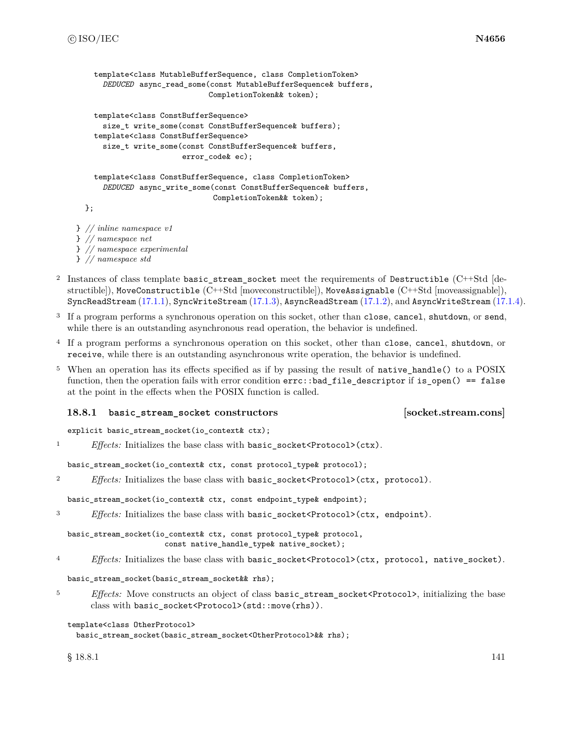```
    template<class MutableBufferSequence, class CompletionToken>
      DEDUCED async_read_some(const MutableBufferSequence& buffers,
                              CompletionToken&& token);

    template<class ConstBufferSequence>
      size_t write_some(const ConstBufferSequence& buffers);
    template<class ConstBufferSequence>
      size_t write_some(const ConstBufferSequence& buffers,
                        error_code& ec);

    template<class ConstBufferSequence, class CompletionToken>
      DEDUCED async_write_some(const ConstBufferSequence& buffers,
                               CompletionToken&& token);
  };

} // inline namespace v1
} // namespace net
} // namespace experimental
} // namespace std
```

2 Instances of class template `basic_stream_socket` meet the requirements of `Destructible` (C++Std [destructible]), `MoveConstructible` (C++Std [moveconstructible]), `MoveAssignable` (C++Std [moveassignable]), `SyncReadStream` (17.1.1), `SyncWriteStream` (17.1.3), `AsyncReadStream` (17.1.2), and `AsyncWriteStream` (17.1.4).

3 If a program performs a synchronous operation on this socket, other than `close`, `cancel`, `shutdown`, or `send`, while there is an outstanding asynchronous read operation, the behavior is undefined.

4 If a program performs a synchronous operation on this socket, other than `close`, `cancel`, `shutdown`, or `receive`, while there is an outstanding asynchronous write operation, the behavior is undefined.

5 When an operation has its effects specified as if by passing the result of `native_handle()` to a POSIX function, then the operation fails with error condition `errc::bad_file_descriptor` if `is_open() == false` at the point in the effects when the POSIX function is called.

### 18.8.1 `basic_stream_socket` constructors [socket.stream.cons]

```
explicit basic_stream_socket(io_context& ctx);
```

1 *Effects:* Initializes the base class with `basic_socket<Protocol>(ctx)`.

```
basic_stream_socket(io_context& ctx, const protocol_type& protocol);
```

2 *Effects:* Initializes the base class with `basic_socket<Protocol>(ctx, protocol)`.

```
basic_stream_socket(io_context& ctx, const endpoint_type& endpoint);
```

3 *Effects:* Initializes the base class with `basic_socket<Protocol>(ctx, endpoint)`.

```
basic_stream_socket(io_context& ctx, const protocol_type& protocol,
                    const native_handle_type& native_socket);
```

4 *Effects:* Initializes the base class with `basic_socket<Protocol>(ctx, protocol, native_socket)`.

```
basic_stream_socket(basic_stream_socket&& rhs);
```

5 *Effects:* Move constructs an object of class `basic_stream_socket<Protocol>`, initializing the base class with `basic_socket<Protocol>(std::move(rhs))`.

```
template<class OtherProtocol>
  basic_stream_socket(basic_stream_socket<OtherProtocol>&& rhs);
```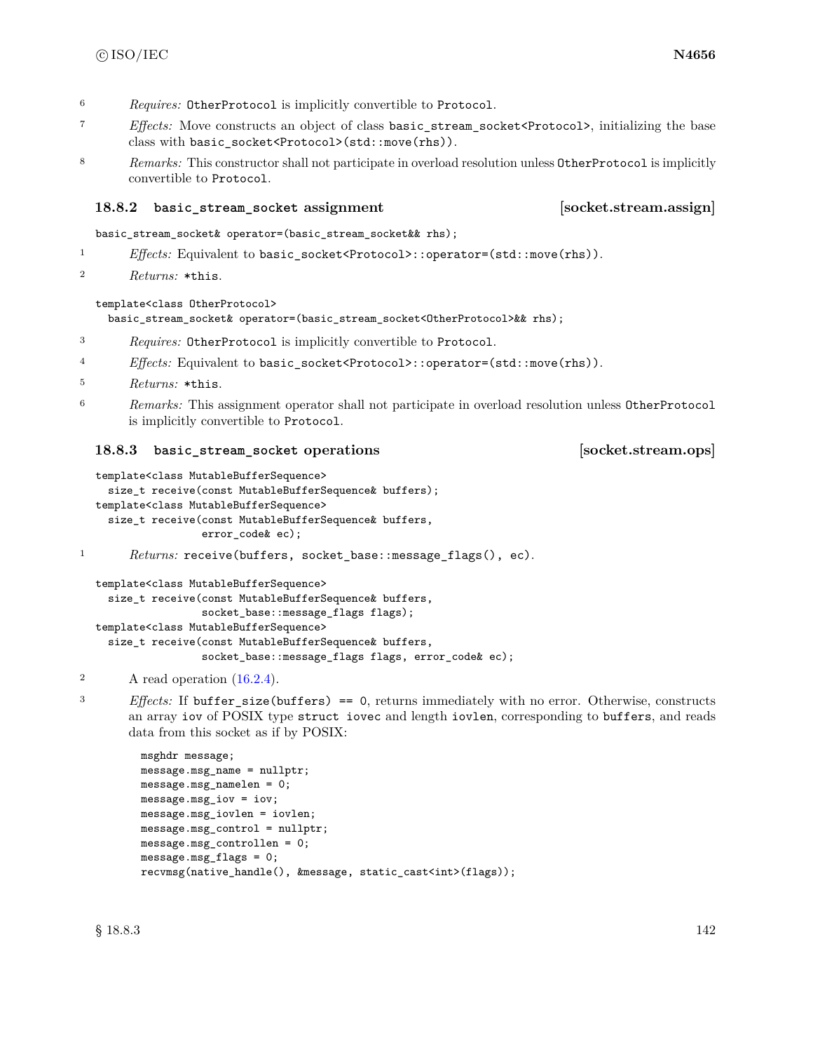6 *Requires:* `OtherProtocol` is implicitly convertible to `Protocol`.

7 *Effects:* Move constructs an object of class `basic_stream_socket<Protocol>`, initializing the base class with `basic_socket<Protocol>(std::move(rhs))`.

8 *Remarks:* This constructor shall not participate in overload resolution unless `OtherProtocol` is implicitly convertible to `Protocol`.

### 18.8.2 `basic_stream_socket` assignment [socket.stream.assign]

```
basic_stream_socket& operator=(basic_stream_socket&& rhs);
```

1 *Effects:* Equivalent to `basic_socket<Protocol>::operator=(std::move(rhs))`.

2 *Returns:* `*this`.

```
template<class OtherProtocol>
  basic_stream_socket& operator=(basic_stream_socket<OtherProtocol>&& rhs);
```

3 *Requires:* `OtherProtocol` is implicitly convertible to `Protocol`.

4 *Effects:* Equivalent to `basic_socket<Protocol>::operator=(std::move(rhs))`.

5 *Returns:* `*this`.

6 *Remarks:* This assignment operator shall not participate in overload resolution unless `OtherProtocol` is implicitly convertible to `Protocol`.

### 18.8.3 `basic_stream_socket` operations [socket.stream.ops]

```
template<class MutableBufferSequence>
  size_t receive(const MutableBufferSequence& buffers);
template<class MutableBufferSequence>
  size_t receive(const MutableBufferSequence& buffers,
                 error_code& ec);
```

1 *Returns:* `receive(buffers, socket_base::message_flags(), ec)`.

```
template<class MutableBufferSequence>
  size_t receive(const MutableBufferSequence& buffers,
                 socket_base::message_flags flags);
template<class MutableBufferSequence>
  size_t receive(const MutableBufferSequence& buffers,
                 socket_base::message_flags flags, error_code& ec);
```

2 A read operation (16.2.4).

3 *Effects:* If `buffer_size(buffers) == 0`, returns immediately with no error. Otherwise, constructs an array `iov` of POSIX type `struct iovec` and length `iovlen`, corresponding to `buffers`, and reads data from this socket as if by POSIX:

```
msghdr message;
message.msg_name = nullptr;
message.msg_namelen = 0;
message.msg_iov = iov;
message.msg_iovlen = iovlen;
message.msg_control = nullptr;
message.msg_controllen = 0;
message.msg_flags = 0;
recvmsg(native_handle(), &message, static_cast<int>(flags));
```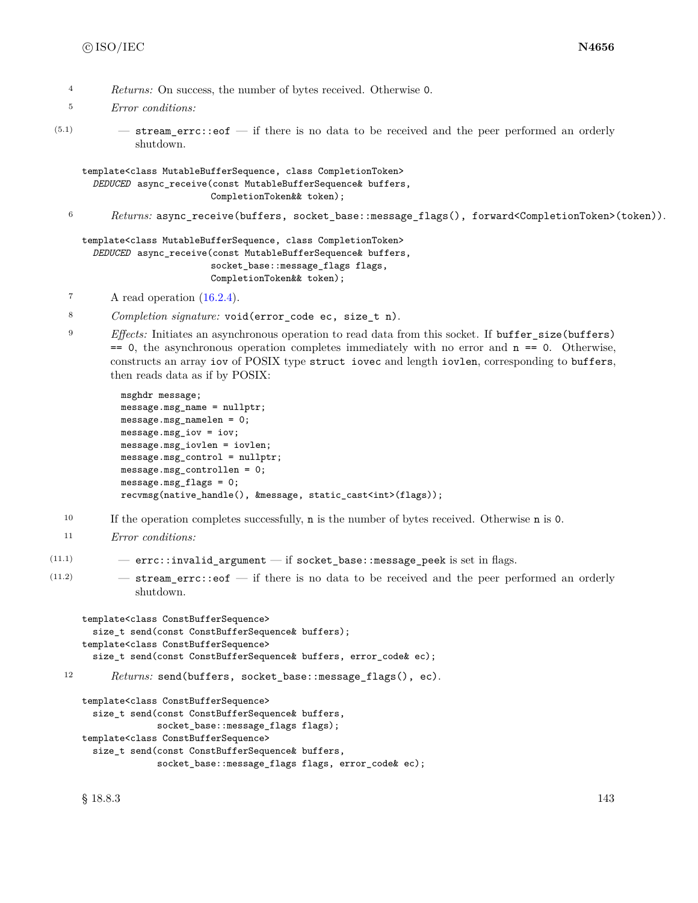4 *Returns:* On success, the number of bytes received. Otherwise `0`.

5 *Error conditions:*

(5.1) — `stream_errc::eof` — if there is no data to be received and the peer performed an orderly shutdown.

```
template<class MutableBufferSequence, class CompletionToken>
  DEDUCED async_receive(const MutableBufferSequence& buffers,
                        CompletionToken&& token);
```

6 *Returns:* `async_receive(buffers, socket_base::message_flags(), forward<CompletionToken>(token))`.

```
template<class MutableBufferSequence, class CompletionToken>
  DEDUCED async_receive(const MutableBufferSequence& buffers,
                        socket_base::message_flags flags,
                        CompletionToken&& token);
```

7 A read operation (16.2.4).

8 *Completion signature:* `void(error_code ec, size_t n)`.

9 *Effects:* Initiates an asynchronous operation to read data from this socket. If `buffer_size(buffers) == 0`, the asynchronous operation completes immediately with no error and `n == 0`. Otherwise, constructs an array `iov` of POSIX type `struct iovec` and length `iovlen`, corresponding to `buffers`, then reads data as if by POSIX:

```
msghdr message;
message.msg_name = nullptr;
message.msg_namelen = 0;
message.msg_iov = iov;
message.msg_iovlen = iovlen;
message.msg_control = nullptr;
message.msg_controllen = 0;
message.msg_flags = 0;
recvmsg(native_handle(), &message, static_cast<int>(flags));
```

10 If the operation completes successfully, `n` is the number of bytes received. Otherwise `n` is `0`.

11 *Error conditions:*

(11.1) — `errc::invalid_argument` — if `socket_base::message_peek` is set in flags.

(11.2) — `stream_errc::eof` — if there is no data to be received and the peer performed an orderly shutdown.

```
template<class ConstBufferSequence>
  size_t send(const ConstBufferSequence& buffers);
template<class ConstBufferSequence>
  size_t send(const ConstBufferSequence& buffers, error_code& ec);
```

12 *Returns:* `send(buffers, socket_base::message_flags(), ec)`.

```
template<class ConstBufferSequence>
  size_t send(const ConstBufferSequence& buffers,
              socket_base::message_flags flags);
template<class ConstBufferSequence>
  size_t send(const ConstBufferSequence& buffers,
              socket_base::message_flags flags, error_code& ec);
```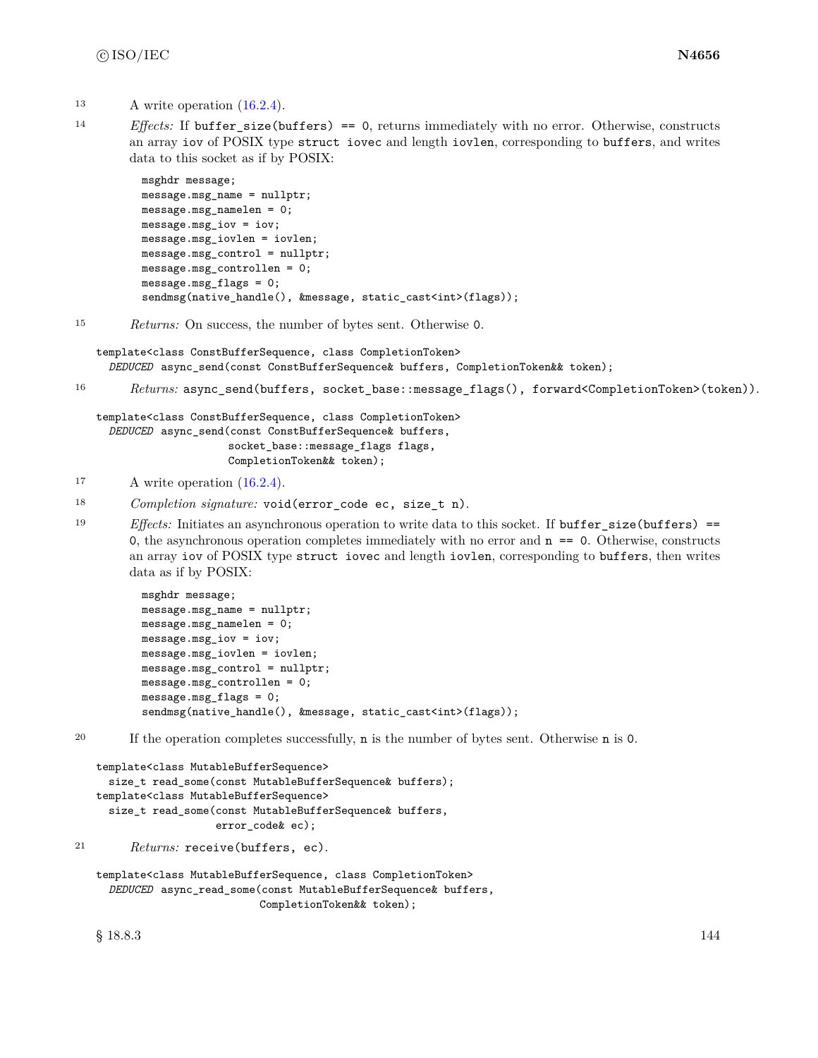13 A write operation (16.2.4).

14 *Effects:* If `buffer_size(buffers) == 0`, returns immediately with no error. Otherwise, constructs an array `iov` of POSIX type `struct iovec` and length `iovlen`, corresponding to `buffers`, and writes data to this socket as if by POSIX:

```
msghdr message;
message.msg_name = nullptr;
message.msg_namelen = 0;
message.msg_iov = iov;
message.msg_iovlen = iovlen;
message.msg_control = nullptr;
message.msg_controllen = 0;
message.msg_flags = 0;
sendmsg(native_handle(), &message, static_cast<int>(flags));
```

15 *Returns:* On success, the number of bytes sent. Otherwise `0`.

```
template<class ConstBufferSequence, class CompletionToken>
  DEDUCED async_send(const ConstBufferSequence& buffers, CompletionToken&& token);
```

16 *Returns:* `async_send(buffers, socket_base::message_flags(), forward<CompletionToken>(token))`.

```
template<class ConstBufferSequence, class CompletionToken>
  DEDUCED async_send(const ConstBufferSequence& buffers,
                     socket_base::message_flags flags,
                     CompletionToken&& token);
```

17 A write operation (16.2.4).

18 *Completion signature:* `void(error_code ec, size_t n)`.

19 *Effects:* Initiates an asynchronous operation to write data to this socket. If `buffer_size(buffers) == 0`, the asynchronous operation completes immediately with no error and `n == 0`. Otherwise, constructs an array `iov` of POSIX type `struct iovec` and length `iovlen`, corresponding to `buffers`, then writes data as if by POSIX:

```
msghdr message;
message.msg_name = nullptr;
message.msg_namelen = 0;
message.msg_iov = iov;
message.msg_iovlen = iovlen;
message.msg_control = nullptr;
message.msg_controllen = 0;
message.msg_flags = 0;
sendmsg(native_handle(), &message, static_cast<int>(flags));
```

20 If the operation completes successfully, `n` is the number of bytes sent. Otherwise `n` is `0`.

```
template<class MutableBufferSequence>
  size_t read_some(const MutableBufferSequence& buffers);
template<class MutableBufferSequence>
  size_t read_some(const MutableBufferSequence& buffers,
                   error_code& ec);
```

21 *Returns:* `receive(buffers, ec)`.

```
template<class MutableBufferSequence, class CompletionToken>
  DEDUCED async_read_some(const MutableBufferSequence& buffers,
                          CompletionToken&& token);
```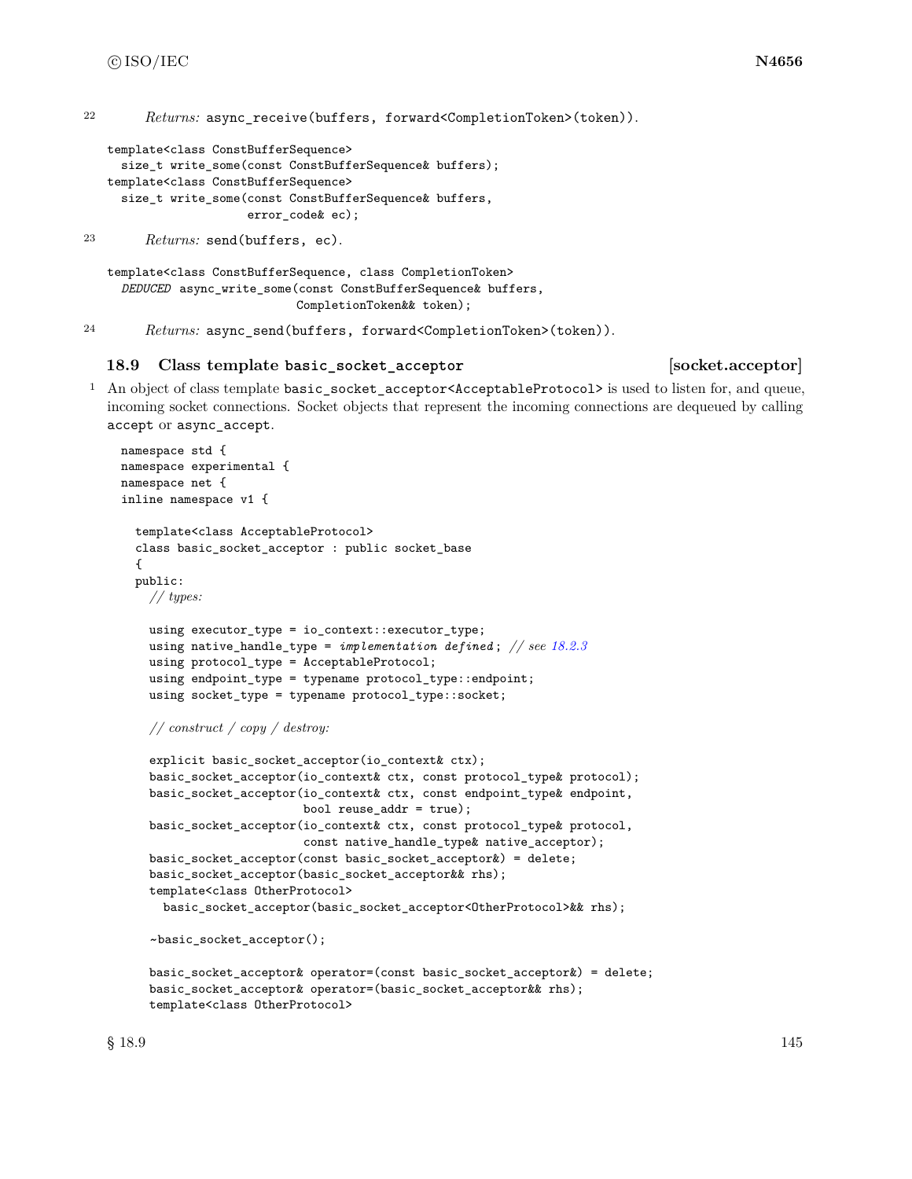22 *Returns:* `async_receive(buffers, forward<CompletionToken>(token))`.

```
template<class ConstBufferSequence>
  size_t write_some(const ConstBufferSequence& buffers);
template<class ConstBufferSequence>
  size_t write_some(const ConstBufferSequence& buffers,
                    error_code& ec);
```

23 *Returns:* `send(buffers, ec)`.

```
template<class ConstBufferSequence, class CompletionToken>
  DEDUCED async_write_some(const ConstBufferSequence& buffers,
                           CompletionToken&& token);
```

24 *Returns:* `async_send(buffers, forward<CompletionToken>(token))`.

### 18.9 Class template `basic_socket_acceptor` [socket.acceptor]

1 An object of class template `basic_socket_acceptor<AcceptableProtocol>` is used to listen for, and queue, incoming socket connections. Socket objects that represent the incoming connections are dequeued by calling `accept` or `async_accept`.

```
namespace std {
namespace experimental {
namespace net {
inline namespace v1 {

  template<class AcceptableProtocol>
  class basic_socket_acceptor : public socket_base
  {
  public:
    // types:

    using executor_type = io_context::executor_type;
    using native_handle_type = implementation defined; // see 18.2.3
    using protocol_type = AcceptableProtocol;
    using endpoint_type = typename protocol_type::endpoint;
    using socket_type = typename protocol_type::socket;

    // construct / copy / destroy:

    explicit basic_socket_acceptor(io_context& ctx);
    basic_socket_acceptor(io_context& ctx, const protocol_type& protocol);
    basic_socket_acceptor(io_context& ctx, const endpoint_type& endpoint,
                          bool reuse_addr = true);
    basic_socket_acceptor(io_context& ctx, const protocol_type& protocol,
                          const native_handle_type& native_acceptor);
    basic_socket_acceptor(const basic_socket_acceptor&) = delete;
    basic_socket_acceptor(basic_socket_acceptor&& rhs);
    template<class OtherProtocol>
      basic_socket_acceptor(basic_socket_acceptor<OtherProtocol>&& rhs);

    ~basic_socket_acceptor();

    basic_socket_acceptor& operator=(const basic_socket_acceptor&) = delete;
    basic_socket_acceptor& operator=(basic_socket_acceptor&& rhs);
    template<class OtherProtocol>
```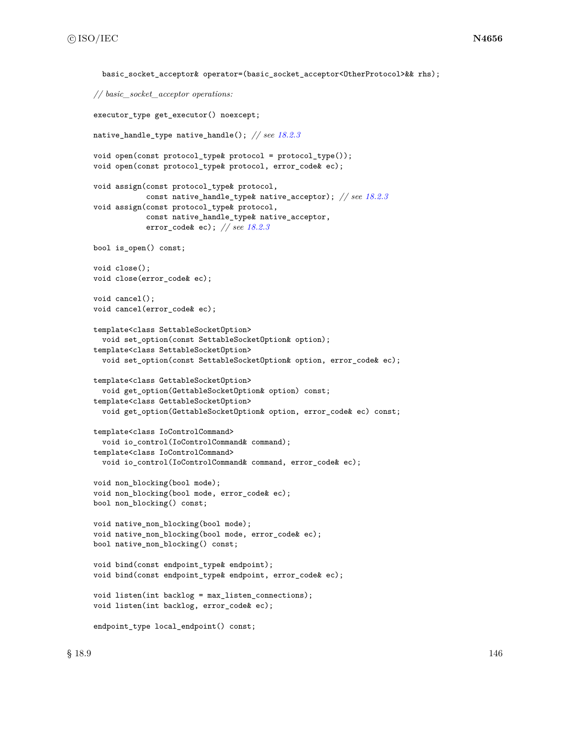```
    basic_socket_acceptor& operator=(basic_socket_acceptor<OtherProtocol>&& rhs);

  // basic_socket_acceptor operations:

  executor_type get_executor() noexcept;

  native_handle_type native_handle(); // see 18.2.3

  void open(const protocol_type& protocol = protocol_type());
  void open(const protocol_type& protocol, error_code& ec);

  void assign(const protocol_type& protocol,
              const native_handle_type& native_acceptor); // see 18.2.3
  void assign(const protocol_type& protocol,
              const native_handle_type& native_acceptor,
              error_code& ec); // see 18.2.3

  bool is_open() const;

  void close();
  void close(error_code& ec);

  void cancel();
  void cancel(error_code& ec);

  template<class SettableSocketOption>
    void set_option(const SettableSocketOption& option);
  template<class SettableSocketOption>
    void set_option(const SettableSocketOption& option, error_code& ec);

  template<class GettableSocketOption>
    void get_option(GettableSocketOption& option) const;
  template<class GettableSocketOption>
    void get_option(GettableSocketOption& option, error_code& ec) const;

  template<class IoControlCommand>
    void io_control(IoControlCommand& command);
  template<class IoControlCommand>
    void io_control(IoControlCommand& command, error_code& ec);

  void non_blocking(bool mode);
  void non_blocking(bool mode, error_code& ec);
  bool non_blocking() const;

  void native_non_blocking(bool mode);
  void native_non_blocking(bool mode, error_code& ec);
  bool native_non_blocking() const;

  void bind(const endpoint_type& endpoint);
  void bind(const endpoint_type& endpoint, error_code& ec);

  void listen(int backlog = max_listen_connections);
  void listen(int backlog, error_code& ec);

  endpoint_type local_endpoint() const;
```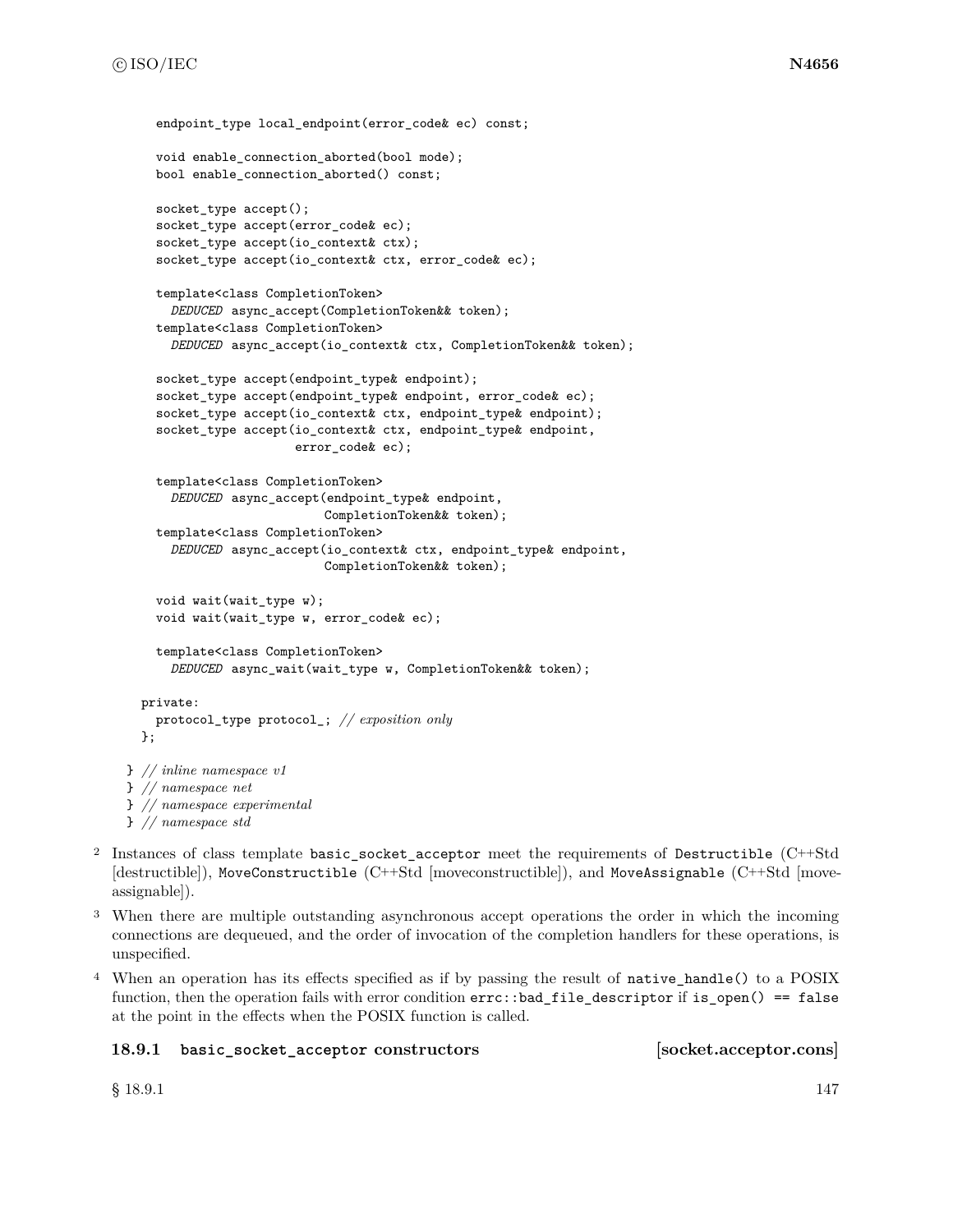```
    endpoint_type local_endpoint(error_code& ec) const;

    void enable_connection_aborted(bool mode);
    bool enable_connection_aborted() const;

    socket_type accept();
    socket_type accept(error_code& ec);
    socket_type accept(io_context& ctx);
    socket_type accept(io_context& ctx, error_code& ec);

    template<class CompletionToken>
      DEDUCED async_accept(CompletionToken&& token);
    template<class CompletionToken>
      DEDUCED async_accept(io_context& ctx, CompletionToken&& token);

    socket_type accept(endpoint_type& endpoint);
    socket_type accept(endpoint_type& endpoint, error_code& ec);
    socket_type accept(io_context& ctx, endpoint_type& endpoint);
    socket_type accept(io_context& ctx, endpoint_type& endpoint,
                       error_code& ec);

    template<class CompletionToken>
      DEDUCED async_accept(endpoint_type& endpoint,
                           CompletionToken&& token);
    template<class CompletionToken>
      DEDUCED async_accept(io_context& ctx, endpoint_type& endpoint,
                           CompletionToken&& token);

    void wait(wait_type w);
    void wait(wait_type w, error_code& ec);

    template<class CompletionToken>
      DEDUCED async_wait(wait_type w, CompletionToken&& token);

  private:
    protocol_type protocol_; // exposition only
  };

} // inline namespace v1
} // namespace net
} // namespace experimental
} // namespace std
```

2 Instances of class template `basic_socket_acceptor` meet the requirements of `Destructible` (C++Std [destructible]), `MoveConstructible` (C++Std [moveconstructible]), and `MoveAssignable` (C++Std [moveassignable]).

3 When there are multiple outstanding asynchronous accept operations the order in which the incoming connections are dequeued, and the order of invocation of the completion handlers for these operations, is unspecified.

4 When an operation has its effects specified as if by passing the result of `native_handle()` to a POSIX function, then the operation fails with error condition `errc::bad_file_descriptor` if `is_open() == false` at the point in the effects when the POSIX function is called.

### 18.9.1 `basic_socket_acceptor` constructors [socket.acceptor.cons]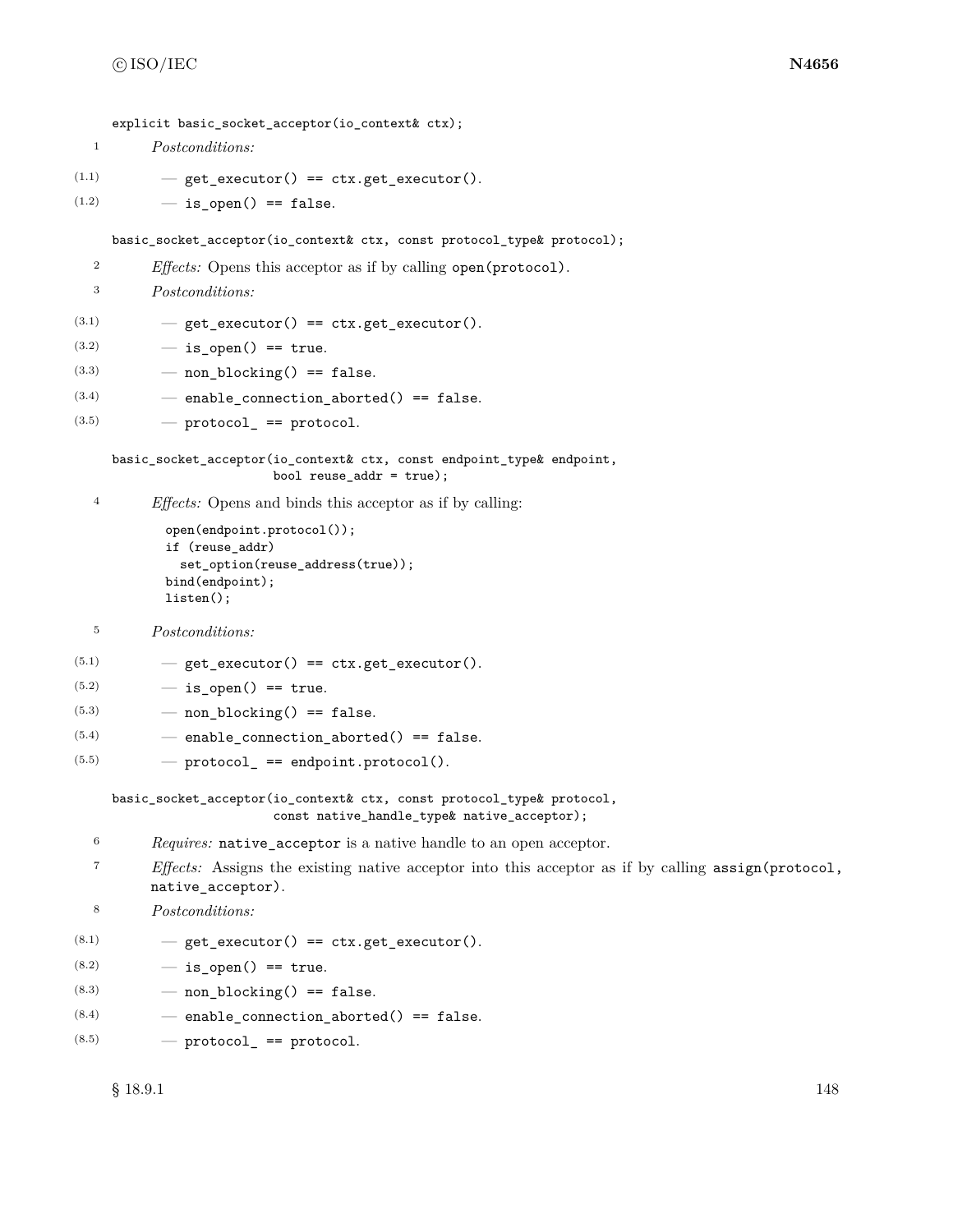```
explicit basic_socket_acceptor(io_context& ctx);
```

1 *Postconditions:*

(1.1) — `get_executor() == ctx.get_executor()`.

(1.2) — `is_open() == false`.

```
basic_socket_acceptor(io_context& ctx, const protocol_type& protocol);
```

2 *Effects:* Opens this acceptor as if by calling `open(protocol)`.

3 *Postconditions:*

(3.1) — `get_executor() == ctx.get_executor()`.

(3.2) — `is_open() == true`.

(3.3) — `non_blocking() == false`.

(3.4) — `enable_connection_aborted() == false`.

(3.5) — `protocol_ == protocol`.

```
basic_socket_acceptor(io_context& ctx, const endpoint_type& endpoint,
                      bool reuse_addr = true);
```

4 *Effects:* Opens and binds this acceptor as if by calling:

```
open(endpoint.protocol());
if (reuse_addr)
  set_option(reuse_address(true));
bind(endpoint);
listen();
```

5 *Postconditions:*

(5.1) — `get_executor() == ctx.get_executor()`.

(5.2) — `is_open() == true`.

(5.3) — `non_blocking() == false`.

(5.4) — `enable_connection_aborted() == false`.

(5.5) — `protocol_ == endpoint.protocol()`.

```
basic_socket_acceptor(io_context& ctx, const protocol_type& protocol,
                      const native_handle_type& native_acceptor);
```

6 *Requires:* `native_acceptor` is a native handle to an open acceptor.

7 *Effects:* Assigns the existing native acceptor into this acceptor as if by calling `assign(protocol, native_acceptor)`.

8 *Postconditions:*

(8.1) — `get_executor() == ctx.get_executor()`.

(8.2) — `is_open() == true`.

(8.3) — `non_blocking() == false`.

(8.4) — `enable_connection_aborted() == false`.

(8.5) — `protocol_ == protocol`.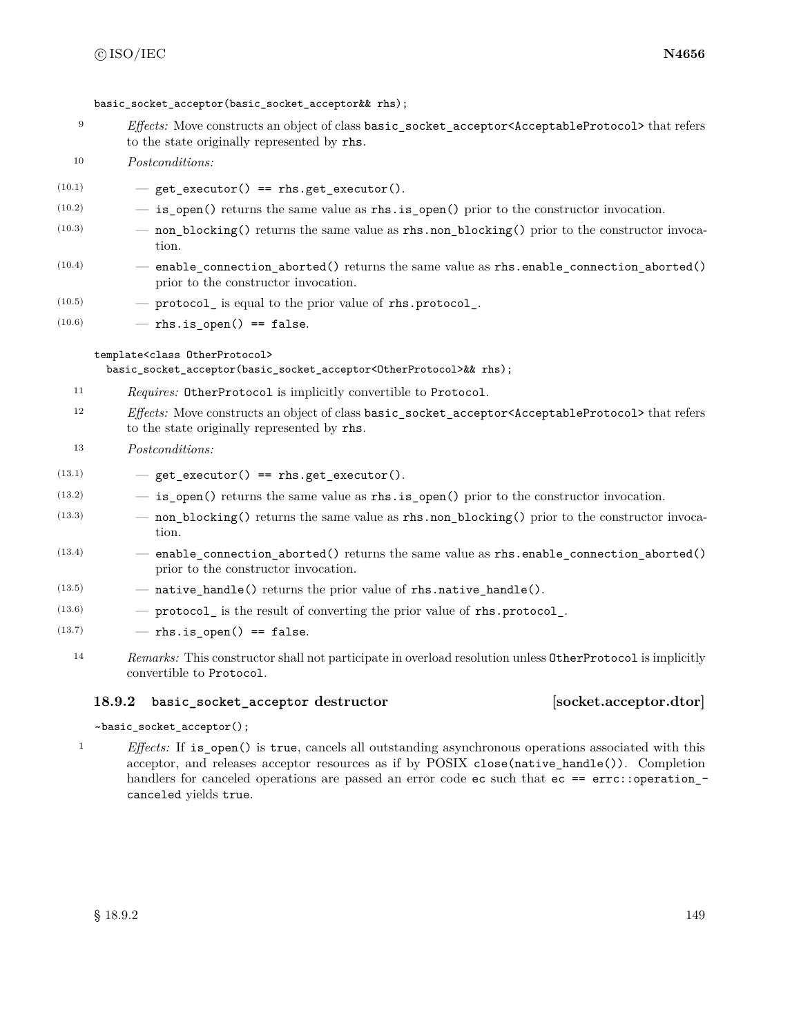```
basic_socket_acceptor(basic_socket_acceptor&& rhs);
```

9 *Effects:* Move constructs an object of class `basic_socket_acceptor<AcceptableProtocol>` that refers to the state originally represented by `rhs`.

10 *Postconditions:*

- (10.1) — `get_executor() == rhs.get_executor()`.
- (10.2) — `is_open()` returns the same value as `rhs.is_open()` prior to the constructor invocation.
- (10.3) — `non_blocking()` returns the same value as `rhs.non_blocking()` prior to the constructor invocation.
- (10.4) — `enable_connection_aborted()` returns the same value as `rhs.enable_connection_aborted()` prior to the constructor invocation.
- (10.5) — `protocol_` is equal to the prior value of `rhs.protocol_`.
- (10.6) — `rhs.is_open() == false`.

```
template<class OtherProtocol>
  basic_socket_acceptor(basic_socket_acceptor<OtherProtocol>&& rhs);
```

11 *Requires:* `OtherProtocol` is implicitly convertible to `Protocol`.

12 *Effects:* Move constructs an object of class `basic_socket_acceptor<AcceptableProtocol>` that refers to the state originally represented by `rhs`.

13 *Postconditions:*

- (13.1) — `get_executor() == rhs.get_executor()`.
- (13.2) — `is_open()` returns the same value as `rhs.is_open()` prior to the constructor invocation.
- (13.3) — `non_blocking()` returns the same value as `rhs.non_blocking()` prior to the constructor invocation.
- (13.4) — `enable_connection_aborted()` returns the same value as `rhs.enable_connection_aborted()` prior to the constructor invocation.
- (13.5) — `native_handle()` returns the prior value of `rhs.native_handle()`.
- (13.6) — `protocol_` is the result of converting the prior value of `rhs.protocol_`.
- (13.7) — `rhs.is_open() == false`.

14 *Remarks:* This constructor shall not participate in overload resolution unless `OtherProtocol` is implicitly convertible to `Protocol`.

### 18.9.2 basic_socket_acceptor destructor [socket.acceptor.dtor]

```
~basic_socket_acceptor();
```

1 *Effects:* If `is_open()` is `true`, cancels all outstanding asynchronous operations associated with this acceptor, and releases acceptor resources as if by POSIX `close(native_handle())`. Completion handlers for canceled operations are passed an error code `ec` such that `ec == errc::operation_canceled` yields `true`.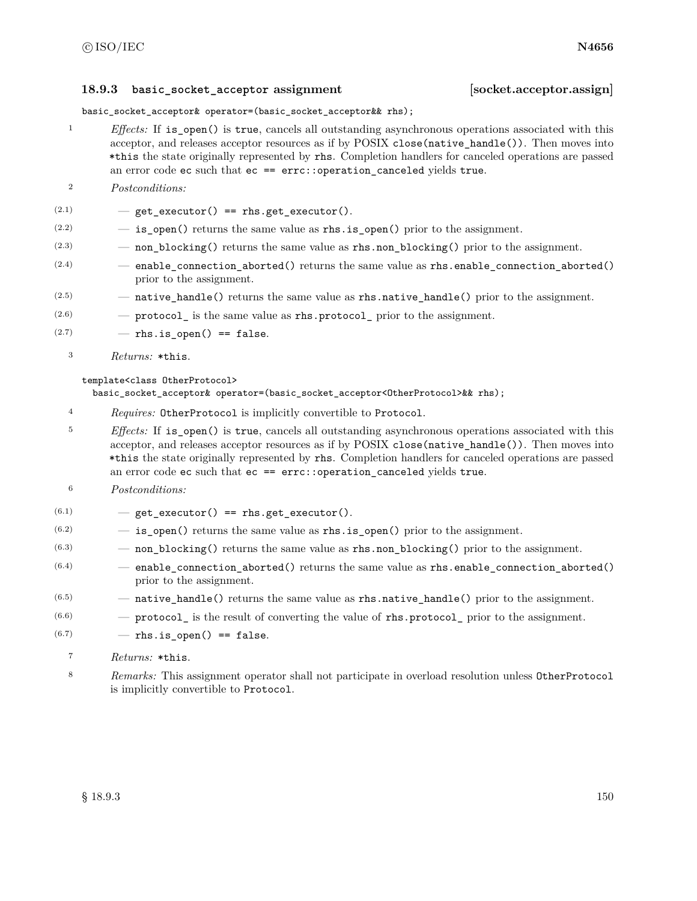### 18.9.3 `basic_socket_acceptor` assignment [socket.acceptor.assign]

```
basic_socket_acceptor& operator=(basic_socket_acceptor&& rhs);
```

1 *Effects:* If `is_open()` is `true`, cancels all outstanding asynchronous operations associated with this acceptor, and releases acceptor resources as if by POSIX `close(native_handle())`. Then moves into `*this` the state originally represented by `rhs`. Completion handlers for canceled operations are passed an error code `ec` such that `ec == errc::operation_canceled` yields `true`.

2 *Postconditions:*

- (2.1) — `get_executor() == rhs.get_executor()`.
- (2.2) — `is_open()` returns the same value as `rhs.is_open()` prior to the assignment.
- (2.3) — `non_blocking()` returns the same value as `rhs.non_blocking()` prior to the assignment.
- (2.4) — `enable_connection_aborted()` returns the same value as `rhs.enable_connection_aborted()` prior to the assignment.
- (2.5) — `native_handle()` returns the same value as `rhs.native_handle()` prior to the assignment.
- (2.6) — `protocol_` is the same value as `rhs.protocol_` prior to the assignment.
- (2.7) — `rhs.is_open() == false`.

3 *Returns:* `*this`.

```
template<class OtherProtocol>
  basic_socket_acceptor& operator=(basic_socket_acceptor<OtherProtocol>&& rhs);
```

4 *Requires:* `OtherProtocol` is implicitly convertible to `Protocol`.

5 *Effects:* If `is_open()` is `true`, cancels all outstanding asynchronous operations associated with this acceptor, and releases acceptor resources as if by POSIX `close(native_handle())`. Then moves into `*this` the state originally represented by `rhs`. Completion handlers for canceled operations are passed an error code `ec` such that `ec == errc::operation_canceled` yields `true`.

6 *Postconditions:*

- (6.1) — `get_executor() == rhs.get_executor()`.
- (6.2) — `is_open()` returns the same value as `rhs.is_open()` prior to the assignment.
- (6.3) — `non_blocking()` returns the same value as `rhs.non_blocking()` prior to the assignment.
- (6.4) — `enable_connection_aborted()` returns the same value as `rhs.enable_connection_aborted()` prior to the assignment.
- (6.5) — `native_handle()` returns the same value as `rhs.native_handle()` prior to the assignment.
- (6.6) — `protocol_` is the result of converting the value of `rhs.protocol_` prior to the assignment.
- (6.7) — `rhs.is_open() == false`.

7 *Returns:* `*this`.

8 *Remarks:* This assignment operator shall not participate in overload resolution unless `OtherProtocol` is implicitly convertible to `Protocol`.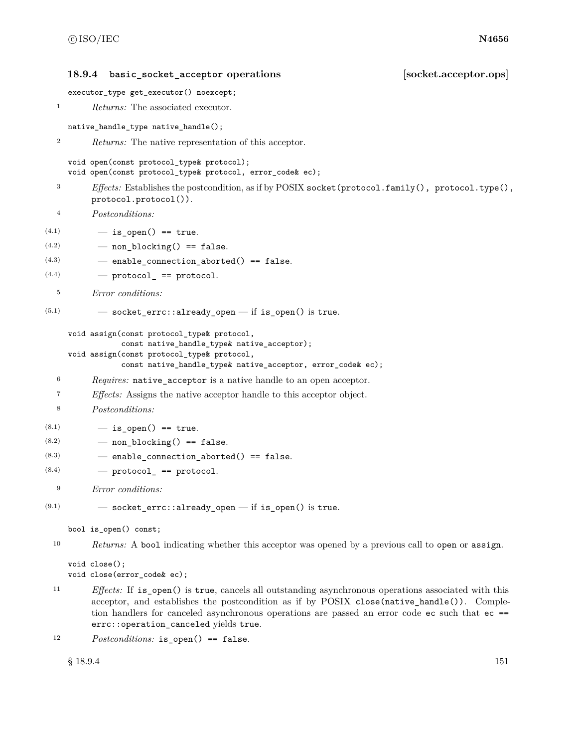### 18.9.4 `basic_socket_acceptor` operations [socket.acceptor.ops]

```
executor_type get_executor() noexcept;
```

1 *Returns:* The associated executor.

```
native_handle_type native_handle();
```

2 *Returns:* The native representation of this acceptor.

```
void open(const protocol_type& protocol);
void open(const protocol_type& protocol, error_code& ec);
```

3 *Effects:* Establishes the postcondition, as if by POSIX `socket(protocol.family(), protocol.type(), protocol.protocol())`.

4 *Postconditions:*

(4.1) — `is_open() == true`.

(4.2) — `non_blocking() == false`.

(4.3) — `enable_connection_aborted() == false`.

(4.4) — `protocol_ == protocol`.

5 *Error conditions:*

(5.1) — `socket_errc::already_open` — if `is_open()` is `true`.

```
void assign(const protocol_type& protocol,
            const native_handle_type& native_acceptor);
void assign(const protocol_type& protocol,
            const native_handle_type& native_acceptor, error_code& ec);
```

6 *Requires:* `native_acceptor` is a native handle to an open acceptor.

7 *Effects:* Assigns the native acceptor handle to this acceptor object.

8 *Postconditions:*

(8.1) — `is_open() == true`.

(8.2) — `non_blocking() == false`.

(8.3) — `enable_connection_aborted() == false`.

(8.4) — `protocol_ == protocol`.

9 *Error conditions:*

(9.1) — `socket_errc::already_open` — if `is_open()` is `true`.

```
bool is_open() const;
```

10 *Returns:* A `bool` indicating whether this acceptor was opened by a previous call to `open` or `assign`.

```
void close();
void close(error_code& ec);
```

11 *Effects:* If `is_open()` is `true`, cancels all outstanding asynchronous operations associated with this acceptor, and establishes the postcondition as if by POSIX `close(native_handle())`. Completion handlers for canceled asynchronous operations are passed an error code `ec` such that `ec == errc::operation_canceled` yields `true`.

12 *Postconditions:* `is_open() == false`.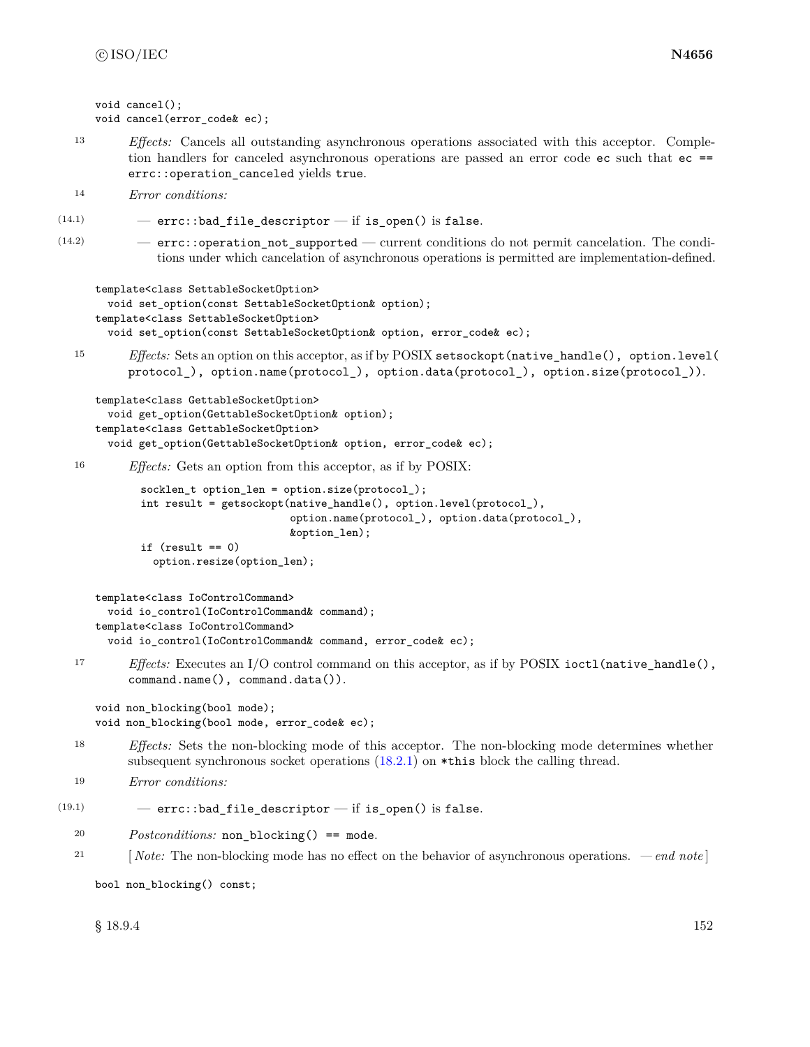```
void cancel();
void cancel(error_code& ec);
```

13 *Effects:* Cancels all outstanding asynchronous operations associated with this acceptor. Completion handlers for canceled asynchronous operations are passed an error code `ec` such that `ec == errc::operation_canceled` yields `true`.

14 *Error conditions:*

(14.1) — `errc::bad_file_descriptor` — if `is_open()` is `false`.

(14.2) — `errc::operation_not_supported` — current conditions do not permit cancelation. The conditions under which cancelation of asynchronous operations is permitted are implementation-defined.

```
template<class SettableSocketOption>
  void set_option(const SettableSocketOption& option);
template<class SettableSocketOption>
  void set_option(const SettableSocketOption& option, error_code& ec);
```

15 *Effects:* Sets an option on this acceptor, as if by POSIX `setsockopt(native_handle(), option.level(protocol_), option.name(protocol_), option.data(protocol_), option.size(protocol_))`.

```
template<class GettableSocketOption>
  void get_option(GettableSocketOption& option);
template<class GettableSocketOption>
  void get_option(GettableSocketOption& option, error_code& ec);
```

16 *Effects:* Gets an option from this acceptor, as if by POSIX:

```
socklen_t option_len = option.size(protocol_);
int result = getsockopt(native_handle(), option.level(protocol_),
                        option.name(protocol_), option.data(protocol_),
                        &option_len);
if (result == 0)
  option.resize(option_len);
```

```
template<class IoControlCommand>
  void io_control(IoControlCommand& command);
template<class IoControlCommand>
  void io_control(IoControlCommand& command, error_code& ec);
```

17 *Effects:* Executes an I/O control command on this acceptor, as if by POSIX `ioctl(native_handle(), command.name(), command.data())`.

```
void non_blocking(bool mode);
void non_blocking(bool mode, error_code& ec);
```

18 *Effects:* Sets the non-blocking mode of this acceptor. The non-blocking mode determines whether subsequent synchronous socket operations (18.2.1) on `*this` block the calling thread.

19 *Error conditions:*

(19.1) — `errc::bad_file_descriptor` — if `is_open()` is `false`.

20 *Postconditions:* `non_blocking() == mode`.

21 [ *Note:* The non-blocking mode has no effect on the behavior of asynchronous operations. — *end note* ]

```
bool non_blocking() const;
```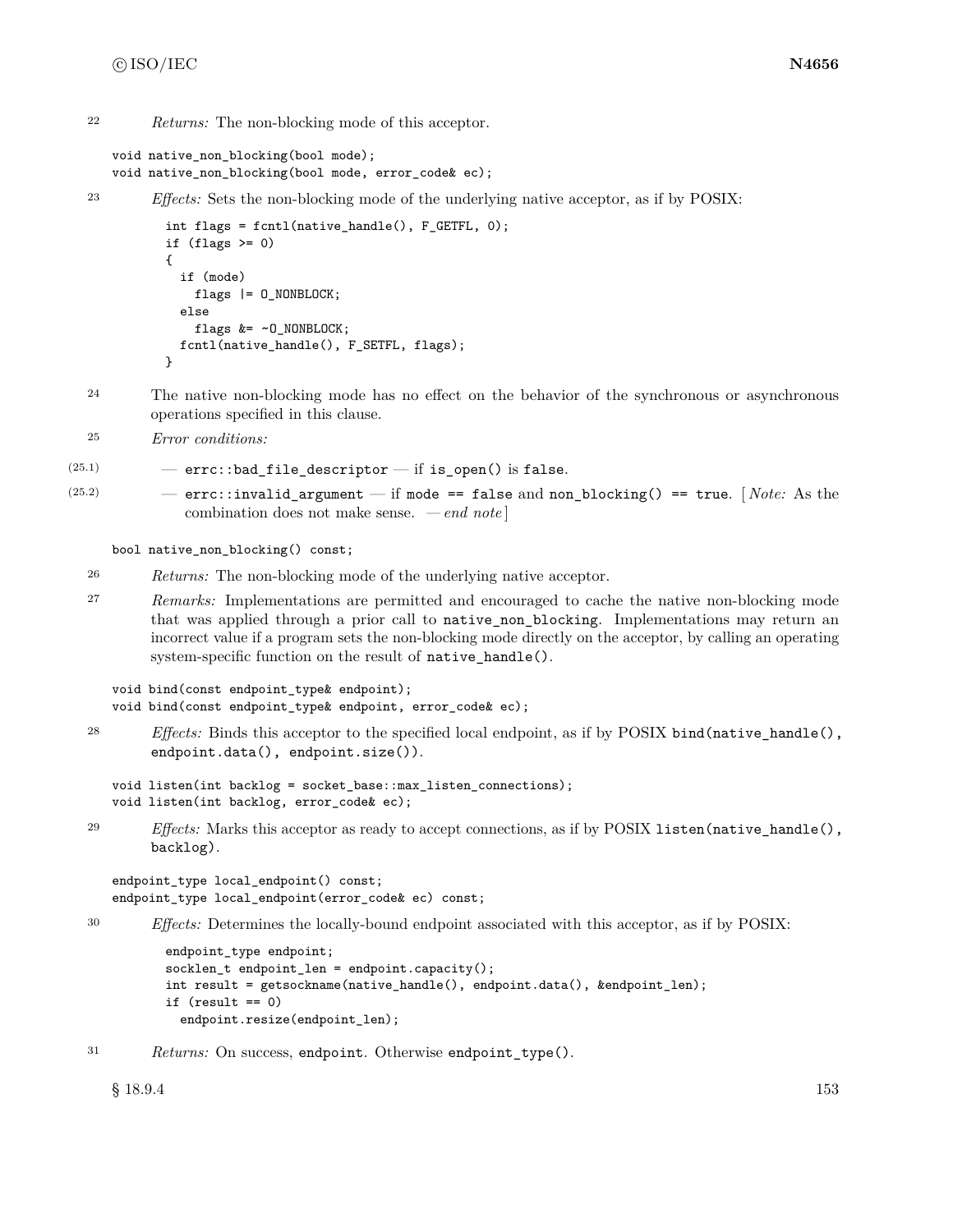22 *Returns:* The non-blocking mode of this acceptor.

```
void native_non_blocking(bool mode);
void native_non_blocking(bool mode, error_code& ec);
```

23 *Effects:* Sets the non-blocking mode of the underlying native acceptor, as if by POSIX:

```
int flags = fcntl(native_handle(), F_GETFL, 0);
if (flags >= 0)
{
  if (mode)
    flags |= O_NONBLOCK;
  else
    flags &= ~O_NONBLOCK;
  fcntl(native_handle(), F_SETFL, flags);
}
```

24 The native non-blocking mode has no effect on the behavior of the synchronous or asynchronous operations specified in this clause.

25 *Error conditions:*

(25.1) — `errc::bad_file_descriptor` — if `is_open()` is `false`.

(25.2) — `errc::invalid_argument` — if `mode == false` and `non_blocking() == true`. [ *Note:* As the combination does not make sense. — *end note* ]

```
bool native_non_blocking() const;
```

26 *Returns:* The non-blocking mode of the underlying native acceptor.

27 *Remarks:* Implementations are permitted and encouraged to cache the native non-blocking mode that was applied through a prior call to `native_non_blocking`. Implementations may return an incorrect value if a program sets the non-blocking mode directly on the acceptor, by calling an operating system-specific function on the result of `native_handle()`.

```
void bind(const endpoint_type& endpoint);
void bind(const endpoint_type& endpoint, error_code& ec);
```

28 *Effects:* Binds this acceptor to the specified local endpoint, as if by POSIX `bind(native_handle(), endpoint.data(), endpoint.size())`.

```
void listen(int backlog = socket_base::max_listen_connections);
void listen(int backlog, error_code& ec);
```

29 *Effects:* Marks this acceptor as ready to accept connections, as if by POSIX `listen(native_handle(), backlog)`.

```
endpoint_type local_endpoint() const;
endpoint_type local_endpoint(error_code& ec) const;
```

30 *Effects:* Determines the locally-bound endpoint associated with this acceptor, as if by POSIX:

```
endpoint_type endpoint;
socklen_t endpoint_len = endpoint.capacity();
int result = getsockname(native_handle(), endpoint.data(), &endpoint_len);
if (result == 0)
  endpoint.resize(endpoint_len);
```

31 *Returns:* On success, `endpoint`. Otherwise `endpoint_type()`.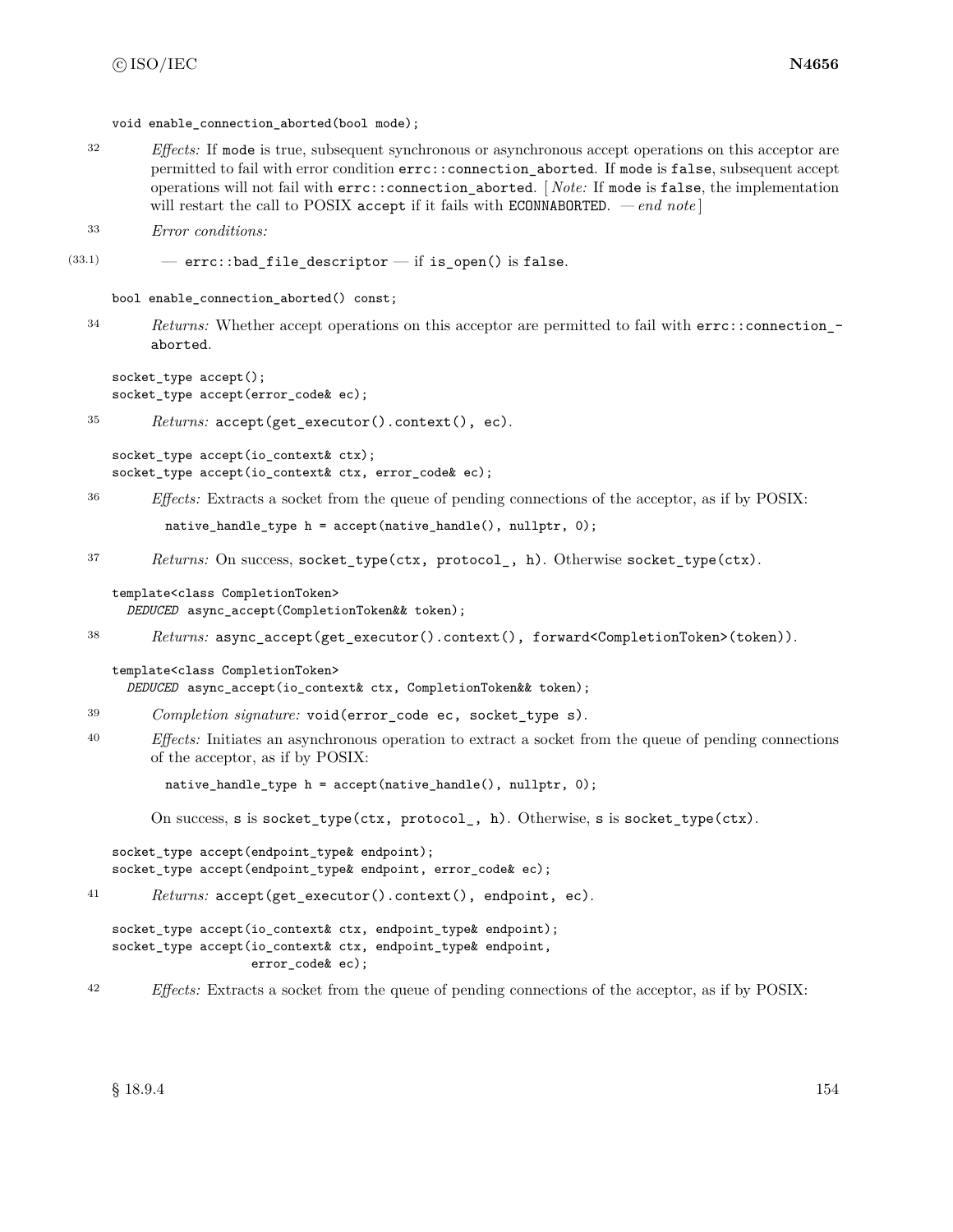```
void enable_connection_aborted(bool mode);
```

32 *Effects:* If `mode` is true, subsequent synchronous or asynchronous accept operations on this acceptor are permitted to fail with error condition `errc::connection_aborted`. If `mode` is `false`, subsequent accept operations will not fail with `errc::connection_aborted`. [ *Note:* If `mode` is `false`, the implementation will restart the call to POSIX `accept` if it fails with `ECONNABORTED`. — *end note* ]

33 *Error conditions:*

(33.1) — `errc::bad_file_descriptor` — if `is_open()` is `false`.

```
bool enable_connection_aborted() const;
```

34 *Returns:* Whether accept operations on this acceptor are permitted to fail with `errc::connection_aborted`.

```
socket_type accept();
socket_type accept(error_code& ec);
```

35 *Returns:* `accept(get_executor().context(), ec)`.

```
socket_type accept(io_context& ctx);
socket_type accept(io_context& ctx, error_code& ec);
```

36 *Effects:* Extracts a socket from the queue of pending connections of the acceptor, as if by POSIX:

```
native_handle_type h = accept(native_handle(), nullptr, 0);
```

37 *Returns:* On success, `socket_type(ctx, protocol_, h)`. Otherwise `socket_type(ctx)`.

```
template<class CompletionToken>
  DEDUCED async_accept(CompletionToken&& token);
```

38 *Returns:* `async_accept(get_executor().context(), forward<CompletionToken>(token))`.

```
template<class CompletionToken>
  DEDUCED async_accept(io_context& ctx, CompletionToken&& token);
```

39 *Completion signature:* `void(error_code ec, socket_type s)`.

40 *Effects:* Initiates an asynchronous operation to extract a socket from the queue of pending connections of the acceptor, as if by POSIX:

```
native_handle_type h = accept(native_handle(), nullptr, 0);
```

On success, `s` is `socket_type(ctx, protocol_, h)`. Otherwise, `s` is `socket_type(ctx)`.

```
socket_type accept(endpoint_type& endpoint);
socket_type accept(endpoint_type& endpoint, error_code& ec);
```

41 *Returns:* `accept(get_executor().context(), endpoint, ec)`.

```
socket_type accept(io_context& ctx, endpoint_type& endpoint);
socket_type accept(io_context& ctx, endpoint_type& endpoint,
                   error_code& ec);
```

42 *Effects:* Extracts a socket from the queue of pending connections of the acceptor, as if by POSIX: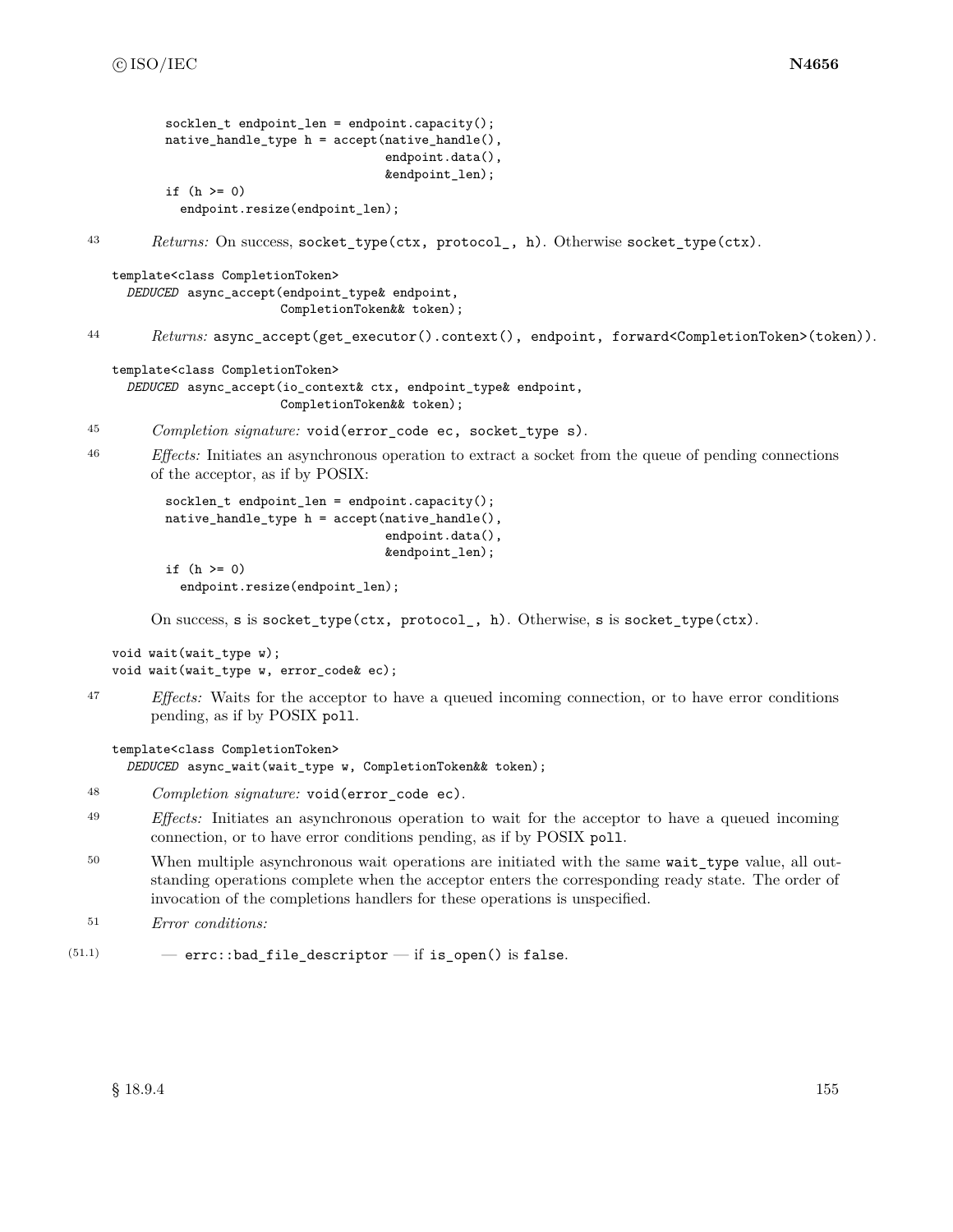```
socklen_t endpoint_len = endpoint.capacity();
native_handle_type h = accept(native_handle(),
                              endpoint.data(),
                              &endpoint_len);
if (h >= 0)
  endpoint.resize(endpoint_len);
```

43 *Returns:* On success, `socket_type(ctx, protocol_, h)`. Otherwise `socket_type(ctx)`.

```
template<class CompletionToken>
  DEDUCED async_accept(endpoint_type& endpoint,
                       CompletionToken&& token);
```

44 *Returns:* `async_accept(get_executor().context(), endpoint, forward<CompletionToken>(token))`.

```
template<class CompletionToken>
  DEDUCED async_accept(io_context& ctx, endpoint_type& endpoint,
                       CompletionToken&& token);
```

45 *Completion signature:* `void(error_code ec, socket_type s)`.

46 *Effects:* Initiates an asynchronous operation to extract a socket from the queue of pending connections of the acceptor, as if by POSIX:

```
socklen_t endpoint_len = endpoint.capacity();
native_handle_type h = accept(native_handle(),
                              endpoint.data(),
                              &endpoint_len);
if (h >= 0)
  endpoint.resize(endpoint_len);
```

On success, `s` is `socket_type(ctx, protocol_, h)`. Otherwise, `s` is `socket_type(ctx)`.

```
void wait(wait_type w);
void wait(wait_type w, error_code& ec);
```

47 *Effects:* Waits for the acceptor to have a queued incoming connection, or to have error conditions pending, as if by POSIX `poll`.

```
template<class CompletionToken>
  DEDUCED async_wait(wait_type w, CompletionToken&& token);
```

48 *Completion signature:* `void(error_code ec)`.

49 *Effects:* Initiates an asynchronous operation to wait for the acceptor to have a queued incoming connection, or to have error conditions pending, as if by POSIX `poll`.

50 When multiple asynchronous wait operations are initiated with the same `wait_type` value, all outstanding operations complete when the acceptor enters the corresponding ready state. The order of invocation of the completions handlers for these operations is unspecified.

51 *Error conditions:*

(51.1) — `errc::bad_file_descriptor` — if `is_open()` is `false`.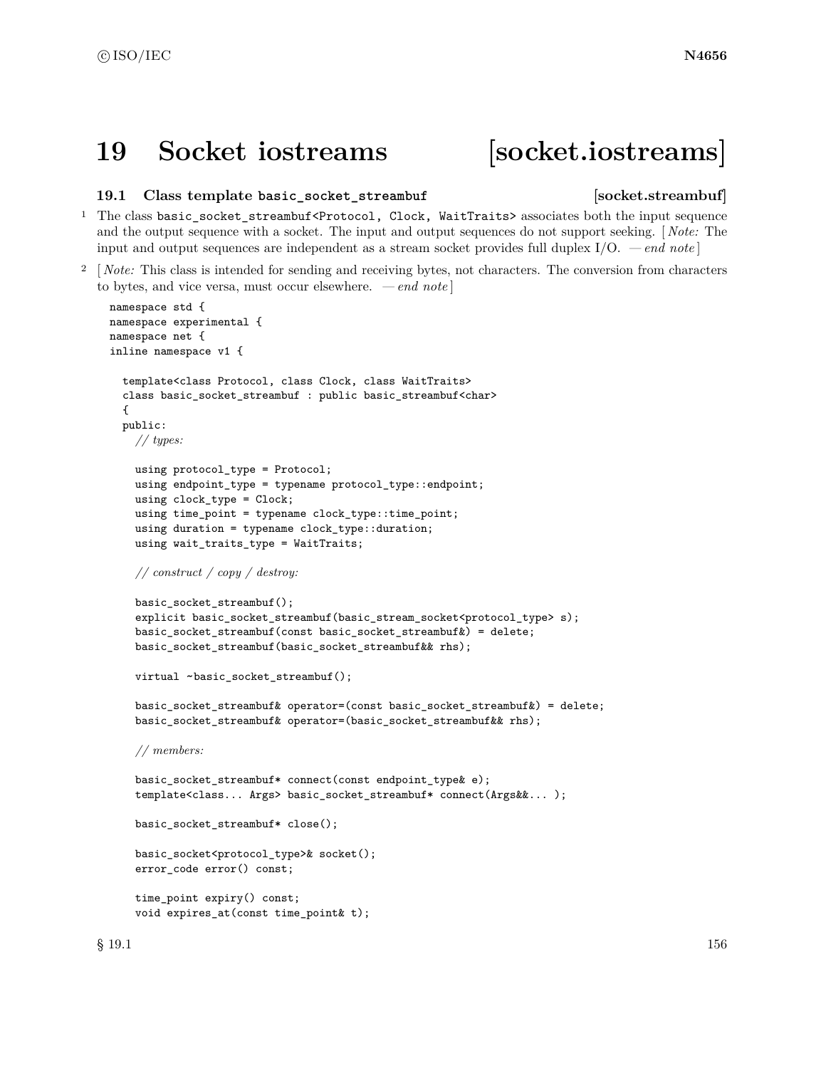# 19 Socket iostreams [socket.iostreams]

## 19.1 Class template `basic_socket_streambuf` [socket.streambuf]

1 The class `basic_socket_streambuf<Protocol, Clock, WaitTraits>` associates both the input sequence and the output sequence with a socket. The input and output sequences do not support seeking. [ *Note:* The input and output sequences are independent as a stream socket provides full duplex I/O. — *end note* ]

2 [ *Note:* This class is intended for sending and receiving bytes, not characters. The conversion from characters to bytes, and vice versa, must occur elsewhere. — *end note* ]

```
namespace std {
namespace experimental {
namespace net {
inline namespace v1 {

  template<class Protocol, class Clock, class WaitTraits>
  class basic_socket_streambuf : public basic_streambuf<char>
  {
  public:
    // types:

    using protocol_type = Protocol;
    using endpoint_type = typename protocol_type::endpoint;
    using clock_type = Clock;
    using time_point = typename clock_type::time_point;
    using duration = typename clock_type::duration;
    using wait_traits_type = WaitTraits;

    // construct / copy / destroy:

    basic_socket_streambuf();
    explicit basic_socket_streambuf(basic_stream_socket<protocol_type> s);
    basic_socket_streambuf(const basic_socket_streambuf&) = delete;
    basic_socket_streambuf(basic_socket_streambuf&& rhs);

    virtual ~basic_socket_streambuf();

    basic_socket_streambuf& operator=(const basic_socket_streambuf&) = delete;
    basic_socket_streambuf& operator=(basic_socket_streambuf&& rhs);

    // members:

    basic_socket_streambuf* connect(const endpoint_type& e);
    template<class... Args> basic_socket_streambuf* connect(Args&&... );

    basic_socket_streambuf* close();

    basic_socket<protocol_type>& socket();
    error_code error() const;

    time_point expiry() const;
    void expires_at(const time_point& t);
```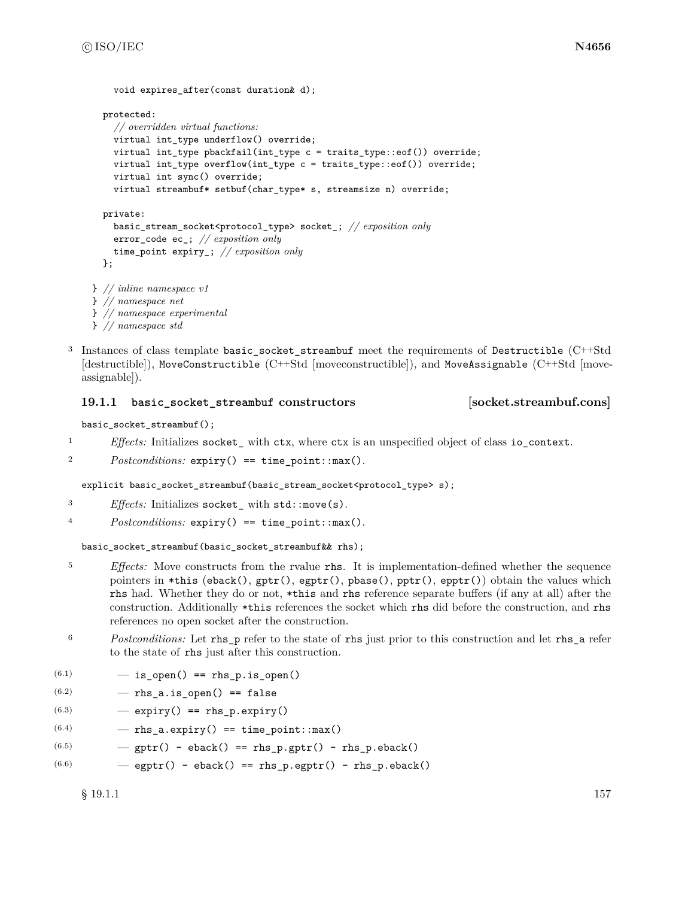```
    void expires_after(const duration& d);

  protected:
    // overridden virtual functions:
    virtual int_type underflow() override;
    virtual int_type pbackfail(int_type c = traits_type::eof()) override;
    virtual int_type overflow(int_type c = traits_type::eof()) override;
    virtual int sync() override;
    virtual streambuf* setbuf(char_type* s, streamsize n) override;

  private:
    basic_stream_socket<protocol_type> socket_; // exposition only
    error_code ec_; // exposition only
    time_point expiry_; // exposition only
  };

} // inline namespace v1
} // namespace net
} // namespace experimental
} // namespace std
```

3 Instances of class template `basic_socket_streambuf` meet the requirements of `Destructible` (C++Std [destructible]), `MoveConstructible` (C++Std [moveconstructible]), and `MoveAssignable` (C++Std [moveassignable]).

### 19.1.1 `basic_socket_streambuf` constructors [socket.streambuf.cons]

`basic_socket_streambuf();`

1 *Effects:* Initializes `socket_` with `ctx`, where `ctx` is an unspecified object of class `io_context`.

2 *Postconditions:* `expiry() == time_point::max()`.

`explicit basic_socket_streambuf(basic_stream_socket<protocol_type> s);`

3 *Effects:* Initializes `socket_` with `std::move(s)`.

4 *Postconditions:* `expiry() == time_point::max()`.

`basic_socket_streambuf(basic_socket_streambuf&& rhs);`

5 *Effects:* Move constructs from the rvalue `rhs`. It is implementation-defined whether the sequence pointers in `*this` (`eback()`, `gptr()`, `egptr()`, `pbase()`, `pptr()`, `epptr()`) obtain the values which `rhs` had. Whether they do or not, `*this` and `rhs` reference separate buffers (if any at all) after the construction. Additionally `*this` references the socket which `rhs` did before the construction, and `rhs` references no open socket after the construction.

6 *Postconditions:* Let `rhs_p` refer to the state of `rhs` just prior to this construction and let `rhs_a` refer to the state of `rhs` just after this construction.

(6.1) — `is_open() == rhs_p.is_open()`

(6.2) — `rhs_a.is_open() == false`

(6.3) — `expiry() == rhs_p.expiry()`

(6.4) — `rhs_a.expiry() == time_point::max()`

(6.5) — `gptr() - eback() == rhs_p.gptr() - rhs_p.eback()`

(6.6) — `egptr() - eback() == rhs_p.egptr() - rhs_p.eback()`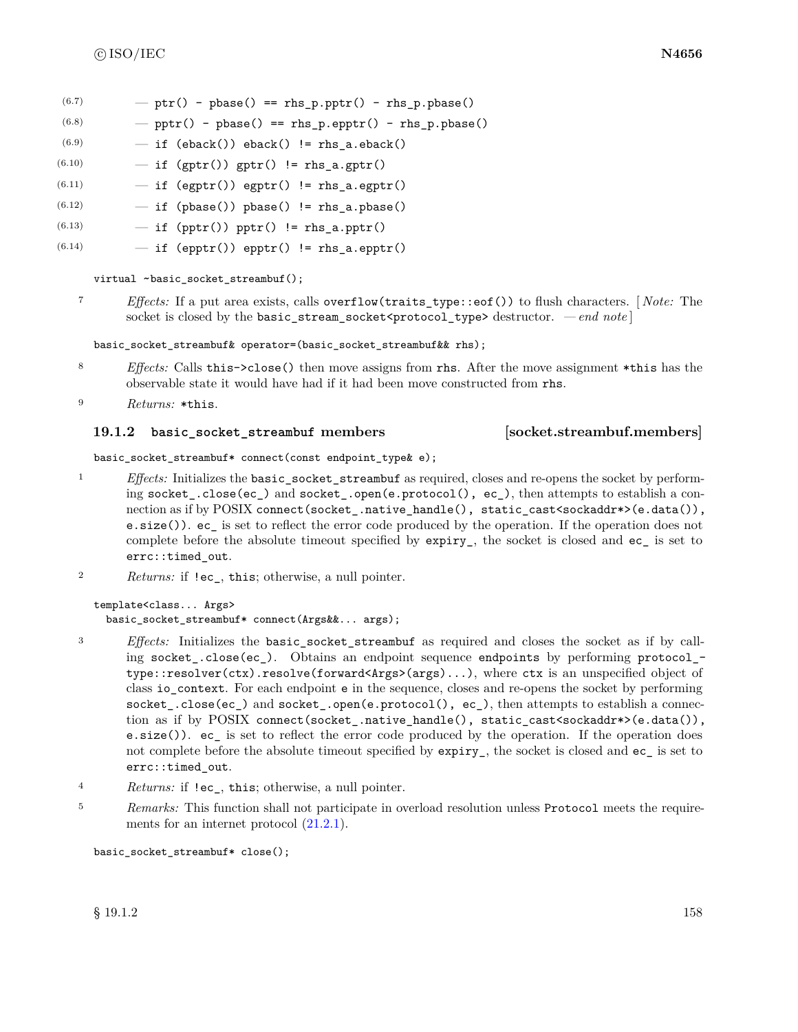- (6.7) — `ptr() - pbase() == rhs_p.pptr() - rhs_p.pbase()`
- (6.8) — `pptr() - pbase() == rhs_p.epptr() - rhs_p.pbase()`
- (6.9) — `if (eback()) eback() != rhs_a.eback()`
- (6.10) — `if (gptr()) gptr() != rhs_a.gptr()`
- (6.11) — `if (egptr()) egptr() != rhs_a.egptr()`
- (6.12) — `if (pbase()) pbase() != rhs_a.pbase()`
- (6.13) — `if (pptr()) pptr() != rhs_a.pptr()`
- (6.14) — `if (epptr()) epptr() != rhs_a.epptr()`

```
virtual ~basic_socket_streambuf();
```

7 *Effects:* If a put area exists, calls `overflow(traits_type::eof())` to flush characters. [ *Note:* The socket is closed by the `basic_stream_socket<protocol_type>` destructor. — *end note* ]

```
basic_socket_streambuf& operator=(basic_socket_streambuf&& rhs);
```

8 *Effects:* Calls `this->close()` then move assigns from `rhs`. After the move assignment `*this` has the observable state it would have had if it had been move constructed from `rhs`.

9 *Returns:* `*this`.

### 19.1.2 `basic_socket_streambuf` members [socket.streambuf.members]

```
basic_socket_streambuf* connect(const endpoint_type& e);
```

1 *Effects:* Initializes the `basic_socket_streambuf` as required, closes and re-opens the socket by performing `socket_.close(ec_)` and `socket_.open(e.protocol(), ec_)`, then attempts to establish a connection as if by POSIX `connect(socket_.native_handle(), static_cast<sockaddr*>(e.data()), e.size())`. `ec_` is set to reflect the error code produced by the operation. If the operation does not complete before the absolute timeout specified by `expiry_`, the socket is closed and `ec_` is set to `errc::timed_out`.

2 *Returns:* if `!ec_`, `this`; otherwise, a null pointer.

```
template<class... Args>
  basic_socket_streambuf* connect(Args&&... args);
```

3 *Effects:* Initializes the `basic_socket_streambuf` as required and closes the socket as if by calling `socket_.close(ec_)`. Obtains an endpoint sequence `endpoints` by performing `protocol_type::resolver(ctx).resolve(forward<Args>(args)...)`, where `ctx` is an unspecified object of class `io_context`. For each endpoint `e` in the sequence, closes and re-opens the socket by performing `socket_.close(ec_)` and `socket_.open(e.protocol(), ec_)`, then attempts to establish a connection as if by POSIX `connect(socket_.native_handle(), static_cast<sockaddr*>(e.data()), e.size())`. `ec_` is set to reflect the error code produced by the operation. If the operation does not complete before the absolute timeout specified by `expiry_`, the socket is closed and `ec_` is set to `errc::timed_out`.

4 *Returns:* if `!ec_`, `this`; otherwise, a null pointer.

5 *Remarks:* This function shall not participate in overload resolution unless `Protocol` meets the requirements for an internet protocol (21.2.1).

```
basic_socket_streambuf* close();
```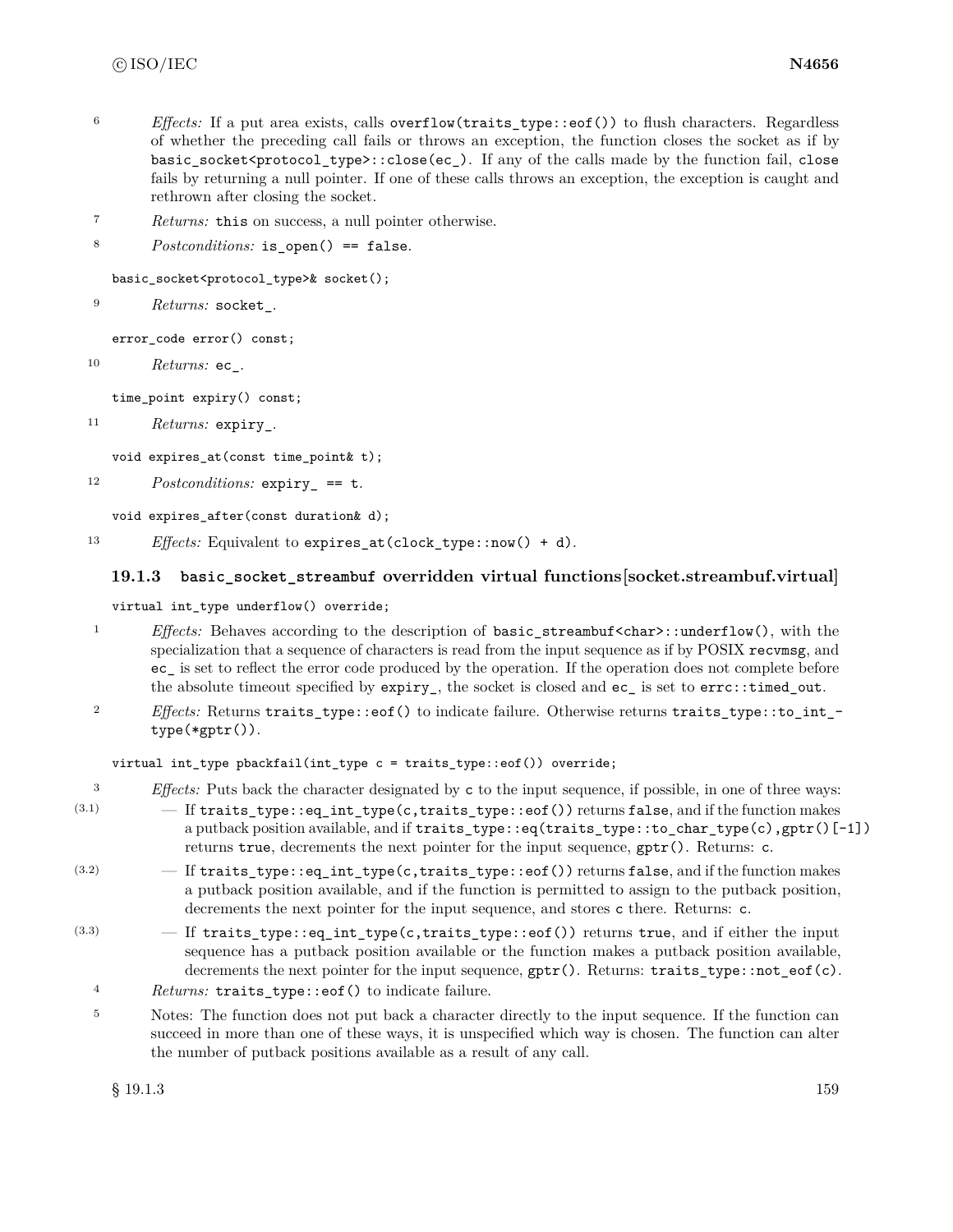6 *Effects:* If a put area exists, calls `overflow(traits_type::eof())` to flush characters. Regardless of whether the preceding call fails or throws an exception, the function closes the socket as if by `basic_socket<protocol_type>::close(ec_)`. If any of the calls made by the function fail, `close` fails by returning a null pointer. If one of these calls throws an exception, the exception is caught and rethrown after closing the socket.

7 *Returns:* `this` on success, a null pointer otherwise.

8 *Postconditions:* `is_open() == false`.

```
basic_socket<protocol_type>& socket();
```

9 *Returns:* `socket_`.

```
error_code error() const;
```

10 *Returns:* `ec_`.

```
time_point expiry() const;
```

11 *Returns:* `expiry_`.

```
void expires_at(const time_point& t);
```

12 *Postconditions:* `expiry_ == t`.

```
void expires_after(const duration& d);
```

13 *Effects:* Equivalent to `expires_at(clock_type::now() + d)`.

### 19.1.3 basic_socket_streambuf overridden virtual functions [socket.streambuf.virtual]

```
virtual int_type underflow() override;
```

1 *Effects:* Behaves according to the description of `basic_streambuf<char>::underflow()`, with the specialization that a sequence of characters is read from the input sequence as if by POSIX `recvmsg`, and `ec_` is set to reflect the error code produced by the operation. If the operation does not complete before the absolute timeout specified by `expiry_`, the socket is closed and `ec_` is set to `errc::timed_out`.

2 *Effects:* Returns `traits_type::eof()` to indicate failure. Otherwise returns `traits_type::to_int_type(*gptr())`.

```
virtual int_type pbackfail(int_type c = traits_type::eof()) override;
```

3 *Effects:* Puts back the character designated by `c` to the input sequence, if possible, in one of three ways:

(3.1) — If `traits_type::eq_int_type(c,traits_type::eof())` returns `false`, and if the function makes a putback position available, and if `traits_type::eq(traits_type::to_char_type(c),gptr()[-1])` returns `true`, decrements the next pointer for the input sequence, `gptr()`. Returns: `c`.

(3.2) — If `traits_type::eq_int_type(c,traits_type::eof())` returns `false`, and if the function makes a putback position available, and if the function is permitted to assign to the putback position, decrements the next pointer for the input sequence, and stores `c` there. Returns: `c`.

(3.3) — If `traits_type::eq_int_type(c,traits_type::eof())` returns `true`, and if either the input sequence has a putback position available or the function makes a putback position available, decrements the next pointer for the input sequence, `gptr()`. Returns: `traits_type::not_eof(c)`.

4 *Returns:* `traits_type::eof()` to indicate failure.

5 Notes: The function does not put back a character directly to the input sequence. If the function can succeed in more than one of these ways, it is unspecified which way is chosen. The function can alter the number of putback positions available as a result of any call.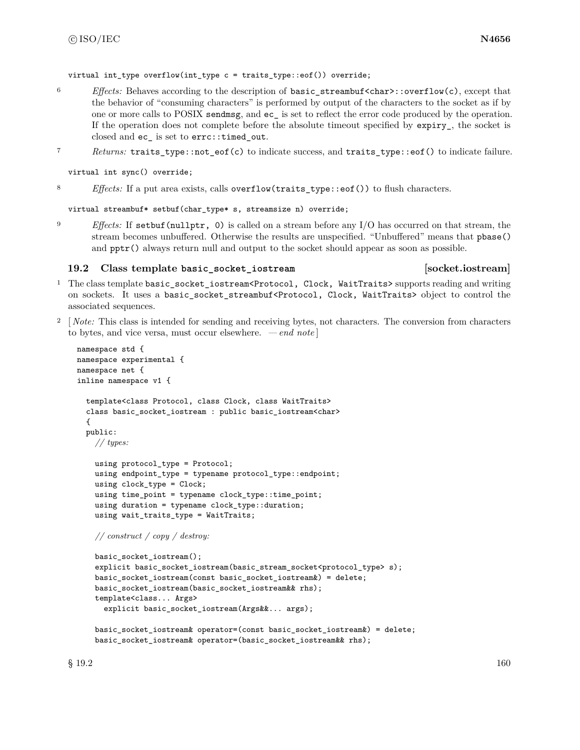```
virtual int_type overflow(int_type c = traits_type::eof()) override;
```

6 *Effects:* Behaves according to the description of `basic_streambuf<char>::overflow(c)`, except that the behavior of "consuming characters" is performed by output of the characters to the socket as if by one or more calls to POSIX `sendmsg`, and `ec_` is set to reflect the error code produced by the operation. If the operation does not complete before the absolute timeout specified by `expiry_`, the socket is closed and `ec_` is set to `errc::timed_out`.

7 *Returns:* `traits_type::not_eof(c)` to indicate success, and `traits_type::eof()` to indicate failure.

```
virtual int sync() override;
```

8 *Effects:* If a put area exists, calls `overflow(traits_type::eof())` to flush characters.

```
virtual streambuf* setbuf(char_type* s, streamsize n) override;
```

9 *Effects:* If `setbuf(nullptr, 0)` is called on a stream before any I/O has occurred on that stream, the stream becomes unbuffered. Otherwise the results are unspecified. "Unbuffered" means that `pbase()` and `pptr()` always return null and output to the socket should appear as soon as possible.

## 19.2 Class template `basic_socket_iostream` [socket.iostream]

1 The class template `basic_socket_iostream<Protocol, Clock, WaitTraits>` supports reading and writing on sockets. It uses a `basic_socket_streambuf<Protocol, Clock, WaitTraits>` object to control the associated sequences.

2 [ *Note:* This class is intended for sending and receiving bytes, not characters. The conversion from characters to bytes, and vice versa, must occur elsewhere. — *end note* ]

```
namespace std {
namespace experimental {
namespace net {
inline namespace v1 {

  template<class Protocol, class Clock, class WaitTraits>
  class basic_socket_iostream : public basic_iostream<char>
  {
  public:
    // types:

    using protocol_type = Protocol;
    using endpoint_type = typename protocol_type::endpoint;
    using clock_type = Clock;
    using time_point = typename clock_type::time_point;
    using duration = typename clock_type::duration;
    using wait_traits_type = WaitTraits;

    // construct / copy / destroy:

    basic_socket_iostream();
    explicit basic_socket_iostream(basic_stream_socket<protocol_type> s);
    basic_socket_iostream(const basic_socket_iostream&) = delete;
    basic_socket_iostream(basic_socket_iostream&& rhs);
    template<class... Args>
      explicit basic_socket_iostream(Args&&... args);

    basic_socket_iostream& operator=(const basic_socket_iostream&) = delete;
    basic_socket_iostream& operator=(basic_socket_iostream&& rhs);
```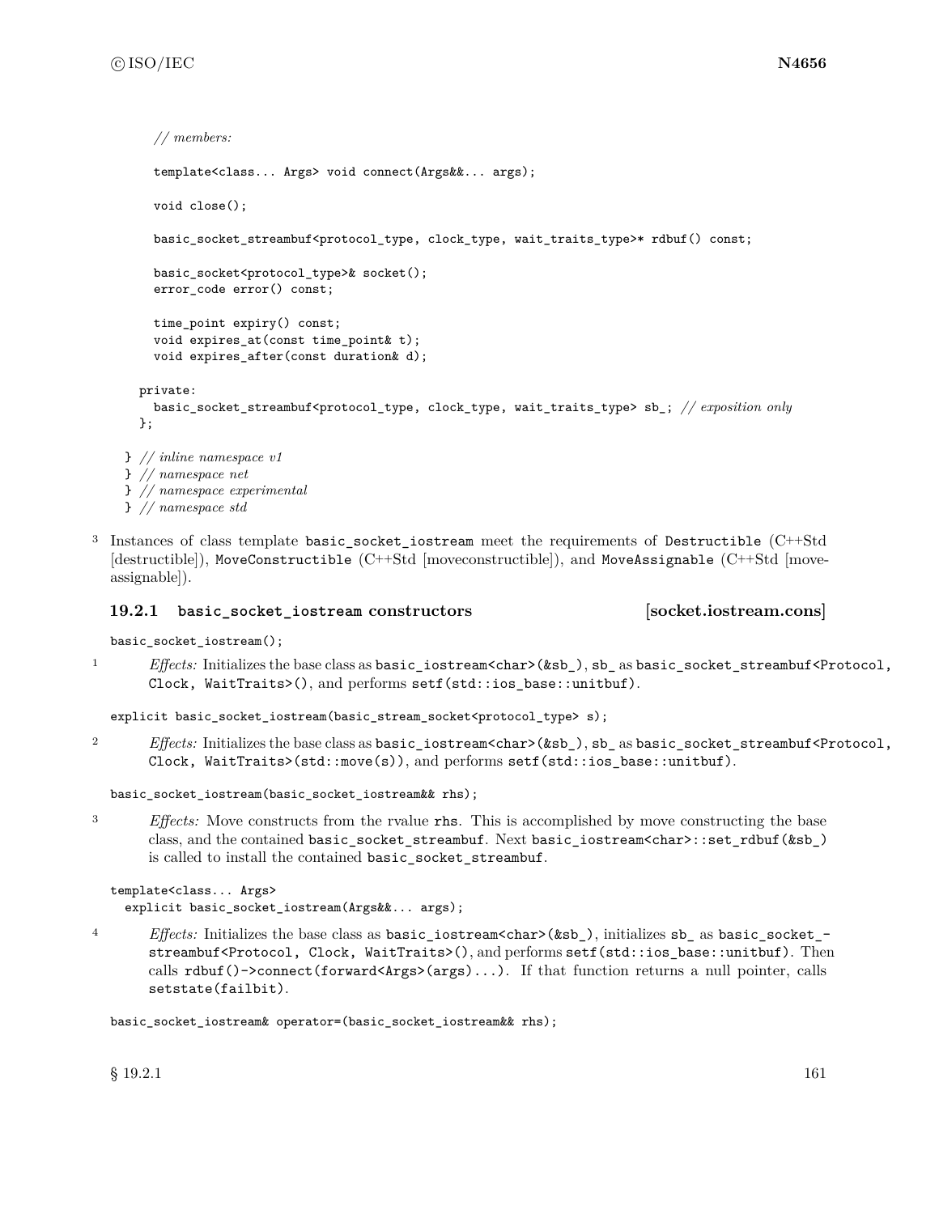```
    // members:

    template<class... Args> void connect(Args&&... args);

    void close();

    basic_socket_streambuf<protocol_type, clock_type, wait_traits_type>* rdbuf() const;

    basic_socket<protocol_type>& socket();
    error_code error() const;

    time_point expiry() const;
    void expires_at(const time_point& t);
    void expires_after(const duration& d);

  private:
    basic_socket_streambuf<protocol_type, clock_type, wait_traits_type> sb_; // exposition only
  };

} // inline namespace v1
} // namespace net
} // namespace experimental
} // namespace std
```

3 Instances of class template `basic_socket_iostream` meet the requirements of `Destructible` (C++Std [destructible]), `MoveConstructible` (C++Std [moveconstructible]), and `MoveAssignable` (C++Std [moveassignable]).

### 19.2.1 basic_socket_iostream constructors [socket.iostream.cons]

```
basic_socket_iostream();
```

1 *Effects:* Initializes the base class as `basic_iostream<char>(&sb_)`, `sb_` as `basic_socket_streambuf<Protocol, Clock, WaitTraits>()`, and performs `setf(std::ios_base::unitbuf)`.

```
explicit basic_socket_iostream(basic_stream_socket<protocol_type> s);
```

2 *Effects:* Initializes the base class as `basic_iostream<char>(&sb_)`, `sb_` as `basic_socket_streambuf<Protocol, Clock, WaitTraits>(std::move(s))`, and performs `setf(std::ios_base::unitbuf)`.

```
basic_socket_iostream(basic_socket_iostream&& rhs);
```

3 *Effects:* Move constructs from the rvalue `rhs`. This is accomplished by move constructing the base class, and the contained `basic_socket_streambuf`. Next `basic_iostream<char>::set_rdbuf(&sb_)` is called to install the contained `basic_socket_streambuf`.

```
template<class... Args>
  explicit basic_socket_iostream(Args&&... args);
```

4 *Effects:* Initializes the base class as `basic_iostream<char>(&sb_)`, initializes `sb_` as `basic_socket_streambuf<Protocol, Clock, WaitTraits>()`, and performs `setf(std::ios_base::unitbuf)`. Then calls `rdbuf()->connect(forward<Args>(args)...)`. If that function returns a null pointer, calls `setstate(failbit)`.

```
basic_socket_iostream& operator=(basic_socket_iostream&& rhs);
```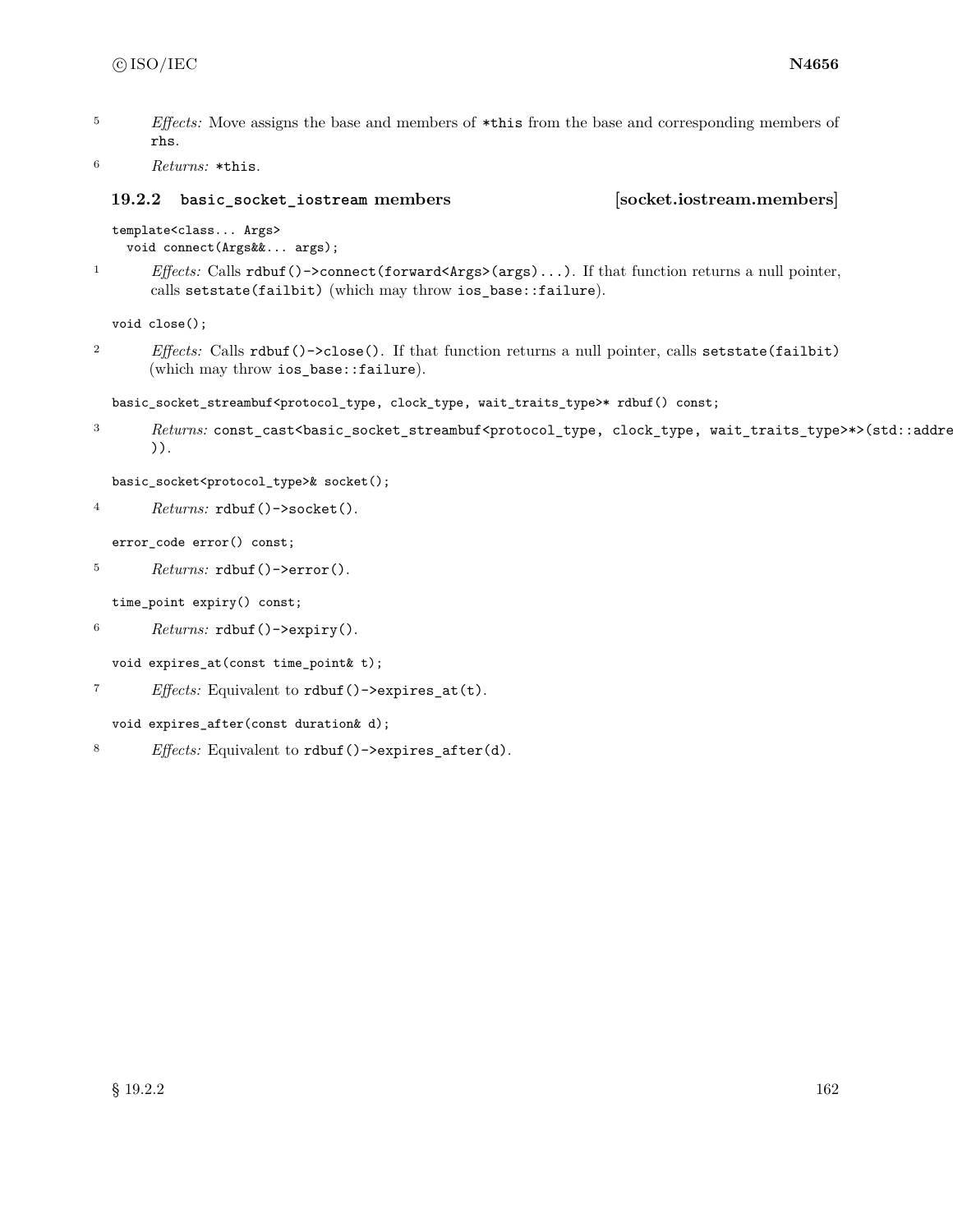5 *Effects:* Move assigns the base and members of `*this` from the base and corresponding members of `rhs`.

6 *Returns:* `*this`.

### 19.2.2 `basic_socket_iostream` members [socket.iostream.members]

```
template<class... Args>
  void connect(Args&&... args);
```

1 *Effects:* Calls `rdbuf()->connect(forward<Args>(args)...)`. If that function returns a null pointer, calls `setstate(failbit)` (which may throw `ios_base::failure`).

```
void close();
```

2 *Effects:* Calls `rdbuf()->close()`. If that function returns a null pointer, calls `setstate(failbit)` (which may throw `ios_base::failure`).

```
basic_socket_streambuf<protocol_type, clock_type, wait_traits_type>* rdbuf() const;
```

3 *Returns:* `const_cast<basic_socket_streambuf<protocol_type, clock_type, wait_traits_type>*>(std::addre ))`.

```
basic_socket<protocol_type>& socket();
```

4 *Returns:* `rdbuf()->socket()`.

```
error_code error() const;
```

5 *Returns:* `rdbuf()->error()`.

```
time_point expiry() const;
```

6 *Returns:* `rdbuf()->expiry()`.

```
void expires_at(const time_point& t);
```

7 *Effects:* Equivalent to `rdbuf()->expires_at(t)`.

```
void expires_after(const duration& d);
```

8 *Effects:* Equivalent to `rdbuf()->expires_after(d)`.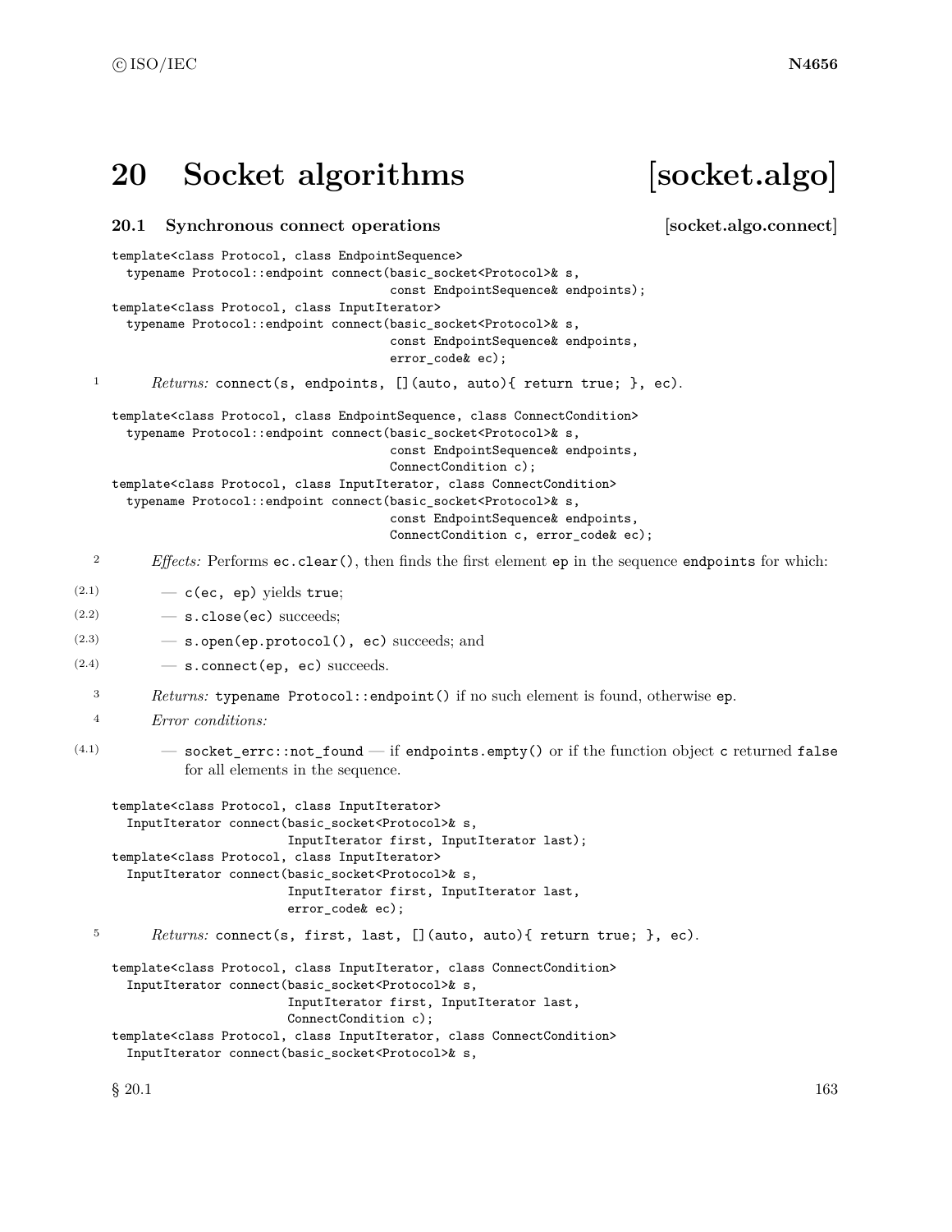# 20 Socket algorithms [socket.algo]

## 20.1 Synchronous connect operations [socket.algo.connect]

```
template<class Protocol, class EndpointSequence>
  typename Protocol::endpoint connect(basic_socket<Protocol>& s,
                                     const EndpointSequence& endpoints);
template<class Protocol, class InputIterator>
  typename Protocol::endpoint connect(basic_socket<Protocol>& s,
                                     const EndpointSequence& endpoints,
                                     error_code& ec);
```

1 *Returns:* `connect(s, endpoints, [](auto, auto){ return true; }, ec)`.

```
template<class Protocol, class EndpointSequence, class ConnectCondition>
  typename Protocol::endpoint connect(basic_socket<Protocol>& s,
                                     const EndpointSequence& endpoints,
                                     ConnectCondition c);
template<class Protocol, class InputIterator, class ConnectCondition>
  typename Protocol::endpoint connect(basic_socket<Protocol>& s,
                                     const EndpointSequence& endpoints,
                                     ConnectCondition c, error_code& ec);
```

2 *Effects:* Performs `ec.clear()`, then finds the first element `ep` in the sequence `endpoints` for which:

(2.1) — `c(ec, ep)` yields `true`;

(2.2) — `s.close(ec)` succeeds;

(2.3) — `s.open(ep.protocol(), ec)` succeeds; and

(2.4) — `s.connect(ep, ec)` succeeds.

3 *Returns:* `typename Protocol::endpoint()` if no such element is found, otherwise `ep`.

4 *Error conditions:*

(4.1) — `socket_errc::not_found` — if `endpoints.empty()` or if the function object `c` returned `false` for all elements in the sequence.

```
template<class Protocol, class InputIterator>
  InputIterator connect(basic_socket<Protocol>& s,
                        InputIterator first, InputIterator last);
template<class Protocol, class InputIterator>
  InputIterator connect(basic_socket<Protocol>& s,
                        InputIterator first, InputIterator last,
                        error_code& ec);
```

5 *Returns:* `connect(s, first, last, [](auto, auto){ return true; }, ec)`.

```
template<class Protocol, class InputIterator, class ConnectCondition>
  InputIterator connect(basic_socket<Protocol>& s,
                        InputIterator first, InputIterator last,
                        ConnectCondition c);
template<class Protocol, class InputIterator, class ConnectCondition>
  InputIterator connect(basic_socket<Protocol>& s,
```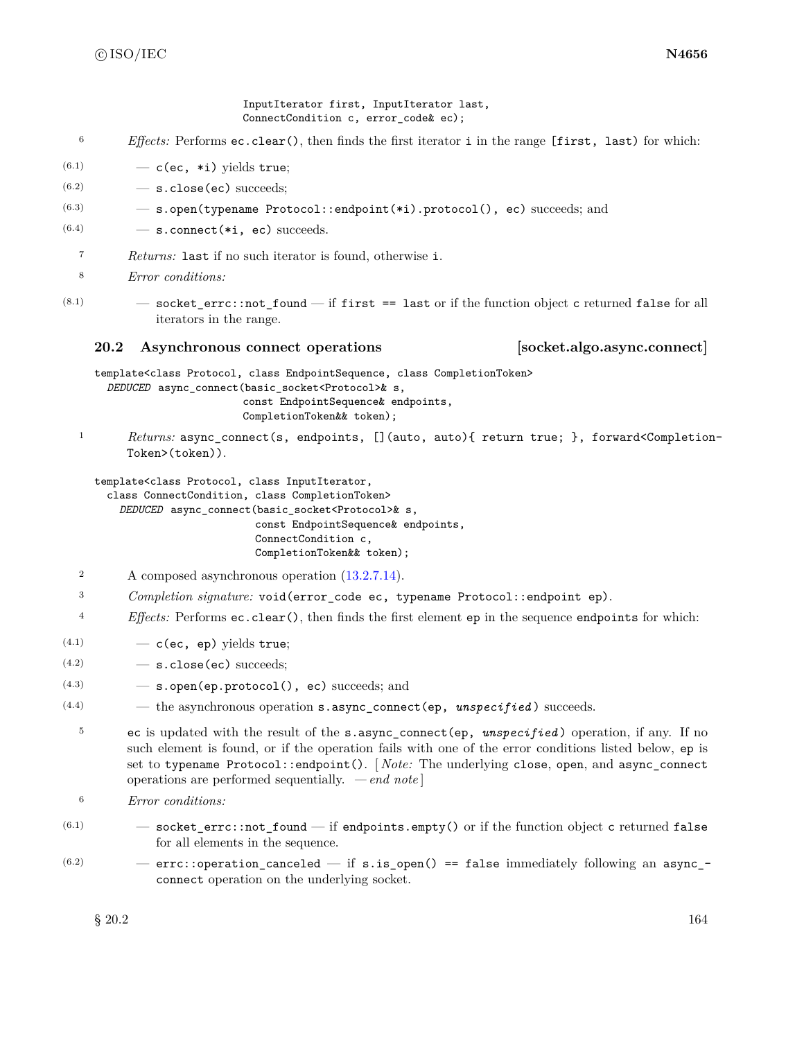```
                        InputIterator first, InputIterator last,
                        ConnectCondition c, error_code& ec);
```

6 *Effects:* Performs `ec.clear()`, then finds the first iterator `i` in the range `[first, last)` for which:

- (6.1) — `c(ec, *i)` yields `true`;
- (6.2) — `s.close(ec)` succeeds;
- (6.3) — `s.open(typename Protocol::endpoint(*i).protocol(), ec)` succeeds; and
- (6.4) — `s.connect(*i, ec)` succeeds.

7 *Returns:* `last` if no such iterator is found, otherwise `i`.

8 *Error conditions:*

- (8.1) — `socket_errc::not_found` — if `first == last` or if the function object `c` returned `false` for all iterators in the range.

## 20.2 Asynchronous connect operations [socket.algo.async.connect]

```
template<class Protocol, class EndpointSequence, class CompletionToken>
  DEDUCED async_connect(basic_socket<Protocol>& s,
                        const EndpointSequence& endpoints,
                        CompletionToken&& token);
```

1 *Returns:* `async_connect(s, endpoints, [](auto, auto){ return true; }, forward<CompletionToken>(token))`.

```
template<class Protocol, class InputIterator,
  class ConnectCondition, class CompletionToken>
    DEDUCED async_connect(basic_socket<Protocol>& s,
                          const EndpointSequence& endpoints,
                          ConnectCondition c,
                          CompletionToken&& token);
```

2 A composed asynchronous operation (13.2.7.14).

3 *Completion signature:* `void(error_code ec, typename Protocol::endpoint ep)`.

4 *Effects:* Performs `ec.clear()`, then finds the first element `ep` in the sequence `endpoints` for which:

- (4.1) — `c(ec, ep)` yields `true`;
- (4.2) — `s.close(ec)` succeeds;
- (4.3) — `s.open(ep.protocol(), ec)` succeeds; and
- (4.4) — the asynchronous operation `s.async_connect(ep, unspecified)` succeeds.

5 `ec` is updated with the result of the `s.async_connect(ep, unspecified)` operation, if any. If no such element is found, or if the operation fails with one of the error conditions listed below, `ep` is set to `typename Protocol::endpoint()`. [ *Note:* The underlying `close`, `open`, and `async_connect` operations are performed sequentially. — *end note* ]

6 *Error conditions:*

- (6.1) — `socket_errc::not_found` — if `endpoints.empty()` or if the function object `c` returned `false` for all elements in the sequence.
- (6.2) — `errc::operation_canceled` — if `s.is_open() == false` immediately following an `async_connect` operation on the underlying socket.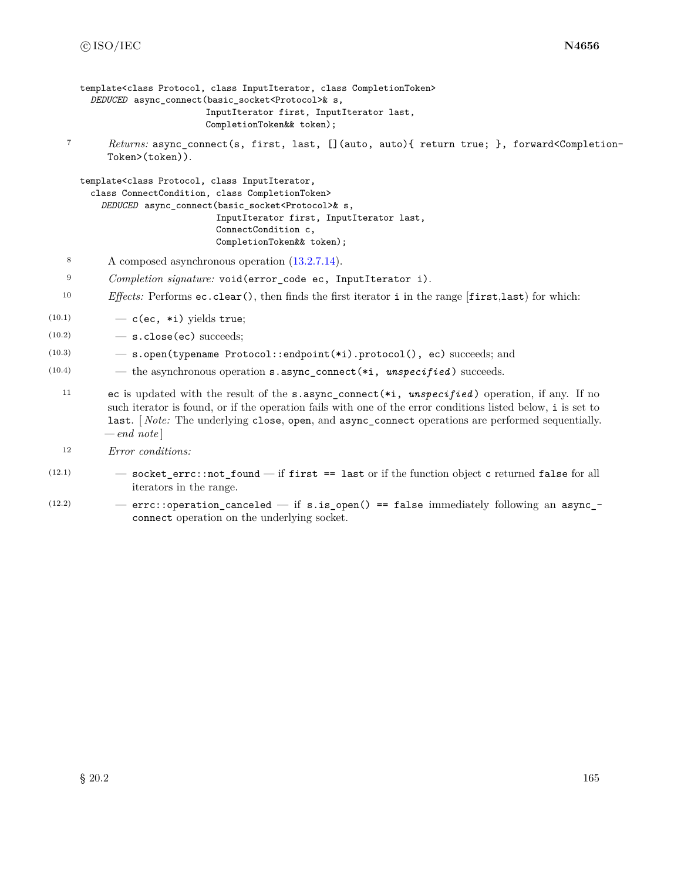```
template<class Protocol, class InputIterator, class CompletionToken>
  DEDUCED async_connect(basic_socket<Protocol>& s,
                        InputIterator first, InputIterator last,
                        CompletionToken&& token);
```

7 *Returns:* `async_connect(s, first, last, [](auto, auto){ return true; }, forward<CompletionToken>(token))`.

```
template<class Protocol, class InputIterator,
  class ConnectCondition, class CompletionToken>
    DEDUCED async_connect(basic_socket<Protocol>& s,
                          InputIterator first, InputIterator last,
                          ConnectCondition c,
                          CompletionToken&& token);
```

8 A composed asynchronous operation (13.2.7.14).

9 *Completion signature:* `void(error_code ec, InputIterator i)`.

10 *Effects:* Performs `ec.clear()`, then finds the first iterator `i` in the range [`first`,`last`) for which:

- (10.1) — `c(ec, *i)` yields `true`;
- (10.2) — `s.close(ec)` succeeds;
- (10.3) — `s.open(typename Protocol::endpoint(*i).protocol(), ec)` succeeds; and
- (10.4) — the asynchronous operation `s.async_connect(*i, `*`unspecified`*`)` succeeds.

11 `ec` is updated with the result of the `s.async_connect(*i, `*`unspecified`*`)` operation, if any. If no such iterator is found, or if the operation fails with one of the error conditions listed below, `i` is set to `last`. [ *Note:* The underlying `close`, `open`, and `async_connect` operations are performed sequentially. — *end note* ]

12 *Error conditions:*

- (12.1) — `socket_errc::not_found` — if `first == last` or if the function object `c` returned `false` for all iterators in the range.
- (12.2) — `errc::operation_canceled` — if `s.is_open() == false` immediately following an `async_connect` operation on the underlying socket.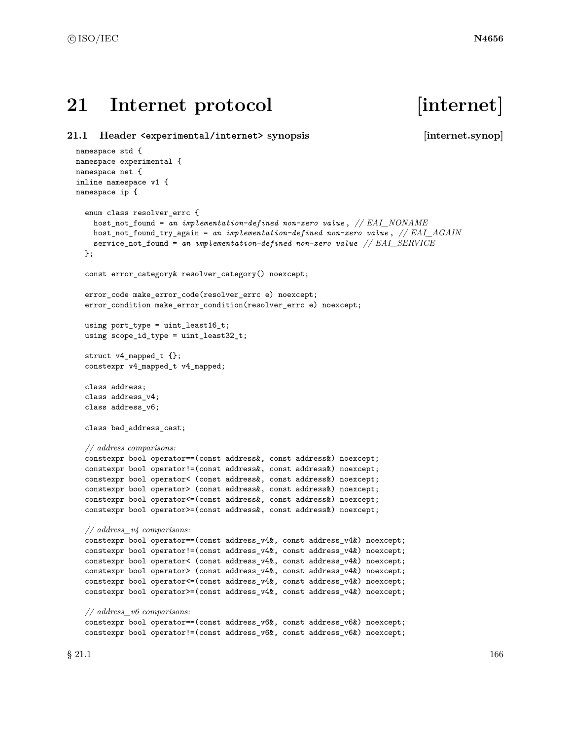# 21 Internet protocol [internet]

## 21.1 Header `<experimental/internet>` synopsis [internet.synop]

```
namespace std {
namespace experimental {
namespace net {
inline namespace v1 {
namespace ip {

  enum class resolver_errc {
    host_not_found = an implementation-defined non-zero value, // EAI_NONAME
    host_not_found_try_again = an implementation-defined non-zero value, // EAI_AGAIN
    service_not_found = an implementation-defined non-zero value // EAI_SERVICE
  };

  const error_category& resolver_category() noexcept;

  error_code make_error_code(resolver_errc e) noexcept;
  error_condition make_error_condition(resolver_errc e) noexcept;

  using port_type = uint_least16_t;
  using scope_id_type = uint_least32_t;

  struct v4_mapped_t {};
  constexpr v4_mapped_t v4_mapped;

  class address;
  class address_v4;
  class address_v6;

  class bad_address_cast;

  // address comparisons:
  constexpr bool operator==(const address&, const address&) noexcept;
  constexpr bool operator!=(const address&, const address&) noexcept;
  constexpr bool operator< (const address&, const address&) noexcept;
  constexpr bool operator> (const address&, const address&) noexcept;
  constexpr bool operator<=(const address&, const address&) noexcept;
  constexpr bool operator>=(const address&, const address&) noexcept;

  // address_v4 comparisons:
  constexpr bool operator==(const address_v4&, const address_v4&) noexcept;
  constexpr bool operator!=(const address_v4&, const address_v4&) noexcept;
  constexpr bool operator< (const address_v4&, const address_v4&) noexcept;
  constexpr bool operator> (const address_v4&, const address_v4&) noexcept;
  constexpr bool operator<=(const address_v4&, const address_v4&) noexcept;
  constexpr bool operator>=(const address_v4&, const address_v4&) noexcept;

  // address_v6 comparisons:
  constexpr bool operator==(const address_v6&, const address_v6&) noexcept;
  constexpr bool operator!=(const address_v6&, const address_v6&) noexcept;
```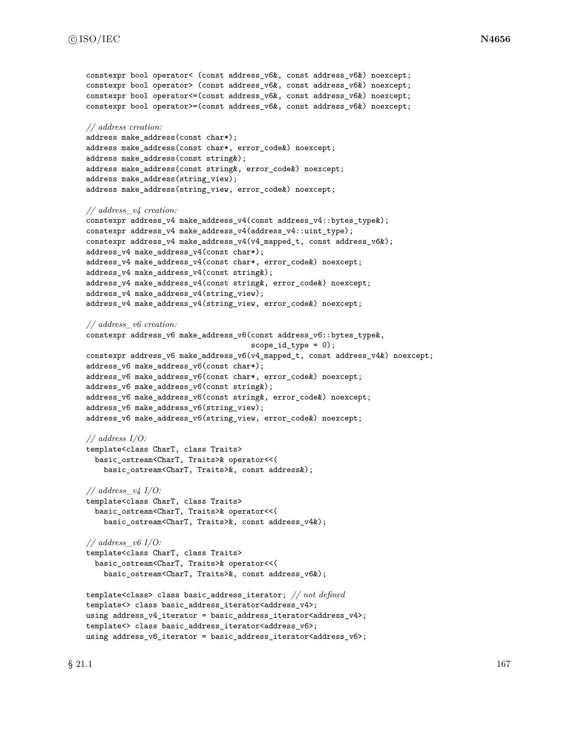```
constexpr bool operator< (const address_v6&, const address_v6&) noexcept;
constexpr bool operator> (const address_v6&, const address_v6&) noexcept;
constexpr bool operator<=(const address_v6&, const address_v6&) noexcept;
constexpr bool operator>=(const address_v6&, const address_v6&) noexcept;

// address creation:
address make_address(const char*);
address make_address(const char*, error_code&) noexcept;
address make_address(const string&);
address make_address(const string&, error_code&) noexcept;
address make_address(string_view);
address make_address(string_view, error_code&) noexcept;

// address_v4 creation:
constexpr address_v4 make_address_v4(const address_v4::bytes_type&);
constexpr address_v4 make_address_v4(address_v4::uint_type);
constexpr address_v4 make_address_v4(v4_mapped_t, const address_v6&);
address_v4 make_address_v4(const char*);
address_v4 make_address_v4(const char*, error_code&) noexcept;
address_v4 make_address_v4(const string&);
address_v4 make_address_v4(const string&, error_code&) noexcept;
address_v4 make_address_v4(string_view);
address_v4 make_address_v4(string_view, error_code&) noexcept;

// address_v6 creation:
constexpr address_v6 make_address_v6(const address_v6::bytes_type&,
                                     scope_id_type = 0);
constexpr address_v6 make_address_v6(v4_mapped_t, const address_v4&) noexcept;
address_v6 make_address_v6(const char*);
address_v6 make_address_v6(const char*, error_code&) noexcept;
address_v6 make_address_v6(const string&);
address_v6 make_address_v6(const string&, error_code&) noexcept;
address_v6 make_address_v6(string_view);
address_v6 make_address_v6(string_view, error_code&) noexcept;

// address I/O:
template<class CharT, class Traits>
  basic_ostream<CharT, Traits>& operator<<(
    basic_ostream<CharT, Traits>&, const address&);

// address_v4 I/O:
template<class CharT, class Traits>
  basic_ostream<CharT, Traits>& operator<<(
    basic_ostream<CharT, Traits>&, const address_v4&);

// address_v6 I/O:
template<class CharT, class Traits>
  basic_ostream<CharT, Traits>& operator<<(
    basic_ostream<CharT, Traits>&, const address_v6&);

template<class> class basic_address_iterator; // not defined
template<> class basic_address_iterator<address_v4>;
using address_v4_iterator = basic_address_iterator<address_v4>;
template<> class basic_address_iterator<address_v6>;
using address_v6_iterator = basic_address_iterator<address_v6>;
```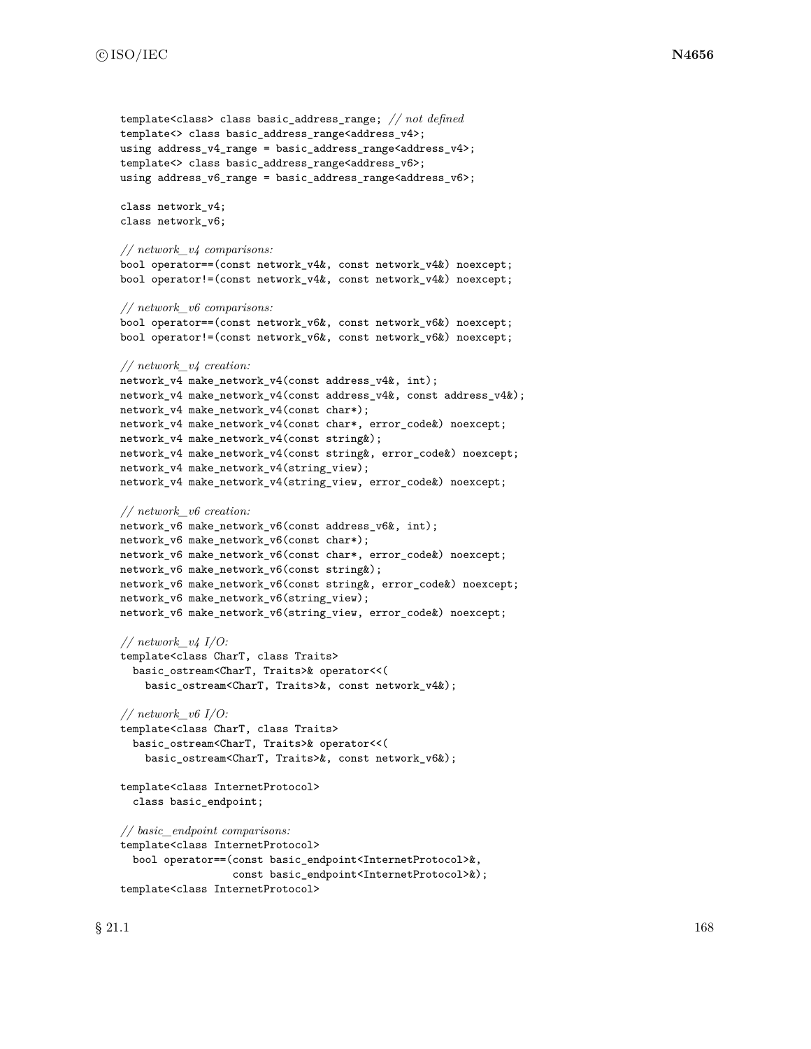```
template<class> class basic_address_range; // not defined
template<> class basic_address_range<address_v4>;
using address_v4_range = basic_address_range<address_v4>;
template<> class basic_address_range<address_v6>;
using address_v6_range = basic_address_range<address_v6>;

class network_v4;
class network_v6;

// network_v4 comparisons:
bool operator==(const network_v4&, const network_v4&) noexcept;
bool operator!=(const network_v4&, const network_v4&) noexcept;

// network_v6 comparisons:
bool operator==(const network_v6&, const network_v6&) noexcept;
bool operator!=(const network_v6&, const network_v6&) noexcept;

// network_v4 creation:
network_v4 make_network_v4(const address_v4&, int);
network_v4 make_network_v4(const address_v4&, const address_v4&);
network_v4 make_network_v4(const char*);
network_v4 make_network_v4(const char*, error_code&) noexcept;
network_v4 make_network_v4(const string&);
network_v4 make_network_v4(const string&, error_code&) noexcept;
network_v4 make_network_v4(string_view);
network_v4 make_network_v4(string_view, error_code&) noexcept;

// network_v6 creation:
network_v6 make_network_v6(const address_v6&, int);
network_v6 make_network_v6(const char*);
network_v6 make_network_v6(const char*, error_code&) noexcept;
network_v6 make_network_v6(const string&);
network_v6 make_network_v6(const string&, error_code&) noexcept;
network_v6 make_network_v6(string_view);
network_v6 make_network_v6(string_view, error_code&) noexcept;

// network_v4 I/O:
template<class CharT, class Traits>
  basic_ostream<CharT, Traits>& operator<<(
    basic_ostream<CharT, Traits>&, const network_v4&);

// network_v6 I/O:
template<class CharT, class Traits>
  basic_ostream<CharT, Traits>& operator<<(
    basic_ostream<CharT, Traits>&, const network_v6&);

template<class InternetProtocol>
  class basic_endpoint;

// basic_endpoint comparisons:
template<class InternetProtocol>
  bool operator==(const basic_endpoint<InternetProtocol>&,
                  const basic_endpoint<InternetProtocol>&);
template<class InternetProtocol>
```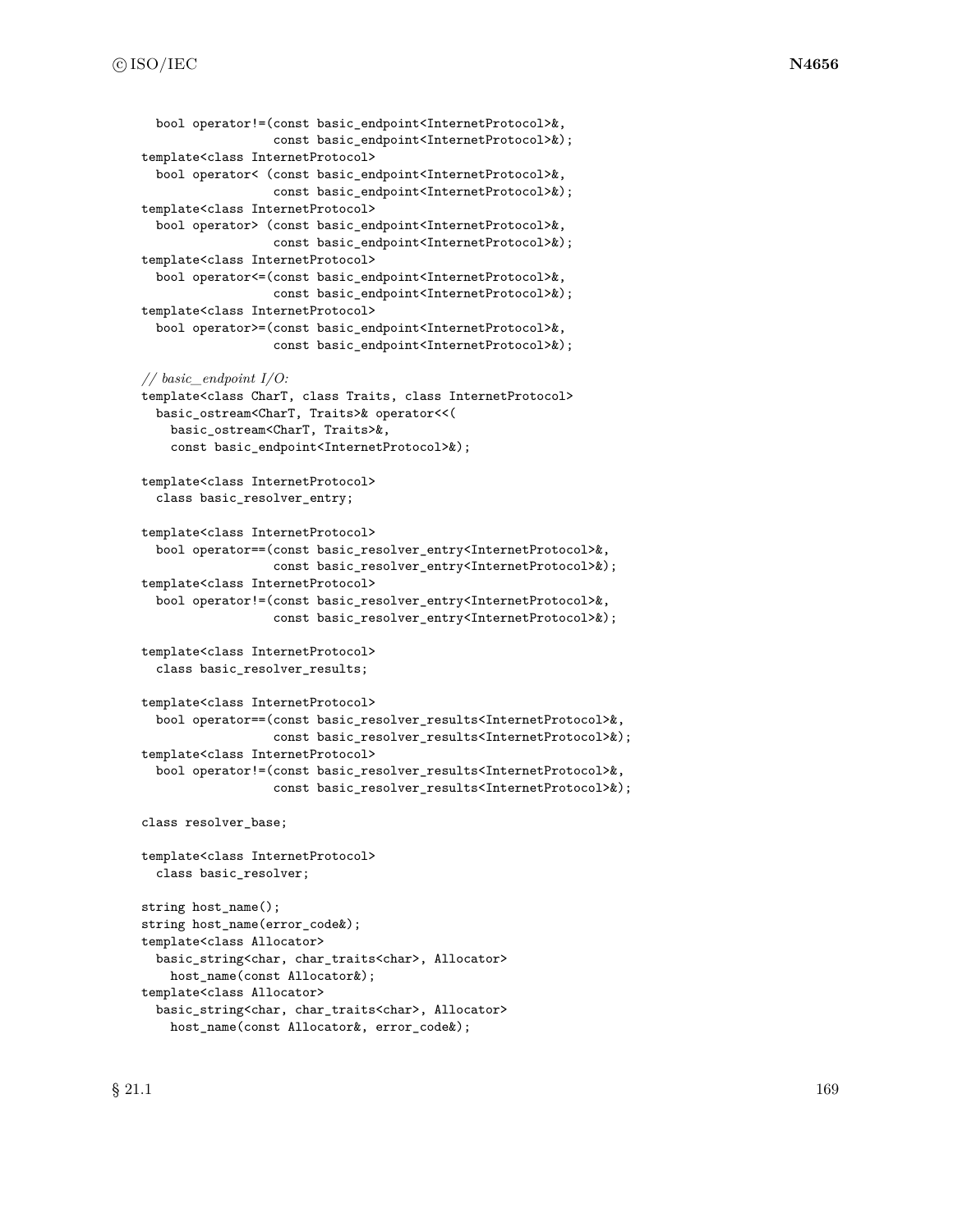```
  bool operator!=(const basic_endpoint<InternetProtocol>&,
                  const basic_endpoint<InternetProtocol>&);
template<class InternetProtocol>
  bool operator< (const basic_endpoint<InternetProtocol>&,
                  const basic_endpoint<InternetProtocol>&);
template<class InternetProtocol>
  bool operator> (const basic_endpoint<InternetProtocol>&,
                  const basic_endpoint<InternetProtocol>&);
template<class InternetProtocol>
  bool operator<=(const basic_endpoint<InternetProtocol>&,
                  const basic_endpoint<InternetProtocol>&);
template<class InternetProtocol>
  bool operator>=(const basic_endpoint<InternetProtocol>&,
                  const basic_endpoint<InternetProtocol>&);

// basic_endpoint I/O:
template<class CharT, class Traits, class InternetProtocol>
  basic_ostream<CharT, Traits>& operator<<(
    basic_ostream<CharT, Traits>&,
    const basic_endpoint<InternetProtocol>&);

template<class InternetProtocol>
  class basic_resolver_entry;

template<class InternetProtocol>
  bool operator==(const basic_resolver_entry<InternetProtocol>&,
                  const basic_resolver_entry<InternetProtocol>&);
template<class InternetProtocol>
  bool operator!=(const basic_resolver_entry<InternetProtocol>&,
                  const basic_resolver_entry<InternetProtocol>&);

template<class InternetProtocol>
  class basic_resolver_results;

template<class InternetProtocol>
  bool operator==(const basic_resolver_results<InternetProtocol>&,
                  const basic_resolver_results<InternetProtocol>&);
template<class InternetProtocol>
  bool operator!=(const basic_resolver_results<InternetProtocol>&,
                  const basic_resolver_results<InternetProtocol>&);

class resolver_base;

template<class InternetProtocol>
  class basic_resolver;

string host_name();
string host_name(error_code&);
template<class Allocator>
  basic_string<char, char_traits<char>, Allocator>
    host_name(const Allocator&);
template<class Allocator>
  basic_string<char, char_traits<char>, Allocator>
    host_name(const Allocator&, error_code&);
```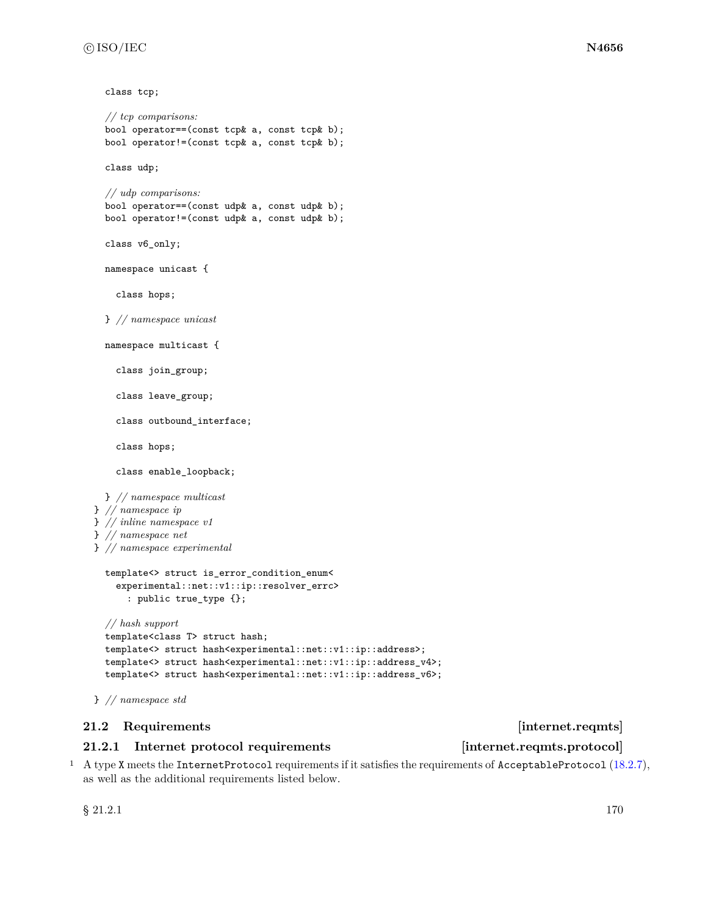```
    class tcp;

    // tcp comparisons:
    bool operator==(const tcp& a, const tcp& b);
    bool operator!=(const tcp& a, const tcp& b);

    class udp;

    // udp comparisons:
    bool operator==(const udp& a, const udp& b);
    bool operator!=(const udp& a, const udp& b);

    class v6_only;

    namespace unicast {

      class hops;

    } // namespace unicast

    namespace multicast {

      class join_group;

      class leave_group;

      class outbound_interface;

      class hops;

      class enable_loopback;

    } // namespace multicast
  } // namespace ip
  } // inline namespace v1
  } // namespace net
  } // namespace experimental

    template<> struct is_error_condition_enum<
      experimental::net::v1::ip::resolver_errc>
        : public true_type {};

    // hash support
    template<class T> struct hash;
    template<> struct hash<experimental::net::v1::ip::address>;
    template<> struct hash<experimental::net::v1::ip::address_v4>;
    template<> struct hash<experimental::net::v1::ip::address_v6>;

  } // namespace std
```

## 21.2 Requirements [internet.reqmts]

### 21.2.1 Internet protocol requirements [internet.reqmts.protocol]

1 A type `X` meets the `InternetProtocol` requirements if it satisfies the requirements of `AcceptableProtocol` (18.2.7), as well as the additional requirements listed below.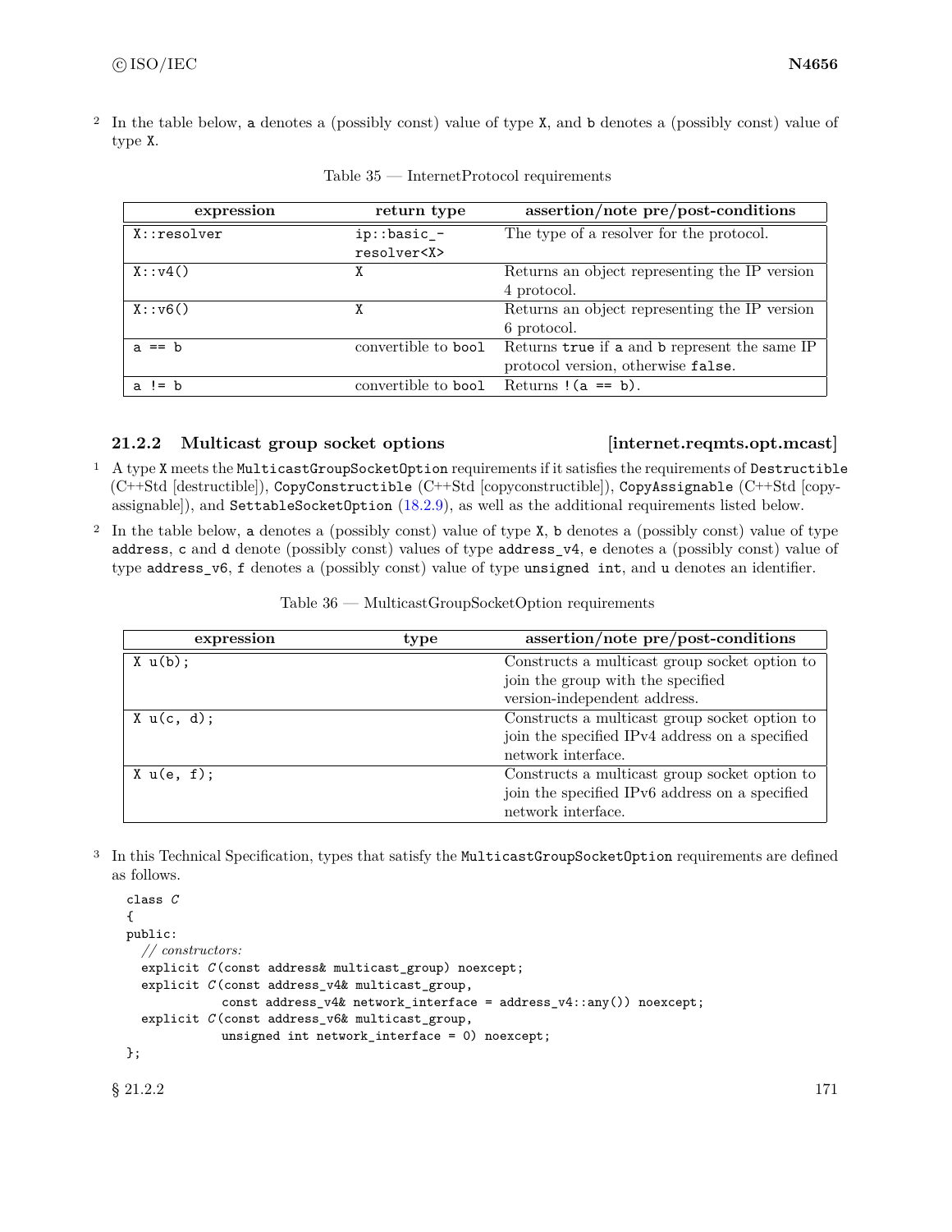2 In the table below, `a` denotes a (possibly const) value of type `X`, and `b` denotes a (possibly const) value of type `X`.

Table 35 — InternetProtocol requirements

| expression | return type | assertion/note pre/post-conditions |
|---|---|---|
| `X::resolver` | `ip::basic_resolver<X>` | The type of a resolver for the protocol. |
| `X::v4()` | `X` | Returns an object representing the IP version 4 protocol. |
| `X::v6()` | `X` | Returns an object representing the IP version 6 protocol. |
| `a == b` | convertible to `bool` | Returns `true` if `a` and `b` represent the same IP protocol version, otherwise `false`. |
| `a != b` | convertible to `bool` | Returns `!(a == b)`. |

### 21.2.2 Multicast group socket options [internet.reqmts.opt.mcast]

1 A type `X` meets the `MulticastGroupSocketOption` requirements if it satisfies the requirements of `Destructible` (C++Std [destructible]), `CopyConstructible` (C++Std [copyconstructible]), `CopyAssignable` (C++Std [copyassignable]), and `SettableSocketOption` (18.2.9), as well as the additional requirements listed below.

2 In the table below, `a` denotes a (possibly const) value of type `X`, `b` denotes a (possibly const) value of type `address`, `c` and `d` denote (possibly const) values of type `address_v4`, `e` denotes a (possibly const) value of type `address_v6`, `f` denotes a (possibly const) value of type `unsigned int`, and `u` denotes an identifier.

Table 36 — MulticastGroupSocketOption requirements

| expression | type | assertion/note pre/post-conditions |
|---|---|---|
| `X u(b);` | | Constructs a multicast group socket option to join the group with the specified version-independent address. |
| `X u(c, d);` | | Constructs a multicast group socket option to join the specified IPv4 address on a specified network interface. |
| `X u(e, f);` | | Constructs a multicast group socket option to join the specified IPv6 address on a specified network interface. |

3 In this Technical Specification, types that satisfy the `MulticastGroupSocketOption` requirements are defined as follows.

```
class C
{
public:
  // constructors:
  explicit C(const address& multicast_group) noexcept;
  explicit C(const address_v4& multicast_group,
             const address_v4& network_interface = address_v4::any()) noexcept;
  explicit C(const address_v6& multicast_group,
             unsigned int network_interface = 0) noexcept;
};
```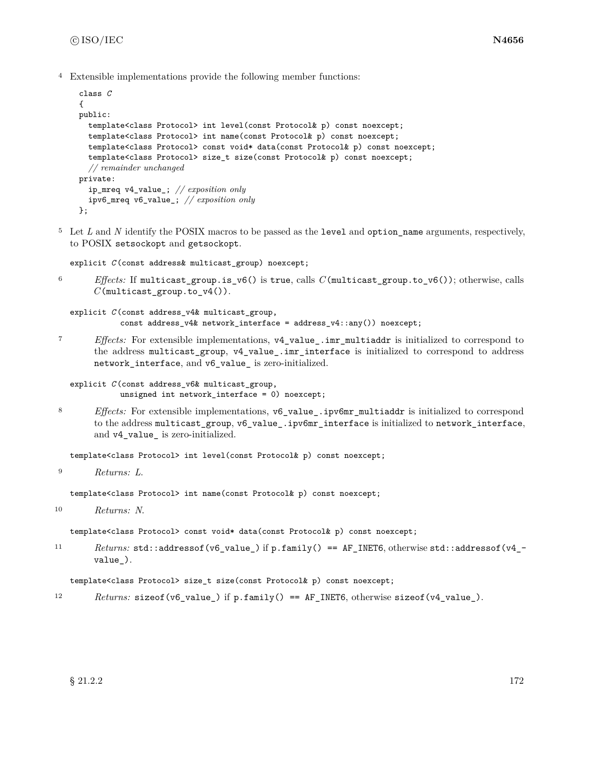4 Extensible implementations provide the following member functions:

```
class C
{
public:
  template<class Protocol> int level(const Protocol& p) const noexcept;
  template<class Protocol> int name(const Protocol& p) const noexcept;
  template<class Protocol> const void* data(const Protocol& p) const noexcept;
  template<class Protocol> size_t size(const Protocol& p) const noexcept;
  // remainder unchanged
private:
  ip_mreq v4_value_; // exposition only
  ipv6_mreq v6_value_; // exposition only
};
```

5 Let *L* and *N* identify the POSIX macros to be passed as the `level` and `option_name` arguments, respectively, to POSIX `setsockopt` and `getsockopt`.

```
explicit C(const address& multicast_group) noexcept;
```

6 *Effects:* If `multicast_group.is_v6()` is `true`, calls *C*`(multicast_group.to_v6())`; otherwise, calls *C*`(multicast_group.to_v4())`.

```
explicit C(const address_v4& multicast_group,
           const address_v4& network_interface = address_v4::any()) noexcept;
```

7 *Effects:* For extensible implementations, `v4_value_.imr_multiaddr` is initialized to correspond to the address `multicast_group`, `v4_value_.imr_interface` is initialized to correspond to address `network_interface`, and `v6_value_` is zero-initialized.

```
explicit C(const address_v6& multicast_group,
           unsigned int network_interface = 0) noexcept;
```

8 *Effects:* For extensible implementations, `v6_value_.ipv6mr_multiaddr` is initialized to correspond to the address `multicast_group`, `v6_value_.ipv6mr_interface` is initialized to `network_interface`, and `v4_value_` is zero-initialized.

```
template<class Protocol> int level(const Protocol& p) const noexcept;
```

9 *Returns: L.*

```
template<class Protocol> int name(const Protocol& p) const noexcept;
```

10 *Returns: N.*

```
template<class Protocol> const void* data(const Protocol& p) const noexcept;
```

11 *Returns:* `std::addressof(v6_value_)` if `p.family() == AF_INET6`, otherwise `std::addressof(v4_value_)`.

```
template<class Protocol> size_t size(const Protocol& p) const noexcept;
```

12 *Returns:* `sizeof(v6_value_)` if `p.family() == AF_INET6`, otherwise `sizeof(v4_value_)`.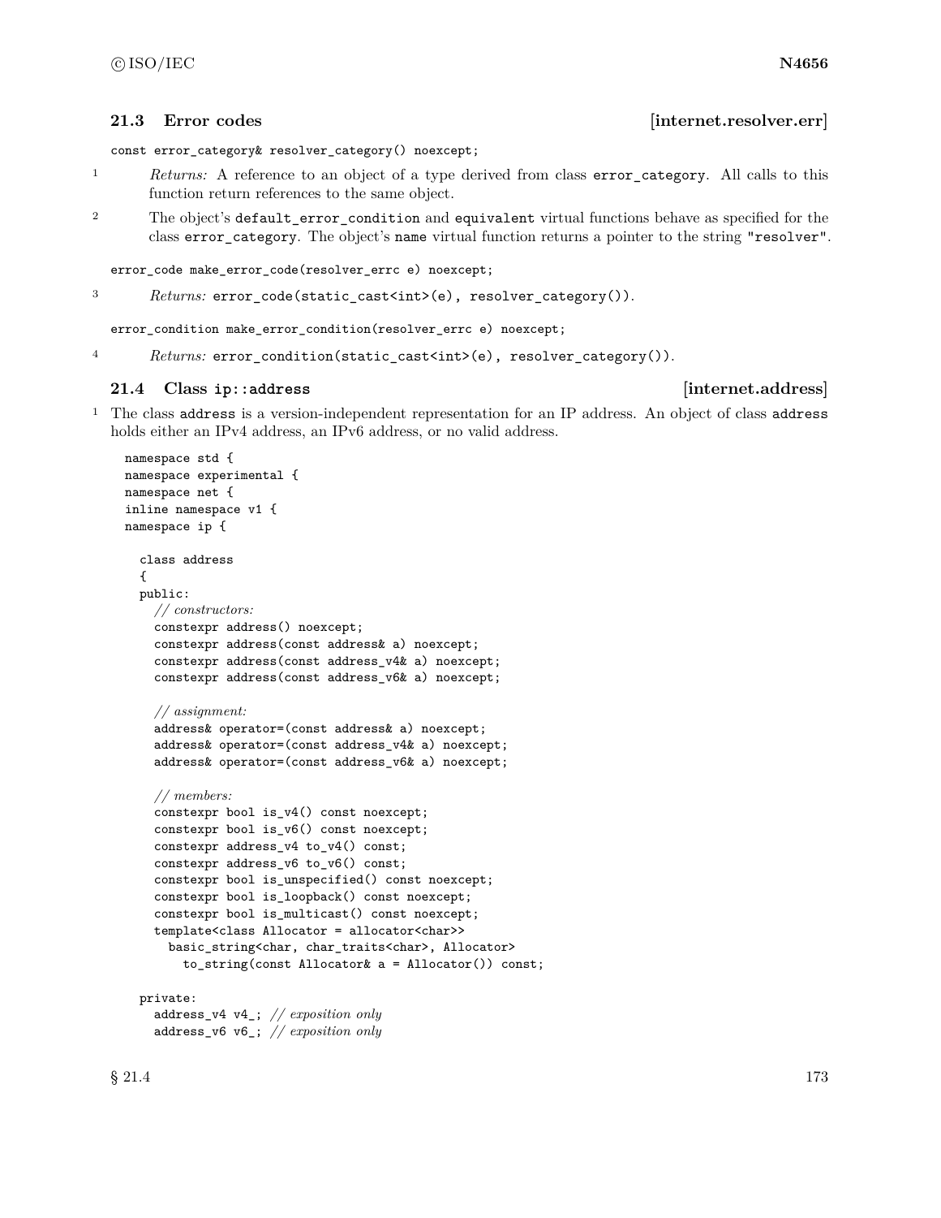## 21.3 Error codes [internet.resolver.err]

```
const error_category& resolver_category() noexcept;
```

1 *Returns:* A reference to an object of a type derived from class `error_category`. All calls to this function return references to the same object.

2 The object's `default_error_condition` and `equivalent` virtual functions behave as specified for the class `error_category`. The object's `name` virtual function returns a pointer to the string `"resolver"`.

```
error_code make_error_code(resolver_errc e) noexcept;
```

3 *Returns:* `error_code(static_cast<int>(e), resolver_category())`.

```
error_condition make_error_condition(resolver_errc e) noexcept;
```

4 *Returns:* `error_condition(static_cast<int>(e), resolver_category())`.

## 21.4 Class `ip::address` [internet.address]

1 The class `address` is a version-independent representation for an IP address. An object of class `address` holds either an IPv4 address, an IPv6 address, or no valid address.

```
namespace std {
namespace experimental {
namespace net {
inline namespace v1 {
namespace ip {

  class address
  {
  public:
    // constructors:
    constexpr address() noexcept;
    constexpr address(const address& a) noexcept;
    constexpr address(const address_v4& a) noexcept;
    constexpr address(const address_v6& a) noexcept;

    // assignment:
    address& operator=(const address& a) noexcept;
    address& operator=(const address_v4& a) noexcept;
    address& operator=(const address_v6& a) noexcept;

    // members:
    constexpr bool is_v4() const noexcept;
    constexpr bool is_v6() const noexcept;
    constexpr address_v4 to_v4() const;
    constexpr address_v6 to_v6() const;
    constexpr bool is_unspecified() const noexcept;
    constexpr bool is_loopback() const noexcept;
    constexpr bool is_multicast() const noexcept;
    template<class Allocator = allocator<char>>
      basic_string<char, char_traits<char>, Allocator>
        to_string(const Allocator& a = Allocator()) const;

  private:
    address_v4 v4_; // exposition only
    address_v6 v6_; // exposition only
```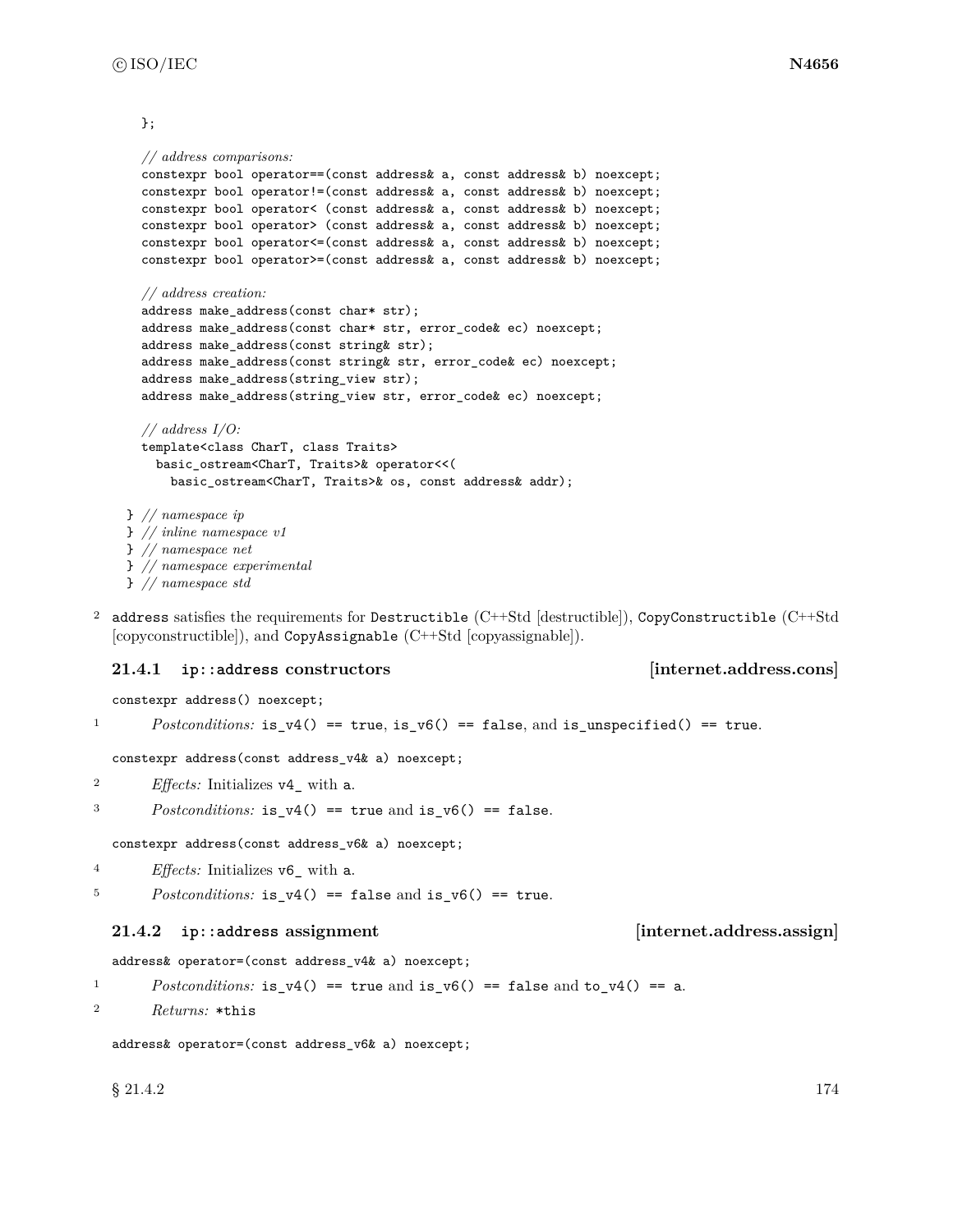```
  };

  // address comparisons:
  constexpr bool operator==(const address& a, const address& b) noexcept;
  constexpr bool operator!=(const address& a, const address& b) noexcept;
  constexpr bool operator< (const address& a, const address& b) noexcept;
  constexpr bool operator> (const address& a, const address& b) noexcept;
  constexpr bool operator<=(const address& a, const address& b) noexcept;
  constexpr bool operator>=(const address& a, const address& b) noexcept;

  // address creation:
  address make_address(const char* str);
  address make_address(const char* str, error_code& ec) noexcept;
  address make_address(const string& str);
  address make_address(const string& str, error_code& ec) noexcept;
  address make_address(string_view str);
  address make_address(string_view str, error_code& ec) noexcept;

  // address I/O:
  template<class CharT, class Traits>
    basic_ostream<CharT, Traits>& operator<<(
      basic_ostream<CharT, Traits>& os, const address& addr);

} // namespace ip
} // inline namespace v1
} // namespace net
} // namespace experimental
} // namespace std
```

2 `address` satisfies the requirements for `Destructible` (C++Std [destructible]), `CopyConstructible` (C++Std [copyconstructible]), and `CopyAssignable` (C++Std [copyassignable]).

### 21.4.1 `ip::address` constructors [internet.address.cons]

`constexpr address() noexcept;`

1 *Postconditions:* `is_v4() == true`, `is_v6() == false`, and `is_unspecified() == true`.

`constexpr address(const address_v4& a) noexcept;`

2 *Effects:* Initializes `v4_` with `a`.

3 *Postconditions:* `is_v4() == true` and `is_v6() == false`.

`constexpr address(const address_v6& a) noexcept;`

4 *Effects:* Initializes `v6_` with `a`.

5 *Postconditions:* `is_v4() == false` and `is_v6() == true`.

### 21.4.2 `ip::address` assignment [internet.address.assign]

`address& operator=(const address_v4& a) noexcept;`

1 *Postconditions:* `is_v4() == true` and `is_v6() == false` and `to_v4() == a`.

2 *Returns:* `*this`

`address& operator=(const address_v6& a) noexcept;`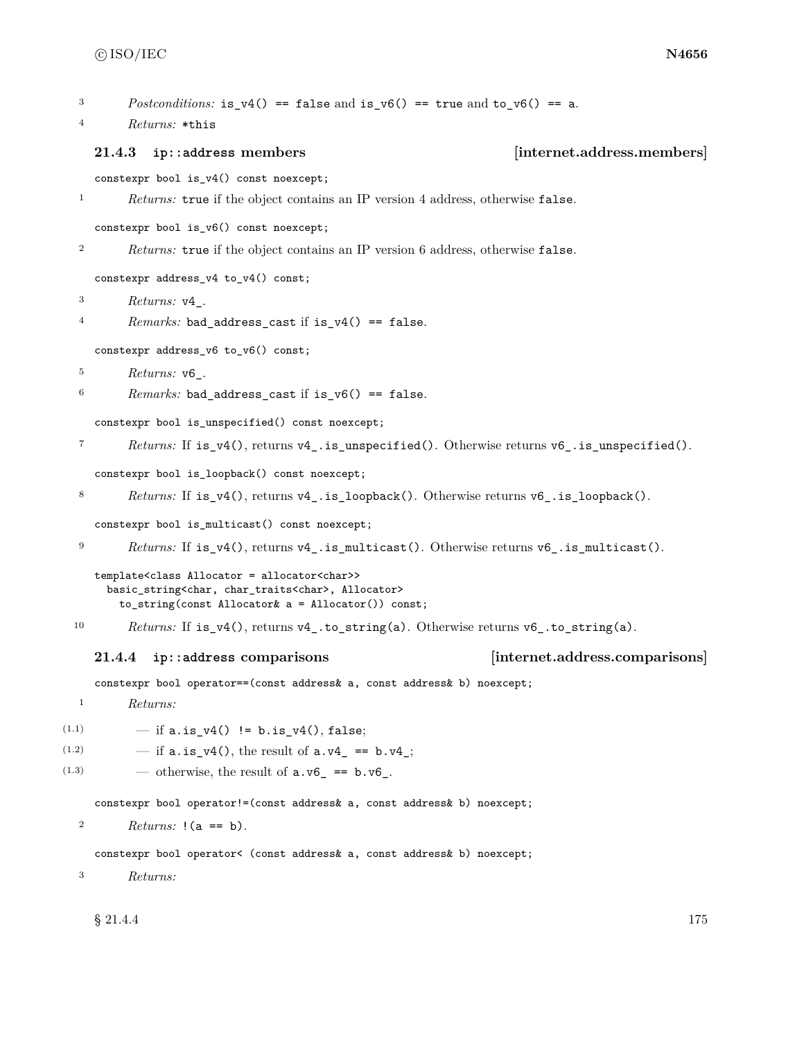3 *Postconditions:* `is_v4() == false` and `is_v6() == true` and `to_v6() == a`.

4 *Returns:* `*this`

### 21.4.3 `ip::address` members [internet.address.members]

```
constexpr bool is_v4() const noexcept;
```

1 *Returns:* `true` if the object contains an IP version 4 address, otherwise `false`.

```
constexpr bool is_v6() const noexcept;
```

2 *Returns:* `true` if the object contains an IP version 6 address, otherwise `false`.

```
constexpr address_v4 to_v4() const;
```

3 *Returns:* `v4_`.

4 *Remarks:* `bad_address_cast` if `is_v4() == false`.

```
constexpr address_v6 to_v6() const;
```

5 *Returns:* `v6_`.

6 *Remarks:* `bad_address_cast` if `is_v6() == false`.

```
constexpr bool is_unspecified() const noexcept;
```

7 *Returns:* If `is_v4()`, returns `v4_.is_unspecified()`. Otherwise returns `v6_.is_unspecified()`.

```
constexpr bool is_loopback() const noexcept;
```

8 *Returns:* If `is_v4()`, returns `v4_.is_loopback()`. Otherwise returns `v6_.is_loopback()`.

```
constexpr bool is_multicast() const noexcept;
```

9 *Returns:* If `is_v4()`, returns `v4_.is_multicast()`. Otherwise returns `v6_.is_multicast()`.

```
template<class Allocator = allocator<char>>
  basic_string<char, char_traits<char>, Allocator>
    to_string(const Allocator& a = Allocator()) const;
```

10 *Returns:* If `is_v4()`, returns `v4_.to_string(a)`. Otherwise returns `v6_.to_string(a)`.

### 21.4.4 `ip::address` comparisons [internet.address.comparisons]

```
constexpr bool operator==(const address& a, const address& b) noexcept;
```

1 *Returns:*

(1.1) — if `a.is_v4() != b.is_v4()`, `false`;

(1.2) — if `a.is_v4()`, the result of `a.v4_ == b.v4_`;

(1.3) — otherwise, the result of `a.v6_ == b.v6_`.

```
constexpr bool operator!=(const address& a, const address& b) noexcept;
```

2 *Returns:* `!(a == b)`.

```
constexpr bool operator< (const address& a, const address& b) noexcept;
```

3 *Returns:*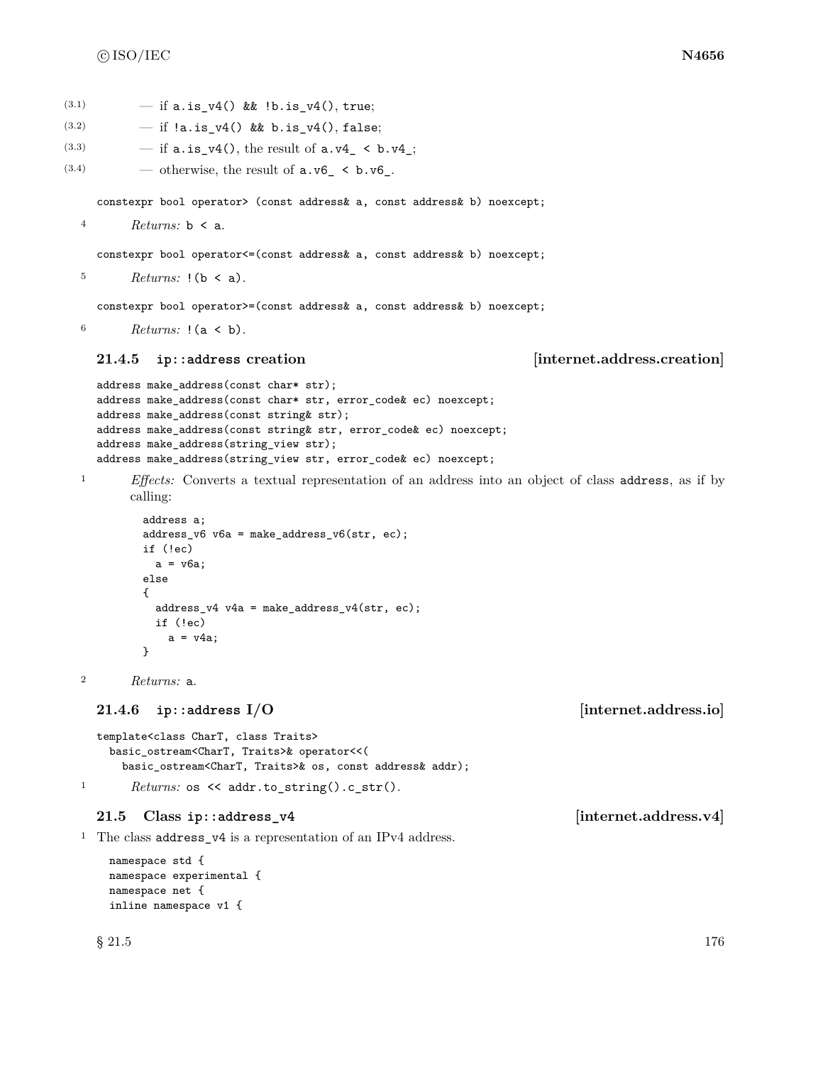(3.1) — if `a.is_v4() && !b.is_v4()`, `true`;

(3.2) — if `!a.is_v4() && b.is_v4()`, `false`;

(3.3) — if `a.is_v4()`, the result of `a.v4_ < b.v4_`;

(3.4) — otherwise, the result of `a.v6_ < b.v6_`.

```
constexpr bool operator> (const address& a, const address& b) noexcept;
```

4 *Returns:* `b < a`.

```
constexpr bool operator<=(const address& a, const address& b) noexcept;
```

5 *Returns:* `!(b < a)`.

```
constexpr bool operator>=(const address& a, const address& b) noexcept;
```

6 *Returns:* `!(a < b)`.

### 21.4.5 ip::address creation [internet.address.creation]

```
address make_address(const char* str);
address make_address(const char* str, error_code& ec) noexcept;
address make_address(const string& str);
address make_address(const string& str, error_code& ec) noexcept;
address make_address(string_view str);
address make_address(string_view str, error_code& ec) noexcept;
```

1 *Effects:* Converts a textual representation of an address into an object of class `address`, as if by calling:

```
address a;
address_v6 v6a = make_address_v6(str, ec);
if (!ec)
  a = v6a;
else
{
  address_v4 v4a = make_address_v4(str, ec);
  if (!ec)
    a = v4a;
}
```

2 *Returns:* `a`.

### 21.4.6 ip::address I/O [internet.address.io]

```
template<class CharT, class Traits>
  basic_ostream<CharT, Traits>& operator<<(
    basic_ostream<CharT, Traits>& os, const address& addr);
```

1 *Returns:* `os << addr.to_string().c_str()`.

## 21.5 Class ip::address_v4 [internet.address.v4]

1 The class `address_v4` is a representation of an IPv4 address.

```
namespace std {
namespace experimental {
namespace net {
inline namespace v1 {
```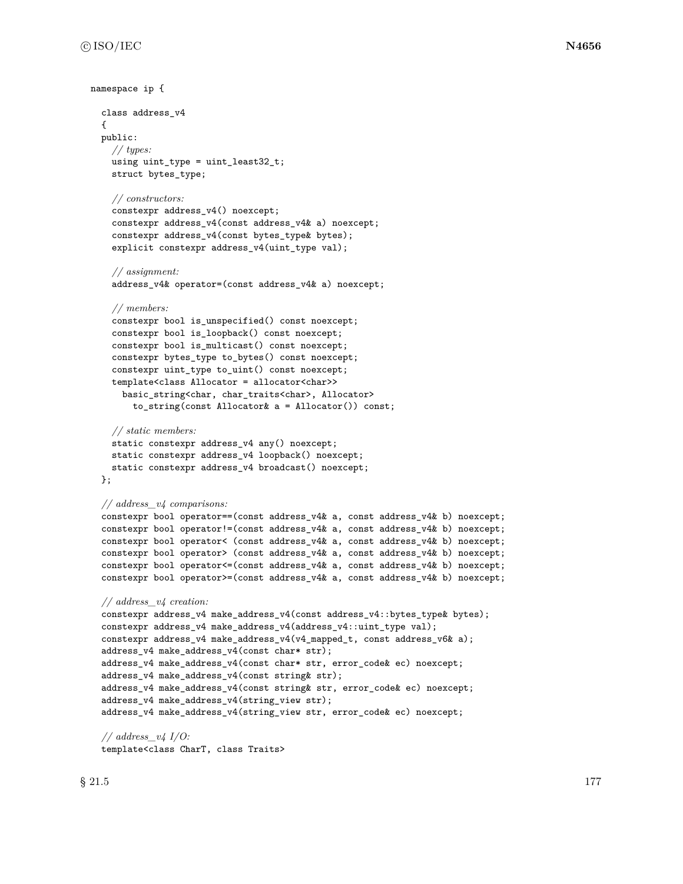```
namespace ip {

  class address_v4
  {
  public:
    // types:
    using uint_type = uint_least32_t;
    struct bytes_type;

    // constructors:
    constexpr address_v4() noexcept;
    constexpr address_v4(const address_v4& a) noexcept;
    constexpr address_v4(const bytes_type& bytes);
    explicit constexpr address_v4(uint_type val);

    // assignment:
    address_v4& operator=(const address_v4& a) noexcept;

    // members:
    constexpr bool is_unspecified() const noexcept;
    constexpr bool is_loopback() const noexcept;
    constexpr bool is_multicast() const noexcept;
    constexpr bytes_type to_bytes() const noexcept;
    constexpr uint_type to_uint() const noexcept;
    template<class Allocator = allocator<char>>
      basic_string<char, char_traits<char>, Allocator>
        to_string(const Allocator& a = Allocator()) const;

    // static members:
    static constexpr address_v4 any() noexcept;
    static constexpr address_v4 loopback() noexcept;
    static constexpr address_v4 broadcast() noexcept;
  };

  // address_v4 comparisons:
  constexpr bool operator==(const address_v4& a, const address_v4& b) noexcept;
  constexpr bool operator!=(const address_v4& a, const address_v4& b) noexcept;
  constexpr bool operator< (const address_v4& a, const address_v4& b) noexcept;
  constexpr bool operator> (const address_v4& a, const address_v4& b) noexcept;
  constexpr bool operator<=(const address_v4& a, const address_v4& b) noexcept;
  constexpr bool operator>=(const address_v4& a, const address_v4& b) noexcept;

  // address_v4 creation:
  constexpr address_v4 make_address_v4(const address_v4::bytes_type& bytes);
  constexpr address_v4 make_address_v4(address_v4::uint_type val);
  constexpr address_v4 make_address_v4(v4_mapped_t, const address_v6& a);
  address_v4 make_address_v4(const char* str);
  address_v4 make_address_v4(const char* str, error_code& ec) noexcept;
  address_v4 make_address_v4(const string& str);
  address_v4 make_address_v4(const string& str, error_code& ec) noexcept;
  address_v4 make_address_v4(string_view str);
  address_v4 make_address_v4(string_view str, error_code& ec) noexcept;

  // address_v4 I/O:
  template<class CharT, class Traits>
```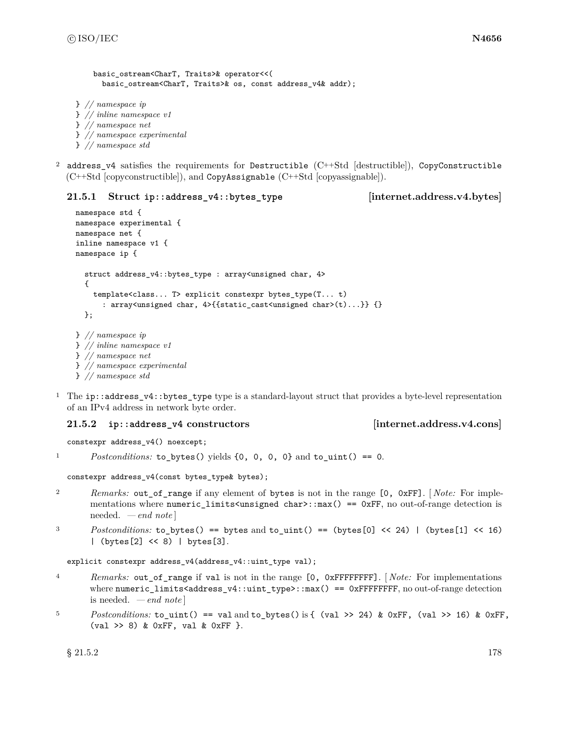```
    basic_ostream<CharT, Traits>& operator<<(
      basic_ostream<CharT, Traits>& os, const address_v4& addr);

} // namespace ip
} // inline namespace v1
} // namespace net
} // namespace experimental
} // namespace std
```

2 `address_v4` satisfies the requirements for `Destructible` (C++Std [destructible]), `CopyConstructible` (C++Std [copyconstructible]), and `CopyAssignable` (C++Std [copyassignable]).

### 21.5.1 Struct `ip::address_v4::bytes_type` [internet.address.v4.bytes]

```
namespace std {
namespace experimental {
namespace net {
inline namespace v1 {
namespace ip {

  struct address_v4::bytes_type : array<unsigned char, 4>
  {
    template<class... T> explicit constexpr bytes_type(T... t)
      : array<unsigned char, 4>{{static_cast<unsigned char>(t)...}} {}
  };

} // namespace ip
} // inline namespace v1
} // namespace net
} // namespace experimental
} // namespace std
```

1 The `ip::address_v4::bytes_type` type is a standard-layout struct that provides a byte-level representation of an IPv4 address in network byte order.

### 21.5.2 `ip::address_v4` constructors [internet.address.v4.cons]

```
constexpr address_v4() noexcept;
```

1 *Postconditions:* `to_bytes()` yields `{0, 0, 0, 0}` and `to_uint() == 0`.

```
constexpr address_v4(const bytes_type& bytes);
```

2 *Remarks:* `out_of_range` if any element of `bytes` is not in the range `[0, 0xFF]`. [ *Note:* For implementations where `numeric_limits<unsigned char>::max() == 0xFF`, no out-of-range detection is needed. — *end note* ]

3 *Postconditions:* `to_bytes() == bytes` and `to_uint() == (bytes[0] << 24) | (bytes[1] << 16) | (bytes[2] << 8) | bytes[3]`.

```
explicit constexpr address_v4(address_v4::uint_type val);
```

4 *Remarks:* `out_of_range` if `val` is not in the range `[0, 0xFFFFFFFF]`. [ *Note:* For implementations where `numeric_limits<address_v4::uint_type>::max() == 0xFFFFFFFF`, no out-of-range detection is needed. — *end note* ]

5 *Postconditions:* `to_uint() == val` and `to_bytes()` is `{ (val >> 24) & 0xFF, (val >> 16) & 0xFF, (val >> 8) & 0xFF, val & 0xFF }`.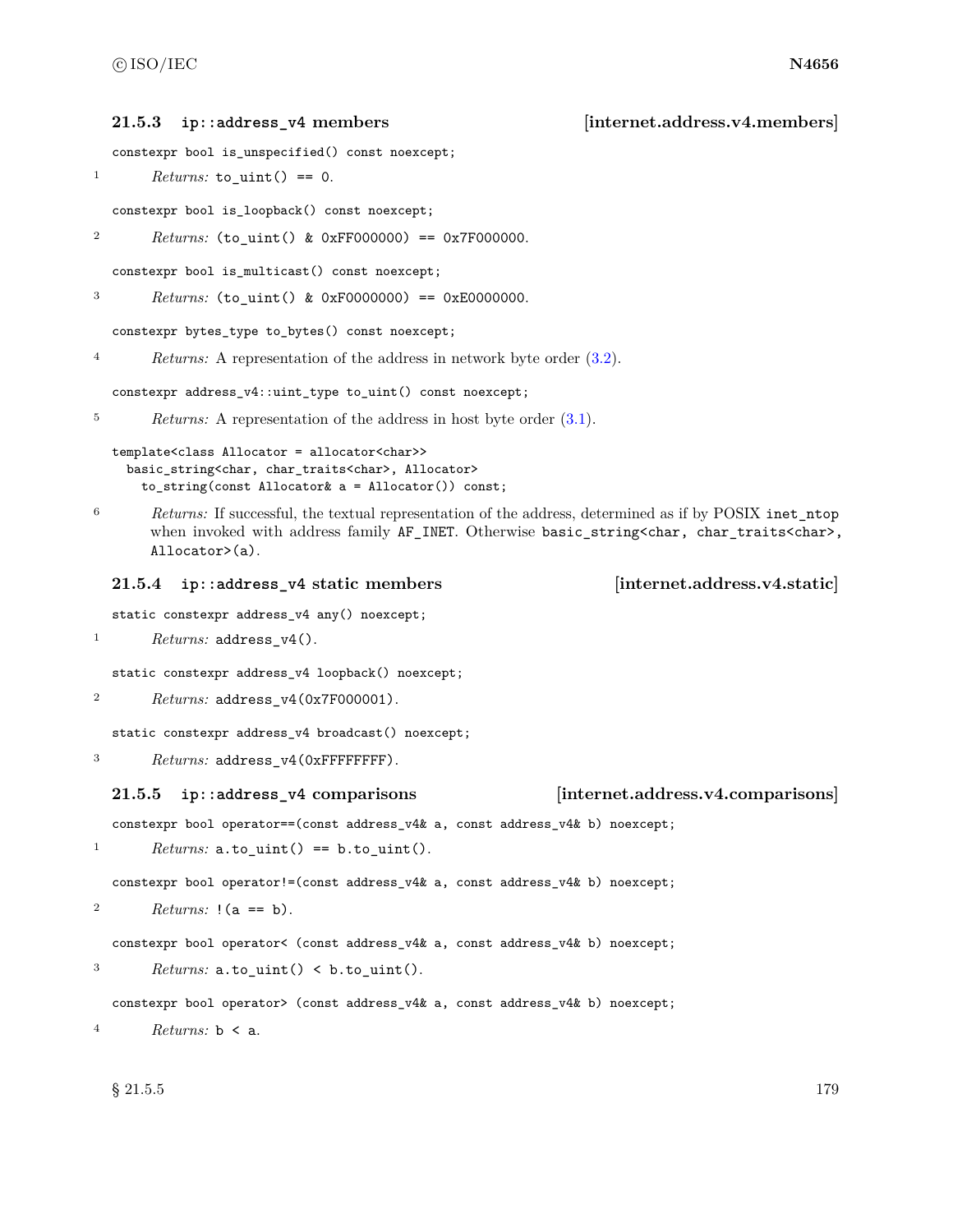### 21.5.3 `ip::address_v4` members [internet.address.v4.members]

```
constexpr bool is_unspecified() const noexcept;
```

1 *Returns:* `to_uint() == 0`.

```
constexpr bool is_loopback() const noexcept;
```

2 *Returns:* `(to_uint() & 0xFF000000) == 0x7F000000`.

```
constexpr bool is_multicast() const noexcept;
```

3 *Returns:* `(to_uint() & 0xF0000000) == 0xE0000000`.

```
constexpr bytes_type to_bytes() const noexcept;
```

4 *Returns:* A representation of the address in network byte order (3.2).

```
constexpr address_v4::uint_type to_uint() const noexcept;
```

5 *Returns:* A representation of the address in host byte order (3.1).

```
template<class Allocator = allocator<char>>
  basic_string<char, char_traits<char>, Allocator>
    to_string(const Allocator& a = Allocator()) const;
```

6 *Returns:* If successful, the textual representation of the address, determined as if by POSIX `inet_ntop` when invoked with address family `AF_INET`. Otherwise `basic_string<char, char_traits<char>, Allocator>(a)`.

### 21.5.4 `ip::address_v4` static members [internet.address.v4.static]

```
static constexpr address_v4 any() noexcept;
```

1 *Returns:* `address_v4()`.

```
static constexpr address_v4 loopback() noexcept;
```

2 *Returns:* `address_v4(0x7F000001)`.

```
static constexpr address_v4 broadcast() noexcept;
```

3 *Returns:* `address_v4(0xFFFFFFFF)`.

### 21.5.5 `ip::address_v4` comparisons [internet.address.v4.comparisons]

```
constexpr bool operator==(const address_v4& a, const address_v4& b) noexcept;
```

1 *Returns:* `a.to_uint() == b.to_uint()`.

```
constexpr bool operator!=(const address_v4& a, const address_v4& b) noexcept;
```

2 *Returns:* `!(a == b)`.

```
constexpr bool operator< (const address_v4& a, const address_v4& b) noexcept;
```

3 *Returns:* `a.to_uint() < b.to_uint()`.

```
constexpr bool operator> (const address_v4& a, const address_v4& b) noexcept;
```

4 *Returns:* `b < a`.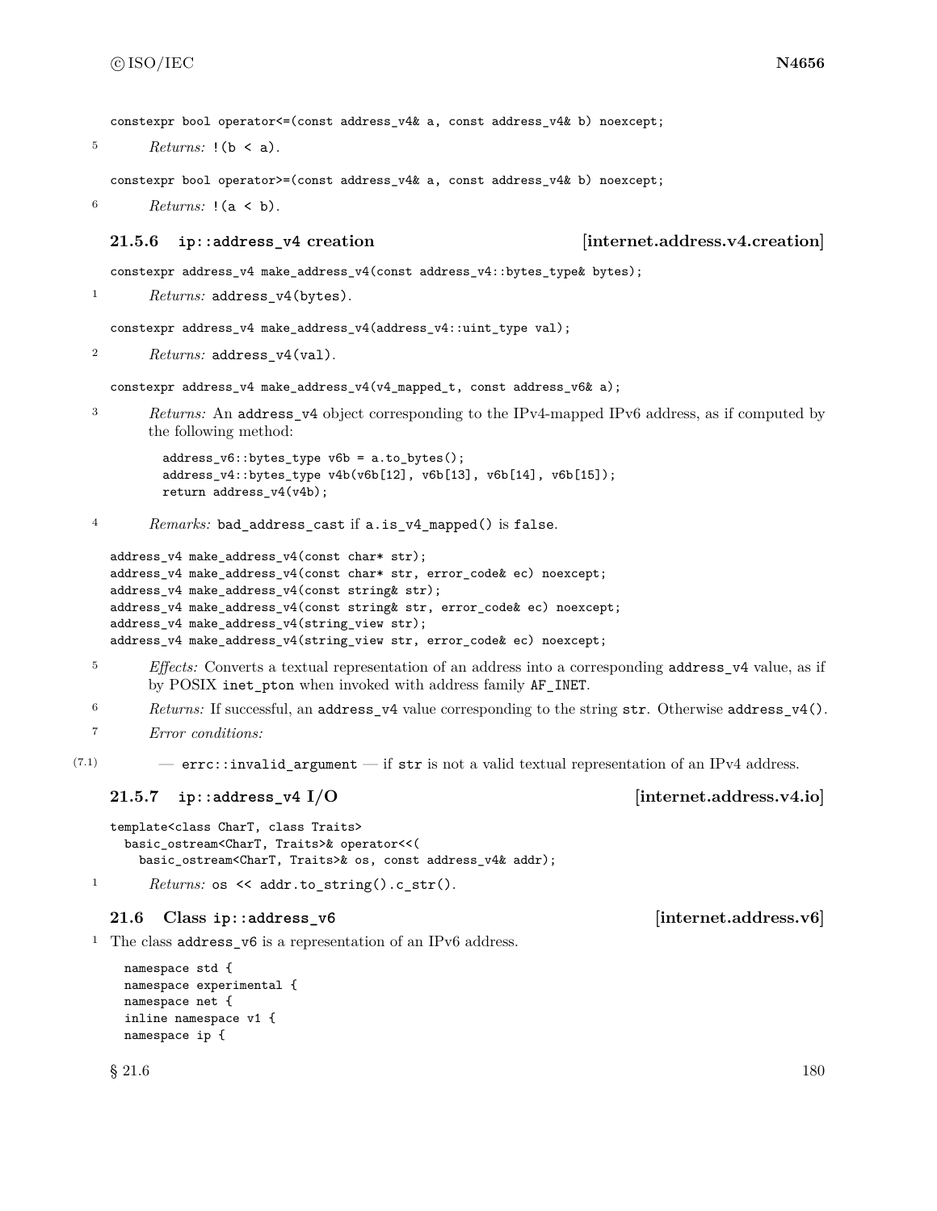```
constexpr bool operator<=(const address_v4& a, const address_v4& b) noexcept;
```

5 *Returns:* `!(b < a)`.

```
constexpr bool operator>=(const address_v4& a, const address_v4& b) noexcept;
```

6 *Returns:* `!(a < b)`.

### 21.5.6 ip::address_v4 creation [internet.address.v4.creation]

```
constexpr address_v4 make_address_v4(const address_v4::bytes_type& bytes);
```

1 *Returns:* `address_v4(bytes)`.

```
constexpr address_v4 make_address_v4(address_v4::uint_type val);
```

2 *Returns:* `address_v4(val)`.

```
constexpr address_v4 make_address_v4(v4_mapped_t, const address_v6& a);
```

3 *Returns:* An `address_v4` object corresponding to the IPv4-mapped IPv6 address, as if computed by the following method:

```
address_v6::bytes_type v6b = a.to_bytes();
address_v4::bytes_type v4b(v6b[12], v6b[13], v6b[14], v6b[15]);
return address_v4(v4b);
```

4 *Remarks:* `bad_address_cast` if `a.is_v4_mapped()` is `false`.

```
address_v4 make_address_v4(const char* str);
address_v4 make_address_v4(const char* str, error_code& ec) noexcept;
address_v4 make_address_v4(const string& str);
address_v4 make_address_v4(const string& str, error_code& ec) noexcept;
address_v4 make_address_v4(string_view str);
address_v4 make_address_v4(string_view str, error_code& ec) noexcept;
```

5 *Effects:* Converts a textual representation of an address into a corresponding `address_v4` value, as if by POSIX `inet_pton` when invoked with address family `AF_INET`.

6 *Returns:* If successful, an `address_v4` value corresponding to the string `str`. Otherwise `address_v4()`.

7 *Error conditions:*

(7.1) — `errc::invalid_argument` — if `str` is not a valid textual representation of an IPv4 address.

### 21.5.7 ip::address_v4 I/O [internet.address.v4.io]

```
template<class CharT, class Traits>
  basic_ostream<CharT, Traits>& operator<<(
    basic_ostream<CharT, Traits>& os, const address_v4& addr);
```

1 *Returns:* `os << addr.to_string().c_str()`.

## 21.6 Class ip::address_v6 [internet.address.v6]

1 The class `address_v6` is a representation of an IPv6 address.

```
namespace std {
namespace experimental {
namespace net {
inline namespace v1 {
namespace ip {
```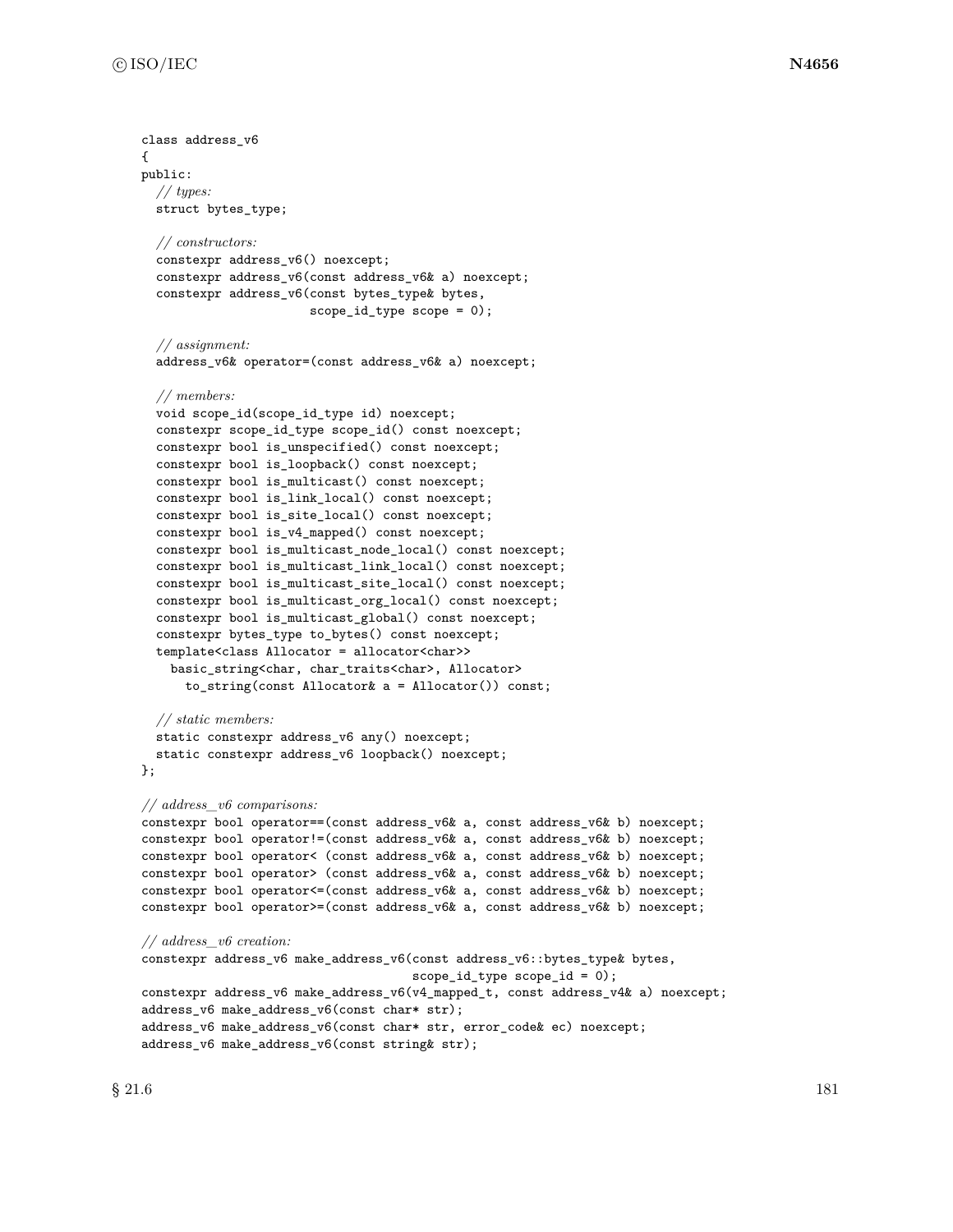```
class address_v6
{
public:
  // types:
  struct bytes_type;

  // constructors:
  constexpr address_v6() noexcept;
  constexpr address_v6(const address_v6& a) noexcept;
  constexpr address_v6(const bytes_type& bytes,
                       scope_id_type scope = 0);

  // assignment:
  address_v6& operator=(const address_v6& a) noexcept;

  // members:
  void scope_id(scope_id_type id) noexcept;
  constexpr scope_id_type scope_id() const noexcept;
  constexpr bool is_unspecified() const noexcept;
  constexpr bool is_loopback() const noexcept;
  constexpr bool is_multicast() const noexcept;
  constexpr bool is_link_local() const noexcept;
  constexpr bool is_site_local() const noexcept;
  constexpr bool is_v4_mapped() const noexcept;
  constexpr bool is_multicast_node_local() const noexcept;
  constexpr bool is_multicast_link_local() const noexcept;
  constexpr bool is_multicast_site_local() const noexcept;
  constexpr bool is_multicast_org_local() const noexcept;
  constexpr bool is_multicast_global() const noexcept;
  constexpr bytes_type to_bytes() const noexcept;
  template<class Allocator = allocator<char>>
    basic_string<char, char_traits<char>, Allocator>
      to_string(const Allocator& a = Allocator()) const;

  // static members:
  static constexpr address_v6 any() noexcept;
  static constexpr address_v6 loopback() noexcept;
};

// address_v6 comparisons:
constexpr bool operator==(const address_v6& a, const address_v6& b) noexcept;
constexpr bool operator!=(const address_v6& a, const address_v6& b) noexcept;
constexpr bool operator< (const address_v6& a, const address_v6& b) noexcept;
constexpr bool operator> (const address_v6& a, const address_v6& b) noexcept;
constexpr bool operator<=(const address_v6& a, const address_v6& b) noexcept;
constexpr bool operator>=(const address_v6& a, const address_v6& b) noexcept;

// address_v6 creation:
constexpr address_v6 make_address_v6(const address_v6::bytes_type& bytes,
                                     scope_id_type scope_id = 0);
constexpr address_v6 make_address_v6(v4_mapped_t, const address_v4& a) noexcept;
address_v6 make_address_v6(const char* str);
address_v6 make_address_v6(const char* str, error_code& ec) noexcept;
address_v6 make_address_v6(const string& str);
```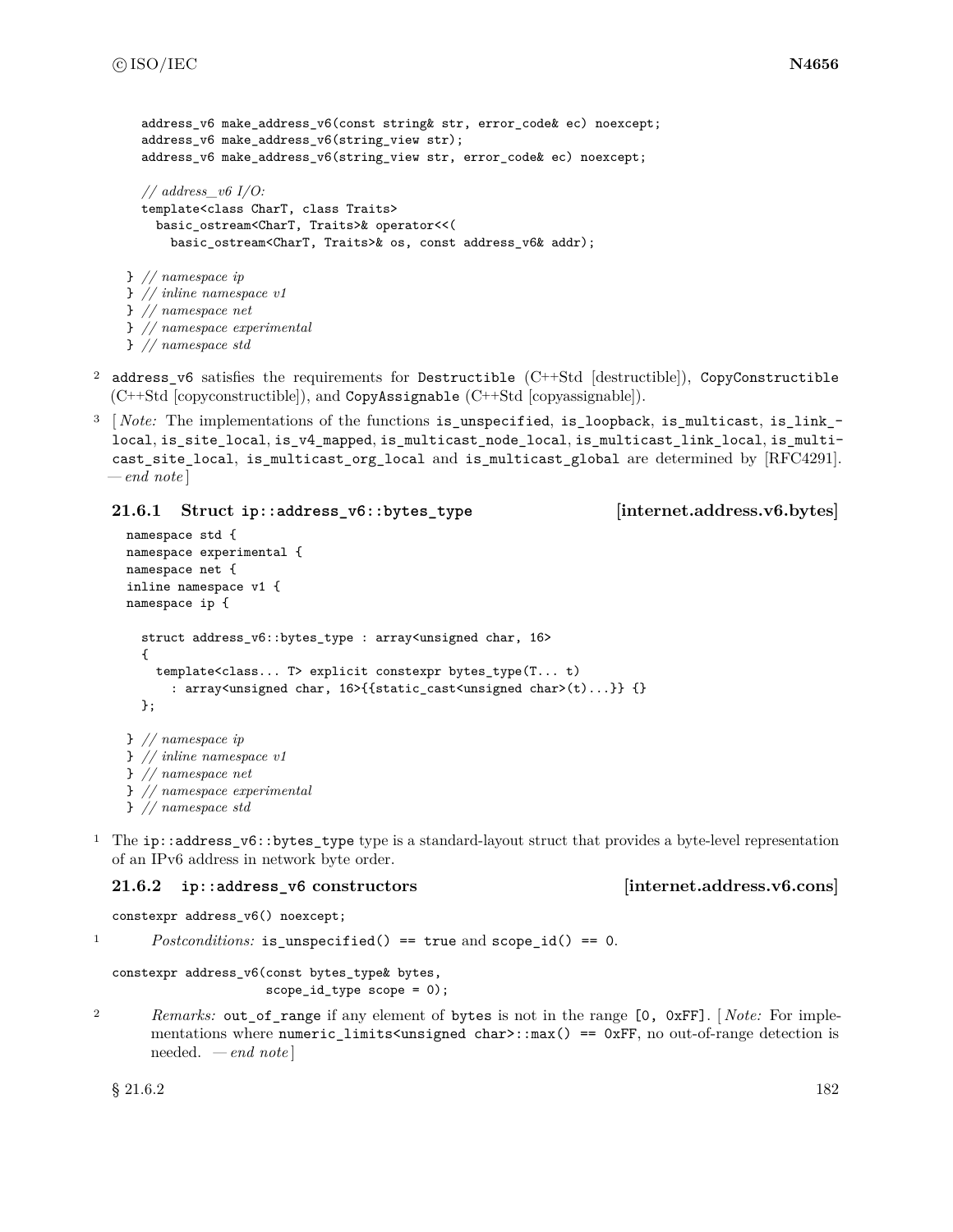```
    address_v6 make_address_v6(const string& str, error_code& ec) noexcept;
    address_v6 make_address_v6(string_view str);
    address_v6 make_address_v6(string_view str, error_code& ec) noexcept;

    // address_v6 I/O:
    template<class CharT, class Traits>
      basic_ostream<CharT, Traits>& operator<<(
        basic_ostream<CharT, Traits>& os, const address_v6& addr);

  } // namespace ip
  } // inline namespace v1
  } // namespace net
  } // namespace experimental
  } // namespace std
```

2 `address_v6` satisfies the requirements for `Destructible` (C++Std [destructible]), `CopyConstructible` (C++Std [copyconstructible]), and `CopyAssignable` (C++Std [copyassignable]).

3 [ *Note:* The implementations of the functions `is_unspecified`, `is_loopback`, `is_multicast`, `is_link_local`, `is_site_local`, `is_v4_mapped`, `is_multicast_node_local`, `is_multicast_link_local`, `is_multicast_site_local`, `is_multicast_org_local` and `is_multicast_global` are determined by [RFC4291]. — *end note* ]

### 21.6.1 Struct `ip::address_v6::bytes_type` [internet.address.v6.bytes]

```
namespace std {
namespace experimental {
namespace net {
inline namespace v1 {
namespace ip {

  struct address_v6::bytes_type : array<unsigned char, 16>
  {
    template<class... T> explicit constexpr bytes_type(T... t)
      : array<unsigned char, 16>{{static_cast<unsigned char>(t)...}} {}
  };

} // namespace ip
} // inline namespace v1
} // namespace net
} // namespace experimental
} // namespace std
```

1 The `ip::address_v6::bytes_type` type is a standard-layout struct that provides a byte-level representation of an IPv6 address in network byte order.

### 21.6.2 `ip::address_v6` constructors [internet.address.v6.cons]

```
constexpr address_v6() noexcept;
```

1 *Postconditions:* `is_unspecified() == true` and `scope_id() == 0`.

```
constexpr address_v6(const bytes_type& bytes,
                     scope_id_type scope = 0);
```

2 *Remarks:* `out_of_range` if any element of `bytes` is not in the range `[0, 0xFF]`. [ *Note:* For implementations where `numeric_limits<unsigned char>::max() == 0xFF`, no out-of-range detection is needed. — *end note* ]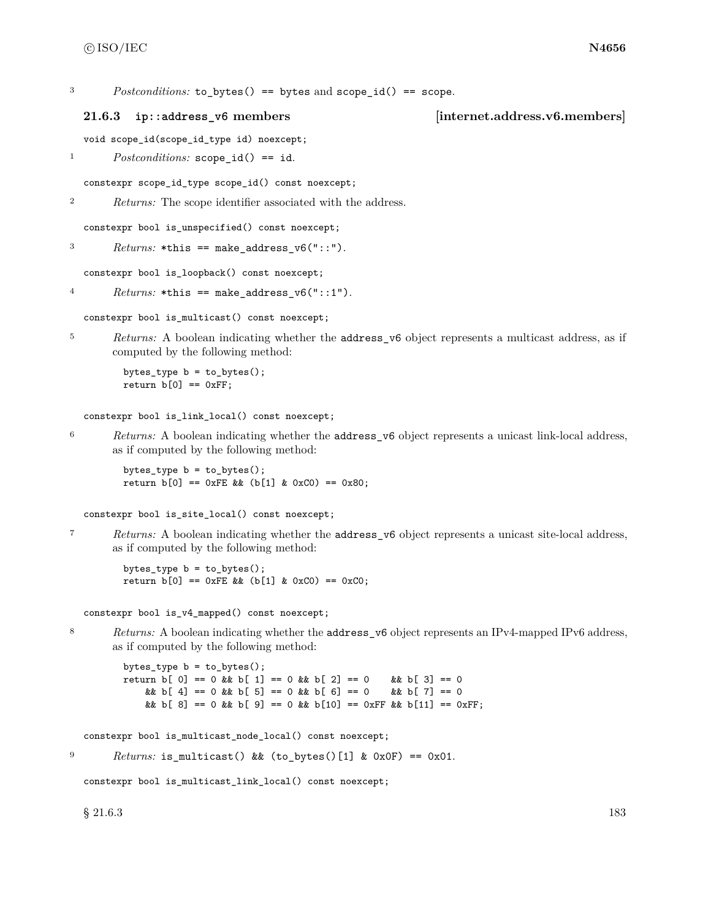3 *Postconditions:* `to_bytes() == bytes` and `scope_id() == scope`.

### 21.6.3 `ip::address_v6` members [internet.address.v6.members]

```
void scope_id(scope_id_type id) noexcept;
```

1 *Postconditions:* `scope_id() == id`.

```
constexpr scope_id_type scope_id() const noexcept;
```

2 *Returns:* The scope identifier associated with the address.

```
constexpr bool is_unspecified() const noexcept;
```

3 *Returns:* `*this == make_address_v6("::")`.

```
constexpr bool is_loopback() const noexcept;
```

4 *Returns:* `*this == make_address_v6("::1")`.

```
constexpr bool is_multicast() const noexcept;
```

5 *Returns:* A boolean indicating whether the `address_v6` object represents a multicast address, as if computed by the following method:

```
bytes_type b = to_bytes();
return b[0] == 0xFF;
```

```
constexpr bool is_link_local() const noexcept;
```

6 *Returns:* A boolean indicating whether the `address_v6` object represents a unicast link-local address, as if computed by the following method:

```
bytes_type b = to_bytes();
return b[0] == 0xFE && (b[1] & 0xC0) == 0x80;
```

```
constexpr bool is_site_local() const noexcept;
```

7 *Returns:* A boolean indicating whether the `address_v6` object represents a unicast site-local address, as if computed by the following method:

```
bytes_type b = to_bytes();
return b[0] == 0xFE && (b[1] & 0xC0) == 0xC0;
```

```
constexpr bool is_v4_mapped() const noexcept;
```

8 *Returns:* A boolean indicating whether the `address_v6` object represents an IPv4-mapped IPv6 address, as if computed by the following method:

```
bytes_type b = to_bytes();
return b[ 0] == 0 && b[ 1] == 0 && b[ 2] == 0    && b[ 3] == 0
    && b[ 4] == 0 && b[ 5] == 0 && b[ 6] == 0    && b[ 7] == 0
    && b[ 8] == 0 && b[ 9] == 0 && b[10] == 0xFF && b[11] == 0xFF;
```

```
constexpr bool is_multicast_node_local() const noexcept;
```

9 *Returns:* `is_multicast() && (to_bytes()[1] & 0x0F) == 0x01`.

```
constexpr bool is_multicast_link_local() const noexcept;
```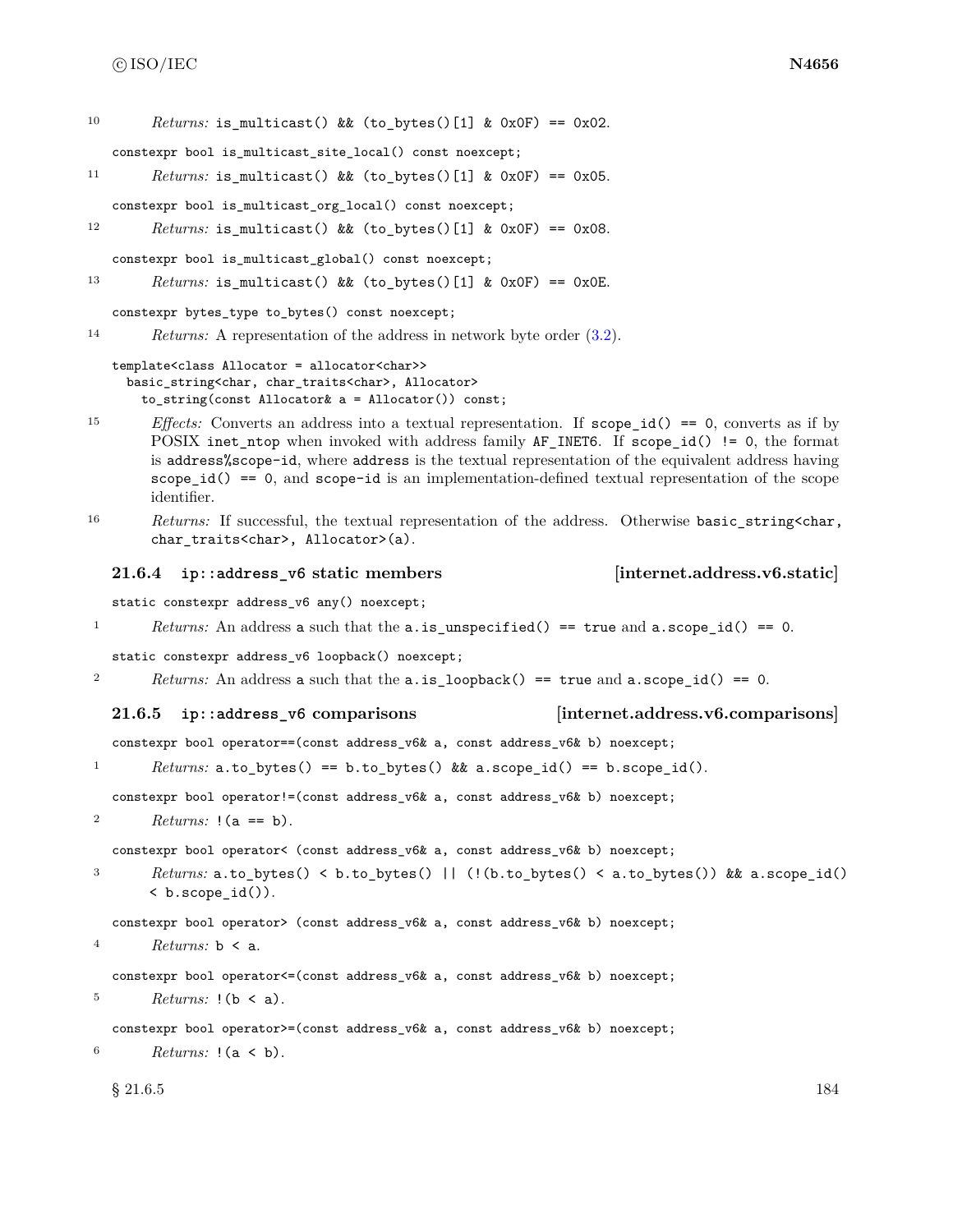10 *Returns:* `is_multicast() && (to_bytes()[1] & 0x0F) == 0x02`.

```
constexpr bool is_multicast_site_local() const noexcept;
```

11 *Returns:* `is_multicast() && (to_bytes()[1] & 0x0F) == 0x05`.

```
constexpr bool is_multicast_org_local() const noexcept;
```

12 *Returns:* `is_multicast() && (to_bytes()[1] & 0x0F) == 0x08`.

```
constexpr bool is_multicast_global() const noexcept;
```

13 *Returns:* `is_multicast() && (to_bytes()[1] & 0x0F) == 0x0E`.

```
constexpr bytes_type to_bytes() const noexcept;
```

14 *Returns:* A representation of the address in network byte order (3.2).

```
template<class Allocator = allocator<char>>
  basic_string<char, char_traits<char>, Allocator>
    to_string(const Allocator& a = Allocator()) const;
```

15 *Effects:* Converts an address into a textual representation. If `scope_id() == 0`, converts as if by POSIX `inet_ntop` when invoked with address family `AF_INET6`. If `scope_id() != 0`, the format is `address%scope-id`, where `address` is the textual representation of the equivalent address having `scope_id() == 0`, and `scope-id` is an implementation-defined textual representation of the scope identifier.

16 *Returns:* If successful, the textual representation of the address. Otherwise `basic_string<char, char_traits<char>, Allocator>(a)`.

### 21.6.4 `ip::address_v6` static members [internet.address.v6.static]

```
static constexpr address_v6 any() noexcept;
```

1 *Returns:* An address `a` such that the `a.is_unspecified() == true` and `a.scope_id() == 0`.

```
static constexpr address_v6 loopback() noexcept;
```

2 *Returns:* An address `a` such that the `a.is_loopback() == true` and `a.scope_id() == 0`.

### 21.6.5 `ip::address_v6` comparisons [internet.address.v6.comparisons]

```
constexpr bool operator==(const address_v6& a, const address_v6& b) noexcept;
```

1 *Returns:* `a.to_bytes() == b.to_bytes() && a.scope_id() == b.scope_id()`.

```
constexpr bool operator!=(const address_v6& a, const address_v6& b) noexcept;
```

2 *Returns:* `!(a == b)`.

```
constexpr bool operator< (const address_v6& a, const address_v6& b) noexcept;
```

3 *Returns:* `a.to_bytes() < b.to_bytes() || (!(b.to_bytes() < a.to_bytes()) && a.scope_id() < b.scope_id())`.

```
constexpr bool operator> (const address_v6& a, const address_v6& b) noexcept;
```

4 *Returns:* `b < a`.

```
constexpr bool operator<=(const address_v6& a, const address_v6& b) noexcept;
```

5 *Returns:* `!(b < a)`.

```
constexpr bool operator>=(const address_v6& a, const address_v6& b) noexcept;
```

6 *Returns:* `!(a < b)`.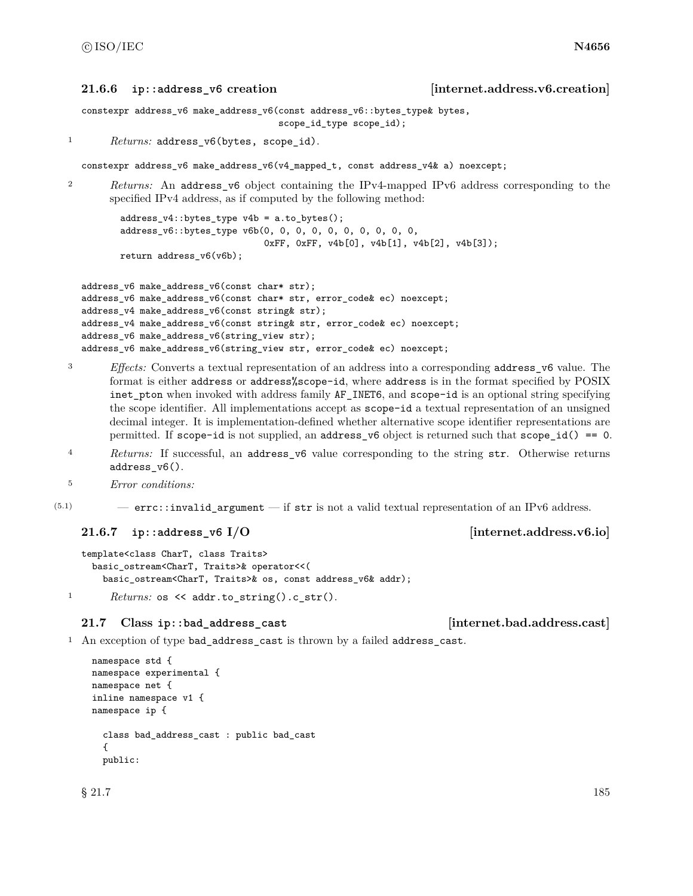### 21.6.6 ip::address_v6 creation [internet.address.v6.creation]

```
constexpr address_v6 make_address_v6(const address_v6::bytes_type& bytes,
                                     scope_id_type scope_id);
```

1 *Returns:* `address_v6(bytes, scope_id)`.

```
constexpr address_v6 make_address_v6(v4_mapped_t, const address_v4& a) noexcept;
```

2 *Returns:* An `address_v6` object containing the IPv4-mapped IPv6 address corresponding to the specified IPv4 address, as if computed by the following method:

```
address_v4::bytes_type v4b = a.to_bytes();
address_v6::bytes_type v6b(0, 0, 0, 0, 0, 0, 0, 0, 0, 0,
                           0xFF, 0xFF, v4b[0], v4b[1], v4b[2], v4b[3]);
return address_v6(v6b);
```

```
address_v6 make_address_v6(const char* str);
address_v6 make_address_v6(const char* str, error_code& ec) noexcept;
address_v4 make_address_v6(const string& str);
address_v4 make_address_v6(const string& str, error_code& ec) noexcept;
address_v6 make_address_v6(string_view str);
address_v6 make_address_v6(string_view str, error_code& ec) noexcept;
```

3 *Effects:* Converts a textual representation of an address into a corresponding `address_v6` value. The format is either `address` or `address%scope-id`, where `address` is in the format specified by POSIX `inet_pton` when invoked with address family `AF_INET6`, and `scope-id` is an optional string specifying the scope identifier. All implementations accept as `scope-id` a textual representation of an unsigned decimal integer. It is implementation-defined whether alternative scope identifier representations are permitted. If `scope-id` is not supplied, an `address_v6` object is returned such that `scope_id() == 0`.

4 *Returns:* If successful, an `address_v6` value corresponding to the string `str`. Otherwise returns `address_v6()`.

5 *Error conditions:*

(5.1) — `errc::invalid_argument` — if `str` is not a valid textual representation of an IPv6 address.

### 21.6.7 ip::address_v6 I/O [internet.address.v6.io]

```
template<class CharT, class Traits>
  basic_ostream<CharT, Traits>& operator<<(
    basic_ostream<CharT, Traits>& os, const address_v6& addr);
```

1 *Returns:* `os << addr.to_string().c_str()`.

## 21.7 Class ip::bad_address_cast [internet.bad.address.cast]

1 An exception of type `bad_address_cast` is thrown by a failed `address_cast`.

```
namespace std {
namespace experimental {
namespace net {
inline namespace v1 {
namespace ip {

  class bad_address_cast : public bad_cast
  {
  public:
```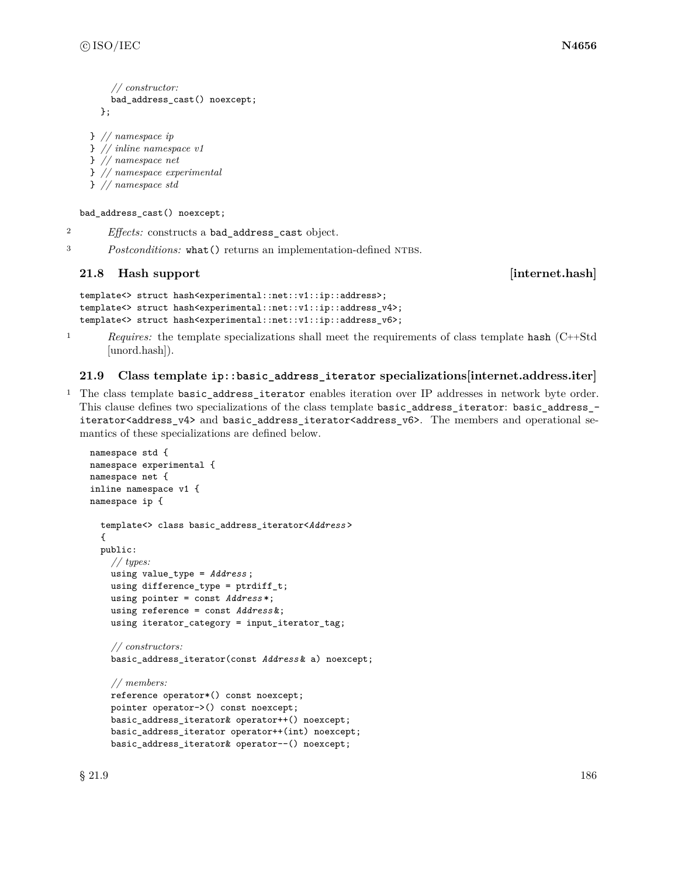```
    // constructor:
    bad_address_cast() noexcept;
  };

} // namespace ip
} // inline namespace v1
} // namespace net
} // namespace experimental
} // namespace std
```

```
bad_address_cast() noexcept;
```

2 *Effects:* constructs a `bad_address_cast` object.

3 *Postconditions:* `what()` returns an implementation-defined NTBS.

## 21.8 Hash support [internet.hash]

```
template<> struct hash<experimental::net::v1::ip::address>;
template<> struct hash<experimental::net::v1::ip::address_v4>;
template<> struct hash<experimental::net::v1::ip::address_v6>;
```

1 *Requires:* the template specializations shall meet the requirements of class template `hash` (C++Std [unord.hash]).

## 21.9 Class template `ip::basic_address_iterator` specializations [internet.address.iter]

1 The class template `basic_address_iterator` enables iteration over IP addresses in network byte order. This clause defines two specializations of the class template `basic_address_iterator`: `basic_address_iterator<address_v4>` and `basic_address_iterator<address_v6>`. The members and operational semantics of these specializations are defined below.

```
namespace std {
namespace experimental {
namespace net {
inline namespace v1 {
namespace ip {

  template<> class basic_address_iterator<Address>
  {
  public:
    // types:
    using value_type = Address;
    using difference_type = ptrdiff_t;
    using pointer = const Address*;
    using reference = const Address&;
    using iterator_category = input_iterator_tag;

    // constructors:
    basic_address_iterator(const Address& a) noexcept;

    // members:
    reference operator*() const noexcept;
    pointer operator->() const noexcept;
    basic_address_iterator& operator++() noexcept;
    basic_address_iterator operator++(int) noexcept;
    basic_address_iterator& operator--() noexcept;
```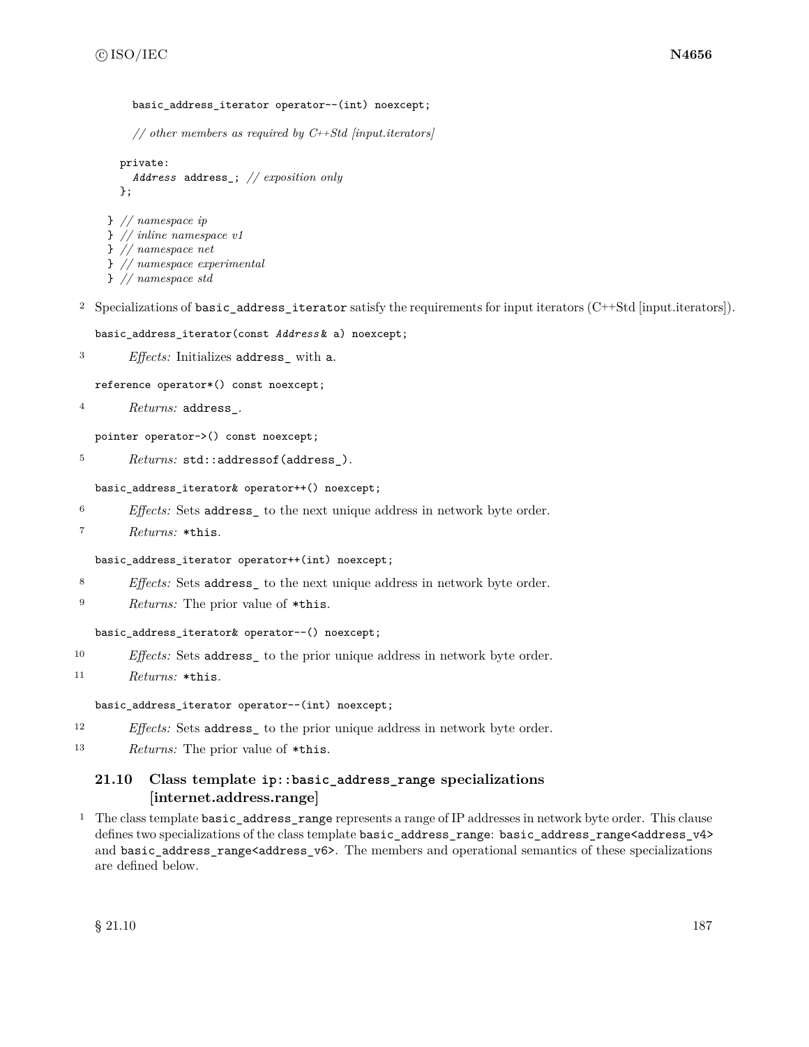```
    basic_address_iterator operator--(int) noexcept;

    // other members as required by C++Std [input.iterators]

  private:
    Address address_; // exposition only
  };

} // namespace ip
} // inline namespace v1
} // namespace net
} // namespace experimental
} // namespace std
```

2 Specializations of `basic_address_iterator` satisfy the requirements for input iterators (C++Std [input.iterators]).

```
basic_address_iterator(const Address& a) noexcept;
```

3 *Effects:* Initializes `address_` with `a`.

```
reference operator*() const noexcept;
```

4 *Returns:* `address_`.

```
pointer operator->() const noexcept;
```

5 *Returns:* `std::addressof(address_)`.

```
basic_address_iterator& operator++() noexcept;
```

6 *Effects:* Sets `address_` to the next unique address in network byte order.

7 *Returns:* `*this`.

```
basic_address_iterator operator++(int) noexcept;
```

8 *Effects:* Sets `address_` to the next unique address in network byte order.

9 *Returns:* The prior value of `*this`.

```
basic_address_iterator& operator--() noexcept;
```

10 *Effects:* Sets `address_` to the prior unique address in network byte order.

11 *Returns:* `*this`.

```
basic_address_iterator operator--(int) noexcept;
```

12 *Effects:* Sets `address_` to the prior unique address in network byte order.

13 *Returns:* The prior value of `*this`.

## 21.10 Class template `ip::basic_address_range` specializations [internet.address.range]

1 The class template `basic_address_range` represents a range of IP addresses in network byte order. This clause defines two specializations of the class template `basic_address_range`: `basic_address_range<address_v4>` and `basic_address_range<address_v6>`. The members and operational semantics of these specializations are defined below.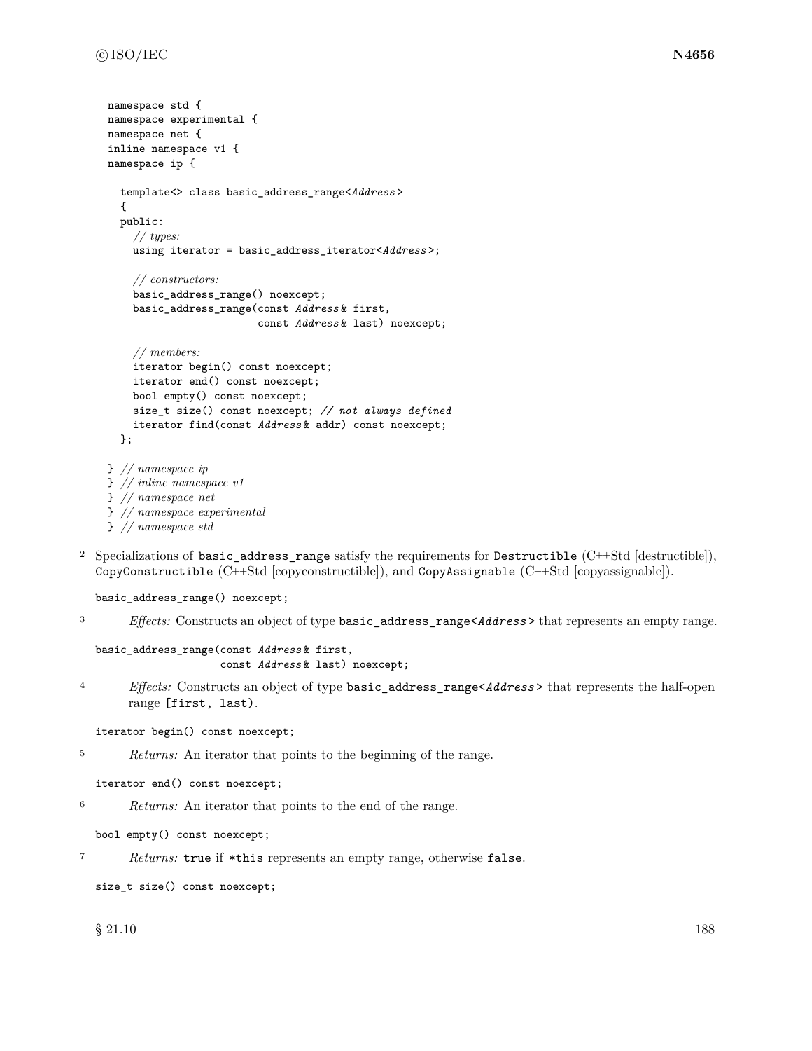```
namespace std {
namespace experimental {
namespace net {
inline namespace v1 {
namespace ip {

  template<> class basic_address_range<Address>
  {
  public:
    // types:
    using iterator = basic_address_iterator<Address>;

    // constructors:
    basic_address_range() noexcept;
    basic_address_range(const Address& first,
                        const Address& last) noexcept;

    // members:
    iterator begin() const noexcept;
    iterator end() const noexcept;
    bool empty() const noexcept;
    size_t size() const noexcept; // not always defined
    iterator find(const Address& addr) const noexcept;
  };

} // namespace ip
} // inline namespace v1
} // namespace net
} // namespace experimental
} // namespace std
```

2 Specializations of `basic_address_range` satisfy the requirements for `Destructible` (C++Std [destructible]), `CopyConstructible` (C++Std [copyconstructible]), and `CopyAssignable` (C++Std [copyassignable]).

```
basic_address_range() noexcept;
```

3 *Effects:* Constructs an object of type `basic_address_range<Address>` that represents an empty range.

```
basic_address_range(const Address& first,
                    const Address& last) noexcept;
```

4 *Effects:* Constructs an object of type `basic_address_range<Address>` that represents the half-open range `[first, last)`.

```
iterator begin() const noexcept;
```

5 *Returns:* An iterator that points to the beginning of the range.

```
iterator end() const noexcept;
```

6 *Returns:* An iterator that points to the end of the range.

```
bool empty() const noexcept;
```

7 *Returns:* `true` if `*this` represents an empty range, otherwise `false`.

```
size_t size() const noexcept;
```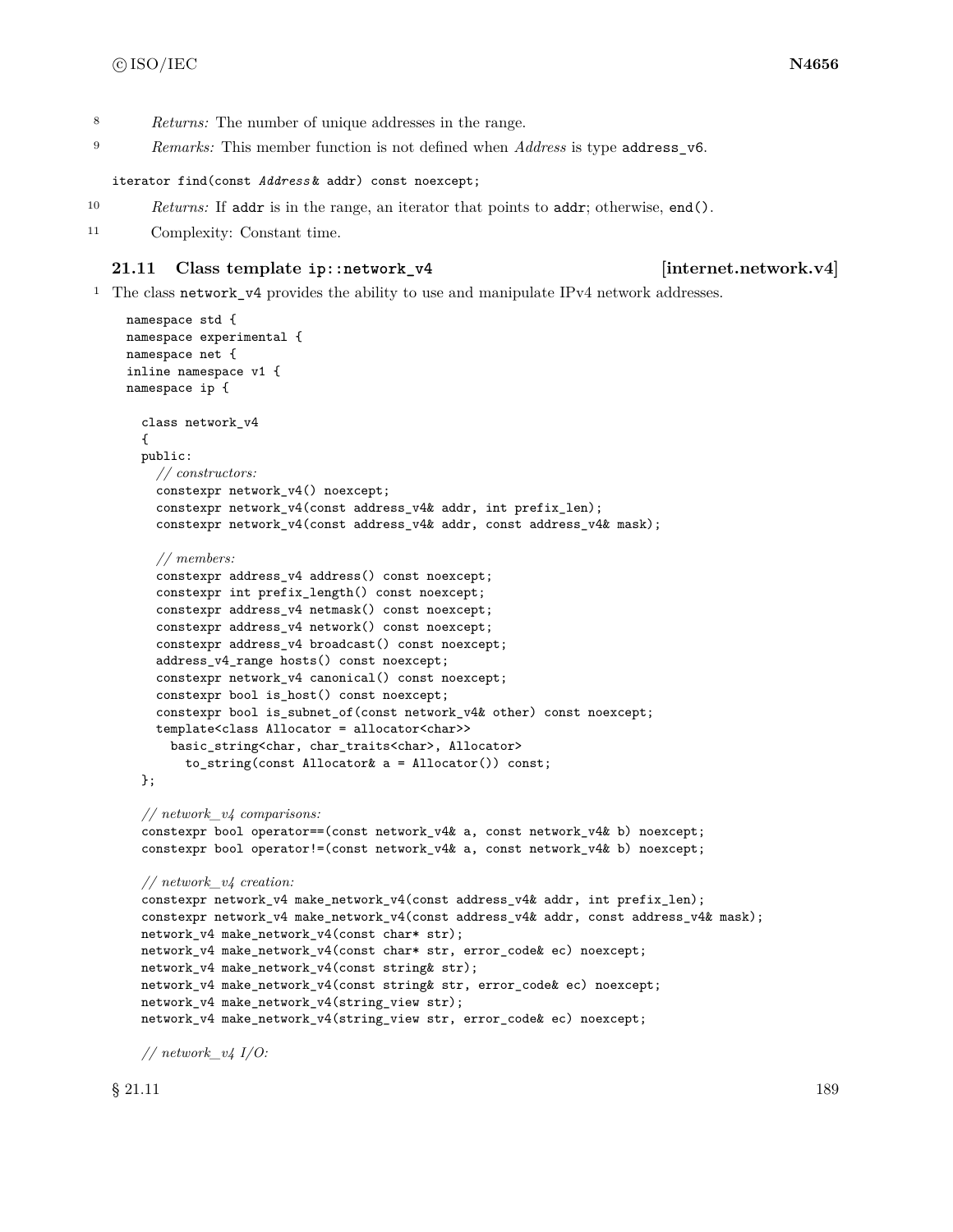8 *Returns:* The number of unique addresses in the range.

9 *Remarks:* This member function is not defined when *Address* is type `address_v6`.

```
iterator find(const Address& addr) const noexcept;
```

10 *Returns:* If `addr` is in the range, an iterator that points to `addr`; otherwise, `end()`.

11 Complexity: Constant time.

## 21.11 Class template `ip::network_v4` [internet.network.v4]

1 The class `network_v4` provides the ability to use and manipulate IPv4 network addresses.

```
namespace std {
namespace experimental {
namespace net {
inline namespace v1 {
namespace ip {

  class network_v4
  {
  public:
    // constructors:
    constexpr network_v4() noexcept;
    constexpr network_v4(const address_v4& addr, int prefix_len);
    constexpr network_v4(const address_v4& addr, const address_v4& mask);

    // members:
    constexpr address_v4 address() const noexcept;
    constexpr int prefix_length() const noexcept;
    constexpr address_v4 netmask() const noexcept;
    constexpr address_v4 network() const noexcept;
    constexpr address_v4 broadcast() const noexcept;
    address_v4_range hosts() const noexcept;
    constexpr network_v4 canonical() const noexcept;
    constexpr bool is_host() const noexcept;
    constexpr bool is_subnet_of(const network_v4& other) const noexcept;
    template<class Allocator = allocator<char>>
      basic_string<char, char_traits<char>, Allocator>
        to_string(const Allocator& a = Allocator()) const;
  };

  // network_v4 comparisons:
  constexpr bool operator==(const network_v4& a, const network_v4& b) noexcept;
  constexpr bool operator!=(const network_v4& a, const network_v4& b) noexcept;

  // network_v4 creation:
  constexpr network_v4 make_network_v4(const address_v4& addr, int prefix_len);
  constexpr network_v4 make_network_v4(const address_v4& addr, const address_v4& mask);
  network_v4 make_network_v4(const char* str);
  network_v4 make_network_v4(const char* str, error_code& ec) noexcept;
  network_v4 make_network_v4(const string& str);
  network_v4 make_network_v4(const string& str, error_code& ec) noexcept;
  network_v4 make_network_v4(string_view str);
  network_v4 make_network_v4(string_view str, error_code& ec) noexcept;

  // network_v4 I/O:
```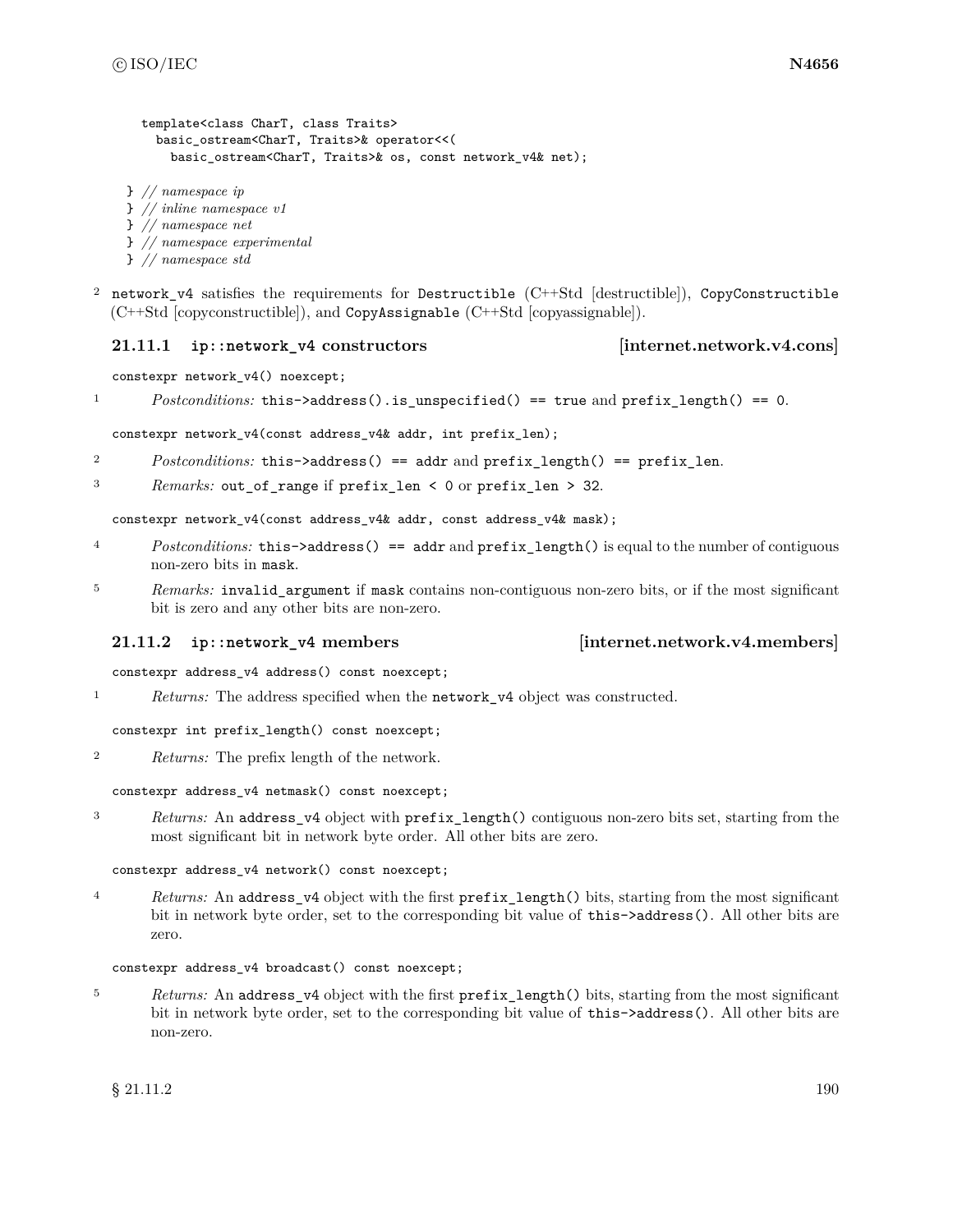```
    template<class CharT, class Traits>
      basic_ostream<CharT, Traits>& operator<<(
        basic_ostream<CharT, Traits>& os, const network_v4& net);

  } // namespace ip
  } // inline namespace v1
  } // namespace net
  } // namespace experimental
  } // namespace std
```

2 `network_v4` satisfies the requirements for `Destructible` (C++Std [destructible]), `CopyConstructible` (C++Std [copyconstructible]), and `CopyAssignable` (C++Std [copyassignable]).

### 21.11.1 ip::network_v4 constructors [internet.network.v4.cons]

`constexpr network_v4() noexcept;`

1 *Postconditions:* `this->address().is_unspecified() == true` and `prefix_length() == 0`.

`constexpr network_v4(const address_v4& addr, int prefix_len);`

2 *Postconditions:* `this->address() == addr` and `prefix_length() == prefix_len`.

3 *Remarks:* `out_of_range` if `prefix_len < 0` or `prefix_len > 32`.

`constexpr network_v4(const address_v4& addr, const address_v4& mask);`

4 *Postconditions:* `this->address() == addr` and `prefix_length()` is equal to the number of contiguous non-zero bits in `mask`.

5 *Remarks:* `invalid_argument` if `mask` contains non-contiguous non-zero bits, or if the most significant bit is zero and any other bits are non-zero.

### 21.11.2 ip::network_v4 members [internet.network.v4.members]

`constexpr address_v4 address() const noexcept;`

1 *Returns:* The address specified when the `network_v4` object was constructed.

`constexpr int prefix_length() const noexcept;`

2 *Returns:* The prefix length of the network.

`constexpr address_v4 netmask() const noexcept;`

3 *Returns:* An `address_v4` object with `prefix_length()` contiguous non-zero bits set, starting from the most significant bit in network byte order. All other bits are zero.

`constexpr address_v4 network() const noexcept;`

4 *Returns:* An `address_v4` object with the first `prefix_length()` bits, starting from the most significant bit in network byte order, set to the corresponding bit value of `this->address()`. All other bits are zero.

`constexpr address_v4 broadcast() const noexcept;`

5 *Returns:* An `address_v4` object with the first `prefix_length()` bits, starting from the most significant bit in network byte order, set to the corresponding bit value of `this->address()`. All other bits are non-zero.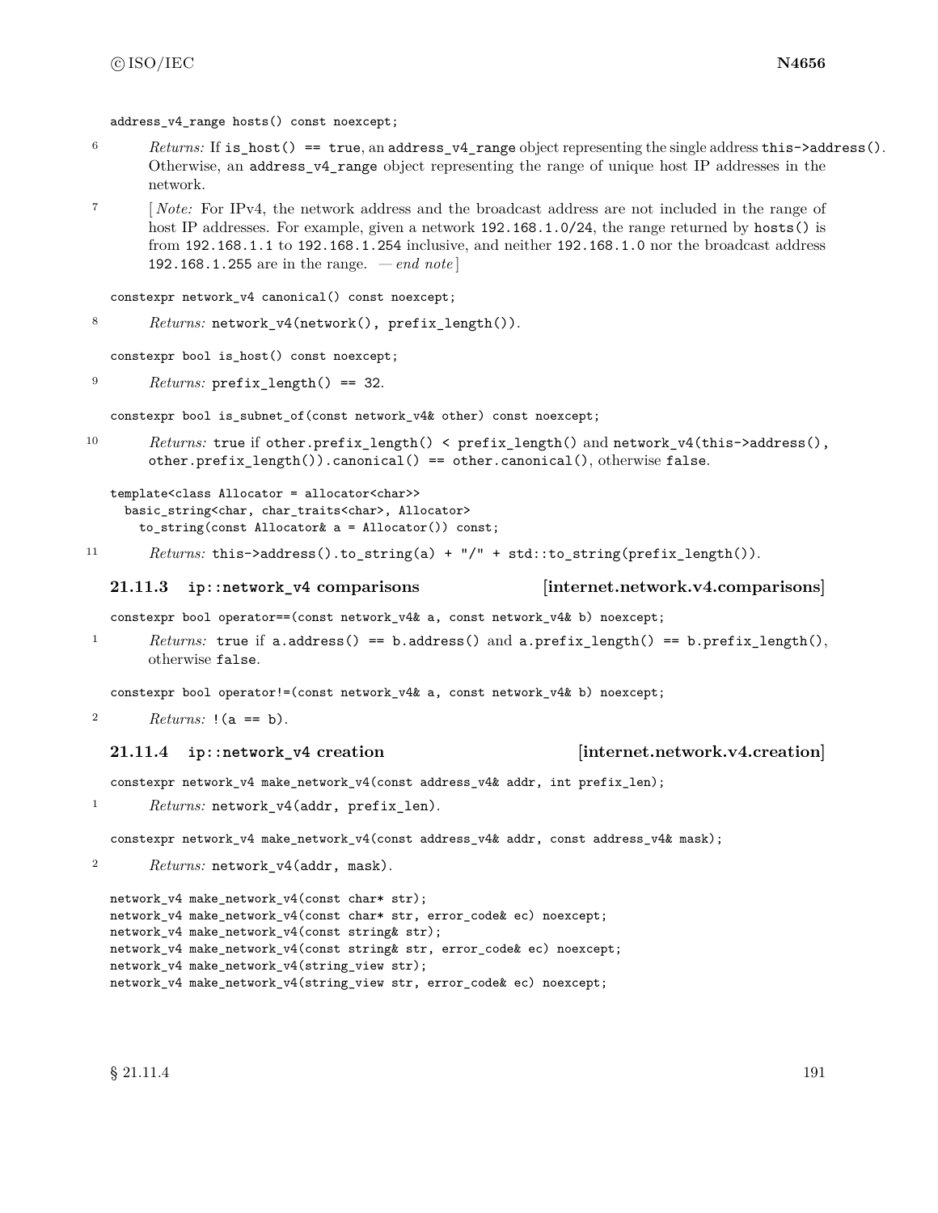```
address_v4_range hosts() const noexcept;
```

6 *Returns:* If `is_host() == true`, an `address_v4_range` object representing the single address `this->address()`. Otherwise, an `address_v4_range` object representing the range of unique host IP addresses in the network.

7 [ *Note:* For IPv4, the network address and the broadcast address are not included in the range of host IP addresses. For example, given a network `192.168.1.0/24`, the range returned by `hosts()` is from `192.168.1.1` to `192.168.1.254` inclusive, and neither `192.168.1.0` nor the broadcast address `192.168.1.255` are in the range. — *end note* ]

```
constexpr network_v4 canonical() const noexcept;
```

8 *Returns:* `network_v4(network(), prefix_length())`.

```
constexpr bool is_host() const noexcept;
```

9 *Returns:* `prefix_length() == 32`.

```
constexpr bool is_subnet_of(const network_v4& other) const noexcept;
```

10 *Returns:* `true` if `other.prefix_length() < prefix_length()` and `network_v4(this->address(), other.prefix_length()).canonical() == other.canonical()`, otherwise `false`.

```
template<class Allocator = allocator<char>>
  basic_string<char, char_traits<char>, Allocator>
    to_string(const Allocator& a = Allocator()) const;
```

11 *Returns:* `this->address().to_string(a) + "/" + std::to_string(prefix_length())`.

### 21.11.3 ip::network_v4 comparisons [internet.network.v4.comparisons]

```
constexpr bool operator==(const network_v4& a, const network_v4& b) noexcept;
```

1 *Returns:* `true` if `a.address() == b.address()` and `a.prefix_length() == b.prefix_length()`, otherwise `false`.

```
constexpr bool operator!=(const network_v4& a, const network_v4& b) noexcept;
```

2 *Returns:* `!(a == b)`.

### 21.11.4 ip::network_v4 creation [internet.network.v4.creation]

```
constexpr network_v4 make_network_v4(const address_v4& addr, int prefix_len);
```

1 *Returns:* `network_v4(addr, prefix_len)`.

```
constexpr network_v4 make_network_v4(const address_v4& addr, const address_v4& mask);
```

2 *Returns:* `network_v4(addr, mask)`.

```
network_v4 make_network_v4(const char* str);
network_v4 make_network_v4(const char* str, error_code& ec) noexcept;
network_v4 make_network_v4(const string& str);
network_v4 make_network_v4(const string& str, error_code& ec) noexcept;
network_v4 make_network_v4(string_view str);
network_v4 make_network_v4(string_view str, error_code& ec) noexcept;
```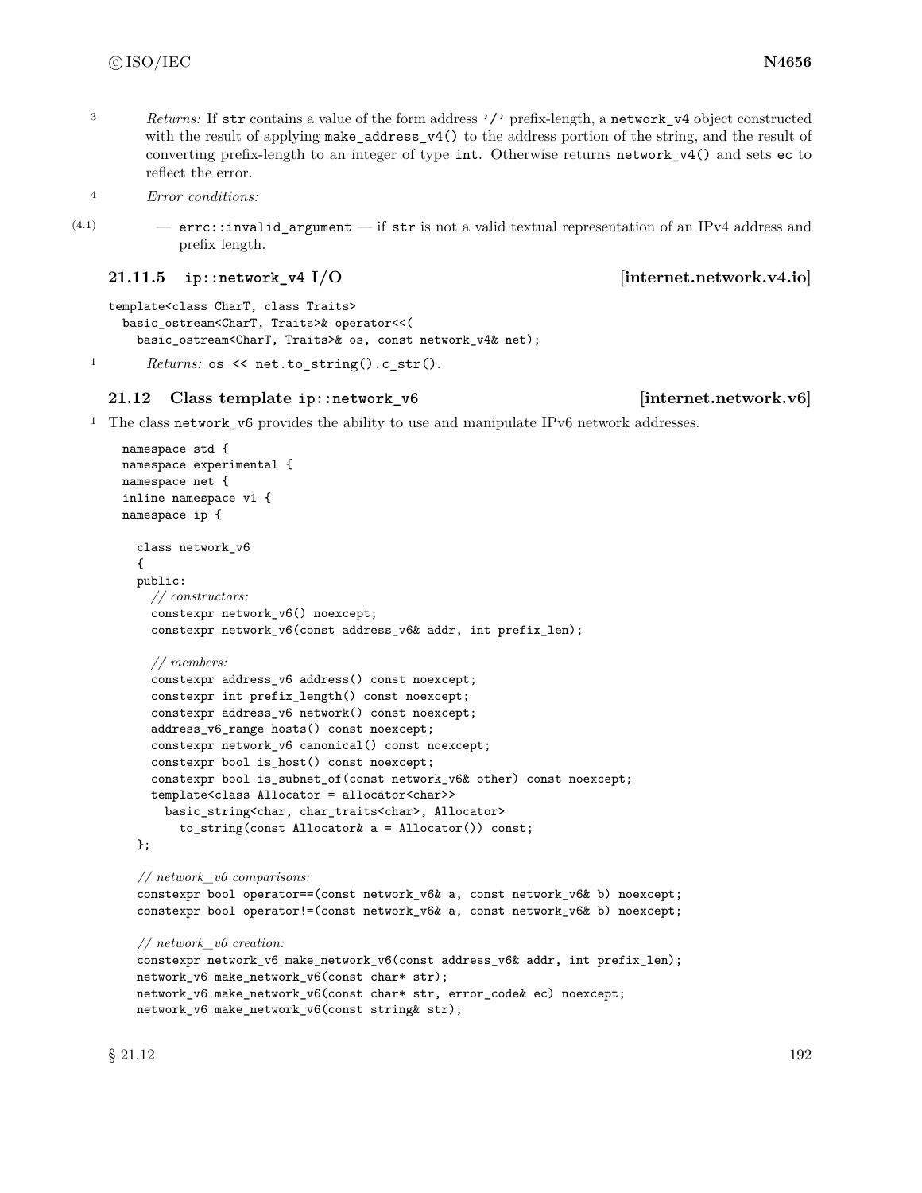3 *Returns:* If `str` contains a value of the form address `'/'` prefix-length, a `network_v4` object constructed with the result of applying `make_address_v4()` to the address portion of the string, and the result of converting prefix-length to an integer of type `int`. Otherwise returns `network_v4()` and sets `ec` to reflect the error.

4 *Error conditions:*

(4.1) — `errc::invalid_argument` — if `str` is not a valid textual representation of an IPv4 address and prefix length.

### 21.11.5 ip::network_v4 I/O [internet.network.v4.io]

```
template<class CharT, class Traits>
  basic_ostream<CharT, Traits>& operator<<(
    basic_ostream<CharT, Traits>& os, const network_v4& net);
```

1 *Returns:* `os << net.to_string().c_str()`.

## 21.12 Class template ip::network_v6 [internet.network.v6]

1 The class `network_v6` provides the ability to use and manipulate IPv6 network addresses.

```
namespace std {
namespace experimental {
namespace net {
inline namespace v1 {
namespace ip {

  class network_v6
  {
  public:
    // constructors:
    constexpr network_v6() noexcept;
    constexpr network_v6(const address_v6& addr, int prefix_len);

    // members:
    constexpr address_v6 address() const noexcept;
    constexpr int prefix_length() const noexcept;
    constexpr address_v6 network() const noexcept;
    address_v6_range hosts() const noexcept;
    constexpr network_v6 canonical() const noexcept;
    constexpr bool is_host() const noexcept;
    constexpr bool is_subnet_of(const network_v6& other) const noexcept;
    template<class Allocator = allocator<char>>
      basic_string<char, char_traits<char>, Allocator>
        to_string(const Allocator& a = Allocator()) const;
  };

  // network_v6 comparisons:
  constexpr bool operator==(const network_v6& a, const network_v6& b) noexcept;
  constexpr bool operator!=(const network_v6& a, const network_v6& b) noexcept;

  // network_v6 creation:
  constexpr network_v6 make_network_v6(const address_v6& addr, int prefix_len);
  network_v6 make_network_v6(const char* str);
  network_v6 make_network_v6(const char* str, error_code& ec) noexcept;
  network_v6 make_network_v6(const string& str);
```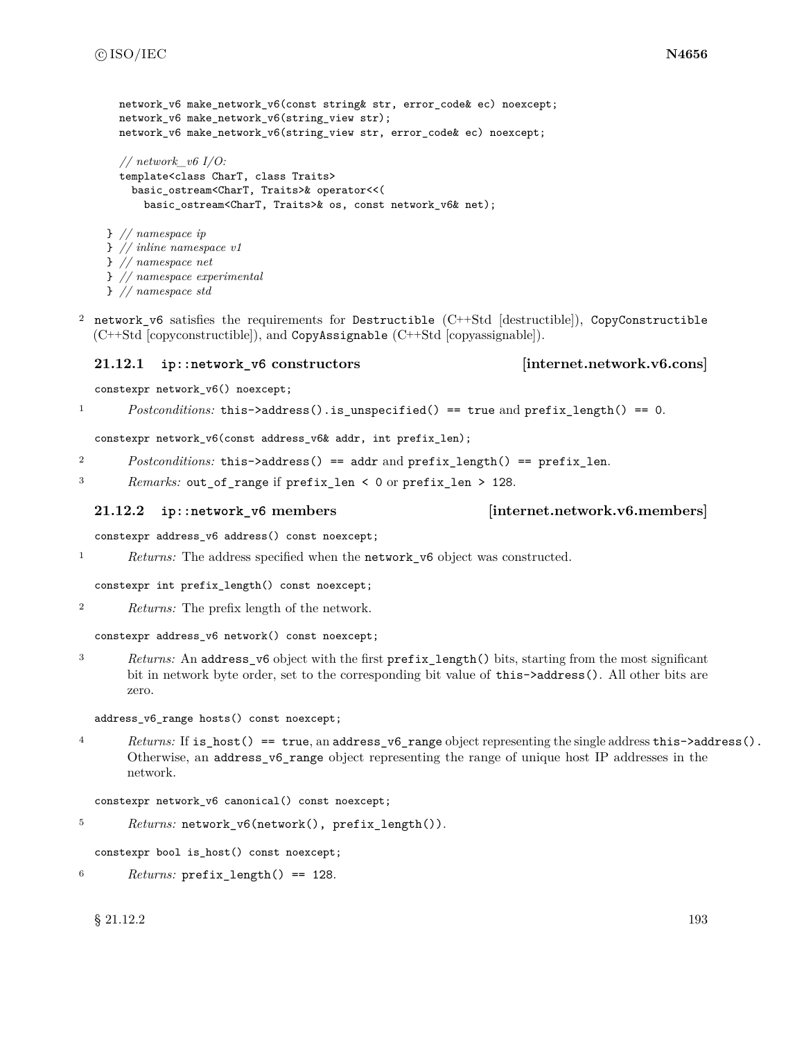```
    network_v6 make_network_v6(const string& str, error_code& ec) noexcept;
    network_v6 make_network_v6(string_view str);
    network_v6 make_network_v6(string_view str, error_code& ec) noexcept;

    // network_v6 I/O:
    template<class CharT, class Traits>
      basic_ostream<CharT, Traits>& operator<<(
        basic_ostream<CharT, Traits>& os, const network_v6& net);

  } // namespace ip
  } // inline namespace v1
  } // namespace net
  } // namespace experimental
  } // namespace std
```

2 `network_v6` satisfies the requirements for `Destructible` (C++Std [destructible]), `CopyConstructible` (C++Std [copyconstructible]), and `CopyAssignable` (C++Std [copyassignable]).

### 21.12.1 ip::network_v6 constructors [internet.network.v6.cons]

```
constexpr network_v6() noexcept;
```

1 *Postconditions:* `this->address().is_unspecified() == true` and `prefix_length() == 0`.

```
constexpr network_v6(const address_v6& addr, int prefix_len);
```

2 *Postconditions:* `this->address() == addr` and `prefix_length() == prefix_len`.

3 *Remarks:* `out_of_range` if `prefix_len < 0` or `prefix_len > 128`.

### 21.12.2 ip::network_v6 members [internet.network.v6.members]

```
constexpr address_v6 address() const noexcept;
```

1 *Returns:* The address specified when the `network_v6` object was constructed.

```
constexpr int prefix_length() const noexcept;
```

2 *Returns:* The prefix length of the network.

```
constexpr address_v6 network() const noexcept;
```

3 *Returns:* An `address_v6` object with the first `prefix_length()` bits, starting from the most significant bit in network byte order, set to the corresponding bit value of `this->address()`. All other bits are zero.

```
address_v6_range hosts() const noexcept;
```

4 *Returns:* If `is_host() == true`, an `address_v6_range` object representing the single address `this->address()`. Otherwise, an `address_v6_range` object representing the range of unique host IP addresses in the network.

```
constexpr network_v6 canonical() const noexcept;
```

5 *Returns:* `network_v6(network(), prefix_length())`.

```
constexpr bool is_host() const noexcept;
```

6 *Returns:* `prefix_length() == 128`.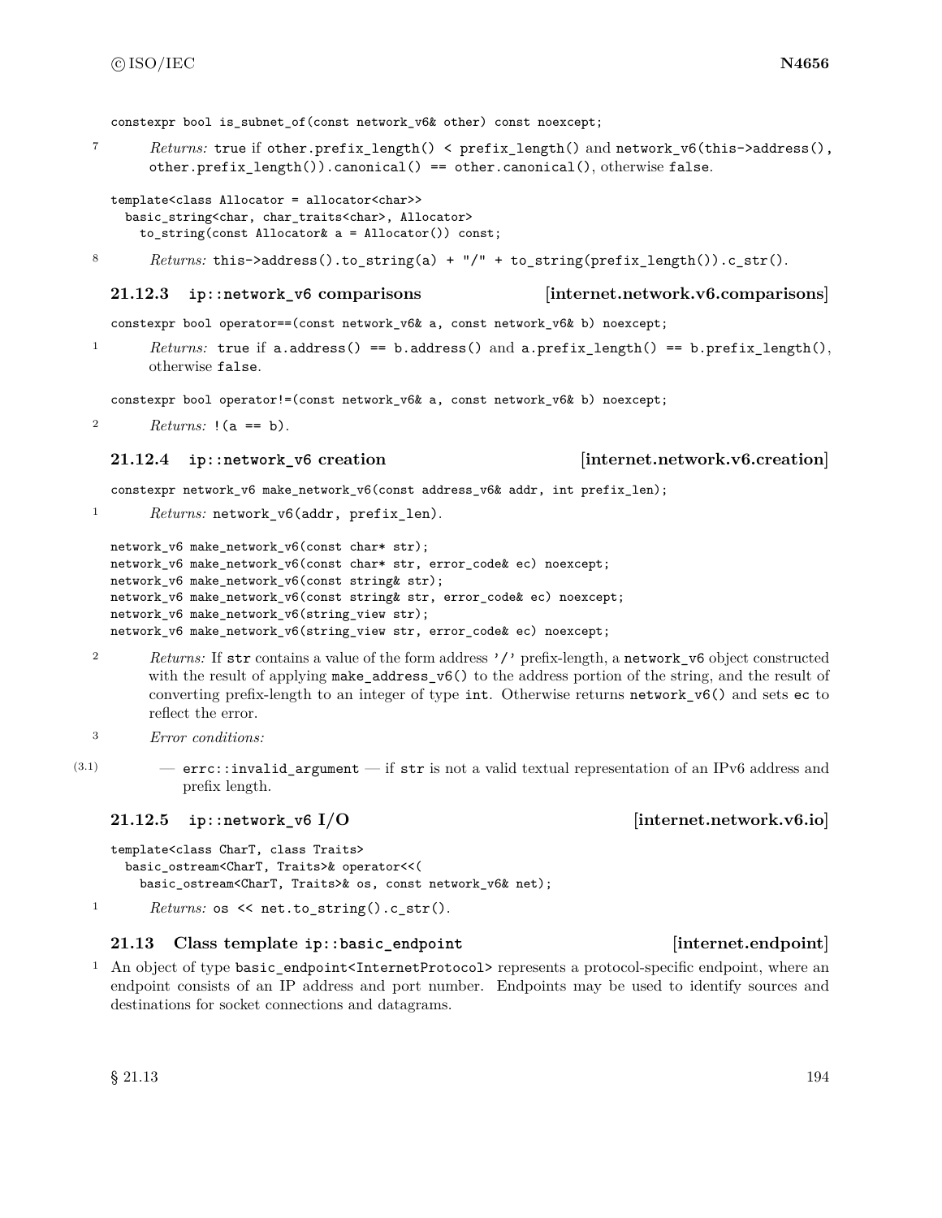```
constexpr bool is_subnet_of(const network_v6& other) const noexcept;
```

7 *Returns:* `true` if `other.prefix_length() < prefix_length()` and `network_v6(this->address(), other.prefix_length()).canonical() == other.canonical()`, otherwise `false`.

```
template<class Allocator = allocator<char>>
  basic_string<char, char_traits<char>, Allocator>
    to_string(const Allocator& a = Allocator()) const;
```

8 *Returns:* `this->address().to_string(a) + "/" + to_string(prefix_length()).c_str()`.

### 21.12.3 ip::network_v6 comparisons [internet.network.v6.comparisons]

```
constexpr bool operator==(const network_v6& a, const network_v6& b) noexcept;
```

1 *Returns:* `true` if `a.address() == b.address()` and `a.prefix_length() == b.prefix_length()`, otherwise `false`.

```
constexpr bool operator!=(const network_v6& a, const network_v6& b) noexcept;
```

2 *Returns:* `!(a == b)`.

### 21.12.4 ip::network_v6 creation [internet.network.v6.creation]

```
constexpr network_v6 make_network_v6(const address_v6& addr, int prefix_len);
```

1 *Returns:* `network_v6(addr, prefix_len)`.

```
network_v6 make_network_v6(const char* str);
network_v6 make_network_v6(const char* str, error_code& ec) noexcept;
network_v6 make_network_v6(const string& str);
network_v6 make_network_v6(const string& str, error_code& ec) noexcept;
network_v6 make_network_v6(string_view str);
network_v6 make_network_v6(string_view str, error_code& ec) noexcept;
```

2 *Returns:* If `str` contains a value of the form address `'/'` prefix-length, a `network_v6` object constructed with the result of applying `make_address_v6()` to the address portion of the string, and the result of converting prefix-length to an integer of type `int`. Otherwise returns `network_v6()` and sets `ec` to reflect the error.

3 *Error conditions:*

(3.1) — `errc::invalid_argument` — if `str` is not a valid textual representation of an IPv6 address and prefix length.

### 21.12.5 ip::network_v6 I/O [internet.network.v6.io]

```
template<class CharT, class Traits>
  basic_ostream<CharT, Traits>& operator<<(
    basic_ostream<CharT, Traits>& os, const network_v6& net);
```

1 *Returns:* `os << net.to_string().c_str()`.

## 21.13 Class template ip::basic_endpoint [internet.endpoint]

1 An object of type `basic_endpoint<InternetProtocol>` represents a protocol-specific endpoint, where an endpoint consists of an IP address and port number. Endpoints may be used to identify sources and destinations for socket connections and datagrams.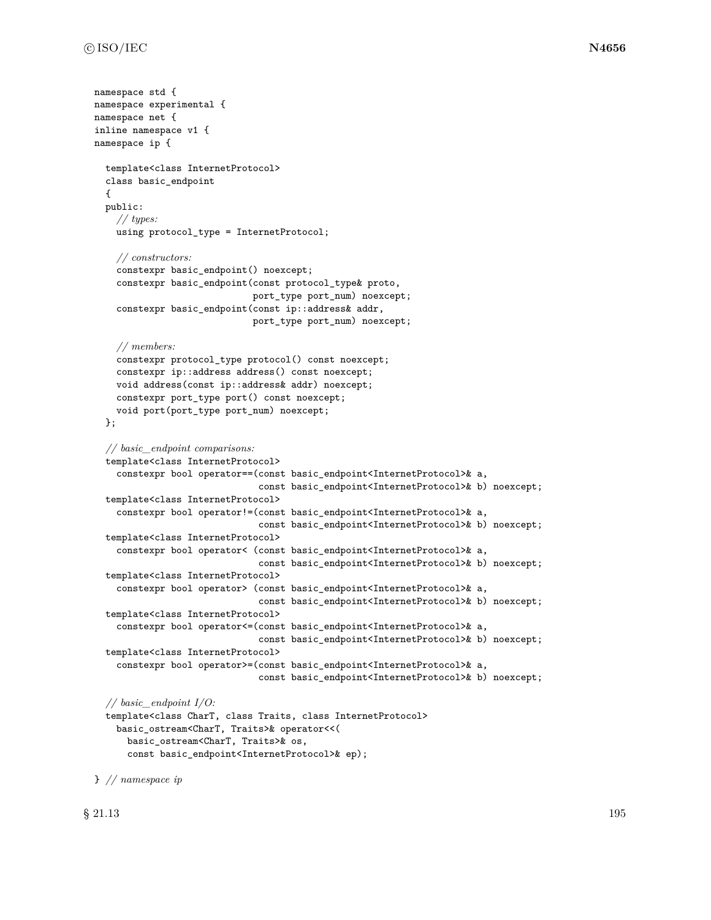```
namespace std {
namespace experimental {
namespace net {
inline namespace v1 {
namespace ip {

  template<class InternetProtocol>
  class basic_endpoint
  {
  public:
    // types:
    using protocol_type = InternetProtocol;

    // constructors:
    constexpr basic_endpoint() noexcept;
    constexpr basic_endpoint(const protocol_type& proto,
                             port_type port_num) noexcept;
    constexpr basic_endpoint(const ip::address& addr,
                             port_type port_num) noexcept;

    // members:
    constexpr protocol_type protocol() const noexcept;
    constexpr ip::address address() const noexcept;
    void address(const ip::address& addr) noexcept;
    constexpr port_type port() const noexcept;
    void port(port_type port_num) noexcept;
  };

  // basic_endpoint comparisons:
  template<class InternetProtocol>
    constexpr bool operator==(const basic_endpoint<InternetProtocol>& a,
                              const basic_endpoint<InternetProtocol>& b) noexcept;
  template<class InternetProtocol>
    constexpr bool operator!=(const basic_endpoint<InternetProtocol>& a,
                              const basic_endpoint<InternetProtocol>& b) noexcept;
  template<class InternetProtocol>
    constexpr bool operator< (const basic_endpoint<InternetProtocol>& a,
                              const basic_endpoint<InternetProtocol>& b) noexcept;
  template<class InternetProtocol>
    constexpr bool operator> (const basic_endpoint<InternetProtocol>& a,
                              const basic_endpoint<InternetProtocol>& b) noexcept;
  template<class InternetProtocol>
    constexpr bool operator<=(const basic_endpoint<InternetProtocol>& a,
                              const basic_endpoint<InternetProtocol>& b) noexcept;
  template<class InternetProtocol>
    constexpr bool operator>=(const basic_endpoint<InternetProtocol>& a,
                              const basic_endpoint<InternetProtocol>& b) noexcept;

  // basic_endpoint I/O:
  template<class CharT, class Traits, class InternetProtocol>
    basic_ostream<CharT, Traits>& operator<<(
      basic_ostream<CharT, Traits>& os,
      const basic_endpoint<InternetProtocol>& ep);

} // namespace ip
```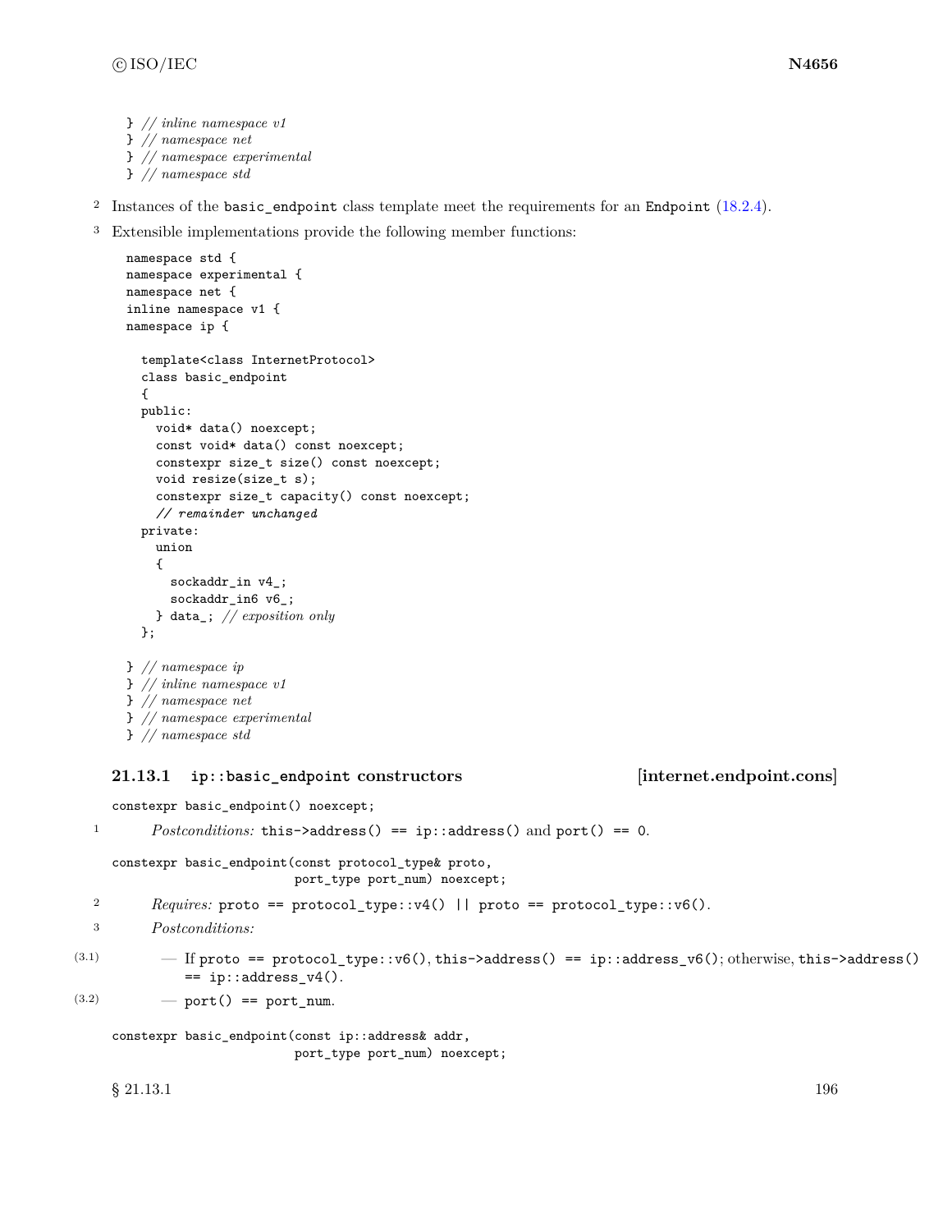```
} // inline namespace v1
} // namespace net
} // namespace experimental
} // namespace std
```

2 Instances of the `basic_endpoint` class template meet the requirements for an `Endpoint` (18.2.4).

3 Extensible implementations provide the following member functions:

```
namespace std {
namespace experimental {
namespace net {
inline namespace v1 {
namespace ip {

  template<class InternetProtocol>
  class basic_endpoint
  {
  public:
    void* data() noexcept;
    const void* data() const noexcept;
    constexpr size_t size() const noexcept;
    void resize(size_t s);
    constexpr size_t capacity() const noexcept;
    // remainder unchanged
  private:
    union
    {
      sockaddr_in v4_;
      sockaddr_in6 v6_;
    } data_; // exposition only
  };

} // namespace ip
} // inline namespace v1
} // namespace net
} // namespace experimental
} // namespace std
```

### 21.13.1 ip::basic_endpoint constructors [internet.endpoint.cons]

```
constexpr basic_endpoint() noexcept;
```

1 *Postconditions:* `this->address() == ip::address()` and `port() == 0`.

```
constexpr basic_endpoint(const protocol_type& proto,
                         port_type port_num) noexcept;
```

2 *Requires:* `proto == protocol_type::v4() || proto == protocol_type::v6()`.

3 *Postconditions:*

- (3.1) — If `proto == protocol_type::v6()`, `this->address() == ip::address_v6()`; otherwise, `this->address() == ip::address_v4()`.
- (3.2) — `port() == port_num`.

```
constexpr basic_endpoint(const ip::address& addr,
                         port_type port_num) noexcept;
```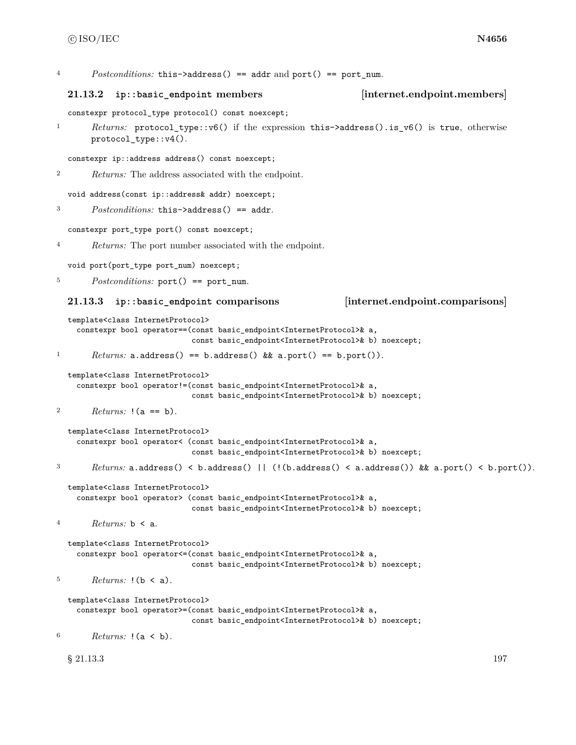4 *Postconditions:* `this->address() == addr` and `port() == port_num`.

### 21.13.2 ip::basic_endpoint members [internet.endpoint.members]

```
constexpr protocol_type protocol() const noexcept;
```

1 *Returns:* `protocol_type::v6()` if the expression `this->address().is_v6()` is `true`, otherwise `protocol_type::v4()`.

```
constexpr ip::address address() const noexcept;
```

2 *Returns:* The address associated with the endpoint.

```
void address(const ip::address& addr) noexcept;
```

3 *Postconditions:* `this->address() == addr`.

```
constexpr port_type port() const noexcept;
```

4 *Returns:* The port number associated with the endpoint.

```
void port(port_type port_num) noexcept;
```

5 *Postconditions:* `port() == port_num`.

### 21.13.3 ip::basic_endpoint comparisons [internet.endpoint.comparisons]

```
template<class InternetProtocol>
  constexpr bool operator==(const basic_endpoint<InternetProtocol>& a,
                            const basic_endpoint<InternetProtocol>& b) noexcept;
```

1 *Returns:* `a.address() == b.address() && a.port() == b.port())`.

```
template<class InternetProtocol>
  constexpr bool operator!=(const basic_endpoint<InternetProtocol>& a,
                            const basic_endpoint<InternetProtocol>& b) noexcept;
```

2 *Returns:* `!(a == b)`.

```
template<class InternetProtocol>
  constexpr bool operator< (const basic_endpoint<InternetProtocol>& a,
                            const basic_endpoint<InternetProtocol>& b) noexcept;
```

3 *Returns:* `a.address() < b.address() || (!(b.address() < a.address()) && a.port() < b.port())`.

```
template<class InternetProtocol>
  constexpr bool operator> (const basic_endpoint<InternetProtocol>& a,
                            const basic_endpoint<InternetProtocol>& b) noexcept;
```

4 *Returns:* `b < a`.

```
template<class InternetProtocol>
  constexpr bool operator<=(const basic_endpoint<InternetProtocol>& a,
                            const basic_endpoint<InternetProtocol>& b) noexcept;
```

5 *Returns:* `!(b < a)`.

```
template<class InternetProtocol>
  constexpr bool operator>=(const basic_endpoint<InternetProtocol>& a,
                            const basic_endpoint<InternetProtocol>& b) noexcept;
```

6 *Returns:* `!(a < b)`.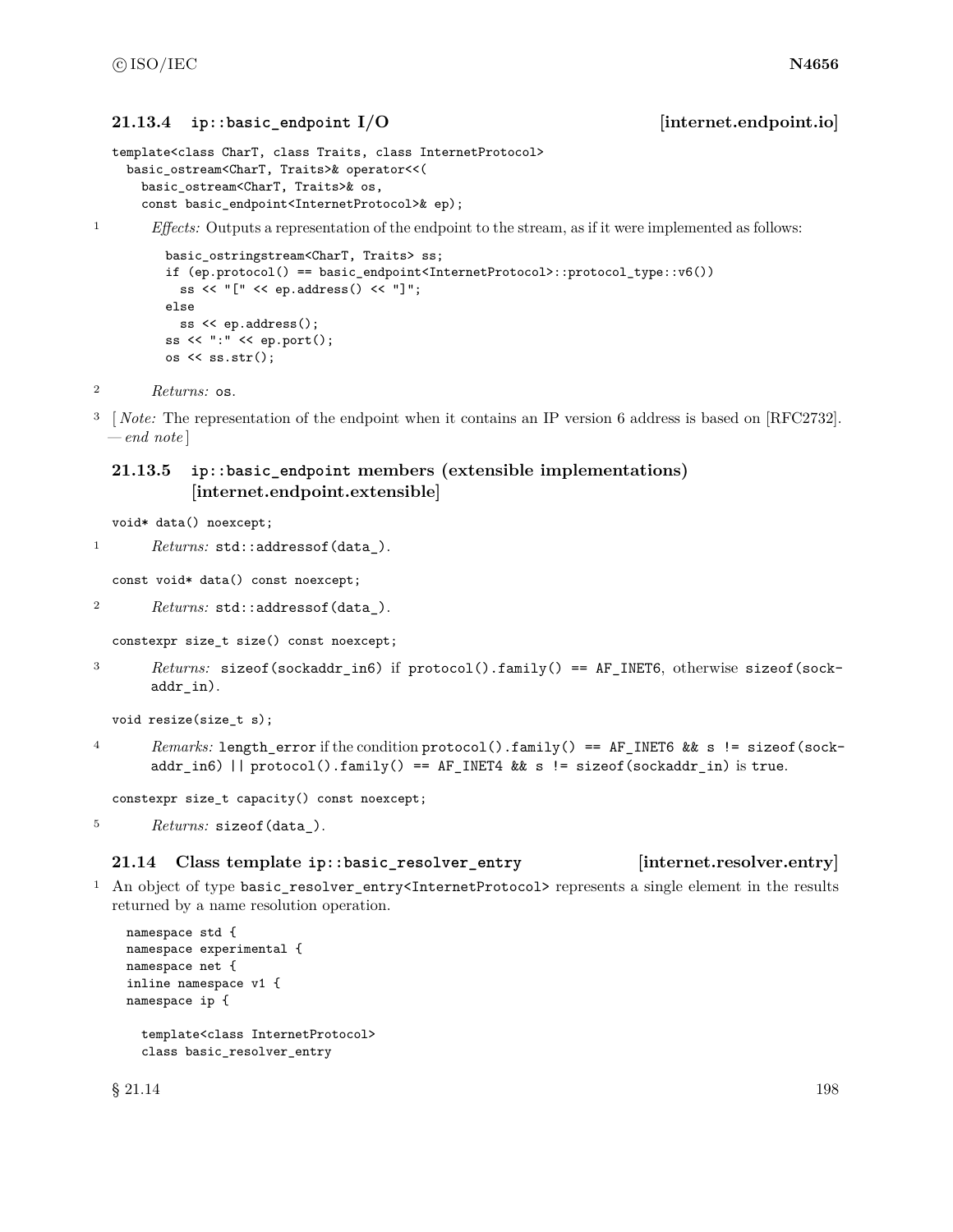### 21.13.4 ip::basic_endpoint I/O [internet.endpoint.io]

```
template<class CharT, class Traits, class InternetProtocol>
  basic_ostream<CharT, Traits>& operator<<(
    basic_ostream<CharT, Traits>& os,
    const basic_endpoint<InternetProtocol>& ep);
```

1 *Effects:* Outputs a representation of the endpoint to the stream, as if it were implemented as follows:

```
basic_ostringstream<CharT, Traits> ss;
if (ep.protocol() == basic_endpoint<InternetProtocol>::protocol_type::v6())
  ss << "[" << ep.address() << "]";
else
  ss << ep.address();
ss << ":" << ep.port();
os << ss.str();
```

2 *Returns:* `os`.

3 [ *Note:* The representation of the endpoint when it contains an IP version 6 address is based on [RFC2732]. — *end note* ]

### 21.13.5 ip::basic_endpoint members (extensible implementations) [internet.endpoint.extensible]

```
void* data() noexcept;
```

1 *Returns:* `std::addressof(data_)`.

```
const void* data() const noexcept;
```

2 *Returns:* `std::addressof(data_)`.

```
constexpr size_t size() const noexcept;
```

3 *Returns:* `sizeof(sockaddr_in6)` if `protocol().family() == AF_INET6`, otherwise `sizeof(sockaddr_in)`.

```
void resize(size_t s);
```

4 *Remarks:* `length_error` if the condition `protocol().family() == AF_INET6 && s != sizeof(sockaddr_in6) || protocol().family() == AF_INET4 && s != sizeof(sockaddr_in)` is `true`.

```
constexpr size_t capacity() const noexcept;
```

5 *Returns:* `sizeof(data_)`.

## 21.14 Class template ip::basic_resolver_entry [internet.resolver.entry]

1 An object of type `basic_resolver_entry<InternetProtocol>` represents a single element in the results returned by a name resolution operation.

```
namespace std {
namespace experimental {
namespace net {
inline namespace v1 {
namespace ip {

  template<class InternetProtocol>
  class basic_resolver_entry
```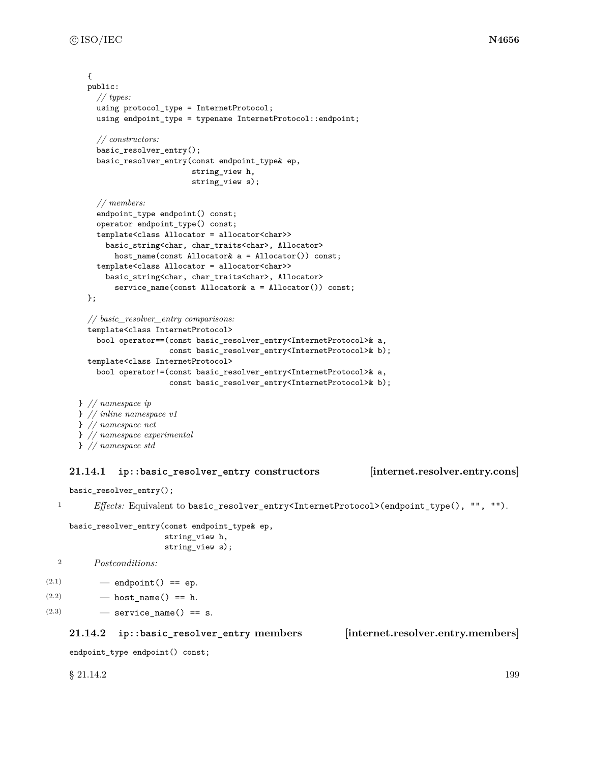```
  {
  public:
    // types:
    using protocol_type = InternetProtocol;
    using endpoint_type = typename InternetProtocol::endpoint;

    // constructors:
    basic_resolver_entry();
    basic_resolver_entry(const endpoint_type& ep,
                         string_view h,
                         string_view s);

    // members:
    endpoint_type endpoint() const;
    operator endpoint_type() const;
    template<class Allocator = allocator<char>>
      basic_string<char, char_traits<char>, Allocator>
        host_name(const Allocator& a = Allocator()) const;
    template<class Allocator = allocator<char>>
      basic_string<char, char_traits<char>, Allocator>
        service_name(const Allocator& a = Allocator()) const;
  };

  // basic_resolver_entry comparisons:
  template<class InternetProtocol>
    bool operator==(const basic_resolver_entry<InternetProtocol>& a,
                    const basic_resolver_entry<InternetProtocol>& b);
  template<class InternetProtocol>
    bool operator!=(const basic_resolver_entry<InternetProtocol>& a,
                    const basic_resolver_entry<InternetProtocol>& b);

} // namespace ip
} // inline namespace v1
} // namespace net
} // namespace experimental
} // namespace std
```

### 21.14.1 ip::basic_resolver_entry constructors [internet.resolver.entry.cons]

```
basic_resolver_entry();
```

1 *Effects:* Equivalent to `basic_resolver_entry<InternetProtocol>(endpoint_type(), "", "")`.

```
basic_resolver_entry(const endpoint_type& ep,
                     string_view h,
                     string_view s);
```

2 *Postconditions:*

- (2.1) — `endpoint() == ep`.
- (2.2) — `host_name() == h`.
- (2.3) — `service_name() == s`.

### 21.14.2 ip::basic_resolver_entry members [internet.resolver.entry.members]

```
endpoint_type endpoint() const;
```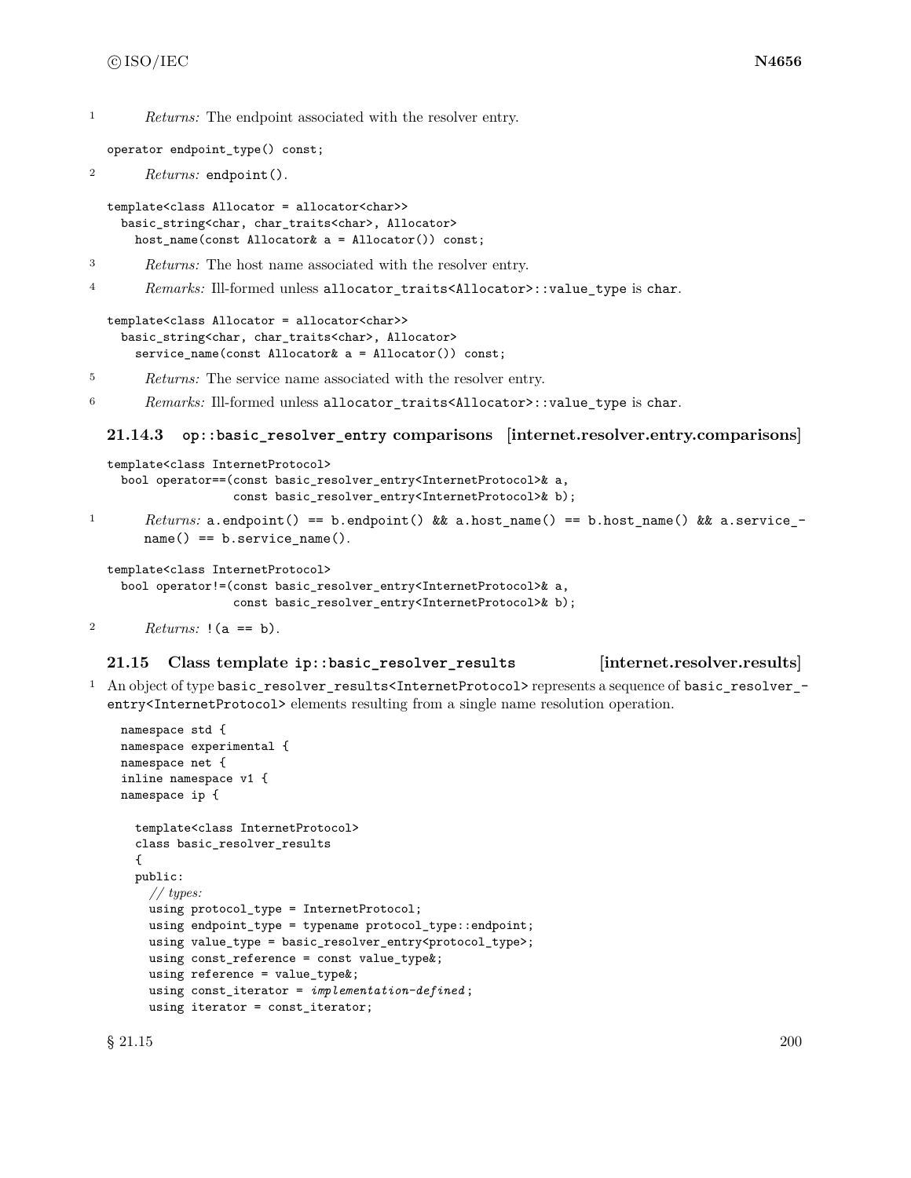1 *Returns:* The endpoint associated with the resolver entry.

```
operator endpoint_type() const;
```

2 *Returns:* `endpoint()`.

```
template<class Allocator = allocator<char>>
  basic_string<char, char_traits<char>, Allocator>
    host_name(const Allocator& a = Allocator()) const;
```

3 *Returns:* The host name associated with the resolver entry.

4 *Remarks:* Ill-formed unless `allocator_traits<Allocator>::value_type` is `char`.

```
template<class Allocator = allocator<char>>
  basic_string<char, char_traits<char>, Allocator>
    service_name(const Allocator& a = Allocator()) const;
```

5 *Returns:* The service name associated with the resolver entry.

6 *Remarks:* Ill-formed unless `allocator_traits<Allocator>::value_type` is `char`.

### 21.14.3 op::basic_resolver_entry comparisons [internet.resolver.entry.comparisons]

```
template<class InternetProtocol>
  bool operator==(const basic_resolver_entry<InternetProtocol>& a,
                  const basic_resolver_entry<InternetProtocol>& b);
```

1 *Returns:* `a.endpoint() == b.endpoint() && a.host_name() == b.host_name() && a.service_name() == b.service_name()`.

```
template<class InternetProtocol>
  bool operator!=(const basic_resolver_entry<InternetProtocol>& a,
                  const basic_resolver_entry<InternetProtocol>& b);
```

2 *Returns:* `!(a == b)`.

## 21.15 Class template ip::basic_resolver_results [internet.resolver.results]

1 An object of type `basic_resolver_results<InternetProtocol>` represents a sequence of `basic_resolver_entry<InternetProtocol>` elements resulting from a single name resolution operation.

```
namespace std {
namespace experimental {
namespace net {
inline namespace v1 {
namespace ip {

  template<class InternetProtocol>
  class basic_resolver_results
  {
  public:
    // types:
    using protocol_type = InternetProtocol;
    using endpoint_type = typename protocol_type::endpoint;
    using value_type = basic_resolver_entry<protocol_type>;
    using const_reference = const value_type&;
    using reference = value_type&;
    using const_iterator = implementation-defined;
    using iterator = const_iterator;
```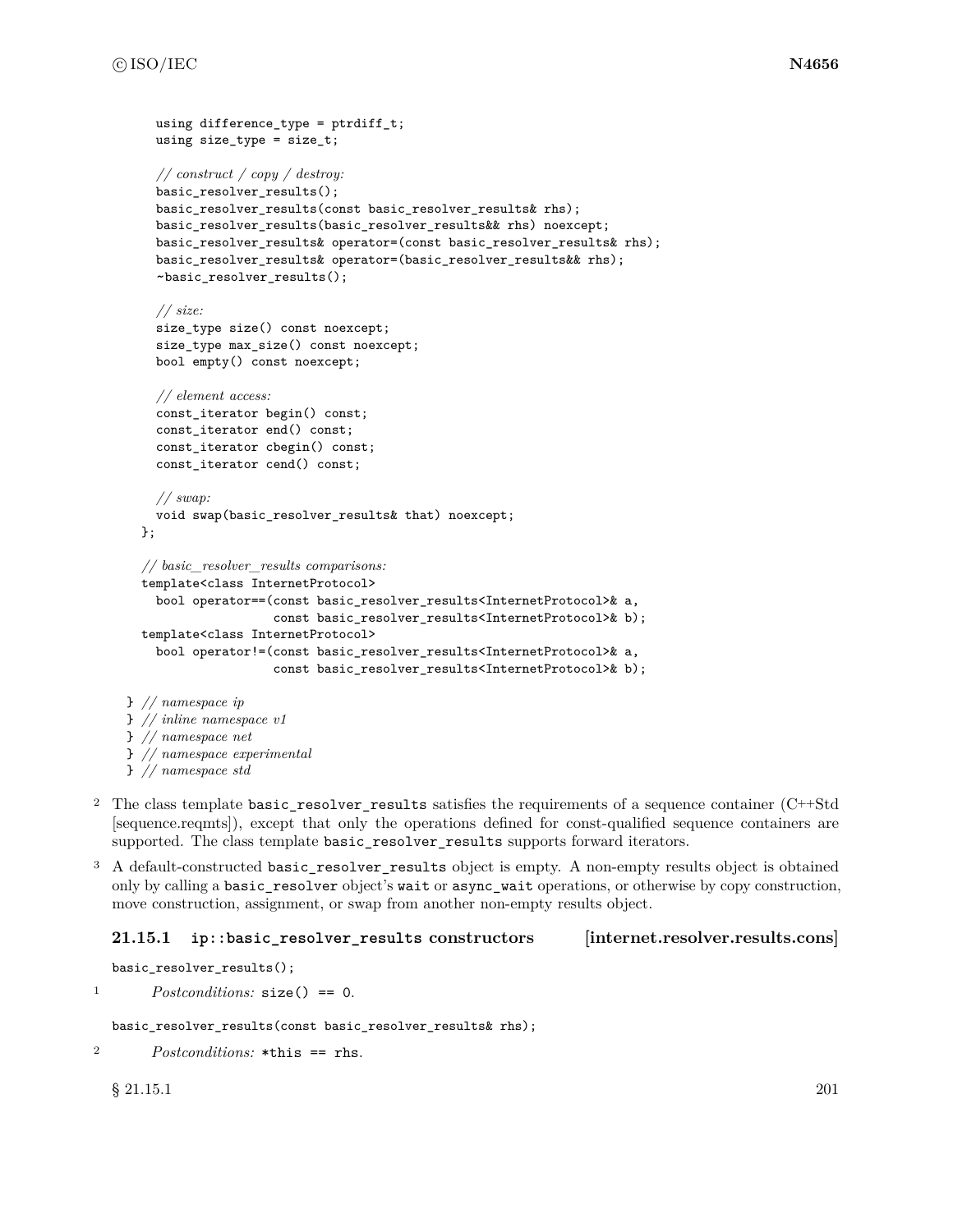```
    using difference_type = ptrdiff_t;
    using size_type = size_t;

    // construct / copy / destroy:
    basic_resolver_results();
    basic_resolver_results(const basic_resolver_results& rhs);
    basic_resolver_results(basic_resolver_results&& rhs) noexcept;
    basic_resolver_results& operator=(const basic_resolver_results& rhs);
    basic_resolver_results& operator=(basic_resolver_results&& rhs);
    ~basic_resolver_results();

    // size:
    size_type size() const noexcept;
    size_type max_size() const noexcept;
    bool empty() const noexcept;

    // element access:
    const_iterator begin() const;
    const_iterator end() const;
    const_iterator cbegin() const;
    const_iterator cend() const;

    // swap:
    void swap(basic_resolver_results& that) noexcept;
  };

  // basic_resolver_results comparisons:
  template<class InternetProtocol>
    bool operator==(const basic_resolver_results<InternetProtocol>& a,
                    const basic_resolver_results<InternetProtocol>& b);
  template<class InternetProtocol>
    bool operator!=(const basic_resolver_results<InternetProtocol>& a,
                    const basic_resolver_results<InternetProtocol>& b);

} // namespace ip
} // inline namespace v1
} // namespace net
} // namespace experimental
} // namespace std
```

2 The class template `basic_resolver_results` satisfies the requirements of a sequence container (C++Std [sequence.reqmts]), except that only the operations defined for const-qualified sequence containers are supported. The class template `basic_resolver_results` supports forward iterators.

3 A default-constructed `basic_resolver_results` object is empty. A non-empty results object is obtained only by calling a `basic_resolver` object's `wait` or `async_wait` operations, or otherwise by copy construction, move construction, assignment, or swap from another non-empty results object.

### 21.15.1 ip::basic_resolver_results constructors [internet.resolver.results.cons]

```
basic_resolver_results();
```

1 *Postconditions:* `size() == 0`.

```
basic_resolver_results(const basic_resolver_results& rhs);
```

2 *Postconditions:* `*this == rhs`.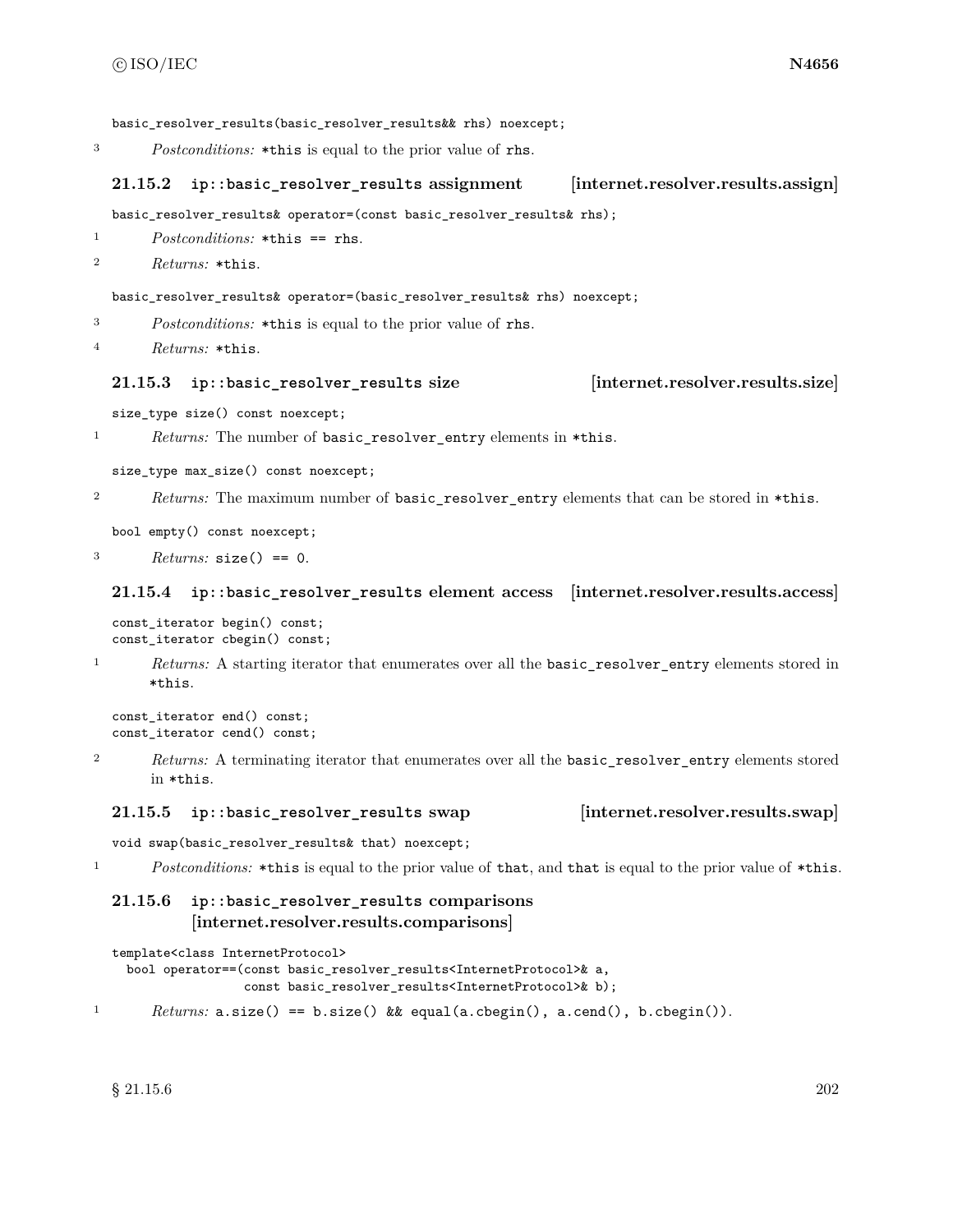```
basic_resolver_results(basic_resolver_results&& rhs) noexcept;
```

3 *Postconditions:* `*this` is equal to the prior value of `rhs`.

### 21.15.2 ip::basic_resolver_results assignment [internet.resolver.results.assign]

```
basic_resolver_results& operator=(const basic_resolver_results& rhs);
```

1 *Postconditions:* `*this == rhs`.

2 *Returns:* `*this`.

```
basic_resolver_results& operator=(basic_resolver_results& rhs) noexcept;
```

3 *Postconditions:* `*this` is equal to the prior value of `rhs`.

4 *Returns:* `*this`.

### 21.15.3 ip::basic_resolver_results size [internet.resolver.results.size]

```
size_type size() const noexcept;
```

1 *Returns:* The number of `basic_resolver_entry` elements in `*this`.

```
size_type max_size() const noexcept;
```

2 *Returns:* The maximum number of `basic_resolver_entry` elements that can be stored in `*this`.

```
bool empty() const noexcept;
```

3 *Returns:* `size() == 0`.

### 21.15.4 ip::basic_resolver_results element access [internet.resolver.results.access]

```
const_iterator begin() const;
const_iterator cbegin() const;
```

1 *Returns:* A starting iterator that enumerates over all the `basic_resolver_entry` elements stored in `*this`.

```
const_iterator end() const;
const_iterator cend() const;
```

2 *Returns:* A terminating iterator that enumerates over all the `basic_resolver_entry` elements stored in `*this`.

### 21.15.5 ip::basic_resolver_results swap [internet.resolver.results.swap]

```
void swap(basic_resolver_results& that) noexcept;
```

1 *Postconditions:* `*this` is equal to the prior value of `that`, and `that` is equal to the prior value of `*this`.

### 21.15.6 ip::basic_resolver_results comparisons [internet.resolver.results.comparisons]

```
template<class InternetProtocol>
  bool operator==(const basic_resolver_results<InternetProtocol>& a,
                  const basic_resolver_results<InternetProtocol>& b);
```

1 *Returns:* `a.size() == b.size() && equal(a.cbegin(), a.cend(), b.cbegin())`.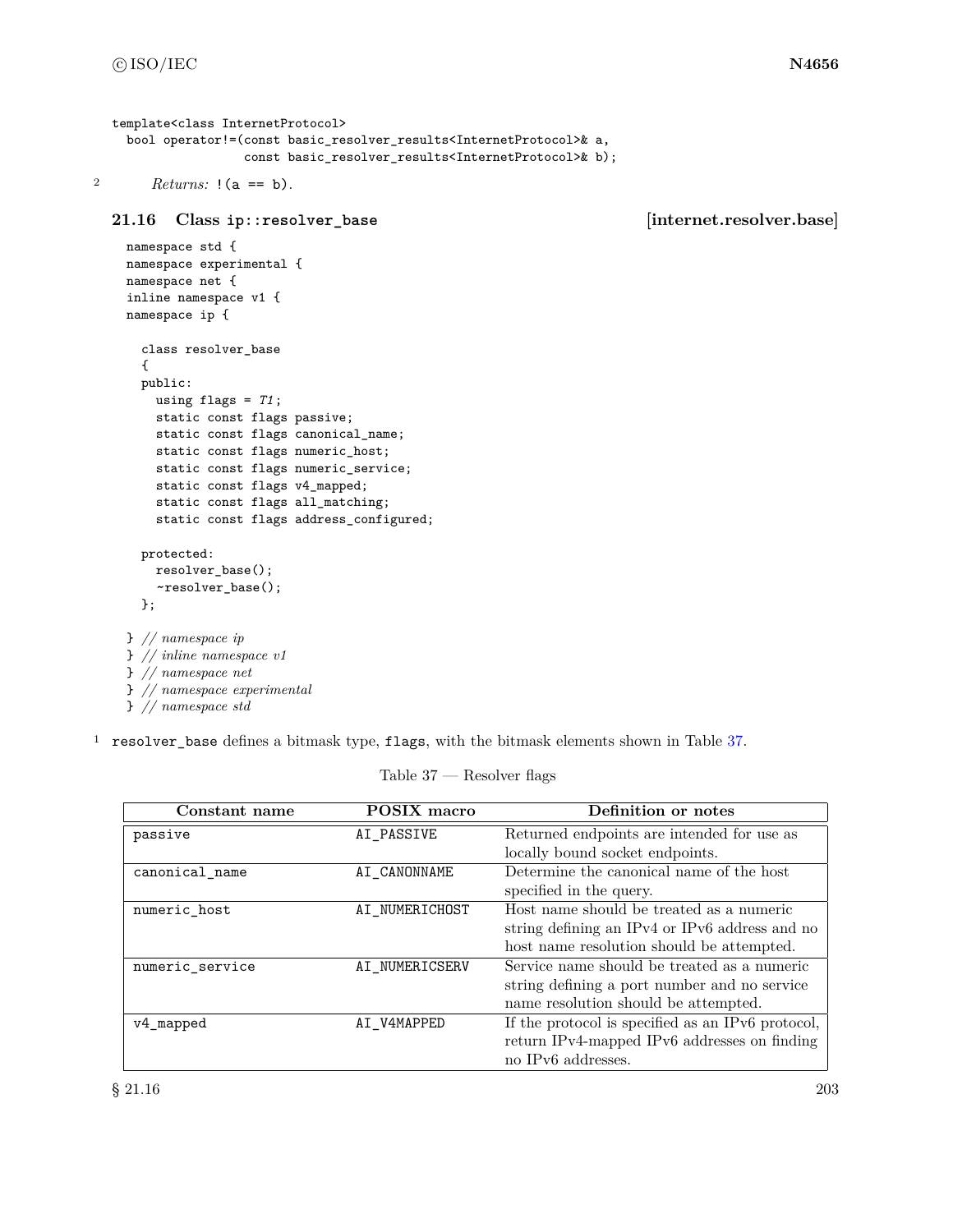```
template<class InternetProtocol>
  bool operator!=(const basic_resolver_results<InternetProtocol>& a,
                  const basic_resolver_results<InternetProtocol>& b);
```

2 *Returns:* `!(a == b)`.

## 21.16 Class `ip::resolver_base` [internet.resolver.base]

```
namespace std {
namespace experimental {
namespace net {
inline namespace v1 {
namespace ip {

  class resolver_base
  {
  public:
    using flags = T1;
    static const flags passive;
    static const flags canonical_name;
    static const flags numeric_host;
    static const flags numeric_service;
    static const flags v4_mapped;
    static const flags all_matching;
    static const flags address_configured;

  protected:
    resolver_base();
    ~resolver_base();
  };

} // namespace ip
} // inline namespace v1
} // namespace net
} // namespace experimental
} // namespace std
```

1 `resolver_base` defines a bitmask type, `flags`, with the bitmask elements shown in Table 37.

Table 37 — Resolver flags

| Constant name | POSIX macro | Definition or notes |
|---|---|---|
| `passive` | `AI_PASSIVE` | Returned endpoints are intended for use as locally bound socket endpoints. |
| `canonical_name` | `AI_CANONNAME` | Determine the canonical name of the host specified in the query. |
| `numeric_host` | `AI_NUMERICHOST` | Host name should be treated as a numeric string defining an IPv4 or IPv6 address and no host name resolution should be attempted. |
| `numeric_service` | `AI_NUMERICSERV` | Service name should be treated as a numeric string defining a port number and no service name resolution should be attempted. |
| `v4_mapped` | `AI_V4MAPPED` | If the protocol is specified as an IPv6 protocol, return IPv4-mapped IPv6 addresses on finding no IPv6 addresses. |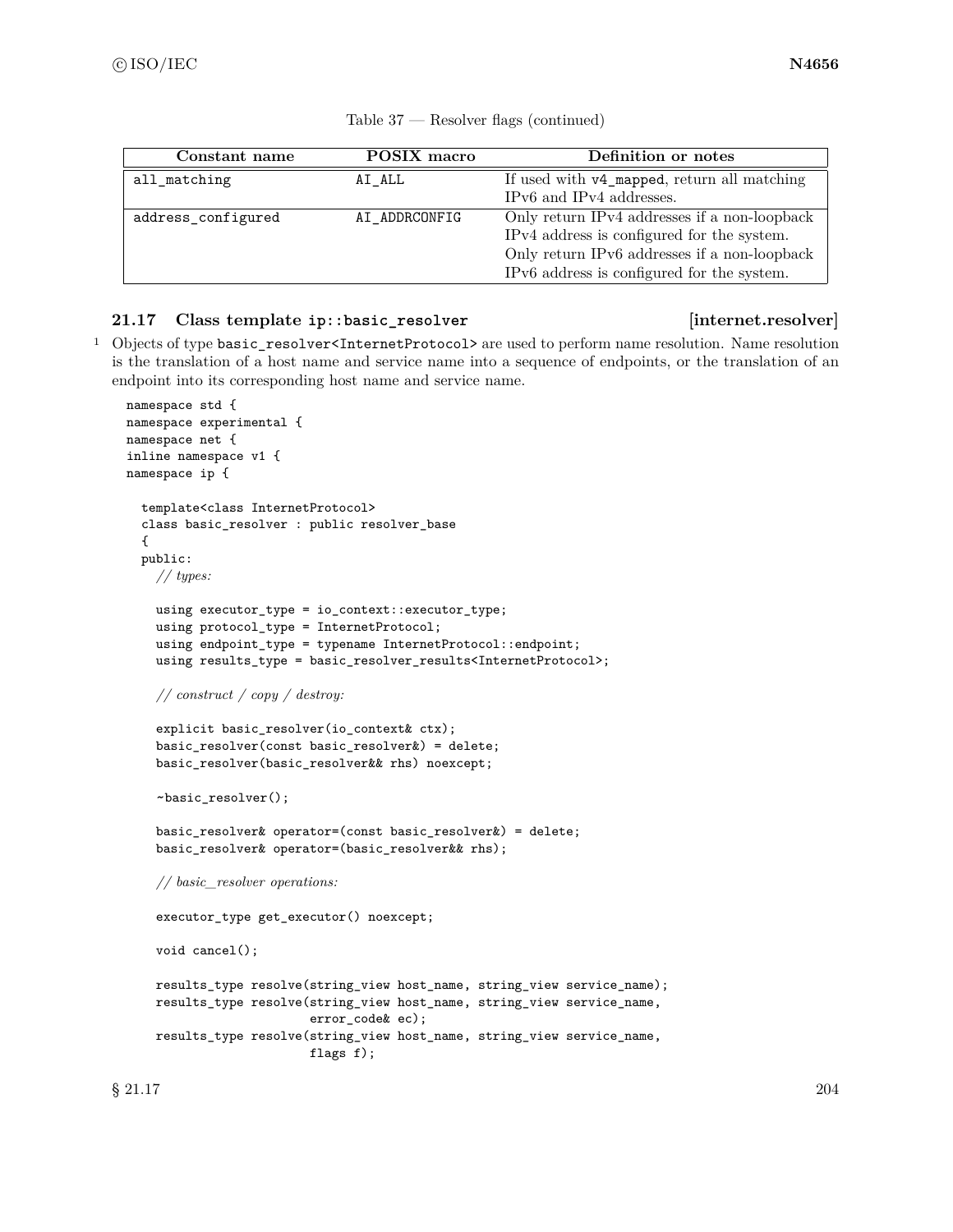Table 37 — Resolver flags (continued)

| Constant name | POSIX macro | Definition or notes |
|---|---|---|
| `all_matching` | `AI_ALL` | If used with `v4_mapped`, return all matching IPv6 and IPv4 addresses. |
| `address_configured` | `AI_ADDRCONFIG` | Only return IPv4 addresses if a non-loopback IPv4 address is configured for the system. Only return IPv6 addresses if a non-loopback IPv6 address is configured for the system. |

### 21.17 Class template `ip::basic_resolver` [internet.resolver]

1 Objects of type `basic_resolver<InternetProtocol>` are used to perform name resolution. Name resolution is the translation of a host name and service name into a sequence of endpoints, or the translation of an endpoint into its corresponding host name and service name.

```
namespace std {
namespace experimental {
namespace net {
inline namespace v1 {
namespace ip {

  template<class InternetProtocol>
  class basic_resolver : public resolver_base
  {
  public:
    // types:

    using executor_type = io_context::executor_type;
    using protocol_type = InternetProtocol;
    using endpoint_type = typename InternetProtocol::endpoint;
    using results_type = basic_resolver_results<InternetProtocol>;

    // construct / copy / destroy:

    explicit basic_resolver(io_context& ctx);
    basic_resolver(const basic_resolver&) = delete;
    basic_resolver(basic_resolver&& rhs) noexcept;

    ~basic_resolver();

    basic_resolver& operator=(const basic_resolver&) = delete;
    basic_resolver& operator=(basic_resolver&& rhs);

    // basic_resolver operations:

    executor_type get_executor() noexcept;

    void cancel();

    results_type resolve(string_view host_name, string_view service_name);
    results_type resolve(string_view host_name, string_view service_name,
                         error_code& ec);
    results_type resolve(string_view host_name, string_view service_name,
                         flags f);
```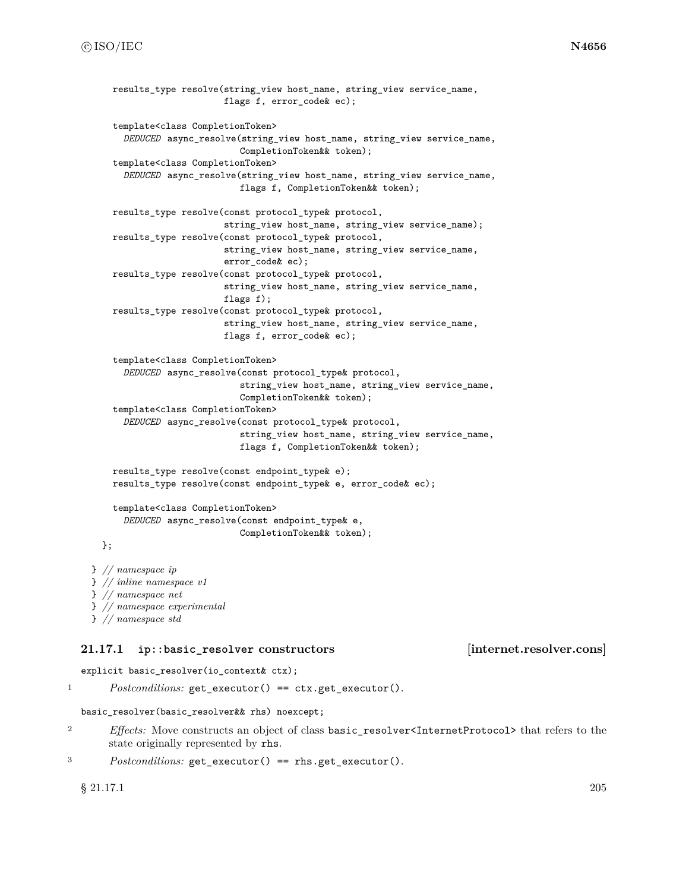```
    results_type resolve(string_view host_name, string_view service_name,
                         flags f, error_code& ec);

    template<class CompletionToken>
      DEDUCED async_resolve(string_view host_name, string_view service_name,
                            CompletionToken&& token);
    template<class CompletionToken>
      DEDUCED async_resolve(string_view host_name, string_view service_name,
                            flags f, CompletionToken&& token);

    results_type resolve(const protocol_type& protocol,
                         string_view host_name, string_view service_name);
    results_type resolve(const protocol_type& protocol,
                         string_view host_name, string_view service_name,
                         error_code& ec);
    results_type resolve(const protocol_type& protocol,
                         string_view host_name, string_view service_name,
                         flags f);
    results_type resolve(const protocol_type& protocol,
                         string_view host_name, string_view service_name,
                         flags f, error_code& ec);

    template<class CompletionToken>
      DEDUCED async_resolve(const protocol_type& protocol,
                            string_view host_name, string_view service_name,
                            CompletionToken&& token);
    template<class CompletionToken>
      DEDUCED async_resolve(const protocol_type& protocol,
                            string_view host_name, string_view service_name,
                            flags f, CompletionToken&& token);

    results_type resolve(const endpoint_type& e);
    results_type resolve(const endpoint_type& e, error_code& ec);

    template<class CompletionToken>
      DEDUCED async_resolve(const endpoint_type& e,
                            CompletionToken&& token);
  };

} // namespace ip
} // inline namespace v1
} // namespace net
} // namespace experimental
} // namespace std
```

### 21.17.1 `ip::basic_resolver` constructors [internet.resolver.cons]

```
explicit basic_resolver(io_context& ctx);
```

1 *Postconditions:* `get_executor() == ctx.get_executor()`.

```
basic_resolver(basic_resolver&& rhs) noexcept;
```

2 *Effects:* Move constructs an object of class `basic_resolver<InternetProtocol>` that refers to the state originally represented by `rhs`.

3 *Postconditions:* `get_executor() == rhs.get_executor()`.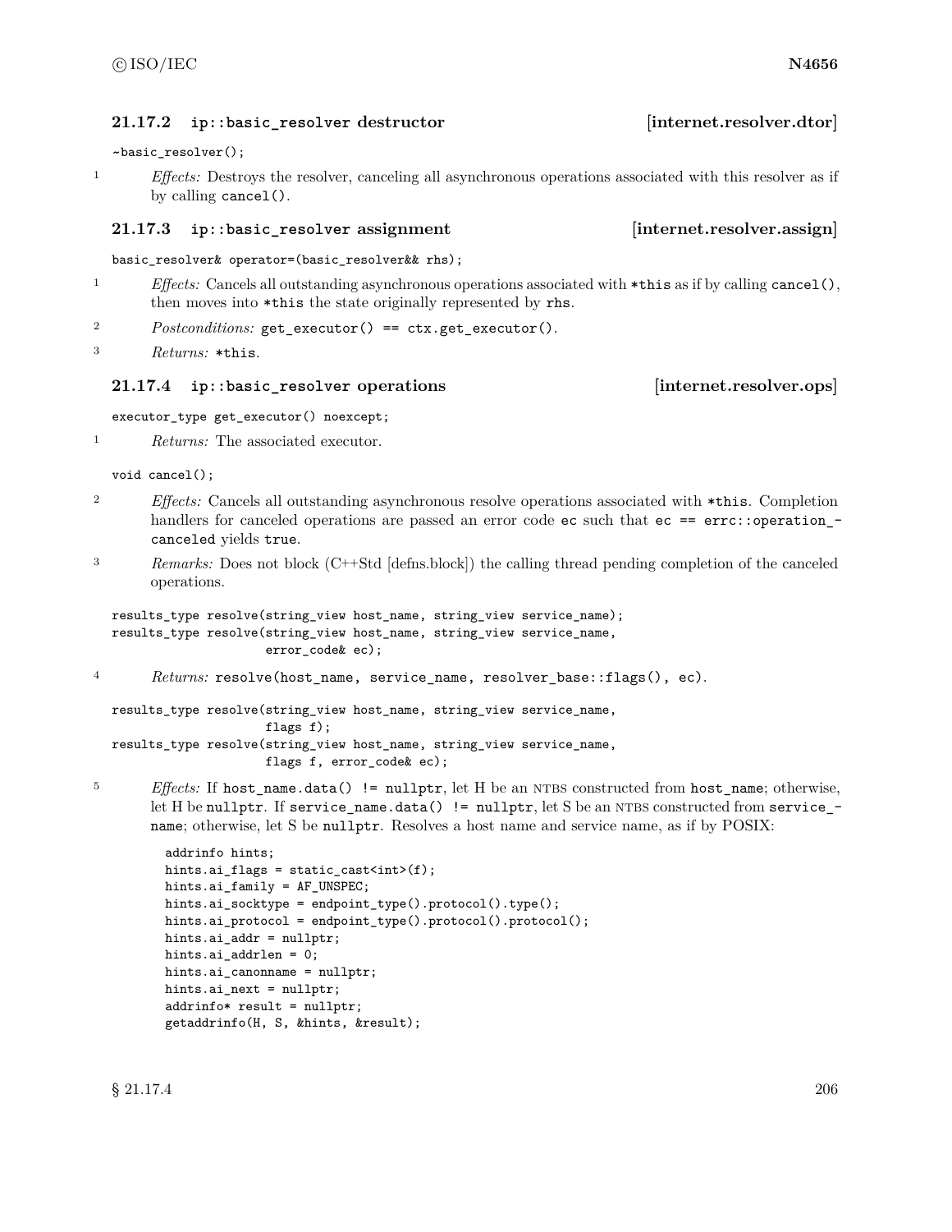### 21.17.2 ip::basic_resolver destructor [internet.resolver.dtor]

```
~basic_resolver();
```

1 *Effects:* Destroys the resolver, canceling all asynchronous operations associated with this resolver as if by calling `cancel()`.

### 21.17.3 ip::basic_resolver assignment [internet.resolver.assign]

```
basic_resolver& operator=(basic_resolver&& rhs);
```

1 *Effects:* Cancels all outstanding asynchronous operations associated with `*this` as if by calling `cancel()`, then moves into `*this` the state originally represented by `rhs`.

2 *Postconditions:* `get_executor() == ctx.get_executor()`.

3 *Returns:* `*this`.

### 21.17.4 ip::basic_resolver operations [internet.resolver.ops]

```
executor_type get_executor() noexcept;
```

1 *Returns:* The associated executor.

```
void cancel();
```

2 *Effects:* Cancels all outstanding asynchronous resolve operations associated with `*this`. Completion handlers for canceled operations are passed an error code `ec` such that `ec == errc::operation_canceled` yields `true`.

3 *Remarks:* Does not block (C++Std [defns.block]) the calling thread pending completion of the canceled operations.

```
results_type resolve(string_view host_name, string_view service_name);
results_type resolve(string_view host_name, string_view service_name,
                     error_code& ec);
```

4 *Returns:* `resolve(host_name, service_name, resolver_base::flags(), ec)`.

```
results_type resolve(string_view host_name, string_view service_name,
                     flags f);
results_type resolve(string_view host_name, string_view service_name,
                     flags f, error_code& ec);
```

5 *Effects:* If `host_name.data() != nullptr`, let H be an NTBS constructed from `host_name`; otherwise, let H be `nullptr`. If `service_name.data() != nullptr`, let S be an NTBS constructed from `service_name`; otherwise, let S be `nullptr`. Resolves a host name and service name, as if by POSIX:

```
addrinfo hints;
hints.ai_flags = static_cast<int>(f);
hints.ai_family = AF_UNSPEC;
hints.ai_socktype = endpoint_type().protocol().type();
hints.ai_protocol = endpoint_type().protocol().protocol();
hints.ai_addr = nullptr;
hints.ai_addrlen = 0;
hints.ai_canonname = nullptr;
hints.ai_next = nullptr;
addrinfo* result = nullptr;
getaddrinfo(H, S, &hints, &result);
```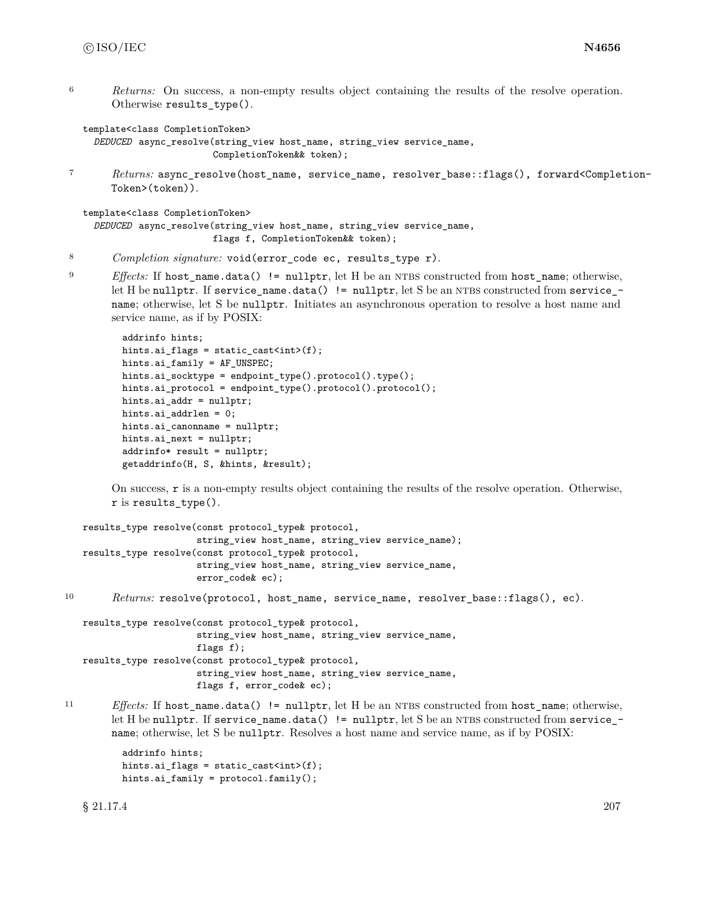6 *Returns:* On success, a non-empty results object containing the results of the resolve operation. Otherwise `results_type()`.

```
template<class CompletionToken>
  DEDUCED async_resolve(string_view host_name, string_view service_name,
                        CompletionToken&& token);
```

7 *Returns:* `async_resolve(host_name, service_name, resolver_base::flags(), forward<CompletionToken>(token))`.

```
template<class CompletionToken>
  DEDUCED async_resolve(string_view host_name, string_view service_name,
                        flags f, CompletionToken&& token);
```

8 *Completion signature:* `void(error_code ec, results_type r)`.

9 *Effects:* If `host_name.data() != nullptr`, let H be an NTBS constructed from `host_name`; otherwise, let H be `nullptr`. If `service_name.data() != nullptr`, let S be an NTBS constructed from `service_name`; otherwise, let S be `nullptr`. Initiates an asynchronous operation to resolve a host name and service name, as if by POSIX:

```
addrinfo hints;
hints.ai_flags = static_cast<int>(f);
hints.ai_family = AF_UNSPEC;
hints.ai_socktype = endpoint_type().protocol().type();
hints.ai_protocol = endpoint_type().protocol().protocol();
hints.ai_addr = nullptr;
hints.ai_addrlen = 0;
hints.ai_canonname = nullptr;
hints.ai_next = nullptr;
addrinfo* result = nullptr;
getaddrinfo(H, S, &hints, &result);
```

On success, `r` is a non-empty results object containing the results of the resolve operation. Otherwise, `r` is `results_type()`.

```
results_type resolve(const protocol_type& protocol,
                     string_view host_name, string_view service_name);
results_type resolve(const protocol_type& protocol,
                     string_view host_name, string_view service_name,
                     error_code& ec);
```

10 *Returns:* `resolve(protocol, host_name, service_name, resolver_base::flags(), ec)`.

```
results_type resolve(const protocol_type& protocol,
                     string_view host_name, string_view service_name,
                     flags f);
results_type resolve(const protocol_type& protocol,
                     string_view host_name, string_view service_name,
                     flags f, error_code& ec);
```

11 *Effects:* If `host_name.data() != nullptr`, let H be an NTBS constructed from `host_name`; otherwise, let H be `nullptr`. If `service_name.data() != nullptr`, let S be an NTBS constructed from `service_name`; otherwise, let S be `nullptr`. Resolves a host name and service name, as if by POSIX:

```
addrinfo hints;
hints.ai_flags = static_cast<int>(f);
hints.ai_family = protocol.family();
```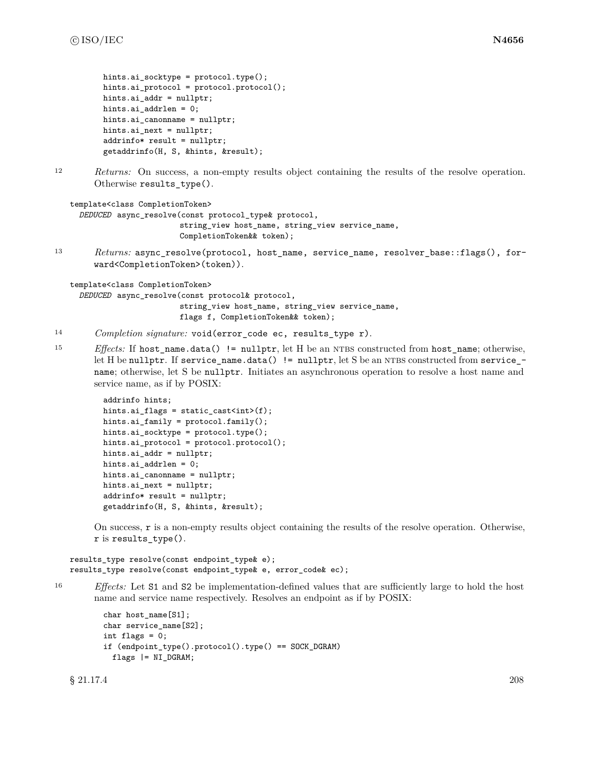```
hints.ai_socktype = protocol.type();
hints.ai_protocol = protocol.protocol();
hints.ai_addr = nullptr;
hints.ai_addrlen = 0;
hints.ai_canonname = nullptr;
hints.ai_next = nullptr;
addrinfo* result = nullptr;
getaddrinfo(H, S, &hints, &result);
```

12 *Returns:* On success, a non-empty results object containing the results of the resolve operation. Otherwise `results_type()`.

```
template<class CompletionToken>
  DEDUCED async_resolve(const protocol_type& protocol,
                        string_view host_name, string_view service_name,
                        CompletionToken&& token);
```

13 *Returns:* `async_resolve(protocol, host_name, service_name, resolver_base::flags(), forward<CompletionToken>(token))`.

```
template<class CompletionToken>
  DEDUCED async_resolve(const protocol& protocol,
                        string_view host_name, string_view service_name,
                        flags f, CompletionToken&& token);
```

14 *Completion signature:* `void(error_code ec, results_type r)`.

15 *Effects:* If `host_name.data() != nullptr`, let H be an NTBS constructed from `host_name`; otherwise, let H be `nullptr`. If `service_name.data() != nullptr`, let S be an NTBS constructed from `service_name`; otherwise, let S be `nullptr`. Initiates an asynchronous operation to resolve a host name and service name, as if by POSIX:

```
addrinfo hints;
hints.ai_flags = static_cast<int>(f);
hints.ai_family = protocol.family();
hints.ai_socktype = protocol.type();
hints.ai_protocol = protocol.protocol();
hints.ai_addr = nullptr;
hints.ai_addrlen = 0;
hints.ai_canonname = nullptr;
hints.ai_next = nullptr;
addrinfo* result = nullptr;
getaddrinfo(H, S, &hints, &result);
```

On success, `r` is a non-empty results object containing the results of the resolve operation. Otherwise, `r` is `results_type()`.

```
results_type resolve(const endpoint_type& e);
results_type resolve(const endpoint_type& e, error_code& ec);
```

16 *Effects:* Let `S1` and `S2` be implementation-defined values that are sufficiently large to hold the host name and service name respectively. Resolves an endpoint as if by POSIX:

```
char host_name[S1];
char service_name[S2];
int flags = 0;
if (endpoint_type().protocol().type() == SOCK_DGRAM)
  flags |= NI_DGRAM;
```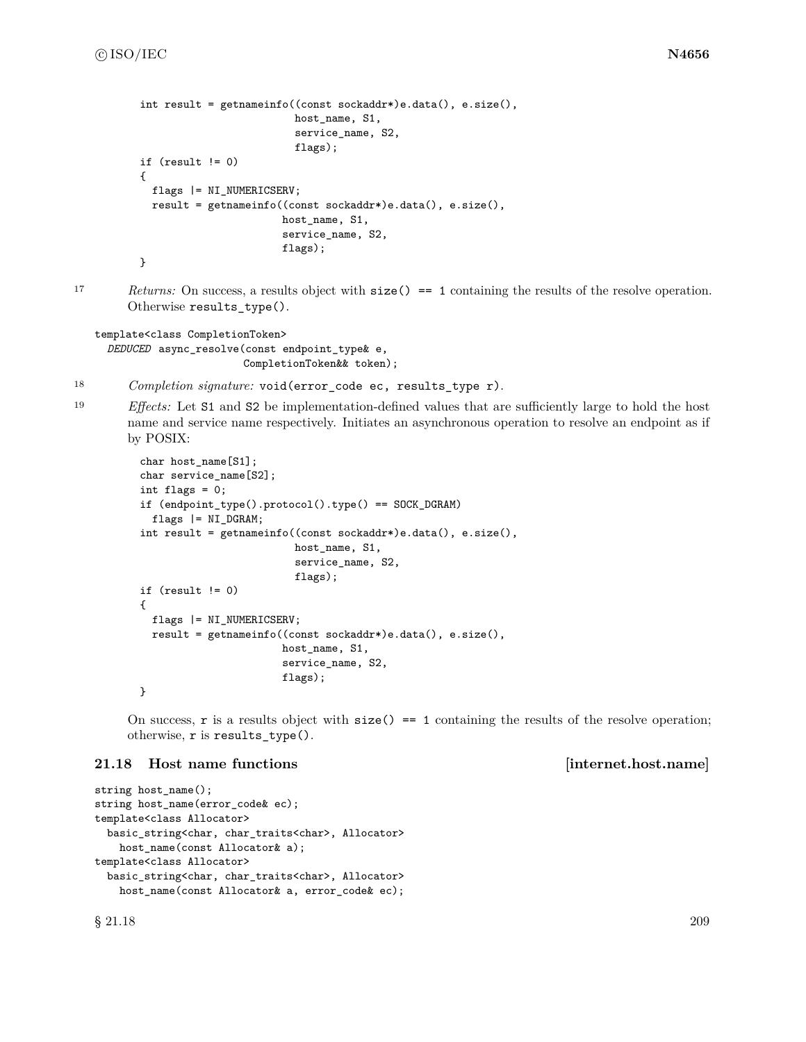```
int result = getnameinfo((const sockaddr*)e.data(), e.size(),
                         host_name, S1,
                         service_name, S2,
                         flags);
if (result != 0)
{
  flags |= NI_NUMERICSERV;
  result = getnameinfo((const sockaddr*)e.data(), e.size(),
                       host_name, S1,
                       service_name, S2,
                       flags);
}
```

17 *Returns:* On success, a results object with `size() == 1` containing the results of the resolve operation. Otherwise `results_type()`.

```
template<class CompletionToken>
  DEDUCED async_resolve(const endpoint_type& e,
                        CompletionToken&& token);
```

18 *Completion signature:* `void(error_code ec, results_type r)`.

19 *Effects:* Let `S1` and `S2` be implementation-defined values that are sufficiently large to hold the host name and service name respectively. Initiates an asynchronous operation to resolve an endpoint as if by POSIX:

```
char host_name[S1];
char service_name[S2];
int flags = 0;
if (endpoint_type().protocol().type() == SOCK_DGRAM)
  flags |= NI_DGRAM;
int result = getnameinfo((const sockaddr*)e.data(), e.size(),
                         host_name, S1,
                         service_name, S2,
                         flags);
if (result != 0)
{
  flags |= NI_NUMERICSERV;
  result = getnameinfo((const sockaddr*)e.data(), e.size(),
                       host_name, S1,
                       service_name, S2,
                       flags);
}
```

On success, `r` is a results object with `size() == 1` containing the results of the resolve operation; otherwise, `r` is `results_type()`.

## 21.18 Host name functions [internet.host.name]

```
string host_name();
string host_name(error_code& ec);
template<class Allocator>
  basic_string<char, char_traits<char>, Allocator>
    host_name(const Allocator& a);
template<class Allocator>
  basic_string<char, char_traits<char>, Allocator>
    host_name(const Allocator& a, error_code& ec);
```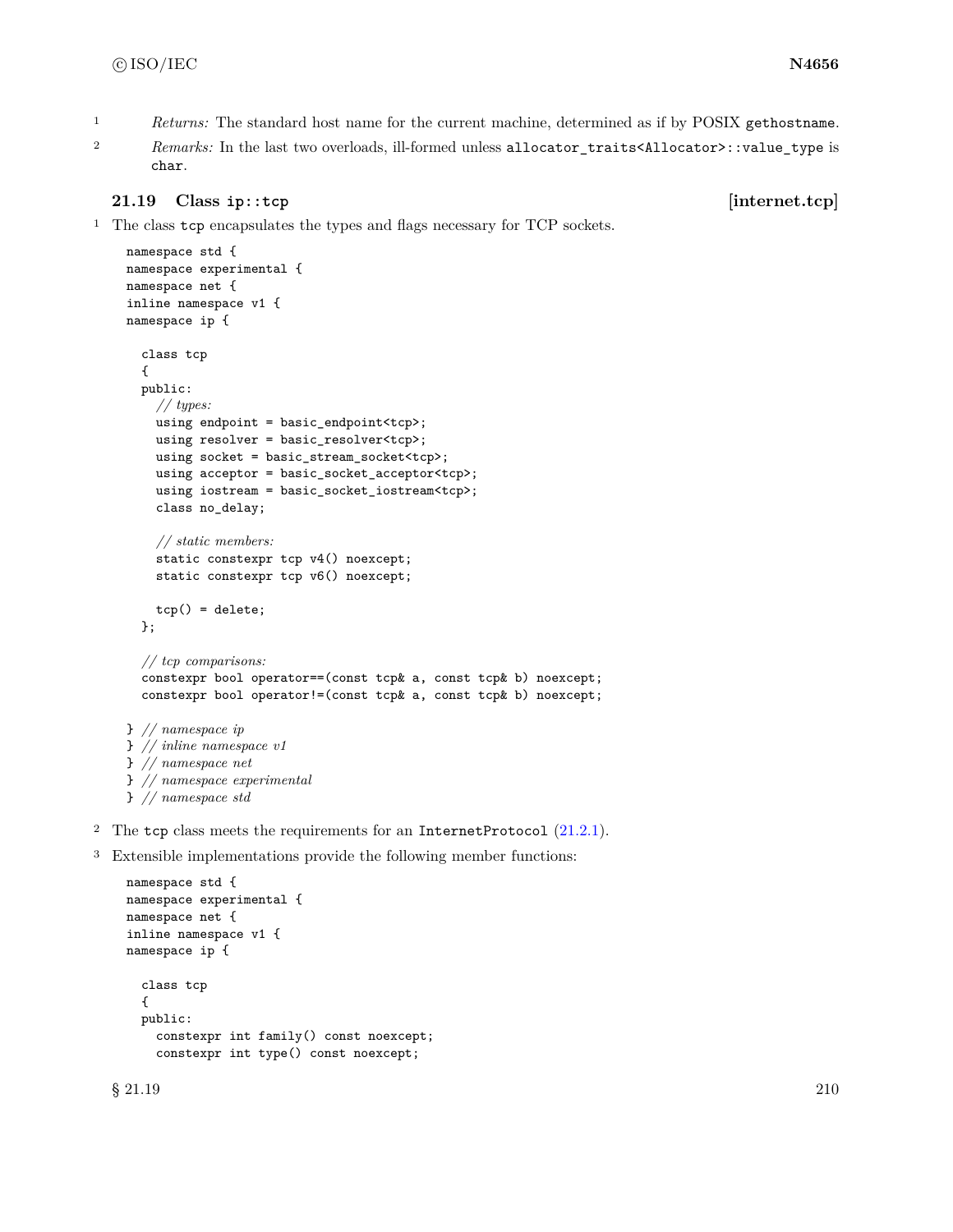1 *Returns:* The standard host name for the current machine, determined as if by POSIX `gethostname`.

2 *Remarks:* In the last two overloads, ill-formed unless `allocator_traits<Allocator>::value_type` is `char`.

### 21.19 Class `ip::tcp` [internet.tcp]

1 The class `tcp` encapsulates the types and flags necessary for TCP sockets.

```
namespace std {
namespace experimental {
namespace net {
inline namespace v1 {
namespace ip {

  class tcp
  {
  public:
    // types:
    using endpoint = basic_endpoint<tcp>;
    using resolver = basic_resolver<tcp>;
    using socket = basic_stream_socket<tcp>;
    using acceptor = basic_socket_acceptor<tcp>;
    using iostream = basic_socket_iostream<tcp>;
    class no_delay;

    // static members:
    static constexpr tcp v4() noexcept;
    static constexpr tcp v6() noexcept;

    tcp() = delete;
  };

  // tcp comparisons:
  constexpr bool operator==(const tcp& a, const tcp& b) noexcept;
  constexpr bool operator!=(const tcp& a, const tcp& b) noexcept;

} // namespace ip
} // inline namespace v1
} // namespace net
} // namespace experimental
} // namespace std
```

2 The `tcp` class meets the requirements for an `InternetProtocol` (21.2.1).

3 Extensible implementations provide the following member functions:

```
namespace std {
namespace experimental {
namespace net {
inline namespace v1 {
namespace ip {

  class tcp
  {
  public:
    constexpr int family() const noexcept;
    constexpr int type() const noexcept;
```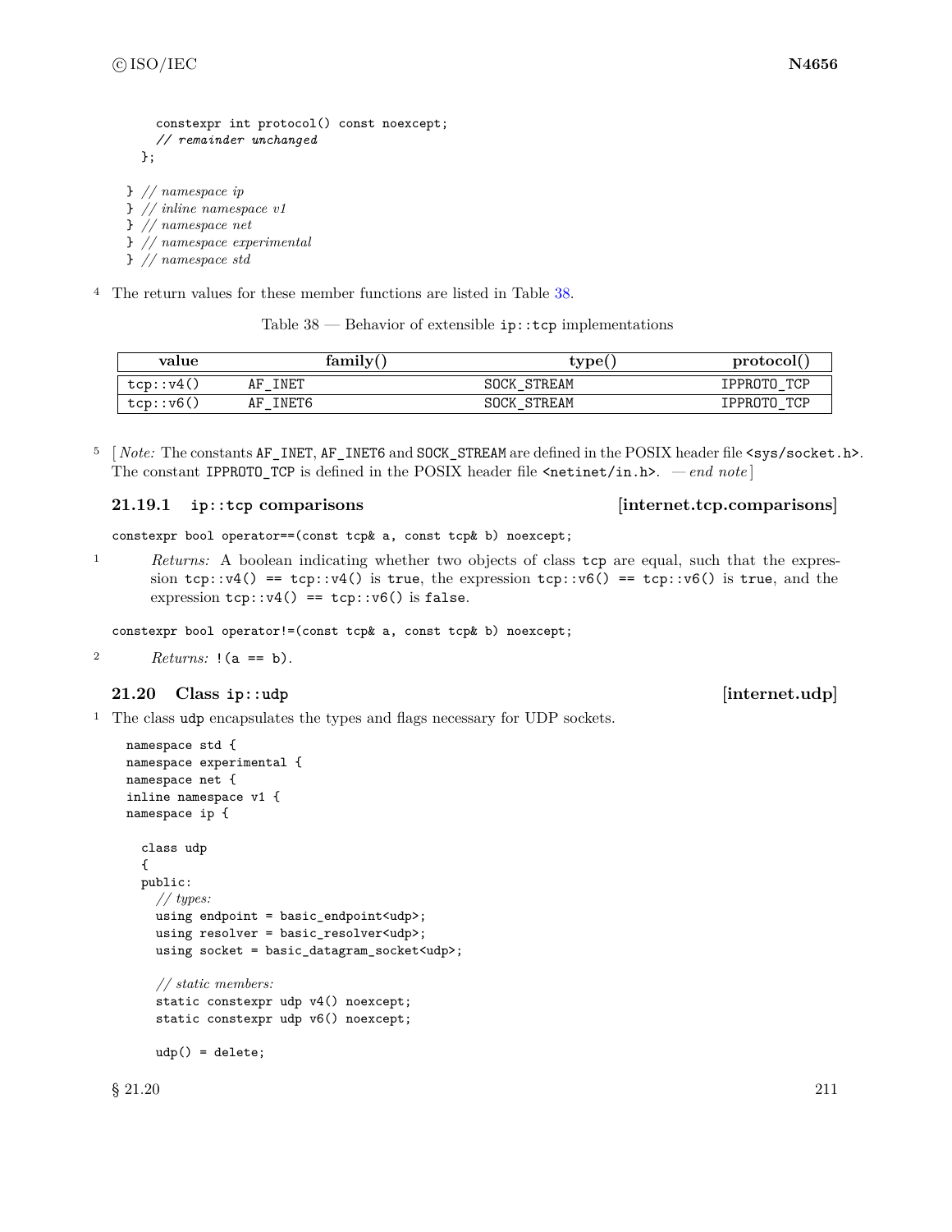```
    constexpr int protocol() const noexcept;
    // remainder unchanged
  };

} // namespace ip
} // inline namespace v1
} // namespace net
} // namespace experimental
} // namespace std
```

4 The return values for these member functions are listed in Table 38.

Table 38 — Behavior of extensible `ip::tcp` implementations

| value | family() | type() | protocol() |
|---|---|---|---|
| `tcp::v4()` | `AF_INET` | `SOCK_STREAM` | `IPPROTO_TCP` |
| `tcp::v6()` | `AF_INET6` | `SOCK_STREAM` | `IPPROTO_TCP` |

5 [ *Note:* The constants `AF_INET`, `AF_INET6` and `SOCK_STREAM` are defined in the POSIX header file `<sys/socket.h>`. The constant `IPPROTO_TCP` is defined in the POSIX header file `<netinet/in.h>`. — *end note* ]

### 21.19.1 `ip::tcp` comparisons [internet.tcp.comparisons]

```
constexpr bool operator==(const tcp& a, const tcp& b) noexcept;
```

1 *Returns:* A boolean indicating whether two objects of class `tcp` are equal, such that the expression `tcp::v4() == tcp::v4()` is `true`, the expression `tcp::v6() == tcp::v6()` is `true`, and the expression `tcp::v4() == tcp::v6()` is `false`.

```
constexpr bool operator!=(const tcp& a, const tcp& b) noexcept;
```

2 *Returns:* `!(a == b)`.

## 21.20 Class `ip::udp` [internet.udp]

1 The class `udp` encapsulates the types and flags necessary for UDP sockets.

```
namespace std {
namespace experimental {
namespace net {
inline namespace v1 {
namespace ip {

  class udp
  {
  public:
    // types:
    using endpoint = basic_endpoint<udp>;
    using resolver = basic_resolver<udp>;
    using socket = basic_datagram_socket<udp>;

    // static members:
    static constexpr udp v4() noexcept;
    static constexpr udp v6() noexcept;

    udp() = delete;
```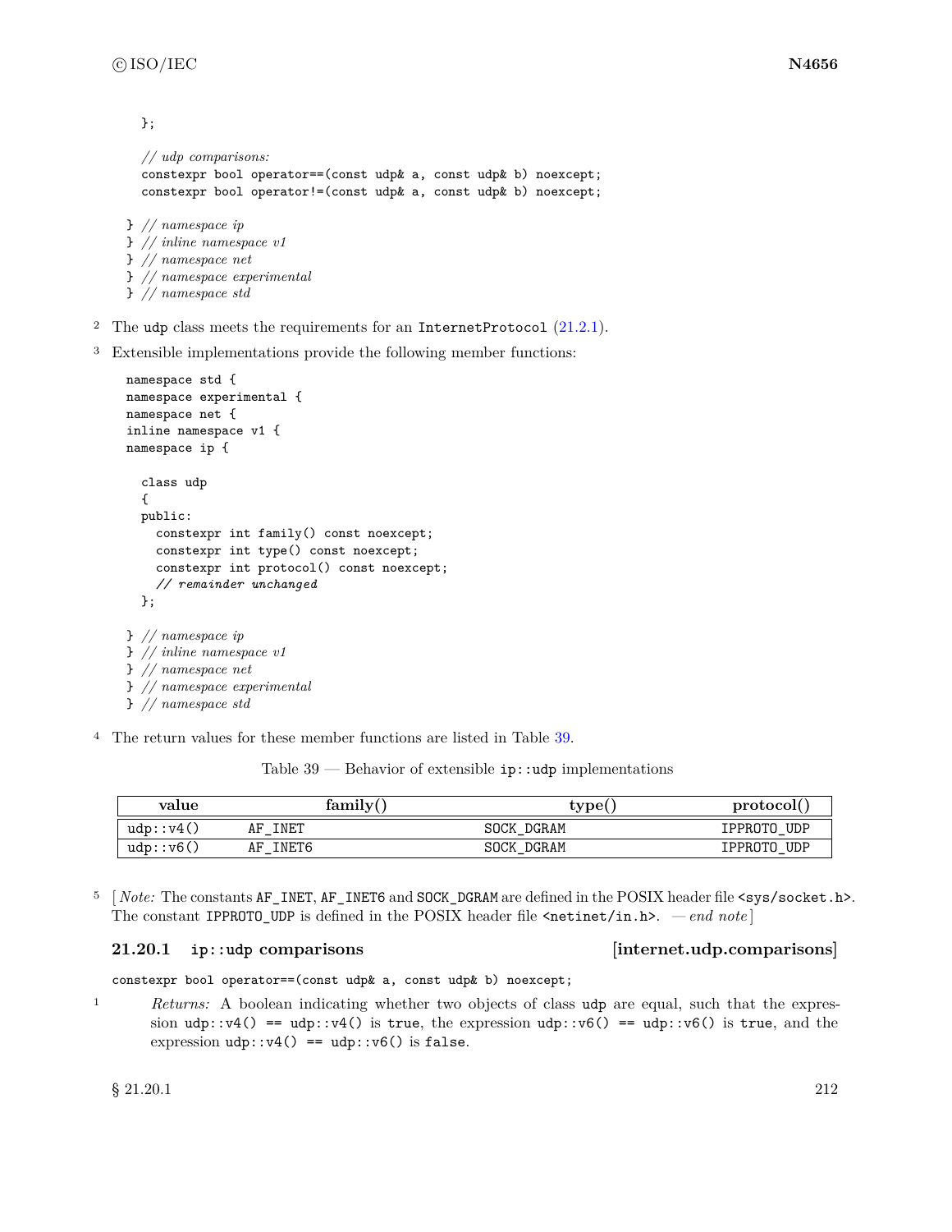```
  };

  // udp comparisons:
  constexpr bool operator==(const udp& a, const udp& b) noexcept;
  constexpr bool operator!=(const udp& a, const udp& b) noexcept;

} // namespace ip
} // inline namespace v1
} // namespace net
} // namespace experimental
} // namespace std
```

2 The `udp` class meets the requirements for an `InternetProtocol` (21.2.1).

3 Extensible implementations provide the following member functions:

```
namespace std {
namespace experimental {
namespace net {
inline namespace v1 {
namespace ip {

  class udp
  {
  public:
    constexpr int family() const noexcept;
    constexpr int type() const noexcept;
    constexpr int protocol() const noexcept;
    // remainder unchanged
  };

} // namespace ip
} // inline namespace v1
} // namespace net
} // namespace experimental
} // namespace std
```

4 The return values for these member functions are listed in Table 39.

Table 39 — Behavior of extensible `ip::udp` implementations

| value | family() | type() | protocol() |
|---|---|---|---|
| `udp::v4()` | `AF_INET` | `SOCK_DGRAM` | `IPPROTO_UDP` |
| `udp::v6()` | `AF_INET6` | `SOCK_DGRAM` | `IPPROTO_UDP` |

5 [ *Note:* The constants `AF_INET`, `AF_INET6` and `SOCK_DGRAM` are defined in the POSIX header file `<sys/socket.h>`. The constant `IPPROTO_UDP` is defined in the POSIX header file `<netinet/in.h>`. — *end note* ]

### 21.20.1 ip::udp comparisons [internet.udp.comparisons]

`constexpr bool operator==(const udp& a, const udp& b) noexcept;`

1 *Returns:* A boolean indicating whether two objects of class `udp` are equal, such that the expression `udp::v4() == udp::v4()` is `true`, the expression `udp::v6() == udp::v6()` is `true`, and the expression `udp::v4() == udp::v6()` is `false`.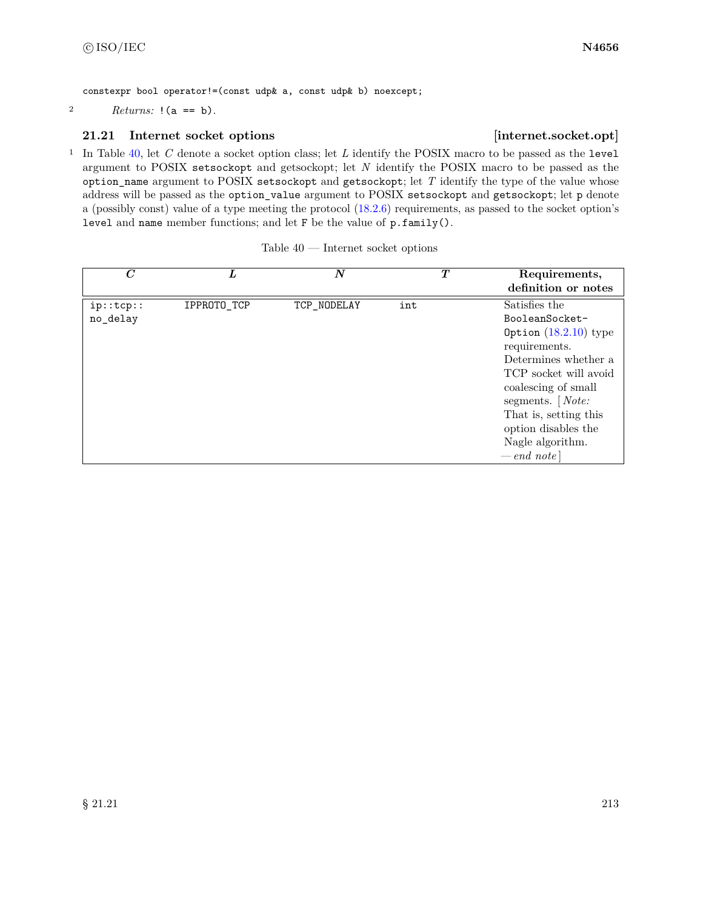```
constexpr bool operator!=(const udp& a, const udp& b) noexcept;
```

2 *Returns:* `!(a == b)`.

### 21.21 Internet socket options [internet.socket.opt]

1 In Table 40, let *C* denote a socket option class; let *L* identify the POSIX macro to be passed as the `level` argument to POSIX `setsockopt` and getsockopt; let *N* identify the POSIX macro to be passed as the `option_name` argument to POSIX `setsockopt` and `getsockopt`; let *T* identify the type of the value whose address will be passed as the `option_value` argument to POSIX `setsockopt` and `getsockopt`; let `p` denote a (possibly const) value of a type meeting the protocol (18.2.6) requirements, as passed to the socket option's `level` and `name` member functions; and let `F` be the value of `p.family()`.

Table 40 — Internet socket options

| *C* | *L* | *N* | *T* | **Requirements, definition or notes** |
|---|---|---|---|---|
| `ip::tcp::no_delay` | `IPPROTO_TCP` | `TCP_NODELAY` | `int` | Satisfies the `BooleanSocketOption` (18.2.10) type requirements. Determines whether a TCP socket will avoid coalescing of small segments. [ *Note:* That is, setting this option disables the Nagle algorithm. — *end note* ] |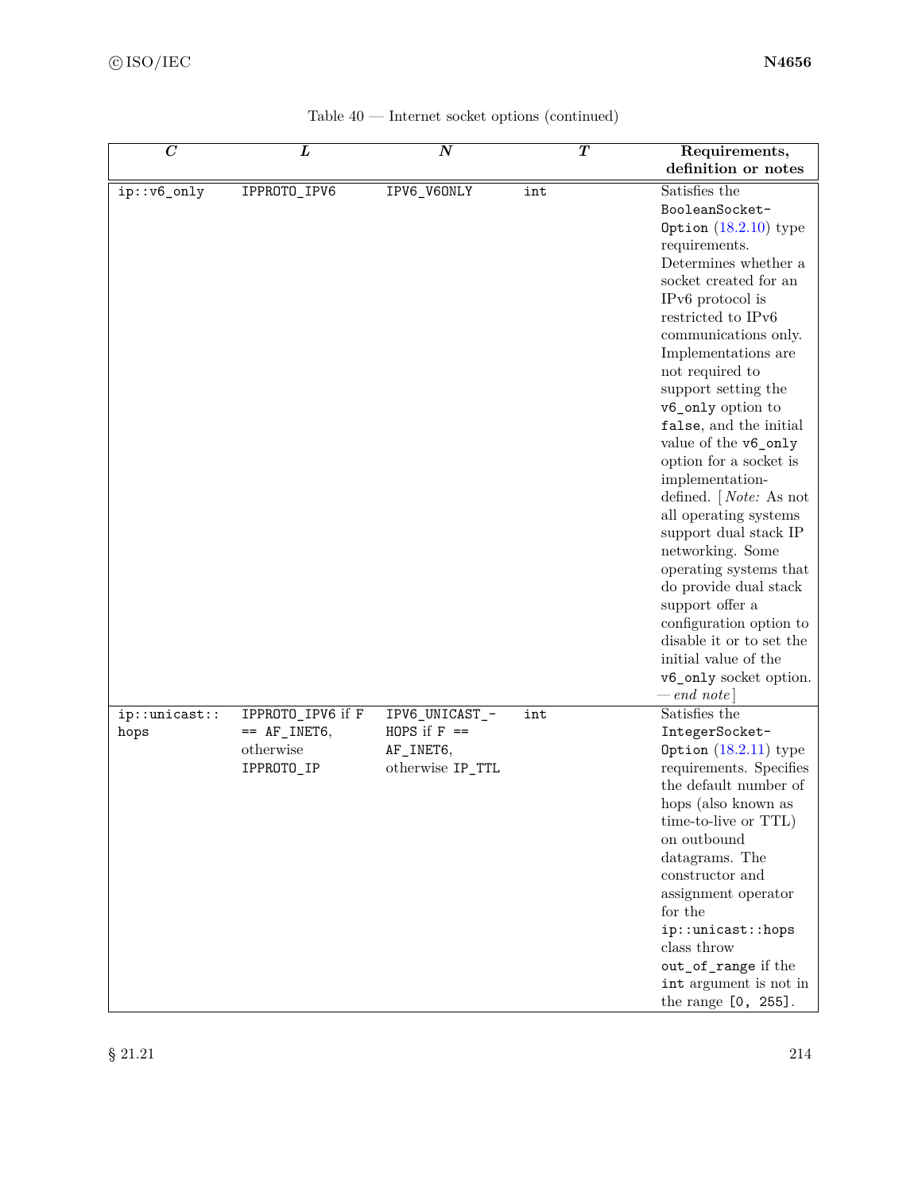Table 40 — Internet socket options (continued)

| *C* | *L* | *N* | *T* | Requirements, definition or notes |
|---|---|---|---|---|
| `ip::v6_only` | `IPPROTO_IPV6` | `IPV6_V6ONLY` | `int` | Satisfies the `BooleanSocketOption` (18.2.10) type requirements. Determines whether a socket created for an IPv6 protocol is restricted to IPv6 communications only. Implementations are not required to support setting the `v6_only` option to `false`, and the initial value of the `v6_only` option for a socket is implementation-defined. [ *Note:* As not all operating systems support dual stack IP networking. Some operating systems that do provide dual stack support offer a configuration option to disable it or to set the initial value of the `v6_only` socket option. — *end note* ] |
| `ip::unicast::hops` | `IPPROTO_IPV6` if `F == AF_INET6`, otherwise `IPPROTO_IP` | `IPV6_UNICAST_HOPS` if `F == AF_INET6`, otherwise `IP_TTL` | `int` | Satisfies the `IntegerSocketOption` (18.2.11) type requirements. Specifies the default number of hops (also known as time-to-live or TTL) on outbound datagrams. The constructor and assignment operator for the `ip::unicast::hops` class throw `out_of_range` if the `int` argument is not in the range `[0, 255]`. |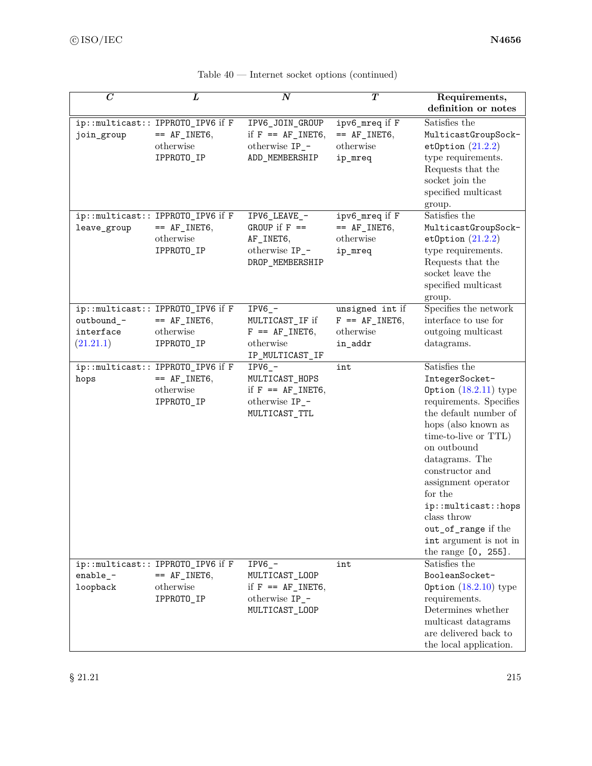Table 40 — Internet socket options (continued)

| *C* | *L* | *N* | *T* | Requirements, definition or notes |
|---|---|---|---|---|
| `ip::multicast::join_group` | `IPPROTO_IPV6` if `F == AF_INET6`, otherwise `IPPROTO_IP` | `IPV6_JOIN_GROUP` if `F == AF_INET6`, otherwise `IP_ADD_MEMBERSHIP` | `ipv6_mreq` if `F == AF_INET6`, otherwise `ip_mreq` | Satisfies the `MulticastGroupSocketOption` (21.2.2) type requirements. Requests that the socket join the specified multicast group. |
| `ip::multicast::leave_group` | `IPPROTO_IPV6` if `F == AF_INET6`, otherwise `IPPROTO_IP` | `IPV6_LEAVE_GROUP` if `F == AF_INET6`, otherwise `IP_DROP_MEMBERSHIP` | `ipv6_mreq` if `F == AF_INET6`, otherwise `ip_mreq` | Satisfies the `MulticastGroupSocketOption` (21.2.2) type requirements. Requests that the socket leave the specified multicast group. |
| `ip::multicast::outbound_interface` (21.21.1) | `IPPROTO_IPV6` if `F == AF_INET6`, otherwise `IPPROTO_IP` | `IPV6_MULTICAST_IF` if `F == AF_INET6`, otherwise `IP_MULTICAST_IF` | `unsigned int` if `F == AF_INET6`, otherwise `in_addr` | Specifies the network interface to use for outgoing multicast datagrams. |
| `ip::multicast::hops` | `IPPROTO_IPV6` if `F == AF_INET6`, otherwise `IPPROTO_IP` | `IPV6_MULTICAST_HOPS` if `F == AF_INET6`, otherwise `IP_MULTICAST_TTL` | `int` | Satisfies the `IntegerSocketOption` (18.2.11) type requirements. Specifies the default number of hops (also known as time-to-live or TTL) on outbound datagrams. The constructor and assignment operator for the `ip::multicast::hops` class throw `out_of_range` if the `int` argument is not in the range `[0, 255]`. |
| `ip::multicast::enable_loopback` | `IPPROTO_IPV6` if `F == AF_INET6`, otherwise `IPPROTO_IP` | `IPV6_MULTICAST_LOOP` if `F == AF_INET6`, otherwise `IP_MULTICAST_LOOP` | `int` | Satisfies the `BooleanSocketOption` (18.2.10) type requirements. Determines whether multicast datagrams are delivered back to the local application. |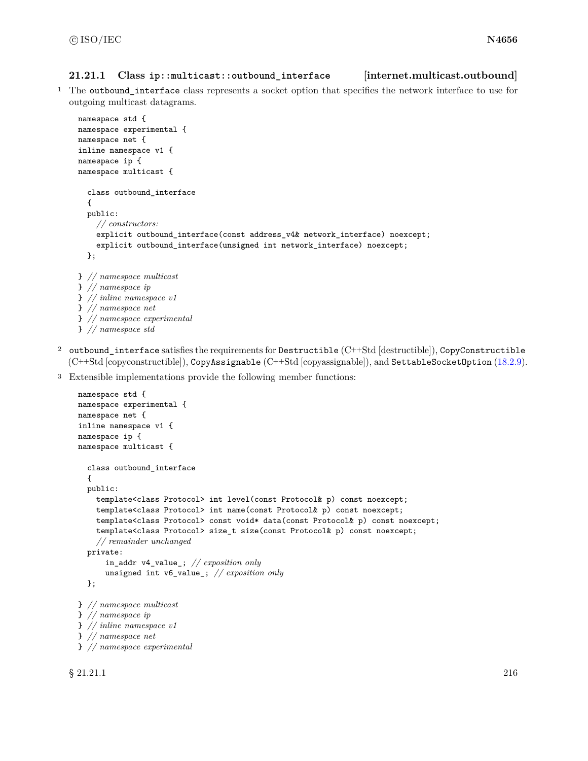### 21.21.1 Class `ip::multicast::outbound_interface` [internet.multicast.outbound]

1 The `outbound_interface` class represents a socket option that specifies the network interface to use for outgoing multicast datagrams.

```
namespace std {
namespace experimental {
namespace net {
inline namespace v1 {
namespace ip {
namespace multicast {

  class outbound_interface
  {
  public:
    // constructors:
    explicit outbound_interface(const address_v4& network_interface) noexcept;
    explicit outbound_interface(unsigned int network_interface) noexcept;
  };

} // namespace multicast
} // namespace ip
} // inline namespace v1
} // namespace net
} // namespace experimental
} // namespace std
```

2 `outbound_interface` satisfies the requirements for `Destructible` (C++Std [destructible]), `CopyConstructible` (C++Std [copyconstructible]), `CopyAssignable` (C++Std [copyassignable]), and `SettableSocketOption` (18.2.9).

3 Extensible implementations provide the following member functions:

```
namespace std {
namespace experimental {
namespace net {
inline namespace v1 {
namespace ip {
namespace multicast {

  class outbound_interface
  {
  public:
    template<class Protocol> int level(const Protocol& p) const noexcept;
    template<class Protocol> int name(const Protocol& p) const noexcept;
    template<class Protocol> const void* data(const Protocol& p) const noexcept;
    template<class Protocol> size_t size(const Protocol& p) const noexcept;
    // remainder unchanged
  private:
      in_addr v4_value_; // exposition only
      unsigned int v6_value_; // exposition only
  };

} // namespace multicast
} // namespace ip
} // inline namespace v1
} // namespace net
} // namespace experimental
```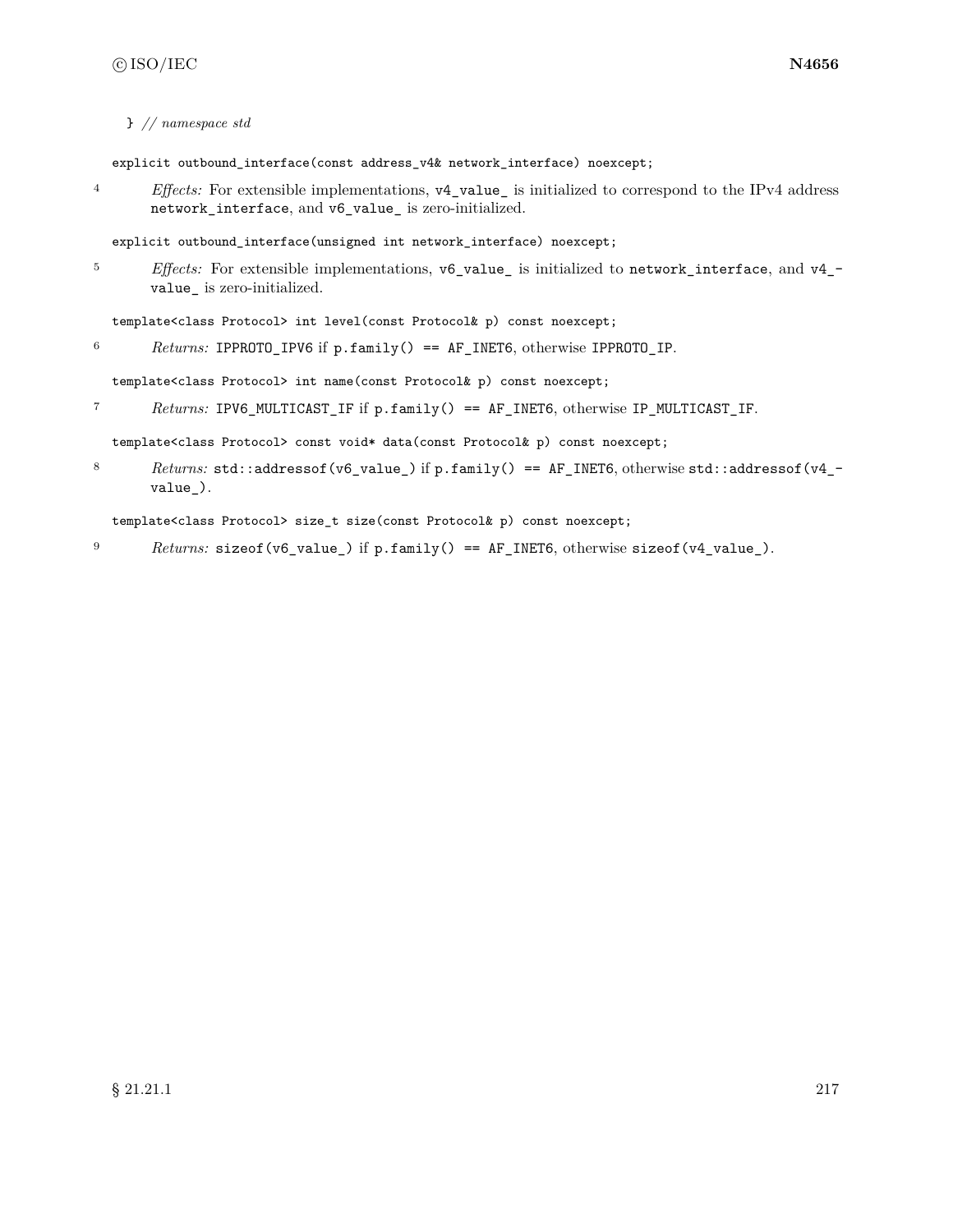```
} // namespace std
```

```
explicit outbound_interface(const address_v4& network_interface) noexcept;
```

4 *Effects:* For extensible implementations, `v4_value_` is initialized to correspond to the IPv4 address `network_interface`, and `v6_value_` is zero-initialized.

```
explicit outbound_interface(unsigned int network_interface) noexcept;
```

5 *Effects:* For extensible implementations, `v6_value_` is initialized to `network_interface`, and `v4_value_` is zero-initialized.

```
template<class Protocol> int level(const Protocol& p) const noexcept;
```

6 *Returns:* `IPPROTO_IPV6` if `p.family() == AF_INET6`, otherwise `IPPROTO_IP`.

```
template<class Protocol> int name(const Protocol& p) const noexcept;
```

7 *Returns:* `IPV6_MULTICAST_IF` if `p.family() == AF_INET6`, otherwise `IP_MULTICAST_IF`.

```
template<class Protocol> const void* data(const Protocol& p) const noexcept;
```

8 *Returns:* `std::addressof(v6_value_)` if `p.family() == AF_INET6`, otherwise `std::addressof(v4_value_)`.

```
template<class Protocol> size_t size(const Protocol& p) const noexcept;
```

9 *Returns:* `sizeof(v6_value_)` if `p.family() == AF_INET6`, otherwise `sizeof(v4_value_)`.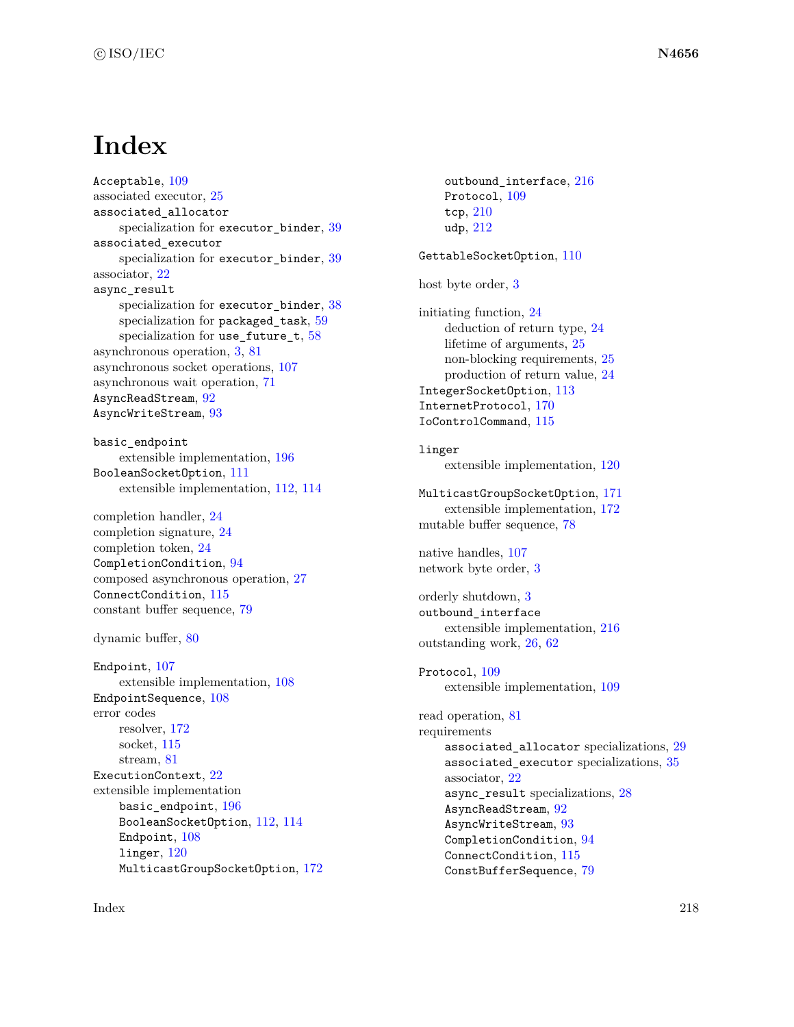# Index

`Acceptable`, 109
associated executor, 25
`associated_allocator`
  specialization for `executor_binder`, 39
`associated_executor`
  specialization for `executor_binder`, 39
associator, 22
`async_result`
  specialization for `executor_binder`, 38
  specialization for `packaged_task`, 59
  specialization for `use_future_t`, 58
asynchronous operation, 3, 81
asynchronous socket operations, 107
asynchronous wait operation, 71
`AsyncReadStream`, 92
`AsyncWriteStream`, 93

`basic_endpoint`
  extensible implementation, 196
`BooleanSocketOption`, 111
  extensible implementation, 112, 114

completion handler, 24
completion signature, 24
completion token, 24
`CompletionCondition`, 94
composed asynchronous operation, 27
`ConnectCondition`, 115
constant buffer sequence, 79

dynamic buffer, 80

`Endpoint`, 107
  extensible implementation, 108
`EndpointSequence`, 108
error codes
  resolver, 172
  socket, 115
  stream, 81
`ExecutionContext`, 22
extensible implementation
  `basic_endpoint`, 196
  `BooleanSocketOption`, 112, 114
  `Endpoint`, 108
  `linger`, 120
  `MulticastGroupSocketOption`, 172
  `outbound_interface`, 216
  `Protocol`, 109
  `tcp`, 210
  `udp`, 212

`GettableSocketOption`, 110

host byte order, 3

initiating function, 24
  deduction of return type, 24
  lifetime of arguments, 25
  non-blocking requirements, 25
  production of return value, 24
`IntegerSocketOption`, 113
`InternetProtocol`, 170
`IoControlCommand`, 115

`linger`
  extensible implementation, 120

`MulticastGroupSocketOption`, 171
  extensible implementation, 172
mutable buffer sequence, 78

native handles, 107
network byte order, 3

orderly shutdown, 3
`outbound_interface`
  extensible implementation, 216
outstanding work, 26, 62

`Protocol`, 109
  extensible implementation, 109

read operation, 81
requirements
  `associated_allocator` specializations, 29
  `associated_executor` specializations, 35
  associator, 22
  `async_result` specializations, 28
  `AsyncReadStream`, 92
  `AsyncWriteStream`, 93
  `CompletionCondition`, 94
  `ConnectCondition`, 115
  `ConstBufferSequence`, 79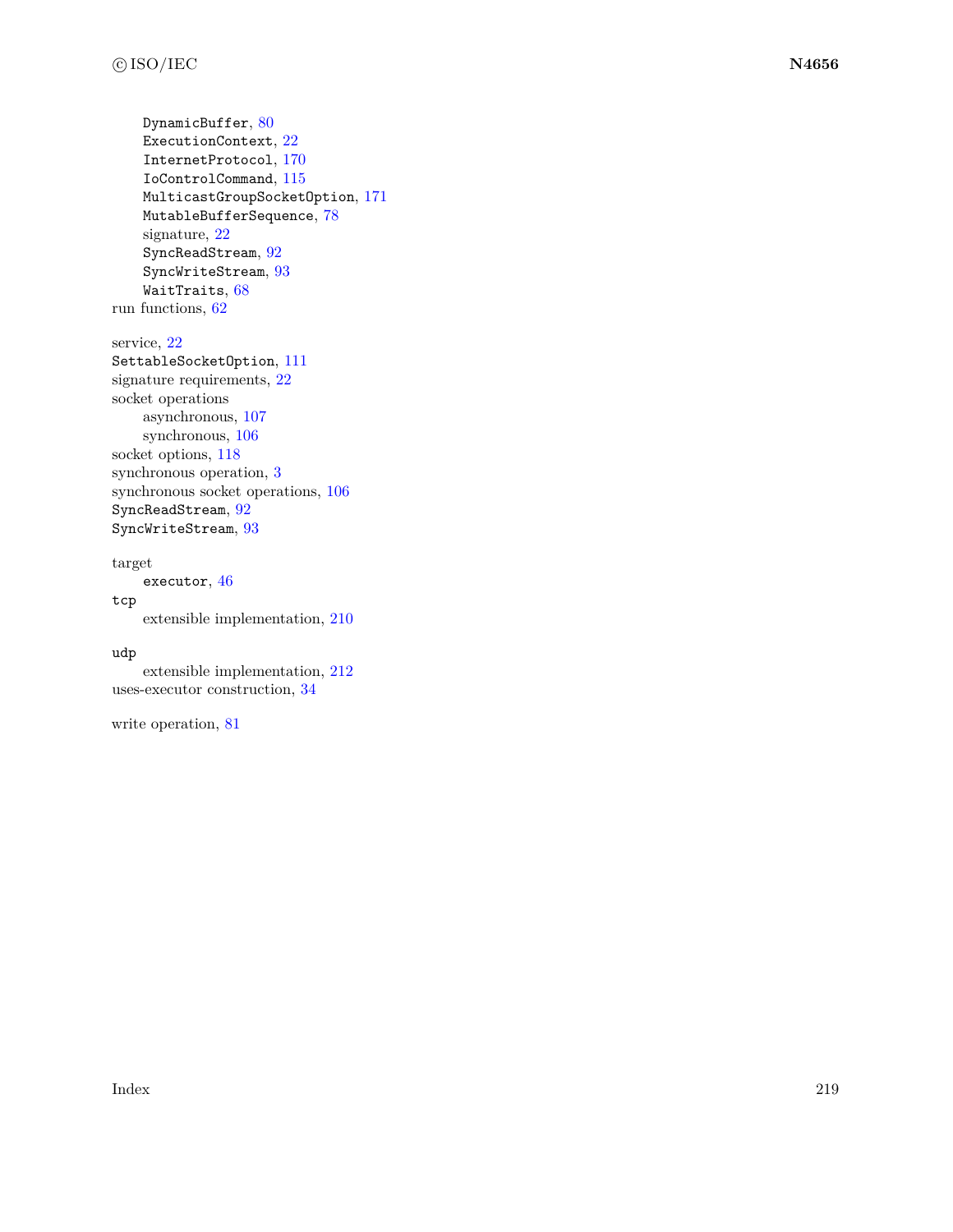- `DynamicBuffer`, 80
- `ExecutionContext`, 22
- `InternetProtocol`, 170
- `IoControlCommand`, 115
- `MulticastGroupSocketOption`, 171
- `MutableBufferSequence`, 78
- signature, 22
- `SyncReadStream`, 92
- `SyncWriteStream`, 93
- `WaitTraits`, 68

run functions, 62

service, 22
`SettableSocketOption`, 111
signature requirements, 22
socket operations
- asynchronous, 107
- synchronous, 106

socket options, 118
synchronous operation, 3
synchronous socket operations, 106
`SyncReadStream`, 92
`SyncWriteStream`, 93

target
- `executor`, 46

`tcp`
- extensible implementation, 210

`udp`
- extensible implementation, 212

uses-executor construction, 34

write operation, 81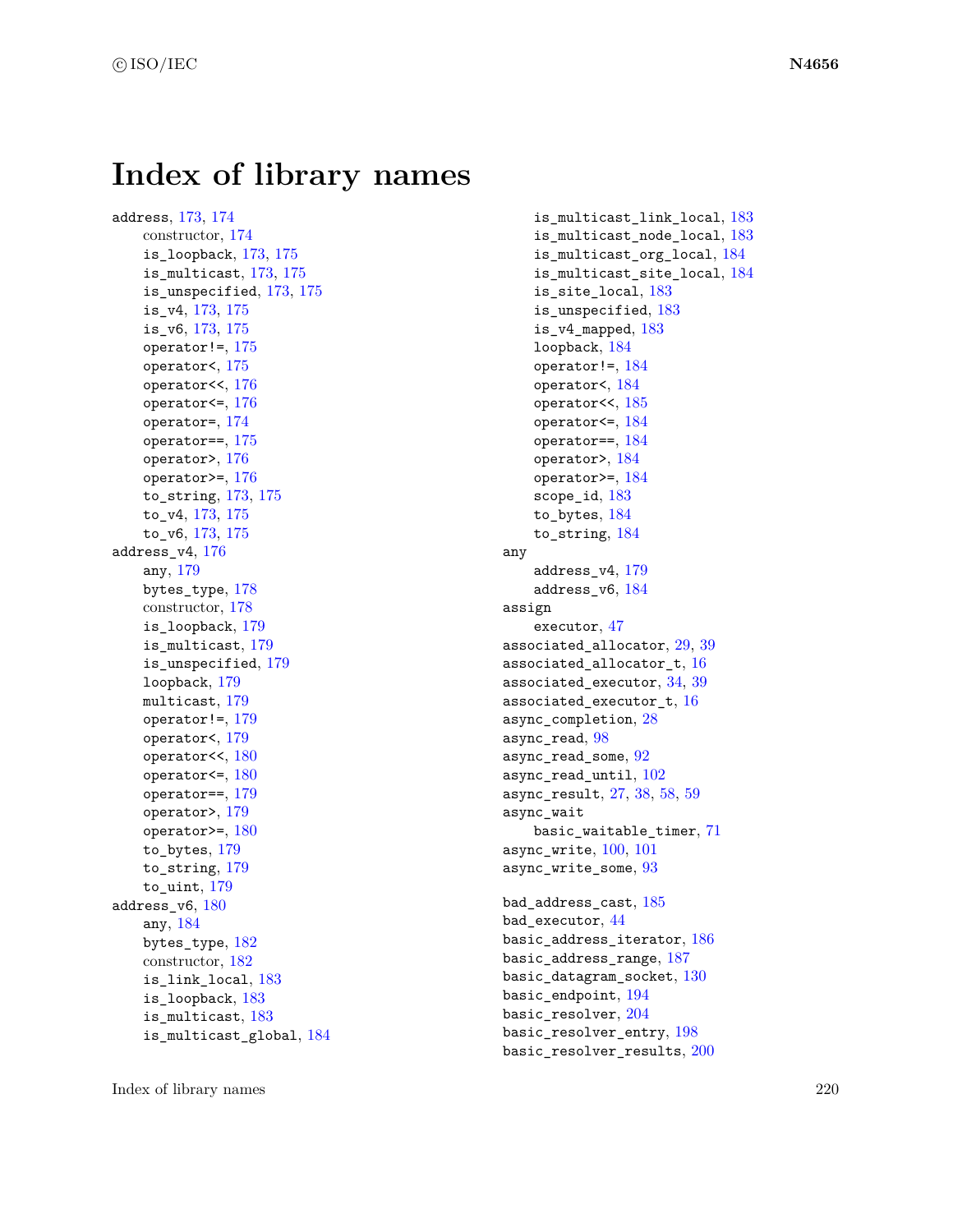# Index of library names

address, 173, 174
- constructor, 174
- is_loopback, 173, 175
- is_multicast, 173, 175
- is_unspecified, 173, 175
- is_v4, 173, 175
- is_v6, 173, 175
- operator!=, 175
- operator<, 175
- operator<<, 176
- operator<=, 176
- operator=, 174
- operator==, 175
- operator>, 176
- operator>=, 176
- to_string, 173, 175
- to_v4, 173, 175
- to_v6, 173, 175

address_v4, 176
- any, 179
- bytes_type, 178
- constructor, 178
- is_loopback, 179
- is_multicast, 179
- is_unspecified, 179
- loopback, 179
- multicast, 179
- operator!=, 179
- operator<, 179
- operator<<, 180
- operator<=, 180
- operator==, 179
- operator>, 179
- operator>=, 180
- to_bytes, 179
- to_string, 179
- to_uint, 179

address_v6, 180
- any, 184
- bytes_type, 182
- constructor, 182
- is_link_local, 183
- is_loopback, 183
- is_multicast, 183
- is_multicast_global, 184
- is_multicast_link_local, 183
- is_multicast_node_local, 183
- is_multicast_org_local, 184
- is_multicast_site_local, 184
- is_site_local, 183
- is_unspecified, 183
- is_v4_mapped, 183
- loopback, 184
- operator!=, 184
- operator<, 184
- operator<<, 185
- operator<=, 184
- operator==, 184
- operator>, 184
- operator>=, 184
- scope_id, 183
- to_bytes, 184
- to_string, 184

any
- address_v4, 179
- address_v6, 184

assign
- executor, 47

associated_allocator, 29, 39
associated_allocator_t, 16
associated_executor, 34, 39
associated_executor_t, 16
async_completion, 28
async_read, 98
async_read_some, 92
async_read_until, 102
async_result, 27, 38, 58, 59
async_wait
- basic_waitable_timer, 71

async_write, 100, 101
async_write_some, 93

bad_address_cast, 185
bad_executor, 44
basic_address_iterator, 186
basic_address_range, 187
basic_datagram_socket, 130
basic_endpoint, 194
basic_resolver, 204
basic_resolver_entry, 198
basic_resolver_results, 200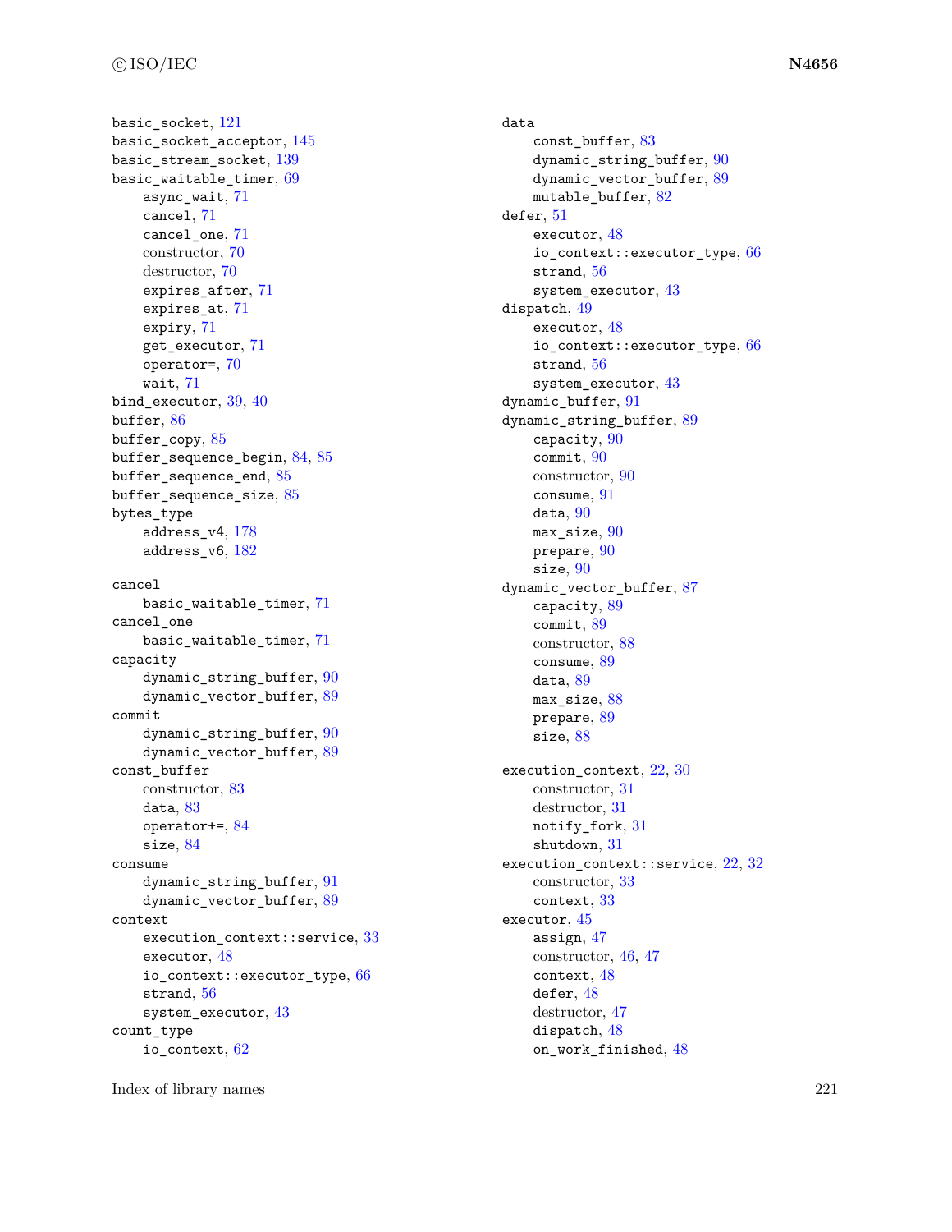basic_socket, 121
basic_socket_acceptor, 145
basic_stream_socket, 139
basic_waitable_timer, 69
    async_wait, 71
    cancel, 71
    cancel_one, 71
    constructor, 70
    destructor, 70
    expires_after, 71
    expires_at, 71
    expiry, 71
    get_executor, 71
    operator=, 70
    wait, 71
bind_executor, 39, 40
buffer, 86
buffer_copy, 85
buffer_sequence_begin, 84, 85
buffer_sequence_end, 85
buffer_sequence_size, 85
bytes_type
    address_v4, 178
    address_v6, 182

cancel
    basic_waitable_timer, 71
cancel_one
    basic_waitable_timer, 71
capacity
    dynamic_string_buffer, 90
    dynamic_vector_buffer, 89
commit
    dynamic_string_buffer, 90
    dynamic_vector_buffer, 89
const_buffer
    constructor, 83
    data, 83
    operator+=, 84
    size, 84
consume
    dynamic_string_buffer, 91
    dynamic_vector_buffer, 89
context
    execution_context::service, 33
    executor, 48
    io_context::executor_type, 66
    strand, 56
    system_executor, 43
count_type
    io_context, 62

data
    const_buffer, 83
    dynamic_string_buffer, 90
    dynamic_vector_buffer, 89
    mutable_buffer, 82
defer, 51
    executor, 48
    io_context::executor_type, 66
    strand, 56
    system_executor, 43
dispatch, 49
    executor, 48
    io_context::executor_type, 66
    strand, 56
    system_executor, 43
dynamic_buffer, 91
dynamic_string_buffer, 89
    capacity, 90
    commit, 90
    constructor, 90
    consume, 91
    data, 90
    max_size, 90
    prepare, 90
    size, 90
dynamic_vector_buffer, 87
    capacity, 89
    commit, 89
    constructor, 88
    consume, 89
    data, 89
    max_size, 88
    prepare, 89
    size, 88

execution_context, 22, 30
    constructor, 31
    destructor, 31
    notify_fork, 31
    shutdown, 31
execution_context::service, 22, 32
    constructor, 33
    context, 33
executor, 45
    assign, 47
    constructor, 46, 47
    context, 48
    defer, 48
    destructor, 47
    dispatch, 48
    on_work_finished, 48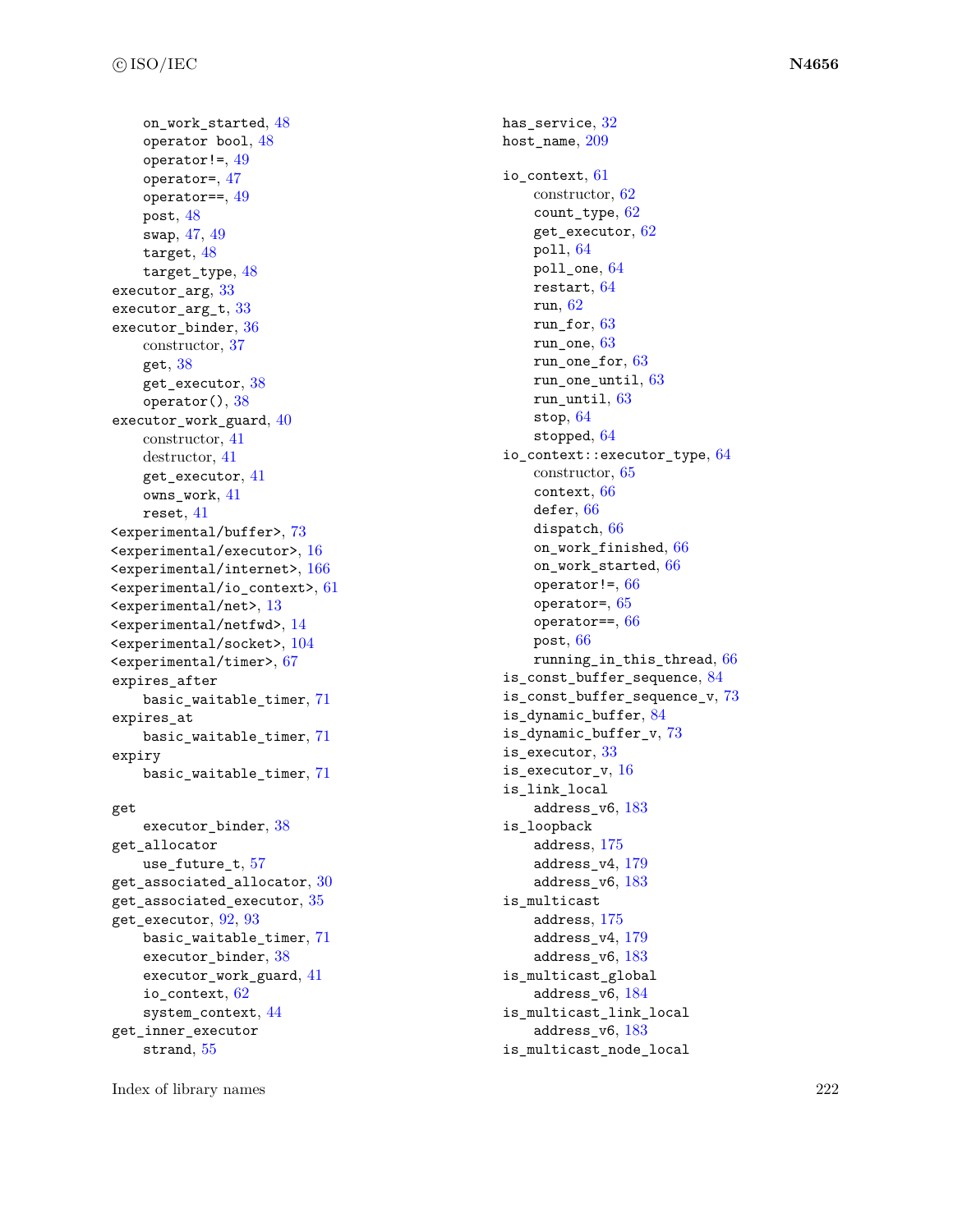on_work_started, 48
operator bool, 48
operator!=, 49
operator=, 47
operator==, 49
post, 48
swap, 47, 49
target, 48
target_type, 48

executor_arg, 33
executor_arg_t, 33
executor_binder, 36
constructor, 37
get, 38
get_executor, 38
operator(), 38

executor_work_guard, 40
constructor, 41
destructor, 41
get_executor, 41
owns_work, 41
reset, 41

<experimental/buffer>, 73
<experimental/executor>, 16
<experimental/internet>, 166
<experimental/io_context>, 61
<experimental/net>, 13
<experimental/netfwd>, 14
<experimental/socket>, 104
<experimental/timer>, 67

expires_after
basic_waitable_timer, 71

expires_at
basic_waitable_timer, 71

expiry
basic_waitable_timer, 71

get
executor_binder, 38

get_allocator
use_future_t, 57

get_associated_allocator, 30
get_associated_executor, 35
get_executor, 92, 93
basic_waitable_timer, 71
executor_binder, 38
executor_work_guard, 41
io_context, 62
system_context, 44

get_inner_executor
strand, 55

has_service, 32
host_name, 209

io_context, 61
constructor, 62
count_type, 62
get_executor, 62
poll, 64
poll_one, 64
restart, 64
run, 62
run_for, 63
run_one, 63
run_one_for, 63
run_one_until, 63
run_until, 63
stop, 64
stopped, 64

io_context::executor_type, 64
constructor, 65
context, 66
defer, 66
dispatch, 66
on_work_finished, 66
on_work_started, 66
operator!=, 66
operator=, 65
operator==, 66
post, 66
running_in_this_thread, 66

is_const_buffer_sequence, 84
is_const_buffer_sequence_v, 73
is_dynamic_buffer, 84
is_dynamic_buffer_v, 73
is_executor, 33
is_executor_v, 16

is_link_local
address_v6, 183

is_loopback
address, 175
address_v4, 179
address_v6, 183

is_multicast
address, 175
address_v4, 179
address_v6, 183

is_multicast_global
address_v6, 184

is_multicast_link_local
address_v6, 183

is_multicast_node_local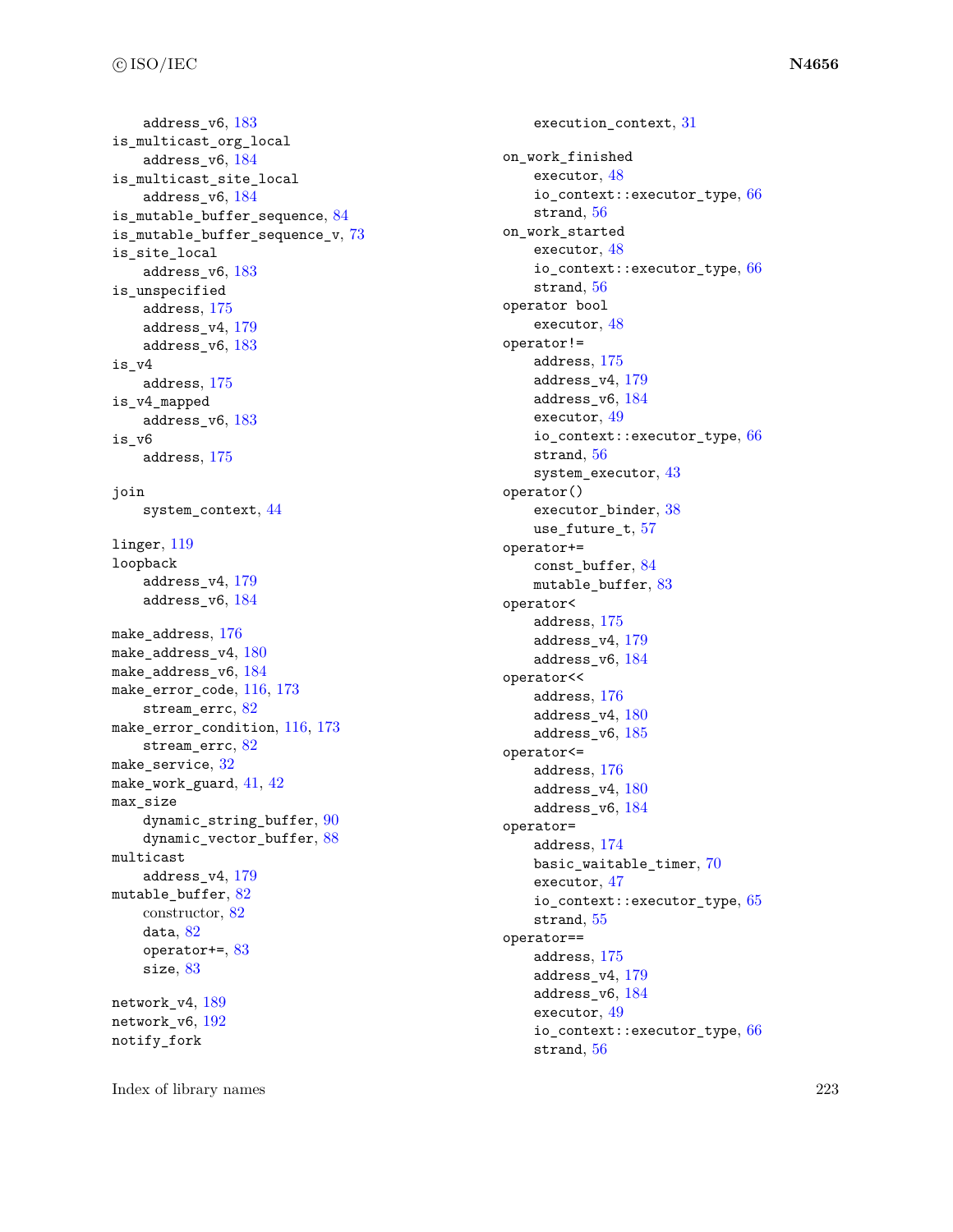address_v6, 183
is_multicast_org_local
    address_v6, 184
is_multicast_site_local
    address_v6, 184
is_mutable_buffer_sequence, 84
is_mutable_buffer_sequence_v, 73
is_site_local
    address_v6, 183
is_unspecified
    address, 175
    address_v4, 179
    address_v6, 183
is_v4
    address, 175
is_v4_mapped
    address_v6, 183
is_v6
    address, 175

join
    system_context, 44

linger, 119
loopback
    address_v4, 179
    address_v6, 184

make_address, 176
make_address_v4, 180
make_address_v6, 184
make_error_code, 116, 173
    stream_errc, 82
make_error_condition, 116, 173
    stream_errc, 82
make_service, 32
make_work_guard, 41, 42
max_size
    dynamic_string_buffer, 90
    dynamic_vector_buffer, 88
multicast
    address_v4, 179
mutable_buffer, 82
    constructor, 82
    data, 82
    operator+=, 83
    size, 83

network_v4, 189
network_v6, 192
notify_fork
    execution_context, 31

on_work_finished
    executor, 48
    io_context::executor_type, 66
    strand, 56
on_work_started
    executor, 48
    io_context::executor_type, 66
    strand, 56
operator bool
    executor, 48
operator!=
    address, 175
    address_v4, 179
    address_v6, 184
    executor, 49
    io_context::executor_type, 66
    strand, 56
    system_executor, 43
operator()
    executor_binder, 38
    use_future_t, 57
operator+=
    const_buffer, 84
    mutable_buffer, 83
operator<
    address, 175
    address_v4, 179
    address_v6, 184
operator<<
    address, 176
    address_v4, 180
    address_v6, 185
operator<=
    address, 176
    address_v4, 180
    address_v6, 184
operator=
    address, 174
    basic_waitable_timer, 70
    executor, 47
    io_context::executor_type, 65
    strand, 55
operator==
    address, 175
    address_v4, 179
    address_v6, 184
    executor, 49
    io_context::executor_type, 66
    strand, 56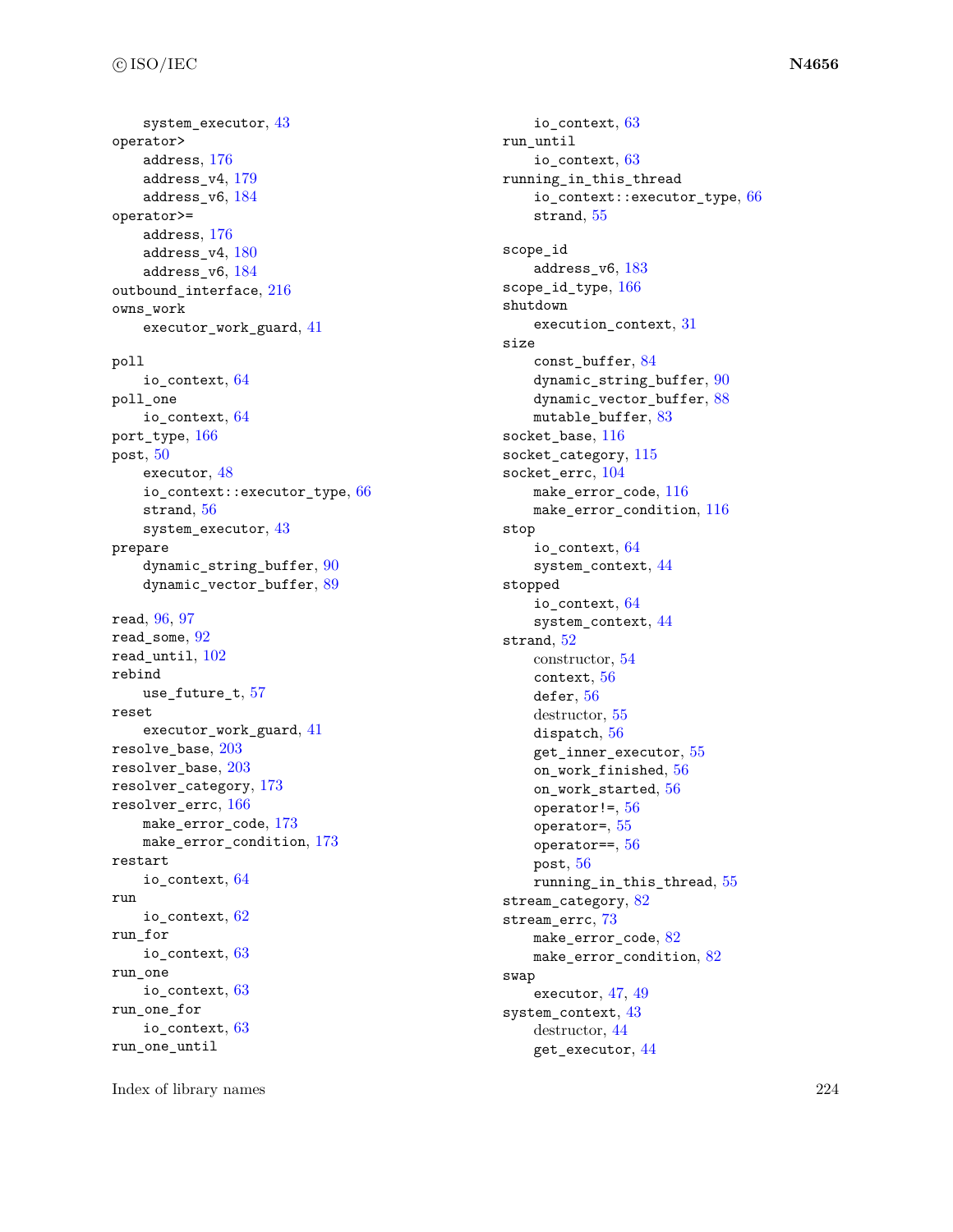system_executor, 43
operator>
    address, 176
    address_v4, 179
    address_v6, 184
operator>=
    address, 176
    address_v4, 180
    address_v6, 184
outbound_interface, 216
owns_work
    executor_work_guard, 41

poll
    io_context, 64
poll_one
    io_context, 64
port_type, 166
post, 50
    executor, 48
    io_context::executor_type, 66
    strand, 56
    system_executor, 43
prepare
    dynamic_string_buffer, 90
    dynamic_vector_buffer, 89

read, 96, 97
read_some, 92
read_until, 102
rebind
    use_future_t, 57
reset
    executor_work_guard, 41
resolve_base, 203
resolver_base, 203
resolver_category, 173
resolver_errc, 166
    make_error_code, 173
    make_error_condition, 173
restart
    io_context, 64
run
    io_context, 62
run_for
    io_context, 63
run_one
    io_context, 63
run_one_for
    io_context, 63
run_one_until
    io_context, 63
run_until
    io_context, 63
running_in_this_thread
    io_context::executor_type, 66
    strand, 55

scope_id
    address_v6, 183
scope_id_type, 166
shutdown
    execution_context, 31
size
    const_buffer, 84
    dynamic_string_buffer, 90
    dynamic_vector_buffer, 88
    mutable_buffer, 83
socket_base, 116
socket_category, 115
socket_errc, 104
    make_error_code, 116
    make_error_condition, 116
stop
    io_context, 64
    system_context, 44
stopped
    io_context, 64
    system_context, 44
strand, 52
    constructor, 54
    context, 56
    defer, 56
    destructor, 55
    dispatch, 56
    get_inner_executor, 55
    on_work_finished, 56
    on_work_started, 56
    operator!=, 56
    operator=, 55
    operator==, 56
    post, 56
    running_in_this_thread, 55
stream_category, 82
stream_errc, 73
    make_error_code, 82
    make_error_condition, 82
swap
    executor, 47, 49
system_context, 43
    destructor, 44
    get_executor, 44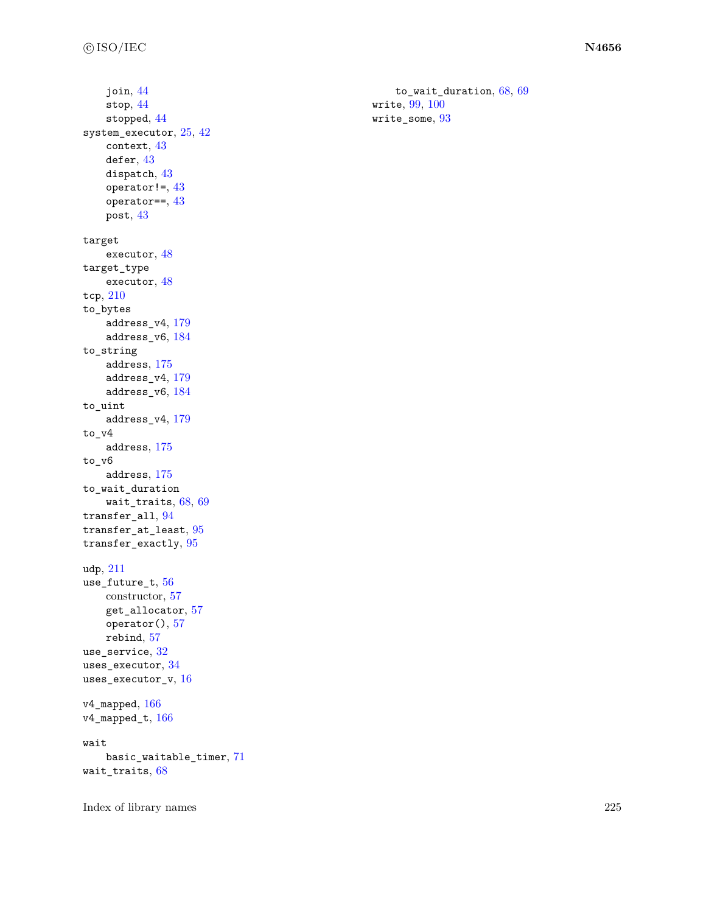join, 44
stop, 44
stopped, 44

system_executor, 25, 42
context, 43
defer, 43
dispatch, 43
operator!=, 43
operator==, 43
post, 43

target
executor, 48

target_type
executor, 48

tcp, 210

to_bytes
address_v4, 179
address_v6, 184

to_string
address, 175
address_v4, 179
address_v6, 184

to_uint
address_v4, 179

to_v4
address, 175

to_v6
address, 175

to_wait_duration
wait_traits, 68, 69

transfer_all, 94

transfer_at_least, 95

transfer_exactly, 95

udp, 211

use_future_t, 56
constructor, 57
get_allocator, 57
operator(), 57
rebind, 57

use_service, 32

uses_executor, 34

uses_executor_v, 16

v4_mapped, 166

v4_mapped_t, 166

wait
basic_waitable_timer, 71

wait_traits, 68
to_wait_duration, 68, 69

write, 99, 100

write_some, 93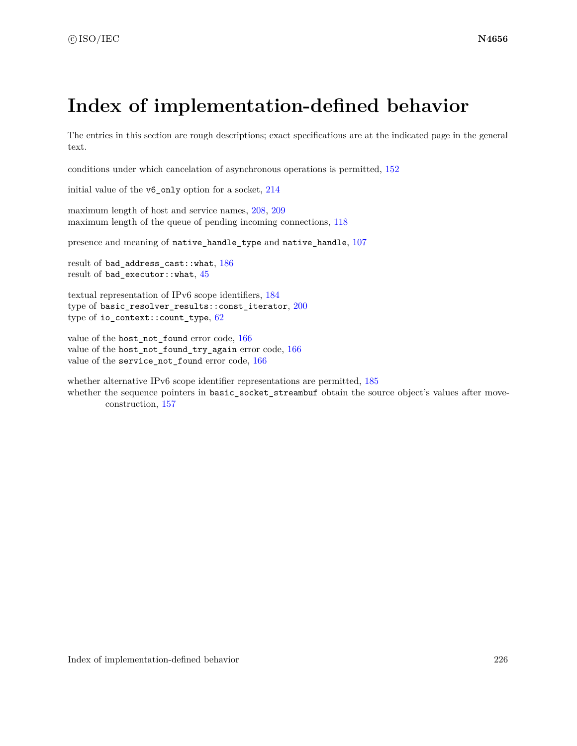# Index of implementation-defined behavior

The entries in this section are rough descriptions; exact specifications are at the indicated page in the general text.

conditions under which cancelation of asynchronous operations is permitted, 152

initial value of the `v6_only` option for a socket, 214

maximum length of host and service names, 208, 209
maximum length of the queue of pending incoming connections, 118

presence and meaning of `native_handle_type` and `native_handle`, 107

result of `bad_address_cast::what`, 186
result of `bad_executor::what`, 45

textual representation of IPv6 scope identifiers, 184
type of `basic_resolver_results::const_iterator`, 200
type of `io_context::count_type`, 62

value of the `host_not_found` error code, 166
value of the `host_not_found_try_again` error code, 166
value of the `service_not_found` error code, 166

whether alternative IPv6 scope identifier representations are permitted, 185
whether the sequence pointers in `basic_socket_streambuf` obtain the source object's values after move-construction, 157